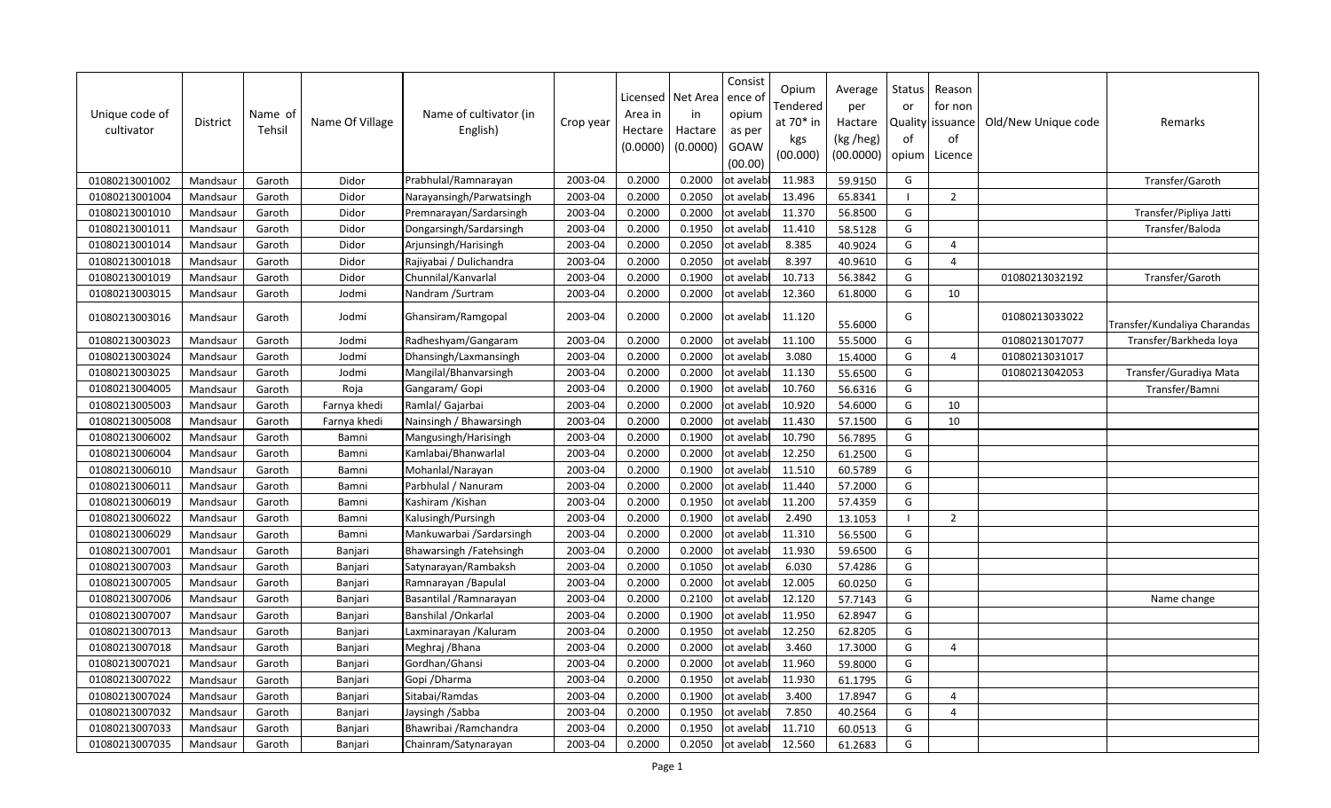| Unique code of cultivator | District | Name of Tehsil | Name Of Village | Name of cultivator (in English) | Crop year | Licensed Area in Hectare (0.0000) | Net Area in Hactare (0.0000) | Consistence of opium as per GOAW (00.00) | Opium Tendered at 70* in kgs (00.000) | Average per Hactare (kg /heg) (00.0000) | Status or Quality of opium | Reason for non issuance of Licence | Old/New Unique code | Remarks |
|---|---|---|---|---|---|---|---|---|---|---|---|---|---|---|
| 01080213001002 | Mandsaur | Garoth | Didor | Prabhulal/Ramnarayan | 2003-04 | 0.2000 | 0.2000 | ot avelab | 11.983 | 59.9150 | G | | | Transfer/Garoth |
| 01080213001004 | Mandsaur | Garoth | Didor | Narayansingh/Parwatsingh | 2003-04 | 0.2000 | 0.2050 | ot avelab | 13.496 | 65.8341 | I | 2 | | |
| 01080213001010 | Mandsaur | Garoth | Didor | Premnarayan/Sardarsingh | 2003-04 | 0.2000 | 0.2000 | ot avelab | 11.370 | 56.8500 | G | | | Transfer/Pipliya Jatti |
| 01080213001011 | Mandsaur | Garoth | Didor | Dongarsingh/Sardarsingh | 2003-04 | 0.2000 | 0.1950 | ot avelab | 11.410 | 58.5128 | G | | | Transfer/Baloda |
| 01080213001014 | Mandsaur | Garoth | Didor | Arjunsingh/Harisingh | 2003-04 | 0.2000 | 0.2050 | ot avelab | 8.385 | 40.9024 | G | 4 | | |
| 01080213001018 | Mandsaur | Garoth | Didor | Rajiyabai / Dulichandra | 2003-04 | 0.2000 | 0.2050 | ot avelab | 8.397 | 40.9610 | G | 4 | | |
| 01080213001019 | Mandsaur | Garoth | Didor | Chunnilal/Kanvarlal | 2003-04 | 0.2000 | 0.1900 | ot avelab | 10.713 | 56.3842 | G | | 01080213032192 | Transfer/Garoth |
| 01080213003015 | Mandsaur | Garoth | Jodmi | Nandram /Surtram | 2003-04 | 0.2000 | 0.2000 | ot avelab | 12.360 | 61.8000 | G | 10 | | |
| 01080213003016 | Mandsaur | Garoth | Jodmi | Ghansiram/Ramgopal | 2003-04 | 0.2000 | 0.2000 | ot avelab | 11.120 | 55.6000 | G | | 01080213033022 | Transfer/Kundaliya Charandas |
| 01080213003023 | Mandsaur | Garoth | Jodmi | Radheshyam/Gangaram | 2003-04 | 0.2000 | 0.2000 | ot avelab | 11.100 | 55.5000 | G | | 01080213017077 | Transfer/Barkheda loya |
| 01080213003024 | Mandsaur | Garoth | Jodmi | Dhansingh/Laxmansingh | 2003-04 | 0.2000 | 0.2000 | ot avelab | 3.080 | 15.4000 | G | 4 | 01080213031017 | |
| 01080213003025 | Mandsaur | Garoth | Jodmi | Mangilal/Bhanvarsingh | 2003-04 | 0.2000 | 0.2000 | ot avelab | 11.130 | 55.6500 | G | | 01080213042053 | Transfer/Guradiya Mata |
| 01080213004005 | Mandsaur | Garoth | Roja | Gangaram/ Gopi | 2003-04 | 0.2000 | 0.1900 | ot avelab | 10.760 | 56.6316 | G | | | Transfer/Bamni |
| 01080213005003 | Mandsaur | Garoth | Farnya khedi | Ramlal/ Gajarbai | 2003-04 | 0.2000 | 0.2000 | ot avelab | 10.920 | 54.6000 | G | 10 | | |
| 01080213005008 | Mandsaur | Garoth | Farnya khedi | Nainsingh / Bhawarsingh | 2003-04 | 0.2000 | 0.2000 | ot avelab | 11.430 | 57.1500 | G | 10 | | |
| 01080213006002 | Mandsaur | Garoth | Bamni | Mangusingh/Harisingh | 2003-04 | 0.2000 | 0.1900 | ot avelab | 10.790 | 56.7895 | G | | | |
| 01080213006004 | Mandsaur | Garoth | Bamni | Kamlabai/Bhanwarlal | 2003-04 | 0.2000 | 0.2000 | ot avelab | 12.250 | 61.2500 | G | | | |
| 01080213006010 | Mandsaur | Garoth | Bamni | Mohanlal/Narayan | 2003-04 | 0.2000 | 0.1900 | ot avelab | 11.510 | 60.5789 | G | | | |
| 01080213006011 | Mandsaur | Garoth | Bamni | Parbhulal / Nanuram | 2003-04 | 0.2000 | 0.2000 | ot avelab | 11.440 | 57.2000 | G | | | |
| 01080213006019 | Mandsaur | Garoth | Bamni | Kashiram /Kishan | 2003-04 | 0.2000 | 0.1950 | ot avelab | 11.200 | 57.4359 | G | | | |
| 01080213006022 | Mandsaur | Garoth | Bamni | Kalusingh/Pursingh | 2003-04 | 0.2000 | 0.1900 | ot avelab | 2.490 | 13.1053 | I | 2 | | |
| 01080213006029 | Mandsaur | Garoth | Bamni | Mankuwarbai /Sardarsingh | 2003-04 | 0.2000 | 0.2000 | ot avelab | 11.310 | 56.5500 | G | | | |
| 01080213007001 | Mandsaur | Garoth | Banjari | Bhawarsingh /Fatehsingh | 2003-04 | 0.2000 | 0.2000 | ot avelab | 11.930 | 59.6500 | G | | | |
| 01080213007003 | Mandsaur | Garoth | Banjari | Satynarayan/Rambaksh | 2003-04 | 0.2000 | 0.1050 | ot avelab | 6.030 | 57.4286 | G | | | |
| 01080213007005 | Mandsaur | Garoth | Banjari | Ramnarayan /Bapulal | 2003-04 | 0.2000 | 0.2000 | ot avelab | 12.005 | 60.0250 | G | | | |
| 01080213007006 | Mandsaur | Garoth | Banjari | Basantilal /Ramnarayan | 2003-04 | 0.2000 | 0.2100 | ot avelab | 12.120 | 57.7143 | G | | | Name change |
| 01080213007007 | Mandsaur | Garoth | Banjari | Banshilal /Onkarlal | 2003-04 | 0.2000 | 0.1900 | ot avelab | 11.950 | 62.8947 | G | | | |
| 01080213007013 | Mandsaur | Garoth | Banjari | Laxminarayan /Kaluram | 2003-04 | 0.2000 | 0.1950 | ot avelab | 12.250 | 62.8205 | G | | | |
| 01080213007018 | Mandsaur | Garoth | Banjari | Meghraj /Bhana | 2003-04 | 0.2000 | 0.2000 | ot avelab | 3.460 | 17.3000 | G | 4 | | |
| 01080213007021 | Mandsaur | Garoth | Banjari | Gordhan/Ghansi | 2003-04 | 0.2000 | 0.2000 | ot avelab | 11.960 | 59.8000 | G | | | |
| 01080213007022 | Mandsaur | Garoth | Banjari | Gopi /Dharma | 2003-04 | 0.2000 | 0.1950 | ot avelab | 11.930 | 61.1795 | G | | | |
| 01080213007024 | Mandsaur | Garoth | Banjari | Sitabai/Ramdas | 2003-04 | 0.2000 | 0.1900 | ot avelab | 3.400 | 17.8947 | G | 4 | | |
| 01080213007032 | Mandsaur | Garoth | Banjari | Jaysingh /Sabba | 2003-04 | 0.2000 | 0.1950 | ot avelab | 7.850 | 40.2564 | G | 4 | | |
| 01080213007033 | Mandsaur | Garoth | Banjari | Bhawribai /Ramchandra | 2003-04 | 0.2000 | 0.1950 | ot avelab | 11.710 | 60.0513 | G | | | |
| 01080213007035 | Mandsaur | Garoth | Banjari | Chainram/Satynarayan | 2003-04 | 0.2000 | 0.2050 | ot avelab | 12.560 | 61.2683 | G | | | |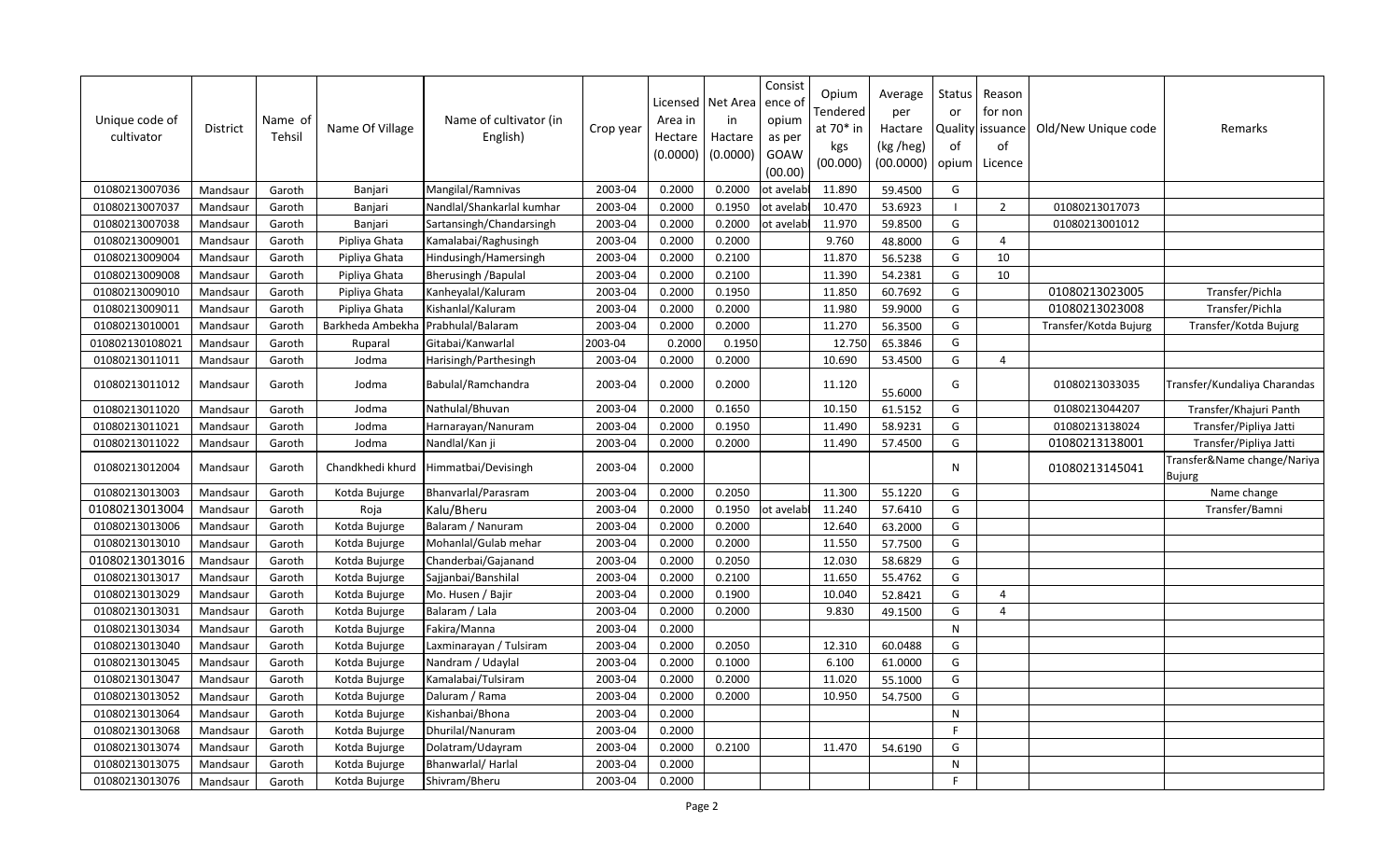| Unique code of cultivator | District | Name of Tehsil | Name Of Village | Name of cultivator (in English) | Crop year | Licensed Area in Hectare (0.0000) | Net Area in Hactare (0.0000) | Consist ence of opium as per GOAW (00.00) | Opium Tendered at 70* in kgs (00.000) | Average per Hactare (kg /heg) (00.0000) | Status or Quality of opium | Reason for non issuance of Licence | Old/New Unique code | Remarks |
|---|---|---|---|---|---|---|---|---|---|---|---|---|---|---|
| 01080213007036 | Mandsaur | Garoth | Banjari | Mangilal/Ramnivas | 2003-04 | 0.2000 | 0.2000 | ot avelabl | 11.890 | 59.4500 | G | | | |
| 01080213007037 | Mandsaur | Garoth | Banjari | Nandlal/Shankarlal kumhar | 2003-04 | 0.2000 | 0.1950 | ot avelabl | 10.470 | 53.6923 | I | 2 | 01080213017073 | |
| 01080213007038 | Mandsaur | Garoth | Banjari | Sartansingh/Chandarsingh | 2003-04 | 0.2000 | 0.2000 | ot avelabl | 11.970 | 59.8500 | G | | 01080213001012 | |
| 01080213009001 | Mandsaur | Garoth | Pipliya Ghata | Kamalabai/Raghusingh | 2003-04 | 0.2000 | 0.2000 | | 9.760 | 48.8000 | G | 4 | | |
| 01080213009004 | Mandsaur | Garoth | Pipliya Ghata | Hindusingh/Hamersingh | 2003-04 | 0.2000 | 0.2100 | | 11.870 | 56.5238 | G | 10 | | |
| 01080213009008 | Mandsaur | Garoth | Pipliya Ghata | Bherusingh /Bapulal | 2003-04 | 0.2000 | 0.2100 | | 11.390 | 54.2381 | G | 10 | | |
| 01080213009010 | Mandsaur | Garoth | Pipliya Ghata | Kanheyalal/Kaluram | 2003-04 | 0.2000 | 0.1950 | | 11.850 | 60.7692 | G | | 01080213023005 | Transfer/Pichla |
| 01080213009011 | Mandsaur | Garoth | Pipliya Ghata | Kishanlal/Kaluram | 2003-04 | 0.2000 | 0.2000 | | 11.980 | 59.9000 | G | | 01080213023008 | Transfer/Pichla |
| 01080213010001 | Mandsaur | Garoth | Barkheda Ambekha | Prabhulal/Balaram | 2003-04 | 0.2000 | 0.2000 | | 11.270 | 56.3500 | G | | Transfer/Kotda Bujurg | Transfer/Kotda Bujurg |
| 010802130108021 | Mandsaur | Garoth | Ruparal | Gitabai/Kanwarlal | 2003-04 | 0.2000 | 0.1950 | | 12.750 | 65.3846 | G | | | |
| 01080213011011 | Mandsaur | Garoth | Jodma | Harisingh/Parthesingh | 2003-04 | 0.2000 | 0.2000 | | 10.690 | 53.4500 | G | 4 | | |
| 01080213011012 | Mandsaur | Garoth | Jodma | Babulal/Ramchandra | 2003-04 | 0.2000 | 0.2000 | | 11.120 | 55.6000 | G | | 01080213033035 | Transfer/Kundaliya Charandas |
| 01080213011020 | Mandsaur | Garoth | Jodma | Nathulal/Bhuvan | 2003-04 | 0.2000 | 0.1650 | | 10.150 | 61.5152 | G | | 01080213044207 | Transfer/Khajuri Panth |
| 01080213011021 | Mandsaur | Garoth | Jodma | Harnarayan/Nanuram | 2003-04 | 0.2000 | 0.1950 | | 11.490 | 58.9231 | G | | 01080213138024 | Transfer/Pipliya Jatti |
| 01080213011022 | Mandsaur | Garoth | Jodma | Nandlal/Kan ji | 2003-04 | 0.2000 | 0.2000 | | 11.490 | 57.4500 | G | | 01080213138001 | Transfer/Pipliya Jatti |
| 01080213012004 | Mandsaur | Garoth | Chandkhedi khurd | Himmatbai/Devisingh | 2003-04 | 0.2000 | | | | | N | | 01080213145041 | Transfer&Name change/Nariya Bujurg |
| 01080213013003 | Mandsaur | Garoth | Kotda Bujurge | Bhanvarlal/Parasram | 2003-04 | 0.2000 | 0.2050 | | 11.300 | 55.1220 | G | | | Name change |
| 01080213013004 | Mandsaur | Garoth | Roja | Kalu/Bheru | 2003-04 | 0.2000 | 0.1950 | ot avelabl | 11.240 | 57.6410 | G | | | Transfer/Bamni |
| 01080213013006 | Mandsaur | Garoth | Kotda Bujurge | Balaram / Nanuram | 2003-04 | 0.2000 | 0.2000 | | 12.640 | 63.2000 | G | | | |
| 01080213013010 | Mandsaur | Garoth | Kotda Bujurge | Mohanlal/Gulab mehar | 2003-04 | 0.2000 | 0.2000 | | 11.550 | 57.7500 | G | | | |
| 01080213013016 | Mandsaur | Garoth | Kotda Bujurge | Chanderbai/Gajanand | 2003-04 | 0.2000 | 0.2050 | | 12.030 | 58.6829 | G | | | |
| 01080213013017 | Mandsaur | Garoth | Kotda Bujurge | Sajjanbai/Banshilal | 2003-04 | 0.2000 | 0.2100 | | 11.650 | 55.4762 | G | | | |
| 01080213013029 | Mandsaur | Garoth | Kotda Bujurge | Mo. Husen / Bajir | 2003-04 | 0.2000 | 0.1900 | | 10.040 | 52.8421 | G | 4 | | |
| 01080213013031 | Mandsaur | Garoth | Kotda Bujurge | Balaram / Lala | 2003-04 | 0.2000 | 0.2000 | | 9.830 | 49.1500 | G | 4 | | |
| 01080213013034 | Mandsaur | Garoth | Kotda Bujurge | Fakira/Manna | 2003-04 | 0.2000 | | | | | N | | | |
| 01080213013040 | Mandsaur | Garoth | Kotda Bujurge | Laxminarayan / Tulsiram | 2003-04 | 0.2000 | 0.2050 | | 12.310 | 60.0488 | G | | | |
| 01080213013045 | Mandsaur | Garoth | Kotda Bujurge | Nandram / Udaylal | 2003-04 | 0.2000 | 0.1000 | | 6.100 | 61.0000 | G | | | |
| 01080213013047 | Mandsaur | Garoth | Kotda Bujurge | Kamalabai/Tulsiram | 2003-04 | 0.2000 | 0.2000 | | 11.020 | 55.1000 | G | | | |
| 01080213013052 | Mandsaur | Garoth | Kotda Bujurge | Daluram / Rama | 2003-04 | 0.2000 | 0.2000 | | 10.950 | 54.7500 | G | | | |
| 01080213013064 | Mandsaur | Garoth | Kotda Bujurge | Kishanbai/Bhona | 2003-04 | 0.2000 | | | | | N | | | |
| 01080213013068 | Mandsaur | Garoth | Kotda Bujurge | Dhurilal/Nanuram | 2003-04 | 0.2000 | | | | | F | | | |
| 01080213013074 | Mandsaur | Garoth | Kotda Bujurge | Dolatram/Udayram | 2003-04 | 0.2000 | 0.2100 | | 11.470 | 54.6190 | G | | | |
| 01080213013075 | Mandsaur | Garoth | Kotda Bujurge | Bhanwarlal/ Harlal | 2003-04 | 0.2000 | | | | | N | | | |
| 01080213013076 | Mandsaur | Garoth | Kotda Bujurge | Shivram/Bheru | 2003-04 | 0.2000 | | | | | F | | | |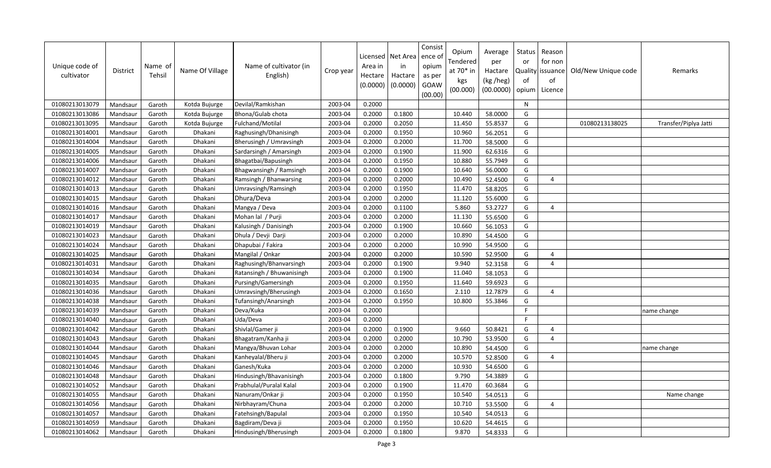| Unique code of cultivator | District | Name of Tehsil | Name Of Village | Name of cultivator (in English) | Crop year | Licensed Area in Hectare (0.0000) | Net Area in Hactare (0.0000) | Consistence of opium as per GOAW (00.00) | Opium Tendered at 70* in kgs (00.000) | Average per Hactare (kg /heg) (00.0000) | Status or Quality of opium | Reason for non issuance of Licence | Old/New Unique code | Remarks |
|---|---|---|---|---|---|---|---|---|---|---|---|---|---|---|
| 01080213013079 | Mandsaur | Garoth | Kotda Bujurge | Devilal/Ramkishan | 2003-04 | 0.2000 | | | | | N | | | |
| 01080213013086 | Mandsaur | Garoth | Kotda Bujurge | Bhona/Gulab chota | 2003-04 | 0.2000 | 0.1800 | | 10.440 | 58.0000 | G | | | |
| 01080213013095 | Mandsaur | Garoth | Kotda Bujurge | Fulchand/Motilal | 2003-04 | 0.2000 | 0.2050 | | 11.450 | 55.8537 | G | | 01080213138025 | Transfer/Piplya Jatti |
| 01080213014001 | Mandsaur | Garoth | Dhakani | Raghusingh/Dhanisingh | 2003-04 | 0.2000 | 0.1950 | | 10.960 | 56.2051 | G | | | |
| 01080213014004 | Mandsaur | Garoth | Dhakani | Bherusingh / Umravsingh | 2003-04 | 0.2000 | 0.2000 | | 11.700 | 58.5000 | G | | | |
| 01080213014005 | Mandsaur | Garoth | Dhakani | Sardarsingh / Amarsingh | 2003-04 | 0.2000 | 0.1900 | | 11.900 | 62.6316 | G | | | |
| 01080213014006 | Mandsaur | Garoth | Dhakani | Bhagatbai/Bapusingh | 2003-04 | 0.2000 | 0.1950 | | 10.880 | 55.7949 | G | | | |
| 01080213014007 | Mandsaur | Garoth | Dhakani | Bhagwansingh / Ramsingh | 2003-04 | 0.2000 | 0.1900 | | 10.640 | 56.0000 | G | | | |
| 01080213014012 | Mandsaur | Garoth | Dhakani | Ramsingh / Bhanwarsing | 2003-04 | 0.2000 | 0.2000 | | 10.490 | 52.4500 | G | 4 | | |
| 01080213014013 | Mandsaur | Garoth | Dhakani | Umravsingh/Ramsingh | 2003-04 | 0.2000 | 0.1950 | | 11.470 | 58.8205 | G | | | |
| 01080213014015 | Mandsaur | Garoth | Dhakani | Dhura/Deva | 2003-04 | 0.2000 | 0.2000 | | 11.120 | 55.6000 | G | | | |
| 01080213014016 | Mandsaur | Garoth | Dhakani | Mangya / Deva | 2003-04 | 0.2000 | 0.1100 | | 5.860 | 53.2727 | G | 4 | | |
| 01080213014017 | Mandsaur | Garoth | Dhakani | Mohan lal / Purji | 2003-04 | 0.2000 | 0.2000 | | 11.130 | 55.6500 | G | | | |
| 01080213014019 | Mandsaur | Garoth | Dhakani | Kalusingh / Danisingh | 2003-04 | 0.2000 | 0.1900 | | 10.660 | 56.1053 | G | | | |
| 01080213014023 | Mandsaur | Garoth | Dhakani | Dhula / Devji Darji | 2003-04 | 0.2000 | 0.2000 | | 10.890 | 54.4500 | G | | | |
| 01080213014024 | Mandsaur | Garoth | Dhakani | Dhapubai / Fakira | 2003-04 | 0.2000 | 0.2000 | | 10.990 | 54.9500 | G | | | |
| 01080213014025 | Mandsaur | Garoth | Dhakani | Mangilal / Onkar | 2003-04 | 0.2000 | 0.2000 | | 10.590 | 52.9500 | G | 4 | | |
| 01080213014031 | Mandsaur | Garoth | Dhakani | Raghusingh/Bhanvarsingh | 2003-04 | 0.2000 | 0.1900 | | 9.940 | 52.3158 | G | 4 | | |
| 01080213014034 | Mandsaur | Garoth | Dhakani | Ratansingh / Bhuwanisingh | 2003-04 | 0.2000 | 0.1900 | | 11.040 | 58.1053 | G | | | |
| 01080213014035 | Mandsaur | Garoth | Dhakani | Pursingh/Gamersingh | 2003-04 | 0.2000 | 0.1950 | | 11.640 | 59.6923 | G | | | |
| 01080213014036 | Mandsaur | Garoth | Dhakani | Umravsingh/Bherusingh | 2003-04 | 0.2000 | 0.1650 | | 2.110 | 12.7879 | G | 4 | | |
| 01080213014038 | Mandsaur | Garoth | Dhakani | Tufansingh/Anarsingh | 2003-04 | 0.2000 | 0.1950 | | 10.800 | 55.3846 | G | | | |
| 01080213014039 | Mandsaur | Garoth | Dhakani | Deva/Kuka | 2003-04 | 0.2000 | | | | | F | | | name change |
| 01080213014040 | Mandsaur | Garoth | Dhakani | Uda/Deva | 2003-04 | 0.2000 | | | | | F | | | |
| 01080213014042 | Mandsaur | Garoth | Dhakani | Shivlal/Gamer ji | 2003-04 | 0.2000 | 0.1900 | | 9.660 | 50.8421 | G | 4 | | |
| 01080213014043 | Mandsaur | Garoth | Dhakani | Bhagatram/Kanha ji | 2003-04 | 0.2000 | 0.2000 | | 10.790 | 53.9500 | G | 4 | | |
| 01080213014044 | Mandsaur | Garoth | Dhakani | Mangya/Bhuvan Lohar | 2003-04 | 0.2000 | 0.2000 | | 10.890 | 54.4500 | G | | | name change |
| 01080213014045 | Mandsaur | Garoth | Dhakani | Kanheyalal/Bheru ji | 2003-04 | 0.2000 | 0.2000 | | 10.570 | 52.8500 | G | 4 | | |
| 01080213014046 | Mandsaur | Garoth | Dhakani | Ganesh/Kuka | 2003-04 | 0.2000 | 0.2000 | | 10.930 | 54.6500 | G | | | |
| 01080213014048 | Mandsaur | Garoth | Dhakani | Hindusingh/Bhavanisingh | 2003-04 | 0.2000 | 0.1800 | | 9.790 | 54.3889 | G | | | |
| 01080213014052 | Mandsaur | Garoth | Dhakani | Prabhulal/Puralal Kalal | 2003-04 | 0.2000 | 0.1900 | | 11.470 | 60.3684 | G | | | |
| 01080213014055 | Mandsaur | Garoth | Dhakani | Nanuram/Onkar ji | 2003-04 | 0.2000 | 0.1950 | | 10.540 | 54.0513 | G | | | Name change |
| 01080213014056 | Mandsaur | Garoth | Dhakani | Nirbhayram/Chuna | 2003-04 | 0.2000 | 0.2000 | | 10.710 | 53.5500 | G | 4 | | |
| 01080213014057 | Mandsaur | Garoth | Dhakani | Fatehsingh/Bapulal | 2003-04 | 0.2000 | 0.1950 | | 10.540 | 54.0513 | G | | | |
| 01080213014059 | Mandsaur | Garoth | Dhakani | Bagdiram/Deva ji | 2003-04 | 0.2000 | 0.1950 | | 10.620 | 54.4615 | G | | | |
| 01080213014062 | Mandsaur | Garoth | Dhakani | Hindusingh/Bherusingh | 2003-04 | 0.2000 | 0.1800 | | 9.870 | 54.8333 | G | | | |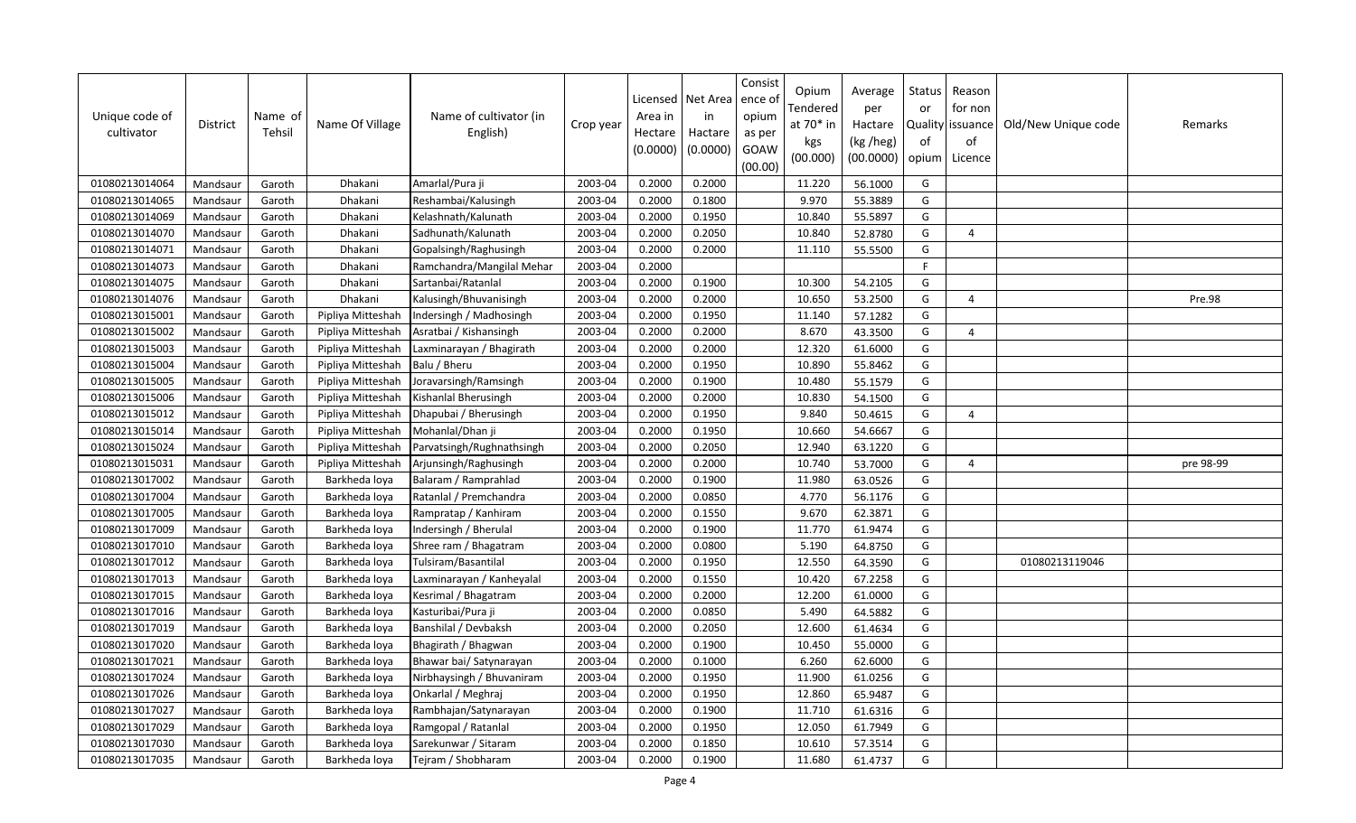| Unique code of cultivator | District | Name of Tehsil | Name Of Village | Name of cultivator (in English) | Crop year | Licensed Area in Hectare (0.0000) | Net Area in Hactare (0.0000) | Consist ence of opium as per GOAW (00.00) | Opium Tendered at 70* in kgs (00.000) | Average per Hactare (kg /heg) (00.0000) | Status or Quality of opium | Reason for non issuance of Licence | Old/New Unique code | Remarks |
|---|---|---|---|---|---|---|---|---|---|---|---|---|---|---|
| 01080213014064 | Mandsaur | Garoth | Dhakani | Amarlal/Pura ji | 2003-04 | 0.2000 | 0.2000 | | 11.220 | 56.1000 | G | | | |
| 01080213014065 | Mandsaur | Garoth | Dhakani | Reshambai/Kalusingh | 2003-04 | 0.2000 | 0.1800 | | 9.970 | 55.3889 | G | | | |
| 01080213014069 | Mandsaur | Garoth | Dhakani | Kelashnath/Kalunath | 2003-04 | 0.2000 | 0.1950 | | 10.840 | 55.5897 | G | | | |
| 01080213014070 | Mandsaur | Garoth | Dhakani | Sadhunath/Kalunath | 2003-04 | 0.2000 | 0.2050 | | 10.840 | 52.8780 | G | 4 | | |
| 01080213014071 | Mandsaur | Garoth | Dhakani | Gopalsingh/Raghusingh | 2003-04 | 0.2000 | 0.2000 | | 11.110 | 55.5500 | G | | | |
| 01080213014073 | Mandsaur | Garoth | Dhakani | Ramchandra/Mangilal Mehar | 2003-04 | 0.2000 | | | | | F | | | |
| 01080213014075 | Mandsaur | Garoth | Dhakani | Sartanbai/Ratanlal | 2003-04 | 0.2000 | 0.1900 | | 10.300 | 54.2105 | G | | | |
| 01080213014076 | Mandsaur | Garoth | Dhakani | Kalusingh/Bhuvanisingh | 2003-04 | 0.2000 | 0.2000 | | 10.650 | 53.2500 | G | 4 | | Pre.98 |
| 01080213015001 | Mandsaur | Garoth | Pipliya Mitteshah | Indersingh / Madhosingh | 2003-04 | 0.2000 | 0.1950 | | 11.140 | 57.1282 | G | | | |
| 01080213015002 | Mandsaur | Garoth | Pipliya Mitteshah | Asratbai / Kishansingh | 2003-04 | 0.2000 | 0.2000 | | 8.670 | 43.3500 | G | 4 | | |
| 01080213015003 | Mandsaur | Garoth | Pipliya Mitteshah | Laxminarayan / Bhagirath | 2003-04 | 0.2000 | 0.2000 | | 12.320 | 61.6000 | G | | | |
| 01080213015004 | Mandsaur | Garoth | Pipliya Mitteshah | Balu / Bheru | 2003-04 | 0.2000 | 0.1950 | | 10.890 | 55.8462 | G | | | |
| 01080213015005 | Mandsaur | Garoth | Pipliya Mitteshah | Joravarsingh/Ramsingh | 2003-04 | 0.2000 | 0.1900 | | 10.480 | 55.1579 | G | | | |
| 01080213015006 | Mandsaur | Garoth | Pipliya Mitteshah | Kishanlal Bherusingh | 2003-04 | 0.2000 | 0.2000 | | 10.830 | 54.1500 | G | | | |
| 01080213015012 | Mandsaur | Garoth | Pipliya Mitteshah | Dhapubai / Bherusingh | 2003-04 | 0.2000 | 0.1950 | | 9.840 | 50.4615 | G | 4 | | |
| 01080213015014 | Mandsaur | Garoth | Pipliya Mitteshah | Mohanlal/Dhan ji | 2003-04 | 0.2000 | 0.1950 | | 10.660 | 54.6667 | G | | | |
| 01080213015024 | Mandsaur | Garoth | Pipliya Mitteshah | Parvatsingh/Rughnathsingh | 2003-04 | 0.2000 | 0.2050 | | 12.940 | 63.1220 | G | | | |
| 01080213015031 | Mandsaur | Garoth | Pipliya Mitteshah | Arjunsingh/Raghusingh | 2003-04 | 0.2000 | 0.2000 | | 10.740 | 53.7000 | G | 4 | | pre 98-99 |
| 01080213017002 | Mandsaur | Garoth | Barkheda loya | Balaram / Ramprahlad | 2003-04 | 0.2000 | 0.1900 | | 11.980 | 63.0526 | G | | | |
| 01080213017004 | Mandsaur | Garoth | Barkheda loya | Ratanlal / Premchandra | 2003-04 | 0.2000 | 0.0850 | | 4.770 | 56.1176 | G | | | |
| 01080213017005 | Mandsaur | Garoth | Barkheda loya | Rampratap / Kanhiram | 2003-04 | 0.2000 | 0.1550 | | 9.670 | 62.3871 | G | | | |
| 01080213017009 | Mandsaur | Garoth | Barkheda loya | Indersingh / Bherulal | 2003-04 | 0.2000 | 0.1900 | | 11.770 | 61.9474 | G | | | |
| 01080213017010 | Mandsaur | Garoth | Barkheda loya | Shree ram / Bhagatram | 2003-04 | 0.2000 | 0.0800 | | 5.190 | 64.8750 | G | | | |
| 01080213017012 | Mandsaur | Garoth | Barkheda loya | Tulsiram/Basantilal | 2003-04 | 0.2000 | 0.1950 | | 12.550 | 64.3590 | G | | 01080213119046 | |
| 01080213017013 | Mandsaur | Garoth | Barkheda loya | Laxminarayan / Kanheyalal | 2003-04 | 0.2000 | 0.1550 | | 10.420 | 67.2258 | G | | | |
| 01080213017015 | Mandsaur | Garoth | Barkheda loya | Kesrimal / Bhagatram | 2003-04 | 0.2000 | 0.2000 | | 12.200 | 61.0000 | G | | | |
| 01080213017016 | Mandsaur | Garoth | Barkheda loya | Kasturibai/Pura ji | 2003-04 | 0.2000 | 0.0850 | | 5.490 | 64.5882 | G | | | |
| 01080213017019 | Mandsaur | Garoth | Barkheda loya | Banshilal / Devbaksh | 2003-04 | 0.2000 | 0.2050 | | 12.600 | 61.4634 | G | | | |
| 01080213017020 | Mandsaur | Garoth | Barkheda loya | Bhagirath / Bhagwan | 2003-04 | 0.2000 | 0.1900 | | 10.450 | 55.0000 | G | | | |
| 01080213017021 | Mandsaur | Garoth | Barkheda loya | Bhawar bai/ Satynarayan | 2003-04 | 0.2000 | 0.1000 | | 6.260 | 62.6000 | G | | | |
| 01080213017024 | Mandsaur | Garoth | Barkheda loya | Nirbhaysingh / Bhuvaniram | 2003-04 | 0.2000 | 0.1950 | | 11.900 | 61.0256 | G | | | |
| 01080213017026 | Mandsaur | Garoth | Barkheda loya | Onkarlal / Meghraj | 2003-04 | 0.2000 | 0.1950 | | 12.860 | 65.9487 | G | | | |
| 01080213017027 | Mandsaur | Garoth | Barkheda loya | Rambhajan/Satynarayan | 2003-04 | 0.2000 | 0.1900 | | 11.710 | 61.6316 | G | | | |
| 01080213017029 | Mandsaur | Garoth | Barkheda loya | Ramgopal / Ratanlal | 2003-04 | 0.2000 | 0.1950 | | 12.050 | 61.7949 | G | | | |
| 01080213017030 | Mandsaur | Garoth | Barkheda loya | Sarekunwar / Sitaram | 2003-04 | 0.2000 | 0.1850 | | 10.610 | 57.3514 | G | | | |
| 01080213017035 | Mandsaur | Garoth | Barkheda loya | Tejram / Shobharam | 2003-04 | 0.2000 | 0.1900 | | 11.680 | 61.4737 | G | | | |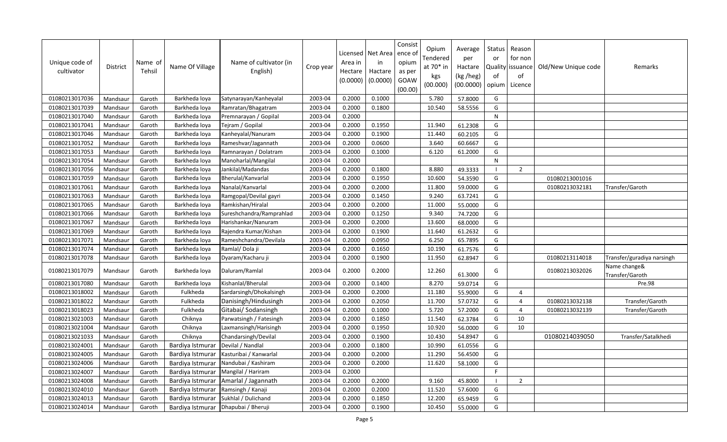| Unique code of cultivator | District | Name of Tehsil | Name Of Village | Name of cultivator (in English) | Crop year | Licensed Area in Hectare (0.0000) | Net Area in Hactare (0.0000) | Consistence of opium as per GOAW (00.00) | Opium Tendered at 70* in kgs (00.000) | Average per Hactare (kg /heg) (00.0000) | Status or Quality of opium | Reason for non issuance of Licence | Old/New Unique code | Remarks |
|---|---|---|---|---|---|---|---|---|---|---|---|---|---|---|
| 01080213017036 | Mandsaur | Garoth | Barkheda loya | Satynarayan/Kanheyalal | 2003-04 | 0.2000 | 0.1000 | | 5.780 | 57.8000 | G | | | |
| 01080213017039 | Mandsaur | Garoth | Barkheda loya | Ramratan/Bhagatram | 2003-04 | 0.2000 | 0.1800 | | 10.540 | 58.5556 | G | | | |
| 01080213017040 | Mandsaur | Garoth | Barkheda loya | Premnarayan / Gopilal | 2003-04 | 0.2000 | | | | | N | | | |
| 01080213017041 | Mandsaur | Garoth | Barkheda loya | Tejram / Gopilal | 2003-04 | 0.2000 | 0.1950 | | 11.940 | 61.2308 | G | | | |
| 01080213017046 | Mandsaur | Garoth | Barkheda loya | Kanheyalal/Nanuram | 2003-04 | 0.2000 | 0.1900 | | 11.440 | 60.2105 | G | | | |
| 01080213017052 | Mandsaur | Garoth | Barkheda loya | Rameshvar/Jagannath | 2003-04 | 0.2000 | 0.0600 | | 3.640 | 60.6667 | G | | | |
| 01080213017053 | Mandsaur | Garoth | Barkheda loya | Ramnarayan / Dolatram | 2003-04 | 0.2000 | 0.1000 | | 6.120 | 61.2000 | G | | | |
| 01080213017054 | Mandsaur | Garoth | Barkheda loya | Manoharlal/Mangilal | 2003-04 | 0.2000 | | | | | N | | | |
| 01080213017056 | Mandsaur | Garoth | Barkheda loya | Jankilal/Madandas | 2003-04 | 0.2000 | 0.1800 | | 8.880 | 49.3333 | I | 2 | | |
| 01080213017059 | Mandsaur | Garoth | Barkheda loya | Bherulal/Kanvarlal | 2003-04 | 0.2000 | 0.1950 | | 10.600 | 54.3590 | G | | 01080213001016 | |
| 01080213017061 | Mandsaur | Garoth | Barkheda loya | Nanalal/Kanvarlal | 2003-04 | 0.2000 | 0.2000 | | 11.800 | 59.0000 | G | | 01080213032181 | Transfer/Garoth |
| 01080213017063 | Mandsaur | Garoth | Barkheda loya | Ramgopal/Devilal gayri | 2003-04 | 0.2000 | 0.1450 | | 9.240 | 63.7241 | G | | | |
| 01080213017065 | Mandsaur | Garoth | Barkheda loya | Ramkishan/Hiralal | 2003-04 | 0.2000 | 0.2000 | | 11.000 | 55.0000 | G | | | |
| 01080213017066 | Mandsaur | Garoth | Barkheda loya | Sureshchandra/Ramprahlad | 2003-04 | 0.2000 | 0.1250 | | 9.340 | 74.7200 | G | | | |
| 01080213017067 | Mandsaur | Garoth | Barkheda loya | Harishankar/Nanuram | 2003-04 | 0.2000 | 0.2000 | | 13.600 | 68.0000 | G | | | |
| 01080213017069 | Mandsaur | Garoth | Barkheda loya | Rajendra Kumar/Kishan | 2003-04 | 0.2000 | 0.1900 | | 11.640 | 61.2632 | G | | | |
| 01080213017071 | Mandsaur | Garoth | Barkheda loya | Rameshchandra/Devilala | 2003-04 | 0.2000 | 0.0950 | | 6.250 | 65.7895 | G | | | |
| 01080213017074 | Mandsaur | Garoth | Barkheda loya | Ramlal/ Dola ji | 2003-04 | 0.2000 | 0.1650 | | 10.190 | 61.7576 | G | | | |
| 01080213017078 | Mandsaur | Garoth | Barkheda loya | Dyaram/Kacharu ji | 2003-04 | 0.2000 | 0.1900 | | 11.950 | 62.8947 | G | | 01080213114018 | Transfer/guradiya narsingh |
| 01080213017079 | Mandsaur | Garoth | Barkheda loya | Daluram/Ramlal | 2003-04 | 0.2000 | 0.2000 | | 12.260 | 61.3000 | G | | 01080213032026 | Name change& Transfer/Garoth |
| 01080213017080 | Mandsaur | Garoth | Barkheda loya | Kishanlal/Bherulal | 2003-04 | 0.2000 | 0.1400 | | 8.270 | 59.0714 | G | | | Pre.98 |
| 01080213018002 | Mandsaur | Garoth | Fulkheda | Sardarsingh/Dhokalsingh | 2003-04 | 0.2000 | 0.2000 | | 11.180 | 55.9000 | G | 4 | | |
| 01080213018022 | Mandsaur | Garoth | Fulkheda | Danisingh/Hindusingh | 2003-04 | 0.2000 | 0.2050 | | 11.700 | 57.0732 | G | 4 | 01080213032138 | Transfer/Garoth |
| 01080213018023 | Mandsaur | Garoth | Fulkheda | Gitabai/ Sodansingh | 2003-04 | 0.2000 | 0.1000 | | 5.720 | 57.2000 | G | 4 | 01080213032139 | Transfer/Garoth |
| 01080213021003 | Mandsaur | Garoth | Chiknya | Parwatsingh / Fatesingh | 2003-04 | 0.2000 | 0.1850 | | 11.540 | 62.3784 | G | 10 | | |
| 01080213021004 | Mandsaur | Garoth | Chiknya | Laxmansingh/Harisingh | 2003-04 | 0.2000 | 0.1950 | | 10.920 | 56.0000 | G | 10 | | |
| 01080213021033 | Mandsaur | Garoth | Chiknya | Chandarsingh/Devilal | 2003-04 | 0.2000 | 0.1900 | | 10.430 | 54.8947 | G | | 01080214039050 | Transfer/Satalkhedi |
| 01080213024001 | Mandsaur | Garoth | Bardiya Istmurar | Devilal / Nandlal | 2003-04 | 0.2000 | 0.1800 | | 10.990 | 61.0556 | G | | | |
| 01080213024005 | Mandsaur | Garoth | Bardiya Istmurar | Kasturibai / Kanwarlal | 2003-04 | 0.2000 | 0.2000 | | 11.290 | 56.4500 | G | | | |
| 01080213024006 | Mandsaur | Garoth | Bardiya Istmurar | Nandubai / Kashiram | 2003-04 | 0.2000 | 0.2000 | | 11.620 | 58.1000 | G | | | |
| 01080213024007 | Mandsaur | Garoth | Bardiya Istmurar | Mangilal / Hariram | 2003-04 | 0.2000 | | | | | F | | | |
| 01080213024008 | Mandsaur | Garoth | Bardiya Istmurar | Amarlal / Jagannath | 2003-04 | 0.2000 | 0.2000 | | 9.160 | 45.8000 | I | 2 | | |
| 01080213024010 | Mandsaur | Garoth | Bardiya Istmurar | Ramsingh / Kanaji | 2003-04 | 0.2000 | 0.2000 | | 11.520 | 57.6000 | G | | | |
| 01080213024013 | Mandsaur | Garoth | Bardiya Istmurar | Sukhlal / Dulichand | 2003-04 | 0.2000 | 0.1850 | | 12.200 | 65.9459 | G | | | |
| 01080213024014 | Mandsaur | Garoth | Bardiya Istmurar | Dhapubai / Bheruji | 2003-04 | 0.2000 | 0.1900 | | 10.450 | 55.0000 | G | | | |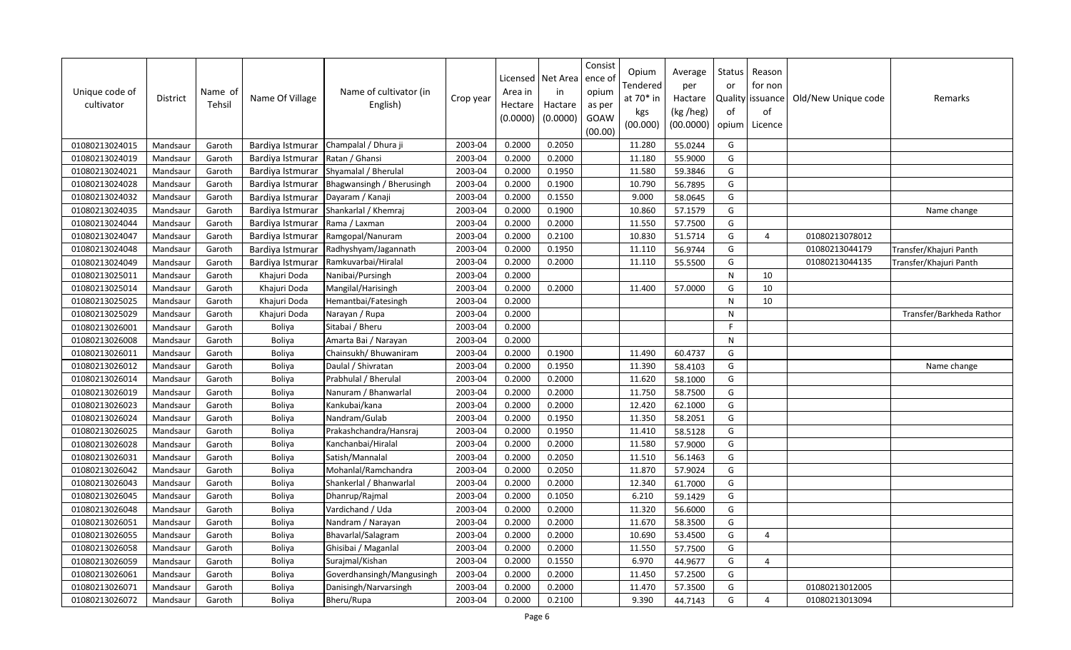| Unique code of cultivator | District | Name of Tehsil | Name Of Village | Name of cultivator (in English) | Crop year | Licensed Area in Hectare (0.0000) | Net Area in Hactare (0.0000) | Consistence of opium as per GOAW (00.00) | Opium Tendered at 70* in kgs (00.000) | Average per Hactare (kg /heg) (00.0000) | Status or Quality of opium | Reason for non issuance of Licence | Old/New Unique code | Remarks |
|---|---|---|---|---|---|---|---|---|---|---|---|---|---|---|
| 01080213024015 | Mandsaur | Garoth | Bardiya Istmurar | Champalal / Dhura ji | 2003-04 | 0.2000 | 0.2050 | | 11.280 | 55.0244 | G | | | |
| 01080213024019 | Mandsaur | Garoth | Bardiya Istmurar | Ratan / Ghansi | 2003-04 | 0.2000 | 0.2000 | | 11.180 | 55.9000 | G | | | |
| 01080213024021 | Mandsaur | Garoth | Bardiya Istmurar | Shyamalal / Bherulal | 2003-04 | 0.2000 | 0.1950 | | 11.580 | 59.3846 | G | | | |
| 01080213024028 | Mandsaur | Garoth | Bardiya Istmurar | Bhagwansingh / Bherusingh | 2003-04 | 0.2000 | 0.1900 | | 10.790 | 56.7895 | G | | | |
| 01080213024032 | Mandsaur | Garoth | Bardiya Istmurar | Dayaram / Kanaji | 2003-04 | 0.2000 | 0.1550 | | 9.000 | 58.0645 | G | | | |
| 01080213024035 | Mandsaur | Garoth | Bardiya Istmurar | Shankarlal / Khemraj | 2003-04 | 0.2000 | 0.1900 | | 10.860 | 57.1579 | G | | | Name change |
| 01080213024044 | Mandsaur | Garoth | Bardiya Istmurar | Rama / Laxman | 2003-04 | 0.2000 | 0.2000 | | 11.550 | 57.7500 | G | | | |
| 01080213024047 | Mandsaur | Garoth | Bardiya Istmurar | Ramgopal/Nanuram | 2003-04 | 0.2000 | 0.2100 | | 10.830 | 51.5714 | G | 4 | 01080213078012 | |
| 01080213024048 | Mandsaur | Garoth | Bardiya Istmurar | Radhyshyam/Jagannath | 2003-04 | 0.2000 | 0.1950 | | 11.110 | 56.9744 | G | | 01080213044179 | Transfer/Khajuri Panth |
| 01080213024049 | Mandsaur | Garoth | Bardiya Istmurar | Ramkuvarbai/Hiralal | 2003-04 | 0.2000 | 0.2000 | | 11.110 | 55.5500 | G | | 01080213044135 | Transfer/Khajuri Panth |
| 01080213025011 | Mandsaur | Garoth | Khajuri Doda | Nanibai/Pursingh | 2003-04 | 0.2000 | | | | | N | 10 | | |
| 01080213025014 | Mandsaur | Garoth | Khajuri Doda | Mangilal/Harisingh | 2003-04 | 0.2000 | 0.2000 | | 11.400 | 57.0000 | G | 10 | | |
| 01080213025025 | Mandsaur | Garoth | Khajuri Doda | Hemantbai/Fatesingh | 2003-04 | 0.2000 | | | | | N | 10 | | |
| 01080213025029 | Mandsaur | Garoth | Khajuri Doda | Narayan / Rupa | 2003-04 | 0.2000 | | | | | N | | | Transfer/Barkheda Rathor |
| 01080213026001 | Mandsaur | Garoth | Boliya | Sitabai / Bheru | 2003-04 | 0.2000 | | | | | F | | | |
| 01080213026008 | Mandsaur | Garoth | Boliya | Amarta Bai / Narayan | 2003-04 | 0.2000 | | | | | N | | | |
| 01080213026011 | Mandsaur | Garoth | Boliya | Chainsukh/ Bhuwaniram | 2003-04 | 0.2000 | 0.1900 | | 11.490 | 60.4737 | G | | | |
| 01080213026012 | Mandsaur | Garoth | Boliya | Daulal / Shivratan | 2003-04 | 0.2000 | 0.1950 | | 11.390 | 58.4103 | G | | | Name change |
| 01080213026014 | Mandsaur | Garoth | Boliya | Prabhulal / Bherulal | 2003-04 | 0.2000 | 0.2000 | | 11.620 | 58.1000 | G | | | |
| 01080213026019 | Mandsaur | Garoth | Boliya | Nanuram / Bhanwarlal | 2003-04 | 0.2000 | 0.2000 | | 11.750 | 58.7500 | G | | | |
| 01080213026023 | Mandsaur | Garoth | Boliya | Kankubai/kana | 2003-04 | 0.2000 | 0.2000 | | 12.420 | 62.1000 | G | | | |
| 01080213026024 | Mandsaur | Garoth | Boliya | Nandram/Gulab | 2003-04 | 0.2000 | 0.1950 | | 11.350 | 58.2051 | G | | | |
| 01080213026025 | Mandsaur | Garoth | Boliya | Prakashchandra/Hansraj | 2003-04 | 0.2000 | 0.1950 | | 11.410 | 58.5128 | G | | | |
| 01080213026028 | Mandsaur | Garoth | Boliya | Kanchanbai/Hiralal | 2003-04 | 0.2000 | 0.2000 | | 11.580 | 57.9000 | G | | | |
| 01080213026031 | Mandsaur | Garoth | Boliya | Satish/Mannalal | 2003-04 | 0.2000 | 0.2050 | | 11.510 | 56.1463 | G | | | |
| 01080213026042 | Mandsaur | Garoth | Boliya | Mohanlal/Ramchandra | 2003-04 | 0.2000 | 0.2050 | | 11.870 | 57.9024 | G | | | |
| 01080213026043 | Mandsaur | Garoth | Boliya | Shankerlal / Bhanwarlal | 2003-04 | 0.2000 | 0.2000 | | 12.340 | 61.7000 | G | | | |
| 01080213026045 | Mandsaur | Garoth | Boliya | Dhanrup/Rajmal | 2003-04 | 0.2000 | 0.1050 | | 6.210 | 59.1429 | G | | | |
| 01080213026048 | Mandsaur | Garoth | Boliya | Vardichand / Uda | 2003-04 | 0.2000 | 0.2000 | | 11.320 | 56.6000 | G | | | |
| 01080213026051 | Mandsaur | Garoth | Boliya | Nandram / Narayan | 2003-04 | 0.2000 | 0.2000 | | 11.670 | 58.3500 | G | | | |
| 01080213026055 | Mandsaur | Garoth | Boliya | Bhavarlal/Salagram | 2003-04 | 0.2000 | 0.2000 | | 10.690 | 53.4500 | G | 4 | | |
| 01080213026058 | Mandsaur | Garoth | Boliya | Ghisibai / Maganlal | 2003-04 | 0.2000 | 0.2000 | | 11.550 | 57.7500 | G | | | |
| 01080213026059 | Mandsaur | Garoth | Boliya | Surajmal/Kishan | 2003-04 | 0.2000 | 0.1550 | | 6.970 | 44.9677 | G | 4 | | |
| 01080213026061 | Mandsaur | Garoth | Boliya | Goverdhansingh/Mangusingh | 2003-04 | 0.2000 | 0.2000 | | 11.450 | 57.2500 | G | | | |
| 01080213026071 | Mandsaur | Garoth | Boliya | Danisingh/Narvarsingh | 2003-04 | 0.2000 | 0.2000 | | 11.470 | 57.3500 | G | | 01080213012005 | |
| 01080213026072 | Mandsaur | Garoth | Boliya | Bheru/Rupa | 2003-04 | 0.2000 | 0.2100 | | 9.390 | 44.7143 | G | 4 | 01080213013094 | |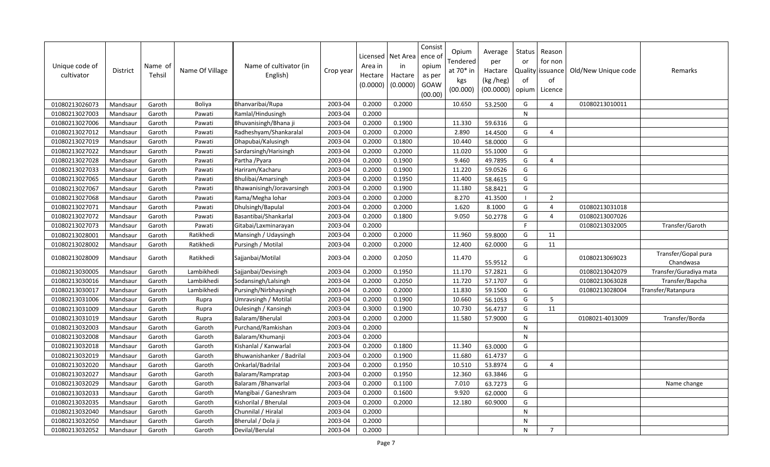| Unique code of cultivator | District | Name of Tehsil | Name Of Village | Name of cultivator (in English) | Crop year | Licensed Area in Hectare (0.0000) | Net Area in Hactare (0.0000) | Consistence of opium as per GOAW (00.00) | Opium Tendered at 70* in kgs (00.000) | Average per Hactare (kg /heg) (00.0000) | Status or Quality of opium | Reason for non issuance of Licence | Old/New Unique code | Remarks |
|---|---|---|---|---|---|---|---|---|---|---|---|---|---|---|
| 01080213026073 | Mandsaur | Garoth | Boliya | Bhanvaribai/Rupa | 2003-04 | 0.2000 | 0.2000 | | 10.650 | 53.2500 | G | 4 | 01080213010011 | |
| 01080213027003 | Mandsaur | Garoth | Pawati | Ramlal/Hindusingh | 2003-04 | 0.2000 | | | | | N | | | |
| 01080213027006 | Mandsaur | Garoth | Pawati | Bhuvanisingh/Bhana ji | 2003-04 | 0.2000 | 0.1900 | | 11.330 | 59.6316 | G | | | |
| 01080213027012 | Mandsaur | Garoth | Pawati | Radheshyam/Shankaralal | 2003-04 | 0.2000 | 0.2000 | | 2.890 | 14.4500 | G | 4 | | |
| 01080213027019 | Mandsaur | Garoth | Pawati | Dhapubai/Kalusingh | 2003-04 | 0.2000 | 0.1800 | | 10.440 | 58.0000 | G | | | |
| 01080213027022 | Mandsaur | Garoth | Pawati | Sardarsingh/Harisingh | 2003-04 | 0.2000 | 0.2000 | | 11.020 | 55.1000 | G | | | |
| 01080213027028 | Mandsaur | Garoth | Pawati | Partha /Pyara | 2003-04 | 0.2000 | 0.1900 | | 9.460 | 49.7895 | G | 4 | | |
| 01080213027033 | Mandsaur | Garoth | Pawati | Hariram/Kacharu | 2003-04 | 0.2000 | 0.1900 | | 11.220 | 59.0526 | G | | | |
| 01080213027065 | Mandsaur | Garoth | Pawati | Bhulibai/Amarsingh | 2003-04 | 0.2000 | 0.1950 | | 11.400 | 58.4615 | G | | | |
| 01080213027067 | Mandsaur | Garoth | Pawati | Bhawanisingh/Joravarsingh | 2003-04 | 0.2000 | 0.1900 | | 11.180 | 58.8421 | G | | | |
| 01080213027068 | Mandsaur | Garoth | Pawati | Rama/Megha lohar | 2003-04 | 0.2000 | 0.2000 | | 8.270 | 41.3500 | I | 2 | | |
| 01080213027071 | Mandsaur | Garoth | Pawati | Dhulsingh/Bapulal | 2003-04 | 0.2000 | 0.2000 | | 1.620 | 8.1000 | G | 4 | 01080213031018 | |
| 01080213027072 | Mandsaur | Garoth | Pawati | Basantibai/Shankarlal | 2003-04 | 0.2000 | 0.1800 | | 9.050 | 50.2778 | G | 4 | 01080213007026 | |
| 01080213027073 | Mandsaur | Garoth | Pawati | Gitabai/Laxminarayan | 2003-04 | 0.2000 | | | | | F | | 01080213032005 | Transfer/Garoth |
| 01080213028001 | Mandsaur | Garoth | Ratikhedi | Mansingh / Udaysingh | 2003-04 | 0.2000 | 0.2000 | | 11.960 | 59.8000 | G | 11 | | |
| 01080213028002 | Mandsaur | Garoth | Ratikhedi | Pursingh / Motilal | 2003-04 | 0.2000 | 0.2000 | | 12.400 | 62.0000 | G | 11 | | |
| 01080213028009 | Mandsaur | Garoth | Ratikhedi | Sajjanbai/Motilal | 2003-04 | 0.2000 | 0.2050 | | 11.470 | 55.9512 | G | | 01080213069023 | Transfer/Gopal pura Chandwasa |
| 01080213030005 | Mandsaur | Garoth | Lambikhedi | Sajjanbai/Devisingh | 2003-04 | 0.2000 | 0.1950 | | 11.170 | 57.2821 | G | | 01080213042079 | Transfer/Guradiya mata |
| 01080213030016 | Mandsaur | Garoth | Lambikhedi | Sodansingh/Lalsingh | 2003-04 | 0.2000 | 0.2050 | | 11.720 | 57.1707 | G | | 01080213063028 | Transfer/Bapcha |
| 01080213030017 | Mandsaur | Garoth | Lambikhedi | Pursingh/Nirbhaysingh | 2003-04 | 0.2000 | 0.2000 | | 11.830 | 59.1500 | G | | 01080213028004 | Transfer/Ratanpura |
| 01080213031006 | Mandsaur | Garoth | Rupra | Umravsingh / Motilal | 2003-04 | 0.2000 | 0.1900 | | 10.660 | 56.1053 | G | 5 | | |
| 01080213031009 | Mandsaur | Garoth | Rupra | Dulesingh / Kansingh | 2003-04 | 0.3000 | 0.1900 | | 10.730 | 56.4737 | G | 11 | | |
| 01080213031019 | Mandsaur | Garoth | Rupra | Balaram/Bherulal | 2003-04 | 0.2000 | 0.2000 | | 11.580 | 57.9000 | G | | 0108021-4013009 | Transfer/Borda |
| 01080213032003 | Mandsaur | Garoth | Garoth | Purchand/Ramkishan | 2003-04 | 0.2000 | | | | | N | | | |
| 01080213032008 | Mandsaur | Garoth | Garoth | Balaram/Khumanji | 2003-04 | 0.2000 | | | | | N | | | |
| 01080213032018 | Mandsaur | Garoth | Garoth | Kishanlal / Kanwarlal | 2003-04 | 0.2000 | 0.1800 | | 11.340 | 63.0000 | G | | | |
| 01080213032019 | Mandsaur | Garoth | Garoth | Bhuwanishanker / Badrilal | 2003-04 | 0.2000 | 0.1900 | | 11.680 | 61.4737 | G | | | |
| 01080213032020 | Mandsaur | Garoth | Garoth | Onkarlal/Badrilal | 2003-04 | 0.2000 | 0.1950 | | 10.510 | 53.8974 | G | 4 | | |
| 01080213032027 | Mandsaur | Garoth | Garoth | Balaram/Rampratap | 2003-04 | 0.2000 | 0.1950 | | 12.360 | 63.3846 | G | | | |
| 01080213032029 | Mandsaur | Garoth | Garoth | Balaram /Bhanvarlal | 2003-04 | 0.2000 | 0.1100 | | 7.010 | 63.7273 | G | | | Name change |
| 01080213032033 | Mandsaur | Garoth | Garoth | Mangibai / Ganeshram | 2003-04 | 0.2000 | 0.1600 | | 9.920 | 62.0000 | G | | | |
| 01080213032035 | Mandsaur | Garoth | Garoth | Kishorilal / Bherulal | 2003-04 | 0.2000 | 0.2000 | | 12.180 | 60.9000 | G | | | |
| 01080213032040 | Mandsaur | Garoth | Garoth | Chunnilal / Hiralal | 2003-04 | 0.2000 | | | | | N | | | |
| 01080213032050 | Mandsaur | Garoth | Garoth | Bherulal / Dola ji | 2003-04 | 0.2000 | | | | | N | | | |
| 01080213032052 | Mandsaur | Garoth | Garoth | Devilal/Berulal | 2003-04 | 0.2000 | | | | | N | 7 | | |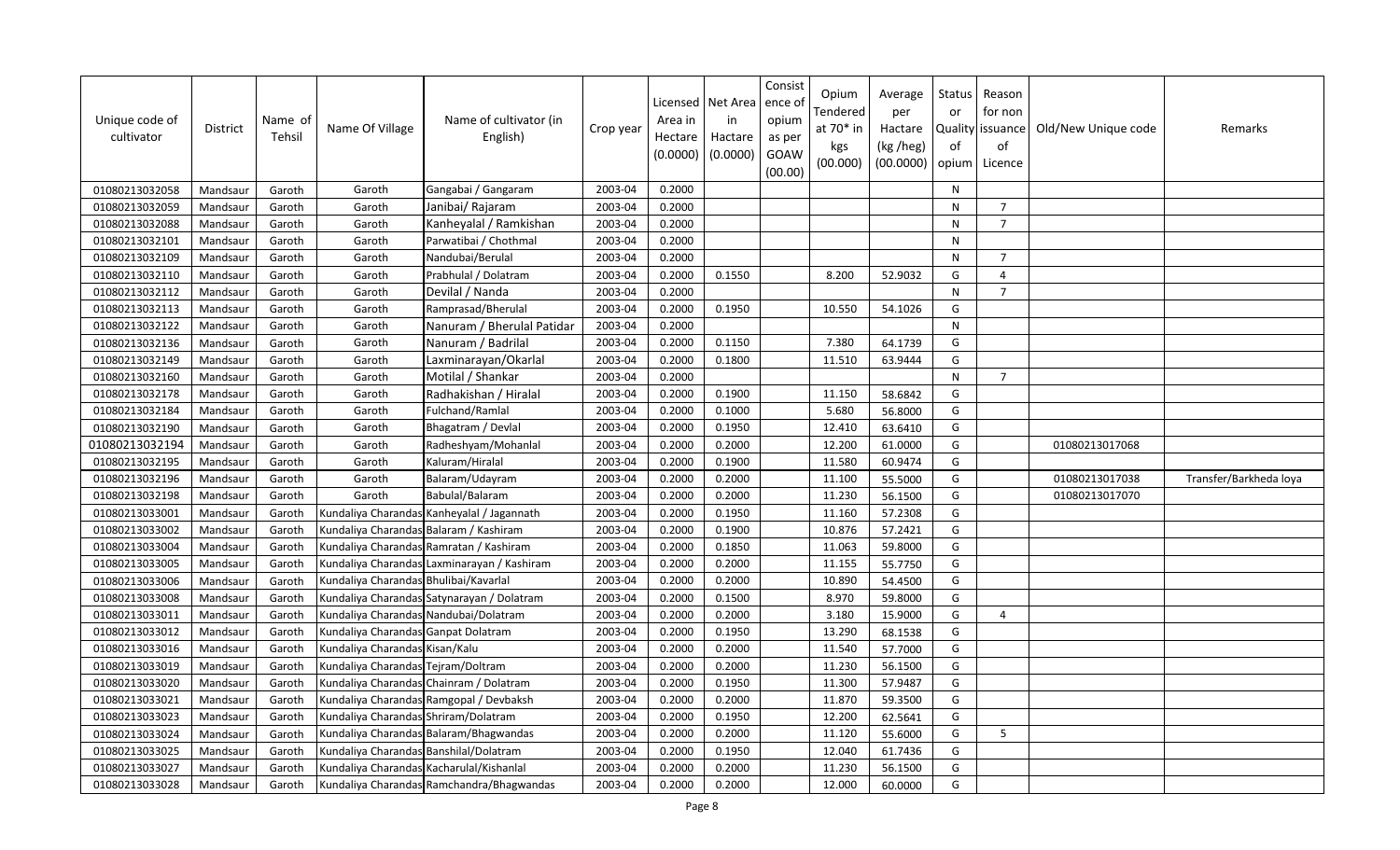| Unique code of cultivator | District | Name of Tehsil | Name Of Village | Name of cultivator (in English) | Crop year | Licensed Area in Hectare (0.0000) | Net Area in Hactare (0.0000) | Consist ence of opium as per GOAW (00.00) | Opium Tendered at 70* in kgs (00.000) | Average per Hactare (kg /heg) (00.0000) | Status or Quality of opium | Reason for non issuance of Licence | Old/New Unique code | Remarks |
|---|---|---|---|---|---|---|---|---|---|---|---|---|---|---|
| 01080213032058 | Mandsaur | Garoth | Garoth | Gangabai / Gangaram | 2003-04 | 0.2000 | | | | | N | | | |
| 01080213032059 | Mandsaur | Garoth | Garoth | Janibai/ Rajaram | 2003-04 | 0.2000 | | | | | N | 7 | | |
| 01080213032088 | Mandsaur | Garoth | Garoth | Kanheyalal / Ramkishan | 2003-04 | 0.2000 | | | | | N | 7 | | |
| 01080213032101 | Mandsaur | Garoth | Garoth | Parwatibai / Chothmal | 2003-04 | 0.2000 | | | | | N | | | |
| 01080213032109 | Mandsaur | Garoth | Garoth | Nandubai/Berulal | 2003-04 | 0.2000 | | | | | N | 7 | | |
| 01080213032110 | Mandsaur | Garoth | Garoth | Prabhulal / Dolatram | 2003-04 | 0.2000 | 0.1550 | | 8.200 | 52.9032 | G | 4 | | |
| 01080213032112 | Mandsaur | Garoth | Garoth | Devilal / Nanda | 2003-04 | 0.2000 | | | | | N | 7 | | |
| 01080213032113 | Mandsaur | Garoth | Garoth | Ramprasad/Bherulal | 2003-04 | 0.2000 | 0.1950 | | 10.550 | 54.1026 | G | | | |
| 01080213032122 | Mandsaur | Garoth | Garoth | Nanuram / Bherulal Patidar | 2003-04 | 0.2000 | | | | | N | | | |
| 01080213032136 | Mandsaur | Garoth | Garoth | Nanuram / Badrilal | 2003-04 | 0.2000 | 0.1150 | | 7.380 | 64.1739 | G | | | |
| 01080213032149 | Mandsaur | Garoth | Garoth | Laxminarayan/Okarlal | 2003-04 | 0.2000 | 0.1800 | | 11.510 | 63.9444 | G | | | |
| 01080213032160 | Mandsaur | Garoth | Garoth | Motilal / Shankar | 2003-04 | 0.2000 | | | | | N | 7 | | |
| 01080213032178 | Mandsaur | Garoth | Garoth | Radhakishan / Hiralal | 2003-04 | 0.2000 | 0.1900 | | 11.150 | 58.6842 | G | | | |
| 01080213032184 | Mandsaur | Garoth | Garoth | Fulchand/Ramlal | 2003-04 | 0.2000 | 0.1000 | | 5.680 | 56.8000 | G | | | |
| 01080213032190 | Mandsaur | Garoth | Garoth | Bhagatram / Devlal | 2003-04 | 0.2000 | 0.1950 | | 12.410 | 63.6410 | G | | | |
| 01080213032194 | Mandsaur | Garoth | Garoth | Radheshyam/Mohanlal | 2003-04 | 0.2000 | 0.2000 | | 12.200 | 61.0000 | G | | 01080213017068 | |
| 01080213032195 | Mandsaur | Garoth | Garoth | Kaluram/Hiralal | 2003-04 | 0.2000 | 0.1900 | | 11.580 | 60.9474 | G | | | |
| 01080213032196 | Mandsaur | Garoth | Garoth | Balaram/Udayram | 2003-04 | 0.2000 | 0.2000 | | 11.100 | 55.5000 | G | | 01080213017038 | Transfer/Barkheda loya |
| 01080213032198 | Mandsaur | Garoth | Garoth | Babulal/Balaram | 2003-04 | 0.2000 | 0.2000 | | 11.230 | 56.1500 | G | | 01080213017070 | |
| 01080213033001 | Mandsaur | Garoth | Kundaliya Charandas | Kanheyalal / Jagannath | 2003-04 | 0.2000 | 0.1950 | | 11.160 | 57.2308 | G | | | |
| 01080213033002 | Mandsaur | Garoth | Kundaliya Charandas | Balaram / Kashiram | 2003-04 | 0.2000 | 0.1900 | | 10.876 | 57.2421 | G | | | |
| 01080213033004 | Mandsaur | Garoth | Kundaliya Charandas | Ramratan / Kashiram | 2003-04 | 0.2000 | 0.1850 | | 11.063 | 59.8000 | G | | | |
| 01080213033005 | Mandsaur | Garoth | Kundaliya Charandas | Laxminarayan / Kashiram | 2003-04 | 0.2000 | 0.2000 | | 11.155 | 55.7750 | G | | | |
| 01080213033006 | Mandsaur | Garoth | Kundaliya Charandas | Bhulibai/Kavarlal | 2003-04 | 0.2000 | 0.2000 | | 10.890 | 54.4500 | G | | | |
| 01080213033008 | Mandsaur | Garoth | Kundaliya Charandas | Satynarayan / Dolatram | 2003-04 | 0.2000 | 0.1500 | | 8.970 | 59.8000 | G | | | |
| 01080213033011 | Mandsaur | Garoth | Kundaliya Charandas | Nandubai/Dolatram | 2003-04 | 0.2000 | 0.2000 | | 3.180 | 15.9000 | G | 4 | | |
| 01080213033012 | Mandsaur | Garoth | Kundaliya Charandas | Ganpat Dolatram | 2003-04 | 0.2000 | 0.1950 | | 13.290 | 68.1538 | G | | | |
| 01080213033016 | Mandsaur | Garoth | Kundaliya Charandas | Kisan/Kalu | 2003-04 | 0.2000 | 0.2000 | | 11.540 | 57.7000 | G | | | |
| 01080213033019 | Mandsaur | Garoth | Kundaliya Charandas | Tejram/Doltram | 2003-04 | 0.2000 | 0.2000 | | 11.230 | 56.1500 | G | | | |
| 01080213033020 | Mandsaur | Garoth | Kundaliya Charandas | Chainram / Dolatram | 2003-04 | 0.2000 | 0.1950 | | 11.300 | 57.9487 | G | | | |
| 01080213033021 | Mandsaur | Garoth | Kundaliya Charandas | Ramgopal / Devbaksh | 2003-04 | 0.2000 | 0.2000 | | 11.870 | 59.3500 | G | | | |
| 01080213033023 | Mandsaur | Garoth | Kundaliya Charandas | Shriram/Dolatram | 2003-04 | 0.2000 | 0.1950 | | 12.200 | 62.5641 | G | | | |
| 01080213033024 | Mandsaur | Garoth | Kundaliya Charandas | Balaram/Bhagwandas | 2003-04 | 0.2000 | 0.2000 | | 11.120 | 55.6000 | G | 5 | | |
| 01080213033025 | Mandsaur | Garoth | Kundaliya Charandas | Banshilal/Dolatram | 2003-04 | 0.2000 | 0.1950 | | 12.040 | 61.7436 | G | | | |
| 01080213033027 | Mandsaur | Garoth | Kundaliya Charandas | Kacharulal/Kishanlal | 2003-04 | 0.2000 | 0.2000 | | 11.230 | 56.1500 | G | | | |
| 01080213033028 | Mandsaur | Garoth | Kundaliya Charandas | Ramchandra/Bhagwandas | 2003-04 | 0.2000 | 0.2000 | | 12.000 | 60.0000 | G | | | |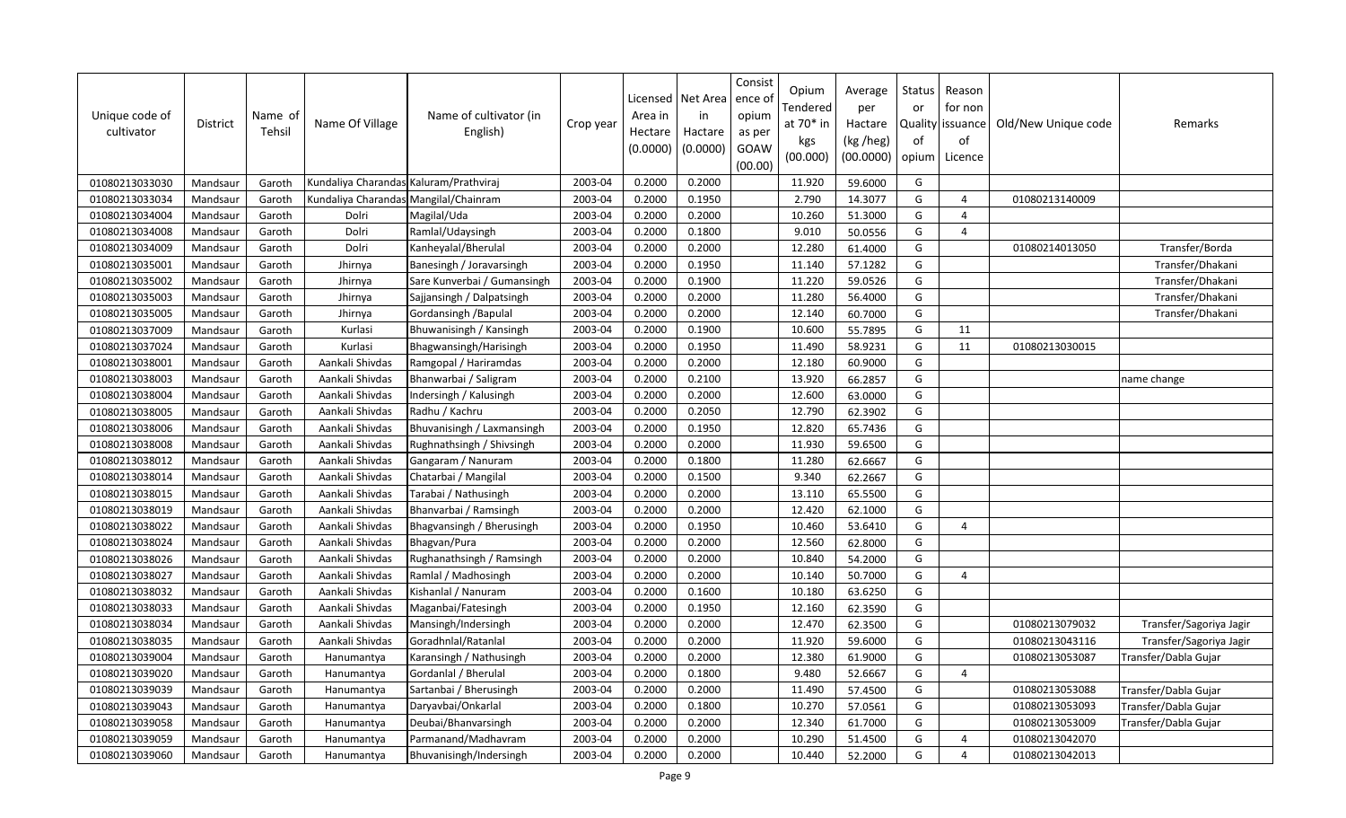| Unique code of cultivator | District | Name of Tehsil | Name Of Village | Name of cultivator (in English) | Crop year | Licensed Area in Hectare (0.0000) | Net Area in Hactare (0.0000) | Consistence of opium as per GOAW (00.00) | Opium Tendered at 70* in kgs (00.000) | Average per Hactare (kg /heg) (00.0000) | Status or Quality of opium | Reason for non issuance of Licence | Old/New Unique code | Remarks |
|---|---|---|---|---|---|---|---|---|---|---|---|---|---|---|
| 01080213033030 | Mandsaur | Garoth | Kundaliya Charandas | Kaluram/Prathviraj | 2003-04 | 0.2000 | 0.2000 | | 11.920 | 59.6000 | G | | | |
| 01080213033034 | Mandsaur | Garoth | Kundaliya Charandas | Mangilal/Chainram | 2003-04 | 0.2000 | 0.1950 | | 2.790 | 14.3077 | G | 4 | 01080213140009 | |
| 01080213034004 | Mandsaur | Garoth | Dolri | Magilal/Uda | 2003-04 | 0.2000 | 0.2000 | | 10.260 | 51.3000 | G | 4 | | |
| 01080213034008 | Mandsaur | Garoth | Dolri | Ramlal/Udaysingh | 2003-04 | 0.2000 | 0.1800 | | 9.010 | 50.0556 | G | 4 | | |
| 01080213034009 | Mandsaur | Garoth | Dolri | Kanheyalal/Bherulal | 2003-04 | 0.2000 | 0.2000 | | 12.280 | 61.4000 | G | | 01080214013050 | Transfer/Borda |
| 01080213035001 | Mandsaur | Garoth | Jhirnya | Banesingh / Joravarsingh | 2003-04 | 0.2000 | 0.1950 | | 11.140 | 57.1282 | G | | | Transfer/Dhakani |
| 01080213035002 | Mandsaur | Garoth | Jhirnya | Sare Kunverbai / Gumansingh | 2003-04 | 0.2000 | 0.1900 | | 11.220 | 59.0526 | G | | | Transfer/Dhakani |
| 01080213035003 | Mandsaur | Garoth | Jhirnya | Sajjansingh / Dalpatsingh | 2003-04 | 0.2000 | 0.2000 | | 11.280 | 56.4000 | G | | | Transfer/Dhakani |
| 01080213035005 | Mandsaur | Garoth | Jhirnya | Gordansingh /Bapulal | 2003-04 | 0.2000 | 0.2000 | | 12.140 | 60.7000 | G | | | Transfer/Dhakani |
| 01080213037009 | Mandsaur | Garoth | Kurlasi | Bhuwanisingh / Kansingh | 2003-04 | 0.2000 | 0.1900 | | 10.600 | 55.7895 | G | 11 | | |
| 01080213037024 | Mandsaur | Garoth | Kurlasi | Bhagwansingh/Harisingh | 2003-04 | 0.2000 | 0.1950 | | 11.490 | 58.9231 | G | 11 | 01080213030015 | |
| 01080213038001 | Mandsaur | Garoth | Aankali Shivdas | Ramgopal / Hariramdas | 2003-04 | 0.2000 | 0.2000 | | 12.180 | 60.9000 | G | | | |
| 01080213038003 | Mandsaur | Garoth | Aankali Shivdas | Bhanwarbai / Saligram | 2003-04 | 0.2000 | 0.2100 | | 13.920 | 66.2857 | G | | | name change |
| 01080213038004 | Mandsaur | Garoth | Aankali Shivdas | Indersingh / Kalusingh | 2003-04 | 0.2000 | 0.2000 | | 12.600 | 63.0000 | G | | | |
| 01080213038005 | Mandsaur | Garoth | Aankali Shivdas | Radhu / Kachru | 2003-04 | 0.2000 | 0.2050 | | 12.790 | 62.3902 | G | | | |
| 01080213038006 | Mandsaur | Garoth | Aankali Shivdas | Bhuvanisingh / Laxmansingh | 2003-04 | 0.2000 | 0.1950 | | 12.820 | 65.7436 | G | | | |
| 01080213038008 | Mandsaur | Garoth | Aankali Shivdas | Rughnathsingh / Shivsingh | 2003-04 | 0.2000 | 0.2000 | | 11.930 | 59.6500 | G | | | |
| 01080213038012 | Mandsaur | Garoth | Aankali Shivdas | Gangaram / Nanuram | 2003-04 | 0.2000 | 0.1800 | | 11.280 | 62.6667 | G | | | |
| 01080213038014 | Mandsaur | Garoth | Aankali Shivdas | Chatarbai / Mangilal | 2003-04 | 0.2000 | 0.1500 | | 9.340 | 62.2667 | G | | | |
| 01080213038015 | Mandsaur | Garoth | Aankali Shivdas | Tarabai / Nathusingh | 2003-04 | 0.2000 | 0.2000 | | 13.110 | 65.5500 | G | | | |
| 01080213038019 | Mandsaur | Garoth | Aankali Shivdas | Bhanvarbai / Ramsingh | 2003-04 | 0.2000 | 0.2000 | | 12.420 | 62.1000 | G | | | |
| 01080213038022 | Mandsaur | Garoth | Aankali Shivdas | Bhagvansingh / Bherusingh | 2003-04 | 0.2000 | 0.1950 | | 10.460 | 53.6410 | G | 4 | | |
| 01080213038024 | Mandsaur | Garoth | Aankali Shivdas | Bhagvan/Pura | 2003-04 | 0.2000 | 0.2000 | | 12.560 | 62.8000 | G | | | |
| 01080213038026 | Mandsaur | Garoth | Aankali Shivdas | Rughanathsingh / Ramsingh | 2003-04 | 0.2000 | 0.2000 | | 10.840 | 54.2000 | G | | | |
| 01080213038027 | Mandsaur | Garoth | Aankali Shivdas | Ramlal / Madhosingh | 2003-04 | 0.2000 | 0.2000 | | 10.140 | 50.7000 | G | 4 | | |
| 01080213038032 | Mandsaur | Garoth | Aankali Shivdas | Kishanlal / Nanuram | 2003-04 | 0.2000 | 0.1600 | | 10.180 | 63.6250 | G | | | |
| 01080213038033 | Mandsaur | Garoth | Aankali Shivdas | Maganbai/Fatesingh | 2003-04 | 0.2000 | 0.1950 | | 12.160 | 62.3590 | G | | | |
| 01080213038034 | Mandsaur | Garoth | Aankali Shivdas | Mansingh/Indersingh | 2003-04 | 0.2000 | 0.2000 | | 12.470 | 62.3500 | G | | 01080213079032 | Transfer/Sagoriya Jagir |
| 01080213038035 | Mandsaur | Garoth | Aankali Shivdas | Goradhnlal/Ratanlal | 2003-04 | 0.2000 | 0.2000 | | 11.920 | 59.6000 | G | | 01080213043116 | Transfer/Sagoriya Jagir |
| 01080213039004 | Mandsaur | Garoth | Hanumantya | Karansingh / Nathusingh | 2003-04 | 0.2000 | 0.2000 | | 12.380 | 61.9000 | G | | 01080213053087 | Transfer/Dabla Gujar |
| 01080213039020 | Mandsaur | Garoth | Hanumantya | Gordanlal / Bherulal | 2003-04 | 0.2000 | 0.1800 | | 9.480 | 52.6667 | G | 4 | | |
| 01080213039039 | Mandsaur | Garoth | Hanumantya | Sartanbai / Bherusingh | 2003-04 | 0.2000 | 0.2000 | | 11.490 | 57.4500 | G | | 01080213053088 | Transfer/Dabla Gujar |
| 01080213039043 | Mandsaur | Garoth | Hanumantya | Daryavbai/Onkarlal | 2003-04 | 0.2000 | 0.1800 | | 10.270 | 57.0561 | G | | 01080213053093 | Transfer/Dabla Gujar |
| 01080213039058 | Mandsaur | Garoth | Hanumantya | Deubai/Bhanvarsingh | 2003-04 | 0.2000 | 0.2000 | | 12.340 | 61.7000 | G | | 01080213053009 | Transfer/Dabla Gujar |
| 01080213039059 | Mandsaur | Garoth | Hanumantya | Parmanand/Madhavram | 2003-04 | 0.2000 | 0.2000 | | 10.290 | 51.4500 | G | 4 | 01080213042070 | |
| 01080213039060 | Mandsaur | Garoth | Hanumantya | Bhuvanisingh/Indersingh | 2003-04 | 0.2000 | 0.2000 | | 10.440 | 52.2000 | G | 4 | 01080213042013 | |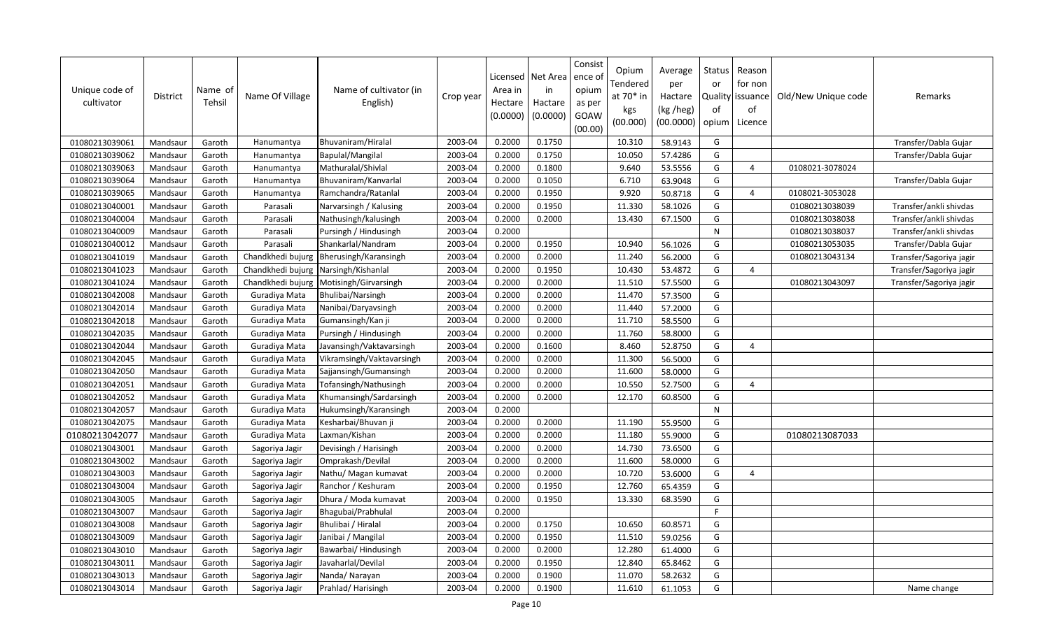| Unique code of cultivator | District | Name of Tehsil | Name Of Village | Name of cultivator (in English) | Crop year | Licensed Area in Hectare (0.0000) | Net Area in Hactare (0.0000) | Consist ence of opium as per GOAW (00.00) | Opium Tendered at 70* in kgs (00.000) | Average per Hactare (kg /heg) (00.0000) | Status or Quality of opium | Reason for non issuance of Licence | Old/New Unique code | Remarks |
|---|---|---|---|---|---|---|---|---|---|---|---|---|---|---|
| 01080213039061 | Mandsaur | Garoth | Hanumantya | Bhuvaniram/Hiralal | 2003-04 | 0.2000 | 0.1750 | | 10.310 | 58.9143 | G | | | Transfer/Dabla Gujar |
| 01080213039062 | Mandsaur | Garoth | Hanumantya | Bapulal/Mangilal | 2003-04 | 0.2000 | 0.1750 | | 10.050 | 57.4286 | G | | | Transfer/Dabla Gujar |
| 01080213039063 | Mandsaur | Garoth | Hanumantya | Mathuralal/Shivlal | 2003-04 | 0.2000 | 0.1800 | | 9.640 | 53.5556 | G | 4 | 0108021-3078024 | |
| 01080213039064 | Mandsaur | Garoth | Hanumantya | Bhuvaniram/Kanvarlal | 2003-04 | 0.2000 | 0.1050 | | 6.710 | 63.9048 | G | | | Transfer/Dabla Gujar |
| 01080213039065 | Mandsaur | Garoth | Hanumantya | Ramchandra/Ratanlal | 2003-04 | 0.2000 | 0.1950 | | 9.920 | 50.8718 | G | 4 | 0108021-3053028 | |
| 01080213040001 | Mandsaur | Garoth | Parasali | Narvarsingh / Kalusing | 2003-04 | 0.2000 | 0.1950 | | 11.330 | 58.1026 | G | | 01080213038039 | Transfer/ankli shivdas |
| 01080213040004 | Mandsaur | Garoth | Parasali | Nathusingh/kalusingh | 2003-04 | 0.2000 | 0.2000 | | 13.430 | 67.1500 | G | | 01080213038038 | Transfer/ankli shivdas |
| 01080213040009 | Mandsaur | Garoth | Parasali | Pursingh / Hindusingh | 2003-04 | 0.2000 | | | | | N | | 01080213038037 | Transfer/ankli shivdas |
| 01080213040012 | Mandsaur | Garoth | Parasali | Shankarlal/Nandram | 2003-04 | 0.2000 | 0.1950 | | 10.940 | 56.1026 | G | | 01080213053035 | Transfer/Dabla Gujar |
| 01080213041019 | Mandsaur | Garoth | Chandkhedi bujurg | Bherusingh/Karansingh | 2003-04 | 0.2000 | 0.2000 | | 11.240 | 56.2000 | G | | 01080213043134 | Transfer/Sagoriya jagir |
| 01080213041023 | Mandsaur | Garoth | Chandkhedi bujurg | Narsingh/Kishanlal | 2003-04 | 0.2000 | 0.1950 | | 10.430 | 53.4872 | G | 4 | | Transfer/Sagoriya jagir |
| 01080213041024 | Mandsaur | Garoth | Chandkhedi bujurg | Motisingh/Girvarsingh | 2003-04 | 0.2000 | 0.2000 | | 11.510 | 57.5500 | G | | 01080213043097 | Transfer/Sagoriya jagir |
| 01080213042008 | Mandsaur | Garoth | Guradiya Mata | Bhulibai/Narsingh | 2003-04 | 0.2000 | 0.2000 | | 11.470 | 57.3500 | G | | | |
| 01080213042014 | Mandsaur | Garoth | Guradiya Mata | Nanibai/Daryavsingh | 2003-04 | 0.2000 | 0.2000 | | 11.440 | 57.2000 | G | | | |
| 01080213042018 | Mandsaur | Garoth | Guradiya Mata | Gumansingh/Kan ji | 2003-04 | 0.2000 | 0.2000 | | 11.710 | 58.5500 | G | | | |
| 01080213042035 | Mandsaur | Garoth | Guradiya Mata | Pursingh / Hindusingh | 2003-04 | 0.2000 | 0.2000 | | 11.760 | 58.8000 | G | | | |
| 01080213042044 | Mandsaur | Garoth | Guradiya Mata | Javansingh/Vaktavarsingh | 2003-04 | 0.2000 | 0.1600 | | 8.460 | 52.8750 | G | 4 | | |
| 01080213042045 | Mandsaur | Garoth | Guradiya Mata | Vikramsingh/Vaktavarsingh | 2003-04 | 0.2000 | 0.2000 | | 11.300 | 56.5000 | G | | | |
| 01080213042050 | Mandsaur | Garoth | Guradiya Mata | Sajjansingh/Gumansingh | 2003-04 | 0.2000 | 0.2000 | | 11.600 | 58.0000 | G | | | |
| 01080213042051 | Mandsaur | Garoth | Guradiya Mata | Tofansingh/Nathusingh | 2003-04 | 0.2000 | 0.2000 | | 10.550 | 52.7500 | G | 4 | | |
| 01080213042052 | Mandsaur | Garoth | Guradiya Mata | Khumansingh/Sardarsingh | 2003-04 | 0.2000 | 0.2000 | | 12.170 | 60.8500 | G | | | |
| 01080213042057 | Mandsaur | Garoth | Guradiya Mata | Hukumsingh/Karansingh | 2003-04 | 0.2000 | | | | | N | | | |
| 01080213042075 | Mandsaur | Garoth | Guradiya Mata | Kesharbai/Bhuvan ji | 2003-04 | 0.2000 | 0.2000 | | 11.190 | 55.9500 | G | | | |
| 01080213042077 | Mandsaur | Garoth | Guradiya Mata | Laxman/Kishan | 2003-04 | 0.2000 | 0.2000 | | 11.180 | 55.9000 | G | | 01080213087033 | |
| 01080213043001 | Mandsaur | Garoth | Sagoriya Jagir | Devisingh / Harisingh | 2003-04 | 0.2000 | 0.2000 | | 14.730 | 73.6500 | G | | | |
| 01080213043002 | Mandsaur | Garoth | Sagoriya Jagir | Omprakash/Devilal | 2003-04 | 0.2000 | 0.2000 | | 11.600 | 58.0000 | G | | | |
| 01080213043003 | Mandsaur | Garoth | Sagoriya Jagir | Nathu/ Magan kumavat | 2003-04 | 0.2000 | 0.2000 | | 10.720 | 53.6000 | G | 4 | | |
| 01080213043004 | Mandsaur | Garoth | Sagoriya Jagir | Ranchor / Keshuram | 2003-04 | 0.2000 | 0.1950 | | 12.760 | 65.4359 | G | | | |
| 01080213043005 | Mandsaur | Garoth | Sagoriya Jagir | Dhura / Moda kumavat | 2003-04 | 0.2000 | 0.1950 | | 13.330 | 68.3590 | G | | | |
| 01080213043007 | Mandsaur | Garoth | Sagoriya Jagir | Bhagubai/Prabhulal | 2003-04 | 0.2000 | | | | | F | | | |
| 01080213043008 | Mandsaur | Garoth | Sagoriya Jagir | Bhulibai / Hiralal | 2003-04 | 0.2000 | 0.1750 | | 10.650 | 60.8571 | G | | | |
| 01080213043009 | Mandsaur | Garoth | Sagoriya Jagir | Janibai / Mangilal | 2003-04 | 0.2000 | 0.1950 | | 11.510 | 59.0256 | G | | | |
| 01080213043010 | Mandsaur | Garoth | Sagoriya Jagir | Bawarbai/ Hindusingh | 2003-04 | 0.2000 | 0.2000 | | 12.280 | 61.4000 | G | | | |
| 01080213043011 | Mandsaur | Garoth | Sagoriya Jagir | Javaharlal/Devilal | 2003-04 | 0.2000 | 0.1950 | | 12.840 | 65.8462 | G | | | |
| 01080213043013 | Mandsaur | Garoth | Sagoriya Jagir | Nanda/ Narayan | 2003-04 | 0.2000 | 0.1900 | | 11.070 | 58.2632 | G | | | |
| 01080213043014 | Mandsaur | Garoth | Sagoriya Jagir | Prahlad/ Harisingh | 2003-04 | 0.2000 | 0.1900 | | 11.610 | 61.1053 | G | | | Name change |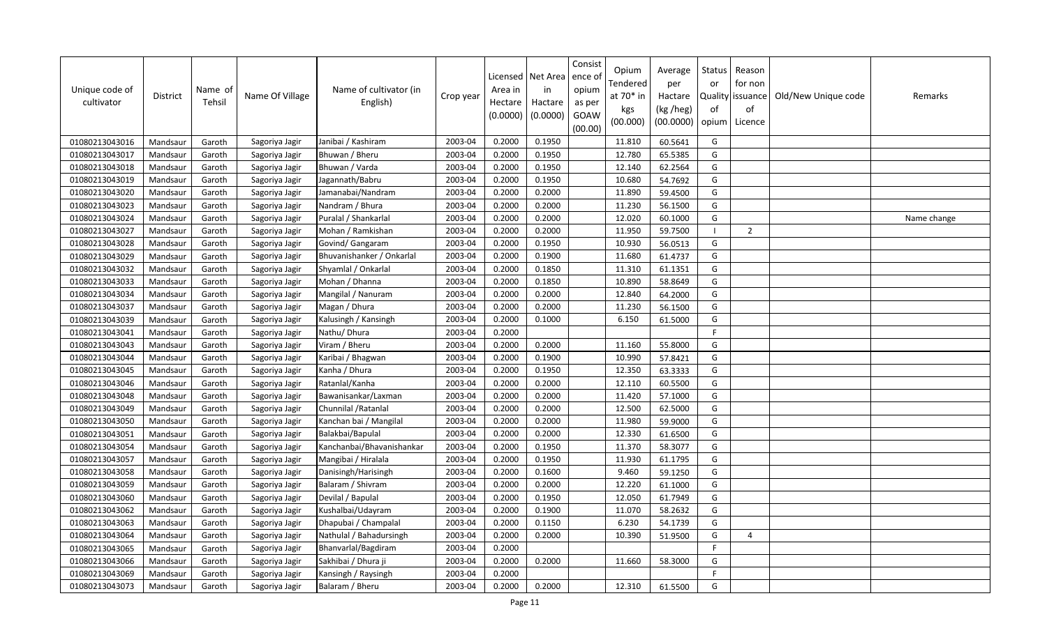| Unique code of cultivator | District | Name of Tehsil | Name Of Village | Name of cultivator (in English) | Crop year | Licensed Area in Hectare (0.0000) | Net Area in Hactare (0.0000) | Consistence of opium as per GOAW (00.00) | Opium Tendered at 70* in kgs (00.000) | Average per Hactare (kg /heg) (00.0000) | Status or Quality of opium | Reason for non issuance of Licence | Old/New Unique code | Remarks |
|---|---|---|---|---|---|---|---|---|---|---|---|---|---|---|
| 01080213043016 | Mandsaur | Garoth | Sagoriya Jagir | Janibai / Kashiram | 2003-04 | 0.2000 | 0.1950 | | 11.810 | 60.5641 | G | | | |
| 01080213043017 | Mandsaur | Garoth | Sagoriya Jagir | Bhuwan / Bheru | 2003-04 | 0.2000 | 0.1950 | | 12.780 | 65.5385 | G | | | |
| 01080213043018 | Mandsaur | Garoth | Sagoriya Jagir | Bhuwan / Varda | 2003-04 | 0.2000 | 0.1950 | | 12.140 | 62.2564 | G | | | |
| 01080213043019 | Mandsaur | Garoth | Sagoriya Jagir | Jagannath/Babru | 2003-04 | 0.2000 | 0.1950 | | 10.680 | 54.7692 | G | | | |
| 01080213043020 | Mandsaur | Garoth | Sagoriya Jagir | Jamanabai/Nandram | 2003-04 | 0.2000 | 0.2000 | | 11.890 | 59.4500 | G | | | |
| 01080213043023 | Mandsaur | Garoth | Sagoriya Jagir | Nandram / Bhura | 2003-04 | 0.2000 | 0.2000 | | 11.230 | 56.1500 | G | | | |
| 01080213043024 | Mandsaur | Garoth | Sagoriya Jagir | Puralal / Shankarlal | 2003-04 | 0.2000 | 0.2000 | | 12.020 | 60.1000 | G | | | Name change |
| 01080213043027 | Mandsaur | Garoth | Sagoriya Jagir | Mohan / Ramkishan | 2003-04 | 0.2000 | 0.2000 | | 11.950 | 59.7500 | I | 2 | | |
| 01080213043028 | Mandsaur | Garoth | Sagoriya Jagir | Govind/ Gangaram | 2003-04 | 0.2000 | 0.1950 | | 10.930 | 56.0513 | G | | | |
| 01080213043029 | Mandsaur | Garoth | Sagoriya Jagir | Bhuvanishanker / Onkarlal | 2003-04 | 0.2000 | 0.1900 | | 11.680 | 61.4737 | G | | | |
| 01080213043032 | Mandsaur | Garoth | Sagoriya Jagir | Shyamlal / Onkarlal | 2003-04 | 0.2000 | 0.1850 | | 11.310 | 61.1351 | G | | | |
| 01080213043033 | Mandsaur | Garoth | Sagoriya Jagir | Mohan / Dhanna | 2003-04 | 0.2000 | 0.1850 | | 10.890 | 58.8649 | G | | | |
| 01080213043034 | Mandsaur | Garoth | Sagoriya Jagir | Mangilal / Nanuram | 2003-04 | 0.2000 | 0.2000 | | 12.840 | 64.2000 | G | | | |
| 01080213043037 | Mandsaur | Garoth | Sagoriya Jagir | Magan / Dhura | 2003-04 | 0.2000 | 0.2000 | | 11.230 | 56.1500 | G | | | |
| 01080213043039 | Mandsaur | Garoth | Sagoriya Jagir | Kalusingh / Kansingh | 2003-04 | 0.2000 | 0.1000 | | 6.150 | 61.5000 | G | | | |
| 01080213043041 | Mandsaur | Garoth | Sagoriya Jagir | Nathu/ Dhura | 2003-04 | 0.2000 | | | | | F | | | |
| 01080213043043 | Mandsaur | Garoth | Sagoriya Jagir | Viram / Bheru | 2003-04 | 0.2000 | 0.2000 | | 11.160 | 55.8000 | G | | | |
| 01080213043044 | Mandsaur | Garoth | Sagoriya Jagir | Karibai / Bhagwan | 2003-04 | 0.2000 | 0.1900 | | 10.990 | 57.8421 | G | | | |
| 01080213043045 | Mandsaur | Garoth | Sagoriya Jagir | Kanha / Dhura | 2003-04 | 0.2000 | 0.1950 | | 12.350 | 63.3333 | G | | | |
| 01080213043046 | Mandsaur | Garoth | Sagoriya Jagir | Ratanlal/Kanha | 2003-04 | 0.2000 | 0.2000 | | 12.110 | 60.5500 | G | | | |
| 01080213043048 | Mandsaur | Garoth | Sagoriya Jagir | Bawanisankar/Laxman | 2003-04 | 0.2000 | 0.2000 | | 11.420 | 57.1000 | G | | | |
| 01080213043049 | Mandsaur | Garoth | Sagoriya Jagir | Chunnilal /Ratanlal | 2003-04 | 0.2000 | 0.2000 | | 12.500 | 62.5000 | G | | | |
| 01080213043050 | Mandsaur | Garoth | Sagoriya Jagir | Kanchan bai / Mangilal | 2003-04 | 0.2000 | 0.2000 | | 11.980 | 59.9000 | G | | | |
| 01080213043051 | Mandsaur | Garoth | Sagoriya Jagir | Balakbai/Bapulal | 2003-04 | 0.2000 | 0.2000 | | 12.330 | 61.6500 | G | | | |
| 01080213043054 | Mandsaur | Garoth | Sagoriya Jagir | Kanchanbai/Bhavanishankar | 2003-04 | 0.2000 | 0.1950 | | 11.370 | 58.3077 | G | | | |
| 01080213043057 | Mandsaur | Garoth | Sagoriya Jagir | Mangibai / Hiralala | 2003-04 | 0.2000 | 0.1950 | | 11.930 | 61.1795 | G | | | |
| 01080213043058 | Mandsaur | Garoth | Sagoriya Jagir | Danisingh/Harisingh | 2003-04 | 0.2000 | 0.1600 | | 9.460 | 59.1250 | G | | | |
| 01080213043059 | Mandsaur | Garoth | Sagoriya Jagir | Balaram / Shivram | 2003-04 | 0.2000 | 0.2000 | | 12.220 | 61.1000 | G | | | |
| 01080213043060 | Mandsaur | Garoth | Sagoriya Jagir | Devilal / Bapulal | 2003-04 | 0.2000 | 0.1950 | | 12.050 | 61.7949 | G | | | |
| 01080213043062 | Mandsaur | Garoth | Sagoriya Jagir | Kushalbai/Udayram | 2003-04 | 0.2000 | 0.1900 | | 11.070 | 58.2632 | G | | | |
| 01080213043063 | Mandsaur | Garoth | Sagoriya Jagir | Dhapubai / Champalal | 2003-04 | 0.2000 | 0.1150 | | 6.230 | 54.1739 | G | | | |
| 01080213043064 | Mandsaur | Garoth | Sagoriya Jagir | Nathulal / Bahadursingh | 2003-04 | 0.2000 | 0.2000 | | 10.390 | 51.9500 | G | 4 | | |
| 01080213043065 | Mandsaur | Garoth | Sagoriya Jagir | Bhanvarlal/Bagdiram | 2003-04 | 0.2000 | | | | | F | | | |
| 01080213043066 | Mandsaur | Garoth | Sagoriya Jagir | Sakhibai / Dhura ji | 2003-04 | 0.2000 | 0.2000 | | 11.660 | 58.3000 | G | | | |
| 01080213043069 | Mandsaur | Garoth | Sagoriya Jagir | Kansingh / Raysingh | 2003-04 | 0.2000 | | | | | F | | | |
| 01080213043073 | Mandsaur | Garoth | Sagoriya Jagir | Balaram / Bheru | 2003-04 | 0.2000 | 0.2000 | | 12.310 | 61.5500 | G | | | |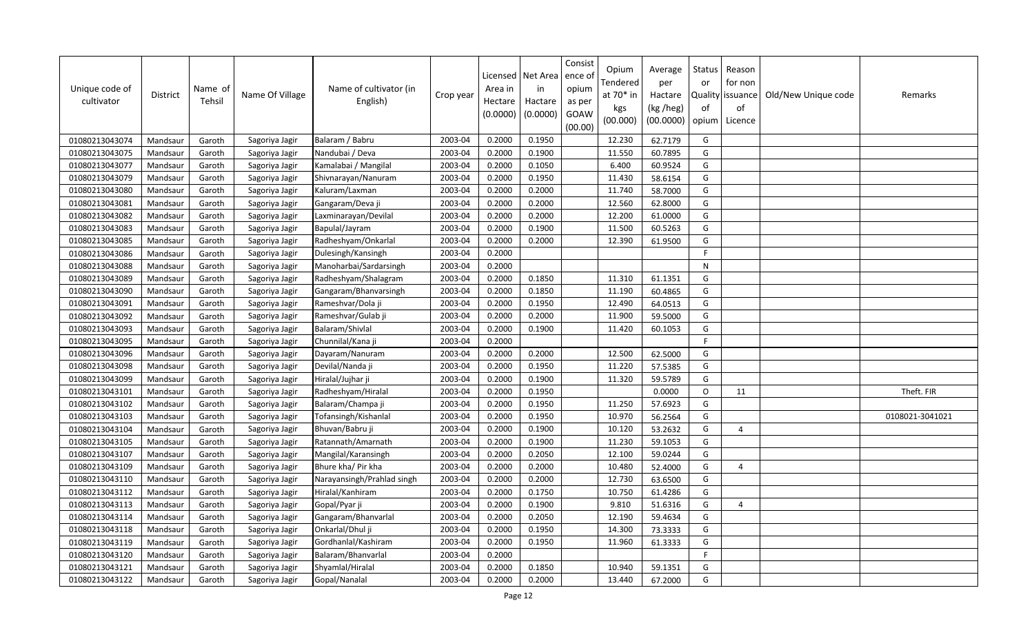| Unique code of cultivator | District | Name of Tehsil | Name Of Village | Name of cultivator (in English) | Crop year | Licensed Area in Hectare (0.0000) | Net Area in Hactare (0.0000) | Consistence of opium as per GOAW (00.00) | Opium Tendered at 70* in kgs (00.000) | Average per Hactare (kg /heg) (00.0000) | Status or Quality of opium | Reason for non issuance of Licence | Old/New Unique code | Remarks |
|---|---|---|---|---|---|---|---|---|---|---|---|---|---|---|
| 01080213043074 | Mandsaur | Garoth | Sagoriya Jagir | Balaram / Babru | 2003-04 | 0.2000 | 0.1950 | | 12.230 | 62.7179 | G | | | |
| 01080213043075 | Mandsaur | Garoth | Sagoriya Jagir | Nandubai / Deva | 2003-04 | 0.2000 | 0.1900 | | 11.550 | 60.7895 | G | | | |
| 01080213043077 | Mandsaur | Garoth | Sagoriya Jagir | Kamalabai / Mangilal | 2003-04 | 0.2000 | 0.1050 | | 6.400 | 60.9524 | G | | | |
| 01080213043079 | Mandsaur | Garoth | Sagoriya Jagir | Shivnarayan/Nanuram | 2003-04 | 0.2000 | 0.1950 | | 11.430 | 58.6154 | G | | | |
| 01080213043080 | Mandsaur | Garoth | Sagoriya Jagir | Kaluram/Laxman | 2003-04 | 0.2000 | 0.2000 | | 11.740 | 58.7000 | G | | | |
| 01080213043081 | Mandsaur | Garoth | Sagoriya Jagir | Gangaram/Deva ji | 2003-04 | 0.2000 | 0.2000 | | 12.560 | 62.8000 | G | | | |
| 01080213043082 | Mandsaur | Garoth | Sagoriya Jagir | Laxminarayan/Devilal | 2003-04 | 0.2000 | 0.2000 | | 12.200 | 61.0000 | G | | | |
| 01080213043083 | Mandsaur | Garoth | Sagoriya Jagir | Bapulal/Jayram | 2003-04 | 0.2000 | 0.1900 | | 11.500 | 60.5263 | G | | | |
| 01080213043085 | Mandsaur | Garoth | Sagoriya Jagir | Radheshyam/Onkarlal | 2003-04 | 0.2000 | 0.2000 | | 12.390 | 61.9500 | G | | | |
| 01080213043086 | Mandsaur | Garoth | Sagoriya Jagir | Dulesingh/Kansingh | 2003-04 | 0.2000 | | | | | F | | | |
| 01080213043088 | Mandsaur | Garoth | Sagoriya Jagir | Manoharbai/Sardarsingh | 2003-04 | 0.2000 | | | | | N | | | |
| 01080213043089 | Mandsaur | Garoth | Sagoriya Jagir | Radheshyam/Shalagram | 2003-04 | 0.2000 | 0.1850 | | 11.310 | 61.1351 | G | | | |
| 01080213043090 | Mandsaur | Garoth | Sagoriya Jagir | Gangaram/Bhanvarsingh | 2003-04 | 0.2000 | 0.1850 | | 11.190 | 60.4865 | G | | | |
| 01080213043091 | Mandsaur | Garoth | Sagoriya Jagir | Rameshvar/Dola ji | 2003-04 | 0.2000 | 0.1950 | | 12.490 | 64.0513 | G | | | |
| 01080213043092 | Mandsaur | Garoth | Sagoriya Jagir | Rameshvar/Gulab ji | 2003-04 | 0.2000 | 0.2000 | | 11.900 | 59.5000 | G | | | |
| 01080213043093 | Mandsaur | Garoth | Sagoriya Jagir | Balaram/Shivlal | 2003-04 | 0.2000 | 0.1900 | | 11.420 | 60.1053 | G | | | |
| 01080213043095 | Mandsaur | Garoth | Sagoriya Jagir | Chunnilal/Kana ji | 2003-04 | 0.2000 | | | | | F | | | |
| 01080213043096 | Mandsaur | Garoth | Sagoriya Jagir | Dayaram/Nanuram | 2003-04 | 0.2000 | 0.2000 | | 12.500 | 62.5000 | G | | | |
| 01080213043098 | Mandsaur | Garoth | Sagoriya Jagir | Devilal/Nanda ji | 2003-04 | 0.2000 | 0.1950 | | 11.220 | 57.5385 | G | | | |
| 01080213043099 | Mandsaur | Garoth | Sagoriya Jagir | Hiralal/Jujhar ji | 2003-04 | 0.2000 | 0.1900 | | 11.320 | 59.5789 | G | | | |
| 01080213043101 | Mandsaur | Garoth | Sagoriya Jagir | Radheshyam/Hiralal | 2003-04 | 0.2000 | 0.1950 | | | 0.0000 | O | 11 | | Theft. FIR |
| 01080213043102 | Mandsaur | Garoth | Sagoriya Jagir | Balaram/Champa ji | 2003-04 | 0.2000 | 0.1950 | | 11.250 | 57.6923 | G | | | |
| 01080213043103 | Mandsaur | Garoth | Sagoriya Jagir | Tofansingh/Kishanlal | 2003-04 | 0.2000 | 0.1950 | | 10.970 | 56.2564 | G | | | 0108021-3041021 |
| 01080213043104 | Mandsaur | Garoth | Sagoriya Jagir | Bhuvan/Babru ji | 2003-04 | 0.2000 | 0.1900 | | 10.120 | 53.2632 | G | 4 | | |
| 01080213043105 | Mandsaur | Garoth | Sagoriya Jagir | Ratannath/Amarnath | 2003-04 | 0.2000 | 0.1900 | | 11.230 | 59.1053 | G | | | |
| 01080213043107 | Mandsaur | Garoth | Sagoriya Jagir | Mangilal/Karansingh | 2003-04 | 0.2000 | 0.2050 | | 12.100 | 59.0244 | G | | | |
| 01080213043109 | Mandsaur | Garoth | Sagoriya Jagir | Bhure kha/ Pir kha | 2003-04 | 0.2000 | 0.2000 | | 10.480 | 52.4000 | G | 4 | | |
| 01080213043110 | Mandsaur | Garoth | Sagoriya Jagir | Narayansingh/Prahlad singh | 2003-04 | 0.2000 | 0.2000 | | 12.730 | 63.6500 | G | | | |
| 01080213043112 | Mandsaur | Garoth | Sagoriya Jagir | Hiralal/Kanhiram | 2003-04 | 0.2000 | 0.1750 | | 10.750 | 61.4286 | G | | | |
| 01080213043113 | Mandsaur | Garoth | Sagoriya Jagir | Gopal/Pyar ji | 2003-04 | 0.2000 | 0.1900 | | 9.810 | 51.6316 | G | 4 | | |
| 01080213043114 | Mandsaur | Garoth | Sagoriya Jagir | Gangaram/Bhanvarlal | 2003-04 | 0.2000 | 0.2050 | | 12.190 | 59.4634 | G | | | |
| 01080213043118 | Mandsaur | Garoth | Sagoriya Jagir | Onkarlal/Dhul ji | 2003-04 | 0.2000 | 0.1950 | | 14.300 | 73.3333 | G | | | |
| 01080213043119 | Mandsaur | Garoth | Sagoriya Jagir | Gordhanlal/Kashiram | 2003-04 | 0.2000 | 0.1950 | | 11.960 | 61.3333 | G | | | |
| 01080213043120 | Mandsaur | Garoth | Sagoriya Jagir | Balaram/Bhanvarlal | 2003-04 | 0.2000 | | | | | F | | | |
| 01080213043121 | Mandsaur | Garoth | Sagoriya Jagir | Shyamlal/Hiralal | 2003-04 | 0.2000 | 0.1850 | | 10.940 | 59.1351 | G | | | |
| 01080213043122 | Mandsaur | Garoth | Sagoriya Jagir | Gopal/Nanalal | 2003-04 | 0.2000 | 0.2000 | | 13.440 | 67.2000 | G | | | |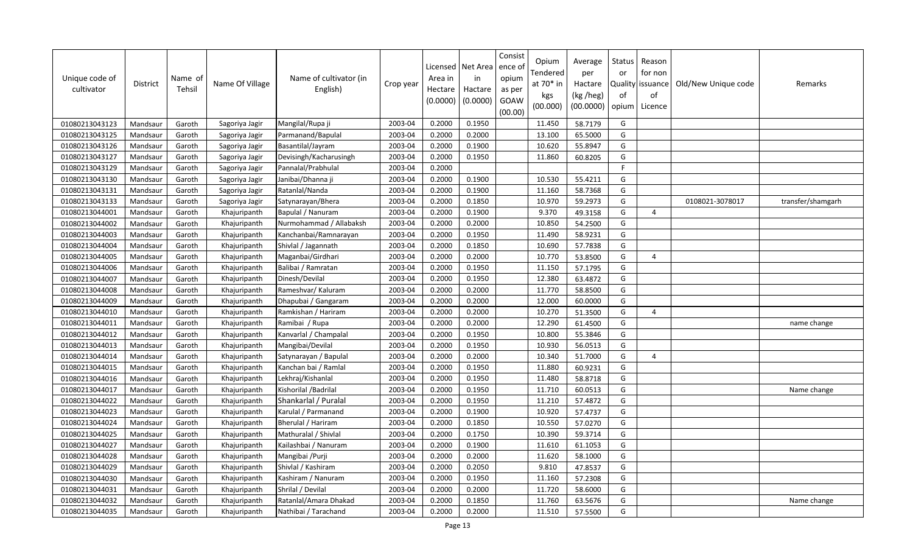| Unique code of cultivator | District | Name of Tehsil | Name Of Village | Name of cultivator (in English) | Crop year | Licensed Area in Hectare (0.0000) | Net Area in Hactare (0.0000) | Consistence of opium as per GOAW (00.00) | Opium Tendered at 70* in kgs (00.000) | Average per Hactare (kg /heg) (00.0000) | Status or Quality of opium | Reason for non issuance of Licence | Old/New Unique code | Remarks |
|---|---|---|---|---|---|---|---|---|---|---|---|---|---|---|
| 01080213043123 | Mandsaur | Garoth | Sagoriya Jagir | Mangilal/Rupa ji | 2003-04 | 0.2000 | 0.1950 | | 11.450 | 58.7179 | G | | | |
| 01080213043125 | Mandsaur | Garoth | Sagoriya Jagir | Parmanand/Bapulal | 2003-04 | 0.2000 | 0.2000 | | 13.100 | 65.5000 | G | | | |
| 01080213043126 | Mandsaur | Garoth | Sagoriya Jagir | Basantilal/Jayram | 2003-04 | 0.2000 | 0.1900 | | 10.620 | 55.8947 | G | | | |
| 01080213043127 | Mandsaur | Garoth | Sagoriya Jagir | Devisingh/Kacharusingh | 2003-04 | 0.2000 | 0.1950 | | 11.860 | 60.8205 | G | | | |
| 01080213043129 | Mandsaur | Garoth | Sagoriya Jagir | Pannalal/Prabhulal | 2003-04 | 0.2000 | | | | | F | | | |
| 01080213043130 | Mandsaur | Garoth | Sagoriya Jagir | Janibai/Dhanna ji | 2003-04 | 0.2000 | 0.1900 | | 10.530 | 55.4211 | G | | | |
| 01080213043131 | Mandsaur | Garoth | Sagoriya Jagir | Ratanlal/Nanda | 2003-04 | 0.2000 | 0.1900 | | 11.160 | 58.7368 | G | | | |
| 01080213043133 | Mandsaur | Garoth | Sagoriya Jagir | Satynarayan/Bhera | 2003-04 | 0.2000 | 0.1850 | | 10.970 | 59.2973 | G | | 0108021-3078017 | transfer/shamgarh |
| 01080213044001 | Mandsaur | Garoth | Khajuripanth | Bapulal / Nanuram | 2003-04 | 0.2000 | 0.1900 | | 9.370 | 49.3158 | G | 4 | | |
| 01080213044002 | Mandsaur | Garoth | Khajuripanth | Nurmohammad / Allabaksh | 2003-04 | 0.2000 | 0.2000 | | 10.850 | 54.2500 | G | | | |
| 01080213044003 | Mandsaur | Garoth | Khajuripanth | Kanchanbai/Ramnarayan | 2003-04 | 0.2000 | 0.1950 | | 11.490 | 58.9231 | G | | | |
| 01080213044004 | Mandsaur | Garoth | Khajuripanth | Shivlal / Jagannath | 2003-04 | 0.2000 | 0.1850 | | 10.690 | 57.7838 | G | | | |
| 01080213044005 | Mandsaur | Garoth | Khajuripanth | Maganbai/Girdhari | 2003-04 | 0.2000 | 0.2000 | | 10.770 | 53.8500 | G | 4 | | |
| 01080213044006 | Mandsaur | Garoth | Khajuripanth | Balibai / Ramratan | 2003-04 | 0.2000 | 0.1950 | | 11.150 | 57.1795 | G | | | |
| 01080213044007 | Mandsaur | Garoth | Khajuripanth | Dinesh/Devilal | 2003-04 | 0.2000 | 0.1950 | | 12.380 | 63.4872 | G | | | |
| 01080213044008 | Mandsaur | Garoth | Khajuripanth | Rameshvar/ Kaluram | 2003-04 | 0.2000 | 0.2000 | | 11.770 | 58.8500 | G | | | |
| 01080213044009 | Mandsaur | Garoth | Khajuripanth | Dhapubai / Gangaram | 2003-04 | 0.2000 | 0.2000 | | 12.000 | 60.0000 | G | | | |
| 01080213044010 | Mandsaur | Garoth | Khajuripanth | Ramkishan / Hariram | 2003-04 | 0.2000 | 0.2000 | | 10.270 | 51.3500 | G | 4 | | |
| 01080213044011 | Mandsaur | Garoth | Khajuripanth | Ramibai / Rupa | 2003-04 | 0.2000 | 0.2000 | | 12.290 | 61.4500 | G | | | name change |
| 01080213044012 | Mandsaur | Garoth | Khajuripanth | Kanvarlal / Champalal | 2003-04 | 0.2000 | 0.1950 | | 10.800 | 55.3846 | G | | | |
| 01080213044013 | Mandsaur | Garoth | Khajuripanth | Mangibai/Devilal | 2003-04 | 0.2000 | 0.1950 | | 10.930 | 56.0513 | G | | | |
| 01080213044014 | Mandsaur | Garoth | Khajuripanth | Satynarayan / Bapulal | 2003-04 | 0.2000 | 0.2000 | | 10.340 | 51.7000 | G | 4 | | |
| 01080213044015 | Mandsaur | Garoth | Khajuripanth | Kanchan bai / Ramlal | 2003-04 | 0.2000 | 0.1950 | | 11.880 | 60.9231 | G | | | |
| 01080213044016 | Mandsaur | Garoth | Khajuripanth | Lekhraj/Kishanlal | 2003-04 | 0.2000 | 0.1950 | | 11.480 | 58.8718 | G | | | |
| 01080213044017 | Mandsaur | Garoth | Khajuripanth | Kishorilal /Badrilal | 2003-04 | 0.2000 | 0.1950 | | 11.710 | 60.0513 | G | | | Name change |
| 01080213044022 | Mandsaur | Garoth | Khajuripanth | Shankarlal / Puralal | 2003-04 | 0.2000 | 0.1950 | | 11.210 | 57.4872 | G | | | |
| 01080213044023 | Mandsaur | Garoth | Khajuripanth | Karulal / Parmanand | 2003-04 | 0.2000 | 0.1900 | | 10.920 | 57.4737 | G | | | |
| 01080213044024 | Mandsaur | Garoth | Khajuripanth | Bherulal / Hariram | 2003-04 | 0.2000 | 0.1850 | | 10.550 | 57.0270 | G | | | |
| 01080213044025 | Mandsaur | Garoth | Khajuripanth | Mathuralal / Shivlal | 2003-04 | 0.2000 | 0.1750 | | 10.390 | 59.3714 | G | | | |
| 01080213044027 | Mandsaur | Garoth | Khajuripanth | Kailashbai / Nanuram | 2003-04 | 0.2000 | 0.1900 | | 11.610 | 61.1053 | G | | | |
| 01080213044028 | Mandsaur | Garoth | Khajuripanth | Mangibai /Purji | 2003-04 | 0.2000 | 0.2000 | | 11.620 | 58.1000 | G | | | |
| 01080213044029 | Mandsaur | Garoth | Khajuripanth | Shivlal / Kashiram | 2003-04 | 0.2000 | 0.2050 | | 9.810 | 47.8537 | G | | | |
| 01080213044030 | Mandsaur | Garoth | Khajuripanth | Kashiram / Nanuram | 2003-04 | 0.2000 | 0.1950 | | 11.160 | 57.2308 | G | | | |
| 01080213044031 | Mandsaur | Garoth | Khajuripanth | Shrilal / Devilal | 2003-04 | 0.2000 | 0.2000 | | 11.720 | 58.6000 | G | | | |
| 01080213044032 | Mandsaur | Garoth | Khajuripanth | Ratanlal/Amara Dhakad | 2003-04 | 0.2000 | 0.1850 | | 11.760 | 63.5676 | G | | | Name change |
| 01080213044035 | Mandsaur | Garoth | Khajuripanth | Nathibai / Tarachand | 2003-04 | 0.2000 | 0.2000 | | 11.510 | 57.5500 | G | | | |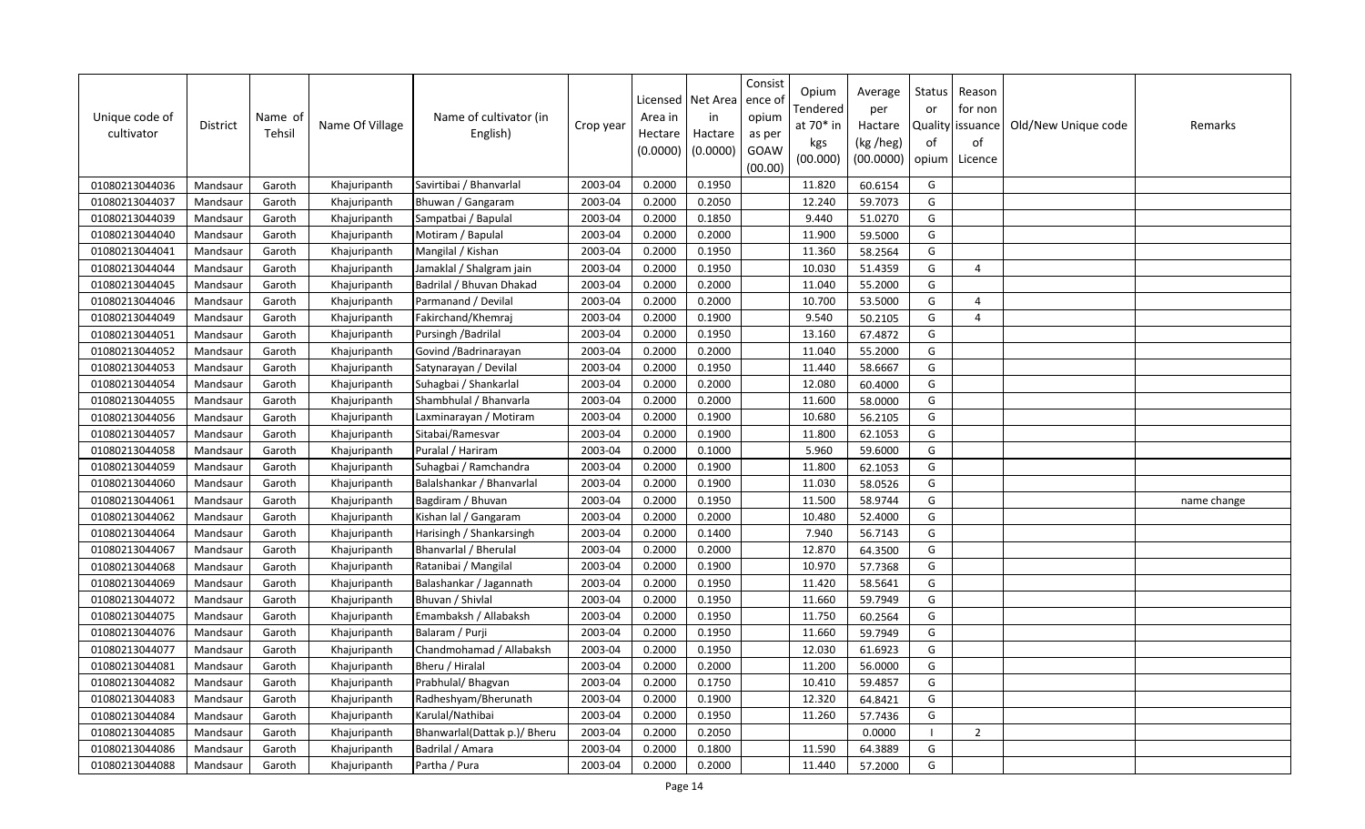| Unique code of cultivator | District | Name of Tehsil | Name Of Village | Name of cultivator (in English) | Crop year | Licensed Area in Hectare (0.0000) | Net Area in Hactare (0.0000) | Consistence of opium as per GOAW (00.00) | Opium Tendered at 70* in kgs (00.000) | Average per Hactare (kg /heg) (00.0000) | Status or Quality of opium | Reason for non issuance of Licence | Old/New Unique code | Remarks |
|---|---|---|---|---|---|---|---|---|---|---|---|---|---|---|
| 01080213044036 | Mandsaur | Garoth | Khajuripanth | Savirtibai / Bhanvarlal | 2003-04 | 0.2000 | 0.1950 | | 11.820 | 60.6154 | G | | | |
| 01080213044037 | Mandsaur | Garoth | Khajuripanth | Bhuwan / Gangaram | 2003-04 | 0.2000 | 0.2050 | | 12.240 | 59.7073 | G | | | |
| 01080213044039 | Mandsaur | Garoth | Khajuripanth | Sampatbai / Bapulal | 2003-04 | 0.2000 | 0.1850 | | 9.440 | 51.0270 | G | | | |
| 01080213044040 | Mandsaur | Garoth | Khajuripanth | Motiram / Bapulal | 2003-04 | 0.2000 | 0.2000 | | 11.900 | 59.5000 | G | | | |
| 01080213044041 | Mandsaur | Garoth | Khajuripanth | Mangilal / Kishan | 2003-04 | 0.2000 | 0.1950 | | 11.360 | 58.2564 | G | | | |
| 01080213044044 | Mandsaur | Garoth | Khajuripanth | Jamaklal / Shalgram jain | 2003-04 | 0.2000 | 0.1950 | | 10.030 | 51.4359 | G | 4 | | |
| 01080213044045 | Mandsaur | Garoth | Khajuripanth | Badrilal / Bhuvan Dhakad | 2003-04 | 0.2000 | 0.2000 | | 11.040 | 55.2000 | G | | | |
| 01080213044046 | Mandsaur | Garoth | Khajuripanth | Parmanand / Devilal | 2003-04 | 0.2000 | 0.2000 | | 10.700 | 53.5000 | G | 4 | | |
| 01080213044049 | Mandsaur | Garoth | Khajuripanth | Fakirchand/Khemraj | 2003-04 | 0.2000 | 0.1900 | | 9.540 | 50.2105 | G | 4 | | |
| 01080213044051 | Mandsaur | Garoth | Khajuripanth | Pursingh /Badrilal | 2003-04 | 0.2000 | 0.1950 | | 13.160 | 67.4872 | G | | | |
| 01080213044052 | Mandsaur | Garoth | Khajuripanth | Govind /Badrinarayan | 2003-04 | 0.2000 | 0.2000 | | 11.040 | 55.2000 | G | | | |
| 01080213044053 | Mandsaur | Garoth | Khajuripanth | Satynarayan / Devilal | 2003-04 | 0.2000 | 0.1950 | | 11.440 | 58.6667 | G | | | |
| 01080213044054 | Mandsaur | Garoth | Khajuripanth | Suhagbai / Shankarlal | 2003-04 | 0.2000 | 0.2000 | | 12.080 | 60.4000 | G | | | |
| 01080213044055 | Mandsaur | Garoth | Khajuripanth | Shambhulal / Bhanvarla | 2003-04 | 0.2000 | 0.2000 | | 11.600 | 58.0000 | G | | | |
| 01080213044056 | Mandsaur | Garoth | Khajuripanth | Laxminarayan / Motiram | 2003-04 | 0.2000 | 0.1900 | | 10.680 | 56.2105 | G | | | |
| 01080213044057 | Mandsaur | Garoth | Khajuripanth | Sitabai/Ramesvar | 2003-04 | 0.2000 | 0.1900 | | 11.800 | 62.1053 | G | | | |
| 01080213044058 | Mandsaur | Garoth | Khajuripanth | Puralal / Hariram | 2003-04 | 0.2000 | 0.1000 | | 5.960 | 59.6000 | G | | | |
| 01080213044059 | Mandsaur | Garoth | Khajuripanth | Suhagbai / Ramchandra | 2003-04 | 0.2000 | 0.1900 | | 11.800 | 62.1053 | G | | | |
| 01080213044060 | Mandsaur | Garoth | Khajuripanth | Balalshankar / Bhanvarlal | 2003-04 | 0.2000 | 0.1900 | | 11.030 | 58.0526 | G | | | |
| 01080213044061 | Mandsaur | Garoth | Khajuripanth | Bagdiram / Bhuvan | 2003-04 | 0.2000 | 0.1950 | | 11.500 | 58.9744 | G | | | name change |
| 01080213044062 | Mandsaur | Garoth | Khajuripanth | Kishan lal / Gangaram | 2003-04 | 0.2000 | 0.2000 | | 10.480 | 52.4000 | G | | | |
| 01080213044064 | Mandsaur | Garoth | Khajuripanth | Harisingh / Shankarsingh | 2003-04 | 0.2000 | 0.1400 | | 7.940 | 56.7143 | G | | | |
| 01080213044067 | Mandsaur | Garoth | Khajuripanth | Bhanvarlal / Bherulal | 2003-04 | 0.2000 | 0.2000 | | 12.870 | 64.3500 | G | | | |
| 01080213044068 | Mandsaur | Garoth | Khajuripanth | Ratanibai / Mangilal | 2003-04 | 0.2000 | 0.1900 | | 10.970 | 57.7368 | G | | | |
| 01080213044069 | Mandsaur | Garoth | Khajuripanth | Balashankar / Jagannath | 2003-04 | 0.2000 | 0.1950 | | 11.420 | 58.5641 | G | | | |
| 01080213044072 | Mandsaur | Garoth | Khajuripanth | Bhuvan / Shivlal | 2003-04 | 0.2000 | 0.1950 | | 11.660 | 59.7949 | G | | | |
| 01080213044075 | Mandsaur | Garoth | Khajuripanth | Emambaksh / Allabaksh | 2003-04 | 0.2000 | 0.1950 | | 11.750 | 60.2564 | G | | | |
| 01080213044076 | Mandsaur | Garoth | Khajuripanth | Balaram / Purji | 2003-04 | 0.2000 | 0.1950 | | 11.660 | 59.7949 | G | | | |
| 01080213044077 | Mandsaur | Garoth | Khajuripanth | Chandmohamad / Allabaksh | 2003-04 | 0.2000 | 0.1950 | | 12.030 | 61.6923 | G | | | |
| 01080213044081 | Mandsaur | Garoth | Khajuripanth | Bheru / Hiralal | 2003-04 | 0.2000 | 0.2000 | | 11.200 | 56.0000 | G | | | |
| 01080213044082 | Mandsaur | Garoth | Khajuripanth | Prabhulal/ Bhagvan | 2003-04 | 0.2000 | 0.1750 | | 10.410 | 59.4857 | G | | | |
| 01080213044083 | Mandsaur | Garoth | Khajuripanth | Radheshyam/Bherunath | 2003-04 | 0.2000 | 0.1900 | | 12.320 | 64.8421 | G | | | |
| 01080213044084 | Mandsaur | Garoth | Khajuripanth | Karulal/Nathibai | 2003-04 | 0.2000 | 0.1950 | | 11.260 | 57.7436 | G | | | |
| 01080213044085 | Mandsaur | Garoth | Khajuripanth | Bhanwarlal(Dattak p.)/ Bheru | 2003-04 | 0.2000 | 0.2050 | | | 0.0000 | I | 2 | | |
| 01080213044086 | Mandsaur | Garoth | Khajuripanth | Badrilal / Amara | 2003-04 | 0.2000 | 0.1800 | | 11.590 | 64.3889 | G | | | |
| 01080213044088 | Mandsaur | Garoth | Khajuripanth | Partha / Pura | 2003-04 | 0.2000 | 0.2000 | | 11.440 | 57.2000 | G | | | |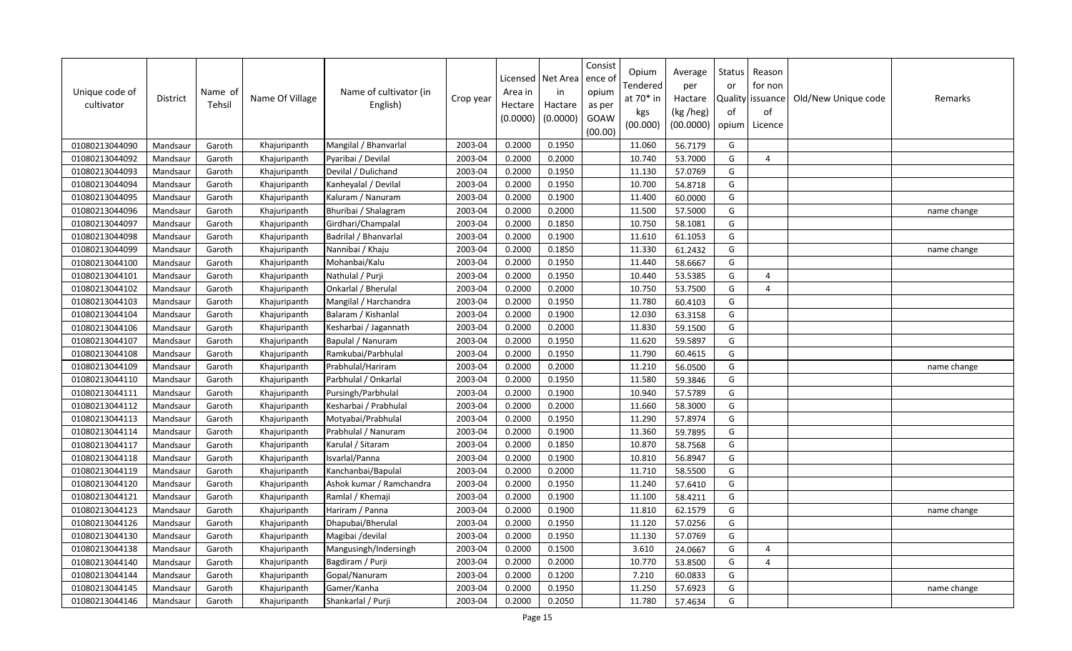| Unique code of cultivator | District | Name of Tehsil | Name Of Village | Name of cultivator (in English) | Crop year | Licensed Area in Hectare (0.0000) | Net Area in Hactare (0.0000) | Consistence of opium as per GOAW (00.00) | Opium Tendered at 70* in kgs (00.000) | Average per Hactare (kg /heg) (00.0000) | Status or Quality of opium | Reason for non issuance of Licence | Old/New Unique code | Remarks |
|---|---|---|---|---|---|---|---|---|---|---|---|---|---|---|
| 01080213044090 | Mandsaur | Garoth | Khajuripanth | Mangilal / Bhanvarlal | 2003-04 | 0.2000 | 0.1950 | | 11.060 | 56.7179 | G | | | |
| 01080213044092 | Mandsaur | Garoth | Khajuripanth | Pyaribai / Devilal | 2003-04 | 0.2000 | 0.2000 | | 10.740 | 53.7000 | G | 4 | | |
| 01080213044093 | Mandsaur | Garoth | Khajuripanth | Devilal / Dulichand | 2003-04 | 0.2000 | 0.1950 | | 11.130 | 57.0769 | G | | | |
| 01080213044094 | Mandsaur | Garoth | Khajuripanth | Kanheyalal / Devilal | 2003-04 | 0.2000 | 0.1950 | | 10.700 | 54.8718 | G | | | |
| 01080213044095 | Mandsaur | Garoth | Khajuripanth | Kaluram / Nanuram | 2003-04 | 0.2000 | 0.1900 | | 11.400 | 60.0000 | G | | | |
| 01080213044096 | Mandsaur | Garoth | Khajuripanth | Bhuribai / Shalagram | 2003-04 | 0.2000 | 0.2000 | | 11.500 | 57.5000 | G | | | name change |
| 01080213044097 | Mandsaur | Garoth | Khajuripanth | Girdhari/Champalal | 2003-04 | 0.2000 | 0.1850 | | 10.750 | 58.1081 | G | | | |
| 01080213044098 | Mandsaur | Garoth | Khajuripanth | Badrilal / Bhanvarlal | 2003-04 | 0.2000 | 0.1900 | | 11.610 | 61.1053 | G | | | |
| 01080213044099 | Mandsaur | Garoth | Khajuripanth | Nannibai / Khaju | 2003-04 | 0.2000 | 0.1850 | | 11.330 | 61.2432 | G | | | name change |
| 01080213044100 | Mandsaur | Garoth | Khajuripanth | Mohanbai/Kalu | 2003-04 | 0.2000 | 0.1950 | | 11.440 | 58.6667 | G | | | |
| 01080213044101 | Mandsaur | Garoth | Khajuripanth | Nathulal / Purji | 2003-04 | 0.2000 | 0.1950 | | 10.440 | 53.5385 | G | 4 | | |
| 01080213044102 | Mandsaur | Garoth | Khajuripanth | Onkarlal / Bherulal | 2003-04 | 0.2000 | 0.2000 | | 10.750 | 53.7500 | G | 4 | | |
| 01080213044103 | Mandsaur | Garoth | Khajuripanth | Mangilal / Harchandra | 2003-04 | 0.2000 | 0.1950 | | 11.780 | 60.4103 | G | | | |
| 01080213044104 | Mandsaur | Garoth | Khajuripanth | Balaram / Kishanlal | 2003-04 | 0.2000 | 0.1900 | | 12.030 | 63.3158 | G | | | |
| 01080213044106 | Mandsaur | Garoth | Khajuripanth | Kesharbai / Jagannath | 2003-04 | 0.2000 | 0.2000 | | 11.830 | 59.1500 | G | | | |
| 01080213044107 | Mandsaur | Garoth | Khajuripanth | Bapulal / Nanuram | 2003-04 | 0.2000 | 0.1950 | | 11.620 | 59.5897 | G | | | |
| 01080213044108 | Mandsaur | Garoth | Khajuripanth | Ramkubai/Parbhulal | 2003-04 | 0.2000 | 0.1950 | | 11.790 | 60.4615 | G | | | |
| 01080213044109 | Mandsaur | Garoth | Khajuripanth | Prabhulal/Hariram | 2003-04 | 0.2000 | 0.2000 | | 11.210 | 56.0500 | G | | | name change |
| 01080213044110 | Mandsaur | Garoth | Khajuripanth | Parbhulal / Onkarlal | 2003-04 | 0.2000 | 0.1950 | | 11.580 | 59.3846 | G | | | |
| 01080213044111 | Mandsaur | Garoth | Khajuripanth | Pursingh/Parbhulal | 2003-04 | 0.2000 | 0.1900 | | 10.940 | 57.5789 | G | | | |
| 01080213044112 | Mandsaur | Garoth | Khajuripanth | Kesharbai / Prabhulal | 2003-04 | 0.2000 | 0.2000 | | 11.660 | 58.3000 | G | | | |
| 01080213044113 | Mandsaur | Garoth | Khajuripanth | Motyabai/Prabhulal | 2003-04 | 0.2000 | 0.1950 | | 11.290 | 57.8974 | G | | | |
| 01080213044114 | Mandsaur | Garoth | Khajuripanth | Prabhulal / Nanuram | 2003-04 | 0.2000 | 0.1900 | | 11.360 | 59.7895 | G | | | |
| 01080213044117 | Mandsaur | Garoth | Khajuripanth | Karulal / Sitaram | 2003-04 | 0.2000 | 0.1850 | | 10.870 | 58.7568 | G | | | |
| 01080213044118 | Mandsaur | Garoth | Khajuripanth | Isvarlal/Panna | 2003-04 | 0.2000 | 0.1900 | | 10.810 | 56.8947 | G | | | |
| 01080213044119 | Mandsaur | Garoth | Khajuripanth | Kanchanbai/Bapulal | 2003-04 | 0.2000 | 0.2000 | | 11.710 | 58.5500 | G | | | |
| 01080213044120 | Mandsaur | Garoth | Khajuripanth | Ashok kumar / Ramchandra | 2003-04 | 0.2000 | 0.1950 | | 11.240 | 57.6410 | G | | | |
| 01080213044121 | Mandsaur | Garoth | Khajuripanth | Ramlal / Khemaji | 2003-04 | 0.2000 | 0.1900 | | 11.100 | 58.4211 | G | | | |
| 01080213044123 | Mandsaur | Garoth | Khajuripanth | Hariram / Panna | 2003-04 | 0.2000 | 0.1900 | | 11.810 | 62.1579 | G | | | name change |
| 01080213044126 | Mandsaur | Garoth | Khajuripanth | Dhapubai/Bherulal | 2003-04 | 0.2000 | 0.1950 | | 11.120 | 57.0256 | G | | | |
| 01080213044130 | Mandsaur | Garoth | Khajuripanth | Magibai /devilal | 2003-04 | 0.2000 | 0.1950 | | 11.130 | 57.0769 | G | | | |
| 01080213044138 | Mandsaur | Garoth | Khajuripanth | Mangusingh/Indersingh | 2003-04 | 0.2000 | 0.1500 | | 3.610 | 24.0667 | G | 4 | | |
| 01080213044140 | Mandsaur | Garoth | Khajuripanth | Bagdiram / Purji | 2003-04 | 0.2000 | 0.2000 | | 10.770 | 53.8500 | G | 4 | | |
| 01080213044144 | Mandsaur | Garoth | Khajuripanth | Gopal/Nanuram | 2003-04 | 0.2000 | 0.1200 | | 7.210 | 60.0833 | G | | | |
| 01080213044145 | Mandsaur | Garoth | Khajuripanth | Gamer/Kanha | 2003-04 | 0.2000 | 0.1950 | | 11.250 | 57.6923 | G | | | name change |
| 01080213044146 | Mandsaur | Garoth | Khajuripanth | Shankarlal / Purji | 2003-04 | 0.2000 | 0.2050 | | 11.780 | 57.4634 | G | | | |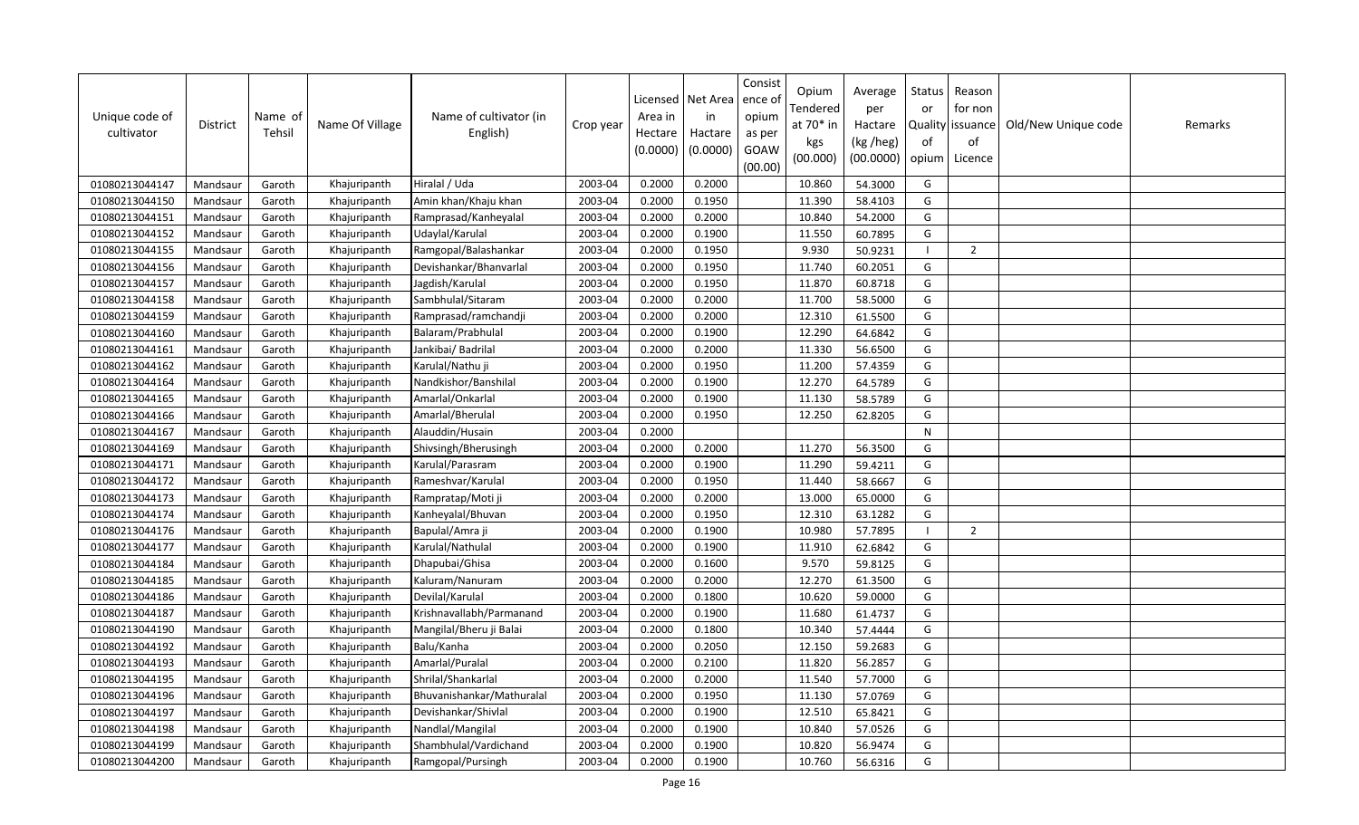| Unique code of cultivator | District | Name of Tehsil | Name Of Village | Name of cultivator (in English) | Crop year | Licensed Area in Hectare (0.0000) | Net Area in Hactare (0.0000) | Consistence of opium as per GOAW (00.00) | Opium Tendered at 70* in kgs (00.000) | Average per Hactare (kg /heg) (00.0000) | Status or Quality of opium | Reason for non issuance of Licence | Old/New Unique code | Remarks |
|---|---|---|---|---|---|---|---|---|---|---|---|---|---|---|
| 01080213044147 | Mandsaur | Garoth | Khajuripanth | Hiralal / Uda | 2003-04 | 0.2000 | 0.2000 | | 10.860 | 54.3000 | G | | | |
| 01080213044150 | Mandsaur | Garoth | Khajuripanth | Amin khan/Khaju khan | 2003-04 | 0.2000 | 0.1950 | | 11.390 | 58.4103 | G | | | |
| 01080213044151 | Mandsaur | Garoth | Khajuripanth | Ramprasad/Kanheyalal | 2003-04 | 0.2000 | 0.2000 | | 10.840 | 54.2000 | G | | | |
| 01080213044152 | Mandsaur | Garoth | Khajuripanth | Udaylal/Karulal | 2003-04 | 0.2000 | 0.1900 | | 11.550 | 60.7895 | G | | | |
| 01080213044155 | Mandsaur | Garoth | Khajuripanth | Ramgopal/Balashankar | 2003-04 | 0.2000 | 0.1950 | | 9.930 | 50.9231 | I | 2 | | |
| 01080213044156 | Mandsaur | Garoth | Khajuripanth | Devishankar/Bhanvarlal | 2003-04 | 0.2000 | 0.1950 | | 11.740 | 60.2051 | G | | | |
| 01080213044157 | Mandsaur | Garoth | Khajuripanth | Jagdish/Karulal | 2003-04 | 0.2000 | 0.1950 | | 11.870 | 60.8718 | G | | | |
| 01080213044158 | Mandsaur | Garoth | Khajuripanth | Sambhulal/Sitaram | 2003-04 | 0.2000 | 0.2000 | | 11.700 | 58.5000 | G | | | |
| 01080213044159 | Mandsaur | Garoth | Khajuripanth | Ramprasad/ramchandji | 2003-04 | 0.2000 | 0.2000 | | 12.310 | 61.5500 | G | | | |
| 01080213044160 | Mandsaur | Garoth | Khajuripanth | Balaram/Prabhulal | 2003-04 | 0.2000 | 0.1900 | | 12.290 | 64.6842 | G | | | |
| 01080213044161 | Mandsaur | Garoth | Khajuripanth | Jankibai/ Badrilal | 2003-04 | 0.2000 | 0.2000 | | 11.330 | 56.6500 | G | | | |
| 01080213044162 | Mandsaur | Garoth | Khajuripanth | Karulal/Nathu ji | 2003-04 | 0.2000 | 0.1950 | | 11.200 | 57.4359 | G | | | |
| 01080213044164 | Mandsaur | Garoth | Khajuripanth | Nandkishor/Banshilal | 2003-04 | 0.2000 | 0.1900 | | 12.270 | 64.5789 | G | | | |
| 01080213044165 | Mandsaur | Garoth | Khajuripanth | Amarlal/Onkarlal | 2003-04 | 0.2000 | 0.1900 | | 11.130 | 58.5789 | G | | | |
| 01080213044166 | Mandsaur | Garoth | Khajuripanth | Amarlal/Bherulal | 2003-04 | 0.2000 | 0.1950 | | 12.250 | 62.8205 | G | | | |
| 01080213044167 | Mandsaur | Garoth | Khajuripanth | Alauddin/Husain | 2003-04 | 0.2000 | | | | | N | | | |
| 01080213044169 | Mandsaur | Garoth | Khajuripanth | Shivsingh/Bherusingh | 2003-04 | 0.2000 | 0.2000 | | 11.270 | 56.3500 | G | | | |
| 01080213044171 | Mandsaur | Garoth | Khajuripanth | Karulal/Parasram | 2003-04 | 0.2000 | 0.1900 | | 11.290 | 59.4211 | G | | | |
| 01080213044172 | Mandsaur | Garoth | Khajuripanth | Rameshvar/Karulal | 2003-04 | 0.2000 | 0.1950 | | 11.440 | 58.6667 | G | | | |
| 01080213044173 | Mandsaur | Garoth | Khajuripanth | Rampratap/Moti ji | 2003-04 | 0.2000 | 0.2000 | | 13.000 | 65.0000 | G | | | |
| 01080213044174 | Mandsaur | Garoth | Khajuripanth | Kanheyalal/Bhuvan | 2003-04 | 0.2000 | 0.1950 | | 12.310 | 63.1282 | G | | | |
| 01080213044176 | Mandsaur | Garoth | Khajuripanth | Bapulal/Amra ji | 2003-04 | 0.2000 | 0.1900 | | 10.980 | 57.7895 | I | 2 | | |
| 01080213044177 | Mandsaur | Garoth | Khajuripanth | Karulal/Nathulal | 2003-04 | 0.2000 | 0.1900 | | 11.910 | 62.6842 | G | | | |
| 01080213044184 | Mandsaur | Garoth | Khajuripanth | Dhapubai/Ghisa | 2003-04 | 0.2000 | 0.1600 | | 9.570 | 59.8125 | G | | | |
| 01080213044185 | Mandsaur | Garoth | Khajuripanth | Kaluram/Nanuram | 2003-04 | 0.2000 | 0.2000 | | 12.270 | 61.3500 | G | | | |
| 01080213044186 | Mandsaur | Garoth | Khajuripanth | Devilal/Karulal | 2003-04 | 0.2000 | 0.1800 | | 10.620 | 59.0000 | G | | | |
| 01080213044187 | Mandsaur | Garoth | Khajuripanth | Krishnavallabh/Parmanand | 2003-04 | 0.2000 | 0.1900 | | 11.680 | 61.4737 | G | | | |
| 01080213044190 | Mandsaur | Garoth | Khajuripanth | Mangilal/Bheru ji Balai | 2003-04 | 0.2000 | 0.1800 | | 10.340 | 57.4444 | G | | | |
| 01080213044192 | Mandsaur | Garoth | Khajuripanth | Balu/Kanha | 2003-04 | 0.2000 | 0.2050 | | 12.150 | 59.2683 | G | | | |
| 01080213044193 | Mandsaur | Garoth | Khajuripanth | Amarlal/Puralal | 2003-04 | 0.2000 | 0.2100 | | 11.820 | 56.2857 | G | | | |
| 01080213044195 | Mandsaur | Garoth | Khajuripanth | Shrilal/Shankarlal | 2003-04 | 0.2000 | 0.2000 | | 11.540 | 57.7000 | G | | | |
| 01080213044196 | Mandsaur | Garoth | Khajuripanth | Bhuvanishankar/Mathuralal | 2003-04 | 0.2000 | 0.1950 | | 11.130 | 57.0769 | G | | | |
| 01080213044197 | Mandsaur | Garoth | Khajuripanth | Devishankar/Shivlal | 2003-04 | 0.2000 | 0.1900 | | 12.510 | 65.8421 | G | | | |
| 01080213044198 | Mandsaur | Garoth | Khajuripanth | Nandlal/Mangilal | 2003-04 | 0.2000 | 0.1900 | | 10.840 | 57.0526 | G | | | |
| 01080213044199 | Mandsaur | Garoth | Khajuripanth | Shambhulal/Vardichand | 2003-04 | 0.2000 | 0.1900 | | 10.820 | 56.9474 | G | | | |
| 01080213044200 | Mandsaur | Garoth | Khajuripanth | Ramgopal/Pursingh | 2003-04 | 0.2000 | 0.1900 | | 10.760 | 56.6316 | G | | | |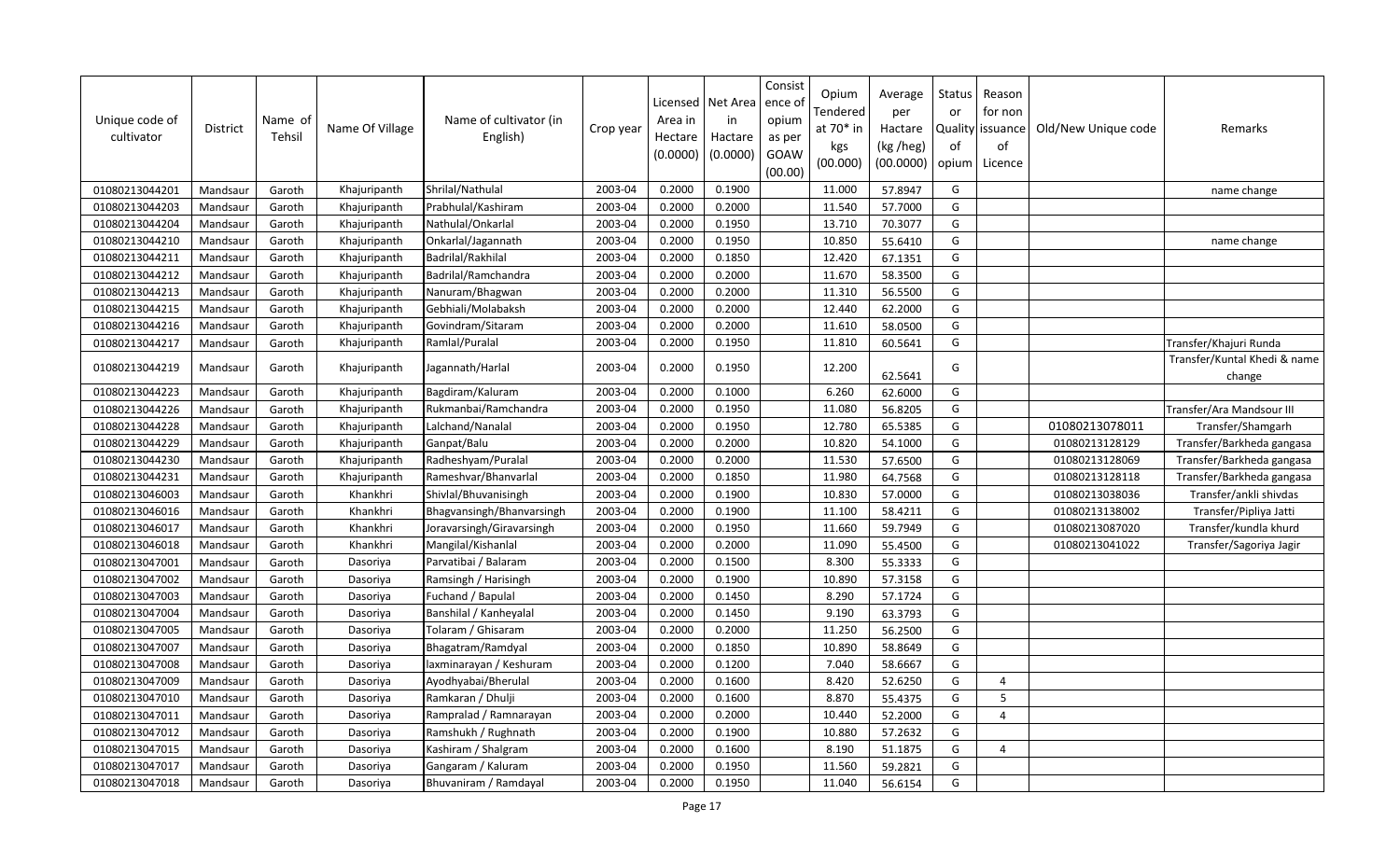| Unique code of cultivator | District | Name of Tehsil | Name Of Village | Name of cultivator (in English) | Crop year | Licensed Area in Hectare (0.0000) | Net Area in Hactare (0.0000) | Consistence of opium as per GOAW (00.00) | Opium Tendered at 70* in kgs (00.000) | Average per Hactare (kg /heg) (00.0000) | Status or Quality of opium | Reason for non issuance of Licence | Old/New Unique code | Remarks |
|---|---|---|---|---|---|---|---|---|---|---|---|---|---|---|
| 01080213044201 | Mandsaur | Garoth | Khajuripanth | Shrilal/Nathulal | 2003-04 | 0.2000 | 0.1900 | | 11.000 | 57.8947 | G | | | name change |
| 01080213044203 | Mandsaur | Garoth | Khajuripanth | Prabhulal/Kashiram | 2003-04 | 0.2000 | 0.2000 | | 11.540 | 57.7000 | G | | | |
| 01080213044204 | Mandsaur | Garoth | Khajuripanth | Nathulal/Onkarlal | 2003-04 | 0.2000 | 0.1950 | | 13.710 | 70.3077 | G | | | |
| 01080213044210 | Mandsaur | Garoth | Khajuripanth | Onkarlal/Jagannath | 2003-04 | 0.2000 | 0.1950 | | 10.850 | 55.6410 | G | | | name change |
| 01080213044211 | Mandsaur | Garoth | Khajuripanth | Badrilal/Rakhilal | 2003-04 | 0.2000 | 0.1850 | | 12.420 | 67.1351 | G | | | |
| 01080213044212 | Mandsaur | Garoth | Khajuripanth | Badrilal/Ramchandra | 2003-04 | 0.2000 | 0.2000 | | 11.670 | 58.3500 | G | | | |
| 01080213044213 | Mandsaur | Garoth | Khajuripanth | Nanuram/Bhagwan | 2003-04 | 0.2000 | 0.2000 | | 11.310 | 56.5500 | G | | | |
| 01080213044215 | Mandsaur | Garoth | Khajuripanth | Gebhiali/Molabaksh | 2003-04 | 0.2000 | 0.2000 | | 12.440 | 62.2000 | G | | | |
| 01080213044216 | Mandsaur | Garoth | Khajuripanth | Govindram/Sitaram | 2003-04 | 0.2000 | 0.2000 | | 11.610 | 58.0500 | G | | | |
| 01080213044217 | Mandsaur | Garoth | Khajuripanth | Ramlal/Puralal | 2003-04 | 0.2000 | 0.1950 | | 11.810 | 60.5641 | G | | | Transfer/Khajuri Runda |
| 01080213044219 | Mandsaur | Garoth | Khajuripanth | Jagannath/Harlal | 2003-04 | 0.2000 | 0.1950 | | 12.200 | 62.5641 | G | | | Transfer/Kuntal Khedi & name change |
| 01080213044223 | Mandsaur | Garoth | Khajuripanth | Bagdiram/Kaluram | 2003-04 | 0.2000 | 0.1000 | | 6.260 | 62.6000 | G | | | |
| 01080213044226 | Mandsaur | Garoth | Khajuripanth | Rukmanbai/Ramchandra | 2003-04 | 0.2000 | 0.1950 | | 11.080 | 56.8205 | G | | | Transfer/Ara Mandsour III |
| 01080213044228 | Mandsaur | Garoth | Khajuripanth | Lalchand/Nanalal | 2003-04 | 0.2000 | 0.1950 | | 12.780 | 65.5385 | G | | 01080213078011 | Transfer/Shamgarh |
| 01080213044229 | Mandsaur | Garoth | Khajuripanth | Ganpat/Balu | 2003-04 | 0.2000 | 0.2000 | | 10.820 | 54.1000 | G | | 01080213128129 | Transfer/Barkheda gangasa |
| 01080213044230 | Mandsaur | Garoth | Khajuripanth | Radheshyam/Puralal | 2003-04 | 0.2000 | 0.2000 | | 11.530 | 57.6500 | G | | 01080213128069 | Transfer/Barkheda gangasa |
| 01080213044231 | Mandsaur | Garoth | Khajuripanth | Rameshvar/Bhanvarlal | 2003-04 | 0.2000 | 0.1850 | | 11.980 | 64.7568 | G | | 01080213128118 | Transfer/Barkheda gangasa |
| 01080213046003 | Mandsaur | Garoth | Khankhri | Shivlal/Bhuvanisingh | 2003-04 | 0.2000 | 0.1900 | | 10.830 | 57.0000 | G | | 01080213038036 | Transfer/ankli shivdas |
| 01080213046016 | Mandsaur | Garoth | Khankhri | Bhagvansingh/Bhanvarsingh | 2003-04 | 0.2000 | 0.1900 | | 11.100 | 58.4211 | G | | 01080213138002 | Transfer/Pipliya Jatti |
| 01080213046017 | Mandsaur | Garoth | Khankhri | Joravarsingh/Giravarsingh | 2003-04 | 0.2000 | 0.1950 | | 11.660 | 59.7949 | G | | 01080213087020 | Transfer/kundla khurd |
| 01080213046018 | Mandsaur | Garoth | Khankhri | Mangilal/Kishanlal | 2003-04 | 0.2000 | 0.2000 | | 11.090 | 55.4500 | G | | 01080213041022 | Transfer/Sagoriya Jagir |
| 01080213047001 | Mandsaur | Garoth | Dasoriya | Parvatibai / Balaram | 2003-04 | 0.2000 | 0.1500 | | 8.300 | 55.3333 | G | | | |
| 01080213047002 | Mandsaur | Garoth | Dasoriya | Ramsingh / Harisingh | 2003-04 | 0.2000 | 0.1900 | | 10.890 | 57.3158 | G | | | |
| 01080213047003 | Mandsaur | Garoth | Dasoriya | Fuchand / Bapulal | 2003-04 | 0.2000 | 0.1450 | | 8.290 | 57.1724 | G | | | |
| 01080213047004 | Mandsaur | Garoth | Dasoriya | Banshilal / Kanheyalal | 2003-04 | 0.2000 | 0.1450 | | 9.190 | 63.3793 | G | | | |
| 01080213047005 | Mandsaur | Garoth | Dasoriya | Tolaram / Ghisaram | 2003-04 | 0.2000 | 0.2000 | | 11.250 | 56.2500 | G | | | |
| 01080213047007 | Mandsaur | Garoth | Dasoriya | Bhagatram/Ramdyal | 2003-04 | 0.2000 | 0.1850 | | 10.890 | 58.8649 | G | | | |
| 01080213047008 | Mandsaur | Garoth | Dasoriya | laxminarayan / Keshuram | 2003-04 | 0.2000 | 0.1200 | | 7.040 | 58.6667 | G | | | |
| 01080213047009 | Mandsaur | Garoth | Dasoriya | Ayodhyabai/Bherulal | 2003-04 | 0.2000 | 0.1600 | | 8.420 | 52.6250 | G | 4 | | |
| 01080213047010 | Mandsaur | Garoth | Dasoriya | Ramkaran / Dhulji | 2003-04 | 0.2000 | 0.1600 | | 8.870 | 55.4375 | G | 5 | | |
| 01080213047011 | Mandsaur | Garoth | Dasoriya | Rampralad / Ramnarayan | 2003-04 | 0.2000 | 0.2000 | | 10.440 | 52.2000 | G | 4 | | |
| 01080213047012 | Mandsaur | Garoth | Dasoriya | Ramshukh / Rughnath | 2003-04 | 0.2000 | 0.1900 | | 10.880 | 57.2632 | G | | | |
| 01080213047015 | Mandsaur | Garoth | Dasoriya | Kashiram / Shalgram | 2003-04 | 0.2000 | 0.1600 | | 8.190 | 51.1875 | G | 4 | | |
| 01080213047017 | Mandsaur | Garoth | Dasoriya | Gangaram / Kaluram | 2003-04 | 0.2000 | 0.1950 | | 11.560 | 59.2821 | G | | | |
| 01080213047018 | Mandsaur | Garoth | Dasoriya | Bhuvaniram / Ramdayal | 2003-04 | 0.2000 | 0.1950 | | 11.040 | 56.6154 | G | | | |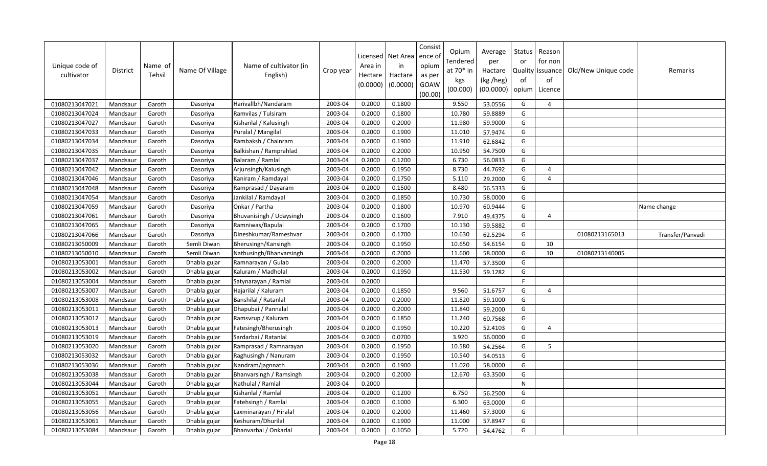| Unique code of cultivator | District | Name of Tehsil | Name Of Village | Name of cultivator (in English) | Crop year | Licensed Area in Hectare (0.0000) | Net Area in Hactare (0.0000) | Consistence of opium as per GOAW (00.00) | Opium Tendered at 70* in kgs (00.000) | Average per Hactare (kg /heg) (00.0000) | Status or Quality of opium | Reason for non issuance of Licence | Old/New Unique code | Remarks |
|---|---|---|---|---|---|---|---|---|---|---|---|---|---|---|
| 01080213047021 | Mandsaur | Garoth | Dasoriya | Harivallbh/Nandaram | 2003-04 | 0.2000 | 0.1800 | | 9.550 | 53.0556 | G | 4 | | |
| 01080213047024 | Mandsaur | Garoth | Dasoriya | Ramvilas / Tulsiram | 2003-04 | 0.2000 | 0.1800 | | 10.780 | 59.8889 | G | | | |
| 01080213047027 | Mandsaur | Garoth | Dasoriya | Kishanlal / Kalusingh | 2003-04 | 0.2000 | 0.2000 | | 11.980 | 59.9000 | G | | | |
| 01080213047033 | Mandsaur | Garoth | Dasoriya | Puralal / Mangilal | 2003-04 | 0.2000 | 0.1900 | | 11.010 | 57.9474 | G | | | |
| 01080213047034 | Mandsaur | Garoth | Dasoriya | Rambaksh / Chainram | 2003-04 | 0.2000 | 0.1900 | | 11.910 | 62.6842 | G | | | |
| 01080213047035 | Mandsaur | Garoth | Dasoriya | Balkishan / Ramprahlad | 2003-04 | 0.2000 | 0.2000 | | 10.950 | 54.7500 | G | | | |
| 01080213047037 | Mandsaur | Garoth | Dasoriya | Balaram / Ramlal | 2003-04 | 0.2000 | 0.1200 | | 6.730 | 56.0833 | G | | | |
| 01080213047042 | Mandsaur | Garoth | Dasoriya | Arjunsingh/Kalusingh | 2003-04 | 0.2000 | 0.1950 | | 8.730 | 44.7692 | G | 4 | | |
| 01080213047046 | Mandsaur | Garoth | Dasoriya | Kaniram / Ramdayal | 2003-04 | 0.2000 | 0.1750 | | 5.110 | 29.2000 | G | 4 | | |
| 01080213047048 | Mandsaur | Garoth | Dasoriya | Ramprasad / Dayaram | 2003-04 | 0.2000 | 0.1500 | | 8.480 | 56.5333 | G | | | |
| 01080213047054 | Mandsaur | Garoth | Dasoriya | Jankilal / Ramdayal | 2003-04 | 0.2000 | 0.1850 | | 10.730 | 58.0000 | G | | | |
| 01080213047059 | Mandsaur | Garoth | Dasoriya | Onkar / Partha | 2003-04 | 0.2000 | 0.1800 | | 10.970 | 60.9444 | G | | | Name change |
| 01080213047061 | Mandsaur | Garoth | Dasoriya | Bhuvanisingh / Udaysingh | 2003-04 | 0.2000 | 0.1600 | | 7.910 | 49.4375 | G | 4 | | |
| 01080213047065 | Mandsaur | Garoth | Dasoriya | Ramniwas/Bapulal | 2003-04 | 0.2000 | 0.1700 | | 10.130 | 59.5882 | G | | | |
| 01080213047066 | Mandsaur | Garoth | Dasoriya | Dineshkumar/Rameshvar | 2003-04 | 0.2000 | 0.1700 | | 10.630 | 62.5294 | G | | 01080213165013 | Transfer/Panvadi |
| 01080213050009 | Mandsaur | Garoth | Semli Diwan | Bherusingh/Kansingh | 2003-04 | 0.2000 | 0.1950 | | 10.650 | 54.6154 | G | 10 | | |
| 01080213050010 | Mandsaur | Garoth | Semli Diwan | Nathusingh/Bhanvarsingh | 2003-04 | 0.2000 | 0.2000 | | 11.600 | 58.0000 | G | 10 | 01080213140005 | |
| 01080213053001 | Mandsaur | Garoth | Dhabla gujar | Ramnarayan / Gulab | 2003-04 | 0.2000 | 0.2000 | | 11.470 | 57.3500 | G | | | |
| 01080213053002 | Mandsaur | Garoth | Dhabla gujar | Kaluram / Madholal | 2003-04 | 0.2000 | 0.1950 | | 11.530 | 59.1282 | G | | | |
| 01080213053004 | Mandsaur | Garoth | Dhabla gujar | Satynarayan / Ramlal | 2003-04 | 0.2000 | | | | | F | | | |
| 01080213053007 | Mandsaur | Garoth | Dhabla gujar | Hajarilal / Kaluram | 2003-04 | 0.2000 | 0.1850 | | 9.560 | 51.6757 | G | 4 | | |
| 01080213053008 | Mandsaur | Garoth | Dhabla gujar | Banshilal / Ratanlal | 2003-04 | 0.2000 | 0.2000 | | 11.820 | 59.1000 | G | | | |
| 01080213053011 | Mandsaur | Garoth | Dhabla gujar | Dhapubai / Pannalal | 2003-04 | 0.2000 | 0.2000 | | 11.840 | 59.2000 | G | | | |
| 01080213053012 | Mandsaur | Garoth | Dhabla gujar | Ramsvrup / Kaluram | 2003-04 | 0.2000 | 0.1850 | | 11.240 | 60.7568 | G | | | |
| 01080213053013 | Mandsaur | Garoth | Dhabla gujar | Fatesingh/Bherusingh | 2003-04 | 0.2000 | 0.1950 | | 10.220 | 52.4103 | G | 4 | | |
| 01080213053019 | Mandsaur | Garoth | Dhabla gujar | Sardarbai / Ratanlal | 2003-04 | 0.2000 | 0.0700 | | 3.920 | 56.0000 | G | | | |
| 01080213053020 | Mandsaur | Garoth | Dhabla gujar | Ramprasad / Ramnarayan | 2003-04 | 0.2000 | 0.1950 | | 10.580 | 54.2564 | G | 5 | | |
| 01080213053032 | Mandsaur | Garoth | Dhabla gujar | Raghusingh / Nanuram | 2003-04 | 0.2000 | 0.1950 | | 10.540 | 54.0513 | G | | | |
| 01080213053036 | Mandsaur | Garoth | Dhabla gujar | Nandram/jagnnath | 2003-04 | 0.2000 | 0.1900 | | 11.020 | 58.0000 | G | | | |
| 01080213053038 | Mandsaur | Garoth | Dhabla gujar | Bhanvarsingh / Ramsingh | 2003-04 | 0.2000 | 0.2000 | | 12.670 | 63.3500 | G | | | |
| 01080213053044 | Mandsaur | Garoth | Dhabla gujar | Nathulal / Ramlal | 2003-04 | 0.2000 | | | | | N | | | |
| 01080213053051 | Mandsaur | Garoth | Dhabla gujar | Kishanlal / Ramlal | 2003-04 | 0.2000 | 0.1200 | | 6.750 | 56.2500 | G | | | |
| 01080213053055 | Mandsaur | Garoth | Dhabla gujar | Fatehsingh / Ramlal | 2003-04 | 0.2000 | 0.1000 | | 6.300 | 63.0000 | G | | | |
| 01080213053056 | Mandsaur | Garoth | Dhabla gujar | Laxminarayan / Hiralal | 2003-04 | 0.2000 | 0.2000 | | 11.460 | 57.3000 | G | | | |
| 01080213053061 | Mandsaur | Garoth | Dhabla gujar | Keshuram/Dhurilal | 2003-04 | 0.2000 | 0.1900 | | 11.000 | 57.8947 | G | | | |
| 01080213053084 | Mandsaur | Garoth | Dhabla gujar | Bhanvarbai / Onkarlal | 2003-04 | 0.2000 | 0.1050 | | 5.720 | 54.4762 | G | | | |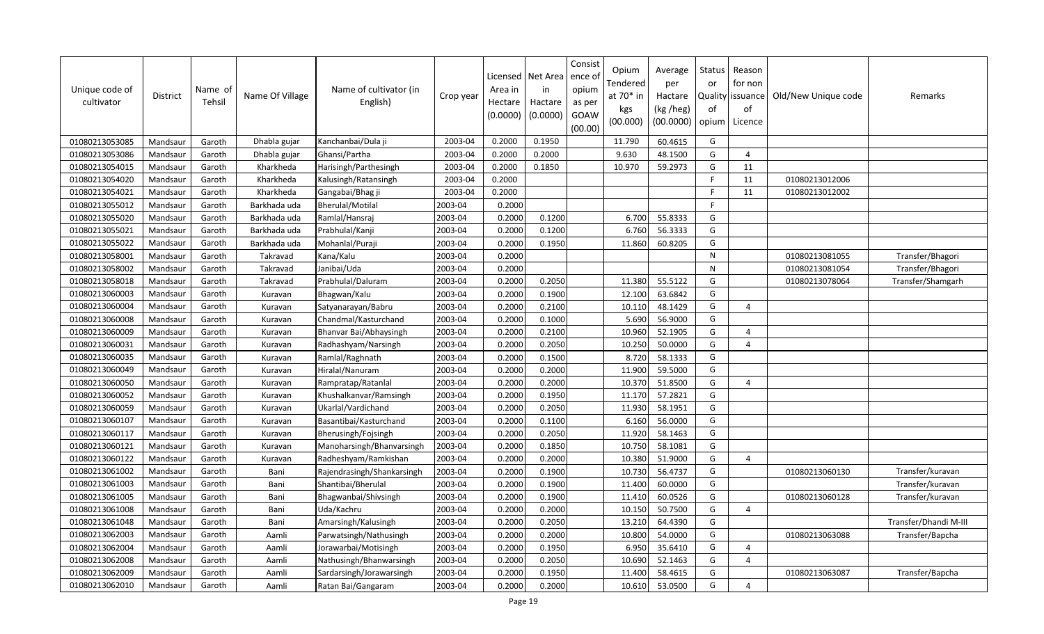| Unique code of cultivator | District | Name of Tehsil | Name Of Village | Name of cultivator (in English) | Crop year | Licensed Area in Hectare (0.0000) | Net Area in Hactare (0.0000) | Consistence of opium as per GOAW (00.00) | Opium Tendered at 70* in kgs (00.000) | Average per Hactare (kg /heg) (00.0000) | Status or Quality of opium | Reason for non issuance of Licence | Old/New Unique code | Remarks |
|---|---|---|---|---|---|---|---|---|---|---|---|---|---|---|
| 01080213053085 | Mandsaur | Garoth | Dhabla gujar | Kanchanbai/Dula ji | 2003-04 | 0.2000 | 0.1950 | | 11.790 | 60.4615 | G | | | |
| 01080213053086 | Mandsaur | Garoth | Dhabla gujar | Ghansi/Partha | 2003-04 | 0.2000 | 0.2000 | | 9.630 | 48.1500 | G | 4 | | |
| 01080213054015 | Mandsaur | Garoth | Kharkheda | Harisingh/Parthesingh | 2003-04 | 0.2000 | 0.1850 | | 10.970 | 59.2973 | G | 11 | | |
| 01080213054020 | Mandsaur | Garoth | Kharkheda | Kalusingh/Ratansingh | 2003-04 | 0.2000 | | | | | F | 11 | 01080213012006 | |
| 01080213054021 | Mandsaur | Garoth | Kharkheda | Gangabai/Bhag ji | 2003-04 | 0.2000 | | | | | F | 11 | 01080213012002 | |
| 01080213055012 | Mandsaur | Garoth | Barkhada uda | Bherulal/Motilal | 2003-04 | 0.2000 | | | | | F | | | |
| 01080213055020 | Mandsaur | Garoth | Barkhada uda | Ramlal/Hansraj | 2003-04 | 0.2000 | 0.1200 | | 6.700 | 55.8333 | G | | | |
| 01080213055021 | Mandsaur | Garoth | Barkhada uda | Prabhulal/Kanji | 2003-04 | 0.2000 | 0.1200 | | 6.760 | 56.3333 | G | | | |
| 01080213055022 | Mandsaur | Garoth | Barkhada uda | Mohanlal/Puraji | 2003-04 | 0.2000 | 0.1950 | | 11.860 | 60.8205 | G | | | |
| 01080213058001 | Mandsaur | Garoth | Takravad | Kana/Kalu | 2003-04 | 0.2000 | | | | | N | | 01080213081055 | Transfer/Bhagori |
| 01080213058002 | Mandsaur | Garoth | Takravad | Janibai/Uda | 2003-04 | 0.2000 | | | | | N | | 01080213081054 | Transfer/Bhagori |
| 01080213058018 | Mandsaur | Garoth | Takravad | Prabhulal/Daluram | 2003-04 | 0.2000 | 0.2050 | | 11.380 | 55.5122 | G | | 01080213078064 | Transfer/Shamgarh |
| 01080213060003 | Mandsaur | Garoth | Kuravan | Bhagwan/Kalu | 2003-04 | 0.2000 | 0.1900 | | 12.100 | 63.6842 | G | | | |
| 01080213060004 | Mandsaur | Garoth | Kuravan | Satyanarayan/Babru | 2003-04 | 0.2000 | 0.2100 | | 10.110 | 48.1429 | G | 4 | | |
| 01080213060008 | Mandsaur | Garoth | Kuravan | Chandmal/Kasturchand | 2003-04 | 0.2000 | 0.1000 | | 5.690 | 56.9000 | G | | | |
| 01080213060009 | Mandsaur | Garoth | Kuravan | Bhanvar Bai/Abhaysingh | 2003-04 | 0.2000 | 0.2100 | | 10.960 | 52.1905 | G | 4 | | |
| 01080213060031 | Mandsaur | Garoth | Kuravan | Radhashyam/Narsingh | 2003-04 | 0.2000 | 0.2050 | | 10.250 | 50.0000 | G | 4 | | |
| 01080213060035 | Mandsaur | Garoth | Kuravan | Ramlal/Raghnath | 2003-04 | 0.2000 | 0.1500 | | 8.720 | 58.1333 | G | | | |
| 01080213060049 | Mandsaur | Garoth | Kuravan | Hiralal/Nanuram | 2003-04 | 0.2000 | 0.2000 | | 11.900 | 59.5000 | G | | | |
| 01080213060050 | Mandsaur | Garoth | Kuravan | Rampratap/Ratanlal | 2003-04 | 0.2000 | 0.2000 | | 10.370 | 51.8500 | G | 4 | | |
| 01080213060052 | Mandsaur | Garoth | Kuravan | Khushalkanvar/Ramsingh | 2003-04 | 0.2000 | 0.1950 | | 11.170 | 57.2821 | G | | | |
| 01080213060059 | Mandsaur | Garoth | Kuravan | Ukarlal/Vardichand | 2003-04 | 0.2000 | 0.2050 | | 11.930 | 58.1951 | G | | | |
| 01080213060107 | Mandsaur | Garoth | Kuravan | Basantibai/Kasturchand | 2003-04 | 0.2000 | 0.1100 | | 6.160 | 56.0000 | G | | | |
| 01080213060117 | Mandsaur | Garoth | Kuravan | Bherusingh/Fojsingh | 2003-04 | 0.2000 | 0.2050 | | 11.920 | 58.1463 | G | | | |
| 01080213060121 | Mandsaur | Garoth | Kuravan | Manoharsingh/Bhanvarsingh | 2003-04 | 0.2000 | 0.1850 | | 10.750 | 58.1081 | G | | | |
| 01080213060122 | Mandsaur | Garoth | Kuravan | Radheshyam/Ramkishan | 2003-04 | 0.2000 | 0.2000 | | 10.380 | 51.9000 | G | 4 | | |
| 01080213061002 | Mandsaur | Garoth | Bani | Rajendrasingh/Shankarsingh | 2003-04 | 0.2000 | 0.1900 | | 10.730 | 56.4737 | G | | 01080213060130 | Transfer/kuravan |
| 01080213061003 | Mandsaur | Garoth | Bani | Shantibai/Bherulal | 2003-04 | 0.2000 | 0.1900 | | 11.400 | 60.0000 | G | | | Transfer/kuravan |
| 01080213061005 | Mandsaur | Garoth | Bani | Bhagwanbai/Shivsingh | 2003-04 | 0.2000 | 0.1900 | | 11.410 | 60.0526 | G | | 01080213060128 | Transfer/kuravan |
| 01080213061008 | Mandsaur | Garoth | Bani | Uda/Kachru | 2003-04 | 0.2000 | 0.2000 | | 10.150 | 50.7500 | G | 4 | | |
| 01080213061048 | Mandsaur | Garoth | Bani | Amarsingh/Kalusingh | 2003-04 | 0.2000 | 0.2050 | | 13.210 | 64.4390 | G | | | Transfer/Dhandi M-III |
| 01080213062003 | Mandsaur | Garoth | Aamli | Parwatsingh/Nathusingh | 2003-04 | 0.2000 | 0.2000 | | 10.800 | 54.0000 | G | | 01080213063088 | Transfer/Bapcha |
| 01080213062004 | Mandsaur | Garoth | Aamli | Jorawarbai/Motisingh | 2003-04 | 0.2000 | 0.1950 | | 6.950 | 35.6410 | G | 4 | | |
| 01080213062008 | Mandsaur | Garoth | Aamli | Nathusingh/Bhanwarsingh | 2003-04 | 0.2000 | 0.2050 | | 10.690 | 52.1463 | G | 4 | | |
| 01080213062009 | Mandsaur | Garoth | Aamli | Sardarsingh/Jorawarsingh | 2003-04 | 0.2000 | 0.1950 | | 11.400 | 58.4615 | G | | 01080213063087 | Transfer/Bapcha |
| 01080213062010 | Mandsaur | Garoth | Aamli | Ratan Bai/Gangaram | 2003-04 | 0.2000 | 0.2000 | | 10.610 | 53.0500 | G | 4 | | |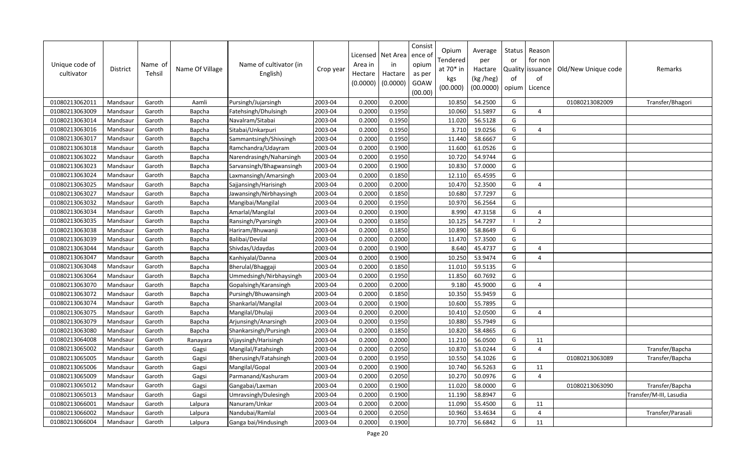| Unique code of cultivator | District | Name of Tehsil | Name Of Village | Name of cultivator (in English) | Crop year | Licensed Area in Hectare (0.0000) | Net Area in Hactare (0.0000) | Consistence of opium as per GOAW (00.00) | Opium Tendered at 70* in kgs (00.000) | Average per Hactare (kg /heg) (00.0000) | Status or Quality of opium | Reason for non issuance of Licence | Old/New Unique code | Remarks |
|---|---|---|---|---|---|---|---|---|---|---|---|---|---|---|
| 01080213062011 | Mandsaur | Garoth | Aamli | Pursingh/Jujarsingh | 2003-04 | 0.2000 | 0.2000 | | 10.850 | 54.2500 | G | | 01080213082009 | Transfer/Bhagori |
| 01080213063009 | Mandsaur | Garoth | Bapcha | Fatehsingh/Dhulsingh | 2003-04 | 0.2000 | 0.1950 | | 10.060 | 51.5897 | G | 4 | | |
| 01080213063014 | Mandsaur | Garoth | Bapcha | Navalram/Sitabai | 2003-04 | 0.2000 | 0.1950 | | 11.020 | 56.5128 | G | | | |
| 01080213063016 | Mandsaur | Garoth | Bapcha | Sitabai/Unkarpuri | 2003-04 | 0.2000 | 0.1950 | | 3.710 | 19.0256 | G | 4 | | |
| 01080213063017 | Mandsaur | Garoth | Bapcha | Sammantsingh/Shivsingh | 2003-04 | 0.2000 | 0.1950 | | 11.440 | 58.6667 | G | | | |
| 01080213063018 | Mandsaur | Garoth | Bapcha | Ramchandra/Udayram | 2003-04 | 0.2000 | 0.1900 | | 11.600 | 61.0526 | G | | | |
| 01080213063022 | Mandsaur | Garoth | Bapcha | Narendrasingh/Naharsingh | 2003-04 | 0.2000 | 0.1950 | | 10.720 | 54.9744 | G | | | |
| 01080213063023 | Mandsaur | Garoth | Bapcha | Sarvansingh/Bhagwansingh | 2003-04 | 0.2000 | 0.1900 | | 10.830 | 57.0000 | G | | | |
| 01080213063024 | Mandsaur | Garoth | Bapcha | Laxmansingh/Amarsingh | 2003-04 | 0.2000 | 0.1850 | | 12.110 | 65.4595 | G | | | |
| 01080213063025 | Mandsaur | Garoth | Bapcha | Sajjansingh/Harisingh | 2003-04 | 0.2000 | 0.2000 | | 10.470 | 52.3500 | G | 4 | | |
| 01080213063027 | Mandsaur | Garoth | Bapcha | Jawansingh/Nirbhaysingh | 2003-04 | 0.2000 | 0.1850 | | 10.680 | 57.7297 | G | | | |
| 01080213063032 | Mandsaur | Garoth | Bapcha | Mangibai/Mangilal | 2003-04 | 0.2000 | 0.1950 | | 10.970 | 56.2564 | G | | | |
| 01080213063034 | Mandsaur | Garoth | Bapcha | Amarlal/Mangilal | 2003-04 | 0.2000 | 0.1900 | | 8.990 | 47.3158 | G | 4 | | |
| 01080213063035 | Mandsaur | Garoth | Bapcha | Ransingh/Pyarsingh | 2003-04 | 0.2000 | 0.1850 | | 10.125 | 54.7297 | I | 2 | | |
| 01080213063038 | Mandsaur | Garoth | Bapcha | Hariram/Bhuwanji | 2003-04 | 0.2000 | 0.1850 | | 10.890 | 58.8649 | G | | | |
| 01080213063039 | Mandsaur | Garoth | Bapcha | Balibai/Devilal | 2003-04 | 0.2000 | 0.2000 | | 11.470 | 57.3500 | G | | | |
| 01080213063044 | Mandsaur | Garoth | Bapcha | Shivdas/Udaydas | 2003-04 | 0.2000 | 0.1900 | | 8.640 | 45.4737 | G | 4 | | |
| 01080213063047 | Mandsaur | Garoth | Bapcha | Kanhiyalal/Danna | 2003-04 | 0.2000 | 0.1900 | | 10.250 | 53.9474 | G | 4 | | |
| 01080213063048 | Mandsaur | Garoth | Bapcha | Bherulal/Bhaggaji | 2003-04 | 0.2000 | 0.1850 | | 11.010 | 59.5135 | G | | | |
| 01080213063064 | Mandsaur | Garoth | Bapcha | Ummedsingh/Nirbhaysingh | 2003-04 | 0.2000 | 0.1950 | | 11.850 | 60.7692 | G | | | |
| 01080213063070 | Mandsaur | Garoth | Bapcha | Gopalsingh/Karansingh | 2003-04 | 0.2000 | 0.2000 | | 9.180 | 45.9000 | G | 4 | | |
| 01080213063072 | Mandsaur | Garoth | Bapcha | Pursingh/Bhuwansingh | 2003-04 | 0.2000 | 0.1850 | | 10.350 | 55.9459 | G | | | |
| 01080213063074 | Mandsaur | Garoth | Bapcha | Shankarlal/Mangilal | 2003-04 | 0.2000 | 0.1900 | | 10.600 | 55.7895 | G | | | |
| 01080213063075 | Mandsaur | Garoth | Bapcha | Mangilal/Dhulaji | 2003-04 | 0.2000 | 0.2000 | | 10.410 | 52.0500 | G | 4 | | |
| 01080213063079 | Mandsaur | Garoth | Bapcha | Arjunsingh/Anarsingh | 2003-04 | 0.2000 | 0.1950 | | 10.880 | 55.7949 | G | | | |
| 01080213063080 | Mandsaur | Garoth | Bapcha | Shankarsingh/Pursingh | 2003-04 | 0.2000 | 0.1850 | | 10.820 | 58.4865 | G | | | |
| 01080213064008 | Mandsaur | Garoth | Ranayara | Vijaysingh/Harisingh | 2003-04 | 0.2000 | 0.2000 | | 11.210 | 56.0500 | G | 11 | | |
| 01080213065002 | Mandsaur | Garoth | Gagsi | Mangilal/Fatahsingh | 2003-04 | 0.2000 | 0.2050 | | 10.870 | 53.0244 | G | 4 | | Transfer/Bapcha |
| 01080213065005 | Mandsaur | Garoth | Gagsi | Bherusingh/Fatahsingh | 2003-04 | 0.2000 | 0.1950 | | 10.550 | 54.1026 | G | | 01080213063089 | Transfer/Bapcha |
| 01080213065006 | Mandsaur | Garoth | Gagsi | Mangilal/Gopal | 2003-04 | 0.2000 | 0.1900 | | 10.740 | 56.5263 | G | 11 | | |
| 01080213065009 | Mandsaur | Garoth | Gagsi | Parmanand/Kashuram | 2003-04 | 0.2000 | 0.2050 | | 10.270 | 50.0976 | G | 4 | | |
| 01080213065012 | Mandsaur | Garoth | Gagsi | Gangabai/Laxman | 2003-04 | 0.2000 | 0.1900 | | 11.020 | 58.0000 | G | | 01080213063090 | Transfer/Bapcha |
| 01080213065013 | Mandsaur | Garoth | Gagsi | Umravsingh/Dulesingh | 2003-04 | 0.2000 | 0.1900 | | 11.190 | 58.8947 | G | | | Transfer/M-III, Lasudia |
| 01080213066001 | Mandsaur | Garoth | Lalpura | Nanuram/Unkar | 2003-04 | 0.2000 | 0.2000 | | 11.090 | 55.4500 | G | 11 | | |
| 01080213066002 | Mandsaur | Garoth | Lalpura | Nandubai/Ramlal | 2003-04 | 0.2000 | 0.2050 | | 10.960 | 53.4634 | G | 4 | | Transfer/Parasali |
| 01080213066004 | Mandsaur | Garoth | Lalpura | Ganga bai/Hindusingh | 2003-04 | 0.2000 | 0.1900 | | 10.770 | 56.6842 | G | 11 | | |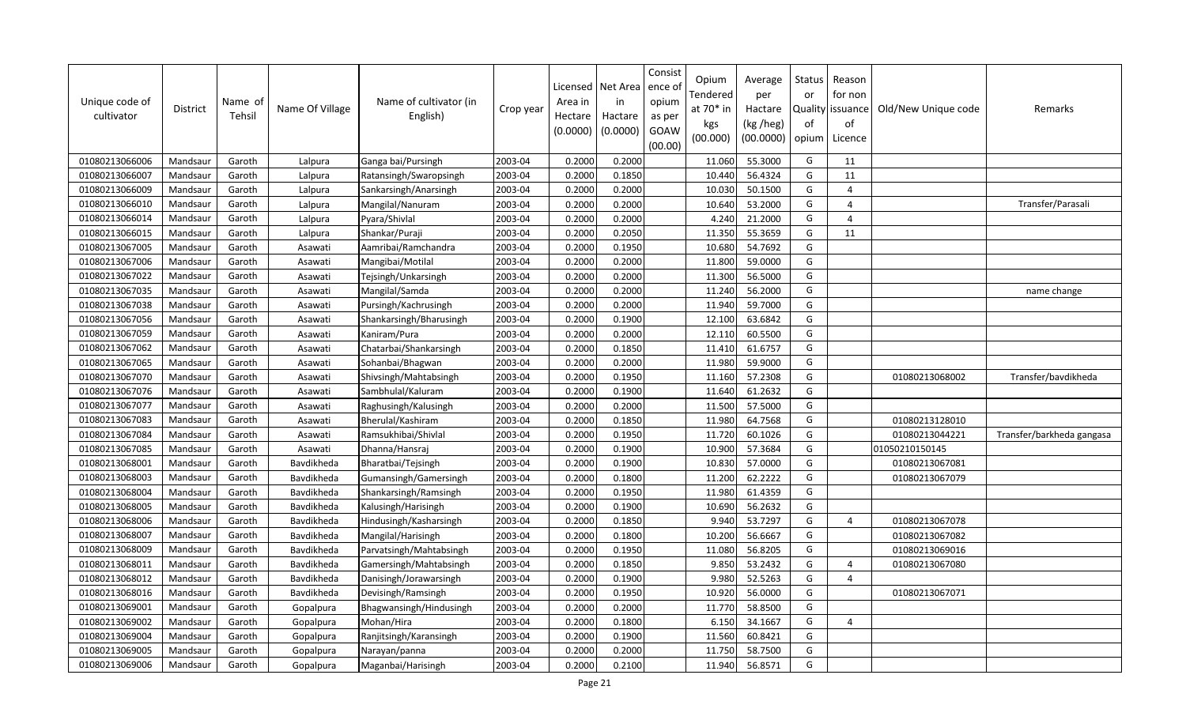| Unique code of cultivator | District | Name of Tehsil | Name Of Village | Name of cultivator (in English) | Crop year | Licensed Area in Hectare (0.0000) | Net Area in Hactare (0.0000) | Consistence of opium as per GOAW (00.00) | Opium Tendered at 70* in kgs (00.000) | Average per Hactare (kg /heg) (00.0000) | Status or Quality of opium | Reason for non issuance of Licence | Old/New Unique code | Remarks |
|---|---|---|---|---|---|---|---|---|---|---|---|---|---|---|
| 01080213066006 | Mandsaur | Garoth | Lalpura | Ganga bai/Pursingh | 2003-04 | 0.2000 | 0.2000 | | 11.060 | 55.3000 | G | 11 | | |
| 01080213066007 | Mandsaur | Garoth | Lalpura | Ratansingh/Swaropsingh | 2003-04 | 0.2000 | 0.1850 | | 10.440 | 56.4324 | G | 11 | | |
| 01080213066009 | Mandsaur | Garoth | Lalpura | Sankarsingh/Anarsingh | 2003-04 | 0.2000 | 0.2000 | | 10.030 | 50.1500 | G | 4 | | |
| 01080213066010 | Mandsaur | Garoth | Lalpura | Mangilal/Nanuram | 2003-04 | 0.2000 | 0.2000 | | 10.640 | 53.2000 | G | 4 | | Transfer/Parasali |
| 01080213066014 | Mandsaur | Garoth | Lalpura | Pyara/Shivlal | 2003-04 | 0.2000 | 0.2000 | | 4.240 | 21.2000 | G | 4 | | |
| 01080213066015 | Mandsaur | Garoth | Lalpura | Shankar/Puraji | 2003-04 | 0.2000 | 0.2050 | | 11.350 | 55.3659 | G | 11 | | |
| 01080213067005 | Mandsaur | Garoth | Asawati | Aamribai/Ramchandra | 2003-04 | 0.2000 | 0.1950 | | 10.680 | 54.7692 | G | | | |
| 01080213067006 | Mandsaur | Garoth | Asawati | Mangibai/Motilal | 2003-04 | 0.2000 | 0.2000 | | 11.800 | 59.0000 | G | | | |
| 01080213067022 | Mandsaur | Garoth | Asawati | Tejsingh/Unkarsingh | 2003-04 | 0.2000 | 0.2000 | | 11.300 | 56.5000 | G | | | |
| 01080213067035 | Mandsaur | Garoth | Asawati | Mangilal/Samda | 2003-04 | 0.2000 | 0.2000 | | 11.240 | 56.2000 | G | | | name change |
| 01080213067038 | Mandsaur | Garoth | Asawati | Pursingh/Kachrusingh | 2003-04 | 0.2000 | 0.2000 | | 11.940 | 59.7000 | G | | | |
| 01080213067056 | Mandsaur | Garoth | Asawati | Shankarsingh/Bharusingh | 2003-04 | 0.2000 | 0.1900 | | 12.100 | 63.6842 | G | | | |
| 01080213067059 | Mandsaur | Garoth | Asawati | Kaniram/Pura | 2003-04 | 0.2000 | 0.2000 | | 12.110 | 60.5500 | G | | | |
| 01080213067062 | Mandsaur | Garoth | Asawati | Chatarbai/Shankarsingh | 2003-04 | 0.2000 | 0.1850 | | 11.410 | 61.6757 | G | | | |
| 01080213067065 | Mandsaur | Garoth | Asawati | Sohanbai/Bhagwan | 2003-04 | 0.2000 | 0.2000 | | 11.980 | 59.9000 | G | | | |
| 01080213067070 | Mandsaur | Garoth | Asawati | Shivsingh/Mahtabsingh | 2003-04 | 0.2000 | 0.1950 | | 11.160 | 57.2308 | G | | 01080213068002 | Transfer/bavdikheda |
| 01080213067076 | Mandsaur | Garoth | Asawati | Sambhulal/Kaluram | 2003-04 | 0.2000 | 0.1900 | | 11.640 | 61.2632 | G | | | |
| 01080213067077 | Mandsaur | Garoth | Asawati | Raghusingh/Kalusingh | 2003-04 | 0.2000 | 0.2000 | | 11.500 | 57.5000 | G | | | |
| 01080213067083 | Mandsaur | Garoth | Asawati | Bherulal/Kashiram | 2003-04 | 0.2000 | 0.1850 | | 11.980 | 64.7568 | G | | 01080213128010 | |
| 01080213067084 | Mandsaur | Garoth | Asawati | Ramsukhibai/Shivlal | 2003-04 | 0.2000 | 0.1950 | | 11.720 | 60.1026 | G | | 01080213044221 | Transfer/barkheda gangasa |
| 01080213067085 | Mandsaur | Garoth | Asawati | Dhanna/Hansraj | 2003-04 | 0.2000 | 0.1900 | | 10.900 | 57.3684 | G | | 01050210150145 | |
| 01080213068001 | Mandsaur | Garoth | Bavdikheda | Bharatbai/Tejsingh | 2003-04 | 0.2000 | 0.1900 | | 10.830 | 57.0000 | G | | 01080213067081 | |
| 01080213068003 | Mandsaur | Garoth | Bavdikheda | Gumansingh/Gamersingh | 2003-04 | 0.2000 | 0.1800 | | 11.200 | 62.2222 | G | | 01080213067079 | |
| 01080213068004 | Mandsaur | Garoth | Bavdikheda | Shankarsingh/Ramsingh | 2003-04 | 0.2000 | 0.1950 | | 11.980 | 61.4359 | G | | | |
| 01080213068005 | Mandsaur | Garoth | Bavdikheda | Kalusingh/Harisingh | 2003-04 | 0.2000 | 0.1900 | | 10.690 | 56.2632 | G | | | |
| 01080213068006 | Mandsaur | Garoth | Bavdikheda | Hindusingh/Kasharsingh | 2003-04 | 0.2000 | 0.1850 | | 9.940 | 53.7297 | G | 4 | 01080213067078 | |
| 01080213068007 | Mandsaur | Garoth | Bavdikheda | Mangilal/Harisingh | 2003-04 | 0.2000 | 0.1800 | | 10.200 | 56.6667 | G | | 01080213067082 | |
| 01080213068009 | Mandsaur | Garoth | Bavdikheda | Parvatsingh/Mahtabsingh | 2003-04 | 0.2000 | 0.1950 | | 11.080 | 56.8205 | G | | 01080213069016 | |
| 01080213068011 | Mandsaur | Garoth | Bavdikheda | Gamersingh/Mahtabsingh | 2003-04 | 0.2000 | 0.1850 | | 9.850 | 53.2432 | G | 4 | 01080213067080 | |
| 01080213068012 | Mandsaur | Garoth | Bavdikheda | Danisingh/Jorawarsingh | 2003-04 | 0.2000 | 0.1900 | | 9.980 | 52.5263 | G | 4 | | |
| 01080213068016 | Mandsaur | Garoth | Bavdikheda | Devisingh/Ramsingh | 2003-04 | 0.2000 | 0.1950 | | 10.920 | 56.0000 | G | | 01080213067071 | |
| 01080213069001 | Mandsaur | Garoth | Gopalpura | Bhagwansingh/Hindusingh | 2003-04 | 0.2000 | 0.2000 | | 11.770 | 58.8500 | G | | | |
| 01080213069002 | Mandsaur | Garoth | Gopalpura | Mohan/Hira | 2003-04 | 0.2000 | 0.1800 | | 6.150 | 34.1667 | G | 4 | | |
| 01080213069004 | Mandsaur | Garoth | Gopalpura | Ranjitsingh/Karansingh | 2003-04 | 0.2000 | 0.1900 | | 11.560 | 60.8421 | G | | | |
| 01080213069005 | Mandsaur | Garoth | Gopalpura | Narayan/panna | 2003-04 | 0.2000 | 0.2000 | | 11.750 | 58.7500 | G | | | |
| 01080213069006 | Mandsaur | Garoth | Gopalpura | Maganbai/Harisingh | 2003-04 | 0.2000 | 0.2100 | | 11.940 | 56.8571 | G | | | |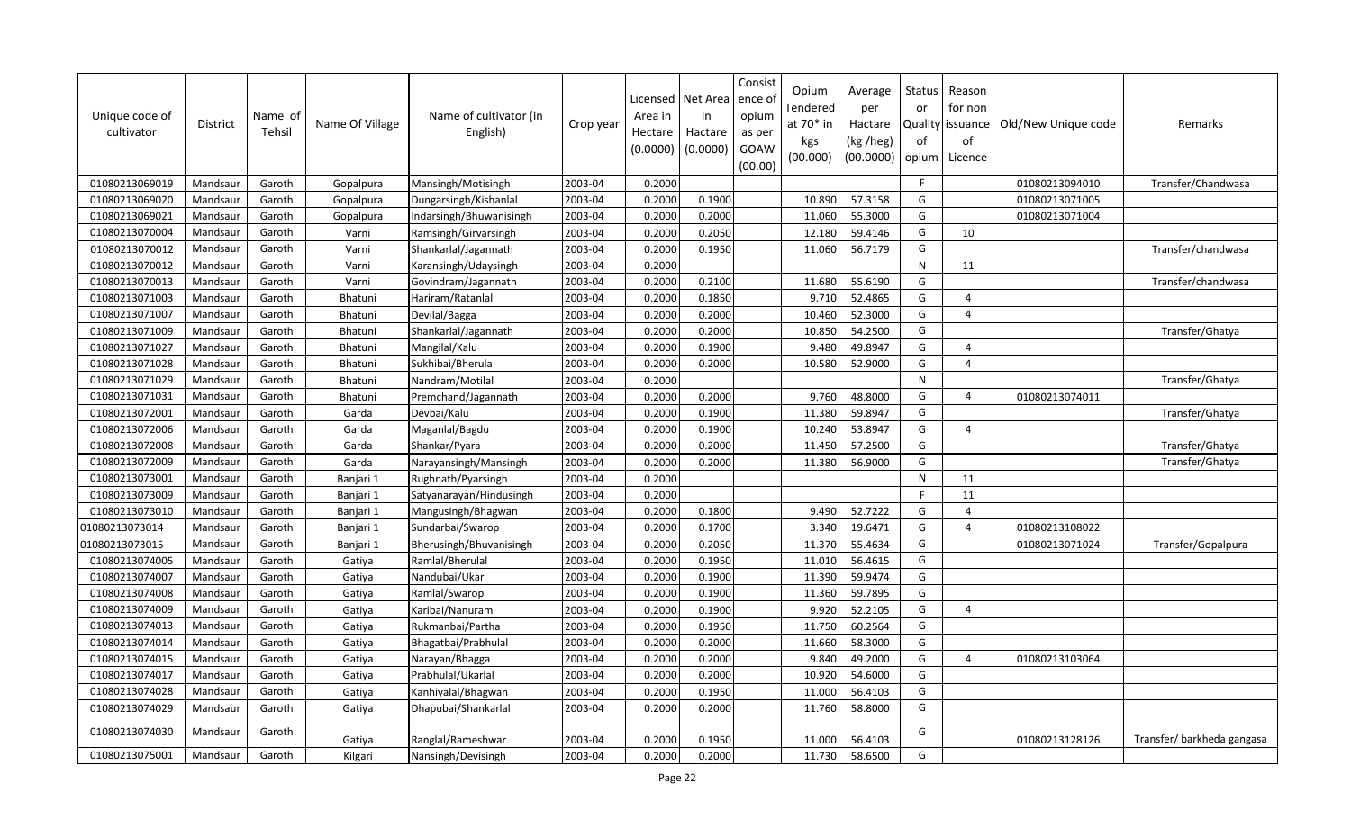| Unique code of cultivator | District | Name of Tehsil | Name Of Village | Name of cultivator (in English) | Crop year | Licensed Area in Hectare (0.0000) | Net Area in Hactare (0.0000) | Consistence of opium as per GOAW (00.00) | Opium Tendered at 70* in kgs (00.000) | Average per Hactare (kg /heg) (00.0000) | Status or Quality of opium | Reason for non issuance of Licence | Old/New Unique code | Remarks |
|---|---|---|---|---|---|---|---|---|---|---|---|---|---|---|
| 01080213069019 | Mandsaur | Garoth | Gopalpura | Mansingh/Motisingh | 2003-04 | 0.2000 | | | | | F | | 01080213094010 | Transfer/Chandwasa |
| 01080213069020 | Mandsaur | Garoth | Gopalpura | Dungarsingh/Kishanlal | 2003-04 | 0.2000 | 0.1900 | | 10.890 | 57.3158 | G | | 01080213071005 | |
| 01080213069021 | Mandsaur | Garoth | Gopalpura | Indarsingh/Bhuwanisingh | 2003-04 | 0.2000 | 0.2000 | | 11.060 | 55.3000 | G | | 01080213071004 | |
| 01080213070004 | Mandsaur | Garoth | Varni | Ramsingh/Girvarsingh | 2003-04 | 0.2000 | 0.2050 | | 12.180 | 59.4146 | G | 10 | | |
| 01080213070012 | Mandsaur | Garoth | Varni | Shankarlal/Jagannath | 2003-04 | 0.2000 | 0.1950 | | 11.060 | 56.7179 | G | | | Transfer/chandwasa |
| 01080213070012 | Mandsaur | Garoth | Varni | Karansingh/Udaysingh | 2003-04 | 0.2000 | | | | | N | 11 | | |
| 01080213070013 | Mandsaur | Garoth | Varni | Govindram/Jagannath | 2003-04 | 0.2000 | 0.2100 | | 11.680 | 55.6190 | G | | | Transfer/chandwasa |
| 01080213071003 | Mandsaur | Garoth | Bhatuni | Hariram/Ratanlal | 2003-04 | 0.2000 | 0.1850 | | 9.710 | 52.4865 | G | 4 | | |
| 01080213071007 | Mandsaur | Garoth | Bhatuni | Devilal/Bagga | 2003-04 | 0.2000 | 0.2000 | | 10.460 | 52.3000 | G | 4 | | |
| 01080213071009 | Mandsaur | Garoth | Bhatuni | Shankarlal/Jagannath | 2003-04 | 0.2000 | 0.2000 | | 10.850 | 54.2500 | G | | | Transfer/Ghatya |
| 01080213071027 | Mandsaur | Garoth | Bhatuni | Mangilal/Kalu | 2003-04 | 0.2000 | 0.1900 | | 9.480 | 49.8947 | G | 4 | | |
| 01080213071028 | Mandsaur | Garoth | Bhatuni | Sukhibai/Bherulal | 2003-04 | 0.2000 | 0.2000 | | 10.580 | 52.9000 | G | 4 | | |
| 01080213071029 | Mandsaur | Garoth | Bhatuni | Nandram/Motilal | 2003-04 | 0.2000 | | | | | N | | | Transfer/Ghatya |
| 01080213071031 | Mandsaur | Garoth | Bhatuni | Premchand/Jagannath | 2003-04 | 0.2000 | 0.2000 | | 9.760 | 48.8000 | G | 4 | 01080213074011 | |
| 01080213072001 | Mandsaur | Garoth | Garda | Devbai/Kalu | 2003-04 | 0.2000 | 0.1900 | | 11.380 | 59.8947 | G | | | Transfer/Ghatya |
| 01080213072006 | Mandsaur | Garoth | Garda | Maganlal/Bagdu | 2003-04 | 0.2000 | 0.1900 | | 10.240 | 53.8947 | G | 4 | | |
| 01080213072008 | Mandsaur | Garoth | Garda | Shankar/Pyara | 2003-04 | 0.2000 | 0.2000 | | 11.450 | 57.2500 | G | | | Transfer/Ghatya |
| 01080213072009 | Mandsaur | Garoth | Garda | Narayansingh/Mansingh | 2003-04 | 0.2000 | 0.2000 | | 11.380 | 56.9000 | G | | | Transfer/Ghatya |
| 01080213073001 | Mandsaur | Garoth | Banjari 1 | Rughnath/Pyarsingh | 2003-04 | 0.2000 | | | | | N | 11 | | |
| 01080213073009 | Mandsaur | Garoth | Banjari 1 | Satyanarayan/Hindusingh | 2003-04 | 0.2000 | | | | | F | 11 | | |
| 01080213073010 | Mandsaur | Garoth | Banjari 1 | Mangusingh/Bhagwan | 2003-04 | 0.2000 | 0.1800 | | 9.490 | 52.7222 | G | 4 | | |
| 01080213073014 | Mandsaur | Garoth | Banjari 1 | Sundarbai/Swarop | 2003-04 | 0.2000 | 0.1700 | | 3.340 | 19.6471 | G | 4 | 01080213108022 | |
| 01080213073015 | Mandsaur | Garoth | Banjari 1 | Bherusingh/Bhuvanisingh | 2003-04 | 0.2000 | 0.2050 | | 11.370 | 55.4634 | G | | 01080213071024 | Transfer/Gopalpura |
| 01080213074005 | Mandsaur | Garoth | Gatiya | Ramlal/Bherulal | 2003-04 | 0.2000 | 0.1950 | | 11.010 | 56.4615 | G | | | |
| 01080213074007 | Mandsaur | Garoth | Gatiya | Nandubai/Ukar | 2003-04 | 0.2000 | 0.1900 | | 11.390 | 59.9474 | G | | | |
| 01080213074008 | Mandsaur | Garoth | Gatiya | Ramlal/Swarop | 2003-04 | 0.2000 | 0.1900 | | 11.360 | 59.7895 | G | | | |
| 01080213074009 | Mandsaur | Garoth | Gatiya | Karibai/Nanuram | 2003-04 | 0.2000 | 0.1900 | | 9.920 | 52.2105 | G | 4 | | |
| 01080213074013 | Mandsaur | Garoth | Gatiya | Rukmanbai/Partha | 2003-04 | 0.2000 | 0.1950 | | 11.750 | 60.2564 | G | | | |
| 01080213074014 | Mandsaur | Garoth | Gatiya | Bhagatbai/Prabhulal | 2003-04 | 0.2000 | 0.2000 | | 11.660 | 58.3000 | G | | | |
| 01080213074015 | Mandsaur | Garoth | Gatiya | Narayan/Bhagga | 2003-04 | 0.2000 | 0.2000 | | 9.840 | 49.2000 | G | 4 | 01080213103064 | |
| 01080213074017 | Mandsaur | Garoth | Gatiya | Prabhulal/Ukarlal | 2003-04 | 0.2000 | 0.2000 | | 10.920 | 54.6000 | G | | | |
| 01080213074028 | Mandsaur | Garoth | Gatiya | Kanhiyalal/Bhagwan | 2003-04 | 0.2000 | 0.1950 | | 11.000 | 56.4103 | G | | | |
| 01080213074029 | Mandsaur | Garoth | Gatiya | Dhapubai/Shankarlal | 2003-04 | 0.2000 | 0.2000 | | 11.760 | 58.8000 | G | | | |
| 01080213074030 | Mandsaur | Garoth | Gatiya | Ranglal/Rameshwar | 2003-04 | 0.2000 | 0.1950 | | 11.000 | 56.4103 | G | | 01080213128126 | Transfer/ barkheda gangasa |
| 01080213075001 | Mandsaur | Garoth | Kilgari | Nansingh/Devisingh | 2003-04 | 0.2000 | 0.2000 | | 11.730 | 58.6500 | G | | | |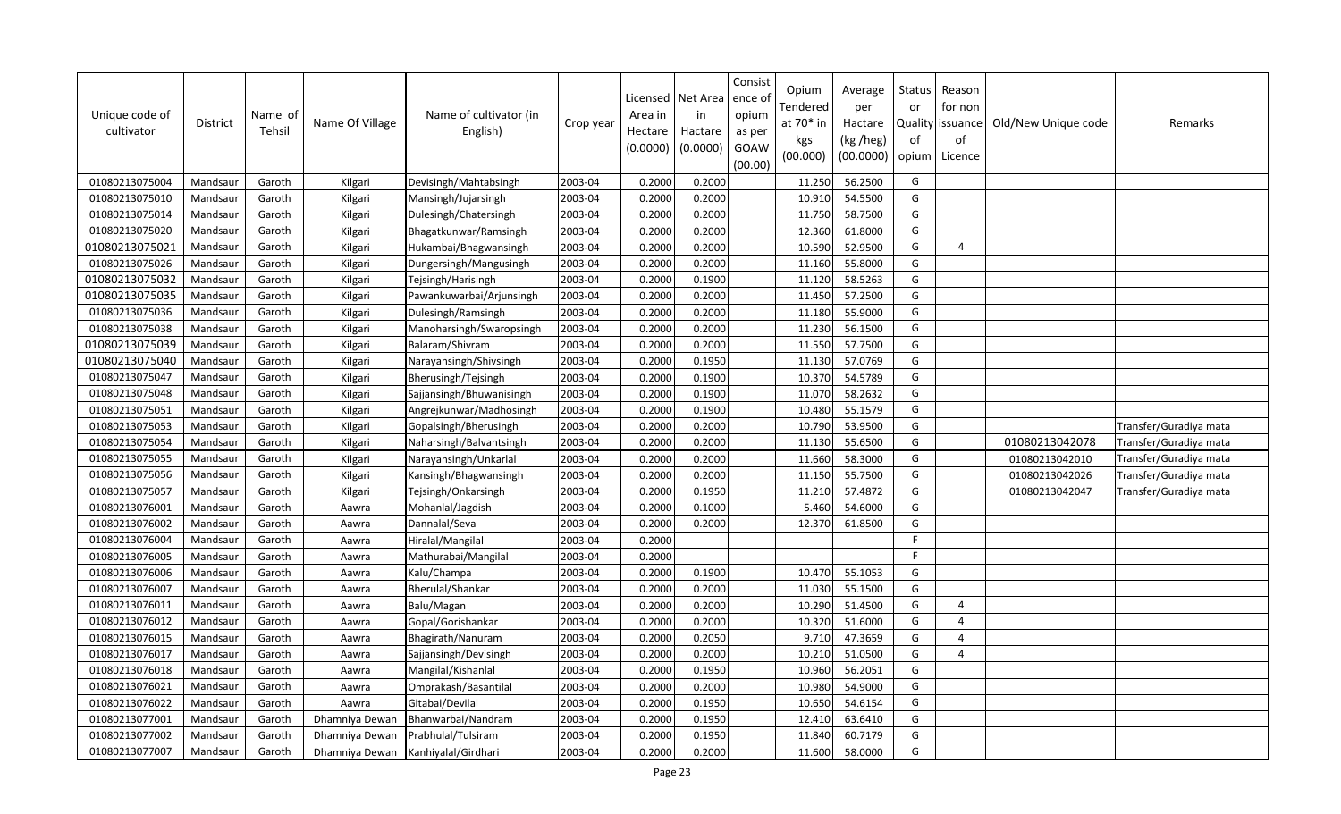| Unique code of cultivator | District | Name of Tehsil | Name Of Village | Name of cultivator (in English) | Crop year | Licensed Area in Hectare (0.0000) | Net Area in Hactare (0.0000) | Consistence of opium as per GOAW (00.00) | Opium Tendered at 70* in kgs (00.000) | Average per Hactare (kg /heg) (00.0000) | Status or Quality of opium | Reason for non issuance of Licence | Old/New Unique code | Remarks |
|---|---|---|---|---|---|---|---|---|---|---|---|---|---|---|
| 01080213075004 | Mandsaur | Garoth | Kilgari | Devisingh/Mahtabsingh | 2003-04 | 0.2000 | 0.2000 | | 11.250 | 56.2500 | G | | | |
| 01080213075010 | Mandsaur | Garoth | Kilgari | Mansingh/Jujarsingh | 2003-04 | 0.2000 | 0.2000 | | 10.910 | 54.5500 | G | | | |
| 01080213075014 | Mandsaur | Garoth | Kilgari | Dulesingh/Chatersingh | 2003-04 | 0.2000 | 0.2000 | | 11.750 | 58.7500 | G | | | |
| 01080213075020 | Mandsaur | Garoth | Kilgari | Bhagatkunwar/Ramsingh | 2003-04 | 0.2000 | 0.2000 | | 12.360 | 61.8000 | G | | | |
| 01080213075021 | Mandsaur | Garoth | Kilgari | Hukambai/Bhagwansingh | 2003-04 | 0.2000 | 0.2000 | | 10.590 | 52.9500 | G | 4 | | |
| 01080213075026 | Mandsaur | Garoth | Kilgari | Dungersingh/Mangusingh | 2003-04 | 0.2000 | 0.2000 | | 11.160 | 55.8000 | G | | | |
| 01080213075032 | Mandsaur | Garoth | Kilgari | Tejsingh/Harisingh | 2003-04 | 0.2000 | 0.1900 | | 11.120 | 58.5263 | G | | | |
| 01080213075035 | Mandsaur | Garoth | Kilgari | Pawankuwarbai/Arjunsingh | 2003-04 | 0.2000 | 0.2000 | | 11.450 | 57.2500 | G | | | |
| 01080213075036 | Mandsaur | Garoth | Kilgari | Dulesingh/Ramsingh | 2003-04 | 0.2000 | 0.2000 | | 11.180 | 55.9000 | G | | | |
| 01080213075038 | Mandsaur | Garoth | Kilgari | Manoharsingh/Swaropsingh | 2003-04 | 0.2000 | 0.2000 | | 11.230 | 56.1500 | G | | | |
| 01080213075039 | Mandsaur | Garoth | Kilgari | Balaram/Shivram | 2003-04 | 0.2000 | 0.2000 | | 11.550 | 57.7500 | G | | | |
| 01080213075040 | Mandsaur | Garoth | Kilgari | Narayansingh/Shivsingh | 2003-04 | 0.2000 | 0.1950 | | 11.130 | 57.0769 | G | | | |
| 01080213075047 | Mandsaur | Garoth | Kilgari | Bherusingh/Tejsingh | 2003-04 | 0.2000 | 0.1900 | | 10.370 | 54.5789 | G | | | |
| 01080213075048 | Mandsaur | Garoth | Kilgari | Sajjansingh/Bhuwanisingh | 2003-04 | 0.2000 | 0.1900 | | 11.070 | 58.2632 | G | | | |
| 01080213075051 | Mandsaur | Garoth | Kilgari | Angrejkunwar/Madhosingh | 2003-04 | 0.2000 | 0.1900 | | 10.480 | 55.1579 | G | | | |
| 01080213075053 | Mandsaur | Garoth | Kilgari | Gopalsingh/Bherusingh | 2003-04 | 0.2000 | 0.2000 | | 10.790 | 53.9500 | G | | | Transfer/Guradiya mata |
| 01080213075054 | Mandsaur | Garoth | Kilgari | Naharsingh/Balvantsingh | 2003-04 | 0.2000 | 0.2000 | | 11.130 | 55.6500 | G | | 01080213042078 | Transfer/Guradiya mata |
| 01080213075055 | Mandsaur | Garoth | Kilgari | Narayansingh/Unkarlal | 2003-04 | 0.2000 | 0.2000 | | 11.660 | 58.3000 | G | | 01080213042010 | Transfer/Guradiya mata |
| 01080213075056 | Mandsaur | Garoth | Kilgari | Kansingh/Bhagwansingh | 2003-04 | 0.2000 | 0.2000 | | 11.150 | 55.7500 | G | | 01080213042026 | Transfer/Guradiya mata |
| 01080213075057 | Mandsaur | Garoth | Kilgari | Tejsingh/Onkarsingh | 2003-04 | 0.2000 | 0.1950 | | 11.210 | 57.4872 | G | | 01080213042047 | Transfer/Guradiya mata |
| 01080213076001 | Mandsaur | Garoth | Aawra | Mohanlal/Jagdish | 2003-04 | 0.2000 | 0.1000 | | 5.460 | 54.6000 | G | | | |
| 01080213076002 | Mandsaur | Garoth | Aawra | Dannalal/Seva | 2003-04 | 0.2000 | 0.2000 | | 12.370 | 61.8500 | G | | | |
| 01080213076004 | Mandsaur | Garoth | Aawra | Hiralal/Mangilal | 2003-04 | 0.2000 | | | | | F | | | |
| 01080213076005 | Mandsaur | Garoth | Aawra | Mathurabai/Mangilal | 2003-04 | 0.2000 | | | | | F | | | |
| 01080213076006 | Mandsaur | Garoth | Aawra | Kalu/Champa | 2003-04 | 0.2000 | 0.1900 | | 10.470 | 55.1053 | G | | | |
| 01080213076007 | Mandsaur | Garoth | Aawra | Bherulal/Shankar | 2003-04 | 0.2000 | 0.2000 | | 11.030 | 55.1500 | G | | | |
| 01080213076011 | Mandsaur | Garoth | Aawra | Balu/Magan | 2003-04 | 0.2000 | 0.2000 | | 10.290 | 51.4500 | G | 4 | | |
| 01080213076012 | Mandsaur | Garoth | Aawra | Gopal/Gorishankar | 2003-04 | 0.2000 | 0.2000 | | 10.320 | 51.6000 | G | 4 | | |
| 01080213076015 | Mandsaur | Garoth | Aawra | Bhagirath/Nanuram | 2003-04 | 0.2000 | 0.2050 | | 9.710 | 47.3659 | G | 4 | | |
| 01080213076017 | Mandsaur | Garoth | Aawra | Sajjansingh/Devisingh | 2003-04 | 0.2000 | 0.2000 | | 10.210 | 51.0500 | G | 4 | | |
| 01080213076018 | Mandsaur | Garoth | Aawra | Mangilal/Kishanlal | 2003-04 | 0.2000 | 0.1950 | | 10.960 | 56.2051 | G | | | |
| 01080213076021 | Mandsaur | Garoth | Aawra | Omprakash/Basantilal | 2003-04 | 0.2000 | 0.2000 | | 10.980 | 54.9000 | G | | | |
| 01080213076022 | Mandsaur | Garoth | Aawra | Gitabai/Devilal | 2003-04 | 0.2000 | 0.1950 | | 10.650 | 54.6154 | G | | | |
| 01080213077001 | Mandsaur | Garoth | Dhamniya Dewan | Bhanwarbai/Nandram | 2003-04 | 0.2000 | 0.1950 | | 12.410 | 63.6410 | G | | | |
| 01080213077002 | Mandsaur | Garoth | Dhamniya Dewan | Prabhulal/Tulsiram | 2003-04 | 0.2000 | 0.1950 | | 11.840 | 60.7179 | G | | | |
| 01080213077007 | Mandsaur | Garoth | Dhamniya Dewan | Kanhiyalal/Girdhari | 2003-04 | 0.2000 | 0.2000 | | 11.600 | 58.0000 | G | | | |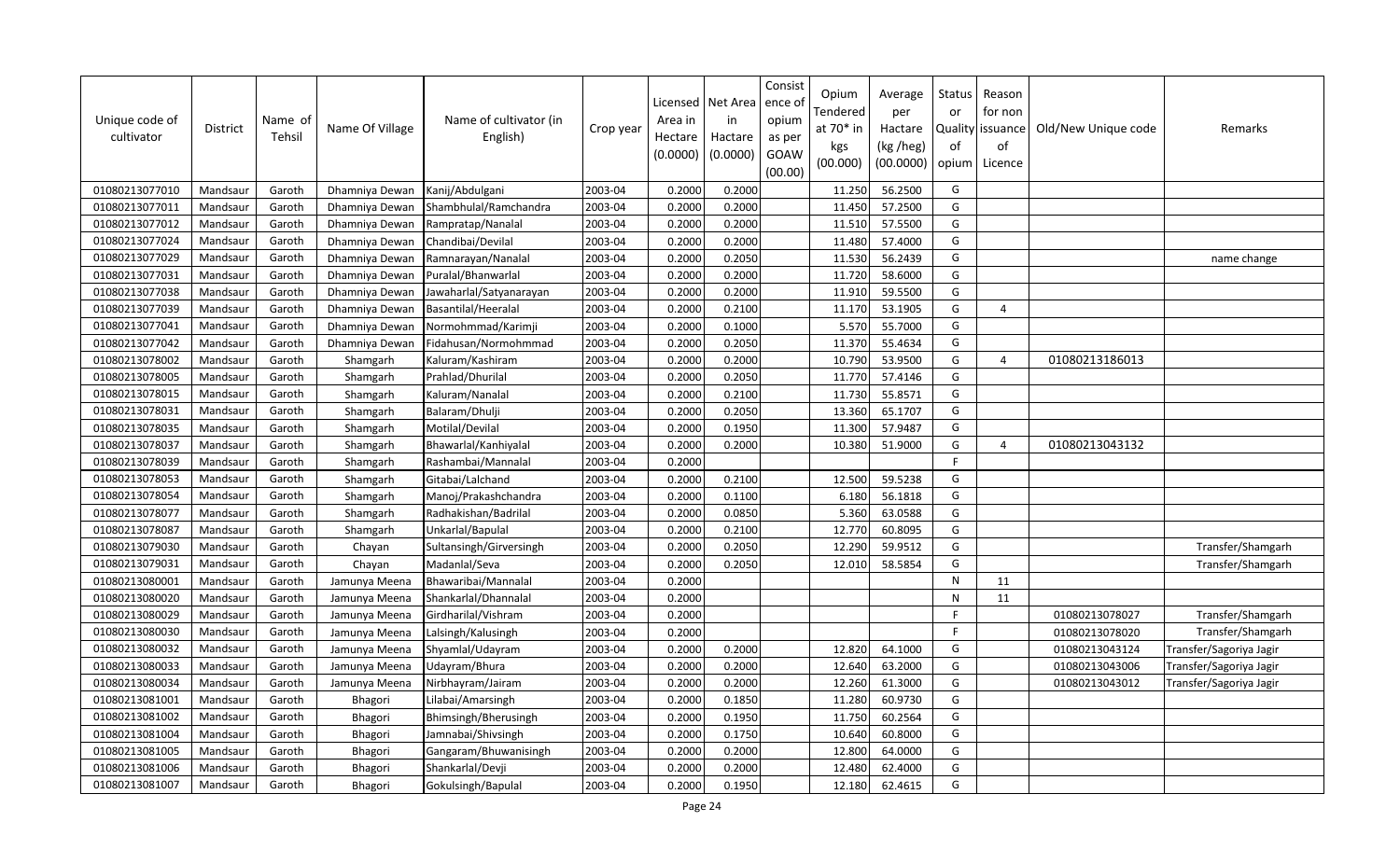| Unique code of cultivator | District | Name of Tehsil | Name Of Village | Name of cultivator (in English) | Crop year | Licensed Area in Hectare (0.0000) | Net Area in Hactare (0.0000) | Consistence of opium as per GOAW (00.00) | Opium Tendered at 70* in kgs (00.000) | Average per Hactare (kg /heg) (00.0000) | Status or Quality of opium | Reason for non issuance of Licence | Old/New Unique code | Remarks |
|---|---|---|---|---|---|---|---|---|---|---|---|---|---|---|
| 01080213077010 | Mandsaur | Garoth | Dhamniya Dewan | Kanij/Abdulgani | 2003-04 | 0.2000 | 0.2000 | | 11.250 | 56.2500 | G | | | |
| 01080213077011 | Mandsaur | Garoth | Dhamniya Dewan | Shambhulal/Ramchandra | 2003-04 | 0.2000 | 0.2000 | | 11.450 | 57.2500 | G | | | |
| 01080213077012 | Mandsaur | Garoth | Dhamniya Dewan | Rampratap/Nanalal | 2003-04 | 0.2000 | 0.2000 | | 11.510 | 57.5500 | G | | | |
| 01080213077024 | Mandsaur | Garoth | Dhamniya Dewan | Chandibai/Devilal | 2003-04 | 0.2000 | 0.2000 | | 11.480 | 57.4000 | G | | | |
| 01080213077029 | Mandsaur | Garoth | Dhamniya Dewan | Ramnarayan/Nanalal | 2003-04 | 0.2000 | 0.2050 | | 11.530 | 56.2439 | G | | | name change |
| 01080213077031 | Mandsaur | Garoth | Dhamniya Dewan | Puralal/Bhanwarlal | 2003-04 | 0.2000 | 0.2000 | | 11.720 | 58.6000 | G | | | |
| 01080213077038 | Mandsaur | Garoth | Dhamniya Dewan | Jawaharlal/Satyanarayan | 2003-04 | 0.2000 | 0.2000 | | 11.910 | 59.5500 | G | | | |
| 01080213077039 | Mandsaur | Garoth | Dhamniya Dewan | Basantilal/Heeralal | 2003-04 | 0.2000 | 0.2100 | | 11.170 | 53.1905 | G | 4 | | |
| 01080213077041 | Mandsaur | Garoth | Dhamniya Dewan | Normohmmad/Karimji | 2003-04 | 0.2000 | 0.1000 | | 5.570 | 55.7000 | G | | | |
| 01080213077042 | Mandsaur | Garoth | Dhamniya Dewan | Fidahusan/Normohmmad | 2003-04 | 0.2000 | 0.2050 | | 11.370 | 55.4634 | G | | | |
| 01080213078002 | Mandsaur | Garoth | Shamgarh | Kaluram/Kashiram | 2003-04 | 0.2000 | 0.2000 | | 10.790 | 53.9500 | G | 4 | 01080213186013 | |
| 01080213078005 | Mandsaur | Garoth | Shamgarh | Prahlad/Dhurilal | 2003-04 | 0.2000 | 0.2050 | | 11.770 | 57.4146 | G | | | |
| 01080213078015 | Mandsaur | Garoth | Shamgarh | Kaluram/Nanalal | 2003-04 | 0.2000 | 0.2100 | | 11.730 | 55.8571 | G | | | |
| 01080213078031 | Mandsaur | Garoth | Shamgarh | Balaram/Dhulji | 2003-04 | 0.2000 | 0.2050 | | 13.360 | 65.1707 | G | | | |
| 01080213078035 | Mandsaur | Garoth | Shamgarh | Motilal/Devilal | 2003-04 | 0.2000 | 0.1950 | | 11.300 | 57.9487 | G | | | |
| 01080213078037 | Mandsaur | Garoth | Shamgarh | Bhawarlal/Kanhiyalal | 2003-04 | 0.2000 | 0.2000 | | 10.380 | 51.9000 | G | 4 | 01080213043132 | |
| 01080213078039 | Mandsaur | Garoth | Shamgarh | Rashambai/Mannalal | 2003-04 | 0.2000 | | | | | F | | | |
| 01080213078053 | Mandsaur | Garoth | Shamgarh | Gitabai/Lalchand | 2003-04 | 0.2000 | 0.2100 | | 12.500 | 59.5238 | G | | | |
| 01080213078054 | Mandsaur | Garoth | Shamgarh | Manoj/Prakashchandra | 2003-04 | 0.2000 | 0.1100 | | 6.180 | 56.1818 | G | | | |
| 01080213078077 | Mandsaur | Garoth | Shamgarh | Radhakishan/Badrilal | 2003-04 | 0.2000 | 0.0850 | | 5.360 | 63.0588 | G | | | |
| 01080213078087 | Mandsaur | Garoth | Shamgarh | Unkarlal/Bapulal | 2003-04 | 0.2000 | 0.2100 | | 12.770 | 60.8095 | G | | | |
| 01080213079030 | Mandsaur | Garoth | Chayan | Sultansingh/Girversingh | 2003-04 | 0.2000 | 0.2050 | | 12.290 | 59.9512 | G | | | Transfer/Shamgarh |
| 01080213079031 | Mandsaur | Garoth | Chayan | Madanlal/Seva | 2003-04 | 0.2000 | 0.2050 | | 12.010 | 58.5854 | G | | | Transfer/Shamgarh |
| 01080213080001 | Mandsaur | Garoth | Jamunya Meena | Bhawaribai/Mannalal | 2003-04 | 0.2000 | | | | | N | 11 | | |
| 01080213080020 | Mandsaur | Garoth | Jamunya Meena | Shankarlal/Dhannalal | 2003-04 | 0.2000 | | | | | N | 11 | | |
| 01080213080029 | Mandsaur | Garoth | Jamunya Meena | Girdharilal/Vishram | 2003-04 | 0.2000 | | | | | F | | 01080213078027 | Transfer/Shamgarh |
| 01080213080030 | Mandsaur | Garoth | Jamunya Meena | Lalsingh/Kalusingh | 2003-04 | 0.2000 | | | | | F | | 01080213078020 | Transfer/Shamgarh |
| 01080213080032 | Mandsaur | Garoth | Jamunya Meena | Shyamlal/Udayram | 2003-04 | 0.2000 | 0.2000 | | 12.820 | 64.1000 | G | | 01080213043124 | Transfer/Sagoriya Jagir |
| 01080213080033 | Mandsaur | Garoth | Jamunya Meena | Udayram/Bhura | 2003-04 | 0.2000 | 0.2000 | | 12.640 | 63.2000 | G | | 01080213043006 | Transfer/Sagoriya Jagir |
| 01080213080034 | Mandsaur | Garoth | Jamunya Meena | Nirbhayram/Jairam | 2003-04 | 0.2000 | 0.2000 | | 12.260 | 61.3000 | G | | 01080213043012 | Transfer/Sagoriya Jagir |
| 01080213081001 | Mandsaur | Garoth | Bhagori | Lilabai/Amarsingh | 2003-04 | 0.2000 | 0.1850 | | 11.280 | 60.9730 | G | | | |
| 01080213081002 | Mandsaur | Garoth | Bhagori | Bhimsingh/Bherusingh | 2003-04 | 0.2000 | 0.1950 | | 11.750 | 60.2564 | G | | | |
| 01080213081004 | Mandsaur | Garoth | Bhagori | Jamnabai/Shivsingh | 2003-04 | 0.2000 | 0.1750 | | 10.640 | 60.8000 | G | | | |
| 01080213081005 | Mandsaur | Garoth | Bhagori | Gangaram/Bhuwanisingh | 2003-04 | 0.2000 | 0.2000 | | 12.800 | 64.0000 | G | | | |
| 01080213081006 | Mandsaur | Garoth | Bhagori | Shankarlal/Devji | 2003-04 | 0.2000 | 0.2000 | | 12.480 | 62.4000 | G | | | |
| 01080213081007 | Mandsaur | Garoth | Bhagori | Gokulsingh/Bapulal | 2003-04 | 0.2000 | 0.1950 | | 12.180 | 62.4615 | G | | | |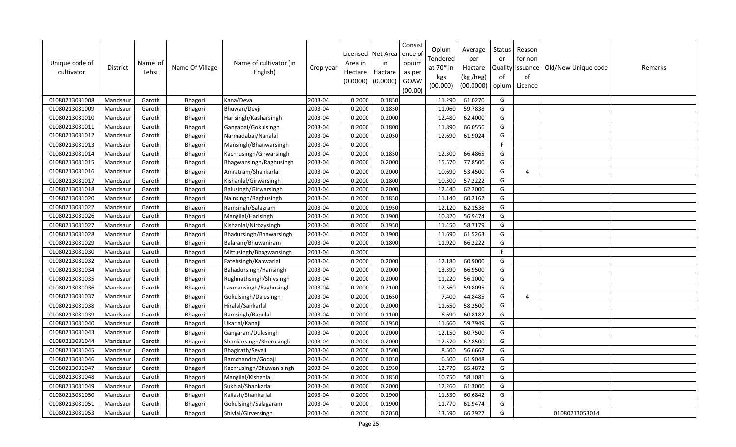| Unique code of cultivator | District | Name of Tehsil | Name Of Village | Name of cultivator (in English) | Crop year | Licensed Area in Hectare (0.0000) | Net Area in Hactare (0.0000) | Consistence of opium as per GOAW (00.00) | Opium Tendered at 70* in kgs (00.000) | Average per Hactare (kg /heg) (00.0000) | Status or Quality of opium | Reason for non issuance of Licence | Old/New Unique code | Remarks |
|---|---|---|---|---|---|---|---|---|---|---|---|---|---|---|
| 01080213081008 | Mandsaur | Garoth | Bhagori | Kana/Deva | 2003-04 | 0.2000 | 0.1850 | | 11.290 | 61.0270 | G | | | |
| 01080213081009 | Mandsaur | Garoth | Bhagori | Bhuwan/Devji | 2003-04 | 0.2000 | 0.1850 | | 11.060 | 59.7838 | G | | | |
| 01080213081010 | Mandsaur | Garoth | Bhagori | Harisingh/Kasharsingh | 2003-04 | 0.2000 | 0.2000 | | 12.480 | 62.4000 | G | | | |
| 01080213081011 | Mandsaur | Garoth | Bhagori | Gangabai/Gokulsingh | 2003-04 | 0.2000 | 0.1800 | | 11.890 | 66.0556 | G | | | |
| 01080213081012 | Mandsaur | Garoth | Bhagori | Narmadabai/Nanalal | 2003-04 | 0.2000 | 0.2050 | | 12.690 | 61.9024 | G | | | |
| 01080213081013 | Mandsaur | Garoth | Bhagori | Mansingh/Bhanwarsingh | 2003-04 | 0.2000 | | | | | F | | | |
| 01080213081014 | Mandsaur | Garoth | Bhagori | Kachrusingh/Girwarsingh | 2003-04 | 0.2000 | 0.1850 | | 12.300 | 66.4865 | G | | | |
| 01080213081015 | Mandsaur | Garoth | Bhagori | Bhagwansingh/Raghusingh | 2003-04 | 0.2000 | 0.2000 | | 15.570 | 77.8500 | G | | | |
| 01080213081016 | Mandsaur | Garoth | Bhagori | Amratram/Shankarlal | 2003-04 | 0.2000 | 0.2000 | | 10.690 | 53.4500 | G | 4 | | |
| 01080213081017 | Mandsaur | Garoth | Bhagori | Kishanlal/Girwarsingh | 2003-04 | 0.2000 | 0.1800 | | 10.300 | 57.2222 | G | | | |
| 01080213081018 | Mandsaur | Garoth | Bhagori | Balusingh/Girwarsingh | 2003-04 | 0.2000 | 0.2000 | | 12.440 | 62.2000 | G | | | |
| 01080213081020 | Mandsaur | Garoth | Bhagori | Nainsingh/Raghusingh | 2003-04 | 0.2000 | 0.1850 | | 11.140 | 60.2162 | G | | | |
| 01080213081022 | Mandsaur | Garoth | Bhagori | Ramsingh/Salagram | 2003-04 | 0.2000 | 0.1950 | | 12.120 | 62.1538 | G | | | |
| 01080213081026 | Mandsaur | Garoth | Bhagori | Mangilal/Harisingh | 2003-04 | 0.2000 | 0.1900 | | 10.820 | 56.9474 | G | | | |
| 01080213081027 | Mandsaur | Garoth | Bhagori | Kishanlal/Nirbaysingh | 2003-04 | 0.2000 | 0.1950 | | 11.450 | 58.7179 | G | | | |
| 01080213081028 | Mandsaur | Garoth | Bhagori | Bhadursingh/Bhawarsingh | 2003-04 | 0.2000 | 0.1900 | | 11.690 | 61.5263 | G | | | |
| 01080213081029 | Mandsaur | Garoth | Bhagori | Balaram/Bhuwaniram | 2003-04 | 0.2000 | 0.1800 | | 11.920 | 66.2222 | G | | | |
| 01080213081030 | Mandsaur | Garoth | Bhagori | Mittusingh/Bhagwansingh | 2003-04 | 0.2000 | | | | | F | | | |
| 01080213081032 | Mandsaur | Garoth | Bhagori | Fatehsingh/Kanwarlal | 2003-04 | 0.2000 | 0.2000 | | 12.180 | 60.9000 | G | | | |
| 01080213081034 | Mandsaur | Garoth | Bhagori | Bahadursingh/Harisingh | 2003-04 | 0.2000 | 0.2000 | | 13.390 | 66.9500 | G | | | |
| 01080213081035 | Mandsaur | Garoth | Bhagori | Rughnathsingh/Shivsingh | 2003-04 | 0.2000 | 0.2000 | | 11.220 | 56.1000 | G | | | |
| 01080213081036 | Mandsaur | Garoth | Bhagori | Laxmansingh/Raghusingh | 2003-04 | 0.2000 | 0.2100 | | 12.560 | 59.8095 | G | | | |
| 01080213081037 | Mandsaur | Garoth | Bhagori | Gokulsingh/Dalesingh | 2003-04 | 0.2000 | 0.1650 | | 7.400 | 44.8485 | G | 4 | | |
| 01080213081038 | Mandsaur | Garoth | Bhagori | Hiralal/Sankarlal | 2003-04 | 0.2000 | 0.2000 | | 11.650 | 58.2500 | G | | | |
| 01080213081039 | Mandsaur | Garoth | Bhagori | Ramsingh/Bapulal | 2003-04 | 0.2000 | 0.1100 | | 6.690 | 60.8182 | G | | | |
| 01080213081040 | Mandsaur | Garoth | Bhagori | Ukarlal/Kanaji | 2003-04 | 0.2000 | 0.1950 | | 11.660 | 59.7949 | G | | | |
| 01080213081043 | Mandsaur | Garoth | Bhagori | Gangaram/Dulesingh | 2003-04 | 0.2000 | 0.2000 | | 12.150 | 60.7500 | G | | | |
| 01080213081044 | Mandsaur | Garoth | Bhagori | Shankarsingh/Bherusingh | 2003-04 | 0.2000 | 0.2000 | | 12.570 | 62.8500 | G | | | |
| 01080213081045 | Mandsaur | Garoth | Bhagori | Bhagirath/Sevaji | 2003-04 | 0.2000 | 0.1500 | | 8.500 | 56.6667 | G | | | |
| 01080213081046 | Mandsaur | Garoth | Bhagori | Ramchandra/Godaji | 2003-04 | 0.2000 | 0.1050 | | 6.500 | 61.9048 | G | | | |
| 01080213081047 | Mandsaur | Garoth | Bhagori | Kachrusingh/Bhuwanisingh | 2003-04 | 0.2000 | 0.1950 | | 12.770 | 65.4872 | G | | | |
| 01080213081048 | Mandsaur | Garoth | Bhagori | Mangilal/Kishanlal | 2003-04 | 0.2000 | 0.1850 | | 10.750 | 58.1081 | G | | | |
| 01080213081049 | Mandsaur | Garoth | Bhagori | Sukhlal/Shankarlal | 2003-04 | 0.2000 | 0.2000 | | 12.260 | 61.3000 | G | | | |
| 01080213081050 | Mandsaur | Garoth | Bhagori | Kailash/Shankarlal | 2003-04 | 0.2000 | 0.1900 | | 11.530 | 60.6842 | G | | | |
| 01080213081051 | Mandsaur | Garoth | Bhagori | Gokulsingh/Salagaram | 2003-04 | 0.2000 | 0.1900 | | 11.770 | 61.9474 | G | | | |
| 01080213081053 | Mandsaur | Garoth | Bhagori | Shivlal/Girversingh | 2003-04 | 0.2000 | 0.2050 | | 13.590 | 66.2927 | G | | 01080213053014 | |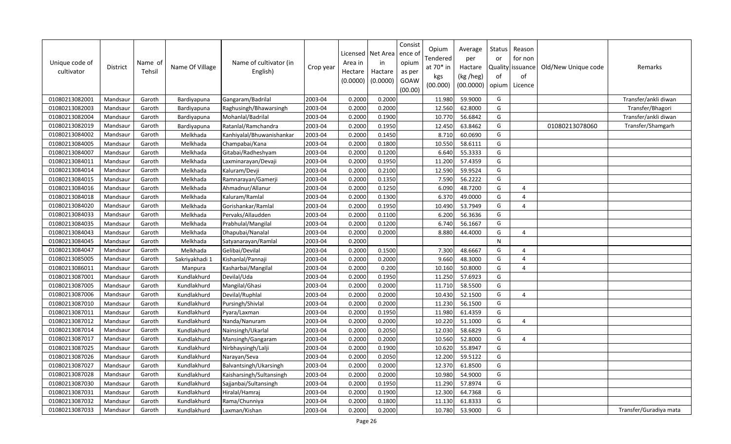| Unique code of cultivator | District | Name of Tehsil | Name Of Village | Name of cultivator (in English) | Crop year | Licensed Area in Hectare (0.0000) | Net Area in Hactare (0.0000) | Consistence of opium as per GOAW (00.00) | Opium Tendered at 70* in kgs (00.000) | Average per Hactare (kg /heg) (00.0000) | Status or Quality of opium | Reason for non issuance of Licence | Old/New Unique code | Remarks |
|---|---|---|---|---|---|---|---|---|---|---|---|---|---|---|
| 01080213082001 | Mandsaur | Garoth | Bardiyapuna | Gangaram/Badrilal | 2003-04 | 0.2000 | 0.2000 | | 11.980 | 59.9000 | G | | | Transfer/ankli diwan |
| 01080213082003 | Mandsaur | Garoth | Bardiyapuna | Raghusingh/Bhawarsingh | 2003-04 | 0.2000 | 0.2000 | | 12.560 | 62.8000 | G | | | Transfer/Bhagori |
| 01080213082004 | Mandsaur | Garoth | Bardiyapuna | Mohanlal/Badrilal | 2003-04 | 0.2000 | 0.1900 | | 10.770 | 56.6842 | G | | | Transfer/ankli diwan |
| 01080213082019 | Mandsaur | Garoth | Bardiyapuna | Ratanlal/Ramchandra | 2003-04 | 0.2000 | 0.1950 | | 12.450 | 63.8462 | G | | 01080213078060 | Transfer/Shamgarh |
| 01080213084002 | Mandsaur | Garoth | Melkhada | Kanhiyalal/Bhuwanishankar | 2003-04 | 0.2000 | 0.1450 | | 8.710 | 60.0690 | G | | | |
| 01080213084005 | Mandsaur | Garoth | Melkhada | Champabai/Kana | 2003-04 | 0.2000 | 0.1800 | | 10.550 | 58.6111 | G | | | |
| 01080213084007 | Mandsaur | Garoth | Melkhada | Gitabai/Radheshyam | 2003-04 | 0.2000 | 0.1200 | | 6.640 | 55.3333 | G | | | |
| 01080213084011 | Mandsaur | Garoth | Melkhada | Laxminarayan/Devaji | 2003-04 | 0.2000 | 0.1950 | | 11.200 | 57.4359 | G | | | |
| 01080213084014 | Mandsaur | Garoth | Melkhada | Kaluram/Devji | 2003-04 | 0.2000 | 0.2100 | | 12.590 | 59.9524 | G | | | |
| 01080213084015 | Mandsaur | Garoth | Melkhada | Ramnarayan/Gamerji | 2003-04 | 0.2000 | 0.1350 | | 7.590 | 56.2222 | G | | | |
| 01080213084016 | Mandsaur | Garoth | Melkhada | Ahmadnur/Allanur | 2003-04 | 0.2000 | 0.1250 | | 6.090 | 48.7200 | G | 4 | | |
| 01080213084018 | Mandsaur | Garoth | Melkhada | Kaluram/Ramlal | 2003-04 | 0.2000 | 0.1300 | | 6.370 | 49.0000 | G | 4 | | |
| 01080213084020 | Mandsaur | Garoth | Melkhada | Gorishankar/Ramlal | 2003-04 | 0.2000 | 0.1950 | | 10.490 | 53.7949 | G | 4 | | |
| 01080213084033 | Mandsaur | Garoth | Melkhada | Pervaks/Allaudden | 2003-04 | 0.2000 | 0.1100 | | 6.200 | 56.3636 | G | | | |
| 01080213084035 | Mandsaur | Garoth | Melkhada | Prabhulal/Mangilal | 2003-04 | 0.2000 | 0.1200 | | 6.740 | 56.1667 | G | | | |
| 01080213084043 | Mandsaur | Garoth | Melkhada | Dhapubai/Nanalal | 2003-04 | 0.2000 | 0.2000 | | 8.880 | 44.4000 | G | 4 | | |
| 01080213084045 | Mandsaur | Garoth | Melkhada | Satyanarayan/Ramlal | 2003-04 | 0.2000 | | | | | N | | | |
| 01080213084047 | Mandsaur | Garoth | Melkhada | Gelibai/Devilal | 2003-04 | 0.2000 | 0.1500 | | 7.300 | 48.6667 | G | 4 | | |
| 01080213085005 | Mandsaur | Garoth | Sakriyakhadi 1 | Kishanlal/Pannaji | 2003-04 | 0.2000 | 0.2000 | | 9.660 | 48.3000 | G | 4 | | |
| 01080213086011 | Mandsaur | Garoth | Manpura | Kasharbai/Mangilal | 2003-04 | 0.2000 | 0.200 | | 10.160 | 50.8000 | G | 4 | | |
| 01080213087001 | Mandsaur | Garoth | Kundlakhurd | Devilal/Uda | 2003-04 | 0.2000 | 0.1950 | | 11.250 | 57.6923 | G | | | |
| 01080213087005 | Mandsaur | Garoth | Kundlakhurd | Mangilal/Ghasi | 2003-04 | 0.2000 | 0.2000 | | 11.710 | 58.5500 | G | | | |
| 01080213087006 | Mandsaur | Garoth | Kundlakhurd | Devilal/Ruphlal | 2003-04 | 0.2000 | 0.2000 | | 10.430 | 52.1500 | G | 4 | | |
| 01080213087010 | Mandsaur | Garoth | Kundlakhurd | Pursingh/Shivlal | 2003-04 | 0.2000 | 0.2000 | | 11.230 | 56.1500 | G | | | |
| 01080213087011 | Mandsaur | Garoth | Kundlakhurd | Pyara/Laxman | 2003-04 | 0.2000 | 0.1950 | | 11.980 | 61.4359 | G | | | |
| 01080213087012 | Mandsaur | Garoth | Kundlakhurd | Nanda/Nanuram | 2003-04 | 0.2000 | 0.2000 | | 10.220 | 51.1000 | G | 4 | | |
| 01080213087014 | Mandsaur | Garoth | Kundlakhurd | Nainsingh/Ukarlal | 2003-04 | 0.2000 | 0.2050 | | 12.030 | 58.6829 | G | | | |
| 01080213087017 | Mandsaur | Garoth | Kundlakhurd | Mansingh/Gangaram | 2003-04 | 0.2000 | 0.2000 | | 10.560 | 52.8000 | G | 4 | | |
| 01080213087025 | Mandsaur | Garoth | Kundlakhurd | Nirbhaysingh/Lalji | 2003-04 | 0.2000 | 0.1900 | | 10.620 | 55.8947 | G | | | |
| 01080213087026 | Mandsaur | Garoth | Kundlakhurd | Narayan/Seva | 2003-04 | 0.2000 | 0.2050 | | 12.200 | 59.5122 | G | | | |
| 01080213087027 | Mandsaur | Garoth | Kundlakhurd | Balvantsingh/Ukarsingh | 2003-04 | 0.2000 | 0.2000 | | 12.370 | 61.8500 | G | | | |
| 01080213087028 | Mandsaur | Garoth | Kundlakhurd | Kaisharsingh/Sultansingh | 2003-04 | 0.2000 | 0.2000 | | 10.980 | 54.9000 | G | | | |
| 01080213087030 | Mandsaur | Garoth | Kundlakhurd | Sajjanbai/Sultansingh | 2003-04 | 0.2000 | 0.1950 | | 11.290 | 57.8974 | G | | | |
| 01080213087031 | Mandsaur | Garoth | Kundlakhurd | Hiralal/Hamraj | 2003-04 | 0.2000 | 0.1900 | | 12.300 | 64.7368 | G | | | |
| 01080213087032 | Mandsaur | Garoth | Kundlakhurd | Rama/Chunniya | 2003-04 | 0.2000 | 0.1800 | | 11.130 | 61.8333 | G | | | |
| 01080213087033 | Mandsaur | Garoth | Kundlakhurd | Laxman/Kishan | 2003-04 | 0.2000 | 0.2000 | | 10.780 | 53.9000 | G | | | Transfer/Guradiya mata |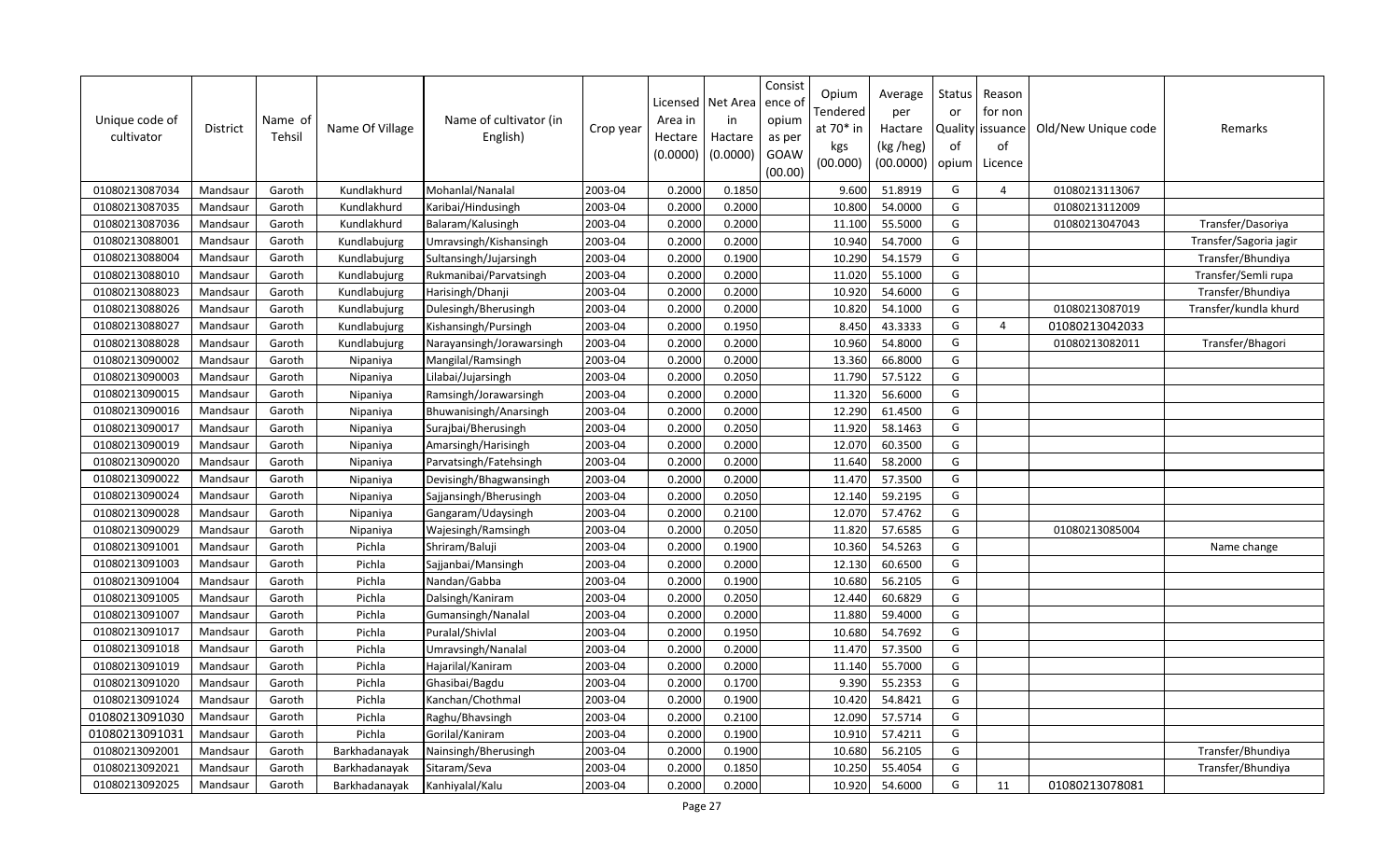| Unique code of cultivator | District | Name of Tehsil | Name Of Village | Name of cultivator (in English) | Crop year | Licensed Area in Hectare (0.0000) | Net Area in Hactare (0.0000) | Consistence of opium as per GOAW (00.00) | Opium Tendered at 70* in kgs (00.000) | Average per Hactare (kg /heg) (00.0000) | Status or Quality of opium | Reason for non issuance of Licence | Old/New Unique code | Remarks |
|---|---|---|---|---|---|---|---|---|---|---|---|---|---|---|
| 01080213087034 | Mandsaur | Garoth | Kundlakhurd | Mohanlal/Nanalal | 2003-04 | 0.2000 | 0.1850 | | 9.600 | 51.8919 | G | 4 | 01080213113067 | |
| 01080213087035 | Mandsaur | Garoth | Kundlakhurd | Karibai/Hindusingh | 2003-04 | 0.2000 | 0.2000 | | 10.800 | 54.0000 | G | | 01080213112009 | |
| 01080213087036 | Mandsaur | Garoth | Kundlakhurd | Balaram/Kalusingh | 2003-04 | 0.2000 | 0.2000 | | 11.100 | 55.5000 | G | | 01080213047043 | Transfer/Dasoriya |
| 01080213088001 | Mandsaur | Garoth | Kundlabujurg | Umravsingh/Kishansingh | 2003-04 | 0.2000 | 0.2000 | | 10.940 | 54.7000 | G | | | Transfer/Sagoria jagir |
| 01080213088004 | Mandsaur | Garoth | Kundlabujurg | Sultansingh/Jujarsingh | 2003-04 | 0.2000 | 0.1900 | | 10.290 | 54.1579 | G | | | Transfer/Bhundiya |
| 01080213088010 | Mandsaur | Garoth | Kundlabujurg | Rukmanibai/Parvatsingh | 2003-04 | 0.2000 | 0.2000 | | 11.020 | 55.1000 | G | | | Transfer/Semli rupa |
| 01080213088023 | Mandsaur | Garoth | Kundlabujurg | Harisingh/Dhanji | 2003-04 | 0.2000 | 0.2000 | | 10.920 | 54.6000 | G | | | Transfer/Bhundiya |
| 01080213088026 | Mandsaur | Garoth | Kundlabujurg | Dulesingh/Bherusingh | 2003-04 | 0.2000 | 0.2000 | | 10.820 | 54.1000 | G | | 01080213087019 | Transfer/kundla khurd |
| 01080213088027 | Mandsaur | Garoth | Kundlabujurg | Kishansingh/Pursingh | 2003-04 | 0.2000 | 0.1950 | | 8.450 | 43.3333 | G | 4 | 01080213042033 | |
| 01080213088028 | Mandsaur | Garoth | Kundlabujurg | Narayansingh/Jorawarsingh | 2003-04 | 0.2000 | 0.2000 | | 10.960 | 54.8000 | G | | 01080213082011 | Transfer/Bhagori |
| 01080213090002 | Mandsaur | Garoth | Nipaniya | Mangilal/Ramsingh | 2003-04 | 0.2000 | 0.2000 | | 13.360 | 66.8000 | G | | | |
| 01080213090003 | Mandsaur | Garoth | Nipaniya | Lilabai/Jujarsingh | 2003-04 | 0.2000 | 0.2050 | | 11.790 | 57.5122 | G | | | |
| 01080213090015 | Mandsaur | Garoth | Nipaniya | Ramsingh/Jorawarsingh | 2003-04 | 0.2000 | 0.2000 | | 11.320 | 56.6000 | G | | | |
| 01080213090016 | Mandsaur | Garoth | Nipaniya | Bhuwanisingh/Anarsingh | 2003-04 | 0.2000 | 0.2000 | | 12.290 | 61.4500 | G | | | |
| 01080213090017 | Mandsaur | Garoth | Nipaniya | Surajbai/Bherusingh | 2003-04 | 0.2000 | 0.2050 | | 11.920 | 58.1463 | G | | | |
| 01080213090019 | Mandsaur | Garoth | Nipaniya | Amarsingh/Harisingh | 2003-04 | 0.2000 | 0.2000 | | 12.070 | 60.3500 | G | | | |
| 01080213090020 | Mandsaur | Garoth | Nipaniya | Parvatsingh/Fatehsingh | 2003-04 | 0.2000 | 0.2000 | | 11.640 | 58.2000 | G | | | |
| 01080213090022 | Mandsaur | Garoth | Nipaniya | Devisingh/Bhagwansingh | 2003-04 | 0.2000 | 0.2000 | | 11.470 | 57.3500 | G | | | |
| 01080213090024 | Mandsaur | Garoth | Nipaniya | Sajjansingh/Bherusingh | 2003-04 | 0.2000 | 0.2050 | | 12.140 | 59.2195 | G | | | |
| 01080213090028 | Mandsaur | Garoth | Nipaniya | Gangaram/Udaysingh | 2003-04 | 0.2000 | 0.2100 | | 12.070 | 57.4762 | G | | | |
| 01080213090029 | Mandsaur | Garoth | Nipaniya | Wajesingh/Ramsingh | 2003-04 | 0.2000 | 0.2050 | | 11.820 | 57.6585 | G | | 01080213085004 | |
| 01080213091001 | Mandsaur | Garoth | Pichla | Shriram/Baluji | 2003-04 | 0.2000 | 0.1900 | | 10.360 | 54.5263 | G | | | Name change |
| 01080213091003 | Mandsaur | Garoth | Pichla | Sajjanbai/Mansingh | 2003-04 | 0.2000 | 0.2000 | | 12.130 | 60.6500 | G | | | |
| 01080213091004 | Mandsaur | Garoth | Pichla | Nandan/Gabba | 2003-04 | 0.2000 | 0.1900 | | 10.680 | 56.2105 | G | | | |
| 01080213091005 | Mandsaur | Garoth | Pichla | Dalsingh/Kaniram | 2003-04 | 0.2000 | 0.2050 | | 12.440 | 60.6829 | G | | | |
| 01080213091007 | Mandsaur | Garoth | Pichla | Gumansingh/Nanalal | 2003-04 | 0.2000 | 0.2000 | | 11.880 | 59.4000 | G | | | |
| 01080213091017 | Mandsaur | Garoth | Pichla | Puralal/Shivlal | 2003-04 | 0.2000 | 0.1950 | | 10.680 | 54.7692 | G | | | |
| 01080213091018 | Mandsaur | Garoth | Pichla | Umravsingh/Nanalal | 2003-04 | 0.2000 | 0.2000 | | 11.470 | 57.3500 | G | | | |
| 01080213091019 | Mandsaur | Garoth | Pichla | Hajarilal/Kaniram | 2003-04 | 0.2000 | 0.2000 | | 11.140 | 55.7000 | G | | | |
| 01080213091020 | Mandsaur | Garoth | Pichla | Ghasibai/Bagdu | 2003-04 | 0.2000 | 0.1700 | | 9.390 | 55.2353 | G | | | |
| 01080213091024 | Mandsaur | Garoth | Pichla | Kanchan/Chothmal | 2003-04 | 0.2000 | 0.1900 | | 10.420 | 54.8421 | G | | | |
| 01080213091030 | Mandsaur | Garoth | Pichla | Raghu/Bhavsingh | 2003-04 | 0.2000 | 0.2100 | | 12.090 | 57.5714 | G | | | |
| 01080213091031 | Mandsaur | Garoth | Pichla | Gorilal/Kaniram | 2003-04 | 0.2000 | 0.1900 | | 10.910 | 57.4211 | G | | | |
| 01080213092001 | Mandsaur | Garoth | Barkhadanayak | Nainsingh/Bherusingh | 2003-04 | 0.2000 | 0.1900 | | 10.680 | 56.2105 | G | | | Transfer/Bhundiya |
| 01080213092021 | Mandsaur | Garoth | Barkhadanayak | Sitaram/Seva | 2003-04 | 0.2000 | 0.1850 | | 10.250 | 55.4054 | G | | | Transfer/Bhundiya |
| 01080213092025 | Mandsaur | Garoth | Barkhadanayak | Kanhiyalal/Kalu | 2003-04 | 0.2000 | 0.2000 | | 10.920 | 54.6000 | G | 11 | 01080213078081 | |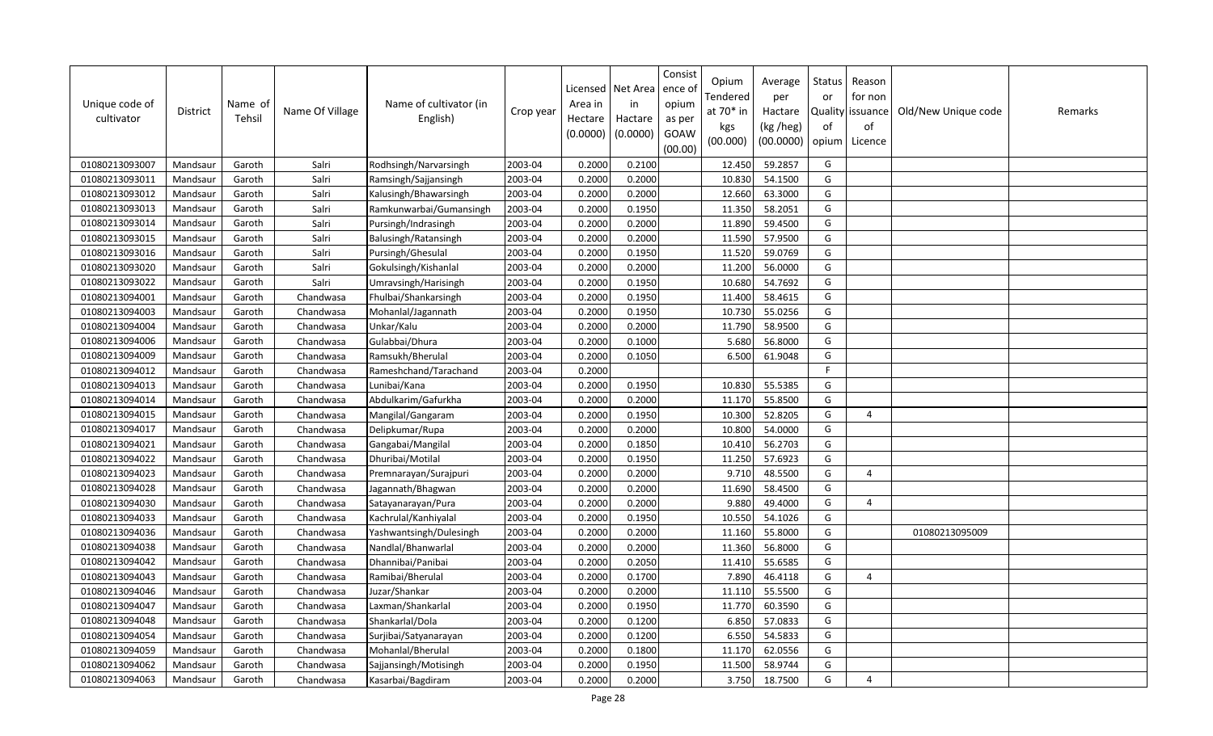| Unique code of cultivator | District | Name of Tehsil | Name Of Village | Name of cultivator (in English) | Crop year | Licensed Area in Hectare (0.0000) | Net Area in Hactare (0.0000) | Consistence of opium as per GOAW (00.00) | Opium Tendered at 70* in kgs (00.000) | Average per Hactare (kg /heg) (00.0000) | Status or Quality of opium | Reason for non issuance of Licence | Old/New Unique code | Remarks |
|---|---|---|---|---|---|---|---|---|---|---|---|---|---|---|
| 01080213093007 | Mandsaur | Garoth | Salri | Rodhsingh/Narvarsingh | 2003-04 | 0.2000 | 0.2100 | | 12.450 | 59.2857 | G | | | |
| 01080213093011 | Mandsaur | Garoth | Salri | Ramsingh/Sajjansingh | 2003-04 | 0.2000 | 0.2000 | | 10.830 | 54.1500 | G | | | |
| 01080213093012 | Mandsaur | Garoth | Salri | Kalusingh/Bhawarsingh | 2003-04 | 0.2000 | 0.2000 | | 12.660 | 63.3000 | G | | | |
| 01080213093013 | Mandsaur | Garoth | Salri | Ramkunwarbai/Gumansingh | 2003-04 | 0.2000 | 0.1950 | | 11.350 | 58.2051 | G | | | |
| 01080213093014 | Mandsaur | Garoth | Salri | Pursingh/Indrasingh | 2003-04 | 0.2000 | 0.2000 | | 11.890 | 59.4500 | G | | | |
| 01080213093015 | Mandsaur | Garoth | Salri | Balusingh/Ratansingh | 2003-04 | 0.2000 | 0.2000 | | 11.590 | 57.9500 | G | | | |
| 01080213093016 | Mandsaur | Garoth | Salri | Pursingh/Ghesulal | 2003-04 | 0.2000 | 0.1950 | | 11.520 | 59.0769 | G | | | |
| 01080213093020 | Mandsaur | Garoth | Salri | Gokulsingh/Kishanlal | 2003-04 | 0.2000 | 0.2000 | | 11.200 | 56.0000 | G | | | |
| 01080213093022 | Mandsaur | Garoth | Salri | Umravsingh/Harisingh | 2003-04 | 0.2000 | 0.1950 | | 10.680 | 54.7692 | G | | | |
| 01080213094001 | Mandsaur | Garoth | Chandwasa | Fhulbai/Shankarsingh | 2003-04 | 0.2000 | 0.1950 | | 11.400 | 58.4615 | G | | | |
| 01080213094003 | Mandsaur | Garoth | Chandwasa | Mohanlal/Jagannath | 2003-04 | 0.2000 | 0.1950 | | 10.730 | 55.0256 | G | | | |
| 01080213094004 | Mandsaur | Garoth | Chandwasa | Unkar/Kalu | 2003-04 | 0.2000 | 0.2000 | | 11.790 | 58.9500 | G | | | |
| 01080213094006 | Mandsaur | Garoth | Chandwasa | Gulabbai/Dhura | 2003-04 | 0.2000 | 0.1000 | | 5.680 | 56.8000 | G | | | |
| 01080213094009 | Mandsaur | Garoth | Chandwasa | Ramsukh/Bherulal | 2003-04 | 0.2000 | 0.1050 | | 6.500 | 61.9048 | G | | | |
| 01080213094012 | Mandsaur | Garoth | Chandwasa | Rameshchand/Tarachand | 2003-04 | 0.2000 | | | | | F | | | |
| 01080213094013 | Mandsaur | Garoth | Chandwasa | Lunibai/Kana | 2003-04 | 0.2000 | 0.1950 | | 10.830 | 55.5385 | G | | | |
| 01080213094014 | Mandsaur | Garoth | Chandwasa | Abdulkarim/Gafurkha | 2003-04 | 0.2000 | 0.2000 | | 11.170 | 55.8500 | G | | | |
| 01080213094015 | Mandsaur | Garoth | Chandwasa | Mangilal/Gangaram | 2003-04 | 0.2000 | 0.1950 | | 10.300 | 52.8205 | G | 4 | | |
| 01080213094017 | Mandsaur | Garoth | Chandwasa | Delipkumar/Rupa | 2003-04 | 0.2000 | 0.2000 | | 10.800 | 54.0000 | G | | | |
| 01080213094021 | Mandsaur | Garoth | Chandwasa | Gangabai/Mangilal | 2003-04 | 0.2000 | 0.1850 | | 10.410 | 56.2703 | G | | | |
| 01080213094022 | Mandsaur | Garoth | Chandwasa | Dhuribai/Motilal | 2003-04 | 0.2000 | 0.1950 | | 11.250 | 57.6923 | G | | | |
| 01080213094023 | Mandsaur | Garoth | Chandwasa | Premnarayan/Surajpuri | 2003-04 | 0.2000 | 0.2000 | | 9.710 | 48.5500 | G | 4 | | |
| 01080213094028 | Mandsaur | Garoth | Chandwasa | Jagannath/Bhagwan | 2003-04 | 0.2000 | 0.2000 | | 11.690 | 58.4500 | G | | | |
| 01080213094030 | Mandsaur | Garoth | Chandwasa | Satayanarayan/Pura | 2003-04 | 0.2000 | 0.2000 | | 9.880 | 49.4000 | G | 4 | | |
| 01080213094033 | Mandsaur | Garoth | Chandwasa | Kachrulal/Kanhiyalal | 2003-04 | 0.2000 | 0.1950 | | 10.550 | 54.1026 | G | | | |
| 01080213094036 | Mandsaur | Garoth | Chandwasa | Yashwantsingh/Dulesingh | 2003-04 | 0.2000 | 0.2000 | | 11.160 | 55.8000 | G | | 01080213095009 | |
| 01080213094038 | Mandsaur | Garoth | Chandwasa | Nandlal/Bhanwarlal | 2003-04 | 0.2000 | 0.2000 | | 11.360 | 56.8000 | G | | | |
| 01080213094042 | Mandsaur | Garoth | Chandwasa | Dhannibai/Panibai | 2003-04 | 0.2000 | 0.2050 | | 11.410 | 55.6585 | G | | | |
| 01080213094043 | Mandsaur | Garoth | Chandwasa | Ramibai/Bherulal | 2003-04 | 0.2000 | 0.1700 | | 7.890 | 46.4118 | G | 4 | | |
| 01080213094046 | Mandsaur | Garoth | Chandwasa | Juzar/Shankar | 2003-04 | 0.2000 | 0.2000 | | 11.110 | 55.5500 | G | | | |
| 01080213094047 | Mandsaur | Garoth | Chandwasa | Laxman/Shankarlal | 2003-04 | 0.2000 | 0.1950 | | 11.770 | 60.3590 | G | | | |
| 01080213094048 | Mandsaur | Garoth | Chandwasa | Shankarlal/Dola | 2003-04 | 0.2000 | 0.1200 | | 6.850 | 57.0833 | G | | | |
| 01080213094054 | Mandsaur | Garoth | Chandwasa | Surjibai/Satyanarayan | 2003-04 | 0.2000 | 0.1200 | | 6.550 | 54.5833 | G | | | |
| 01080213094059 | Mandsaur | Garoth | Chandwasa | Mohanlal/Bherulal | 2003-04 | 0.2000 | 0.1800 | | 11.170 | 62.0556 | G | | | |
| 01080213094062 | Mandsaur | Garoth | Chandwasa | Sajjansingh/Motisingh | 2003-04 | 0.2000 | 0.1950 | | 11.500 | 58.9744 | G | | | |
| 01080213094063 | Mandsaur | Garoth | Chandwasa | Kasarbai/Bagdiram | 2003-04 | 0.2000 | 0.2000 | | 3.750 | 18.7500 | G | 4 | | |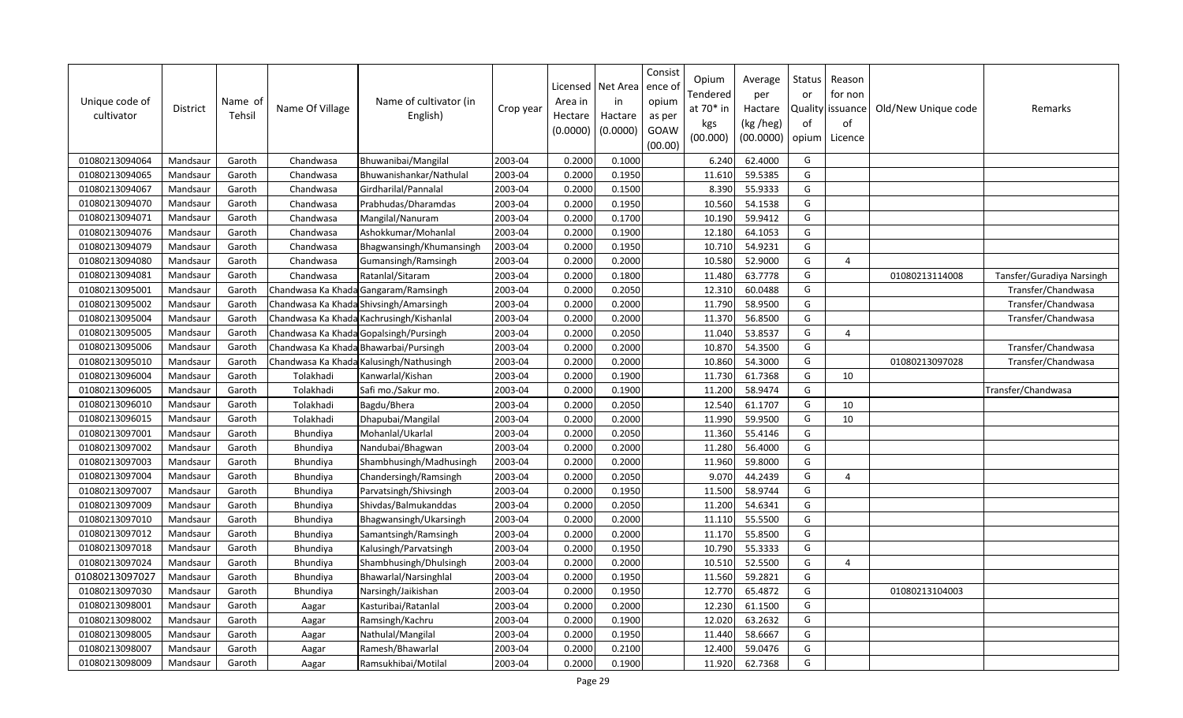| Unique code of cultivator | District | Name of Tehsil | Name Of Village | Name of cultivator (in English) | Crop year | Licensed Area in Hectare (0.0000) | Net Area in Hactare (0.0000) | Consistence of opium as per GOAW (00.00) | Opium Tendered at 70* in kgs (00.000) | Average per Hactare (kg /heg) (00.0000) | Status or Quality of opium | Reason for non issuance of Licence | Old/New Unique code | Remarks |
|---|---|---|---|---|---|---|---|---|---|---|---|---|---|---|
| 01080213094064 | Mandsaur | Garoth | Chandwasa | Bhuwanibai/Mangilal | 2003-04 | 0.2000 | 0.1000 | | 6.240 | 62.4000 | G | | | |
| 01080213094065 | Mandsaur | Garoth | Chandwasa | Bhuwanishankar/Nathulal | 2003-04 | 0.2000 | 0.1950 | | 11.610 | 59.5385 | G | | | |
| 01080213094067 | Mandsaur | Garoth | Chandwasa | Girdharilal/Pannalal | 2003-04 | 0.2000 | 0.1500 | | 8.390 | 55.9333 | G | | | |
| 01080213094070 | Mandsaur | Garoth | Chandwasa | Prabhudas/Dharamdas | 2003-04 | 0.2000 | 0.1950 | | 10.560 | 54.1538 | G | | | |
| 01080213094071 | Mandsaur | Garoth | Chandwasa | Mangilal/Nanuram | 2003-04 | 0.2000 | 0.1700 | | 10.190 | 59.9412 | G | | | |
| 01080213094076 | Mandsaur | Garoth | Chandwasa | Ashokkumar/Mohanlal | 2003-04 | 0.2000 | 0.1900 | | 12.180 | 64.1053 | G | | | |
| 01080213094079 | Mandsaur | Garoth | Chandwasa | Bhagwansingh/Khumansingh | 2003-04 | 0.2000 | 0.1950 | | 10.710 | 54.9231 | G | | | |
| 01080213094080 | Mandsaur | Garoth | Chandwasa | Gumansingh/Ramsingh | 2003-04 | 0.2000 | 0.2000 | | 10.580 | 52.9000 | G | 4 | | |
| 01080213094081 | Mandsaur | Garoth | Chandwasa | Ratanlal/Sitaram | 2003-04 | 0.2000 | 0.1800 | | 11.480 | 63.7778 | G | | 01080213114008 | Tansfer/Guradiya Narsingh |
| 01080213095001 | Mandsaur | Garoth | Chandwasa Ka Khada | Gangaram/Ramsingh | 2003-04 | 0.2000 | 0.2050 | | 12.310 | 60.0488 | G | | | Transfer/Chandwasa |
| 01080213095002 | Mandsaur | Garoth | Chandwasa Ka Khada | Shivsingh/Amarsingh | 2003-04 | 0.2000 | 0.2000 | | 11.790 | 58.9500 | G | | | Transfer/Chandwasa |
| 01080213095004 | Mandsaur | Garoth | Chandwasa Ka Khada | Kachrusingh/Kishanlal | 2003-04 | 0.2000 | 0.2000 | | 11.370 | 56.8500 | G | | | Transfer/Chandwasa |
| 01080213095005 | Mandsaur | Garoth | Chandwasa Ka Khada | Gopalsingh/Pursingh | 2003-04 | 0.2000 | 0.2050 | | 11.040 | 53.8537 | G | 4 | | |
| 01080213095006 | Mandsaur | Garoth | Chandwasa Ka Khada | Bhawarbai/Pursingh | 2003-04 | 0.2000 | 0.2000 | | 10.870 | 54.3500 | G | | | Transfer/Chandwasa |
| 01080213095010 | Mandsaur | Garoth | Chandwasa Ka Khada | Kalusingh/Nathusingh | 2003-04 | 0.2000 | 0.2000 | | 10.860 | 54.3000 | G | | 01080213097028 | Transfer/Chandwasa |
| 01080213096004 | Mandsaur | Garoth | Tolakhadi | Kanwarlal/Kishan | 2003-04 | 0.2000 | 0.1900 | | 11.730 | 61.7368 | G | 10 | | |
| 01080213096005 | Mandsaur | Garoth | Tolakhadi | Safi mo./Sakur mo. | 2003-04 | 0.2000 | 0.1900 | | 11.200 | 58.9474 | G | | | Transfer/Chandwasa |
| 01080213096010 | Mandsaur | Garoth | Tolakhadi | Bagdu/Bhera | 2003-04 | 0.2000 | 0.2050 | | 12.540 | 61.1707 | G | 10 | | |
| 01080213096015 | Mandsaur | Garoth | Tolakhadi | Dhapubai/Mangilal | 2003-04 | 0.2000 | 0.2000 | | 11.990 | 59.9500 | G | 10 | | |
| 01080213097001 | Mandsaur | Garoth | Bhundiya | Mohanlal/Ukarlal | 2003-04 | 0.2000 | 0.2050 | | 11.360 | 55.4146 | G | | | |
| 01080213097002 | Mandsaur | Garoth | Bhundiya | Nandubai/Bhagwan | 2003-04 | 0.2000 | 0.2000 | | 11.280 | 56.4000 | G | | | |
| 01080213097003 | Mandsaur | Garoth | Bhundiya | Shambhusingh/Madhusingh | 2003-04 | 0.2000 | 0.2000 | | 11.960 | 59.8000 | G | | | |
| 01080213097004 | Mandsaur | Garoth | Bhundiya | Chandersingh/Ramsingh | 2003-04 | 0.2000 | 0.2050 | | 9.070 | 44.2439 | G | 4 | | |
| 01080213097007 | Mandsaur | Garoth | Bhundiya | Parvatsingh/Shivsingh | 2003-04 | 0.2000 | 0.1950 | | 11.500 | 58.9744 | G | | | |
| 01080213097009 | Mandsaur | Garoth | Bhundiya | Shivdas/Balmukanddas | 2003-04 | 0.2000 | 0.2050 | | 11.200 | 54.6341 | G | | | |
| 01080213097010 | Mandsaur | Garoth | Bhundiya | Bhagwansingh/Ukarsingh | 2003-04 | 0.2000 | 0.2000 | | 11.110 | 55.5500 | G | | | |
| 01080213097012 | Mandsaur | Garoth | Bhundiya | Samantsingh/Ramsingh | 2003-04 | 0.2000 | 0.2000 | | 11.170 | 55.8500 | G | | | |
| 01080213097018 | Mandsaur | Garoth | Bhundiya | Kalusingh/Parvatsingh | 2003-04 | 0.2000 | 0.1950 | | 10.790 | 55.3333 | G | | | |
| 01080213097024 | Mandsaur | Garoth | Bhundiya | Shambhusingh/Dhulsingh | 2003-04 | 0.2000 | 0.2000 | | 10.510 | 52.5500 | G | 4 | | |
| 01080213097027 | Mandsaur | Garoth | Bhundiya | Bhawarlal/Narsinghlal | 2003-04 | 0.2000 | 0.1950 | | 11.560 | 59.2821 | G | | | |
| 01080213097030 | Mandsaur | Garoth | Bhundiya | Narsingh/Jaikishan | 2003-04 | 0.2000 | 0.1950 | | 12.770 | 65.4872 | G | | 01080213104003 | |
| 01080213098001 | Mandsaur | Garoth | Aagar | Kasturibai/Ratanlal | 2003-04 | 0.2000 | 0.2000 | | 12.230 | 61.1500 | G | | | |
| 01080213098002 | Mandsaur | Garoth | Aagar | Ramsingh/Kachru | 2003-04 | 0.2000 | 0.1900 | | 12.020 | 63.2632 | G | | | |
| 01080213098005 | Mandsaur | Garoth | Aagar | Nathulal/Mangilal | 2003-04 | 0.2000 | 0.1950 | | 11.440 | 58.6667 | G | | | |
| 01080213098007 | Mandsaur | Garoth | Aagar | Ramesh/Bhawarlal | 2003-04 | 0.2000 | 0.2100 | | 12.400 | 59.0476 | G | | | |
| 01080213098009 | Mandsaur | Garoth | Aagar | Ramsukhibai/Motilal | 2003-04 | 0.2000 | 0.1900 | | 11.920 | 62.7368 | G | | | |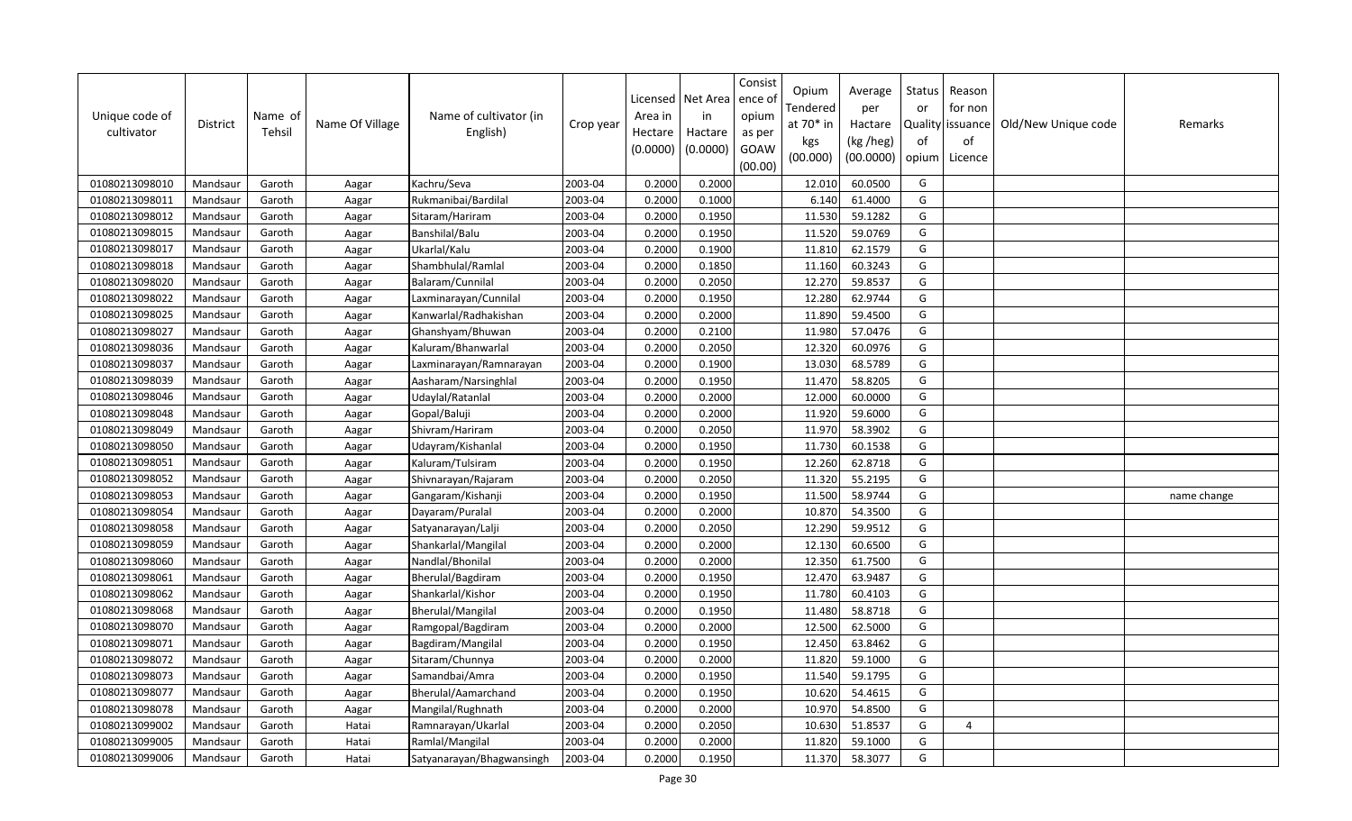| Unique code of cultivator | District | Name of Tehsil | Name Of Village | Name of cultivator (in English) | Crop year | Licensed Area in Hectare (0.0000) | Net Area in Hactare (0.0000) | Consistence of opium as per GOAW (00.00) | Opium Tendered at 70* in kgs (00.000) | Average per Hactare (kg /heg) (00.0000) | Status or Quality of opium | Reason for non issuance of Licence | Old/New Unique code | Remarks |
|---|---|---|---|---|---|---|---|---|---|---|---|---|---|---|
| 01080213098010 | Mandsaur | Garoth | Aagar | Kachru/Seva | 2003-04 | 0.2000 | 0.2000 | | 12.010 | 60.0500 | G | | | |
| 01080213098011 | Mandsaur | Garoth | Aagar | Rukmanibai/Bardilal | 2003-04 | 0.2000 | 0.1000 | | 6.140 | 61.4000 | G | | | |
| 01080213098012 | Mandsaur | Garoth | Aagar | Sitaram/Hariram | 2003-04 | 0.2000 | 0.1950 | | 11.530 | 59.1282 | G | | | |
| 01080213098015 | Mandsaur | Garoth | Aagar | Banshilal/Balu | 2003-04 | 0.2000 | 0.1950 | | 11.520 | 59.0769 | G | | | |
| 01080213098017 | Mandsaur | Garoth | Aagar | Ukarlal/Kalu | 2003-04 | 0.2000 | 0.1900 | | 11.810 | 62.1579 | G | | | |
| 01080213098018 | Mandsaur | Garoth | Aagar | Shambhulal/Ramlal | 2003-04 | 0.2000 | 0.1850 | | 11.160 | 60.3243 | G | | | |
| 01080213098020 | Mandsaur | Garoth | Aagar | Balaram/Cunnilal | 2003-04 | 0.2000 | 0.2050 | | 12.270 | 59.8537 | G | | | |
| 01080213098022 | Mandsaur | Garoth | Aagar | Laxminarayan/Cunnilal | 2003-04 | 0.2000 | 0.1950 | | 12.280 | 62.9744 | G | | | |
| 01080213098025 | Mandsaur | Garoth | Aagar | Kanwarlal/Radhakishan | 2003-04 | 0.2000 | 0.2000 | | 11.890 | 59.4500 | G | | | |
| 01080213098027 | Mandsaur | Garoth | Aagar | Ghanshyam/Bhuwan | 2003-04 | 0.2000 | 0.2100 | | 11.980 | 57.0476 | G | | | |
| 01080213098036 | Mandsaur | Garoth | Aagar | Kaluram/Bhanwarlal | 2003-04 | 0.2000 | 0.2050 | | 12.320 | 60.0976 | G | | | |
| 01080213098037 | Mandsaur | Garoth | Aagar | Laxminarayan/Ramnarayan | 2003-04 | 0.2000 | 0.1900 | | 13.030 | 68.5789 | G | | | |
| 01080213098039 | Mandsaur | Garoth | Aagar | Aasharam/Narsinghlal | 2003-04 | 0.2000 | 0.1950 | | 11.470 | 58.8205 | G | | | |
| 01080213098046 | Mandsaur | Garoth | Aagar | Udaylal/Ratanlal | 2003-04 | 0.2000 | 0.2000 | | 12.000 | 60.0000 | G | | | |
| 01080213098048 | Mandsaur | Garoth | Aagar | Gopal/Baluji | 2003-04 | 0.2000 | 0.2000 | | 11.920 | 59.6000 | G | | | |
| 01080213098049 | Mandsaur | Garoth | Aagar | Shivram/Hariram | 2003-04 | 0.2000 | 0.2050 | | 11.970 | 58.3902 | G | | | |
| 01080213098050 | Mandsaur | Garoth | Aagar | Udayram/Kishanlal | 2003-04 | 0.2000 | 0.1950 | | 11.730 | 60.1538 | G | | | |
| 01080213098051 | Mandsaur | Garoth | Aagar | Kaluram/Tulsiram | 2003-04 | 0.2000 | 0.1950 | | 12.260 | 62.8718 | G | | | |
| 01080213098052 | Mandsaur | Garoth | Aagar | Shivnarayan/Rajaram | 2003-04 | 0.2000 | 0.2050 | | 11.320 | 55.2195 | G | | | |
| 01080213098053 | Mandsaur | Garoth | Aagar | Gangaram/Kishanji | 2003-04 | 0.2000 | 0.1950 | | 11.500 | 58.9744 | G | | | name change |
| 01080213098054 | Mandsaur | Garoth | Aagar | Dayaram/Puralal | 2003-04 | 0.2000 | 0.2000 | | 10.870 | 54.3500 | G | | | |
| 01080213098058 | Mandsaur | Garoth | Aagar | Satyanarayan/Lalji | 2003-04 | 0.2000 | 0.2050 | | 12.290 | 59.9512 | G | | | |
| 01080213098059 | Mandsaur | Garoth | Aagar | Shankarlal/Mangilal | 2003-04 | 0.2000 | 0.2000 | | 12.130 | 60.6500 | G | | | |
| 01080213098060 | Mandsaur | Garoth | Aagar | Nandlal/Bhonilal | 2003-04 | 0.2000 | 0.2000 | | 12.350 | 61.7500 | G | | | |
| 01080213098061 | Mandsaur | Garoth | Aagar | Bherulal/Bagdiram | 2003-04 | 0.2000 | 0.1950 | | 12.470 | 63.9487 | G | | | |
| 01080213098062 | Mandsaur | Garoth | Aagar | Shankarlal/Kishor | 2003-04 | 0.2000 | 0.1950 | | 11.780 | 60.4103 | G | | | |
| 01080213098068 | Mandsaur | Garoth | Aagar | Bherulal/Mangilal | 2003-04 | 0.2000 | 0.1950 | | 11.480 | 58.8718 | G | | | |
| 01080213098070 | Mandsaur | Garoth | Aagar | Ramgopal/Bagdiram | 2003-04 | 0.2000 | 0.2000 | | 12.500 | 62.5000 | G | | | |
| 01080213098071 | Mandsaur | Garoth | Aagar | Bagdiram/Mangilal | 2003-04 | 0.2000 | 0.1950 | | 12.450 | 63.8462 | G | | | |
| 01080213098072 | Mandsaur | Garoth | Aagar | Sitaram/Chunnya | 2003-04 | 0.2000 | 0.2000 | | 11.820 | 59.1000 | G | | | |
| 01080213098073 | Mandsaur | Garoth | Aagar | Samandbai/Amra | 2003-04 | 0.2000 | 0.1950 | | 11.540 | 59.1795 | G | | | |
| 01080213098077 | Mandsaur | Garoth | Aagar | Bherulal/Aamarchand | 2003-04 | 0.2000 | 0.1950 | | 10.620 | 54.4615 | G | | | |
| 01080213098078 | Mandsaur | Garoth | Aagar | Mangilal/Rughnath | 2003-04 | 0.2000 | 0.2000 | | 10.970 | 54.8500 | G | | | |
| 01080213099002 | Mandsaur | Garoth | Hatai | Ramnarayan/Ukarlal | 2003-04 | 0.2000 | 0.2050 | | 10.630 | 51.8537 | G | 4 | | |
| 01080213099005 | Mandsaur | Garoth | Hatai | Ramlal/Mangilal | 2003-04 | 0.2000 | 0.2000 | | 11.820 | 59.1000 | G | | | |
| 01080213099006 | Mandsaur | Garoth | Hatai | Satyanarayan/Bhagwansingh | 2003-04 | 0.2000 | 0.1950 | | 11.370 | 58.3077 | G | | | |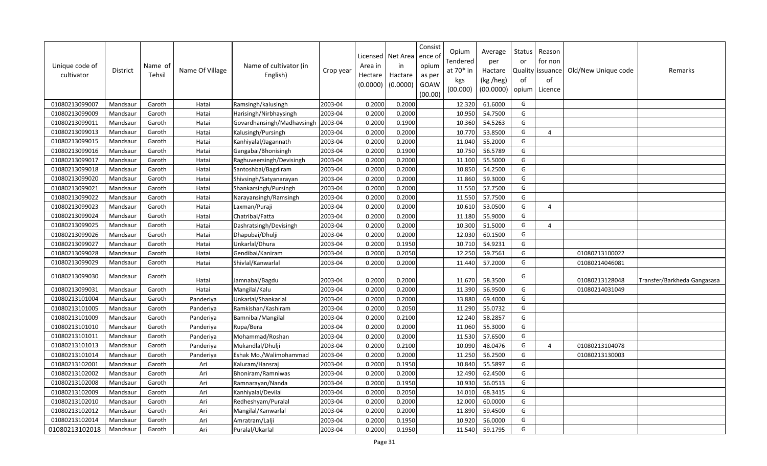| Unique code of cultivator | District | Name of Tehsil | Name Of Village | Name of cultivator (in English) | Crop year | Licensed Area in Hectare (0.0000) | Net Area in Hactare (0.0000) | Consistence of opium as per GOAW (00.00) | Opium Tendered at 70* in kgs (00.000) | Average per Hactare (kg /heg) (00.0000) | Status or Quality of opium | Reason for non issuance of Licence | Old/New Unique code | Remarks |
|---|---|---|---|---|---|---|---|---|---|---|---|---|---|---|
| 01080213099007 | Mandsaur | Garoth | Hatai | Ramsingh/kalusingh | 2003-04 | 0.2000 | 0.2000 | | 12.320 | 61.6000 | G | | | |
| 01080213099009 | Mandsaur | Garoth | Hatai | Harisingh/Nirbhaysingh | 2003-04 | 0.2000 | 0.2000 | | 10.950 | 54.7500 | G | | | |
| 01080213099011 | Mandsaur | Garoth | Hatai | Govardhansingh/Madhavsingh | 2003-04 | 0.2000 | 0.1900 | | 10.360 | 54.5263 | G | | | |
| 01080213099013 | Mandsaur | Garoth | Hatai | Kalusingh/Pursingh | 2003-04 | 0.2000 | 0.2000 | | 10.770 | 53.8500 | G | 4 | | |
| 01080213099015 | Mandsaur | Garoth | Hatai | Kanhiyalal/Jagannath | 2003-04 | 0.2000 | 0.2000 | | 11.040 | 55.2000 | G | | | |
| 01080213099016 | Mandsaur | Garoth | Hatai | Gangabai/Bhonisingh | 2003-04 | 0.2000 | 0.1900 | | 10.750 | 56.5789 | G | | | |
| 01080213099017 | Mandsaur | Garoth | Hatai | Raghuveersingh/Devisingh | 2003-04 | 0.2000 | 0.2000 | | 11.100 | 55.5000 | G | | | |
| 01080213099018 | Mandsaur | Garoth | Hatai | Santoshbai/Bagdiram | 2003-04 | 0.2000 | 0.2000 | | 10.850 | 54.2500 | G | | | |
| 01080213099020 | Mandsaur | Garoth | Hatai | Shivsingh/Satyanarayan | 2003-04 | 0.2000 | 0.2000 | | 11.860 | 59.3000 | G | | | |
| 01080213099021 | Mandsaur | Garoth | Hatai | Shankarsingh/Pursingh | 2003-04 | 0.2000 | 0.2000 | | 11.550 | 57.7500 | G | | | |
| 01080213099022 | Mandsaur | Garoth | Hatai | Narayansingh/Ramsingh | 2003-04 | 0.2000 | 0.2000 | | 11.550 | 57.7500 | G | | | |
| 01080213099023 | Mandsaur | Garoth | Hatai | Laxman/Puraji | 2003-04 | 0.2000 | 0.2000 | | 10.610 | 53.0500 | G | 4 | | |
| 01080213099024 | Mandsaur | Garoth | Hatai | Chatribai/Fatta | 2003-04 | 0.2000 | 0.2000 | | 11.180 | 55.9000 | G | | | |
| 01080213099025 | Mandsaur | Garoth | Hatai | Dashratsingh/Devisingh | 2003-04 | 0.2000 | 0.2000 | | 10.300 | 51.5000 | G | 4 | | |
| 01080213099026 | Mandsaur | Garoth | Hatai | Dhapubai/Dhulji | 2003-04 | 0.2000 | 0.2000 | | 12.030 | 60.1500 | G | | | |
| 01080213099027 | Mandsaur | Garoth | Hatai | Unkarlal/Dhura | 2003-04 | 0.2000 | 0.1950 | | 10.710 | 54.9231 | G | | | |
| 01080213099028 | Mandsaur | Garoth | Hatai | Gendibai/Kaniram | 2003-04 | 0.2000 | 0.2050 | | 12.250 | 59.7561 | G | | 01080213100022 | |
| 01080213099029 | Mandsaur | Garoth | Hatai | Shivlal/Kanwarlal | 2003-04 | 0.2000 | 0.2000 | | 11.440 | 57.2000 | G | | 01080214046081 | |
| 01080213099030 | Mandsaur | Garoth | Hatai | Jamnabai/Bagdu | 2003-04 | 0.2000 | 0.2000 | | 11.670 | 58.3500 | G | | 01080213128048 | Transfer/Barkheda Gangasasa |
| 01080213099031 | Mandsaur | Garoth | Hatai | Mangilal/Kalu | 2003-04 | 0.2000 | 0.2000 | | 11.390 | 56.9500 | G | | 01080214031049 | |
| 01080213101004 | Mandsaur | Garoth | Panderiya | Unkarlal/Shankarlal | 2003-04 | 0.2000 | 0.2000 | | 13.880 | 69.4000 | G | | | |
| 01080213101005 | Mandsaur | Garoth | Panderiya | Ramkishan/Kashiram | 2003-04 | 0.2000 | 0.2050 | | 11.290 | 55.0732 | G | | | |
| 01080213101009 | Mandsaur | Garoth | Panderiya | Bamnibai/Mangilal | 2003-04 | 0.2000 | 0.2100 | | 12.240 | 58.2857 | G | | | |
| 01080213101010 | Mandsaur | Garoth | Panderiya | Rupa/Bera | 2003-04 | 0.2000 | 0.2000 | | 11.060 | 55.3000 | G | | | |
| 01080213101011 | Mandsaur | Garoth | Panderiya | Mohammad/Roshan | 2003-04 | 0.2000 | 0.2000 | | 11.530 | 57.6500 | G | | | |
| 01080213101013 | Mandsaur | Garoth | Panderiya | Mukandlal/Dhulji | 2003-04 | 0.2000 | 0.2100 | | 10.090 | 48.0476 | G | 4 | 01080213104078 | |
| 01080213101014 | Mandsaur | Garoth | Panderiya | Eshak Mo./Walimohammad | 2003-04 | 0.2000 | 0.2000 | | 11.250 | 56.2500 | G | | 01080213130003 | |
| 01080213102001 | Mandsaur | Garoth | Ari | Kaluram/Hansraj | 2003-04 | 0.2000 | 0.1950 | | 10.840 | 55.5897 | G | | | |
| 01080213102002 | Mandsaur | Garoth | Ari | Bhoniram/Ramniwas | 2003-04 | 0.2000 | 0.2000 | | 12.490 | 62.4500 | G | | | |
| 01080213102008 | Mandsaur | Garoth | Ari | Ramnarayan/Nanda | 2003-04 | 0.2000 | 0.1950 | | 10.930 | 56.0513 | G | | | |
| 01080213102009 | Mandsaur | Garoth | Ari | Kanhiyalal/Devilal | 2003-04 | 0.2000 | 0.2050 | | 14.010 | 68.3415 | G | | | |
| 01080213102010 | Mandsaur | Garoth | Ari | Redheshyam/Puralal | 2003-04 | 0.2000 | 0.2000 | | 12.000 | 60.0000 | G | | | |
| 01080213102012 | Mandsaur | Garoth | Ari | Mangilal/Kanwarlal | 2003-04 | 0.2000 | 0.2000 | | 11.890 | 59.4500 | G | | | |
| 01080213102014 | Mandsaur | Garoth | Ari | Amratram/Lalji | 2003-04 | 0.2000 | 0.1950 | | 10.920 | 56.0000 | G | | | |
| 01080213102018 | Mandsaur | Garoth | Ari | Puralal/Ukarlal | 2003-04 | 0.2000 | 0.1950 | | 11.540 | 59.1795 | G | | | |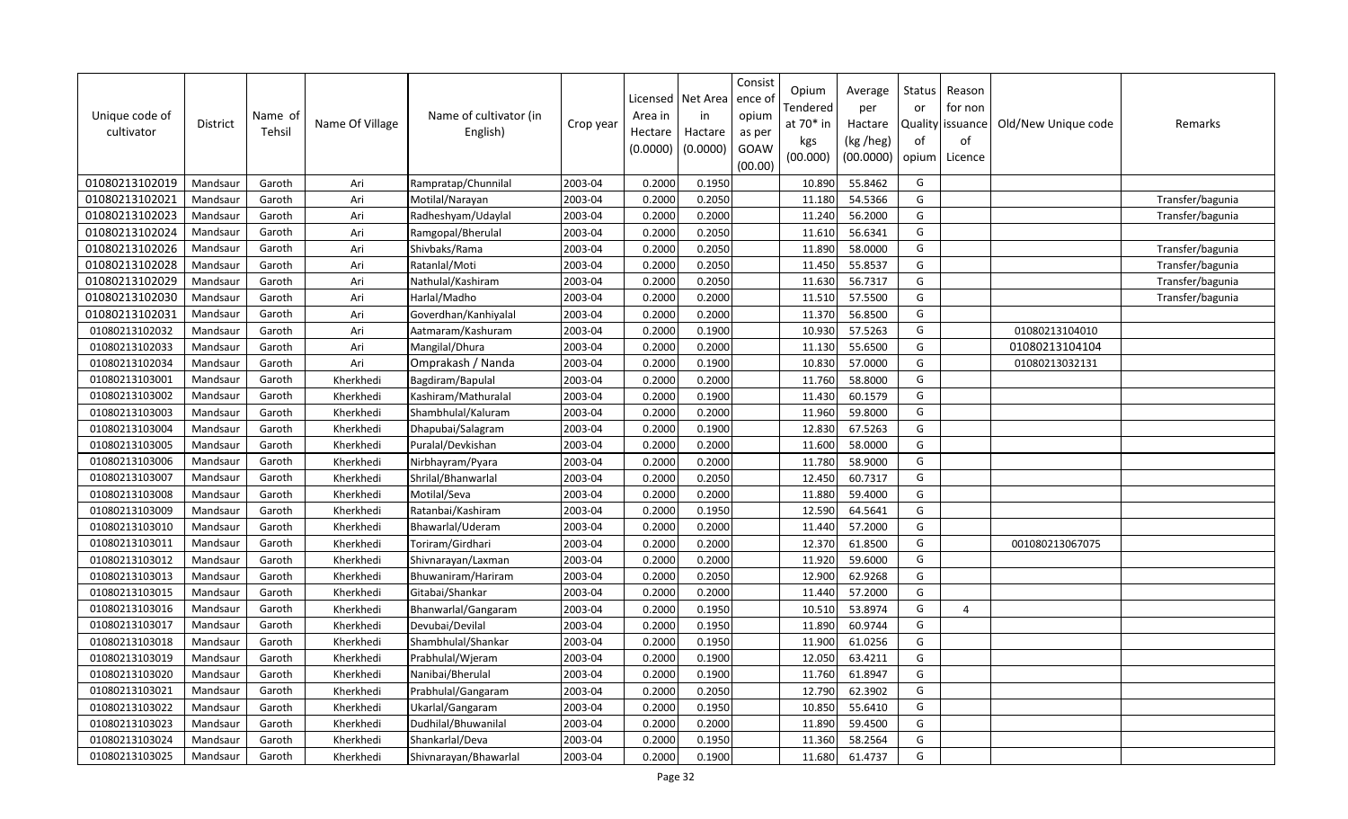| Unique code of cultivator | District | Name of Tehsil | Name Of Village | Name of cultivator (in English) | Crop year | Licensed Area in Hectare (0.0000) | Net Area in Hactare (0.0000) | Consistence of opium as per GOAW (00.00) | Opium Tendered at 70* in kgs (00.000) | Average per Hactare (kg /heg) (00.0000) | Status or Quality of opium | Reason for non issuance of Licence | Old/New Unique code | Remarks |
|---|---|---|---|---|---|---|---|---|---|---|---|---|---|---|
| 01080213102019 | Mandsaur | Garoth | Ari | Rampratap/Chunnilal | 2003-04 | 0.2000 | 0.1950 | | 10.890 | 55.8462 | G | | | |
| 01080213102021 | Mandsaur | Garoth | Ari | Motilal/Narayan | 2003-04 | 0.2000 | 0.2050 | | 11.180 | 54.5366 | G | | | Transfer/bagunia |
| 01080213102023 | Mandsaur | Garoth | Ari | Radheshyam/Udaylal | 2003-04 | 0.2000 | 0.2000 | | 11.240 | 56.2000 | G | | | Transfer/bagunia |
| 01080213102024 | Mandsaur | Garoth | Ari | Ramgopal/Bherulal | 2003-04 | 0.2000 | 0.2050 | | 11.610 | 56.6341 | G | | | |
| 01080213102026 | Mandsaur | Garoth | Ari | Shivbaks/Rama | 2003-04 | 0.2000 | 0.2050 | | 11.890 | 58.0000 | G | | | Transfer/bagunia |
| 01080213102028 | Mandsaur | Garoth | Ari | Ratanlal/Moti | 2003-04 | 0.2000 | 0.2050 | | 11.450 | 55.8537 | G | | | Transfer/bagunia |
| 01080213102029 | Mandsaur | Garoth | Ari | Nathulal/Kashiram | 2003-04 | 0.2000 | 0.2050 | | 11.630 | 56.7317 | G | | | Transfer/bagunia |
| 01080213102030 | Mandsaur | Garoth | Ari | Harlal/Madho | 2003-04 | 0.2000 | 0.2000 | | 11.510 | 57.5500 | G | | | Transfer/bagunia |
| 01080213102031 | Mandsaur | Garoth | Ari | Goverdhan/Kanhiyalal | 2003-04 | 0.2000 | 0.2000 | | 11.370 | 56.8500 | G | | | |
| 01080213102032 | Mandsaur | Garoth | Ari | Aatmaram/Kashuram | 2003-04 | 0.2000 | 0.1900 | | 10.930 | 57.5263 | G | | 01080213104010 | |
| 01080213102033 | Mandsaur | Garoth | Ari | Mangilal/Dhura | 2003-04 | 0.2000 | 0.2000 | | 11.130 | 55.6500 | G | | 01080213104104 | |
| 01080213102034 | Mandsaur | Garoth | Ari | Omprakash / Nanda | 2003-04 | 0.2000 | 0.1900 | | 10.830 | 57.0000 | G | | 01080213032131 | |
| 01080213103001 | Mandsaur | Garoth | Kherkhedi | Bagdiram/Bapulal | 2003-04 | 0.2000 | 0.2000 | | 11.760 | 58.8000 | G | | | |
| 01080213103002 | Mandsaur | Garoth | Kherkhedi | Kashiram/Mathuralal | 2003-04 | 0.2000 | 0.1900 | | 11.430 | 60.1579 | G | | | |
| 01080213103003 | Mandsaur | Garoth | Kherkhedi | Shambhulal/Kaluram | 2003-04 | 0.2000 | 0.2000 | | 11.960 | 59.8000 | G | | | |
| 01080213103004 | Mandsaur | Garoth | Kherkhedi | Dhapubai/Salagram | 2003-04 | 0.2000 | 0.1900 | | 12.830 | 67.5263 | G | | | |
| 01080213103005 | Mandsaur | Garoth | Kherkhedi | Puralal/Devkishan | 2003-04 | 0.2000 | 0.2000 | | 11.600 | 58.0000 | G | | | |
| 01080213103006 | Mandsaur | Garoth | Kherkhedi | Nirbhayram/Pyara | 2003-04 | 0.2000 | 0.2000 | | 11.780 | 58.9000 | G | | | |
| 01080213103007 | Mandsaur | Garoth | Kherkhedi | Shrilal/Bhanwarlal | 2003-04 | 0.2000 | 0.2050 | | 12.450 | 60.7317 | G | | | |
| 01080213103008 | Mandsaur | Garoth | Kherkhedi | Motilal/Seva | 2003-04 | 0.2000 | 0.2000 | | 11.880 | 59.4000 | G | | | |
| 01080213103009 | Mandsaur | Garoth | Kherkhedi | Ratanbai/Kashiram | 2003-04 | 0.2000 | 0.1950 | | 12.590 | 64.5641 | G | | | |
| 01080213103010 | Mandsaur | Garoth | Kherkhedi | Bhawarlal/Uderam | 2003-04 | 0.2000 | 0.2000 | | 11.440 | 57.2000 | G | | | |
| 01080213103011 | Mandsaur | Garoth | Kherkhedi | Toriram/Girdhari | 2003-04 | 0.2000 | 0.2000 | | 12.370 | 61.8500 | G | | 001080213067075 | |
| 01080213103012 | Mandsaur | Garoth | Kherkhedi | Shivnarayan/Laxman | 2003-04 | 0.2000 | 0.2000 | | 11.920 | 59.6000 | G | | | |
| 01080213103013 | Mandsaur | Garoth | Kherkhedi | Bhuwaniram/Hariram | 2003-04 | 0.2000 | 0.2050 | | 12.900 | 62.9268 | G | | | |
| 01080213103015 | Mandsaur | Garoth | Kherkhedi | Gitabai/Shankar | 2003-04 | 0.2000 | 0.2000 | | 11.440 | 57.2000 | G | | | |
| 01080213103016 | Mandsaur | Garoth | Kherkhedi | Bhanwarlal/Gangaram | 2003-04 | 0.2000 | 0.1950 | | 10.510 | 53.8974 | G | 4 | | |
| 01080213103017 | Mandsaur | Garoth | Kherkhedi | Devubai/Devilal | 2003-04 | 0.2000 | 0.1950 | | 11.890 | 60.9744 | G | | | |
| 01080213103018 | Mandsaur | Garoth | Kherkhedi | Shambhulal/Shankar | 2003-04 | 0.2000 | 0.1950 | | 11.900 | 61.0256 | G | | | |
| 01080213103019 | Mandsaur | Garoth | Kherkhedi | Prabhulal/Wjeram | 2003-04 | 0.2000 | 0.1900 | | 12.050 | 63.4211 | G | | | |
| 01080213103020 | Mandsaur | Garoth | Kherkhedi | Nanibai/Bherulal | 2003-04 | 0.2000 | 0.1900 | | 11.760 | 61.8947 | G | | | |
| 01080213103021 | Mandsaur | Garoth | Kherkhedi | Prabhulal/Gangaram | 2003-04 | 0.2000 | 0.2050 | | 12.790 | 62.3902 | G | | | |
| 01080213103022 | Mandsaur | Garoth | Kherkhedi | Ukarlal/Gangaram | 2003-04 | 0.2000 | 0.1950 | | 10.850 | 55.6410 | G | | | |
| 01080213103023 | Mandsaur | Garoth | Kherkhedi | Dudhilal/Bhuwanilal | 2003-04 | 0.2000 | 0.2000 | | 11.890 | 59.4500 | G | | | |
| 01080213103024 | Mandsaur | Garoth | Kherkhedi | Shankarlal/Deva | 2003-04 | 0.2000 | 0.1950 | | 11.360 | 58.2564 | G | | | |
| 01080213103025 | Mandsaur | Garoth | Kherkhedi | Shivnarayan/Bhawarlal | 2003-04 | 0.2000 | 0.1900 | | 11.680 | 61.4737 | G | | | |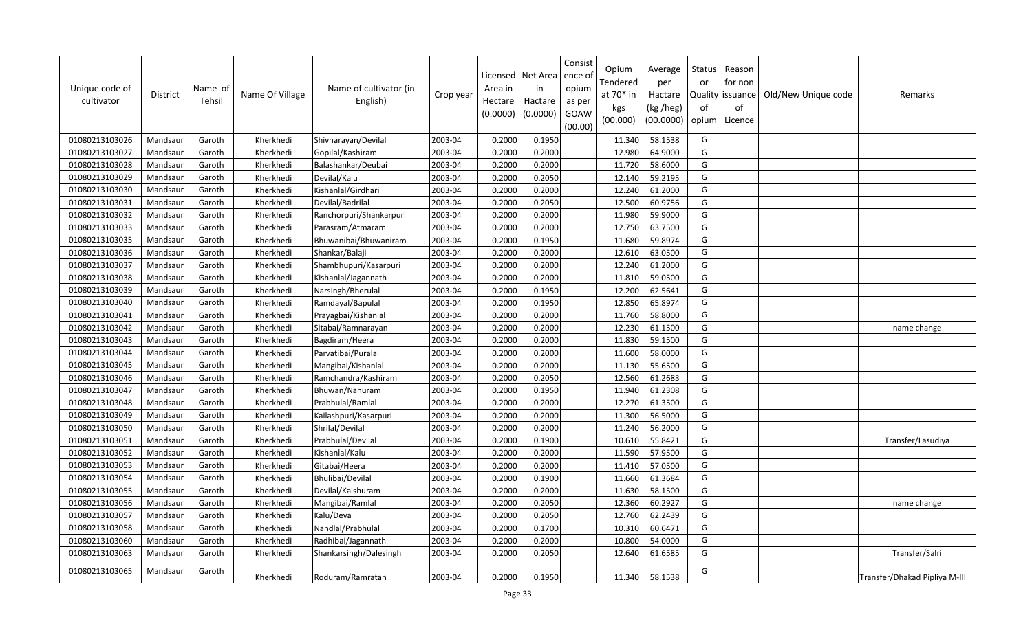| Unique code of cultivator | District | Name of Tehsil | Name Of Village | Name of cultivator (in English) | Crop year | Licensed Area in Hectare (0.0000) | Net Area in Hactare (0.0000) | Consistence of opium as per GOAW (00.00) | Opium Tendered at 70* in kgs (00.000) | Average per Hactare (kg /heg) (00.0000) | Status or Quality of opium | Reason for non issuance of Licence | Old/New Unique code | Remarks |
|---|---|---|---|---|---|---|---|---|---|---|---|---|---|---|
| 01080213103026 | Mandsaur | Garoth | Kherkhedi | Shivnarayan/Devilal | 2003-04 | 0.2000 | 0.1950 | | 11.340 | 58.1538 | G | | | |
| 01080213103027 | Mandsaur | Garoth | Kherkhedi | Gopilal/Kashiram | 2003-04 | 0.2000 | 0.2000 | | 12.980 | 64.9000 | G | | | |
| 01080213103028 | Mandsaur | Garoth | Kherkhedi | Balashankar/Deubai | 2003-04 | 0.2000 | 0.2000 | | 11.720 | 58.6000 | G | | | |
| 01080213103029 | Mandsaur | Garoth | Kherkhedi | Devilal/Kalu | 2003-04 | 0.2000 | 0.2050 | | 12.140 | 59.2195 | G | | | |
| 01080213103030 | Mandsaur | Garoth | Kherkhedi | Kishanlal/Girdhari | 2003-04 | 0.2000 | 0.2000 | | 12.240 | 61.2000 | G | | | |
| 01080213103031 | Mandsaur | Garoth | Kherkhedi | Devilal/Badrilal | 2003-04 | 0.2000 | 0.2050 | | 12.500 | 60.9756 | G | | | |
| 01080213103032 | Mandsaur | Garoth | Kherkhedi | Ranchorpuri/Shankarpuri | 2003-04 | 0.2000 | 0.2000 | | 11.980 | 59.9000 | G | | | |
| 01080213103033 | Mandsaur | Garoth | Kherkhedi | Parasram/Atmaram | 2003-04 | 0.2000 | 0.2000 | | 12.750 | 63.7500 | G | | | |
| 01080213103035 | Mandsaur | Garoth | Kherkhedi | Bhuwanibai/Bhuwaniram | 2003-04 | 0.2000 | 0.1950 | | 11.680 | 59.8974 | G | | | |
| 01080213103036 | Mandsaur | Garoth | Kherkhedi | Shankar/Balaji | 2003-04 | 0.2000 | 0.2000 | | 12.610 | 63.0500 | G | | | |
| 01080213103037 | Mandsaur | Garoth | Kherkhedi | Shambhupuri/Kasarpuri | 2003-04 | 0.2000 | 0.2000 | | 12.240 | 61.2000 | G | | | |
| 01080213103038 | Mandsaur | Garoth | Kherkhedi | Kishanlal/Jagannath | 2003-04 | 0.2000 | 0.2000 | | 11.810 | 59.0500 | G | | | |
| 01080213103039 | Mandsaur | Garoth | Kherkhedi | Narsingh/Bherulal | 2003-04 | 0.2000 | 0.1950 | | 12.200 | 62.5641 | G | | | |
| 01080213103040 | Mandsaur | Garoth | Kherkhedi | Ramdayal/Bapulal | 2003-04 | 0.2000 | 0.1950 | | 12.850 | 65.8974 | G | | | |
| 01080213103041 | Mandsaur | Garoth | Kherkhedi | Prayagbai/Kishanlal | 2003-04 | 0.2000 | 0.2000 | | 11.760 | 58.8000 | G | | | |
| 01080213103042 | Mandsaur | Garoth | Kherkhedi | Sitabai/Ramnarayan | 2003-04 | 0.2000 | 0.2000 | | 12.230 | 61.1500 | G | | | name change |
| 01080213103043 | Mandsaur | Garoth | Kherkhedi | Bagdiram/Heera | 2003-04 | 0.2000 | 0.2000 | | 11.830 | 59.1500 | G | | | |
| 01080213103044 | Mandsaur | Garoth | Kherkhedi | Parvatibai/Puralal | 2003-04 | 0.2000 | 0.2000 | | 11.600 | 58.0000 | G | | | |
| 01080213103045 | Mandsaur | Garoth | Kherkhedi | Mangibai/Kishanlal | 2003-04 | 0.2000 | 0.2000 | | 11.130 | 55.6500 | G | | | |
| 01080213103046 | Mandsaur | Garoth | Kherkhedi | Ramchandra/Kashiram | 2003-04 | 0.2000 | 0.2050 | | 12.560 | 61.2683 | G | | | |
| 01080213103047 | Mandsaur | Garoth | Kherkhedi | Bhuwan/Nanuram | 2003-04 | 0.2000 | 0.1950 | | 11.940 | 61.2308 | G | | | |
| 01080213103048 | Mandsaur | Garoth | Kherkhedi | Prabhulal/Ramlal | 2003-04 | 0.2000 | 0.2000 | | 12.270 | 61.3500 | G | | | |
| 01080213103049 | Mandsaur | Garoth | Kherkhedi | Kailashpuri/Kasarpuri | 2003-04 | 0.2000 | 0.2000 | | 11.300 | 56.5000 | G | | | |
| 01080213103050 | Mandsaur | Garoth | Kherkhedi | Shrilal/Devilal | 2003-04 | 0.2000 | 0.2000 | | 11.240 | 56.2000 | G | | | |
| 01080213103051 | Mandsaur | Garoth | Kherkhedi | Prabhulal/Devilal | 2003-04 | 0.2000 | 0.1900 | | 10.610 | 55.8421 | G | | | Transfer/Lasudiya |
| 01080213103052 | Mandsaur | Garoth | Kherkhedi | Kishanlal/Kalu | 2003-04 | 0.2000 | 0.2000 | | 11.590 | 57.9500 | G | | | |
| 01080213103053 | Mandsaur | Garoth | Kherkhedi | Gitabai/Heera | 2003-04 | 0.2000 | 0.2000 | | 11.410 | 57.0500 | G | | | |
| 01080213103054 | Mandsaur | Garoth | Kherkhedi | Bhulibai/Devilal | 2003-04 | 0.2000 | 0.1900 | | 11.660 | 61.3684 | G | | | |
| 01080213103055 | Mandsaur | Garoth | Kherkhedi | Devilal/Kaishuram | 2003-04 | 0.2000 | 0.2000 | | 11.630 | 58.1500 | G | | | |
| 01080213103056 | Mandsaur | Garoth | Kherkhedi | Mangibai/Ramlal | 2003-04 | 0.2000 | 0.2050 | | 12.360 | 60.2927 | G | | | name change |
| 01080213103057 | Mandsaur | Garoth | Kherkhedi | Kalu/Deva | 2003-04 | 0.2000 | 0.2050 | | 12.760 | 62.2439 | G | | | |
| 01080213103058 | Mandsaur | Garoth | Kherkhedi | Nandlal/Prabhulal | 2003-04 | 0.2000 | 0.1700 | | 10.310 | 60.6471 | G | | | |
| 01080213103060 | Mandsaur | Garoth | Kherkhedi | Radhibai/Jagannath | 2003-04 | 0.2000 | 0.2000 | | 10.800 | 54.0000 | G | | | |
| 01080213103063 | Mandsaur | Garoth | Kherkhedi | Shankarsingh/Dalesingh | 2003-04 | 0.2000 | 0.2050 | | 12.640 | 61.6585 | G | | | Transfer/Salri |
| 01080213103065 | Mandsaur | Garoth | Kherkhedi | Roduram/Ramratan | 2003-04 | 0.2000 | 0.1950 | | 11.340 | 58.1538 | G | | | Transfer/Dhakad Pipliya M-III |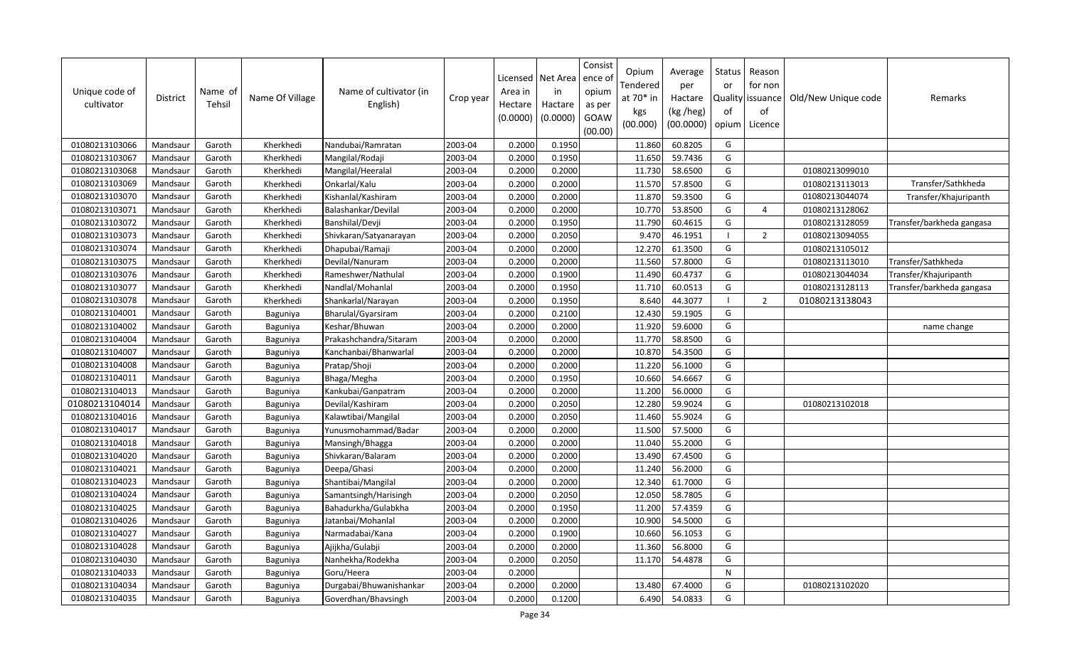| Unique code of cultivator | District | Name of Tehsil | Name Of Village | Name of cultivator (in English) | Crop year | Licensed Area in Hectare (0.0000) | Net Area in Hactare (0.0000) | Consistence of opium as per GOAW (00.00) | Opium Tendered at 70* in kgs (00.000) | Average per Hactare (kg /heg) (00.0000) | Status or Quality of opium | Reason for non issuance of Licence | Old/New Unique code | Remarks |
|---|---|---|---|---|---|---|---|---|---|---|---|---|---|---|
| 01080213103066 | Mandsaur | Garoth | Kherkhedi | Nandubai/Ramratan | 2003-04 | 0.2000 | 0.1950 | | 11.860 | 60.8205 | G | | | |
| 01080213103067 | Mandsaur | Garoth | Kherkhedi | Mangilal/Rodaji | 2003-04 | 0.2000 | 0.1950 | | 11.650 | 59.7436 | G | | | |
| 01080213103068 | Mandsaur | Garoth | Kherkhedi | Mangilal/Heeralal | 2003-04 | 0.2000 | 0.2000 | | 11.730 | 58.6500 | G | | 01080213099010 | |
| 01080213103069 | Mandsaur | Garoth | Kherkhedi | Onkarlal/Kalu | 2003-04 | 0.2000 | 0.2000 | | 11.570 | 57.8500 | G | | 01080213113013 | Transfer/Sathkheda |
| 01080213103070 | Mandsaur | Garoth | Kherkhedi | Kishanlal/Kashiram | 2003-04 | 0.2000 | 0.2000 | | 11.870 | 59.3500 | G | | 01080213044074 | Transfer/Khajuripanth |
| 01080213103071 | Mandsaur | Garoth | Kherkhedi | Balashankar/Devilal | 2003-04 | 0.2000 | 0.2000 | | 10.770 | 53.8500 | G | 4 | 01080213128062 | |
| 01080213103072 | Mandsaur | Garoth | Kherkhedi | Banshilal/Devji | 2003-04 | 0.2000 | 0.1950 | | 11.790 | 60.4615 | G | | 01080213128059 | Transfer/barkheda gangasa |
| 01080213103073 | Mandsaur | Garoth | Kherkhedi | Shivkaran/Satyanarayan | 2003-04 | 0.2000 | 0.2050 | | 9.470 | 46.1951 | I | 2 | 01080213094055 | |
| 01080213103074 | Mandsaur | Garoth | Kherkhedi | Dhapubai/Ramaji | 2003-04 | 0.2000 | 0.2000 | | 12.270 | 61.3500 | G | | 01080213105012 | |
| 01080213103075 | Mandsaur | Garoth | Kherkhedi | Devilal/Nanuram | 2003-04 | 0.2000 | 0.2000 | | 11.560 | 57.8000 | G | | 01080213113010 | Transfer/Sathkheda |
| 01080213103076 | Mandsaur | Garoth | Kherkhedi | Rameshwer/Nathulal | 2003-04 | 0.2000 | 0.1900 | | 11.490 | 60.4737 | G | | 01080213044034 | Transfer/Khajuripanth |
| 01080213103077 | Mandsaur | Garoth | Kherkhedi | Nandlal/Mohanlal | 2003-04 | 0.2000 | 0.1950 | | 11.710 | 60.0513 | G | | 01080213128113 | Transfer/barkheda gangasa |
| 01080213103078 | Mandsaur | Garoth | Kherkhedi | Shankarlal/Narayan | 2003-04 | 0.2000 | 0.1950 | | 8.640 | 44.3077 | I | 2 | 01080213138043 | |
| 01080213104001 | Mandsaur | Garoth | Baguniya | Bharulal/Gyarsiram | 2003-04 | 0.2000 | 0.2100 | | 12.430 | 59.1905 | G | | | |
| 01080213104002 | Mandsaur | Garoth | Baguniya | Keshar/Bhuwan | 2003-04 | 0.2000 | 0.2000 | | 11.920 | 59.6000 | G | | | name change |
| 01080213104004 | Mandsaur | Garoth | Baguniya | Prakashchandra/Sitaram | 2003-04 | 0.2000 | 0.2000 | | 11.770 | 58.8500 | G | | | |
| 01080213104007 | Mandsaur | Garoth | Baguniya | Kanchanbai/Bhanwarlal | 2003-04 | 0.2000 | 0.2000 | | 10.870 | 54.3500 | G | | | |
| 01080213104008 | Mandsaur | Garoth | Baguniya | Pratap/Shoji | 2003-04 | 0.2000 | 0.2000 | | 11.220 | 56.1000 | G | | | |
| 01080213104011 | Mandsaur | Garoth | Baguniya | Bhaga/Megha | 2003-04 | 0.2000 | 0.1950 | | 10.660 | 54.6667 | G | | | |
| 01080213104013 | Mandsaur | Garoth | Baguniya | Kankubai/Ganpatram | 2003-04 | 0.2000 | 0.2000 | | 11.200 | 56.0000 | G | | | |
| 01080213104014 | Mandsaur | Garoth | Baguniya | Devilal/Kashiram | 2003-04 | 0.2000 | 0.2050 | | 12.280 | 59.9024 | G | | 01080213102018 | |
| 01080213104016 | Mandsaur | Garoth | Baguniya | Kalawtibai/Mangilal | 2003-04 | 0.2000 | 0.2050 | | 11.460 | 55.9024 | G | | | |
| 01080213104017 | Mandsaur | Garoth | Baguniya | Yunusmohammad/Badar | 2003-04 | 0.2000 | 0.2000 | | 11.500 | 57.5000 | G | | | |
| 01080213104018 | Mandsaur | Garoth | Baguniya | Mansingh/Bhagga | 2003-04 | 0.2000 | 0.2000 | | 11.040 | 55.2000 | G | | | |
| 01080213104020 | Mandsaur | Garoth | Baguniya | Shivkaran/Balaram | 2003-04 | 0.2000 | 0.2000 | | 13.490 | 67.4500 | G | | | |
| 01080213104021 | Mandsaur | Garoth | Baguniya | Deepa/Ghasi | 2003-04 | 0.2000 | 0.2000 | | 11.240 | 56.2000 | G | | | |
| 01080213104023 | Mandsaur | Garoth | Baguniya | Shantibai/Mangilal | 2003-04 | 0.2000 | 0.2000 | | 12.340 | 61.7000 | G | | | |
| 01080213104024 | Mandsaur | Garoth | Baguniya | Samantsingh/Harisingh | 2003-04 | 0.2000 | 0.2050 | | 12.050 | 58.7805 | G | | | |
| 01080213104025 | Mandsaur | Garoth | Baguniya | Bahadurkha/Gulabkha | 2003-04 | 0.2000 | 0.1950 | | 11.200 | 57.4359 | G | | | |
| 01080213104026 | Mandsaur | Garoth | Baguniya | Jatanbai/Mohanlal | 2003-04 | 0.2000 | 0.2000 | | 10.900 | 54.5000 | G | | | |
| 01080213104027 | Mandsaur | Garoth | Baguniya | Narmadabai/Kana | 2003-04 | 0.2000 | 0.1900 | | 10.660 | 56.1053 | G | | | |
| 01080213104028 | Mandsaur | Garoth | Baguniya | Ajijkha/Gulabji | 2003-04 | 0.2000 | 0.2000 | | 11.360 | 56.8000 | G | | | |
| 01080213104030 | Mandsaur | Garoth | Baguniya | Nanhekha/Rodekha | 2003-04 | 0.2000 | 0.2050 | | 11.170 | 54.4878 | G | | | |
| 01080213104033 | Mandsaur | Garoth | Baguniya | Goru/Heera | 2003-04 | 0.2000 | | | | | N | | | |
| 01080213104034 | Mandsaur | Garoth | Baguniya | Durgabai/Bhuwanishankar | 2003-04 | 0.2000 | 0.2000 | | 13.480 | 67.4000 | G | | 01080213102020 | |
| 01080213104035 | Mandsaur | Garoth | Baguniya | Goverdhan/Bhavsingh | 2003-04 | 0.2000 | 0.1200 | | 6.490 | 54.0833 | G | | | |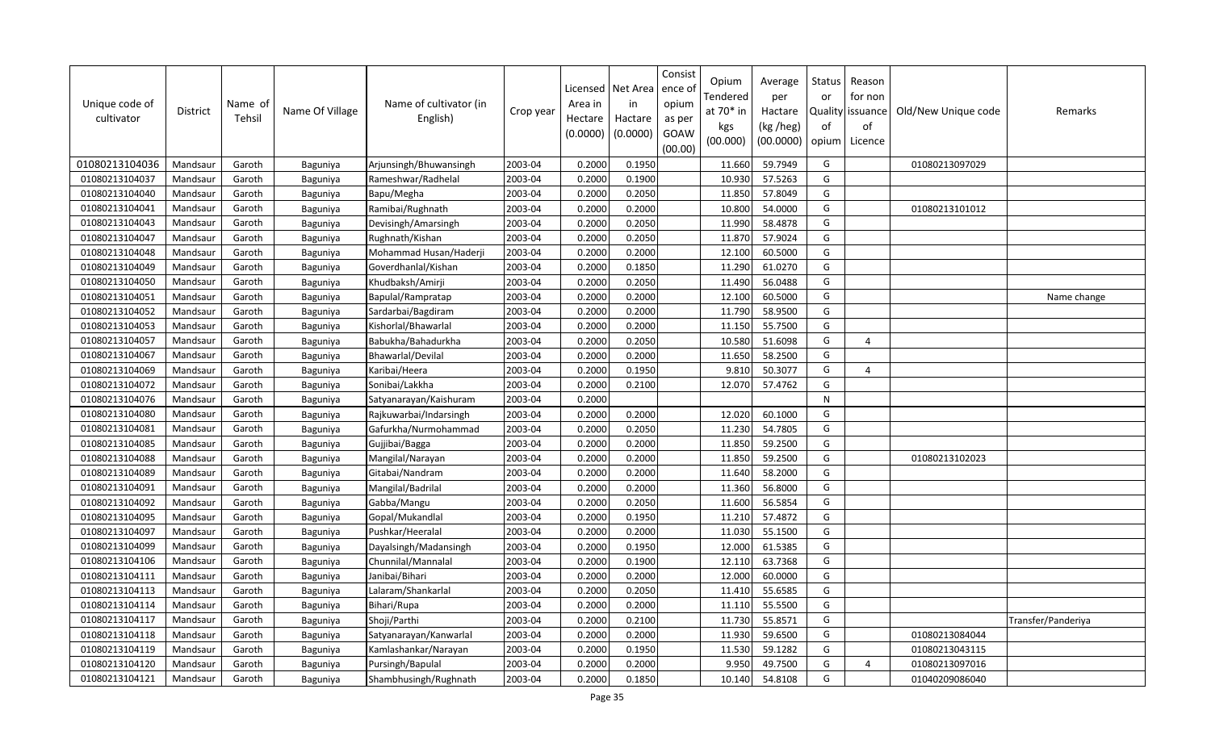| Unique code of cultivator | District | Name of Tehsil | Name Of Village | Name of cultivator (in English) | Crop year | Licensed Area in Hectare (0.0000) | Net Area in Hactare (0.0000) | Consistence of opium as per GOAW (00.00) | Opium Tendered at 70* in kgs (00.000) | Average per Hactare (kg /heg) (00.0000) | Status or Quality of opium | Reason for non issuance of Licence | Old/New Unique code | Remarks |
|---|---|---|---|---|---|---|---|---|---|---|---|---|---|---|
| 01080213104036 | Mandsaur | Garoth | Baguniya | Arjunsingh/Bhuwansingh | 2003-04 | 0.2000 | 0.1950 | | 11.660 | 59.7949 | G | | 01080213097029 | |
| 01080213104037 | Mandsaur | Garoth | Baguniya | Rameshwar/Radhelal | 2003-04 | 0.2000 | 0.1900 | | 10.930 | 57.5263 | G | | | |
| 01080213104040 | Mandsaur | Garoth | Baguniya | Bapu/Megha | 2003-04 | 0.2000 | 0.2050 | | 11.850 | 57.8049 | G | | | |
| 01080213104041 | Mandsaur | Garoth | Baguniya | Ramibai/Rughnath | 2003-04 | 0.2000 | 0.2000 | | 10.800 | 54.0000 | G | | 01080213101012 | |
| 01080213104043 | Mandsaur | Garoth | Baguniya | Devisingh/Amarsingh | 2003-04 | 0.2000 | 0.2050 | | 11.990 | 58.4878 | G | | | |
| 01080213104047 | Mandsaur | Garoth | Baguniya | Rughnath/Kishan | 2003-04 | 0.2000 | 0.2050 | | 11.870 | 57.9024 | G | | | |
| 01080213104048 | Mandsaur | Garoth | Baguniya | Mohammad Husan/Haderji | 2003-04 | 0.2000 | 0.2000 | | 12.100 | 60.5000 | G | | | |
| 01080213104049 | Mandsaur | Garoth | Baguniya | Goverdhanlal/Kishan | 2003-04 | 0.2000 | 0.1850 | | 11.290 | 61.0270 | G | | | |
| 01080213104050 | Mandsaur | Garoth | Baguniya | Khudbaksh/Amirji | 2003-04 | 0.2000 | 0.2050 | | 11.490 | 56.0488 | G | | | |
| 01080213104051 | Mandsaur | Garoth | Baguniya | Bapulal/Rampratap | 2003-04 | 0.2000 | 0.2000 | | 12.100 | 60.5000 | G | | | Name change |
| 01080213104052 | Mandsaur | Garoth | Baguniya | Sardarbai/Bagdiram | 2003-04 | 0.2000 | 0.2000 | | 11.790 | 58.9500 | G | | | |
| 01080213104053 | Mandsaur | Garoth | Baguniya | Kishorlal/Bhawarlal | 2003-04 | 0.2000 | 0.2000 | | 11.150 | 55.7500 | G | | | |
| 01080213104057 | Mandsaur | Garoth | Baguniya | Babukha/Bahadurkha | 2003-04 | 0.2000 | 0.2050 | | 10.580 | 51.6098 | G | 4 | | |
| 01080213104067 | Mandsaur | Garoth | Baguniya | Bhawarlal/Devilal | 2003-04 | 0.2000 | 0.2000 | | 11.650 | 58.2500 | G | | | |
| 01080213104069 | Mandsaur | Garoth | Baguniya | Karibai/Heera | 2003-04 | 0.2000 | 0.1950 | | 9.810 | 50.3077 | G | 4 | | |
| 01080213104072 | Mandsaur | Garoth | Baguniya | Sonibai/Lakkha | 2003-04 | 0.2000 | 0.2100 | | 12.070 | 57.4762 | G | | | |
| 01080213104076 | Mandsaur | Garoth | Baguniya | Satyanarayan/Kaishuram | 2003-04 | 0.2000 | | | | | N | | | |
| 01080213104080 | Mandsaur | Garoth | Baguniya | Rajkuwarbai/Indarsingh | 2003-04 | 0.2000 | 0.2000 | | 12.020 | 60.1000 | G | | | |
| 01080213104081 | Mandsaur | Garoth | Baguniya | Gafurkha/Nurmohammad | 2003-04 | 0.2000 | 0.2050 | | 11.230 | 54.7805 | G | | | |
| 01080213104085 | Mandsaur | Garoth | Baguniya | Gujjibai/Bagga | 2003-04 | 0.2000 | 0.2000 | | 11.850 | 59.2500 | G | | | |
| 01080213104088 | Mandsaur | Garoth | Baguniya | Mangilal/Narayan | 2003-04 | 0.2000 | 0.2000 | | 11.850 | 59.2500 | G | | 01080213102023 | |
| 01080213104089 | Mandsaur | Garoth | Baguniya | Gitabai/Nandram | 2003-04 | 0.2000 | 0.2000 | | 11.640 | 58.2000 | G | | | |
| 01080213104091 | Mandsaur | Garoth | Baguniya | Mangilal/Badrilal | 2003-04 | 0.2000 | 0.2000 | | 11.360 | 56.8000 | G | | | |
| 01080213104092 | Mandsaur | Garoth | Baguniya | Gabba/Mangu | 2003-04 | 0.2000 | 0.2050 | | 11.600 | 56.5854 | G | | | |
| 01080213104095 | Mandsaur | Garoth | Baguniya | Gopal/Mukandlal | 2003-04 | 0.2000 | 0.1950 | | 11.210 | 57.4872 | G | | | |
| 01080213104097 | Mandsaur | Garoth | Baguniya | Pushkar/Heeralal | 2003-04 | 0.2000 | 0.2000 | | 11.030 | 55.1500 | G | | | |
| 01080213104099 | Mandsaur | Garoth | Baguniya | Dayalsingh/Madansingh | 2003-04 | 0.2000 | 0.1950 | | 12.000 | 61.5385 | G | | | |
| 01080213104106 | Mandsaur | Garoth | Baguniya | Chunnilal/Mannalal | 2003-04 | 0.2000 | 0.1900 | | 12.110 | 63.7368 | G | | | |
| 01080213104111 | Mandsaur | Garoth | Baguniya | Janibai/Bihari | 2003-04 | 0.2000 | 0.2000 | | 12.000 | 60.0000 | G | | | |
| 01080213104113 | Mandsaur | Garoth | Baguniya | Lalaram/Shankarlal | 2003-04 | 0.2000 | 0.2050 | | 11.410 | 55.6585 | G | | | |
| 01080213104114 | Mandsaur | Garoth | Baguniya | Bihari/Rupa | 2003-04 | 0.2000 | 0.2000 | | 11.110 | 55.5500 | G | | | |
| 01080213104117 | Mandsaur | Garoth | Baguniya | Shoji/Parthi | 2003-04 | 0.2000 | 0.2100 | | 11.730 | 55.8571 | G | | | Transfer/Panderiya |
| 01080213104118 | Mandsaur | Garoth | Baguniya | Satyanarayan/Kanwarlal | 2003-04 | 0.2000 | 0.2000 | | 11.930 | 59.6500 | G | | 01080213084044 | |
| 01080213104119 | Mandsaur | Garoth | Baguniya | Kamlashankar/Narayan | 2003-04 | 0.2000 | 0.1950 | | 11.530 | 59.1282 | G | | 01080213043115 | |
| 01080213104120 | Mandsaur | Garoth | Baguniya | Pursingh/Bapulal | 2003-04 | 0.2000 | 0.2000 | | 9.950 | 49.7500 | G | 4 | 01080213097016 | |
| 01080213104121 | Mandsaur | Garoth | Baguniya | Shambhusingh/Rughnath | 2003-04 | 0.2000 | 0.1850 | | 10.140 | 54.8108 | G | | 01040209086040 | |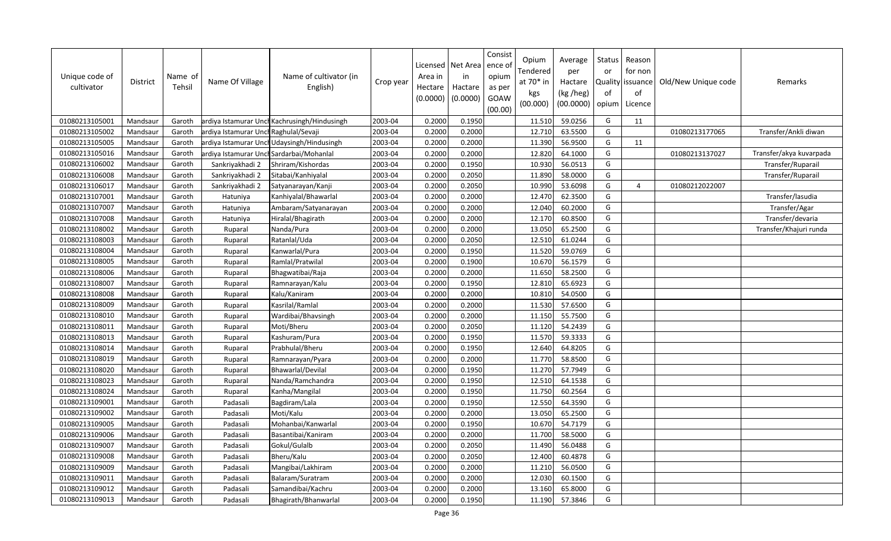| Unique code of cultivator | District | Name of Tehsil | Name Of Village | Name of cultivator (in English) | Crop year | Licensed Area in Hectare (0.0000) | Net Area in Hactare (0.0000) | Consistence of opium as per GOAW (00.00) | Opium Tendered at 70* in kgs (00.000) | Average per Hactare (kg /heg) (00.0000) | Status or Quality of opium | Reason for non issuance of Licence | Old/New Unique code | Remarks |
|---|---|---|---|---|---|---|---|---|---|---|---|---|---|---|
| 01080213105001 | Mandsaur | Garoth | ardiya Istamurar Uncl | Kachrusingh/Hindusingh | 2003-04 | 0.2000 | 0.1950 | | 11.510 | 59.0256 | G | 11 | | |
| 01080213105002 | Mandsaur | Garoth | ardiya Istamurar Uncl | Raghulal/Sevaji | 2003-04 | 0.2000 | 0.2000 | | 12.710 | 63.5500 | G | | 01080213177065 | Transfer/Ankli diwan |
| 01080213105005 | Mandsaur | Garoth | ardiya Istamurar Uncl | Udaysingh/Hindusingh | 2003-04 | 0.2000 | 0.2000 | | 11.390 | 56.9500 | G | 11 | | |
| 01080213105016 | Mandsaur | Garoth | ardiya Istamurar Uncl | Sardarbai/Mohanlal | 2003-04 | 0.2000 | 0.2000 | | 12.820 | 64.1000 | G | | 01080213137027 | Transfer/akya kuvarpada |
| 01080213106002 | Mandsaur | Garoth | Sankriyakhadi 2 | Shriram/Kishordas | 2003-04 | 0.2000 | 0.1950 | | 10.930 | 56.0513 | G | | | Transfer/Ruparail |
| 01080213106008 | Mandsaur | Garoth | Sankriyakhadi 2 | Sitabai/Kanhiyalal | 2003-04 | 0.2000 | 0.2050 | | 11.890 | 58.0000 | G | | | Transfer/Ruparail |
| 01080213106017 | Mandsaur | Garoth | Sankriyakhadi 2 | Satyanarayan/Kanji | 2003-04 | 0.2000 | 0.2050 | | 10.990 | 53.6098 | G | 4 | 01080212022007 | |
| 01080213107001 | Mandsaur | Garoth | Hatuniya | Kanhiyalal/Bhawarlal | 2003-04 | 0.2000 | 0.2000 | | 12.470 | 62.3500 | G | | | Transfer/lasudia |
| 01080213107007 | Mandsaur | Garoth | Hatuniya | Ambaram/Satyanarayan | 2003-04 | 0.2000 | 0.2000 | | 12.040 | 60.2000 | G | | | Transfer/Agar |
| 01080213107008 | Mandsaur | Garoth | Hatuniya | Hiralal/Bhagirath | 2003-04 | 0.2000 | 0.2000 | | 12.170 | 60.8500 | G | | | Transfer/devaria |
| 01080213108002 | Mandsaur | Garoth | Ruparal | Nanda/Pura | 2003-04 | 0.2000 | 0.2000 | | 13.050 | 65.2500 | G | | | Transfer/Khajuri runda |
| 01080213108003 | Mandsaur | Garoth | Ruparal | Ratanlal/Uda | 2003-04 | 0.2000 | 0.2050 | | 12.510 | 61.0244 | G | | | |
| 01080213108004 | Mandsaur | Garoth | Ruparal | Kanwarlal/Pura | 2003-04 | 0.2000 | 0.1950 | | 11.520 | 59.0769 | G | | | |
| 01080213108005 | Mandsaur | Garoth | Ruparal | Ramlal/Pratwilal | 2003-04 | 0.2000 | 0.1900 | | 10.670 | 56.1579 | G | | | |
| 01080213108006 | Mandsaur | Garoth | Ruparal | Bhagwatibai/Raja | 2003-04 | 0.2000 | 0.2000 | | 11.650 | 58.2500 | G | | | |
| 01080213108007 | Mandsaur | Garoth | Ruparal | Ramnarayan/Kalu | 2003-04 | 0.2000 | 0.1950 | | 12.810 | 65.6923 | G | | | |
| 01080213108008 | Mandsaur | Garoth | Ruparal | Kalu/Kaniram | 2003-04 | 0.2000 | 0.2000 | | 10.810 | 54.0500 | G | | | |
| 01080213108009 | Mandsaur | Garoth | Ruparal | Kasrilal/Ramlal | 2003-04 | 0.2000 | 0.2000 | | 11.530 | 57.6500 | G | | | |
| 01080213108010 | Mandsaur | Garoth | Ruparal | Wardibai/Bhavsingh | 2003-04 | 0.2000 | 0.2000 | | 11.150 | 55.7500 | G | | | |
| 01080213108011 | Mandsaur | Garoth | Ruparal | Moti/Bheru | 2003-04 | 0.2000 | 0.2050 | | 11.120 | 54.2439 | G | | | |
| 01080213108013 | Mandsaur | Garoth | Ruparal | Kashuram/Pura | 2003-04 | 0.2000 | 0.1950 | | 11.570 | 59.3333 | G | | | |
| 01080213108014 | Mandsaur | Garoth | Ruparal | Prabhulal/Bheru | 2003-04 | 0.2000 | 0.1950 | | 12.640 | 64.8205 | G | | | |
| 01080213108019 | Mandsaur | Garoth | Ruparal | Ramnarayan/Pyara | 2003-04 | 0.2000 | 0.2000 | | 11.770 | 58.8500 | G | | | |
| 01080213108020 | Mandsaur | Garoth | Ruparal | Bhawarlal/Devilal | 2003-04 | 0.2000 | 0.1950 | | 11.270 | 57.7949 | G | | | |
| 01080213108023 | Mandsaur | Garoth | Ruparal | Nanda/Ramchandra | 2003-04 | 0.2000 | 0.1950 | | 12.510 | 64.1538 | G | | | |
| 01080213108024 | Mandsaur | Garoth | Ruparal | Kanha/Mangilal | 2003-04 | 0.2000 | 0.1950 | | 11.750 | 60.2564 | G | | | |
| 01080213109001 | Mandsaur | Garoth | Padasali | Bagdiram/Lala | 2003-04 | 0.2000 | 0.1950 | | 12.550 | 64.3590 | G | | | |
| 01080213109002 | Mandsaur | Garoth | Padasali | Moti/Kalu | 2003-04 | 0.2000 | 0.2000 | | 13.050 | 65.2500 | G | | | |
| 01080213109005 | Mandsaur | Garoth | Padasali | Mohanbai/Kanwarlal | 2003-04 | 0.2000 | 0.1950 | | 10.670 | 54.7179 | G | | | |
| 01080213109006 | Mandsaur | Garoth | Padasali | Basantibai/Kaniram | 2003-04 | 0.2000 | 0.2000 | | 11.700 | 58.5000 | G | | | |
| 01080213109007 | Mandsaur | Garoth | Padasali | Gokul/Gulalb | 2003-04 | 0.2000 | 0.2050 | | 11.490 | 56.0488 | G | | | |
| 01080213109008 | Mandsaur | Garoth | Padasali | Bheru/Kalu | 2003-04 | 0.2000 | 0.2050 | | 12.400 | 60.4878 | G | | | |
| 01080213109009 | Mandsaur | Garoth | Padasali | Mangibai/Lakhiram | 2003-04 | 0.2000 | 0.2000 | | 11.210 | 56.0500 | G | | | |
| 01080213109011 | Mandsaur | Garoth | Padasali | Balaram/Suratram | 2003-04 | 0.2000 | 0.2000 | | 12.030 | 60.1500 | G | | | |
| 01080213109012 | Mandsaur | Garoth | Padasali | Samandibai/Kachru | 2003-04 | 0.2000 | 0.2000 | | 13.160 | 65.8000 | G | | | |
| 01080213109013 | Mandsaur | Garoth | Padasali | Bhagirath/Bhanwarlal | 2003-04 | 0.2000 | 0.1950 | | 11.190 | 57.3846 | G | | | |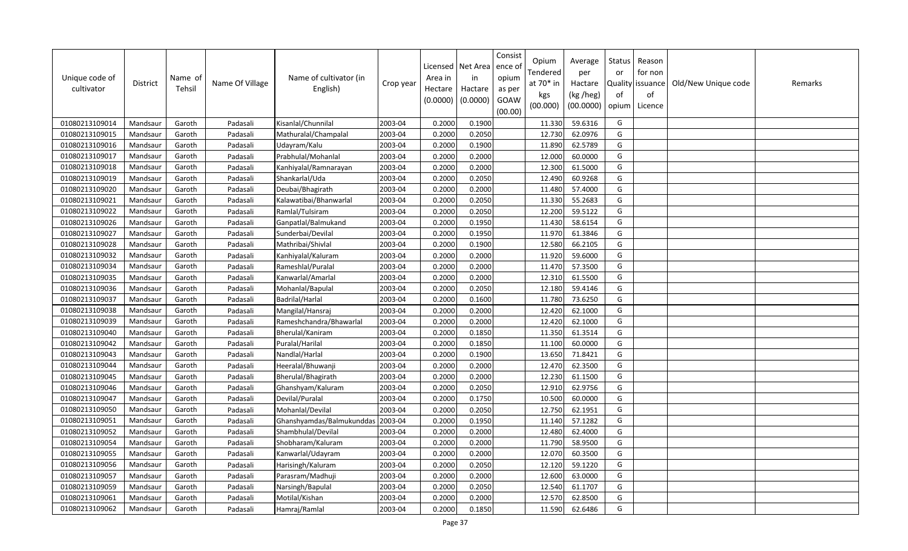| Unique code of cultivator | District | Name of Tehsil | Name Of Village | Name of cultivator (in English) | Crop year | Licensed Area in Hectare (0.0000) | Net Area in Hactare (0.0000) | Consistence of opium as per GOAW (00.00) | Opium Tendered at 70* in kgs (00.000) | Average per Hactare (kg /heg) (00.0000) | Status or Quality of opium | Reason for non issuance of Licence | Old/New Unique code | Remarks |
|---|---|---|---|---|---|---|---|---|---|---|---|---|---|---|
| 01080213109014 | Mandsaur | Garoth | Padasali | Kisanlal/Chunnilal | 2003-04 | 0.2000 | 0.1900 | | 11.330 | 59.6316 | G | | | |
| 01080213109015 | Mandsaur | Garoth | Padasali | Mathuralal/Champalal | 2003-04 | 0.2000 | 0.2050 | | 12.730 | 62.0976 | G | | | |
| 01080213109016 | Mandsaur | Garoth | Padasali | Udayram/Kalu | 2003-04 | 0.2000 | 0.1900 | | 11.890 | 62.5789 | G | | | |
| 01080213109017 | Mandsaur | Garoth | Padasali | Prabhulal/Mohanlal | 2003-04 | 0.2000 | 0.2000 | | 12.000 | 60.0000 | G | | | |
| 01080213109018 | Mandsaur | Garoth | Padasali | Kanhiyalal/Ramnarayan | 2003-04 | 0.2000 | 0.2000 | | 12.300 | 61.5000 | G | | | |
| 01080213109019 | Mandsaur | Garoth | Padasali | Shankarlal/Uda | 2003-04 | 0.2000 | 0.2050 | | 12.490 | 60.9268 | G | | | |
| 01080213109020 | Mandsaur | Garoth | Padasali | Deubai/Bhagirath | 2003-04 | 0.2000 | 0.2000 | | 11.480 | 57.4000 | G | | | |
| 01080213109021 | Mandsaur | Garoth | Padasali | Kalawatibai/Bhanwarlal | 2003-04 | 0.2000 | 0.2050 | | 11.330 | 55.2683 | G | | | |
| 01080213109022 | Mandsaur | Garoth | Padasali | Ramlal/Tulsiram | 2003-04 | 0.2000 | 0.2050 | | 12.200 | 59.5122 | G | | | |
| 01080213109026 | Mandsaur | Garoth | Padasali | Ganpatlal/Balmukand | 2003-04 | 0.2000 | 0.1950 | | 11.430 | 58.6154 | G | | | |
| 01080213109027 | Mandsaur | Garoth | Padasali | Sunderbai/Devilal | 2003-04 | 0.2000 | 0.1950 | | 11.970 | 61.3846 | G | | | |
| 01080213109028 | Mandsaur | Garoth | Padasali | Mathribai/Shivlal | 2003-04 | 0.2000 | 0.1900 | | 12.580 | 66.2105 | G | | | |
| 01080213109032 | Mandsaur | Garoth | Padasali | Kanhiyalal/Kaluram | 2003-04 | 0.2000 | 0.2000 | | 11.920 | 59.6000 | G | | | |
| 01080213109034 | Mandsaur | Garoth | Padasali | Rameshlal/Puralal | 2003-04 | 0.2000 | 0.2000 | | 11.470 | 57.3500 | G | | | |
| 01080213109035 | Mandsaur | Garoth | Padasali | Kanwarlal/Amarlal | 2003-04 | 0.2000 | 0.2000 | | 12.310 | 61.5500 | G | | | |
| 01080213109036 | Mandsaur | Garoth | Padasali | Mohanlal/Bapulal | 2003-04 | 0.2000 | 0.2050 | | 12.180 | 59.4146 | G | | | |
| 01080213109037 | Mandsaur | Garoth | Padasali | Badrilal/Harlal | 2003-04 | 0.2000 | 0.1600 | | 11.780 | 73.6250 | G | | | |
| 01080213109038 | Mandsaur | Garoth | Padasali | Mangilal/Hansraj | 2003-04 | 0.2000 | 0.2000 | | 12.420 | 62.1000 | G | | | |
| 01080213109039 | Mandsaur | Garoth | Padasali | Rameshchandra/Bhawarlal | 2003-04 | 0.2000 | 0.2000 | | 12.420 | 62.1000 | G | | | |
| 01080213109040 | Mandsaur | Garoth | Padasali | Bherulal/Kaniram | 2003-04 | 0.2000 | 0.1850 | | 11.350 | 61.3514 | G | | | |
| 01080213109042 | Mandsaur | Garoth | Padasali | Puralal/Harilal | 2003-04 | 0.2000 | 0.1850 | | 11.100 | 60.0000 | G | | | |
| 01080213109043 | Mandsaur | Garoth | Padasali | Nandlal/Harlal | 2003-04 | 0.2000 | 0.1900 | | 13.650 | 71.8421 | G | | | |
| 01080213109044 | Mandsaur | Garoth | Padasali | Heeralal/Bhuwanji | 2003-04 | 0.2000 | 0.2000 | | 12.470 | 62.3500 | G | | | |
| 01080213109045 | Mandsaur | Garoth | Padasali | Bherulal/Bhagirath | 2003-04 | 0.2000 | 0.2000 | | 12.230 | 61.1500 | G | | | |
| 01080213109046 | Mandsaur | Garoth | Padasali | Ghanshyam/Kaluram | 2003-04 | 0.2000 | 0.2050 | | 12.910 | 62.9756 | G | | | |
| 01080213109047 | Mandsaur | Garoth | Padasali | Devilal/Puralal | 2003-04 | 0.2000 | 0.1750 | | 10.500 | 60.0000 | G | | | |
| 01080213109050 | Mandsaur | Garoth | Padasali | Mohanlal/Devilal | 2003-04 | 0.2000 | 0.2050 | | 12.750 | 62.1951 | G | | | |
| 01080213109051 | Mandsaur | Garoth | Padasali | Ghanshyamdas/Balmukunddas | 2003-04 | 0.2000 | 0.1950 | | 11.140 | 57.1282 | G | | | |
| 01080213109052 | Mandsaur | Garoth | Padasali | Shambhulal/Devilal | 2003-04 | 0.2000 | 0.2000 | | 12.480 | 62.4000 | G | | | |
| 01080213109054 | Mandsaur | Garoth | Padasali | Shobharam/Kaluram | 2003-04 | 0.2000 | 0.2000 | | 11.790 | 58.9500 | G | | | |
| 01080213109055 | Mandsaur | Garoth | Padasali | Kanwarlal/Udayram | 2003-04 | 0.2000 | 0.2000 | | 12.070 | 60.3500 | G | | | |
| 01080213109056 | Mandsaur | Garoth | Padasali | Harisingh/Kaluram | 2003-04 | 0.2000 | 0.2050 | | 12.120 | 59.1220 | G | | | |
| 01080213109057 | Mandsaur | Garoth | Padasali | Parasram/Madhuji | 2003-04 | 0.2000 | 0.2000 | | 12.600 | 63.0000 | G | | | |
| 01080213109059 | Mandsaur | Garoth | Padasali | Narsingh/Bapulal | 2003-04 | 0.2000 | 0.2050 | | 12.540 | 61.1707 | G | | | |
| 01080213109061 | Mandsaur | Garoth | Padasali | Motilal/Kishan | 2003-04 | 0.2000 | 0.2000 | | 12.570 | 62.8500 | G | | | |
| 01080213109062 | Mandsaur | Garoth | Padasali | Hamraj/Ramlal | 2003-04 | 0.2000 | 0.1850 | | 11.590 | 62.6486 | G | | | |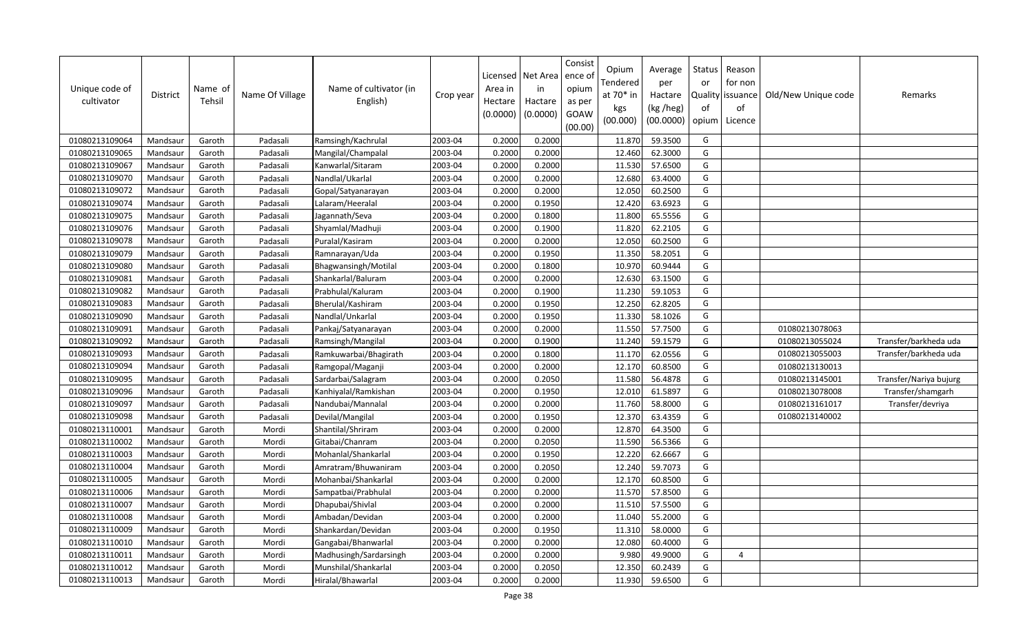| Unique code of cultivator | District | Name of Tehsil | Name Of Village | Name of cultivator (in English) | Crop year | Licensed Area in Hectare (0.0000) | Net Area in Hactare (0.0000) | Consistence of opium as per GOAW (00.00) | Opium Tendered at 70* in kgs (00.000) | Average per Hactare (kg /heg) (00.0000) | Status or Quality of opium | Reason for non issuance of Licence | Old/New Unique code | Remarks |
|---|---|---|---|---|---|---|---|---|---|---|---|---|---|---|
| 01080213109064 | Mandsaur | Garoth | Padasali | Ramsingh/Kachrulal | 2003-04 | 0.2000 | 0.2000 | | 11.870 | 59.3500 | G | | | |
| 01080213109065 | Mandsaur | Garoth | Padasali | Mangilal/Champalal | 2003-04 | 0.2000 | 0.2000 | | 12.460 | 62.3000 | G | | | |
| 01080213109067 | Mandsaur | Garoth | Padasali | Kanwarlal/Sitaram | 2003-04 | 0.2000 | 0.2000 | | 11.530 | 57.6500 | G | | | |
| 01080213109070 | Mandsaur | Garoth | Padasali | Nandlal/Ukarlal | 2003-04 | 0.2000 | 0.2000 | | 12.680 | 63.4000 | G | | | |
| 01080213109072 | Mandsaur | Garoth | Padasali | Gopal/Satyanarayan | 2003-04 | 0.2000 | 0.2000 | | 12.050 | 60.2500 | G | | | |
| 01080213109074 | Mandsaur | Garoth | Padasali | Lalaram/Heeralal | 2003-04 | 0.2000 | 0.1950 | | 12.420 | 63.6923 | G | | | |
| 01080213109075 | Mandsaur | Garoth | Padasali | Jagannath/Seva | 2003-04 | 0.2000 | 0.1800 | | 11.800 | 65.5556 | G | | | |
| 01080213109076 | Mandsaur | Garoth | Padasali | Shyamlal/Madhuji | 2003-04 | 0.2000 | 0.1900 | | 11.820 | 62.2105 | G | | | |
| 01080213109078 | Mandsaur | Garoth | Padasali | Puralal/Kasiram | 2003-04 | 0.2000 | 0.2000 | | 12.050 | 60.2500 | G | | | |
| 01080213109079 | Mandsaur | Garoth | Padasali | Ramnarayan/Uda | 2003-04 | 0.2000 | 0.1950 | | 11.350 | 58.2051 | G | | | |
| 01080213109080 | Mandsaur | Garoth | Padasali | Bhagwansingh/Motilal | 2003-04 | 0.2000 | 0.1800 | | 10.970 | 60.9444 | G | | | |
| 01080213109081 | Mandsaur | Garoth | Padasali | Shankarlal/Baluram | 2003-04 | 0.2000 | 0.2000 | | 12.630 | 63.1500 | G | | | |
| 01080213109082 | Mandsaur | Garoth | Padasali | Prabhulal/Kaluram | 2003-04 | 0.2000 | 0.1900 | | 11.230 | 59.1053 | G | | | |
| 01080213109083 | Mandsaur | Garoth | Padasali | Bherulal/Kashiram | 2003-04 | 0.2000 | 0.1950 | | 12.250 | 62.8205 | G | | | |
| 01080213109090 | Mandsaur | Garoth | Padasali | Nandlal/Unkarlal | 2003-04 | 0.2000 | 0.1950 | | 11.330 | 58.1026 | G | | | |
| 01080213109091 | Mandsaur | Garoth | Padasali | Pankaj/Satyanarayan | 2003-04 | 0.2000 | 0.2000 | | 11.550 | 57.7500 | G | | 01080213078063 | |
| 01080213109092 | Mandsaur | Garoth | Padasali | Ramsingh/Mangilal | 2003-04 | 0.2000 | 0.1900 | | 11.240 | 59.1579 | G | | 01080213055024 | Transfer/barkheda uda |
| 01080213109093 | Mandsaur | Garoth | Padasali | Ramkuwarbai/Bhagirath | 2003-04 | 0.2000 | 0.1800 | | 11.170 | 62.0556 | G | | 01080213055003 | Transfer/barkheda uda |
| 01080213109094 | Mandsaur | Garoth | Padasali | Ramgopal/Maganji | 2003-04 | 0.2000 | 0.2000 | | 12.170 | 60.8500 | G | | 01080213130013 | |
| 01080213109095 | Mandsaur | Garoth | Padasali | Sardarbai/Salagram | 2003-04 | 0.2000 | 0.2050 | | 11.580 | 56.4878 | G | | 01080213145001 | Transfer/Nariya bujurg |
| 01080213109096 | Mandsaur | Garoth | Padasali | Kanhiyalal/Ramkishan | 2003-04 | 0.2000 | 0.1950 | | 12.010 | 61.5897 | G | | 01080213078008 | Transfer/shamgarh |
| 01080213109097 | Mandsaur | Garoth | Padasali | Nandubai/Mannalal | 2003-04 | 0.2000 | 0.2000 | | 11.760 | 58.8000 | G | | 01080213161017 | Transfer/devriya |
| 01080213109098 | Mandsaur | Garoth | Padasali | Devilal/Mangilal | 2003-04 | 0.2000 | 0.1950 | | 12.370 | 63.4359 | G | | 01080213140002 | |
| 01080213110001 | Mandsaur | Garoth | Mordi | Shantilal/Shriram | 2003-04 | 0.2000 | 0.2000 | | 12.870 | 64.3500 | G | | | |
| 01080213110002 | Mandsaur | Garoth | Mordi | Gitabai/Chanram | 2003-04 | 0.2000 | 0.2050 | | 11.590 | 56.5366 | G | | | |
| 01080213110003 | Mandsaur | Garoth | Mordi | Mohanlal/Shankarlal | 2003-04 | 0.2000 | 0.1950 | | 12.220 | 62.6667 | G | | | |
| 01080213110004 | Mandsaur | Garoth | Mordi | Amratram/Bhuwaniram | 2003-04 | 0.2000 | 0.2050 | | 12.240 | 59.7073 | G | | | |
| 01080213110005 | Mandsaur | Garoth | Mordi | Mohanbai/Shankarlal | 2003-04 | 0.2000 | 0.2000 | | 12.170 | 60.8500 | G | | | |
| 01080213110006 | Mandsaur | Garoth | Mordi | Sampatbai/Prabhulal | 2003-04 | 0.2000 | 0.2000 | | 11.570 | 57.8500 | G | | | |
| 01080213110007 | Mandsaur | Garoth | Mordi | Dhapubai/Shivlal | 2003-04 | 0.2000 | 0.2000 | | 11.510 | 57.5500 | G | | | |
| 01080213110008 | Mandsaur | Garoth | Mordi | Ambadan/Devidan | 2003-04 | 0.2000 | 0.2000 | | 11.040 | 55.2000 | G | | | |
| 01080213110009 | Mandsaur | Garoth | Mordi | Shankardan/Devidan | 2003-04 | 0.2000 | 0.1950 | | 11.310 | 58.0000 | G | | | |
| 01080213110010 | Mandsaur | Garoth | Mordi | Gangabai/Bhanwarlal | 2003-04 | 0.2000 | 0.2000 | | 12.080 | 60.4000 | G | | | |
| 01080213110011 | Mandsaur | Garoth | Mordi | Madhusingh/Sardarsingh | 2003-04 | 0.2000 | 0.2000 | | 9.980 | 49.9000 | G | 4 | | |
| 01080213110012 | Mandsaur | Garoth | Mordi | Munshilal/Shankarlal | 2003-04 | 0.2000 | 0.2050 | | 12.350 | 60.2439 | G | | | |
| 01080213110013 | Mandsaur | Garoth | Mordi | Hiralal/Bhawarlal | 2003-04 | 0.2000 | 0.2000 | | 11.930 | 59.6500 | G | | | |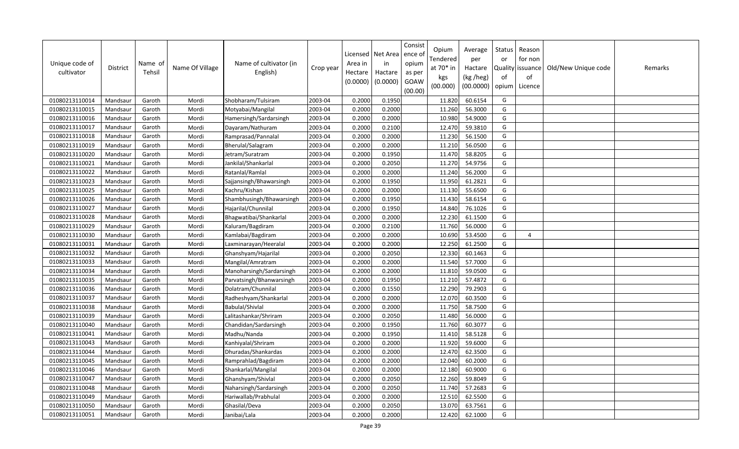| Unique code of cultivator | District | Name of Tehsil | Name Of Village | Name of cultivator (in English) | Crop year | Licensed Area in Hectare (0.0000) | Net Area in Hectare (0.0000) | Consistence of opium as per GOAW (00.00) | Opium Tendered at 70* in kgs (00.000) | Average per Hectare (kg /heg) (00.0000) | Status or Quality of opium | Reason for non issuance of Licence | Old/New Unique code | Remarks |
|---|---|---|---|---|---|---|---|---|---|---|---|---|---|---|
| 01080213110014 | Mandsaur | Garoth | Mordi | Shobharam/Tulsiram | 2003-04 | 0.2000 | 0.1950 | | 11.820 | 60.6154 | G | | | |
| 01080213110015 | Mandsaur | Garoth | Mordi | Motyabai/Mangilal | 2003-04 | 0.2000 | 0.2000 | | 11.260 | 56.3000 | G | | | |
| 01080213110016 | Mandsaur | Garoth | Mordi | Hamersingh/Sardarsingh | 2003-04 | 0.2000 | 0.2000 | | 10.980 | 54.9000 | G | | | |
| 01080213110017 | Mandsaur | Garoth | Mordi | Dayaram/Nathuram | 2003-04 | 0.2000 | 0.2100 | | 12.470 | 59.3810 | G | | | |
| 01080213110018 | Mandsaur | Garoth | Mordi | Ramprasad/Pannalal | 2003-04 | 0.2000 | 0.2000 | | 11.230 | 56.1500 | G | | | |
| 01080213110019 | Mandsaur | Garoth | Mordi | Bherulal/Salagram | 2003-04 | 0.2000 | 0.2000 | | 11.210 | 56.0500 | G | | | |
| 01080213110020 | Mandsaur | Garoth | Mordi | Jetram/Suratram | 2003-04 | 0.2000 | 0.1950 | | 11.470 | 58.8205 | G | | | |
| 01080213110021 | Mandsaur | Garoth | Mordi | Jankilal/Shankarlal | 2003-04 | 0.2000 | 0.2050 | | 11.270 | 54.9756 | G | | | |
| 01080213110022 | Mandsaur | Garoth | Mordi | Ratanlal/Ramlal | 2003-04 | 0.2000 | 0.2000 | | 11.240 | 56.2000 | G | | | |
| 01080213110023 | Mandsaur | Garoth | Mordi | Sajjansingh/Bhawarsingh | 2003-04 | 0.2000 | 0.1950 | | 11.950 | 61.2821 | G | | | |
| 01080213110025 | Mandsaur | Garoth | Mordi | Kachru/Kishan | 2003-04 | 0.2000 | 0.2000 | | 11.130 | 55.6500 | G | | | |
| 01080213110026 | Mandsaur | Garoth | Mordi | Shambhusingh/Bhawarsingh | 2003-04 | 0.2000 | 0.1950 | | 11.430 | 58.6154 | G | | | |
| 01080213110027 | Mandsaur | Garoth | Mordi | Hajarilal/Chunnilal | 2003-04 | 0.2000 | 0.1950 | | 14.840 | 76.1026 | G | | | |
| 01080213110028 | Mandsaur | Garoth | Mordi | Bhagwatibai/Shankarlal | 2003-04 | 0.2000 | 0.2000 | | 12.230 | 61.1500 | G | | | |
| 01080213110029 | Mandsaur | Garoth | Mordi | Kaluram/Bagdiram | 2003-04 | 0.2000 | 0.2100 | | 11.760 | 56.0000 | G | | | |
| 01080213110030 | Mandsaur | Garoth | Mordi | Kamlabai/Bagdiram | 2003-04 | 0.2000 | 0.2000 | | 10.690 | 53.4500 | G | 4 | | |
| 01080213110031 | Mandsaur | Garoth | Mordi | Laxminarayan/Heeralal | 2003-04 | 0.2000 | 0.2000 | | 12.250 | 61.2500 | G | | | |
| 01080213110032 | Mandsaur | Garoth | Mordi | Ghanshyam/Hajarilal | 2003-04 | 0.2000 | 0.2050 | | 12.330 | 60.1463 | G | | | |
| 01080213110033 | Mandsaur | Garoth | Mordi | Mangilal/Amratram | 2003-04 | 0.2000 | 0.2000 | | 11.540 | 57.7000 | G | | | |
| 01080213110034 | Mandsaur | Garoth | Mordi | Manoharsingh/Sardarsingh | 2003-04 | 0.2000 | 0.2000 | | 11.810 | 59.0500 | G | | | |
| 01080213110035 | Mandsaur | Garoth | Mordi | Parvatsingh/Bhanwarsingh | 2003-04 | 0.2000 | 0.1950 | | 11.210 | 57.4872 | G | | | |
| 01080213110036 | Mandsaur | Garoth | Mordi | Dolatram/Chunnilal | 2003-04 | 0.2000 | 0.1550 | | 12.290 | 79.2903 | G | | | |
| 01080213110037 | Mandsaur | Garoth | Mordi | Radheshyam/Shankarlal | 2003-04 | 0.2000 | 0.2000 | | 12.070 | 60.3500 | G | | | |
| 01080213110038 | Mandsaur | Garoth | Mordi | Babulal/Shivlal | 2003-04 | 0.2000 | 0.2000 | | 11.750 | 58.7500 | G | | | |
| 01080213110039 | Mandsaur | Garoth | Mordi | Lalitashankar/Shriram | 2003-04 | 0.2000 | 0.2050 | | 11.480 | 56.0000 | G | | | |
| 01080213110040 | Mandsaur | Garoth | Mordi | Chandidan/Sardarsingh | 2003-04 | 0.2000 | 0.1950 | | 11.760 | 60.3077 | G | | | |
| 01080213110041 | Mandsaur | Garoth | Mordi | Madhu/Nanda | 2003-04 | 0.2000 | 0.1950 | | 11.410 | 58.5128 | G | | | |
| 01080213110043 | Mandsaur | Garoth | Mordi | Kanhiyalal/Shriram | 2003-04 | 0.2000 | 0.2000 | | 11.920 | 59.6000 | G | | | |
| 01080213110044 | Mandsaur | Garoth | Mordi | Dhuradas/Shankardas | 2003-04 | 0.2000 | 0.2000 | | 12.470 | 62.3500 | G | | | |
| 01080213110045 | Mandsaur | Garoth | Mordi | Ramprahlad/Bagdiram | 2003-04 | 0.2000 | 0.2000 | | 12.040 | 60.2000 | G | | | |
| 01080213110046 | Mandsaur | Garoth | Mordi | Shankarlal/Mangilal | 2003-04 | 0.2000 | 0.2000 | | 12.180 | 60.9000 | G | | | |
| 01080213110047 | Mandsaur | Garoth | Mordi | Ghanshyam/Shivlal | 2003-04 | 0.2000 | 0.2050 | | 12.260 | 59.8049 | G | | | |
| 01080213110048 | Mandsaur | Garoth | Mordi | Naharsingh/Sardarsingh | 2003-04 | 0.2000 | 0.2050 | | 11.740 | 57.2683 | G | | | |
| 01080213110049 | Mandsaur | Garoth | Mordi | Hariwallab/Prabhulal | 2003-04 | 0.2000 | 0.2000 | | 12.510 | 62.5500 | G | | | |
| 01080213110050 | Mandsaur | Garoth | Mordi | Ghasilal/Deva | 2003-04 | 0.2000 | 0.2050 | | 13.070 | 63.7561 | G | | | |
| 01080213110051 | Mandsaur | Garoth | Mordi | Janibai/Lala | 2003-04 | 0.2000 | 0.2000 | | 12.420 | 62.1000 | G | | | |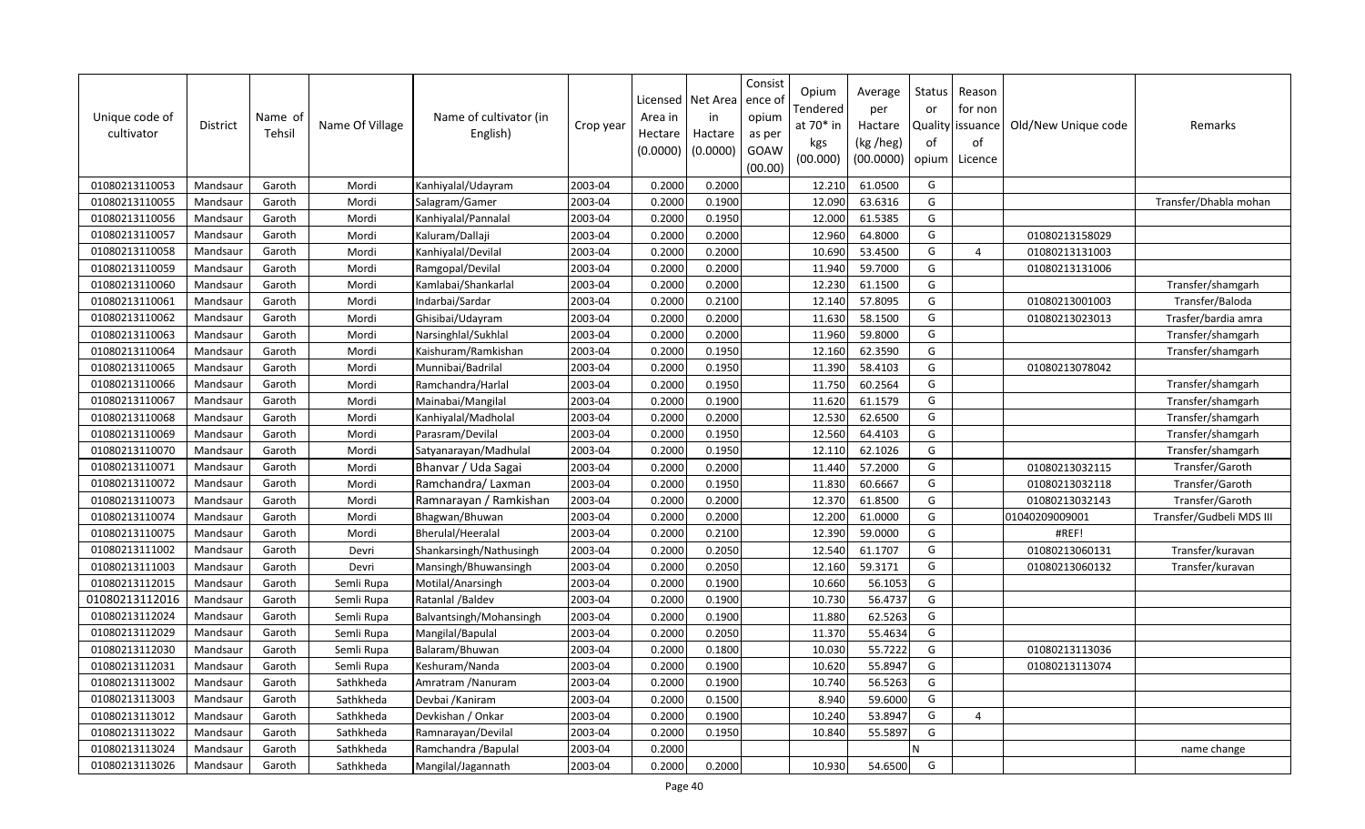| Unique code of cultivator | District | Name of Tehsil | Name Of Village | Name of cultivator (in English) | Crop year | Licensed Area in Hectare (0.0000) | Net Area in Hactare (0.0000) | Consistence of opium as per GOAW (00.00) | Opium Tendered at 70* in kgs (00.000) | Average per Hactare (kg /heg) (00.0000) | Status or Quality of opium | Reason for non issuance of Licence | Old/New Unique code | Remarks |
|---|---|---|---|---|---|---|---|---|---|---|---|---|---|---|
| 01080213110053 | Mandsaur | Garoth | Mordi | Kanhiyalal/Udayram | 2003-04 | 0.2000 | 0.2000 | | 12.210 | 61.0500 | G | | | |
| 01080213110055 | Mandsaur | Garoth | Mordi | Salagram/Gamer | 2003-04 | 0.2000 | 0.1900 | | 12.090 | 63.6316 | G | | | Transfer/Dhabla mohan |
| 01080213110056 | Mandsaur | Garoth | Mordi | Kanhiyalal/Pannalal | 2003-04 | 0.2000 | 0.1950 | | 12.000 | 61.5385 | G | | | |
| 01080213110057 | Mandsaur | Garoth | Mordi | Kaluram/Dallaji | 2003-04 | 0.2000 | 0.2000 | | 12.960 | 64.8000 | G | | 01080213158029 | |
| 01080213110058 | Mandsaur | Garoth | Mordi | Kanhiyalal/Devilal | 2003-04 | 0.2000 | 0.2000 | | 10.690 | 53.4500 | G | 4 | 01080213131003 | |
| 01080213110059 | Mandsaur | Garoth | Mordi | Ramgopal/Devilal | 2003-04 | 0.2000 | 0.2000 | | 11.940 | 59.7000 | G | | 01080213131006 | |
| 01080213110060 | Mandsaur | Garoth | Mordi | Kamlabai/Shankarlal | 2003-04 | 0.2000 | 0.2000 | | 12.230 | 61.1500 | G | | | Transfer/shamgarh |
| 01080213110061 | Mandsaur | Garoth | Mordi | Indarbai/Sardar | 2003-04 | 0.2000 | 0.2100 | | 12.140 | 57.8095 | G | | 01080213001003 | Transfer/Baloda |
| 01080213110062 | Mandsaur | Garoth | Mordi | Ghisibai/Udayram | 2003-04 | 0.2000 | 0.2000 | | 11.630 | 58.1500 | G | | 01080213023013 | Trasfer/bardia amra |
| 01080213110063 | Mandsaur | Garoth | Mordi | Narsinghlal/Sukhlal | 2003-04 | 0.2000 | 0.2000 | | 11.960 | 59.8000 | G | | | Transfer/shamgarh |
| 01080213110064 | Mandsaur | Garoth | Mordi | Kaishuram/Ramkishan | 2003-04 | 0.2000 | 0.1950 | | 12.160 | 62.3590 | G | | | Transfer/shamgarh |
| 01080213110065 | Mandsaur | Garoth | Mordi | Munnibai/Badrilal | 2003-04 | 0.2000 | 0.1950 | | 11.390 | 58.4103 | G | | 01080213078042 | |
| 01080213110066 | Mandsaur | Garoth | Mordi | Ramchandra/Harlal | 2003-04 | 0.2000 | 0.1950 | | 11.750 | 60.2564 | G | | | Transfer/shamgarh |
| 01080213110067 | Mandsaur | Garoth | Mordi | Mainabai/Mangilal | 2003-04 | 0.2000 | 0.1900 | | 11.620 | 61.1579 | G | | | Transfer/shamgarh |
| 01080213110068 | Mandsaur | Garoth | Mordi | Kanhiyalal/Madholal | 2003-04 | 0.2000 | 0.2000 | | 12.530 | 62.6500 | G | | | Transfer/shamgarh |
| 01080213110069 | Mandsaur | Garoth | Mordi | Parasram/Devilal | 2003-04 | 0.2000 | 0.1950 | | 12.560 | 64.4103 | G | | | Transfer/shamgarh |
| 01080213110070 | Mandsaur | Garoth | Mordi | Satyanarayan/Madhulal | 2003-04 | 0.2000 | 0.1950 | | 12.110 | 62.1026 | G | | | Transfer/shamgarh |
| 01080213110071 | Mandsaur | Garoth | Mordi | Bhanvar / Uda Sagai | 2003-04 | 0.2000 | 0.2000 | | 11.440 | 57.2000 | G | | 01080213032115 | Transfer/Garoth |
| 01080213110072 | Mandsaur | Garoth | Mordi | Ramchandra/ Laxman | 2003-04 | 0.2000 | 0.1950 | | 11.830 | 60.6667 | G | | 01080213032118 | Transfer/Garoth |
| 01080213110073 | Mandsaur | Garoth | Mordi | Ramnarayan / Ramkishan | 2003-04 | 0.2000 | 0.2000 | | 12.370 | 61.8500 | G | | 01080213032143 | Transfer/Garoth |
| 01080213110074 | Mandsaur | Garoth | Mordi | Bhagwan/Bhuwan | 2003-04 | 0.2000 | 0.2000 | | 12.200 | 61.0000 | G | | 01040209009001 | Transfer/Gudbeli MDS III |
| 01080213110075 | Mandsaur | Garoth | Mordi | Bherulal/Heeralal | 2003-04 | 0.2000 | 0.2100 | | 12.390 | 59.0000 | G | | #REF! | |
| 01080213111002 | Mandsaur | Garoth | Devri | Shankarsingh/Nathusingh | 2003-04 | 0.2000 | 0.2050 | | 12.540 | 61.1707 | G | | 01080213060131 | Transfer/kuravan |
| 01080213111003 | Mandsaur | Garoth | Devri | Mansingh/Bhuwansingh | 2003-04 | 0.2000 | 0.2050 | | 12.160 | 59.3171 | G | | 01080213060132 | Transfer/kuravan |
| 01080213112015 | Mandsaur | Garoth | Semli Rupa | Motilal/Anarsingh | 2003-04 | 0.2000 | 0.1900 | | 10.660 | 56.1053 | G | | | |
| 01080213112016 | Mandsaur | Garoth | Semli Rupa | Ratanlal /Baldev | 2003-04 | 0.2000 | 0.1900 | | 10.730 | 56.4737 | G | | | |
| 01080213112024 | Mandsaur | Garoth | Semli Rupa | Balvantsingh/Mohansingh | 2003-04 | 0.2000 | 0.1900 | | 11.880 | 62.5263 | G | | | |
| 01080213112029 | Mandsaur | Garoth | Semli Rupa | Mangilal/Bapulal | 2003-04 | 0.2000 | 0.2050 | | 11.370 | 55.4634 | G | | | |
| 01080213112030 | Mandsaur | Garoth | Semli Rupa | Balaram/Bhuwan | 2003-04 | 0.2000 | 0.1800 | | 10.030 | 55.7222 | G | | 01080213113036 | |
| 01080213112031 | Mandsaur | Garoth | Semli Rupa | Keshuram/Nanda | 2003-04 | 0.2000 | 0.1900 | | 10.620 | 55.8947 | G | | 01080213113074 | |
| 01080213113002 | Mandsaur | Garoth | Sathkheda | Amratram /Nanuram | 2003-04 | 0.2000 | 0.1900 | | 10.740 | 56.5263 | G | | | |
| 01080213113003 | Mandsaur | Garoth | Sathkheda | Devbai /Kaniram | 2003-04 | 0.2000 | 0.1500 | | 8.940 | 59.6000 | G | | | |
| 01080213113012 | Mandsaur | Garoth | Sathkheda | Devkishan / Onkar | 2003-04 | 0.2000 | 0.1900 | | 10.240 | 53.8947 | G | 4 | | |
| 01080213113022 | Mandsaur | Garoth | Sathkheda | Ramnarayan/Devilal | 2003-04 | 0.2000 | 0.1950 | | 10.840 | 55.5897 | G | | | |
| 01080213113024 | Mandsaur | Garoth | Sathkheda | Ramchandra /Bapulal | 2003-04 | 0.2000 | | | | | N | | | name change |
| 01080213113026 | Mandsaur | Garoth | Sathkheda | Mangilal/Jagannath | 2003-04 | 0.2000 | 0.2000 | | 10.930 | 54.6500 | G | | | |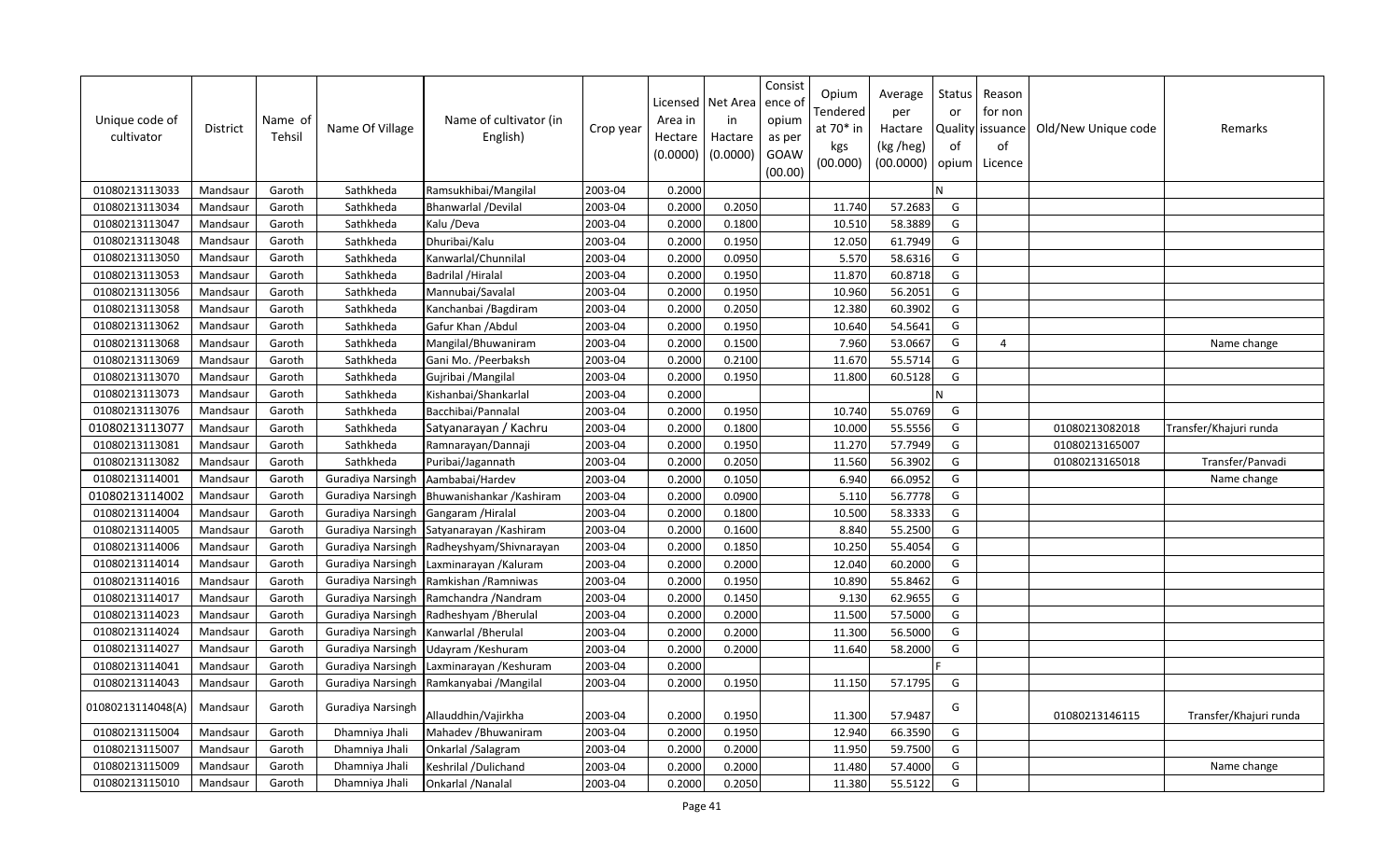| Unique code of cultivator | District | Name of Tehsil | Name Of Village | Name of cultivator (in English) | Crop year | Licensed Area in Hectare (0.0000) | Net Area in Hactare (0.0000) | Consist ence of opium as per GOAW (00.00) | Opium Tendered at 70* in kgs (00.000) | Average per Hactare (kg /heg) (00.0000) | Status or Quality of opium | Reason for non issuance of Licence | Old/New Unique code | Remarks |
|---|---|---|---|---|---|---|---|---|---|---|---|---|---|---|
| 01080213113033 | Mandsaur | Garoth | Sathkheda | Ramsukhibai/Mangilal | 2003-04 | 0.2000 | | | | | N | | | |
| 01080213113034 | Mandsaur | Garoth | Sathkheda | Bhanwarlal /Devilal | 2003-04 | 0.2000 | 0.2050 | | 11.740 | 57.2683 | G | | | |
| 01080213113047 | Mandsaur | Garoth | Sathkheda | Kalu /Deva | 2003-04 | 0.2000 | 0.1800 | | 10.510 | 58.3889 | G | | | |
| 01080213113048 | Mandsaur | Garoth | Sathkheda | Dhuribai/Kalu | 2003-04 | 0.2000 | 0.1950 | | 12.050 | 61.7949 | G | | | |
| 01080213113050 | Mandsaur | Garoth | Sathkheda | Kanwarlal/Chunnilal | 2003-04 | 0.2000 | 0.0950 | | 5.570 | 58.6316 | G | | | |
| 01080213113053 | Mandsaur | Garoth | Sathkheda | Badrilal /Hiralal | 2003-04 | 0.2000 | 0.1950 | | 11.870 | 60.8718 | G | | | |
| 01080213113056 | Mandsaur | Garoth | Sathkheda | Mannubai/Savalal | 2003-04 | 0.2000 | 0.1950 | | 10.960 | 56.2051 | G | | | |
| 01080213113058 | Mandsaur | Garoth | Sathkheda | Kanchanbai /Bagdiram | 2003-04 | 0.2000 | 0.2050 | | 12.380 | 60.3902 | G | | | |
| 01080213113062 | Mandsaur | Garoth | Sathkheda | Gafur Khan /Abdul | 2003-04 | 0.2000 | 0.1950 | | 10.640 | 54.5641 | G | | | |
| 01080213113068 | Mandsaur | Garoth | Sathkheda | Mangilal/Bhuwaniram | 2003-04 | 0.2000 | 0.1500 | | 7.960 | 53.0667 | G | 4 | | Name change |
| 01080213113069 | Mandsaur | Garoth | Sathkheda | Gani Mo. /Peerbaksh | 2003-04 | 0.2000 | 0.2100 | | 11.670 | 55.5714 | G | | | |
| 01080213113070 | Mandsaur | Garoth | Sathkheda | Gujribai /Mangilal | 2003-04 | 0.2000 | 0.1950 | | 11.800 | 60.5128 | G | | | |
| 01080213113073 | Mandsaur | Garoth | Sathkheda | Kishanbai/Shankarlal | 2003-04 | 0.2000 | | | | | N | | | |
| 01080213113076 | Mandsaur | Garoth | Sathkheda | Bacchibai/Pannalal | 2003-04 | 0.2000 | 0.1950 | | 10.740 | 55.0769 | G | | | |
| 01080213113077 | Mandsaur | Garoth | Sathkheda | Satyanarayan / Kachru | 2003-04 | 0.2000 | 0.1800 | | 10.000 | 55.5556 | G | | 01080213082018 | Transfer/Khajuri runda |
| 01080213113081 | Mandsaur | Garoth | Sathkheda | Ramnarayan/Dannaji | 2003-04 | 0.2000 | 0.1950 | | 11.270 | 57.7949 | G | | 01080213165007 | |
| 01080213113082 | Mandsaur | Garoth | Sathkheda | Puribai/Jagannath | 2003-04 | 0.2000 | 0.2050 | | 11.560 | 56.3902 | G | | 01080213165018 | Transfer/Panvadi |
| 01080213114001 | Mandsaur | Garoth | Guradiya Narsingh | Aambabai/Hardev | 2003-04 | 0.2000 | 0.1050 | | 6.940 | 66.0952 | G | | | Name change |
| 01080213114002 | Mandsaur | Garoth | Guradiya Narsingh | Bhuwanishankar /Kashiram | 2003-04 | 0.2000 | 0.0900 | | 5.110 | 56.7778 | G | | | |
| 01080213114004 | Mandsaur | Garoth | Guradiya Narsingh | Gangaram /Hiralal | 2003-04 | 0.2000 | 0.1800 | | 10.500 | 58.3333 | G | | | |
| 01080213114005 | Mandsaur | Garoth | Guradiya Narsingh | Satyanarayan /Kashiram | 2003-04 | 0.2000 | 0.1600 | | 8.840 | 55.2500 | G | | | |
| 01080213114006 | Mandsaur | Garoth | Guradiya Narsingh | Radheyshyam/Shivnarayan | 2003-04 | 0.2000 | 0.1850 | | 10.250 | 55.4054 | G | | | |
| 01080213114014 | Mandsaur | Garoth | Guradiya Narsingh | Laxminarayan /Kaluram | 2003-04 | 0.2000 | 0.2000 | | 12.040 | 60.2000 | G | | | |
| 01080213114016 | Mandsaur | Garoth | Guradiya Narsingh | Ramkishan /Ramniwas | 2003-04 | 0.2000 | 0.1950 | | 10.890 | 55.8462 | G | | | |
| 01080213114017 | Mandsaur | Garoth | Guradiya Narsingh | Ramchandra /Nandram | 2003-04 | 0.2000 | 0.1450 | | 9.130 | 62.9655 | G | | | |
| 01080213114023 | Mandsaur | Garoth | Guradiya Narsingh | Radheshyam /Bherulal | 2003-04 | 0.2000 | 0.2000 | | 11.500 | 57.5000 | G | | | |
| 01080213114024 | Mandsaur | Garoth | Guradiya Narsingh | Kanwarlal /Bherulal | 2003-04 | 0.2000 | 0.2000 | | 11.300 | 56.5000 | G | | | |
| 01080213114027 | Mandsaur | Garoth | Guradiya Narsingh | Udayram /Keshuram | 2003-04 | 0.2000 | 0.2000 | | 11.640 | 58.2000 | G | | | |
| 01080213114041 | Mandsaur | Garoth | Guradiya Narsingh | Laxminarayan /Keshuram | 2003-04 | 0.2000 | | | | | F | | | |
| 01080213114043 | Mandsaur | Garoth | Guradiya Narsingh | Ramkanyabai /Mangilal | 2003-04 | 0.2000 | 0.1950 | | 11.150 | 57.1795 | G | | | |
| 01080213114048(A) | Mandsaur | Garoth | Guradiya Narsingh | Allauddhin/Vajirkha | 2003-04 | 0.2000 | 0.1950 | | 11.300 | 57.9487 | G | | 01080213146115 | Transfer/Khajuri runda |
| 01080213115004 | Mandsaur | Garoth | Dhamniya Jhali | Mahadev /Bhuwaniram | 2003-04 | 0.2000 | 0.1950 | | 12.940 | 66.3590 | G | | | |
| 01080213115007 | Mandsaur | Garoth | Dhamniya Jhali | Onkarlal /Salagram | 2003-04 | 0.2000 | 0.2000 | | 11.950 | 59.7500 | G | | | |
| 01080213115009 | Mandsaur | Garoth | Dhamniya Jhali | Keshrilal /Dulichand | 2003-04 | 0.2000 | 0.2000 | | 11.480 | 57.4000 | G | | | Name change |
| 01080213115010 | Mandsaur | Garoth | Dhamniya Jhali | Onkarlal /Nanalal | 2003-04 | 0.2000 | 0.2050 | | 11.380 | 55.5122 | G | | | |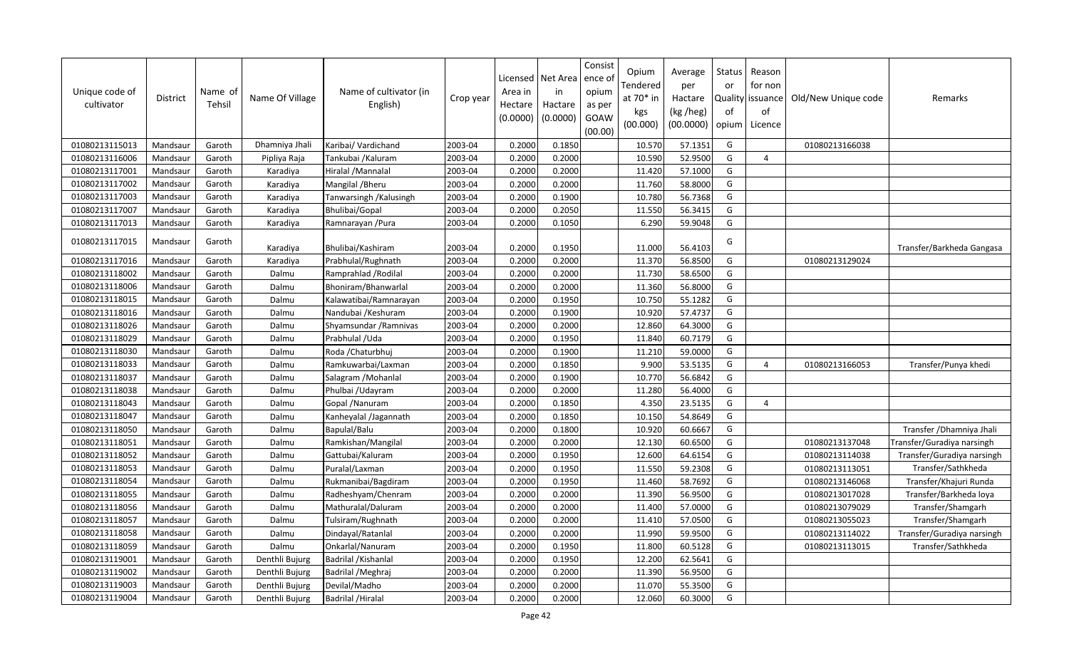| Unique code of cultivator | District | Name of Tehsil | Name Of Village | Name of cultivator (in English) | Crop year | Licensed Area in Hectare (0.0000) | Net Area in Hactare (0.0000) | Consistence of opium as per GOAW (00.00) | Opium Tendered at 70* in kgs (00.000) | Average per Hactare (kg /heg) (00.0000) | Status or Quality of opium | Reason for non issuance of Licence | Old/New Unique code | Remarks |
|---|---|---|---|---|---|---|---|---|---|---|---|---|---|---|
| 01080213115013 | Mandsaur | Garoth | Dhamniya Jhali | Karibai/ Vardichand | 2003-04 | 0.2000 | 0.1850 | | 10.570 | 57.1351 | G | | 01080213166038 | |
| 01080213116006 | Mandsaur | Garoth | Pipliya Raja | Tankubai /Kaluram | 2003-04 | 0.2000 | 0.2000 | | 10.590 | 52.9500 | G | 4 | | |
| 01080213117001 | Mandsaur | Garoth | Karadiya | Hiralal /Mannalal | 2003-04 | 0.2000 | 0.2000 | | 11.420 | 57.1000 | G | | | |
| 01080213117002 | Mandsaur | Garoth | Karadiya | Mangilal /Bheru | 2003-04 | 0.2000 | 0.2000 | | 11.760 | 58.8000 | G | | | |
| 01080213117003 | Mandsaur | Garoth | Karadiya | Tanwarsingh /Kalusingh | 2003-04 | 0.2000 | 0.1900 | | 10.780 | 56.7368 | G | | | |
| 01080213117007 | Mandsaur | Garoth | Karadiya | Bhulibai/Gopal | 2003-04 | 0.2000 | 0.2050 | | 11.550 | 56.3415 | G | | | |
| 01080213117013 | Mandsaur | Garoth | Karadiya | Ramnarayan /Pura | 2003-04 | 0.2000 | 0.1050 | | 6.290 | 59.9048 | G | | | |
| 01080213117015 | Mandsaur | Garoth | Karadiya | Bhulibai/Kashiram | 2003-04 | 0.2000 | 0.1950 | | 11.000 | 56.4103 | G | | | Transfer/Barkheda Gangasa |
| 01080213117016 | Mandsaur | Garoth | Karadiya | Prabhulal/Rughnath | 2003-04 | 0.2000 | 0.2000 | | 11.370 | 56.8500 | G | | 01080213129024 | |
| 01080213118002 | Mandsaur | Garoth | Dalmu | Ramprahlad /Rodilal | 2003-04 | 0.2000 | 0.2000 | | 11.730 | 58.6500 | G | | | |
| 01080213118006 | Mandsaur | Garoth | Dalmu | Bhoniram/Bhanwarlal | 2003-04 | 0.2000 | 0.2000 | | 11.360 | 56.8000 | G | | | |
| 01080213118015 | Mandsaur | Garoth | Dalmu | Kalawatibai/Ramnarayan | 2003-04 | 0.2000 | 0.1950 | | 10.750 | 55.1282 | G | | | |
| 01080213118016 | Mandsaur | Garoth | Dalmu | Nandubai /Keshuram | 2003-04 | 0.2000 | 0.1900 | | 10.920 | 57.4737 | G | | | |
| 01080213118026 | Mandsaur | Garoth | Dalmu | Shyamsundar /Ramnivas | 2003-04 | 0.2000 | 0.2000 | | 12.860 | 64.3000 | G | | | |
| 01080213118029 | Mandsaur | Garoth | Dalmu | Prabhulal /Uda | 2003-04 | 0.2000 | 0.1950 | | 11.840 | 60.7179 | G | | | |
| 01080213118030 | Mandsaur | Garoth | Dalmu | Roda /Chaturbhuj | 2003-04 | 0.2000 | 0.1900 | | 11.210 | 59.0000 | G | | | |
| 01080213118033 | Mandsaur | Garoth | Dalmu | Ramkuwarbai/Laxman | 2003-04 | 0.2000 | 0.1850 | | 9.900 | 53.5135 | G | 4 | 01080213166053 | Transfer/Punya khedi |
| 01080213118037 | Mandsaur | Garoth | Dalmu | Salagram /Mohanlal | 2003-04 | 0.2000 | 0.1900 | | 10.770 | 56.6842 | G | | | |
| 01080213118038 | Mandsaur | Garoth | Dalmu | Phulbai /Udayram | 2003-04 | 0.2000 | 0.2000 | | 11.280 | 56.4000 | G | | | |
| 01080213118043 | Mandsaur | Garoth | Dalmu | Gopal /Nanuram | 2003-04 | 0.2000 | 0.1850 | | 4.350 | 23.5135 | G | 4 | | |
| 01080213118047 | Mandsaur | Garoth | Dalmu | Kanheyalal /Jagannath | 2003-04 | 0.2000 | 0.1850 | | 10.150 | 54.8649 | G | | | |
| 01080213118050 | Mandsaur | Garoth | Dalmu | Bapulal/Balu | 2003-04 | 0.2000 | 0.1800 | | 10.920 | 60.6667 | G | | | Transfer /Dhamniya Jhali |
| 01080213118051 | Mandsaur | Garoth | Dalmu | Ramkishan/Mangilal | 2003-04 | 0.2000 | 0.2000 | | 12.130 | 60.6500 | G | | 01080213137048 | Transfer/Guradiya narsingh |
| 01080213118052 | Mandsaur | Garoth | Dalmu | Gattubai/Kaluram | 2003-04 | 0.2000 | 0.1950 | | 12.600 | 64.6154 | G | | 01080213114038 | Transfer/Guradiya narsingh |
| 01080213118053 | Mandsaur | Garoth | Dalmu | Puralal/Laxman | 2003-04 | 0.2000 | 0.1950 | | 11.550 | 59.2308 | G | | 01080213113051 | Transfer/Sathkheda |
| 01080213118054 | Mandsaur | Garoth | Dalmu | Rukmanibai/Bagdiram | 2003-04 | 0.2000 | 0.1950 | | 11.460 | 58.7692 | G | | 01080213146068 | Transfer/Khajuri Runda |
| 01080213118055 | Mandsaur | Garoth | Dalmu | Radheshyam/Chenram | 2003-04 | 0.2000 | 0.2000 | | 11.390 | 56.9500 | G | | 01080213017028 | Transfer/Barkheda loya |
| 01080213118056 | Mandsaur | Garoth | Dalmu | Mathuralal/Daluram | 2003-04 | 0.2000 | 0.2000 | | 11.400 | 57.0000 | G | | 01080213079029 | Transfer/Shamgarh |
| 01080213118057 | Mandsaur | Garoth | Dalmu | Tulsiram/Rughnath | 2003-04 | 0.2000 | 0.2000 | | 11.410 | 57.0500 | G | | 01080213055023 | Transfer/Shamgarh |
| 01080213118058 | Mandsaur | Garoth | Dalmu | Dindayal/Ratanlal | 2003-04 | 0.2000 | 0.2000 | | 11.990 | 59.9500 | G | | 01080213114022 | Transfer/Guradiya narsingh |
| 01080213118059 | Mandsaur | Garoth | Dalmu | Onkarlal/Nanuram | 2003-04 | 0.2000 | 0.1950 | | 11.800 | 60.5128 | G | | 01080213113015 | Transfer/Sathkheda |
| 01080213119001 | Mandsaur | Garoth | Denthli Bujurg | Badrilal /Kishanlal | 2003-04 | 0.2000 | 0.1950 | | 12.200 | 62.5641 | G | | | |
| 01080213119002 | Mandsaur | Garoth | Denthli Bujurg | Badrilal /Meghraj | 2003-04 | 0.2000 | 0.2000 | | 11.390 | 56.9500 | G | | | |
| 01080213119003 | Mandsaur | Garoth | Denthli Bujurg | Devilal/Madho | 2003-04 | 0.2000 | 0.2000 | | 11.070 | 55.3500 | G | | | |
| 01080213119004 | Mandsaur | Garoth | Denthli Bujurg | Badrilal /Hiralal | 2003-04 | 0.2000 | 0.2000 | | 12.060 | 60.3000 | G | | | |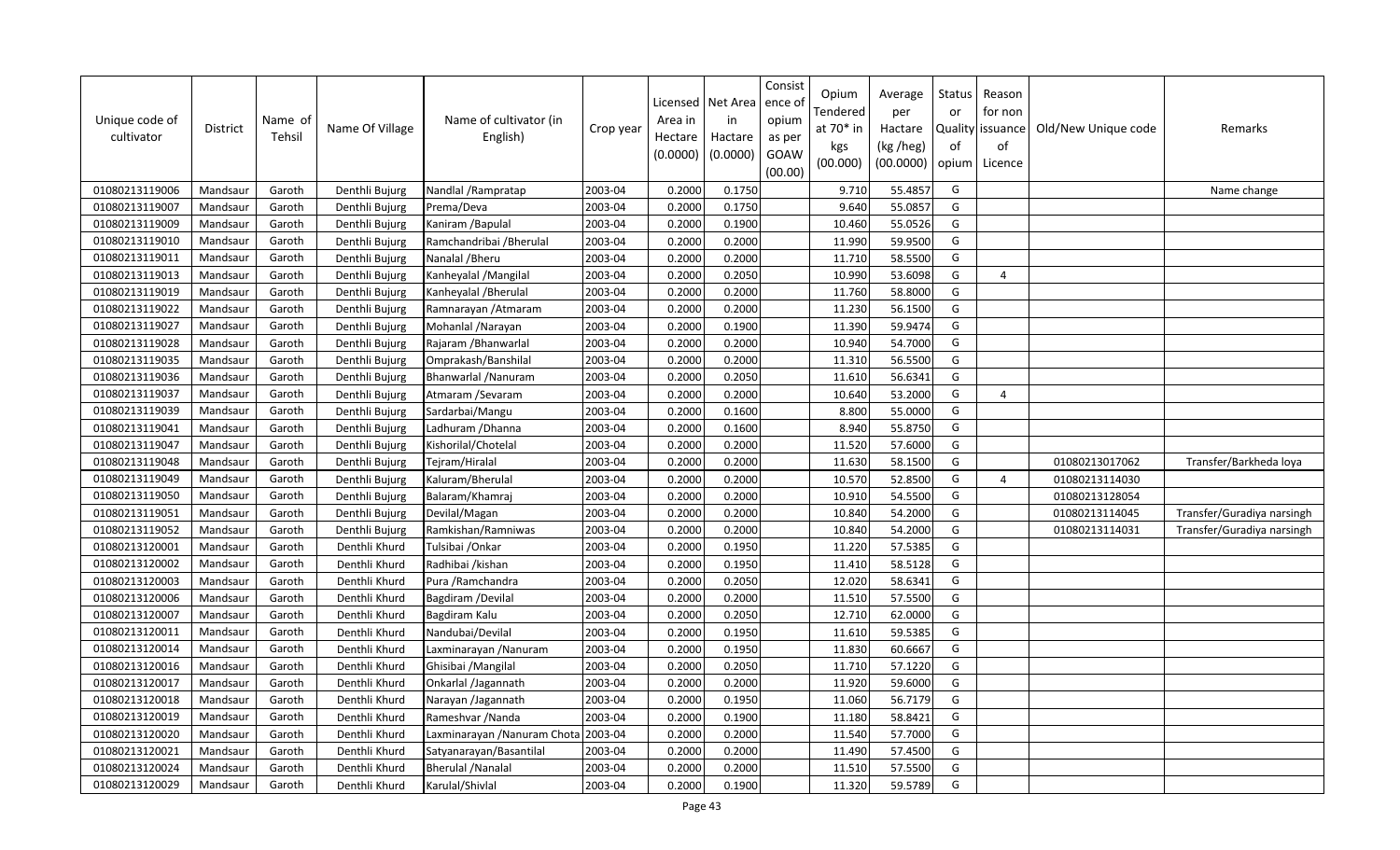| Unique code of cultivator | District | Name of Tehsil | Name Of Village | Name of cultivator (in English) | Crop year | Licensed Area in Hectare (0.0000) | Net Area in Hactare (0.0000) | Consistence of opium as per GOAW (00.00) | Opium Tendered at 70* in kgs (00.000) | Average per Hactare (kg /heg) (00.0000) | Status or Quality of opium | Reason for non issuance of Licence | Old/New Unique code | Remarks |
|---|---|---|---|---|---|---|---|---|---|---|---|---|---|---|
| 01080213119006 | Mandsaur | Garoth | Denthli Bujurg | Nandlal /Rampratap | 2003-04 | 0.2000 | 0.1750 | | 9.710 | 55.4857 | G | | | Name change |
| 01080213119007 | Mandsaur | Garoth | Denthli Bujurg | Prema/Deva | 2003-04 | 0.2000 | 0.1750 | | 9.640 | 55.0857 | G | | | |
| 01080213119009 | Mandsaur | Garoth | Denthli Bujurg | Kaniram /Bapulal | 2003-04 | 0.2000 | 0.1900 | | 10.460 | 55.0526 | G | | | |
| 01080213119010 | Mandsaur | Garoth | Denthli Bujurg | Ramchandribai /Bherulal | 2003-04 | 0.2000 | 0.2000 | | 11.990 | 59.9500 | G | | | |
| 01080213119011 | Mandsaur | Garoth | Denthli Bujurg | Nanalal /Bheru | 2003-04 | 0.2000 | 0.2000 | | 11.710 | 58.5500 | G | | | |
| 01080213119013 | Mandsaur | Garoth | Denthli Bujurg | Kanheyalal /Mangilal | 2003-04 | 0.2000 | 0.2050 | | 10.990 | 53.6098 | G | 4 | | |
| 01080213119019 | Mandsaur | Garoth | Denthli Bujurg | Kanheyalal /Bherulal | 2003-04 | 0.2000 | 0.2000 | | 11.760 | 58.8000 | G | | | |
| 01080213119022 | Mandsaur | Garoth | Denthli Bujurg | Ramnarayan /Atmaram | 2003-04 | 0.2000 | 0.2000 | | 11.230 | 56.1500 | G | | | |
| 01080213119027 | Mandsaur | Garoth | Denthli Bujurg | Mohanlal /Narayan | 2003-04 | 0.2000 | 0.1900 | | 11.390 | 59.9474 | G | | | |
| 01080213119028 | Mandsaur | Garoth | Denthli Bujurg | Rajaram /Bhanwarlal | 2003-04 | 0.2000 | 0.2000 | | 10.940 | 54.7000 | G | | | |
| 01080213119035 | Mandsaur | Garoth | Denthli Bujurg | Omprakash/Banshilal | 2003-04 | 0.2000 | 0.2000 | | 11.310 | 56.5500 | G | | | |
| 01080213119036 | Mandsaur | Garoth | Denthli Bujurg | Bhanwarlal /Nanuram | 2003-04 | 0.2000 | 0.2050 | | 11.610 | 56.6341 | G | | | |
| 01080213119037 | Mandsaur | Garoth | Denthli Bujurg | Atmaram /Sevaram | 2003-04 | 0.2000 | 0.2000 | | 10.640 | 53.2000 | G | 4 | | |
| 01080213119039 | Mandsaur | Garoth | Denthli Bujurg | Sardarbai/Mangu | 2003-04 | 0.2000 | 0.1600 | | 8.800 | 55.0000 | G | | | |
| 01080213119041 | Mandsaur | Garoth | Denthli Bujurg | Ladhuram /Dhanna | 2003-04 | 0.2000 | 0.1600 | | 8.940 | 55.8750 | G | | | |
| 01080213119047 | Mandsaur | Garoth | Denthli Bujurg | Kishorilal/Chotelal | 2003-04 | 0.2000 | 0.2000 | | 11.520 | 57.6000 | G | | | |
| 01080213119048 | Mandsaur | Garoth | Denthli Bujurg | Tejram/Hiralal | 2003-04 | 0.2000 | 0.2000 | | 11.630 | 58.1500 | G | | 01080213017062 | Transfer/Barkheda loya |
| 01080213119049 | Mandsaur | Garoth | Denthli Bujurg | Kaluram/Bherulal | 2003-04 | 0.2000 | 0.2000 | | 10.570 | 52.8500 | G | 4 | 01080213114030 | |
| 01080213119050 | Mandsaur | Garoth | Denthli Bujurg | Balaram/Khamraj | 2003-04 | 0.2000 | 0.2000 | | 10.910 | 54.5500 | G | | 01080213128054 | |
| 01080213119051 | Mandsaur | Garoth | Denthli Bujurg | Devilal/Magan | 2003-04 | 0.2000 | 0.2000 | | 10.840 | 54.2000 | G | | 01080213114045 | Transfer/Guradiya narsingh |
| 01080213119052 | Mandsaur | Garoth | Denthli Bujurg | Ramkishan/Ramniwas | 2003-04 | 0.2000 | 0.2000 | | 10.840 | 54.2000 | G | | 01080213114031 | Transfer/Guradiya narsingh |
| 01080213120001 | Mandsaur | Garoth | Denthli Khurd | Tulsibai /Onkar | 2003-04 | 0.2000 | 0.1950 | | 11.220 | 57.5385 | G | | | |
| 01080213120002 | Mandsaur | Garoth | Denthli Khurd | Radhibai /kishan | 2003-04 | 0.2000 | 0.1950 | | 11.410 | 58.5128 | G | | | |
| 01080213120003 | Mandsaur | Garoth | Denthli Khurd | Pura /Ramchandra | 2003-04 | 0.2000 | 0.2050 | | 12.020 | 58.6341 | G | | | |
| 01080213120006 | Mandsaur | Garoth | Denthli Khurd | Bagdiram /Devilal | 2003-04 | 0.2000 | 0.2000 | | 11.510 | 57.5500 | G | | | |
| 01080213120007 | Mandsaur | Garoth | Denthli Khurd | Bagdiram Kalu | 2003-04 | 0.2000 | 0.2050 | | 12.710 | 62.0000 | G | | | |
| 01080213120011 | Mandsaur | Garoth | Denthli Khurd | Nandubai/Devilal | 2003-04 | 0.2000 | 0.1950 | | 11.610 | 59.5385 | G | | | |
| 01080213120014 | Mandsaur | Garoth | Denthli Khurd | Laxminarayan /Nanuram | 2003-04 | 0.2000 | 0.1950 | | 11.830 | 60.6667 | G | | | |
| 01080213120016 | Mandsaur | Garoth | Denthli Khurd | Ghisibai /Mangilal | 2003-04 | 0.2000 | 0.2050 | | 11.710 | 57.1220 | G | | | |
| 01080213120017 | Mandsaur | Garoth | Denthli Khurd | Onkarlal /Jagannath | 2003-04 | 0.2000 | 0.2000 | | 11.920 | 59.6000 | G | | | |
| 01080213120018 | Mandsaur | Garoth | Denthli Khurd | Narayan /Jagannath | 2003-04 | 0.2000 | 0.1950 | | 11.060 | 56.7179 | G | | | |
| 01080213120019 | Mandsaur | Garoth | Denthli Khurd | Rameshvar /Nanda | 2003-04 | 0.2000 | 0.1900 | | 11.180 | 58.8421 | G | | | |
| 01080213120020 | Mandsaur | Garoth | Denthli Khurd | Laxminarayan /Nanuram Chota | 2003-04 | 0.2000 | 0.2000 | | 11.540 | 57.7000 | G | | | |
| 01080213120021 | Mandsaur | Garoth | Denthli Khurd | Satyanarayan/Basantilal | 2003-04 | 0.2000 | 0.2000 | | 11.490 | 57.4500 | G | | | |
| 01080213120024 | Mandsaur | Garoth | Denthli Khurd | Bherulal /Nanalal | 2003-04 | 0.2000 | 0.2000 | | 11.510 | 57.5500 | G | | | |
| 01080213120029 | Mandsaur | Garoth | Denthli Khurd | Karulal/Shivlal | 2003-04 | 0.2000 | 0.1900 | | 11.320 | 59.5789 | G | | | |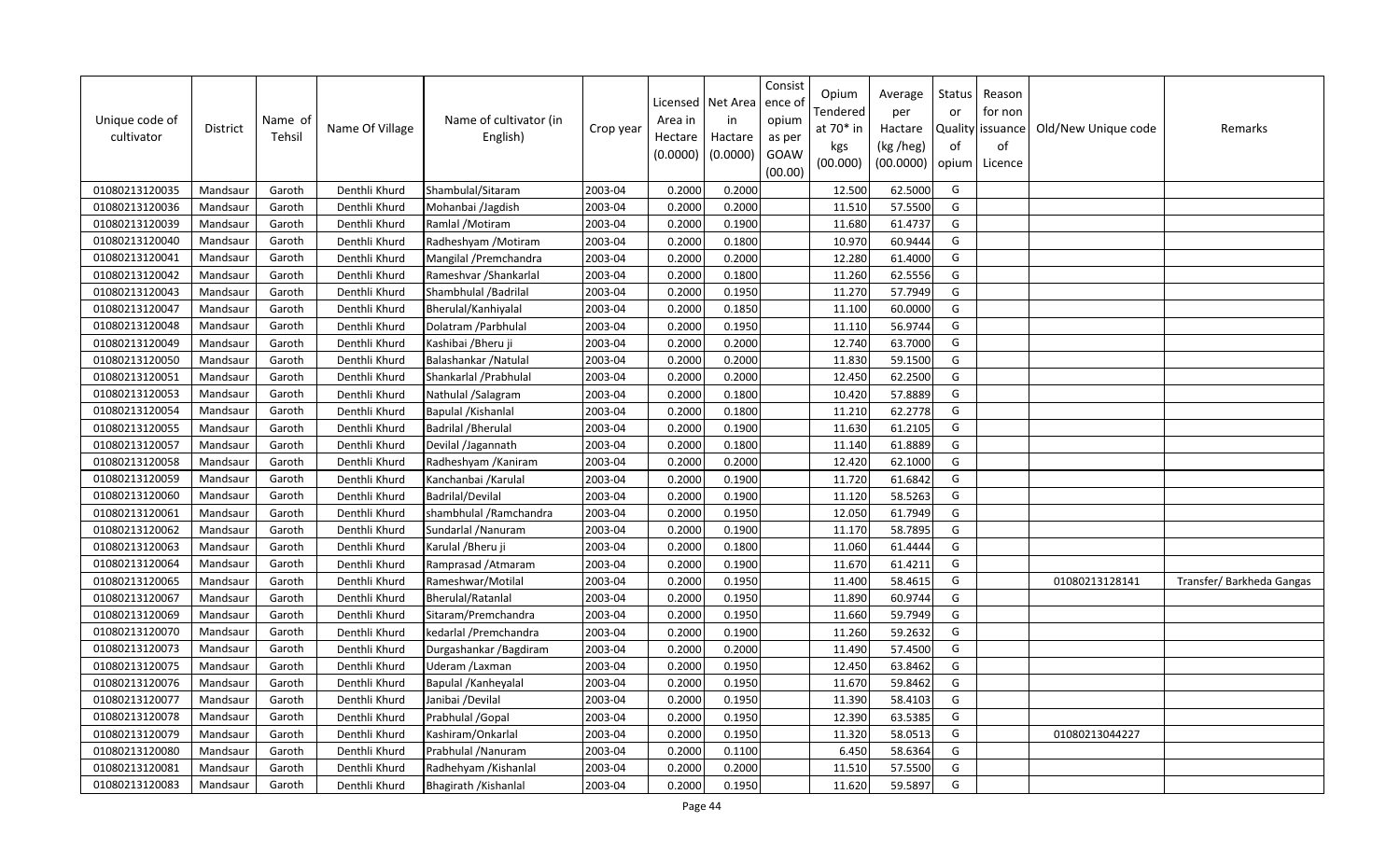| Unique code of cultivator | District | Name of Tehsil | Name Of Village | Name of cultivator (in English) | Crop year | Licensed Area in Hectare (0.0000) | Net Area in Hactare (0.0000) | Consistence of opium as per GOAW (00.00) | Opium Tendered at 70* in kgs (00.000) | Average per Hactare (kg /heg) (00.0000) | Status or Quality of opium | Reason for non issuance of Licence | Old/New Unique code | Remarks |
|---|---|---|---|---|---|---|---|---|---|---|---|---|---|---|
| 01080213120035 | Mandsaur | Garoth | Denthli Khurd | Shambulal/Sitaram | 2003-04 | 0.2000 | 0.2000 | | 12.500 | 62.5000 | G | | | |
| 01080213120036 | Mandsaur | Garoth | Denthli Khurd | Mohanbai /Jagdish | 2003-04 | 0.2000 | 0.2000 | | 11.510 | 57.5500 | G | | | |
| 01080213120039 | Mandsaur | Garoth | Denthli Khurd | Ramlal /Motiram | 2003-04 | 0.2000 | 0.1900 | | 11.680 | 61.4737 | G | | | |
| 01080213120040 | Mandsaur | Garoth | Denthli Khurd | Radheshyam /Motiram | 2003-04 | 0.2000 | 0.1800 | | 10.970 | 60.9444 | G | | | |
| 01080213120041 | Mandsaur | Garoth | Denthli Khurd | Mangilal /Premchandra | 2003-04 | 0.2000 | 0.2000 | | 12.280 | 61.4000 | G | | | |
| 01080213120042 | Mandsaur | Garoth | Denthli Khurd | Rameshvar /Shankarlal | 2003-04 | 0.2000 | 0.1800 | | 11.260 | 62.5556 | G | | | |
| 01080213120043 | Mandsaur | Garoth | Denthli Khurd | Shambhulal /Badrilal | 2003-04 | 0.2000 | 0.1950 | | 11.270 | 57.7949 | G | | | |
| 01080213120047 | Mandsaur | Garoth | Denthli Khurd | Bherulal/Kanhiyalal | 2003-04 | 0.2000 | 0.1850 | | 11.100 | 60.0000 | G | | | |
| 01080213120048 | Mandsaur | Garoth | Denthli Khurd | Dolatram /Parbhulal | 2003-04 | 0.2000 | 0.1950 | | 11.110 | 56.9744 | G | | | |
| 01080213120049 | Mandsaur | Garoth | Denthli Khurd | Kashibai /Bheru ji | 2003-04 | 0.2000 | 0.2000 | | 12.740 | 63.7000 | G | | | |
| 01080213120050 | Mandsaur | Garoth | Denthli Khurd | Balashankar /Natulal | 2003-04 | 0.2000 | 0.2000 | | 11.830 | 59.1500 | G | | | |
| 01080213120051 | Mandsaur | Garoth | Denthli Khurd | Shankarlal /Prabhulal | 2003-04 | 0.2000 | 0.2000 | | 12.450 | 62.2500 | G | | | |
| 01080213120053 | Mandsaur | Garoth | Denthli Khurd | Nathulal /Salagram | 2003-04 | 0.2000 | 0.1800 | | 10.420 | 57.8889 | G | | | |
| 01080213120054 | Mandsaur | Garoth | Denthli Khurd | Bapulal /Kishanlal | 2003-04 | 0.2000 | 0.1800 | | 11.210 | 62.2778 | G | | | |
| 01080213120055 | Mandsaur | Garoth | Denthli Khurd | Badrilal /Bherulal | 2003-04 | 0.2000 | 0.1900 | | 11.630 | 61.2105 | G | | | |
| 01080213120057 | Mandsaur | Garoth | Denthli Khurd | Devilal /Jagannath | 2003-04 | 0.2000 | 0.1800 | | 11.140 | 61.8889 | G | | | |
| 01080213120058 | Mandsaur | Garoth | Denthli Khurd | Radheshyam /Kaniram | 2003-04 | 0.2000 | 0.2000 | | 12.420 | 62.1000 | G | | | |
| 01080213120059 | Mandsaur | Garoth | Denthli Khurd | Kanchanbai /Karulal | 2003-04 | 0.2000 | 0.1900 | | 11.720 | 61.6842 | G | | | |
| 01080213120060 | Mandsaur | Garoth | Denthli Khurd | Badrilal/Devilal | 2003-04 | 0.2000 | 0.1900 | | 11.120 | 58.5263 | G | | | |
| 01080213120061 | Mandsaur | Garoth | Denthli Khurd | shambhulal /Ramchandra | 2003-04 | 0.2000 | 0.1950 | | 12.050 | 61.7949 | G | | | |
| 01080213120062 | Mandsaur | Garoth | Denthli Khurd | Sundarlal /Nanuram | 2003-04 | 0.2000 | 0.1900 | | 11.170 | 58.7895 | G | | | |
| 01080213120063 | Mandsaur | Garoth | Denthli Khurd | Karulal /Bheru ji | 2003-04 | 0.2000 | 0.1800 | | 11.060 | 61.4444 | G | | | |
| 01080213120064 | Mandsaur | Garoth | Denthli Khurd | Ramprasad /Atmaram | 2003-04 | 0.2000 | 0.1900 | | 11.670 | 61.4211 | G | | | |
| 01080213120065 | Mandsaur | Garoth | Denthli Khurd | Rameshwar/Motilal | 2003-04 | 0.2000 | 0.1950 | | 11.400 | 58.4615 | G | | 01080213128141 | Transfer/ Barkheda Gangas |
| 01080213120067 | Mandsaur | Garoth | Denthli Khurd | Bherulal/Ratanlal | 2003-04 | 0.2000 | 0.1950 | | 11.890 | 60.9744 | G | | | |
| 01080213120069 | Mandsaur | Garoth | Denthli Khurd | Sitaram/Premchandra | 2003-04 | 0.2000 | 0.1950 | | 11.660 | 59.7949 | G | | | |
| 01080213120070 | Mandsaur | Garoth | Denthli Khurd | kedarlal /Premchandra | 2003-04 | 0.2000 | 0.1900 | | 11.260 | 59.2632 | G | | | |
| 01080213120073 | Mandsaur | Garoth | Denthli Khurd | Durgashankar /Bagdiram | 2003-04 | 0.2000 | 0.2000 | | 11.490 | 57.4500 | G | | | |
| 01080213120075 | Mandsaur | Garoth | Denthli Khurd | Uderam /Laxman | 2003-04 | 0.2000 | 0.1950 | | 12.450 | 63.8462 | G | | | |
| 01080213120076 | Mandsaur | Garoth | Denthli Khurd | Bapulal /Kanheyalal | 2003-04 | 0.2000 | 0.1950 | | 11.670 | 59.8462 | G | | | |
| 01080213120077 | Mandsaur | Garoth | Denthli Khurd | Janibai /Devilal | 2003-04 | 0.2000 | 0.1950 | | 11.390 | 58.4103 | G | | | |
| 01080213120078 | Mandsaur | Garoth | Denthli Khurd | Prabhulal /Gopal | 2003-04 | 0.2000 | 0.1950 | | 12.390 | 63.5385 | G | | | |
| 01080213120079 | Mandsaur | Garoth | Denthli Khurd | Kashiram/Onkarlal | 2003-04 | 0.2000 | 0.1950 | | 11.320 | 58.0513 | G | | 01080213044227 | |
| 01080213120080 | Mandsaur | Garoth | Denthli Khurd | Prabhulal /Nanuram | 2003-04 | 0.2000 | 0.1100 | | 6.450 | 58.6364 | G | | | |
| 01080213120081 | Mandsaur | Garoth | Denthli Khurd | Radhehyam /Kishanlal | 2003-04 | 0.2000 | 0.2000 | | 11.510 | 57.5500 | G | | | |
| 01080213120083 | Mandsaur | Garoth | Denthli Khurd | Bhagirath /Kishanlal | 2003-04 | 0.2000 | 0.1950 | | 11.620 | 59.5897 | G | | | |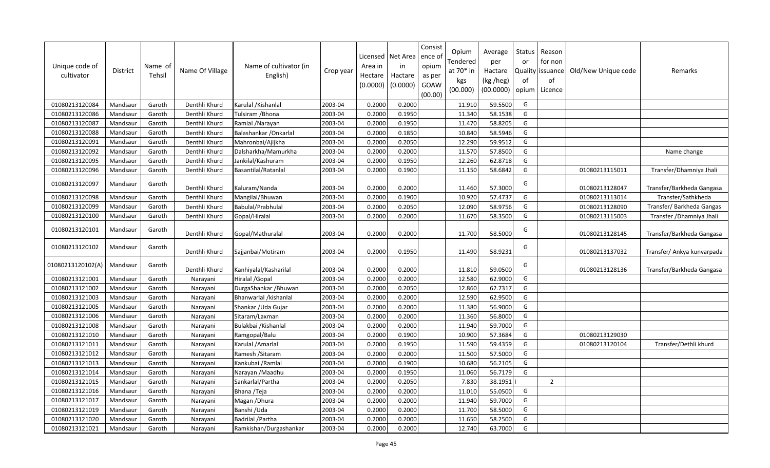| Unique code of cultivator | District | Name of Tehsil | Name Of Village | Name of cultivator (in English) | Crop year | Licensed Area in Hectare (0.0000) | Net Area in Hactare (0.0000) | Consistence of opium as per GOAW (00.00) | Opium Tendered at 70* in kgs (00.000) | Average per Hactare (kg /heg) (00.0000) | Status or Quality of opium | Reason for non issuance of Licence | Old/New Unique code | Remarks |
|---|---|---|---|---|---|---|---|---|---|---|---|---|---|---|
| 01080213120084 | Mandsaur | Garoth | Denthli Khurd | Karulal /Kishanlal | 2003-04 | 0.2000 | 0.2000 | | 11.910 | 59.5500 | G | | | |
| 01080213120086 | Mandsaur | Garoth | Denthli Khurd | Tulsiram /Bhona | 2003-04 | 0.2000 | 0.1950 | | 11.340 | 58.1538 | G | | | |
| 01080213120087 | Mandsaur | Garoth | Denthli Khurd | Ramlal /Narayan | 2003-04 | 0.2000 | 0.1950 | | 11.470 | 58.8205 | G | | | |
| 01080213120088 | Mandsaur | Garoth | Denthli Khurd | Balashankar /Onkarlal | 2003-04 | 0.2000 | 0.1850 | | 10.840 | 58.5946 | G | | | |
| 01080213120091 | Mandsaur | Garoth | Denthli Khurd | Mahronbai/Ajijkha | 2003-04 | 0.2000 | 0.2050 | | 12.290 | 59.9512 | G | | | |
| 01080213120092 | Mandsaur | Garoth | Denthli Khurd | Dalsharkha/Mamurkha | 2003-04 | 0.2000 | 0.2000 | | 11.570 | 57.8500 | G | | | Name change |
| 01080213120095 | Mandsaur | Garoth | Denthli Khurd | Jankilal/Kashuram | 2003-04 | 0.2000 | 0.1950 | | 12.260 | 62.8718 | G | | | |
| 01080213120096 | Mandsaur | Garoth | Denthli Khurd | Basantilal/Ratanlal | 2003-04 | 0.2000 | 0.1900 | | 11.150 | 58.6842 | G | | 01080213115011 | Transfer/Dhamniya Jhali |
| 01080213120097 | Mandsaur | Garoth | Denthli Khurd | Kaluram/Nanda | 2003-04 | 0.2000 | 0.2000 | | 11.460 | 57.3000 | G | | 01080213128047 | Transfer/Barkheda Gangasa |
| 01080213120098 | Mandsaur | Garoth | Denthli Khurd | Mangilal/Bhuwan | 2003-04 | 0.2000 | 0.1900 | | 10.920 | 57.4737 | G | | 01080213113014 | Transfer/Sathkheda |
| 01080213120099 | Mandsaur | Garoth | Denthli Khurd | Babulal/Prabhulal | 2003-04 | 0.2000 | 0.2050 | | 12.090 | 58.9756 | G | | 01080213128090 | Transfer/ Barkheda Gangas |
| 01080213120100 | Mandsaur | Garoth | Denthli Khurd | Gopal/Hiralal | 2003-04 | 0.2000 | 0.2000 | | 11.670 | 58.3500 | G | | 01080213115003 | Transfer /Dhamniya Jhali |
| 01080213120101 | Mandsaur | Garoth | Denthli Khurd | Gopal/Mathuralal | 2003-04 | 0.2000 | 0.2000 | | 11.700 | 58.5000 | G | | 01080213128145 | Transfer/Barkheda Gangasa |
| 01080213120102 | Mandsaur | Garoth | Denthli Khurd | Sajjanbai/Motiram | 2003-04 | 0.2000 | 0.1950 | | 11.490 | 58.9231 | G | | 01080213137032 | Transfer/ Ankya kunvarpada |
| 01080213120102(A) | Mandsaur | Garoth | Denthli Khurd | Kanhiyalal/Kasharilal | 2003-04 | 0.2000 | 0.2000 | | 11.810 | 59.0500 | G | | 01080213128136 | Transfer/Barkheda Gangasa |
| 01080213121001 | Mandsaur | Garoth | Narayani | Hiralal /Gopal | 2003-04 | 0.2000 | 0.2000 | | 12.580 | 62.9000 | G | | | |
| 01080213121002 | Mandsaur | Garoth | Narayani | DurgaShankar /Bhuwan | 2003-04 | 0.2000 | 0.2050 | | 12.860 | 62.7317 | G | | | |
| 01080213121003 | Mandsaur | Garoth | Narayani | Bhanwarlal /kishanlal | 2003-04 | 0.2000 | 0.2000 | | 12.590 | 62.9500 | G | | | |
| 01080213121005 | Mandsaur | Garoth | Narayani | Shankar /Uda Gujar | 2003-04 | 0.2000 | 0.2000 | | 11.380 | 56.9000 | G | | | |
| 01080213121006 | Mandsaur | Garoth | Narayani | Sitaram/Laxman | 2003-04 | 0.2000 | 0.2000 | | 11.360 | 56.8000 | G | | | |
| 01080213121008 | Mandsaur | Garoth | Narayani | Bulakbai /Kishanlal | 2003-04 | 0.2000 | 0.2000 | | 11.940 | 59.7000 | G | | | |
| 01080213121010 | Mandsaur | Garoth | Narayani | Ramgopal/Balu | 2003-04 | 0.2000 | 0.1900 | | 10.900 | 57.3684 | G | | 01080213129030 | |
| 01080213121011 | Mandsaur | Garoth | Narayani | Karulal /Amarlal | 2003-04 | 0.2000 | 0.1950 | | 11.590 | 59.4359 | G | | 01080213120104 | Transfer/Dethli khurd |
| 01080213121012 | Mandsaur | Garoth | Narayani | Ramesh /Sitaram | 2003-04 | 0.2000 | 0.2000 | | 11.500 | 57.5000 | G | | | |
| 01080213121013 | Mandsaur | Garoth | Narayani | Kankubai /Ramlal | 2003-04 | 0.2000 | 0.1900 | | 10.680 | 56.2105 | G | | | |
| 01080213121014 | Mandsaur | Garoth | Narayani | Narayan /Maadhu | 2003-04 | 0.2000 | 0.1950 | | 11.060 | 56.7179 | G | | | |
| 01080213121015 | Mandsaur | Garoth | Narayani | Sankarlal/Partha | 2003-04 | 0.2000 | 0.2050 | | 7.830 | 38.1951 | I | 2 | | |
| 01080213121016 | Mandsaur | Garoth | Narayani | Bhana /Teja | 2003-04 | 0.2000 | 0.2000 | | 11.010 | 55.0500 | G | | | |
| 01080213121017 | Mandsaur | Garoth | Narayani | Magan /Dhura | 2003-04 | 0.2000 | 0.2000 | | 11.940 | 59.7000 | G | | | |
| 01080213121019 | Mandsaur | Garoth | Narayani | Banshi /Uda | 2003-04 | 0.2000 | 0.2000 | | 11.700 | 58.5000 | G | | | |
| 01080213121020 | Mandsaur | Garoth | Narayani | Badrilal /Partha | 2003-04 | 0.2000 | 0.2000 | | 11.650 | 58.2500 | G | | | |
| 01080213121021 | Mandsaur | Garoth | Narayani | Ramkishan/Durgashankar | 2003-04 | 0.2000 | 0.2000 | | 12.740 | 63.7000 | G | | | |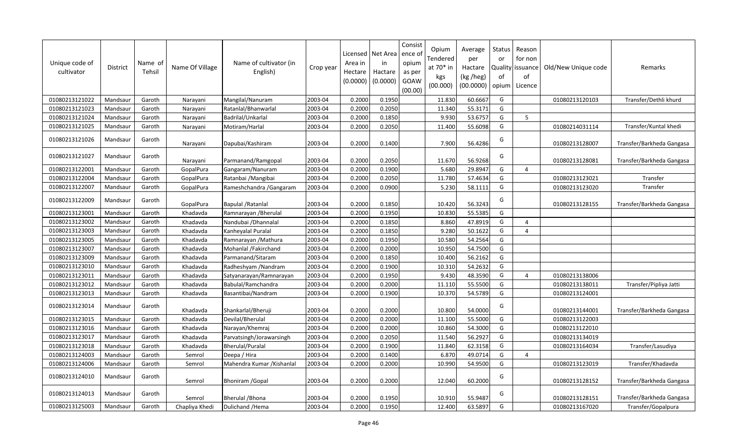| Unique code of cultivator | District | Name of Tehsil | Name Of Village | Name of cultivator (in English) | Crop year | Licensed Area in Hectare (0.0000) | Net Area in Hactare (0.0000) | Consistence of opium as per GOAW (00.00) | Opium Tendered at 70* in kgs (00.000) | Average per Hactare (kg /heg) (00.0000) | Status or Quality of opium | Reason for non issuance of Licence | Old/New Unique code | Remarks |
|---|---|---|---|---|---|---|---|---|---|---|---|---|---|---|
| 01080213121022 | Mandsaur | Garoth | Narayani | Mangilal/Nanuram | 2003-04 | 0.2000 | 0.1950 | | 11.830 | 60.6667 | G | | 01080213120103 | Transfer/Dethli khurd |
| 01080213121023 | Mandsaur | Garoth | Narayani | Ratanlal/Bhanwarlal | 2003-04 | 0.2000 | 0.2050 | | 11.340 | 55.3171 | G | | | |
| 01080213121024 | Mandsaur | Garoth | Narayani | Badrilal/Unkarlal | 2003-04 | 0.2000 | 0.1850 | | 9.930 | 53.6757 | G | 5 | | |
| 01080213121025 | Mandsaur | Garoth | Narayani | Motiram/Harlal | 2003-04 | 0.2000 | 0.2050 | | 11.400 | 55.6098 | G | | 01080214031114 | Transfer/Kuntal khedi |
| 01080213121026 | Mandsaur | Garoth | Narayani | Dapubai/Kashiram | 2003-04 | 0.2000 | 0.1400 | | 7.900 | 56.4286 | G | | 01080213128007 | Transfer/Barkheda Gangasa |
| 01080213121027 | Mandsaur | Garoth | Narayani | Parmanand/Ramgopal | 2003-04 | 0.2000 | 0.2050 | | 11.670 | 56.9268 | G | | 01080213128081 | Transfer/Barkheda Gangasa |
| 01080213122001 | Mandsaur | Garoth | GopalPura | Gangaram/Nanuram | 2003-04 | 0.2000 | 0.1900 | | 5.680 | 29.8947 | G | 4 | | |
| 01080213122004 | Mandsaur | Garoth | GopalPura | Ratanbai /Mangibai | 2003-04 | 0.2000 | 0.2050 | | 11.780 | 57.4634 | G | | 01080213123021 | Transfer |
| 01080213122007 | Mandsaur | Garoth | GopalPura | Rameshchandra /Gangaram | 2003-04 | 0.2000 | 0.0900 | | 5.230 | 58.1111 | G | | 01080213123020 | Transfer |
| 01080213122009 | Mandsaur | Garoth | GopalPura | Bapulal /Ratanlal | 2003-04 | 0.2000 | 0.1850 | | 10.420 | 56.3243 | G | | 01080213128155 | Transfer/Barkheda Gangasa |
| 01080213123001 | Mandsaur | Garoth | Khadavda | Ramnarayan /Bherulal | 2003-04 | 0.2000 | 0.1950 | | 10.830 | 55.5385 | G | | | |
| 01080213123002 | Mandsaur | Garoth | Khadavda | Nandubai /Dhannalal | 2003-04 | 0.2000 | 0.1850 | | 8.860 | 47.8919 | G | 4 | | |
| 01080213123003 | Mandsaur | Garoth | Khadavda | Kanheyalal Puralal | 2003-04 | 0.2000 | 0.1850 | | 9.280 | 50.1622 | G | 4 | | |
| 01080213123005 | Mandsaur | Garoth | Khadavda | Ramnarayan /Mathura | 2003-04 | 0.2000 | 0.1950 | | 10.580 | 54.2564 | G | | | |
| 01080213123007 | Mandsaur | Garoth | Khadavda | Mohanlal /Fakirchand | 2003-04 | 0.2000 | 0.2000 | | 10.950 | 54.7500 | G | | | |
| 01080213123009 | Mandsaur | Garoth | Khadavda | Parmanand/Sitaram | 2003-04 | 0.2000 | 0.1850 | | 10.400 | 56.2162 | G | | | |
| 01080213123010 | Mandsaur | Garoth | Khadavda | Radheshyam /Nandram | 2003-04 | 0.2000 | 0.1900 | | 10.310 | 54.2632 | G | | | |
| 01080213123011 | Mandsaur | Garoth | Khadavda | Satyanarayan/Ramnarayan | 2003-04 | 0.2000 | 0.1950 | | 9.430 | 48.3590 | G | 4 | 01080213138006 | |
| 01080213123012 | Mandsaur | Garoth | Khadavda | Babulal/Ramchandra | 2003-04 | 0.2000 | 0.2000 | | 11.110 | 55.5500 | G | | 01080213138011 | Transfer/Pipliya Jatti |
| 01080213123013 | Mandsaur | Garoth | Khadavda | Basantibai/Nandram | 2003-04 | 0.2000 | 0.1900 | | 10.370 | 54.5789 | G | | 01080213124001 | |
| 01080213123014 | Mandsaur | Garoth | Khadavda | Shankarlal/Bheruji | 2003-04 | 0.2000 | 0.2000 | | 10.800 | 54.0000 | G | | 01080213144001 | Transfer/Barkheda Gangasa |
| 01080213123015 | Mandsaur | Garoth | Khadavda | Devilal/Bherulal | 2003-04 | 0.2000 | 0.2000 | | 11.100 | 55.5000 | G | | 01080213122003 | |
| 01080213123016 | Mandsaur | Garoth | Khadavda | Narayan/Khemraj | 2003-04 | 0.2000 | 0.2000 | | 10.860 | 54.3000 | G | | 01080213122010 | |
| 01080213123017 | Mandsaur | Garoth | Khadavda | Parvatsingh/Jorawarsingh | 2003-04 | 0.2000 | 0.2050 | | 11.540 | 56.2927 | G | | 01080213134019 | |
| 01080213123018 | Mandsaur | Garoth | Khadavda | Bherulal/Puralal | 2003-04 | 0.2000 | 0.1900 | | 11.840 | 62.3158 | G | | 01080213164034 | Transfer/Lasudiya |
| 01080213124003 | Mandsaur | Garoth | Semrol | Deepa / Hira | 2003-04 | 0.2000 | 0.1400 | | 6.870 | 49.0714 | G | 4 | | |
| 01080213124006 | Mandsaur | Garoth | Semrol | Mahendra Kumar /Kishanlal | 2003-04 | 0.2000 | 0.2000 | | 10.990 | 54.9500 | G | | 01080213123019 | Transfer/Khadavda |
| 01080213124010 | Mandsaur | Garoth | Semrol | Bhoniram /Gopal | 2003-04 | 0.2000 | 0.2000 | | 12.040 | 60.2000 | G | | 01080213128152 | Transfer/Barkheda Gangasa |
| 01080213124013 | Mandsaur | Garoth | Semrol | Bherulal /Bhona | 2003-04 | 0.2000 | 0.1950 | | 10.910 | 55.9487 | G | | 01080213128151 | Transfer/Barkheda Gangasa |
| 01080213125003 | Mandsaur | Garoth | Chapliya Khedi | Dulichand /Hema | 2003-04 | 0.2000 | 0.1950 | | 12.400 | 63.5897 | G | | 01080213167020 | Transfer/Gopalpura |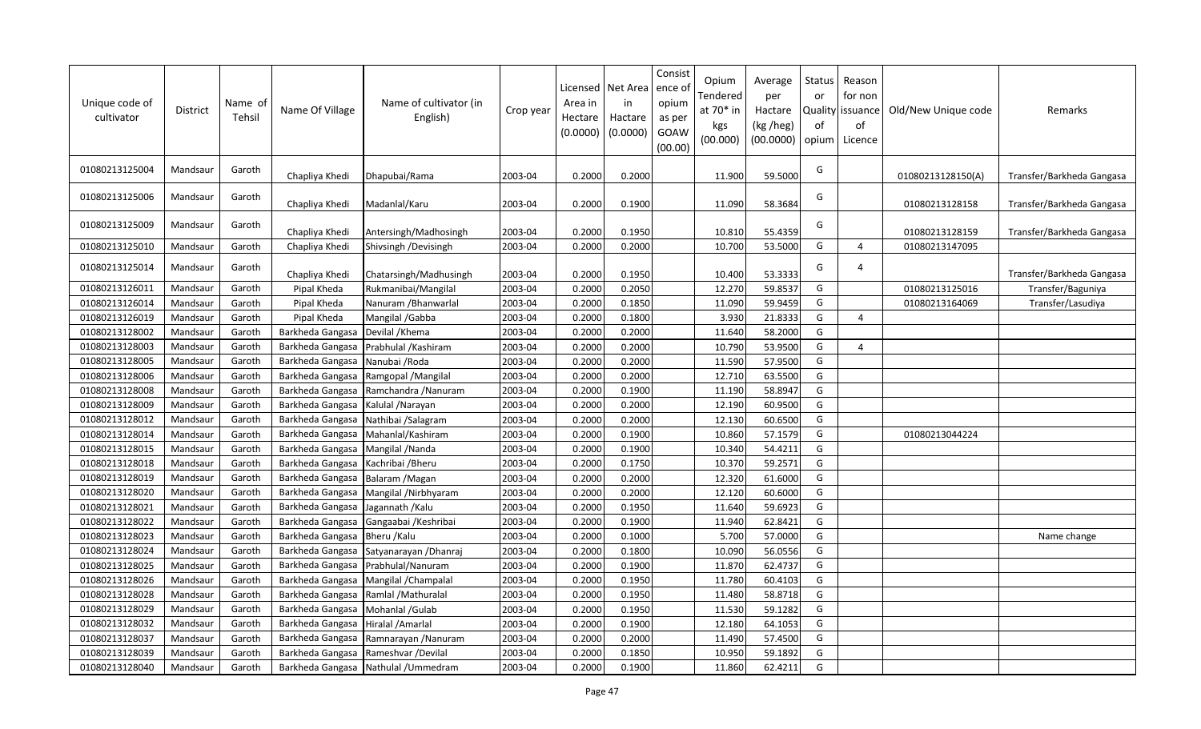| Unique code of cultivator | District | Name of Tehsil | Name Of Village | Name of cultivator (in English) | Crop year | Licensed Area in Hectare (0.0000) | Net Area in Hactare (0.0000) | Consist ence of opium as per GOAW (00.00) | Opium Tendered at 70* in kgs (00.000) | Average per Hactare (kg /heg) (00.0000) | Status or Quality of opium | Reason for non issuance of Licence | Old/New Unique code | Remarks |
|---|---|---|---|---|---|---|---|---|---|---|---|---|---|---|
| 01080213125004 | Mandsaur | Garoth | Chapliya Khedi | Dhapubai/Rama | 2003-04 | 0.2000 | 0.2000 | | 11.900 | 59.5000 | G | | 01080213128150(A) | Transfer/Barkheda Gangasa |
| 01080213125006 | Mandsaur | Garoth | Chapliya Khedi | Madanlal/Karu | 2003-04 | 0.2000 | 0.1900 | | 11.090 | 58.3684 | G | | 01080213128158 | Transfer/Barkheda Gangasa |
| 01080213125009 | Mandsaur | Garoth | Chapliya Khedi | Antersingh/Madhosingh | 2003-04 | 0.2000 | 0.1950 | | 10.810 | 55.4359 | G | | 01080213128159 | Transfer/Barkheda Gangasa |
| 01080213125010 | Mandsaur | Garoth | Chapliya Khedi | Shivsingh /Devisingh | 2003-04 | 0.2000 | 0.2000 | | 10.700 | 53.5000 | G | 4 | 01080213147095 | |
| 01080213125014 | Mandsaur | Garoth | Chapliya Khedi | Chatarsingh/Madhusingh | 2003-04 | 0.2000 | 0.1950 | | 10.400 | 53.3333 | G | 4 | | Transfer/Barkheda Gangasa |
| 01080213126011 | Mandsaur | Garoth | Pipal Kheda | Rukmanibai/Mangilal | 2003-04 | 0.2000 | 0.2050 | | 12.270 | 59.8537 | G | | 01080213125016 | Transfer/Baguniya |
| 01080213126014 | Mandsaur | Garoth | Pipal Kheda | Nanuram /Bhanwarlal | 2003-04 | 0.2000 | 0.1850 | | 11.090 | 59.9459 | G | | 01080213164069 | Transfer/Lasudiya |
| 01080213126019 | Mandsaur | Garoth | Pipal Kheda | Mangilal /Gabba | 2003-04 | 0.2000 | 0.1800 | | 3.930 | 21.8333 | G | 4 | | |
| 01080213128002 | Mandsaur | Garoth | Barkheda Gangasa | Devilal /Khema | 2003-04 | 0.2000 | 0.2000 | | 11.640 | 58.2000 | G | | | |
| 01080213128003 | Mandsaur | Garoth | Barkheda Gangasa | Prabhulal /Kashiram | 2003-04 | 0.2000 | 0.2000 | | 10.790 | 53.9500 | G | 4 | | |
| 01080213128005 | Mandsaur | Garoth | Barkheda Gangasa | Nanubai /Roda | 2003-04 | 0.2000 | 0.2000 | | 11.590 | 57.9500 | G | | | |
| 01080213128006 | Mandsaur | Garoth | Barkheda Gangasa | Ramgopal /Mangilal | 2003-04 | 0.2000 | 0.2000 | | 12.710 | 63.5500 | G | | | |
| 01080213128008 | Mandsaur | Garoth | Barkheda Gangasa | Ramchandra /Nanuram | 2003-04 | 0.2000 | 0.1900 | | 11.190 | 58.8947 | G | | | |
| 01080213128009 | Mandsaur | Garoth | Barkheda Gangasa | Kalulal /Narayan | 2003-04 | 0.2000 | 0.2000 | | 12.190 | 60.9500 | G | | | |
| 01080213128012 | Mandsaur | Garoth | Barkheda Gangasa | Nathibai /Salagram | 2003-04 | 0.2000 | 0.2000 | | 12.130 | 60.6500 | G | | | |
| 01080213128014 | Mandsaur | Garoth | Barkheda Gangasa | Mahanlal/Kashiram | 2003-04 | 0.2000 | 0.1900 | | 10.860 | 57.1579 | G | | 01080213044224 | |
| 01080213128015 | Mandsaur | Garoth | Barkheda Gangasa | Mangilal /Nanda | 2003-04 | 0.2000 | 0.1900 | | 10.340 | 54.4211 | G | | | |
| 01080213128018 | Mandsaur | Garoth | Barkheda Gangasa | Kachribai /Bheru | 2003-04 | 0.2000 | 0.1750 | | 10.370 | 59.2571 | G | | | |
| 01080213128019 | Mandsaur | Garoth | Barkheda Gangasa | Balaram /Magan | 2003-04 | 0.2000 | 0.2000 | | 12.320 | 61.6000 | G | | | |
| 01080213128020 | Mandsaur | Garoth | Barkheda Gangasa | Mangilal /Nirbhyaram | 2003-04 | 0.2000 | 0.2000 | | 12.120 | 60.6000 | G | | | |
| 01080213128021 | Mandsaur | Garoth | Barkheda Gangasa | Jagannath /Kalu | 2003-04 | 0.2000 | 0.1950 | | 11.640 | 59.6923 | G | | | |
| 01080213128022 | Mandsaur | Garoth | Barkheda Gangasa | Gangaabai /Keshribai | 2003-04 | 0.2000 | 0.1900 | | 11.940 | 62.8421 | G | | | |
| 01080213128023 | Mandsaur | Garoth | Barkheda Gangasa | Bheru /Kalu | 2003-04 | 0.2000 | 0.1000 | | 5.700 | 57.0000 | G | | | Name change |
| 01080213128024 | Mandsaur | Garoth | Barkheda Gangasa | Satyanarayan /Dhanraj | 2003-04 | 0.2000 | 0.1800 | | 10.090 | 56.0556 | G | | | |
| 01080213128025 | Mandsaur | Garoth | Barkheda Gangasa | Prabhulal/Nanuram | 2003-04 | 0.2000 | 0.1900 | | 11.870 | 62.4737 | G | | | |
| 01080213128026 | Mandsaur | Garoth | Barkheda Gangasa | Mangilal /Champalal | 2003-04 | 0.2000 | 0.1950 | | 11.780 | 60.4103 | G | | | |
| 01080213128028 | Mandsaur | Garoth | Barkheda Gangasa | Ramlal /Mathuralal | 2003-04 | 0.2000 | 0.1950 | | 11.480 | 58.8718 | G | | | |
| 01080213128029 | Mandsaur | Garoth | Barkheda Gangasa | Mohanlal /Gulab | 2003-04 | 0.2000 | 0.1950 | | 11.530 | 59.1282 | G | | | |
| 01080213128032 | Mandsaur | Garoth | Barkheda Gangasa | Hiralal /Amarlal | 2003-04 | 0.2000 | 0.1900 | | 12.180 | 64.1053 | G | | | |
| 01080213128037 | Mandsaur | Garoth | Barkheda Gangasa | Ramnarayan /Nanuram | 2003-04 | 0.2000 | 0.2000 | | 11.490 | 57.4500 | G | | | |
| 01080213128039 | Mandsaur | Garoth | Barkheda Gangasa | Rameshvar /Devilal | 2003-04 | 0.2000 | 0.1850 | | 10.950 | 59.1892 | G | | | |
| 01080213128040 | Mandsaur | Garoth | Barkheda Gangasa | Nathulal /Ummedram | 2003-04 | 0.2000 | 0.1900 | | 11.860 | 62.4211 | G | | | |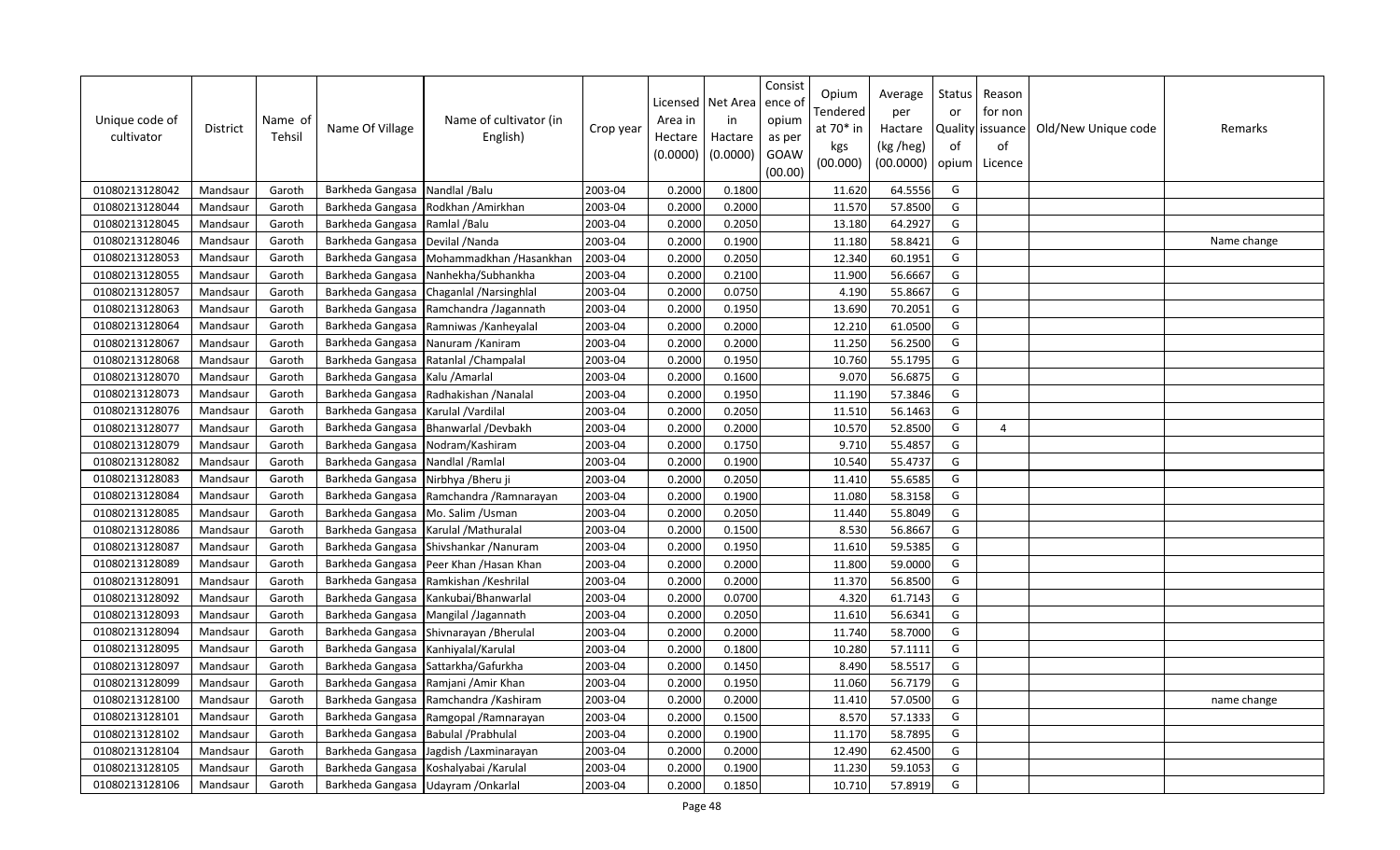| Unique code of cultivator | District | Name of Tehsil | Name Of Village | Name of cultivator (in English) | Crop year | Licensed Area in Hectare (0.0000) | Net Area in Hactare (0.0000) | Consistence of opium as per GOAW (00.00) | Opium Tendered at 70* in kgs (00.000) | Average per Hactare (kg /heg) (00.0000) | Status or Quality of opium | Reason for non issuance of Licence | Old/New Unique code | Remarks |
|---|---|---|---|---|---|---|---|---|---|---|---|---|---|---|
| 01080213128042 | Mandsaur | Garoth | Barkheda Gangasa | Nandlal /Balu | 2003-04 | 0.2000 | 0.1800 | | 11.620 | 64.5556 | G | | | |
| 01080213128044 | Mandsaur | Garoth | Barkheda Gangasa | Rodkhan /Amirkhan | 2003-04 | 0.2000 | 0.2000 | | 11.570 | 57.8500 | G | | | |
| 01080213128045 | Mandsaur | Garoth | Barkheda Gangasa | Ramlal /Balu | 2003-04 | 0.2000 | 0.2050 | | 13.180 | 64.2927 | G | | | |
| 01080213128046 | Mandsaur | Garoth | Barkheda Gangasa | Devilal /Nanda | 2003-04 | 0.2000 | 0.1900 | | 11.180 | 58.8421 | G | | | Name change |
| 01080213128053 | Mandsaur | Garoth | Barkheda Gangasa | Mohammadkhan /Hasankhan | 2003-04 | 0.2000 | 0.2050 | | 12.340 | 60.1951 | G | | | |
| 01080213128055 | Mandsaur | Garoth | Barkheda Gangasa | Nanhekha/Subhankha | 2003-04 | 0.2000 | 0.2100 | | 11.900 | 56.6667 | G | | | |
| 01080213128057 | Mandsaur | Garoth | Barkheda Gangasa | Chaganlal /Narsinghlal | 2003-04 | 0.2000 | 0.0750 | | 4.190 | 55.8667 | G | | | |
| 01080213128063 | Mandsaur | Garoth | Barkheda Gangasa | Ramchandra /Jagannath | 2003-04 | 0.2000 | 0.1950 | | 13.690 | 70.2051 | G | | | |
| 01080213128064 | Mandsaur | Garoth | Barkheda Gangasa | Ramniwas /Kanheyalal | 2003-04 | 0.2000 | 0.2000 | | 12.210 | 61.0500 | G | | | |
| 01080213128067 | Mandsaur | Garoth | Barkheda Gangasa | Nanuram /Kaniram | 2003-04 | 0.2000 | 0.2000 | | 11.250 | 56.2500 | G | | | |
| 01080213128068 | Mandsaur | Garoth | Barkheda Gangasa | Ratanlal /Champalal | 2003-04 | 0.2000 | 0.1950 | | 10.760 | 55.1795 | G | | | |
| 01080213128070 | Mandsaur | Garoth | Barkheda Gangasa | Kalu /Amarlal | 2003-04 | 0.2000 | 0.1600 | | 9.070 | 56.6875 | G | | | |
| 01080213128073 | Mandsaur | Garoth | Barkheda Gangasa | Radhakishan /Nanalal | 2003-04 | 0.2000 | 0.1950 | | 11.190 | 57.3846 | G | | | |
| 01080213128076 | Mandsaur | Garoth | Barkheda Gangasa | Karulal /Vardilal | 2003-04 | 0.2000 | 0.2050 | | 11.510 | 56.1463 | G | | | |
| 01080213128077 | Mandsaur | Garoth | Barkheda Gangasa | Bhanwarlal /Devbakh | 2003-04 | 0.2000 | 0.2000 | | 10.570 | 52.8500 | G | 4 | | |
| 01080213128079 | Mandsaur | Garoth | Barkheda Gangasa | Nodram/Kashiram | 2003-04 | 0.2000 | 0.1750 | | 9.710 | 55.4857 | G | | | |
| 01080213128082 | Mandsaur | Garoth | Barkheda Gangasa | Nandlal /Ramlal | 2003-04 | 0.2000 | 0.1900 | | 10.540 | 55.4737 | G | | | |
| 01080213128083 | Mandsaur | Garoth | Barkheda Gangasa | Nirbhya /Bheru ji | 2003-04 | 0.2000 | 0.2050 | | 11.410 | 55.6585 | G | | | |
| 01080213128084 | Mandsaur | Garoth | Barkheda Gangasa | Ramchandra /Ramnarayan | 2003-04 | 0.2000 | 0.1900 | | 11.080 | 58.3158 | G | | | |
| 01080213128085 | Mandsaur | Garoth | Barkheda Gangasa | Mo. Salim /Usman | 2003-04 | 0.2000 | 0.2050 | | 11.440 | 55.8049 | G | | | |
| 01080213128086 | Mandsaur | Garoth | Barkheda Gangasa | Karulal /Mathuralal | 2003-04 | 0.2000 | 0.1500 | | 8.530 | 56.8667 | G | | | |
| 01080213128087 | Mandsaur | Garoth | Barkheda Gangasa | Shivshankar /Nanuram | 2003-04 | 0.2000 | 0.1950 | | 11.610 | 59.5385 | G | | | |
| 01080213128089 | Mandsaur | Garoth | Barkheda Gangasa | Peer Khan /Hasan Khan | 2003-04 | 0.2000 | 0.2000 | | 11.800 | 59.0000 | G | | | |
| 01080213128091 | Mandsaur | Garoth | Barkheda Gangasa | Ramkishan /Keshrilal | 2003-04 | 0.2000 | 0.2000 | | 11.370 | 56.8500 | G | | | |
| 01080213128092 | Mandsaur | Garoth | Barkheda Gangasa | Kankubai/Bhanwarlal | 2003-04 | 0.2000 | 0.0700 | | 4.320 | 61.7143 | G | | | |
| 01080213128093 | Mandsaur | Garoth | Barkheda Gangasa | Mangilal /Jagannath | 2003-04 | 0.2000 | 0.2050 | | 11.610 | 56.6341 | G | | | |
| 01080213128094 | Mandsaur | Garoth | Barkheda Gangasa | Shivnarayan /Bherulal | 2003-04 | 0.2000 | 0.2000 | | 11.740 | 58.7000 | G | | | |
| 01080213128095 | Mandsaur | Garoth | Barkheda Gangasa | Kanhiyalal/Karulal | 2003-04 | 0.2000 | 0.1800 | | 10.280 | 57.1111 | G | | | |
| 01080213128097 | Mandsaur | Garoth | Barkheda Gangasa | Sattarkha/Gafurkha | 2003-04 | 0.2000 | 0.1450 | | 8.490 | 58.5517 | G | | | |
| 01080213128099 | Mandsaur | Garoth | Barkheda Gangasa | Ramjani /Amir Khan | 2003-04 | 0.2000 | 0.1950 | | 11.060 | 56.7179 | G | | | |
| 01080213128100 | Mandsaur | Garoth | Barkheda Gangasa | Ramchandra /Kashiram | 2003-04 | 0.2000 | 0.2000 | | 11.410 | 57.0500 | G | | | name change |
| 01080213128101 | Mandsaur | Garoth | Barkheda Gangasa | Ramgopal /Ramnarayan | 2003-04 | 0.2000 | 0.1500 | | 8.570 | 57.1333 | G | | | |
| 01080213128102 | Mandsaur | Garoth | Barkheda Gangasa | Babulal /Prabhulal | 2003-04 | 0.2000 | 0.1900 | | 11.170 | 58.7895 | G | | | |
| 01080213128104 | Mandsaur | Garoth | Barkheda Gangasa | Jagdish /Laxminarayan | 2003-04 | 0.2000 | 0.2000 | | 12.490 | 62.4500 | G | | | |
| 01080213128105 | Mandsaur | Garoth | Barkheda Gangasa | Koshalyabai /Karulal | 2003-04 | 0.2000 | 0.1900 | | 11.230 | 59.1053 | G | | | |
| 01080213128106 | Mandsaur | Garoth | Barkheda Gangasa | Udayram /Onkarlal | 2003-04 | 0.2000 | 0.1850 | | 10.710 | 57.8919 | G | | | |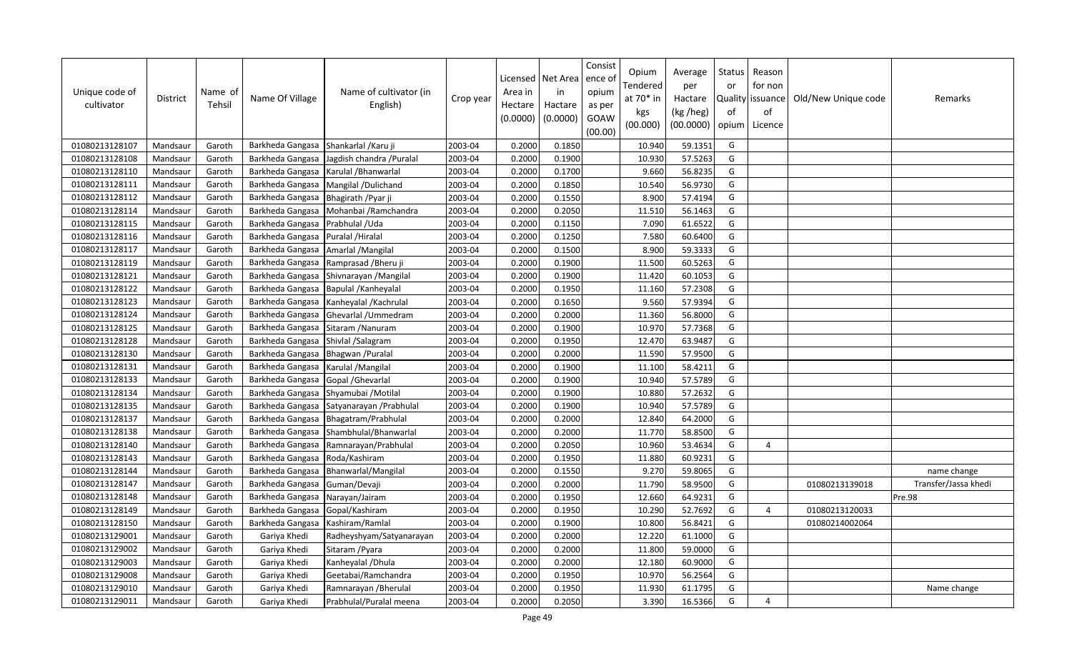| Unique code of cultivator | District | Name of Tehsil | Name Of Village | Name of cultivator (in English) | Crop year | Licensed Area in Hectare (0.0000) | Net Area in Hactare (0.0000) | Consistence of opium as per GOAW (00.00) | Opium Tendered at 70* in kgs (00.000) | Average per Hactare (kg /heg) (00.0000) | Status Quality of opium | Reason for non issuance of Licence | Old/New Unique code | Remarks |
|---|---|---|---|---|---|---|---|---|---|---|---|---|---|---|
| 01080213128107 | Mandsaur | Garoth | Barkheda Gangasa | Shankarlal /Karu ji | 2003-04 | 0.2000 | 0.1850 | | 10.940 | 59.1351 | G | | | |
| 01080213128108 | Mandsaur | Garoth | Barkheda Gangasa | Jagdish chandra /Puralal | 2003-04 | 0.2000 | 0.1900 | | 10.930 | 57.5263 | G | | | |
| 01080213128110 | Mandsaur | Garoth | Barkheda Gangasa | Karulal /Bhanwarlal | 2003-04 | 0.2000 | 0.1700 | | 9.660 | 56.8235 | G | | | |
| 01080213128111 | Mandsaur | Garoth | Barkheda Gangasa | Mangilal /Dulichand | 2003-04 | 0.2000 | 0.1850 | | 10.540 | 56.9730 | G | | | |
| 01080213128112 | Mandsaur | Garoth | Barkheda Gangasa | Bhagirath /Pyar ji | 2003-04 | 0.2000 | 0.1550 | | 8.900 | 57.4194 | G | | | |
| 01080213128114 | Mandsaur | Garoth | Barkheda Gangasa | Mohanbai /Ramchandra | 2003-04 | 0.2000 | 0.2050 | | 11.510 | 56.1463 | G | | | |
| 01080213128115 | Mandsaur | Garoth | Barkheda Gangasa | Prabhulal /Uda | 2003-04 | 0.2000 | 0.1150 | | 7.090 | 61.6522 | G | | | |
| 01080213128116 | Mandsaur | Garoth | Barkheda Gangasa | Puralal /Hiralal | 2003-04 | 0.2000 | 0.1250 | | 7.580 | 60.6400 | G | | | |
| 01080213128117 | Mandsaur | Garoth | Barkheda Gangasa | Amarlal /Mangilal | 2003-04 | 0.2000 | 0.1500 | | 8.900 | 59.3333 | G | | | |
| 01080213128119 | Mandsaur | Garoth | Barkheda Gangasa | Ramprasad /Bheru ji | 2003-04 | 0.2000 | 0.1900 | | 11.500 | 60.5263 | G | | | |
| 01080213128121 | Mandsaur | Garoth | Barkheda Gangasa | Shivnarayan /Mangilal | 2003-04 | 0.2000 | 0.1900 | | 11.420 | 60.1053 | G | | | |
| 01080213128122 | Mandsaur | Garoth | Barkheda Gangasa | Bapulal /Kanheyalal | 2003-04 | 0.2000 | 0.1950 | | 11.160 | 57.2308 | G | | | |
| 01080213128123 | Mandsaur | Garoth | Barkheda Gangasa | Kanheyalal /Kachrulal | 2003-04 | 0.2000 | 0.1650 | | 9.560 | 57.9394 | G | | | |
| 01080213128124 | Mandsaur | Garoth | Barkheda Gangasa | Ghevarlal /Ummedram | 2003-04 | 0.2000 | 0.2000 | | 11.360 | 56.8000 | G | | | |
| 01080213128125 | Mandsaur | Garoth | Barkheda Gangasa | Sitaram /Nanuram | 2003-04 | 0.2000 | 0.1900 | | 10.970 | 57.7368 | G | | | |
| 01080213128128 | Mandsaur | Garoth | Barkheda Gangasa | Shivlal /Salagram | 2003-04 | 0.2000 | 0.1950 | | 12.470 | 63.9487 | G | | | |
| 01080213128130 | Mandsaur | Garoth | Barkheda Gangasa | Bhagwan /Puralal | 2003-04 | 0.2000 | 0.2000 | | 11.590 | 57.9500 | G | | | |
| 01080213128131 | Mandsaur | Garoth | Barkheda Gangasa | Karulal /Mangilal | 2003-04 | 0.2000 | 0.1900 | | 11.100 | 58.4211 | G | | | |
| 01080213128133 | Mandsaur | Garoth | Barkheda Gangasa | Gopal /Ghevarlal | 2003-04 | 0.2000 | 0.1900 | | 10.940 | 57.5789 | G | | | |
| 01080213128134 | Mandsaur | Garoth | Barkheda Gangasa | Shyamubai /Motilal | 2003-04 | 0.2000 | 0.1900 | | 10.880 | 57.2632 | G | | | |
| 01080213128135 | Mandsaur | Garoth | Barkheda Gangasa | Satyanarayan /Prabhulal | 2003-04 | 0.2000 | 0.1900 | | 10.940 | 57.5789 | G | | | |
| 01080213128137 | Mandsaur | Garoth | Barkheda Gangasa | Bhagatram/Prabhulal | 2003-04 | 0.2000 | 0.2000 | | 12.840 | 64.2000 | G | | | |
| 01080213128138 | Mandsaur | Garoth | Barkheda Gangasa | Shambhulal/Bhanwarlal | 2003-04 | 0.2000 | 0.2000 | | 11.770 | 58.8500 | G | | | |
| 01080213128140 | Mandsaur | Garoth | Barkheda Gangasa | Ramnarayan/Prabhulal | 2003-04 | 0.2000 | 0.2050 | | 10.960 | 53.4634 | G | 4 | | |
| 01080213128143 | Mandsaur | Garoth | Barkheda Gangasa | Roda/Kashiram | 2003-04 | 0.2000 | 0.1950 | | 11.880 | 60.9231 | G | | | |
| 01080213128144 | Mandsaur | Garoth | Barkheda Gangasa | Bhanwarlal/Mangilal | 2003-04 | 0.2000 | 0.1550 | | 9.270 | 59.8065 | G | | | name change |
| 01080213128147 | Mandsaur | Garoth | Barkheda Gangasa | Guman/Devaji | 2003-04 | 0.2000 | 0.2000 | | 11.790 | 58.9500 | G | | 01080213139018 | Transfer/Jassa khedi |
| 01080213128148 | Mandsaur | Garoth | Barkheda Gangasa | Narayan/Jairam | 2003-04 | 0.2000 | 0.1950 | | 12.660 | 64.9231 | G | | | Pre.98 |
| 01080213128149 | Mandsaur | Garoth | Barkheda Gangasa | Gopal/Kashiram | 2003-04 | 0.2000 | 0.1950 | | 10.290 | 52.7692 | G | 4 | 01080213120033 | |
| 01080213128150 | Mandsaur | Garoth | Barkheda Gangasa | Kashiram/Ramlal | 2003-04 | 0.2000 | 0.1900 | | 10.800 | 56.8421 | G | | 01080214002064 | |
| 01080213129001 | Mandsaur | Garoth | Gariya Khedi | Radheyshyam/Satyanarayan | 2003-04 | 0.2000 | 0.2000 | | 12.220 | 61.1000 | G | | | |
| 01080213129002 | Mandsaur | Garoth | Gariya Khedi | Sitaram /Pyara | 2003-04 | 0.2000 | 0.2000 | | 11.800 | 59.0000 | G | | | |
| 01080213129003 | Mandsaur | Garoth | Gariya Khedi | Kanheyalal /Dhula | 2003-04 | 0.2000 | 0.2000 | | 12.180 | 60.9000 | G | | | |
| 01080213129008 | Mandsaur | Garoth | Gariya Khedi | Geetabai/Ramchandra | 2003-04 | 0.2000 | 0.1950 | | 10.970 | 56.2564 | G | | | |
| 01080213129010 | Mandsaur | Garoth | Gariya Khedi | Ramnarayan /Bherulal | 2003-04 | 0.2000 | 0.1950 | | 11.930 | 61.1795 | G | | | Name change |
| 01080213129011 | Mandsaur | Garoth | Gariya Khedi | Prabhulal/Puralal meena | 2003-04 | 0.2000 | 0.2050 | | 3.390 | 16.5366 | G | 4 | | |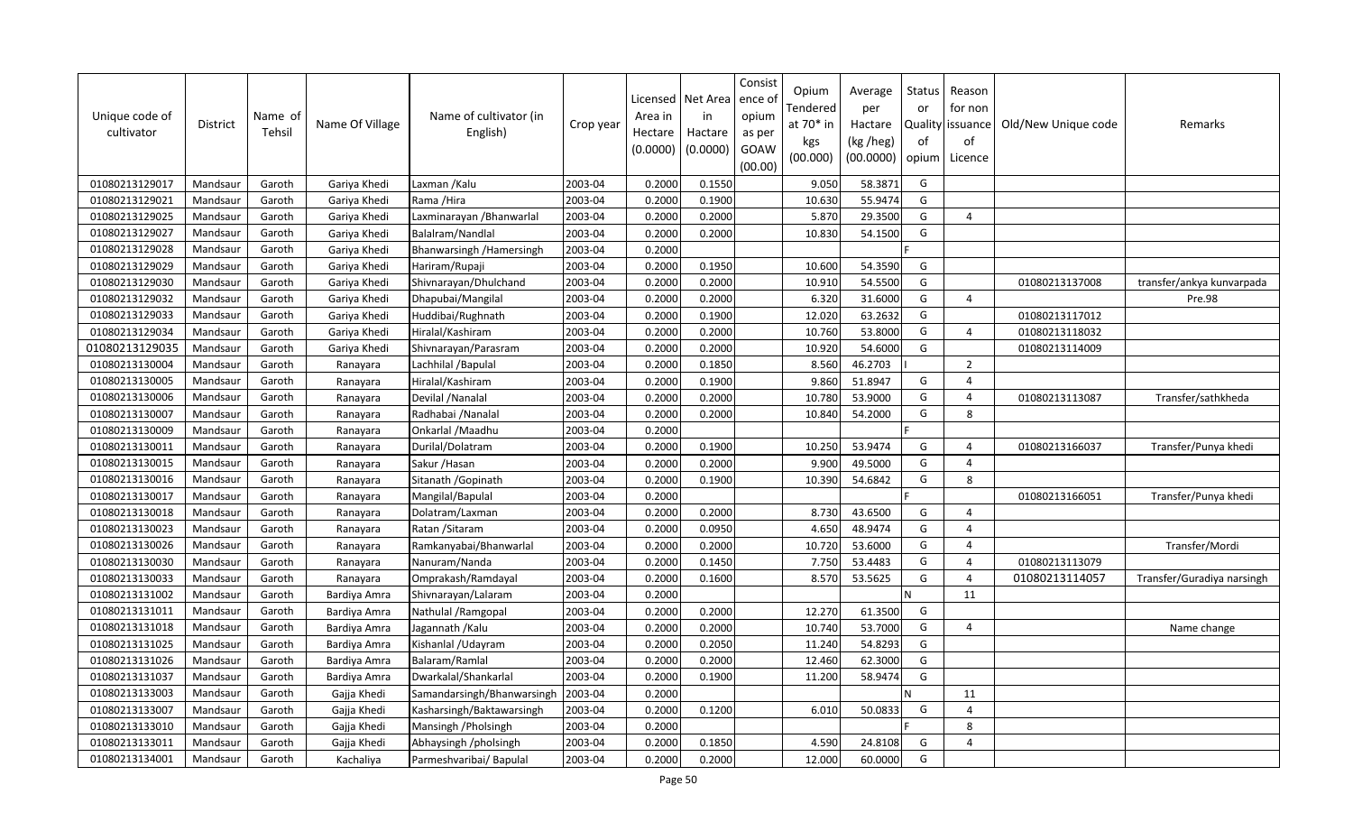| Unique code of cultivator | District | Name of Tehsil | Name Of Village | Name of cultivator (in English) | Crop year | Licensed Area in Hectare (0.0000) | Net Area in Hactare (0.0000) | Consistence of opium as per GOAW (00.00) | Opium Tendered at 70* in kgs (00.000) | Average per Hactare (kg /heg) (00.0000) | Status or Quality of opium | Reason for non issuance of Licence | Old/New Unique code | Remarks |
|---|---|---|---|---|---|---|---|---|---|---|---|---|---|---|
| 01080213129017 | Mandsaur | Garoth | Gariya Khedi | Laxman /Kalu | 2003-04 | 0.2000 | 0.1550 | | 9.050 | 58.3871 | G | | | |
| 01080213129021 | Mandsaur | Garoth | Gariya Khedi | Rama /Hira | 2003-04 | 0.2000 | 0.1900 | | 10.630 | 55.9474 | G | | | |
| 01080213129025 | Mandsaur | Garoth | Gariya Khedi | Laxminarayan /Bhanwarlal | 2003-04 | 0.2000 | 0.2000 | | 5.870 | 29.3500 | G | 4 | | |
| 01080213129027 | Mandsaur | Garoth | Gariya Khedi | Balalram/Nandlal | 2003-04 | 0.2000 | 0.2000 | | 10.830 | 54.1500 | G | | | |
| 01080213129028 | Mandsaur | Garoth | Gariya Khedi | Bhanwarsingh /Hamersingh | 2003-04 | 0.2000 | | | | | F | | | |
| 01080213129029 | Mandsaur | Garoth | Gariya Khedi | Hariram/Rupaji | 2003-04 | 0.2000 | 0.1950 | | 10.600 | 54.3590 | G | | | |
| 01080213129030 | Mandsaur | Garoth | Gariya Khedi | Shivnarayan/Dhulchand | 2003-04 | 0.2000 | 0.2000 | | 10.910 | 54.5500 | G | | 01080213137008 | transfer/ankya kunvarpada |
| 01080213129032 | Mandsaur | Garoth | Gariya Khedi | Dhapubai/Mangilal | 2003-04 | 0.2000 | 0.2000 | | 6.320 | 31.6000 | G | 4 | | Pre.98 |
| 01080213129033 | Mandsaur | Garoth | Gariya Khedi | Huddibai/Rughnath | 2003-04 | 0.2000 | 0.1900 | | 12.020 | 63.2632 | G | | 01080213117012 | |
| 01080213129034 | Mandsaur | Garoth | Gariya Khedi | Hiralal/Kashiram | 2003-04 | 0.2000 | 0.2000 | | 10.760 | 53.8000 | G | 4 | 01080213118032 | |
| 01080213129035 | Mandsaur | Garoth | Gariya Khedi | Shivnarayan/Parasram | 2003-04 | 0.2000 | 0.2000 | | 10.920 | 54.6000 | G | | 01080213114009 | |
| 01080213130004 | Mandsaur | Garoth | Ranayara | Lachhilal /Bapulal | 2003-04 | 0.2000 | 0.1850 | | 8.560 | 46.2703 | I | 2 | | |
| 01080213130005 | Mandsaur | Garoth | Ranayara | Hiralal/Kashiram | 2003-04 | 0.2000 | 0.1900 | | 9.860 | 51.8947 | G | 4 | | |
| 01080213130006 | Mandsaur | Garoth | Ranayara | Devilal /Nanalal | 2003-04 | 0.2000 | 0.2000 | | 10.780 | 53.9000 | G | 4 | 01080213113087 | Transfer/sathkheda |
| 01080213130007 | Mandsaur | Garoth | Ranayara | Radhabai /Nanalal | 2003-04 | 0.2000 | 0.2000 | | 10.840 | 54.2000 | G | 8 | | |
| 01080213130009 | Mandsaur | Garoth | Ranayara | Onkarlal /Maadhu | 2003-04 | 0.2000 | | | | | F | | | |
| 01080213130011 | Mandsaur | Garoth | Ranayara | Durilal/Dolatram | 2003-04 | 0.2000 | 0.1900 | | 10.250 | 53.9474 | G | 4 | 01080213166037 | Transfer/Punya khedi |
| 01080213130015 | Mandsaur | Garoth | Ranayara | Sakur /Hasan | 2003-04 | 0.2000 | 0.2000 | | 9.900 | 49.5000 | G | 4 | | |
| 01080213130016 | Mandsaur | Garoth | Ranayara | Sitanath /Gopinath | 2003-04 | 0.2000 | 0.1900 | | 10.390 | 54.6842 | G | 8 | | |
| 01080213130017 | Mandsaur | Garoth | Ranayara | Mangilal/Bapulal | 2003-04 | 0.2000 | | | | | F | | 01080213166051 | Transfer/Punya khedi |
| 01080213130018 | Mandsaur | Garoth | Ranayara | Dolatram/Laxman | 2003-04 | 0.2000 | 0.2000 | | 8.730 | 43.6500 | G | 4 | | |
| 01080213130023 | Mandsaur | Garoth | Ranayara | Ratan /Sitaram | 2003-04 | 0.2000 | 0.0950 | | 4.650 | 48.9474 | G | 4 | | |
| 01080213130026 | Mandsaur | Garoth | Ranayara | Ramkanyabai/Bhanwarlal | 2003-04 | 0.2000 | 0.2000 | | 10.720 | 53.6000 | G | 4 | | Transfer/Mordi |
| 01080213130030 | Mandsaur | Garoth | Ranayara | Nanuram/Nanda | 2003-04 | 0.2000 | 0.1450 | | 7.750 | 53.4483 | G | 4 | 01080213113079 | |
| 01080213130033 | Mandsaur | Garoth | Ranayara | Omprakash/Ramdayal | 2003-04 | 0.2000 | 0.1600 | | 8.570 | 53.5625 | G | 4 | 01080213114057 | Transfer/Guradiya narsingh |
| 01080213131002 | Mandsaur | Garoth | Bardiya Amra | Shivnarayan/Lalaram | 2003-04 | 0.2000 | | | | | N | 11 | | |
| 01080213131011 | Mandsaur | Garoth | Bardiya Amra | Nathulal /Ramgopal | 2003-04 | 0.2000 | 0.2000 | | 12.270 | 61.3500 | G | | | |
| 01080213131018 | Mandsaur | Garoth | Bardiya Amra | Jagannath /Kalu | 2003-04 | 0.2000 | 0.2000 | | 10.740 | 53.7000 | G | 4 | | Name change |
| 01080213131025 | Mandsaur | Garoth | Bardiya Amra | Kishanlal /Udayram | 2003-04 | 0.2000 | 0.2050 | | 11.240 | 54.8293 | G | | | |
| 01080213131026 | Mandsaur | Garoth | Bardiya Amra | Balaram/Ramlal | 2003-04 | 0.2000 | 0.2000 | | 12.460 | 62.3000 | G | | | |
| 01080213131037 | Mandsaur | Garoth | Bardiya Amra | Dwarkalal/Shankarlal | 2003-04 | 0.2000 | 0.1900 | | 11.200 | 58.9474 | G | | | |
| 01080213133003 | Mandsaur | Garoth | Gajja Khedi | Samandarsingh/Bhanwarsingh | 2003-04 | 0.2000 | | | | | N | 11 | | |
| 01080213133007 | Mandsaur | Garoth | Gajja Khedi | Kasharsingh/Baktawarsingh | 2003-04 | 0.2000 | 0.1200 | | 6.010 | 50.0833 | G | 4 | | |
| 01080213133010 | Mandsaur | Garoth | Gajja Khedi | Mansingh /Pholsingh | 2003-04 | 0.2000 | | | | | F | 8 | | |
| 01080213133011 | Mandsaur | Garoth | Gajja Khedi | Abhaysingh /pholsingh | 2003-04 | 0.2000 | 0.1850 | | 4.590 | 24.8108 | G | 4 | | |
| 01080213134001 | Mandsaur | Garoth | Kachaliya | Parmeshvaribai/ Bapulal | 2003-04 | 0.2000 | 0.2000 | | 12.000 | 60.0000 | G | | | |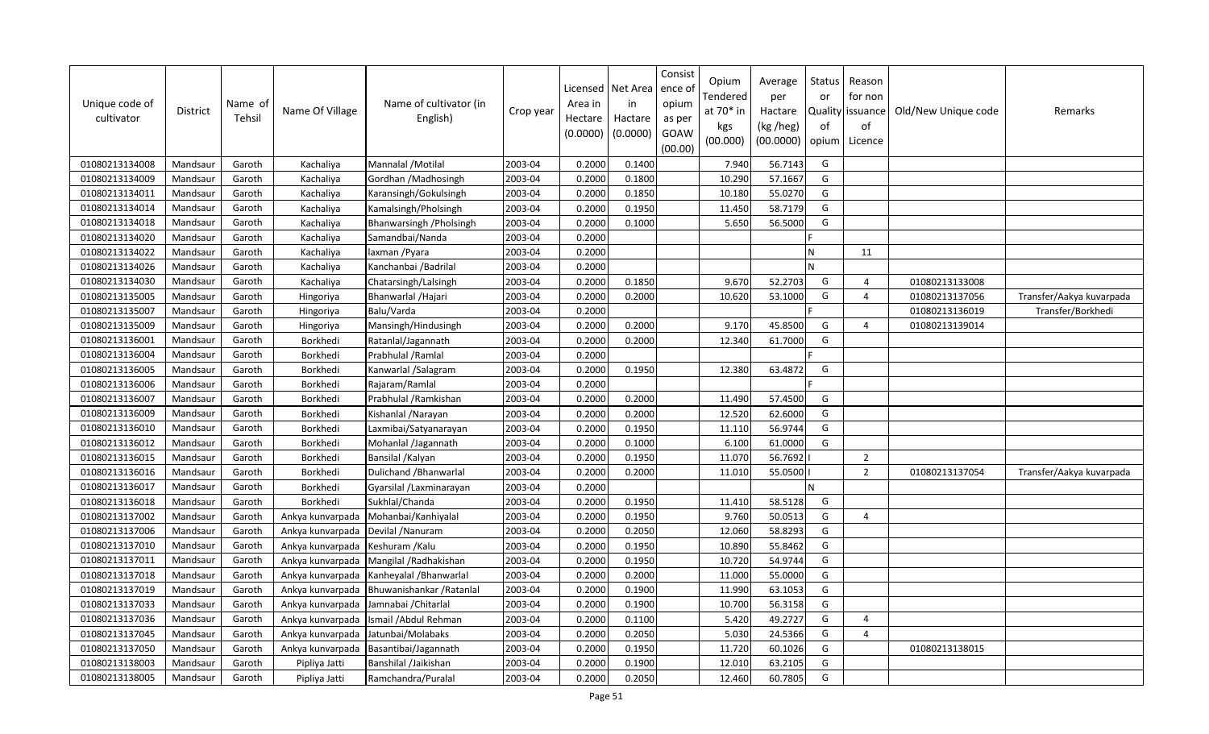| Unique code of cultivator | District | Name of Tehsil | Name Of Village | Name of cultivator (in English) | Crop year | Licensed Area in Hectare (0.0000) | Net Area in Hactare (0.0000) | Consistence of opium as per GOAW (00.00) | Opium Tendered at 70* in kgs (00.000) | Average per Hactare (kg /heg) (00.0000) | Status or Quality of opium | Reason for non issuance of Licence | Old/New Unique code | Remarks |
|---|---|---|---|---|---|---|---|---|---|---|---|---|---|---|
| 01080213134008 | Mandsaur | Garoth | Kachaliya | Mannalal /Motilal | 2003-04 | 0.2000 | 0.1400 | | 7.940 | 56.7143 | G | | | |
| 01080213134009 | Mandsaur | Garoth | Kachaliya | Gordhan /Madhosingh | 2003-04 | 0.2000 | 0.1800 | | 10.290 | 57.1667 | G | | | |
| 01080213134011 | Mandsaur | Garoth | Kachaliya | Karansingh/Gokulsingh | 2003-04 | 0.2000 | 0.1850 | | 10.180 | 55.0270 | G | | | |
| 01080213134014 | Mandsaur | Garoth | Kachaliya | Kamalsingh/Pholsingh | 2003-04 | 0.2000 | 0.1950 | | 11.450 | 58.7179 | G | | | |
| 01080213134018 | Mandsaur | Garoth | Kachaliya | Bhanwarsingh /Pholsingh | 2003-04 | 0.2000 | 0.1000 | | 5.650 | 56.5000 | G | | | |
| 01080213134020 | Mandsaur | Garoth | Kachaliya | Samandbai/Nanda | 2003-04 | 0.2000 | | | | | F | | | |
| 01080213134022 | Mandsaur | Garoth | Kachaliya | laxman /Pyara | 2003-04 | 0.2000 | | | | | N | 11 | | |
| 01080213134026 | Mandsaur | Garoth | Kachaliya | Kanchanbai /Badrilal | 2003-04 | 0.2000 | | | | | N | | | |
| 01080213134030 | Mandsaur | Garoth | Kachaliya | Chatarsingh/Lalsingh | 2003-04 | 0.2000 | 0.1850 | | 9.670 | 52.2703 | G | 4 | 01080213133008 | |
| 01080213135005 | Mandsaur | Garoth | Hingoriya | Bhanwarlal /Hajari | 2003-04 | 0.2000 | 0.2000 | | 10.620 | 53.1000 | G | 4 | 01080213137056 | Transfer/Aakya kuvarpada |
| 01080213135007 | Mandsaur | Garoth | Hingoriya | Balu/Varda | 2003-04 | 0.2000 | | | | | F | | 01080213136019 | Transfer/Borkhedi |
| 01080213135009 | Mandsaur | Garoth | Hingoriya | Mansingh/Hindusingh | 2003-04 | 0.2000 | 0.2000 | | 9.170 | 45.8500 | G | 4 | 01080213139014 | |
| 01080213136001 | Mandsaur | Garoth | Borkhedi | Ratanlal/Jagannath | 2003-04 | 0.2000 | 0.2000 | | 12.340 | 61.7000 | G | | | |
| 01080213136004 | Mandsaur | Garoth | Borkhedi | Prabhulal /Ramlal | 2003-04 | 0.2000 | | | | | F | | | |
| 01080213136005 | Mandsaur | Garoth | Borkhedi | Kanwarlal /Salagram | 2003-04 | 0.2000 | 0.1950 | | 12.380 | 63.4872 | G | | | |
| 01080213136006 | Mandsaur | Garoth | Borkhedi | Rajaram/Ramlal | 2003-04 | 0.2000 | | | | | F | | | |
| 01080213136007 | Mandsaur | Garoth | Borkhedi | Prabhulal /Ramkishan | 2003-04 | 0.2000 | 0.2000 | | 11.490 | 57.4500 | G | | | |
| 01080213136009 | Mandsaur | Garoth | Borkhedi | Kishanlal /Narayan | 2003-04 | 0.2000 | 0.2000 | | 12.520 | 62.6000 | G | | | |
| 01080213136010 | Mandsaur | Garoth | Borkhedi | Laxmibai/Satyanarayan | 2003-04 | 0.2000 | 0.1950 | | 11.110 | 56.9744 | G | | | |
| 01080213136012 | Mandsaur | Garoth | Borkhedi | Mohanlal /Jagannath | 2003-04 | 0.2000 | 0.1000 | | 6.100 | 61.0000 | G | | | |
| 01080213136015 | Mandsaur | Garoth | Borkhedi | Bansilal /Kalyan | 2003-04 | 0.2000 | 0.1950 | | 11.070 | 56.7692 | I | 2 | | |
| 01080213136016 | Mandsaur | Garoth | Borkhedi | Dulichand /Bhanwarlal | 2003-04 | 0.2000 | 0.2000 | | 11.010 | 55.0500 | I | 2 | 01080213137054 | Transfer/Aakya kuvarpada |
| 01080213136017 | Mandsaur | Garoth | Borkhedi | Gyarsilal /Laxminarayan | 2003-04 | 0.2000 | | | | | N | | | |
| 01080213136018 | Mandsaur | Garoth | Borkhedi | Sukhlal/Chanda | 2003-04 | 0.2000 | 0.1950 | | 11.410 | 58.5128 | G | | | |
| 01080213137002 | Mandsaur | Garoth | Ankya kunvarpada | Mohanbai/Kanhiyalal | 2003-04 | 0.2000 | 0.1950 | | 9.760 | 50.0513 | G | 4 | | |
| 01080213137006 | Mandsaur | Garoth | Ankya kunvarpada | Devilal /Nanuram | 2003-04 | 0.2000 | 0.2050 | | 12.060 | 58.8293 | G | | | |
| 01080213137010 | Mandsaur | Garoth | Ankya kunvarpada | Keshuram /Kalu | 2003-04 | 0.2000 | 0.1950 | | 10.890 | 55.8462 | G | | | |
| 01080213137011 | Mandsaur | Garoth | Ankya kunvarpada | Mangilal /Radhakishan | 2003-04 | 0.2000 | 0.1950 | | 10.720 | 54.9744 | G | | | |
| 01080213137018 | Mandsaur | Garoth | Ankya kunvarpada | Kanheyalal /Bhanwarlal | 2003-04 | 0.2000 | 0.2000 | | 11.000 | 55.0000 | G | | | |
| 01080213137019 | Mandsaur | Garoth | Ankya kunvarpada | Bhuwanishankar /Ratanlal | 2003-04 | 0.2000 | 0.1900 | | 11.990 | 63.1053 | G | | | |
| 01080213137033 | Mandsaur | Garoth | Ankya kunvarpada | Jamnabai /Chitarlal | 2003-04 | 0.2000 | 0.1900 | | 10.700 | 56.3158 | G | | | |
| 01080213137036 | Mandsaur | Garoth | Ankya kunvarpada | Ismail /Abdul Rehman | 2003-04 | 0.2000 | 0.1100 | | 5.420 | 49.2727 | G | 4 | | |
| 01080213137045 | Mandsaur | Garoth | Ankya kunvarpada | Jatunbai/Molabaks | 2003-04 | 0.2000 | 0.2050 | | 5.030 | 24.5366 | G | 4 | | |
| 01080213137050 | Mandsaur | Garoth | Ankya kunvarpada | Basantibai/Jagannath | 2003-04 | 0.2000 | 0.1950 | | 11.720 | 60.1026 | G | | 01080213138015 | |
| 01080213138003 | Mandsaur | Garoth | Pipliya Jatti | Banshilal /Jaikishan | 2003-04 | 0.2000 | 0.1900 | | 12.010 | 63.2105 | G | | | |
| 01080213138005 | Mandsaur | Garoth | Pipliya Jatti | Ramchandra/Puralal | 2003-04 | 0.2000 | 0.2050 | | 12.460 | 60.7805 | G | | | |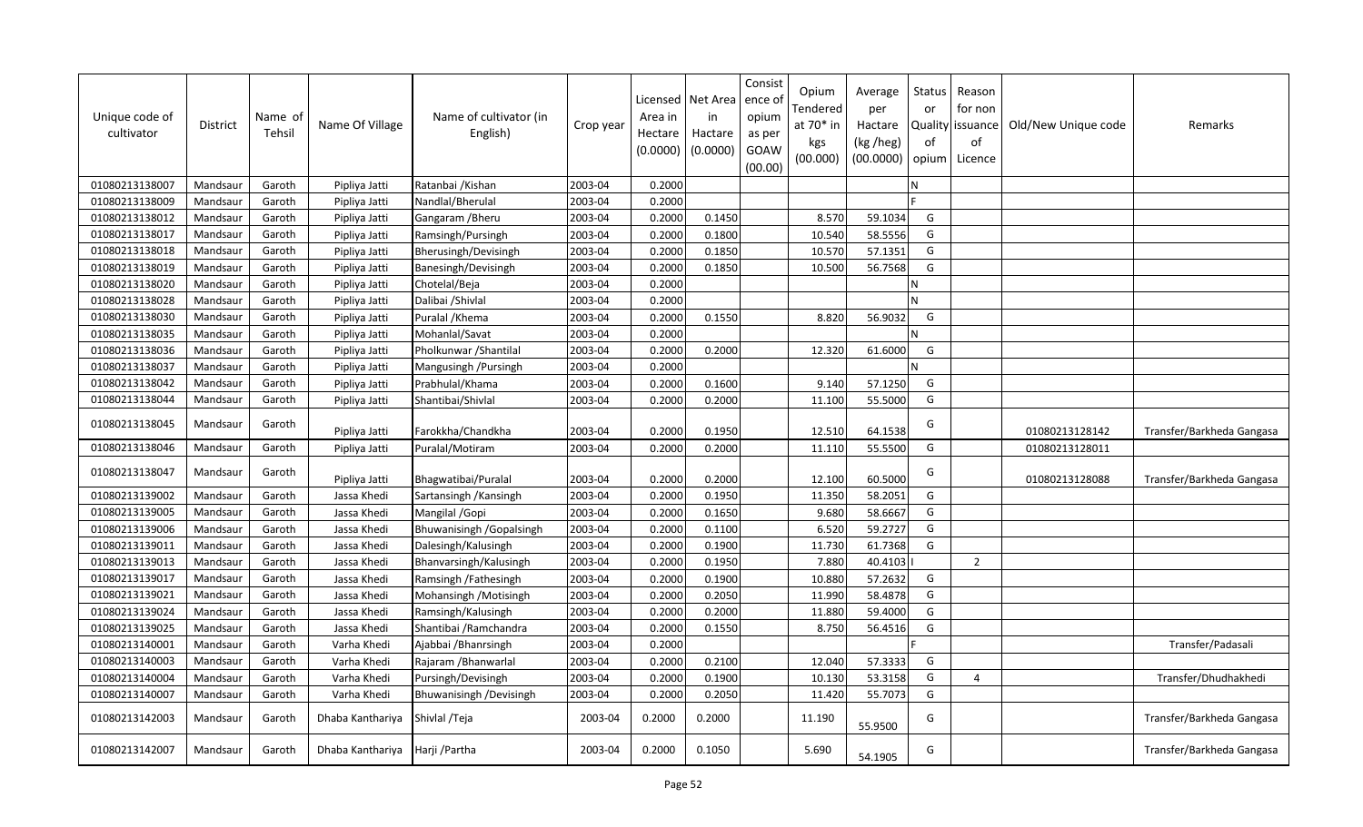| Unique code of cultivator | District | Name of Tehsil | Name Of Village | Name of cultivator (in English) | Crop year | Licensed Area in Hectare (0.0000) | Net Area in Hactare (0.0000) | Consistence of opium as per GOAW (00.00) | Opium Tendered at 70* in kgs (00.000) | Average per Hactare (kg /heg) (00.0000) | Status or Quality of opium | Reason for non issuance of Licence | Old/New Unique code | Remarks |
|---|---|---|---|---|---|---|---|---|---|---|---|---|---|---|
| 01080213138007 | Mandsaur | Garoth | Pipliya Jatti | Ratanbai /Kishan | 2003-04 | 0.2000 | | | | | N | | | |
| 01080213138009 | Mandsaur | Garoth | Pipliya Jatti | Nandlal/Bherulal | 2003-04 | 0.2000 | | | | | F | | | |
| 01080213138012 | Mandsaur | Garoth | Pipliya Jatti | Gangaram /Bheru | 2003-04 | 0.2000 | 0.1450 | | 8.570 | 59.1034 | G | | | |
| 01080213138017 | Mandsaur | Garoth | Pipliya Jatti | Ramsingh/Pursingh | 2003-04 | 0.2000 | 0.1800 | | 10.540 | 58.5556 | G | | | |
| 01080213138018 | Mandsaur | Garoth | Pipliya Jatti | Bherusingh/Devisingh | 2003-04 | 0.2000 | 0.1850 | | 10.570 | 57.1351 | G | | | |
| 01080213138019 | Mandsaur | Garoth | Pipliya Jatti | Banesingh/Devisingh | 2003-04 | 0.2000 | 0.1850 | | 10.500 | 56.7568 | G | | | |
| 01080213138020 | Mandsaur | Garoth | Pipliya Jatti | Chotelal/Beja | 2003-04 | 0.2000 | | | | | N | | | |
| 01080213138028 | Mandsaur | Garoth | Pipliya Jatti | Dalibai /Shivlal | 2003-04 | 0.2000 | | | | | N | | | |
| 01080213138030 | Mandsaur | Garoth | Pipliya Jatti | Puralal /Khema | 2003-04 | 0.2000 | 0.1550 | | 8.820 | 56.9032 | G | | | |
| 01080213138035 | Mandsaur | Garoth | Pipliya Jatti | Mohanlal/Savat | 2003-04 | 0.2000 | | | | | N | | | |
| 01080213138036 | Mandsaur | Garoth | Pipliya Jatti | Pholkunwar /Shantilal | 2003-04 | 0.2000 | 0.2000 | | 12.320 | 61.6000 | G | | | |
| 01080213138037 | Mandsaur | Garoth | Pipliya Jatti | Mangusingh /Pursingh | 2003-04 | 0.2000 | | | | | N | | | |
| 01080213138042 | Mandsaur | Garoth | Pipliya Jatti | Prabhulal/Khama | 2003-04 | 0.2000 | 0.1600 | | 9.140 | 57.1250 | G | | | |
| 01080213138044 | Mandsaur | Garoth | Pipliya Jatti | Shantibai/Shivlal | 2003-04 | 0.2000 | 0.2000 | | 11.100 | 55.5000 | G | | | |
| 01080213138045 | Mandsaur | Garoth | Pipliya Jatti | Farokkha/Chandkha | 2003-04 | 0.2000 | 0.1950 | | 12.510 | 64.1538 | G | | 01080213128142 | Transfer/Barkheda Gangasa |
| 01080213138046 | Mandsaur | Garoth | Pipliya Jatti | Puralal/Motiram | 2003-04 | 0.2000 | 0.2000 | | 11.110 | 55.5500 | G | | 01080213128011 | |
| 01080213138047 | Mandsaur | Garoth | Pipliya Jatti | Bhagwatibai/Puralal | 2003-04 | 0.2000 | 0.2000 | | 12.100 | 60.5000 | G | | 01080213128088 | Transfer/Barkheda Gangasa |
| 01080213139002 | Mandsaur | Garoth | Jassa Khedi | Sartansingh /Kansingh | 2003-04 | 0.2000 | 0.1950 | | 11.350 | 58.2051 | G | | | |
| 01080213139005 | Mandsaur | Garoth | Jassa Khedi | Mangilal /Gopi | 2003-04 | 0.2000 | 0.1650 | | 9.680 | 58.6667 | G | | | |
| 01080213139006 | Mandsaur | Garoth | Jassa Khedi | Bhuwanisingh /Gopalsingh | 2003-04 | 0.2000 | 0.1100 | | 6.520 | 59.2727 | G | | | |
| 01080213139011 | Mandsaur | Garoth | Jassa Khedi | Dalesingh/Kalusingh | 2003-04 | 0.2000 | 0.1900 | | 11.730 | 61.7368 | G | | | |
| 01080213139013 | Mandsaur | Garoth | Jassa Khedi | Bhanvarsingh/Kalusingh | 2003-04 | 0.2000 | 0.1950 | | 7.880 | 40.4103 | I | 2 | | |
| 01080213139017 | Mandsaur | Garoth | Jassa Khedi | Ramsingh /Fathesingh | 2003-04 | 0.2000 | 0.1900 | | 10.880 | 57.2632 | G | | | |
| 01080213139021 | Mandsaur | Garoth | Jassa Khedi | Mohansingh /Motisingh | 2003-04 | 0.2000 | 0.2050 | | 11.990 | 58.4878 | G | | | |
| 01080213139024 | Mandsaur | Garoth | Jassa Khedi | Ramsingh/Kalusingh | 2003-04 | 0.2000 | 0.2000 | | 11.880 | 59.4000 | G | | | |
| 01080213139025 | Mandsaur | Garoth | Jassa Khedi | Shantibai /Ramchandra | 2003-04 | 0.2000 | 0.1550 | | 8.750 | 56.4516 | G | | | |
| 01080213140001 | Mandsaur | Garoth | Varha Khedi | Ajabbai /Bhanrsingh | 2003-04 | 0.2000 | | | | | F | | | Transfer/Padasali |
| 01080213140003 | Mandsaur | Garoth | Varha Khedi | Rajaram /Bhanwarlal | 2003-04 | 0.2000 | 0.2100 | | 12.040 | 57.3333 | G | | | |
| 01080213140004 | Mandsaur | Garoth | Varha Khedi | Pursingh/Devisingh | 2003-04 | 0.2000 | 0.1900 | | 10.130 | 53.3158 | G | 4 | | Transfer/Dhudhakhedi |
| 01080213140007 | Mandsaur | Garoth | Varha Khedi | Bhuwanisingh /Devisingh | 2003-04 | 0.2000 | 0.2050 | | 11.420 | 55.7073 | G | | | |
| 01080213142003 | Mandsaur | Garoth | Dhaba Kantharia | Shivlal /Teja | 2003-04 | 0.2000 | 0.2000 | | 11.190 | 55.9500 | G | | | Transfer/Barkheda Gangasa |
| 01080213142007 | Mandsaur | Garoth | Dhaba Kantharia | Harji /Partha | 2003-04 | 0.2000 | 0.1050 | | 5.690 | 54.1905 | G | | | Transfer/Barkheda Gangasa |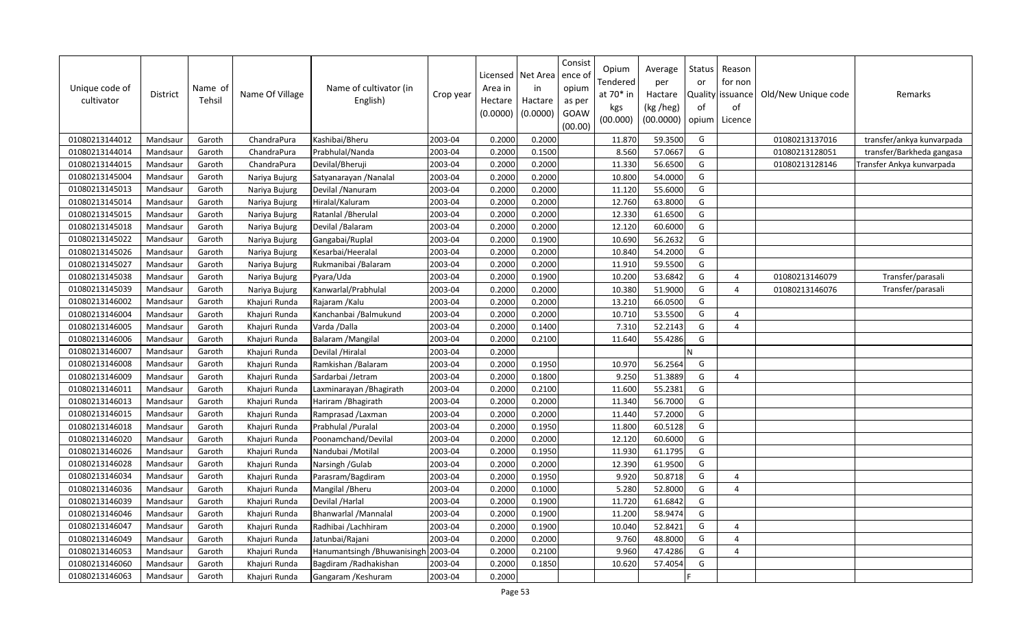| Unique code of cultivator | District | Name of Tehsil | Name Of Village | Name of cultivator (in English) | Crop year | Licensed Area in Hectare (0.0000) | Net Area in Hactare (0.0000) | Consist ence of opium as per GOAW (00.00) | Opium Tendered at 70* in kgs (00.000) | Average per Hactare (kg /heg) (00.0000) | Status or Quality of opium | Reason for non issuance of Licence | Old/New Unique code | Remarks |
|---|---|---|---|---|---|---|---|---|---|---|---|---|---|---|
| 01080213144012 | Mandsaur | Garoth | ChandraPura | Kashibai/Bheru | 2003-04 | 0.2000 | 0.2000 | | 11.870 | 59.3500 | G | | 01080213137016 | transfer/ankya kunvarpada |
| 01080213144014 | Mandsaur | Garoth | ChandraPura | Prabhulal/Nanda | 2003-04 | 0.2000 | 0.1500 | | 8.560 | 57.0667 | G | | 01080213128051 | transfer/Barkheda gangasa |
| 01080213144015 | Mandsaur | Garoth | ChandraPura | Devilal/Bheruji | 2003-04 | 0.2000 | 0.2000 | | 11.330 | 56.6500 | G | | 01080213128146 | Transfer Ankya kunvarpada |
| 01080213145004 | Mandsaur | Garoth | Nariya Bujurg | Satyanarayan /Nanalal | 2003-04 | 0.2000 | 0.2000 | | 10.800 | 54.0000 | G | | | |
| 01080213145013 | Mandsaur | Garoth | Nariya Bujurg | Devilal /Nanuram | 2003-04 | 0.2000 | 0.2000 | | 11.120 | 55.6000 | G | | | |
| 01080213145014 | Mandsaur | Garoth | Nariya Bujurg | Hiralal/Kaluram | 2003-04 | 0.2000 | 0.2000 | | 12.760 | 63.8000 | G | | | |
| 01080213145015 | Mandsaur | Garoth | Nariya Bujurg | Ratanlal /Bherulal | 2003-04 | 0.2000 | 0.2000 | | 12.330 | 61.6500 | G | | | |
| 01080213145018 | Mandsaur | Garoth | Nariya Bujurg | Devilal /Balaram | 2003-04 | 0.2000 | 0.2000 | | 12.120 | 60.6000 | G | | | |
| 01080213145022 | Mandsaur | Garoth | Nariya Bujurg | Gangabai/Ruplal | 2003-04 | 0.2000 | 0.1900 | | 10.690 | 56.2632 | G | | | |
| 01080213145026 | Mandsaur | Garoth | Nariya Bujurg | Kesarbai/Heeralal | 2003-04 | 0.2000 | 0.2000 | | 10.840 | 54.2000 | G | | | |
| 01080213145027 | Mandsaur | Garoth | Nariya Bujurg | Rukmanibai /Balaram | 2003-04 | 0.2000 | 0.2000 | | 11.910 | 59.5500 | G | | | |
| 01080213145038 | Mandsaur | Garoth | Nariya Bujurg | Pyara/Uda | 2003-04 | 0.2000 | 0.1900 | | 10.200 | 53.6842 | G | 4 | 01080213146079 | Transfer/parasali |
| 01080213145039 | Mandsaur | Garoth | Nariya Bujurg | Kanwarlal/Prabhulal | 2003-04 | 0.2000 | 0.2000 | | 10.380 | 51.9000 | G | 4 | 01080213146076 | Transfer/parasali |
| 01080213146002 | Mandsaur | Garoth | Khajuri Runda | Rajaram /Kalu | 2003-04 | 0.2000 | 0.2000 | | 13.210 | 66.0500 | G | | | |
| 01080213146004 | Mandsaur | Garoth | Khajuri Runda | Kanchanbai /Balmukund | 2003-04 | 0.2000 | 0.2000 | | 10.710 | 53.5500 | G | 4 | | |
| 01080213146005 | Mandsaur | Garoth | Khajuri Runda | Varda /Dalla | 2003-04 | 0.2000 | 0.1400 | | 7.310 | 52.2143 | G | 4 | | |
| 01080213146006 | Mandsaur | Garoth | Khajuri Runda | Balaram /Mangilal | 2003-04 | 0.2000 | 0.2100 | | 11.640 | 55.4286 | G | | | |
| 01080213146007 | Mandsaur | Garoth | Khajuri Runda | Devilal /Hiralal | 2003-04 | 0.2000 | | | | | N | | | |
| 01080213146008 | Mandsaur | Garoth | Khajuri Runda | Ramkishan /Balaram | 2003-04 | 0.2000 | 0.1950 | | 10.970 | 56.2564 | G | | | |
| 01080213146009 | Mandsaur | Garoth | Khajuri Runda | Sardarbai /Jetram | 2003-04 | 0.2000 | 0.1800 | | 9.250 | 51.3889 | G | 4 | | |
| 01080213146011 | Mandsaur | Garoth | Khajuri Runda | Laxminarayan /Bhagirath | 2003-04 | 0.2000 | 0.2100 | | 11.600 | 55.2381 | G | | | |
| 01080213146013 | Mandsaur | Garoth | Khajuri Runda | Hariram /Bhagirath | 2003-04 | 0.2000 | 0.2000 | | 11.340 | 56.7000 | G | | | |
| 01080213146015 | Mandsaur | Garoth | Khajuri Runda | Ramprasad /Laxman | 2003-04 | 0.2000 | 0.2000 | | 11.440 | 57.2000 | G | | | |
| 01080213146018 | Mandsaur | Garoth | Khajuri Runda | Prabhulal /Puralal | 2003-04 | 0.2000 | 0.1950 | | 11.800 | 60.5128 | G | | | |
| 01080213146020 | Mandsaur | Garoth | Khajuri Runda | Poonamchand/Devilal | 2003-04 | 0.2000 | 0.2000 | | 12.120 | 60.6000 | G | | | |
| 01080213146026 | Mandsaur | Garoth | Khajuri Runda | Nandubai /Motilal | 2003-04 | 0.2000 | 0.1950 | | 11.930 | 61.1795 | G | | | |
| 01080213146028 | Mandsaur | Garoth | Khajuri Runda | Narsingh /Gulab | 2003-04 | 0.2000 | 0.2000 | | 12.390 | 61.9500 | G | | | |
| 01080213146034 | Mandsaur | Garoth | Khajuri Runda | Parasram/Bagdiram | 2003-04 | 0.2000 | 0.1950 | | 9.920 | 50.8718 | G | 4 | | |
| 01080213146036 | Mandsaur | Garoth | Khajuri Runda | Mangilal /Bheru | 2003-04 | 0.2000 | 0.1000 | | 5.280 | 52.8000 | G | 4 | | |
| 01080213146039 | Mandsaur | Garoth | Khajuri Runda | Devilal /Harlal | 2003-04 | 0.2000 | 0.1900 | | 11.720 | 61.6842 | G | | | |
| 01080213146046 | Mandsaur | Garoth | Khajuri Runda | Bhanwarlal /Mannalal | 2003-04 | 0.2000 | 0.1900 | | 11.200 | 58.9474 | G | | | |
| 01080213146047 | Mandsaur | Garoth | Khajuri Runda | Radhibai /Lachhiram | 2003-04 | 0.2000 | 0.1900 | | 10.040 | 52.8421 | G | 4 | | |
| 01080213146049 | Mandsaur | Garoth | Khajuri Runda | Jatunbai/Rajani | 2003-04 | 0.2000 | 0.2000 | | 9.760 | 48.8000 | G | 4 | | |
| 01080213146053 | Mandsaur | Garoth | Khajuri Runda | Hanumantsingh /Bhuwanisingh | 2003-04 | 0.2000 | 0.2100 | | 9.960 | 47.4286 | G | 4 | | |
| 01080213146060 | Mandsaur | Garoth | Khajuri Runda | Bagdiram /Radhakishan | 2003-04 | 0.2000 | 0.1850 | | 10.620 | 57.4054 | G | | | |
| 01080213146063 | Mandsaur | Garoth | Khajuri Runda | Gangaram /Keshuram | 2003-04 | 0.2000 | | | | | F | | | |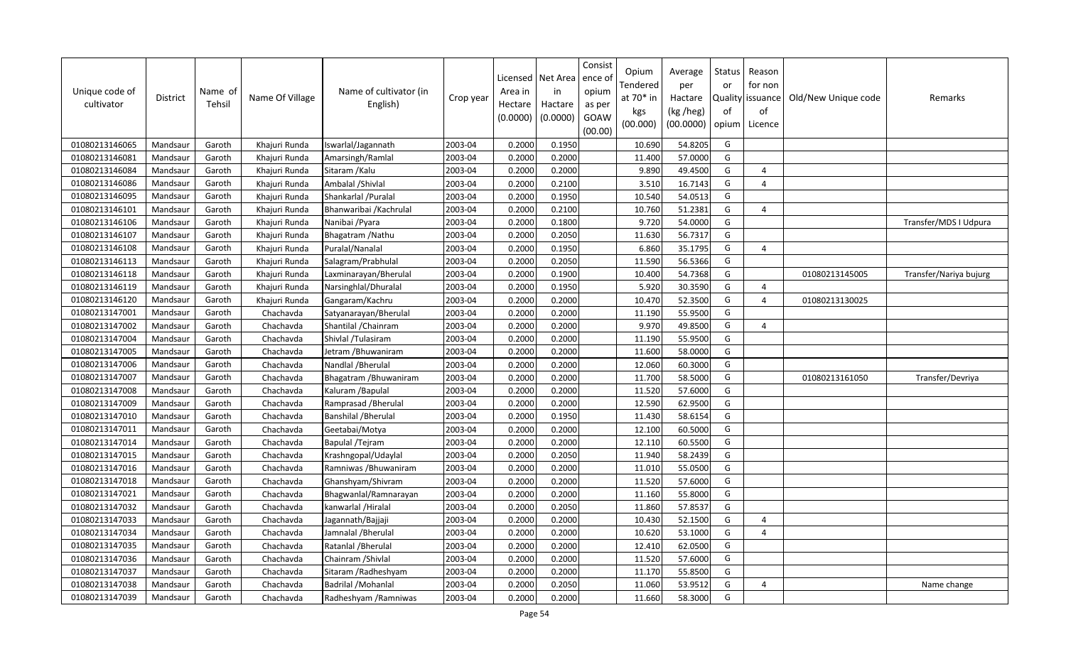| Unique code of cultivator | District | Name of Tehsil | Name Of Village | Name of cultivator (in English) | Crop year | Licensed Area in Hectare (0.0000) | Net Area in Hactare (0.0000) | Consist ence of opium as per GOAW (00.00) | Opium Tendered at 70* in kgs (00.000) | Average per Hactare (kg /heg) (00.0000) | Status or Quality of opium | Reason for non issuance of Licence | Old/New Unique code | Remarks |
|---|---|---|---|---|---|---|---|---|---|---|---|---|---|---|
| 01080213146065 | Mandsaur | Garoth | Khajuri Runda | Iswarlal/Jagannath | 2003-04 | 0.2000 | 0.1950 | | 10.690 | 54.8205 | G | | | |
| 01080213146081 | Mandsaur | Garoth | Khajuri Runda | Amarsingh/Ramlal | 2003-04 | 0.2000 | 0.2000 | | 11.400 | 57.0000 | G | | | |
| 01080213146084 | Mandsaur | Garoth | Khajuri Runda | Sitaram /Kalu | 2003-04 | 0.2000 | 0.2000 | | 9.890 | 49.4500 | G | 4 | | |
| 01080213146086 | Mandsaur | Garoth | Khajuri Runda | Ambalal /Shivlal | 2003-04 | 0.2000 | 0.2100 | | 3.510 | 16.7143 | G | 4 | | |
| 01080213146095 | Mandsaur | Garoth | Khajuri Runda | Shankarlal /Puralal | 2003-04 | 0.2000 | 0.1950 | | 10.540 | 54.0513 | G | | | |
| 01080213146101 | Mandsaur | Garoth | Khajuri Runda | Bhanwaribai /Kachrulal | 2003-04 | 0.2000 | 0.2100 | | 10.760 | 51.2381 | G | 4 | | |
| 01080213146106 | Mandsaur | Garoth | Khajuri Runda | Nanibai /Pyara | 2003-04 | 0.2000 | 0.1800 | | 9.720 | 54.0000 | G | | | Transfer/MDS I Udpura |
| 01080213146107 | Mandsaur | Garoth | Khajuri Runda | Bhagatram /Nathu | 2003-04 | 0.2000 | 0.2050 | | 11.630 | 56.7317 | G | | | |
| 01080213146108 | Mandsaur | Garoth | Khajuri Runda | Puralal/Nanalal | 2003-04 | 0.2000 | 0.1950 | | 6.860 | 35.1795 | G | 4 | | |
| 01080213146113 | Mandsaur | Garoth | Khajuri Runda | Salagram/Prabhulal | 2003-04 | 0.2000 | 0.2050 | | 11.590 | 56.5366 | G | | | |
| 01080213146118 | Mandsaur | Garoth | Khajuri Runda | Laxminarayan/Bherulal | 2003-04 | 0.2000 | 0.1900 | | 10.400 | 54.7368 | G | | 01080213145005 | Transfer/Nariya bujurg |
| 01080213146119 | Mandsaur | Garoth | Khajuri Runda | Narsinghlal/Dhuralal | 2003-04 | 0.2000 | 0.1950 | | 5.920 | 30.3590 | G | 4 | | |
| 01080213146120 | Mandsaur | Garoth | Khajuri Runda | Gangaram/Kachru | 2003-04 | 0.2000 | 0.2000 | | 10.470 | 52.3500 | G | 4 | 01080213130025 | |
| 01080213147001 | Mandsaur | Garoth | Chachavda | Satyanarayan/Bherulal | 2003-04 | 0.2000 | 0.2000 | | 11.190 | 55.9500 | G | | | |
| 01080213147002 | Mandsaur | Garoth | Chachavda | Shantilal /Chainram | 2003-04 | 0.2000 | 0.2000 | | 9.970 | 49.8500 | G | 4 | | |
| 01080213147004 | Mandsaur | Garoth | Chachavda | Shivlal /Tulasiram | 2003-04 | 0.2000 | 0.2000 | | 11.190 | 55.9500 | G | | | |
| 01080213147005 | Mandsaur | Garoth | Chachavda | Jetram /Bhuwaniram | 2003-04 | 0.2000 | 0.2000 | | 11.600 | 58.0000 | G | | | |
| 01080213147006 | Mandsaur | Garoth | Chachavda | Nandlal /Bherulal | 2003-04 | 0.2000 | 0.2000 | | 12.060 | 60.3000 | G | | | |
| 01080213147007 | Mandsaur | Garoth | Chachavda | Bhagatram /Bhuwaniram | 2003-04 | 0.2000 | 0.2000 | | 11.700 | 58.5000 | G | | 01080213161050 | Transfer/Devriya |
| 01080213147008 | Mandsaur | Garoth | Chachavda | Kaluram /Bapulal | 2003-04 | 0.2000 | 0.2000 | | 11.520 | 57.6000 | G | | | |
| 01080213147009 | Mandsaur | Garoth | Chachavda | Ramprasad /Bherulal | 2003-04 | 0.2000 | 0.2000 | | 12.590 | 62.9500 | G | | | |
| 01080213147010 | Mandsaur | Garoth | Chachavda | Banshilal /Bherulal | 2003-04 | 0.2000 | 0.1950 | | 11.430 | 58.6154 | G | | | |
| 01080213147011 | Mandsaur | Garoth | Chachavda | Geetabai/Motya | 2003-04 | 0.2000 | 0.2000 | | 12.100 | 60.5000 | G | | | |
| 01080213147014 | Mandsaur | Garoth | Chachavda | Bapulal /Tejram | 2003-04 | 0.2000 | 0.2000 | | 12.110 | 60.5500 | G | | | |
| 01080213147015 | Mandsaur | Garoth | Chachavda | Krashngopal/Udaylal | 2003-04 | 0.2000 | 0.2050 | | 11.940 | 58.2439 | G | | | |
| 01080213147016 | Mandsaur | Garoth | Chachavda | Ramniwas /Bhuwaniram | 2003-04 | 0.2000 | 0.2000 | | 11.010 | 55.0500 | G | | | |
| 01080213147018 | Mandsaur | Garoth | Chachavda | Ghanshyam/Shivram | 2003-04 | 0.2000 | 0.2000 | | 11.520 | 57.6000 | G | | | |
| 01080213147021 | Mandsaur | Garoth | Chachavda | Bhagwanlal/Ramnarayan | 2003-04 | 0.2000 | 0.2000 | | 11.160 | 55.8000 | G | | | |
| 01080213147032 | Mandsaur | Garoth | Chachavda | kanwarlal /Hiralal | 2003-04 | 0.2000 | 0.2050 | | 11.860 | 57.8537 | G | | | |
| 01080213147033 | Mandsaur | Garoth | Chachavda | Jagannath/Bajjaji | 2003-04 | 0.2000 | 0.2000 | | 10.430 | 52.1500 | G | 4 | | |
| 01080213147034 | Mandsaur | Garoth | Chachavda | Jamnalal /Bherulal | 2003-04 | 0.2000 | 0.2000 | | 10.620 | 53.1000 | G | 4 | | |
| 01080213147035 | Mandsaur | Garoth | Chachavda | Ratanlal /Bherulal | 2003-04 | 0.2000 | 0.2000 | | 12.410 | 62.0500 | G | | | |
| 01080213147036 | Mandsaur | Garoth | Chachavda | Chainram /Shivlal | 2003-04 | 0.2000 | 0.2000 | | 11.520 | 57.6000 | G | | | |
| 01080213147037 | Mandsaur | Garoth | Chachavda | Sitaram /Radheshyam | 2003-04 | 0.2000 | 0.2000 | | 11.170 | 55.8500 | G | | | |
| 01080213147038 | Mandsaur | Garoth | Chachavda | Badrilal /Mohanlal | 2003-04 | 0.2000 | 0.2050 | | 11.060 | 53.9512 | G | 4 | | Name change |
| 01080213147039 | Mandsaur | Garoth | Chachavda | Radheshyam /Ramniwas | 2003-04 | 0.2000 | 0.2000 | | 11.660 | 58.3000 | G | | | |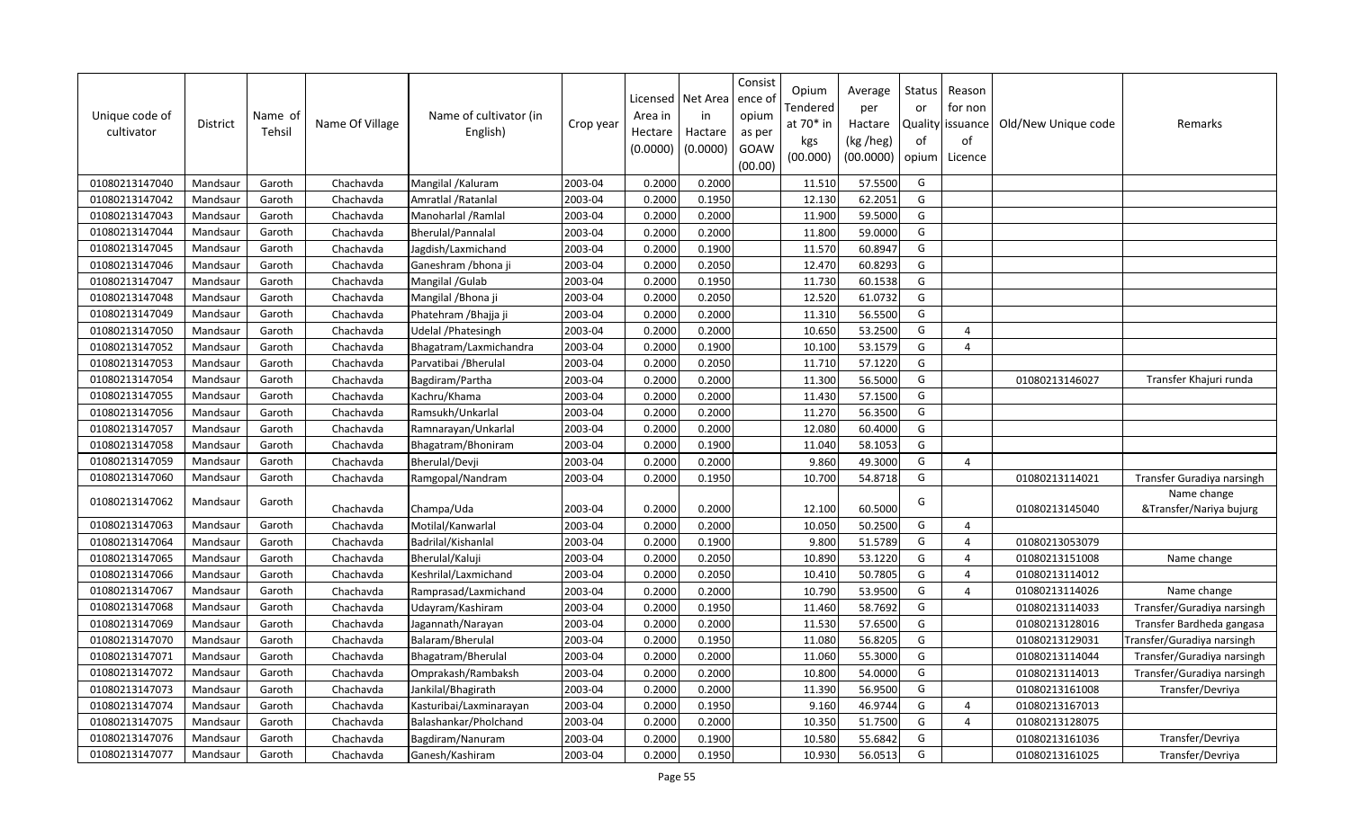| Unique code of cultivator | District | Name of Tehsil | Name Of Village | Name of cultivator (in English) | Crop year | Licensed Area in Hectare (0.0000) | Net Area in Hactare (0.0000) | Consistence of opium as per GOAW (00.00) | Opium Tendered at 70* in kgs (00.000) | Average per Hactare (kg /heg) (00.0000) | Status or Quality of opium | Reason for non issuance of Licence | Old/New Unique code | Remarks |
|---|---|---|---|---|---|---|---|---|---|---|---|---|---|---|
| 01080213147040 | Mandsaur | Garoth | Chachavda | Mangilal /Kaluram | 2003-04 | 0.2000 | 0.2000 | | 11.510 | 57.5500 | G | | | |
| 01080213147042 | Mandsaur | Garoth | Chachavda | Amratlal /Ratanlal | 2003-04 | 0.2000 | 0.1950 | | 12.130 | 62.2051 | G | | | |
| 01080213147043 | Mandsaur | Garoth | Chachavda | Manoharlal /Ramlal | 2003-04 | 0.2000 | 0.2000 | | 11.900 | 59.5000 | G | | | |
| 01080213147044 | Mandsaur | Garoth | Chachavda | Bherulal/Pannalal | 2003-04 | 0.2000 | 0.2000 | | 11.800 | 59.0000 | G | | | |
| 01080213147045 | Mandsaur | Garoth | Chachavda | Jagdish/Laxmichand | 2003-04 | 0.2000 | 0.1900 | | 11.570 | 60.8947 | G | | | |
| 01080213147046 | Mandsaur | Garoth | Chachavda | Ganeshram /bhona ji | 2003-04 | 0.2000 | 0.2050 | | 12.470 | 60.8293 | G | | | |
| 01080213147047 | Mandsaur | Garoth | Chachavda | Mangilal /Gulab | 2003-04 | 0.2000 | 0.1950 | | 11.730 | 60.1538 | G | | | |
| 01080213147048 | Mandsaur | Garoth | Chachavda | Mangilal /Bhona ji | 2003-04 | 0.2000 | 0.2050 | | 12.520 | 61.0732 | G | | | |
| 01080213147049 | Mandsaur | Garoth | Chachavda | Phatehram /Bhajja ji | 2003-04 | 0.2000 | 0.2000 | | 11.310 | 56.5500 | G | | | |
| 01080213147050 | Mandsaur | Garoth | Chachavda | Udelal /Phatesingh | 2003-04 | 0.2000 | 0.2000 | | 10.650 | 53.2500 | G | 4 | | |
| 01080213147052 | Mandsaur | Garoth | Chachavda | Bhagatram/Laxmichandra | 2003-04 | 0.2000 | 0.1900 | | 10.100 | 53.1579 | G | 4 | | |
| 01080213147053 | Mandsaur | Garoth | Chachavda | Parvatibai /Bherulal | 2003-04 | 0.2000 | 0.2050 | | 11.710 | 57.1220 | G | | | |
| 01080213147054 | Mandsaur | Garoth | Chachavda | Bagdiram/Partha | 2003-04 | 0.2000 | 0.2000 | | 11.300 | 56.5000 | G | | 01080213146027 | Transfer Khajuri runda |
| 01080213147055 | Mandsaur | Garoth | Chachavda | Kachru/Khama | 2003-04 | 0.2000 | 0.2000 | | 11.430 | 57.1500 | G | | | |
| 01080213147056 | Mandsaur | Garoth | Chachavda | Ramsukh/Unkarlal | 2003-04 | 0.2000 | 0.2000 | | 11.270 | 56.3500 | G | | | |
| 01080213147057 | Mandsaur | Garoth | Chachavda | Ramnarayan/Unkarlal | 2003-04 | 0.2000 | 0.2000 | | 12.080 | 60.4000 | G | | | |
| 01080213147058 | Mandsaur | Garoth | Chachavda | Bhagatram/Bhoniram | 2003-04 | 0.2000 | 0.1900 | | 11.040 | 58.1053 | G | | | |
| 01080213147059 | Mandsaur | Garoth | Chachavda | Bherulal/Devji | 2003-04 | 0.2000 | 0.2000 | | 9.860 | 49.3000 | G | 4 | | |
| 01080213147060 | Mandsaur | Garoth | Chachavda | Ramgopal/Nandram | 2003-04 | 0.2000 | 0.1950 | | 10.700 | 54.8718 | G | | 01080213114021 | Transfer Guradiya narsingh |
| 01080213147062 | Mandsaur | Garoth | Chachavda | Champa/Uda | 2003-04 | 0.2000 | 0.2000 | | 12.100 | 60.5000 | G | | 01080213145040 | Name change &Transfer/Nariya bujurg |
| 01080213147063 | Mandsaur | Garoth | Chachavda | Motilal/Kanwarlal | 2003-04 | 0.2000 | 0.2000 | | 10.050 | 50.2500 | G | 4 | | |
| 01080213147064 | Mandsaur | Garoth | Chachavda | Badrilal/Kishanlal | 2003-04 | 0.2000 | 0.1900 | | 9.800 | 51.5789 | G | 4 | 01080213053079 | |
| 01080213147065 | Mandsaur | Garoth | Chachavda | Bherulal/Kaluji | 2003-04 | 0.2000 | 0.2050 | | 10.890 | 53.1220 | G | 4 | 01080213151008 | Name change |
| 01080213147066 | Mandsaur | Garoth | Chachavda | Keshrilal/Laxmichand | 2003-04 | 0.2000 | 0.2050 | | 10.410 | 50.7805 | G | 4 | 01080213114012 | |
| 01080213147067 | Mandsaur | Garoth | Chachavda | Ramprasad/Laxmichand | 2003-04 | 0.2000 | 0.2000 | | 10.790 | 53.9500 | G | 4 | 01080213114026 | Name change |
| 01080213147068 | Mandsaur | Garoth | Chachavda | Udayram/Kashiram | 2003-04 | 0.2000 | 0.1950 | | 11.460 | 58.7692 | G | | 01080213114033 | Transfer/Guradiya narsingh |
| 01080213147069 | Mandsaur | Garoth | Chachavda | Jagannath/Narayan | 2003-04 | 0.2000 | 0.2000 | | 11.530 | 57.6500 | G | | 01080213128016 | Transfer Bardheda gangasa |
| 01080213147070 | Mandsaur | Garoth | Chachavda | Balaram/Bherulal | 2003-04 | 0.2000 | 0.1950 | | 11.080 | 56.8205 | G | | 01080213129031 | Transfer/Guradiya narsingh |
| 01080213147071 | Mandsaur | Garoth | Chachavda | Bhagatram/Bherulal | 2003-04 | 0.2000 | 0.2000 | | 11.060 | 55.3000 | G | | 01080213114044 | Transfer/Guradiya narsingh |
| 01080213147072 | Mandsaur | Garoth | Chachavda | Omprakash/Rambaksh | 2003-04 | 0.2000 | 0.2000 | | 10.800 | 54.0000 | G | | 01080213114013 | Transfer/Guradiya narsingh |
| 01080213147073 | Mandsaur | Garoth | Chachavda | Jankilal/Bhagirath | 2003-04 | 0.2000 | 0.2000 | | 11.390 | 56.9500 | G | | 01080213161008 | Transfer/Devriya |
| 01080213147074 | Mandsaur | Garoth | Chachavda | Kasturibai/Laxminarayan | 2003-04 | 0.2000 | 0.1950 | | 9.160 | 46.9744 | G | 4 | 01080213167013 | |
| 01080213147075 | Mandsaur | Garoth | Chachavda | Balashankar/Pholchand | 2003-04 | 0.2000 | 0.2000 | | 10.350 | 51.7500 | G | 4 | 01080213128075 | |
| 01080213147076 | Mandsaur | Garoth | Chachavda | Bagdiram/Nanuram | 2003-04 | 0.2000 | 0.1900 | | 10.580 | 55.6842 | G | | 01080213161036 | Transfer/Devriya |
| 01080213147077 | Mandsaur | Garoth | Chachavda | Ganesh/Kashiram | 2003-04 | 0.2000 | 0.1950 | | 10.930 | 56.0513 | G | | 01080213161025 | Transfer/Devriya |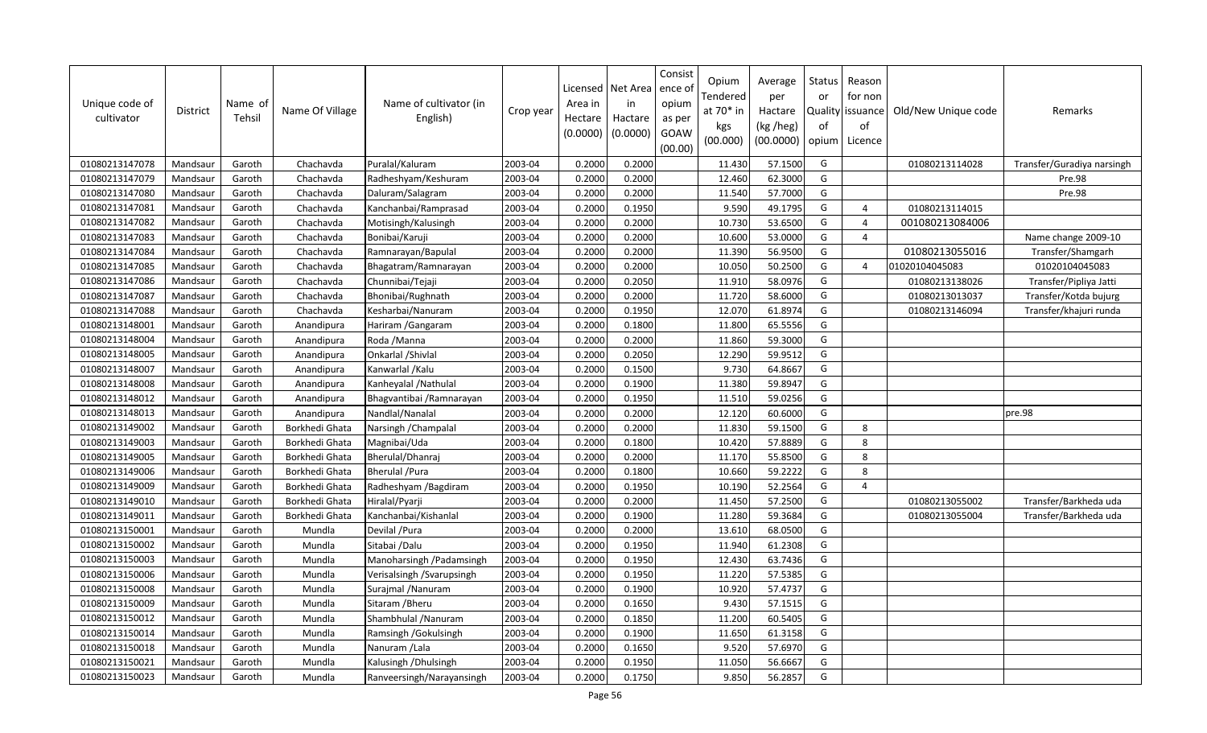| Unique code of cultivator | District | Name of Tehsil | Name Of Village | Name of cultivator (in English) | Crop year | Licensed Area in Hectare (0.0000) | Net Area in Hactare (0.0000) | Consistence of opium as per GOAW (00.00) | Opium Tendered at 70* in kgs (00.000) | Average per Hactare (kg /heg) (00.0000) | Status or Quality of opium | Reason for non issuance of Licence | Old/New Unique code | Remarks |
|---|---|---|---|---|---|---|---|---|---|---|---|---|---|---|
| 01080213147078 | Mandsaur | Garoth | Chachavda | Puralal/Kaluram | 2003-04 | 0.2000 | 0.2000 | | 11.430 | 57.1500 | G | | 01080213114028 | Transfer/Guradiya narsingh |
| 01080213147079 | Mandsaur | Garoth | Chachavda | Radheshyam/Keshuram | 2003-04 | 0.2000 | 0.2000 | | 12.460 | 62.3000 | G | | | Pre.98 |
| 01080213147080 | Mandsaur | Garoth | Chachavda | Daluram/Salagram | 2003-04 | 0.2000 | 0.2000 | | 11.540 | 57.7000 | G | | | Pre.98 |
| 01080213147081 | Mandsaur | Garoth | Chachavda | Kanchanbai/Ramprasad | 2003-04 | 0.2000 | 0.1950 | | 9.590 | 49.1795 | G | 4 | 01080213114015 | |
| 01080213147082 | Mandsaur | Garoth | Chachavda | Motisingh/Kalusingh | 2003-04 | 0.2000 | 0.2000 | | 10.730 | 53.6500 | G | 4 | 001080213084006 | |
| 01080213147083 | Mandsaur | Garoth | Chachavda | Bonibai/Karuji | 2003-04 | 0.2000 | 0.2000 | | 10.600 | 53.0000 | G | 4 | | Name change 2009-10 |
| 01080213147084 | Mandsaur | Garoth | Chachavda | Ramnarayan/Bapulal | 2003-04 | 0.2000 | 0.2000 | | 11.390 | 56.9500 | G | | 01080213055016 | Transfer/Shamgarh |
| 01080213147085 | Mandsaur | Garoth | Chachavda | Bhagatram/Ramnarayan | 2003-04 | 0.2000 | 0.2000 | | 10.050 | 50.2500 | G | 4 | 01020104045083 | 01020104045083 |
| 01080213147086 | Mandsaur | Garoth | Chachavda | Chunnibai/Tejaji | 2003-04 | 0.2000 | 0.2050 | | 11.910 | 58.0976 | G | | 01080213138026 | Transfer/Pipliya Jatti |
| 01080213147087 | Mandsaur | Garoth | Chachavda | Bhonibai/Rughnath | 2003-04 | 0.2000 | 0.2000 | | 11.720 | 58.6000 | G | | 01080213013037 | Transfer/Kotda bujurg |
| 01080213147088 | Mandsaur | Garoth | Chachavda | Kesharbai/Nanuram | 2003-04 | 0.2000 | 0.1950 | | 12.070 | 61.8974 | G | | 01080213146094 | Transfer/khajuri runda |
| 01080213148001 | Mandsaur | Garoth | Anandipura | Hariram /Gangaram | 2003-04 | 0.2000 | 0.1800 | | 11.800 | 65.5556 | G | | | |
| 01080213148004 | Mandsaur | Garoth | Anandipura | Roda /Manna | 2003-04 | 0.2000 | 0.2000 | | 11.860 | 59.3000 | G | | | |
| 01080213148005 | Mandsaur | Garoth | Anandipura | Onkarlal /Shivlal | 2003-04 | 0.2000 | 0.2050 | | 12.290 | 59.9512 | G | | | |
| 01080213148007 | Mandsaur | Garoth | Anandipura | Kanwarlal /Kalu | 2003-04 | 0.2000 | 0.1500 | | 9.730 | 64.8667 | G | | | |
| 01080213148008 | Mandsaur | Garoth | Anandipura | Kanheyalal /Nathulal | 2003-04 | 0.2000 | 0.1900 | | 11.380 | 59.8947 | G | | | |
| 01080213148012 | Mandsaur | Garoth | Anandipura | Bhagvantibai /Ramnarayan | 2003-04 | 0.2000 | 0.1950 | | 11.510 | 59.0256 | G | | | |
| 01080213148013 | Mandsaur | Garoth | Anandipura | Nandlal/Nanalal | 2003-04 | 0.2000 | 0.2000 | | 12.120 | 60.6000 | G | | | pre.98 |
| 01080213149002 | Mandsaur | Garoth | Borkhedi Ghata | Narsingh /Champalal | 2003-04 | 0.2000 | 0.2000 | | 11.830 | 59.1500 | G | 8 | | |
| 01080213149003 | Mandsaur | Garoth | Borkhedi Ghata | Magnibai/Uda | 2003-04 | 0.2000 | 0.1800 | | 10.420 | 57.8889 | G | 8 | | |
| 01080213149005 | Mandsaur | Garoth | Borkhedi Ghata | Bherulal/Dhanraj | 2003-04 | 0.2000 | 0.2000 | | 11.170 | 55.8500 | G | 8 | | |
| 01080213149006 | Mandsaur | Garoth | Borkhedi Ghata | Bherulal /Pura | 2003-04 | 0.2000 | 0.1800 | | 10.660 | 59.2222 | G | 8 | | |
| 01080213149009 | Mandsaur | Garoth | Borkhedi Ghata | Radheshyam /Bagdiram | 2003-04 | 0.2000 | 0.1950 | | 10.190 | 52.2564 | G | 4 | | |
| 01080213149010 | Mandsaur | Garoth | Borkhedi Ghata | Hiralal/Pyarji | 2003-04 | 0.2000 | 0.2000 | | 11.450 | 57.2500 | G | | 01080213055002 | Transfer/Barkheda uda |
| 01080213149011 | Mandsaur | Garoth | Borkhedi Ghata | Kanchanbai/Kishanlal | 2003-04 | 0.2000 | 0.1900 | | 11.280 | 59.3684 | G | | 01080213055004 | Transfer/Barkheda uda |
| 01080213150001 | Mandsaur | Garoth | Mundla | Devilal /Pura | 2003-04 | 0.2000 | 0.2000 | | 13.610 | 68.0500 | G | | | |
| 01080213150002 | Mandsaur | Garoth | Mundla | Sitabai /Dalu | 2003-04 | 0.2000 | 0.1950 | | 11.940 | 61.2308 | G | | | |
| 01080213150003 | Mandsaur | Garoth | Mundla | Manoharsingh /Padamsingh | 2003-04 | 0.2000 | 0.1950 | | 12.430 | 63.7436 | G | | | |
| 01080213150006 | Mandsaur | Garoth | Mundla | Verisalsingh /Svarupsingh | 2003-04 | 0.2000 | 0.1950 | | 11.220 | 57.5385 | G | | | |
| 01080213150008 | Mandsaur | Garoth | Mundla | Surajmal /Nanuram | 2003-04 | 0.2000 | 0.1900 | | 10.920 | 57.4737 | G | | | |
| 01080213150009 | Mandsaur | Garoth | Mundla | Sitaram /Bheru | 2003-04 | 0.2000 | 0.1650 | | 9.430 | 57.1515 | G | | | |
| 01080213150012 | Mandsaur | Garoth | Mundla | Shambhulal /Nanuram | 2003-04 | 0.2000 | 0.1850 | | 11.200 | 60.5405 | G | | | |
| 01080213150014 | Mandsaur | Garoth | Mundla | Ramsingh /Gokulsingh | 2003-04 | 0.2000 | 0.1900 | | 11.650 | 61.3158 | G | | | |
| 01080213150018 | Mandsaur | Garoth | Mundla | Nanuram /Lala | 2003-04 | 0.2000 | 0.1650 | | 9.520 | 57.6970 | G | | | |
| 01080213150021 | Mandsaur | Garoth | Mundla | Kalusingh /Dhulsingh | 2003-04 | 0.2000 | 0.1950 | | 11.050 | 56.6667 | G | | | |
| 01080213150023 | Mandsaur | Garoth | Mundla | Ranveersingh/Narayansingh | 2003-04 | 0.2000 | 0.1750 | | 9.850 | 56.2857 | G | | | |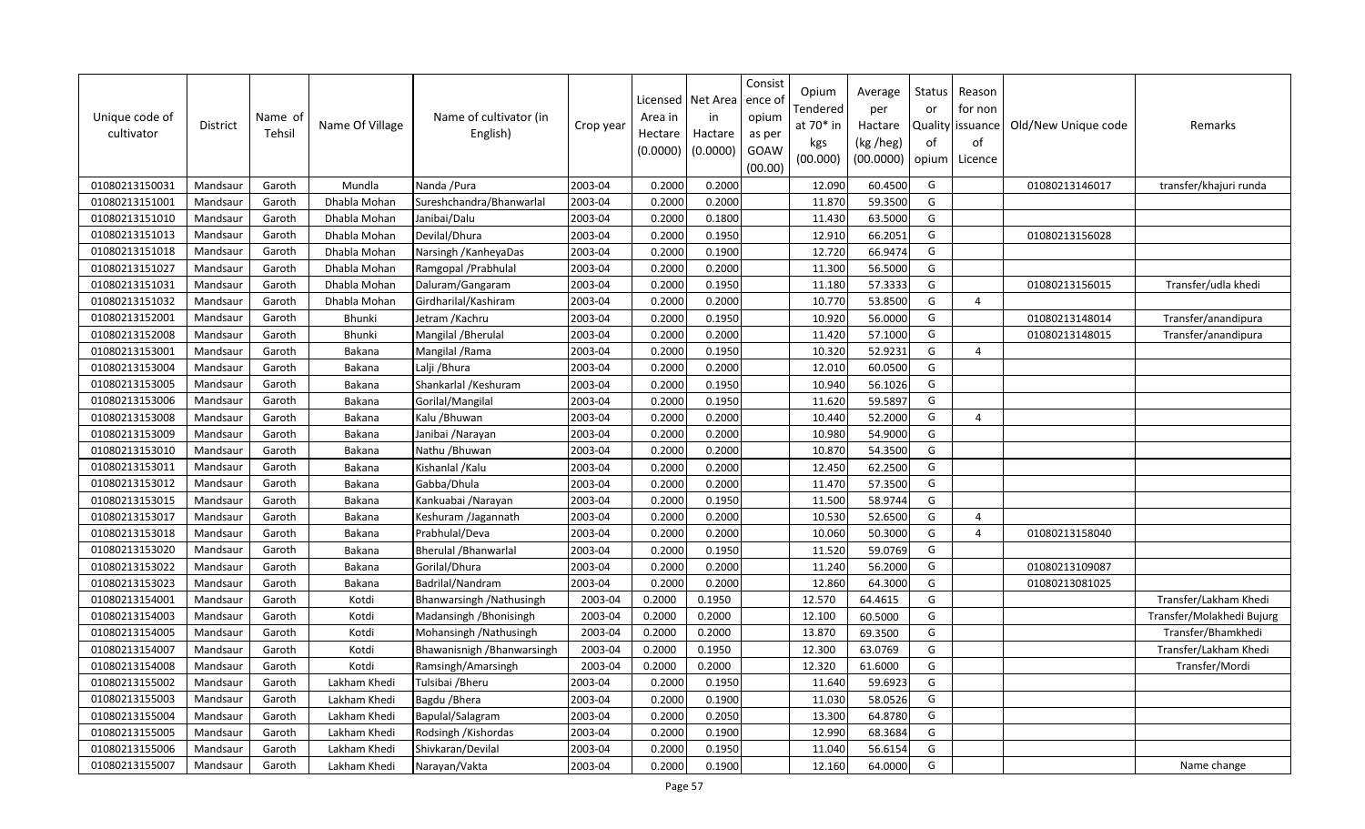| Unique code of cultivator | District | Name of Tehsil | Name Of Village | Name of cultivator (in English) | Crop year | Licensed Area in Hectare (0.0000) | Net Area in Hactare (0.0000) | Consistence of opium as per GOAW (00.00) | Opium Tendered at 70* in kgs (00.000) | Average per Hactare (kg /heg) (00.0000) | Status or Quality of opium | Reason for non issuance of Licence | Old/New Unique code | Remarks |
|---|---|---|---|---|---|---|---|---|---|---|---|---|---|---|
| 01080213150031 | Mandsaur | Garoth | Mundla | Nanda /Pura | 2003-04 | 0.2000 | 0.2000 | | 12.090 | 60.4500 | G | | 01080213146017 | transfer/khajuri runda |
| 01080213151001 | Mandsaur | Garoth | Dhabla Mohan | Sureshchandra/Bhanwarlal | 2003-04 | 0.2000 | 0.2000 | | 11.870 | 59.3500 | G | | | |
| 01080213151010 | Mandsaur | Garoth | Dhabla Mohan | Janibai/Dalu | 2003-04 | 0.2000 | 0.1800 | | 11.430 | 63.5000 | G | | | |
| 01080213151013 | Mandsaur | Garoth | Dhabla Mohan | Devilal/Dhura | 2003-04 | 0.2000 | 0.1950 | | 12.910 | 66.2051 | G | | 01080213156028 | |
| 01080213151018 | Mandsaur | Garoth | Dhabla Mohan | Narsingh /KanheyaDas | 2003-04 | 0.2000 | 0.1900 | | 12.720 | 66.9474 | G | | | |
| 01080213151027 | Mandsaur | Garoth | Dhabla Mohan | Ramgopal /Prabhulal | 2003-04 | 0.2000 | 0.2000 | | 11.300 | 56.5000 | G | | | |
| 01080213151031 | Mandsaur | Garoth | Dhabla Mohan | Daluram/Gangaram | 2003-04 | 0.2000 | 0.1950 | | 11.180 | 57.3333 | G | | 01080213156015 | Transfer/udla khedi |
| 01080213151032 | Mandsaur | Garoth | Dhabla Mohan | Girdharilal/Kashiram | 2003-04 | 0.2000 | 0.2000 | | 10.770 | 53.8500 | G | 4 | | |
| 01080213152001 | Mandsaur | Garoth | Bhunki | Jetram /Kachru | 2003-04 | 0.2000 | 0.1950 | | 10.920 | 56.0000 | G | | 01080213148014 | Transfer/anandipura |
| 01080213152008 | Mandsaur | Garoth | Bhunki | Mangilal /Bherulal | 2003-04 | 0.2000 | 0.2000 | | 11.420 | 57.1000 | G | | 01080213148015 | Transfer/anandipura |
| 01080213153001 | Mandsaur | Garoth | Bakana | Mangilal /Rama | 2003-04 | 0.2000 | 0.1950 | | 10.320 | 52.9231 | G | 4 | | |
| 01080213153004 | Mandsaur | Garoth | Bakana | Lalji /Bhura | 2003-04 | 0.2000 | 0.2000 | | 12.010 | 60.0500 | G | | | |
| 01080213153005 | Mandsaur | Garoth | Bakana | Shankarlal /Keshuram | 2003-04 | 0.2000 | 0.1950 | | 10.940 | 56.1026 | G | | | |
| 01080213153006 | Mandsaur | Garoth | Bakana | Gorilal/Mangilal | 2003-04 | 0.2000 | 0.1950 | | 11.620 | 59.5897 | G | | | |
| 01080213153008 | Mandsaur | Garoth | Bakana | Kalu /Bhuwan | 2003-04 | 0.2000 | 0.2000 | | 10.440 | 52.2000 | G | 4 | | |
| 01080213153009 | Mandsaur | Garoth | Bakana | Janibai /Narayan | 2003-04 | 0.2000 | 0.2000 | | 10.980 | 54.9000 | G | | | |
| 01080213153010 | Mandsaur | Garoth | Bakana | Nathu /Bhuwan | 2003-04 | 0.2000 | 0.2000 | | 10.870 | 54.3500 | G | | | |
| 01080213153011 | Mandsaur | Garoth | Bakana | Kishanlal /Kalu | 2003-04 | 0.2000 | 0.2000 | | 12.450 | 62.2500 | G | | | |
| 01080213153012 | Mandsaur | Garoth | Bakana | Gabba/Dhula | 2003-04 | 0.2000 | 0.2000 | | 11.470 | 57.3500 | G | | | |
| 01080213153015 | Mandsaur | Garoth | Bakana | Kankuabai /Narayan | 2003-04 | 0.2000 | 0.1950 | | 11.500 | 58.9744 | G | | | |
| 01080213153017 | Mandsaur | Garoth | Bakana | Keshuram /Jagannath | 2003-04 | 0.2000 | 0.2000 | | 10.530 | 52.6500 | G | 4 | | |
| 01080213153018 | Mandsaur | Garoth | Bakana | Prabhulal/Deva | 2003-04 | 0.2000 | 0.2000 | | 10.060 | 50.3000 | G | 4 | 01080213158040 | |
| 01080213153020 | Mandsaur | Garoth | Bakana | Bherulal /Bhanwarlal | 2003-04 | 0.2000 | 0.1950 | | 11.520 | 59.0769 | G | | | |
| 01080213153022 | Mandsaur | Garoth | Bakana | Gorilal/Dhura | 2003-04 | 0.2000 | 0.2000 | | 11.240 | 56.2000 | G | | 01080213109087 | |
| 01080213153023 | Mandsaur | Garoth | Bakana | Badrilal/Nandram | 2003-04 | 0.2000 | 0.2000 | | 12.860 | 64.3000 | G | | 01080213081025 | |
| 01080213154001 | Mandsaur | Garoth | Kotdi | Bhanwarsingh /Nathusingh | 2003-04 | 0.2000 | 0.1950 | | 12.570 | 64.4615 | G | | | Transfer/Lakham Khedi |
| 01080213154003 | Mandsaur | Garoth | Kotdi | Madansingh /Bhonisingh | 2003-04 | 0.2000 | 0.2000 | | 12.100 | 60.5000 | G | | | Transfer/Molakhedi Bujurg |
| 01080213154005 | Mandsaur | Garoth | Kotdi | Mohansingh /Nathusingh | 2003-04 | 0.2000 | 0.2000 | | 13.870 | 69.3500 | G | | | Transfer/Bhamkhedi |
| 01080213154007 | Mandsaur | Garoth | Kotdi | Bhawanisnigh /Bhanwarsingh | 2003-04 | 0.2000 | 0.1950 | | 12.300 | 63.0769 | G | | | Transfer/Lakham Khedi |
| 01080213154008 | Mandsaur | Garoth | Kotdi | Ramsingh/Amarsingh | 2003-04 | 0.2000 | 0.2000 | | 12.320 | 61.6000 | G | | | Transfer/Mordi |
| 01080213155002 | Mandsaur | Garoth | Lakham Khedi | Tulsibai /Bheru | 2003-04 | 0.2000 | 0.1950 | | 11.640 | 59.6923 | G | | | |
| 01080213155003 | Mandsaur | Garoth | Lakham Khedi | Bagdu /Bhera | 2003-04 | 0.2000 | 0.1900 | | 11.030 | 58.0526 | G | | | |
| 01080213155004 | Mandsaur | Garoth | Lakham Khedi | Bapulal/Salagram | 2003-04 | 0.2000 | 0.2050 | | 13.300 | 64.8780 | G | | | |
| 01080213155005 | Mandsaur | Garoth | Lakham Khedi | Rodsingh /Kishordas | 2003-04 | 0.2000 | 0.1900 | | 12.990 | 68.3684 | G | | | |
| 01080213155006 | Mandsaur | Garoth | Lakham Khedi | Shivkaran/Devilal | 2003-04 | 0.2000 | 0.1950 | | 11.040 | 56.6154 | G | | | |
| 01080213155007 | Mandsaur | Garoth | Lakham Khedi | Narayan/Vakta | 2003-04 | 0.2000 | 0.1900 | | 12.160 | 64.0000 | G | | | Name change |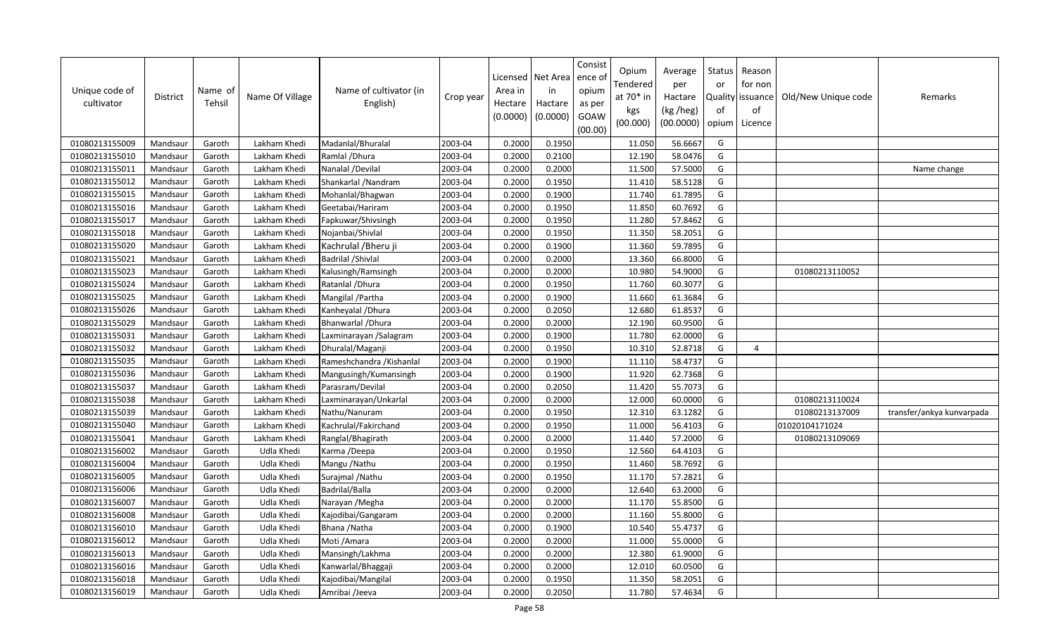| Unique code of cultivator | District | Name of Tehsil | Name Of Village | Name of cultivator (in English) | Crop year | Licensed Area in Hectare (0.0000) | Net Area in Hactare (0.0000) | Consistence of opium as per GOAW (00.00) | Opium Tendered at 70* in kgs (00.000) | Average per Hactare (kg /heg) (00.0000) | Status or Quality of opium | Reason for non issuance of Licence | Old/New Unique code | Remarks |
|---|---|---|---|---|---|---|---|---|---|---|---|---|---|---|
| 01080213155009 | Mandsaur | Garoth | Lakham Khedi | Madanlal/Bhuralal | 2003-04 | 0.2000 | 0.1950 | | 11.050 | 56.6667 | G | | | |
| 01080213155010 | Mandsaur | Garoth | Lakham Khedi | Ramlal /Dhura | 2003-04 | 0.2000 | 0.2100 | | 12.190 | 58.0476 | G | | | |
| 01080213155011 | Mandsaur | Garoth | Lakham Khedi | Nanalal /Devilal | 2003-04 | 0.2000 | 0.2000 | | 11.500 | 57.5000 | G | | | Name change |
| 01080213155012 | Mandsaur | Garoth | Lakham Khedi | Shankarlal /Nandram | 2003-04 | 0.2000 | 0.1950 | | 11.410 | 58.5128 | G | | | |
| 01080213155015 | Mandsaur | Garoth | Lakham Khedi | Mohanlal/Bhagwan | 2003-04 | 0.2000 | 0.1900 | | 11.740 | 61.7895 | G | | | |
| 01080213155016 | Mandsaur | Garoth | Lakham Khedi | Geetabai/Hariram | 2003-04 | 0.2000 | 0.1950 | | 11.850 | 60.7692 | G | | | |
| 01080213155017 | Mandsaur | Garoth | Lakham Khedi | Fapkuwar/Shivsingh | 2003-04 | 0.2000 | 0.1950 | | 11.280 | 57.8462 | G | | | |
| 01080213155018 | Mandsaur | Garoth | Lakham Khedi | Nojanbai/Shivlal | 2003-04 | 0.2000 | 0.1950 | | 11.350 | 58.2051 | G | | | |
| 01080213155020 | Mandsaur | Garoth | Lakham Khedi | Kachrulal /Bheru ji | 2003-04 | 0.2000 | 0.1900 | | 11.360 | 59.7895 | G | | | |
| 01080213155021 | Mandsaur | Garoth | Lakham Khedi | Badrilal /Shivlal | 2003-04 | 0.2000 | 0.2000 | | 13.360 | 66.8000 | G | | | |
| 01080213155023 | Mandsaur | Garoth | Lakham Khedi | Kalusingh/Ramsingh | 2003-04 | 0.2000 | 0.2000 | | 10.980 | 54.9000 | G | | 01080213110052 | |
| 01080213155024 | Mandsaur | Garoth | Lakham Khedi | Ratanlal /Dhura | 2003-04 | 0.2000 | 0.1950 | | 11.760 | 60.3077 | G | | | |
| 01080213155025 | Mandsaur | Garoth | Lakham Khedi | Mangilal /Partha | 2003-04 | 0.2000 | 0.1900 | | 11.660 | 61.3684 | G | | | |
| 01080213155026 | Mandsaur | Garoth | Lakham Khedi | Kanheyalal /Dhura | 2003-04 | 0.2000 | 0.2050 | | 12.680 | 61.8537 | G | | | |
| 01080213155029 | Mandsaur | Garoth | Lakham Khedi | Bhanwarlal /Dhura | 2003-04 | 0.2000 | 0.2000 | | 12.190 | 60.9500 | G | | | |
| 01080213155031 | Mandsaur | Garoth | Lakham Khedi | Laxminarayan /Salagram | 2003-04 | 0.2000 | 0.1900 | | 11.780 | 62.0000 | G | | | |
| 01080213155032 | Mandsaur | Garoth | Lakham Khedi | Dhuralal/Maganji | 2003-04 | 0.2000 | 0.1950 | | 10.310 | 52.8718 | G | 4 | | |
| 01080213155035 | Mandsaur | Garoth | Lakham Khedi | Rameshchandra /Kishanlal | 2003-04 | 0.2000 | 0.1900 | | 11.110 | 58.4737 | G | | | |
| 01080213155036 | Mandsaur | Garoth | Lakham Khedi | Mangusingh/Kumansingh | 2003-04 | 0.2000 | 0.1900 | | 11.920 | 62.7368 | G | | | |
| 01080213155037 | Mandsaur | Garoth | Lakham Khedi | Parasram/Devilal | 2003-04 | 0.2000 | 0.2050 | | 11.420 | 55.7073 | G | | | |
| 01080213155038 | Mandsaur | Garoth | Lakham Khedi | Laxminarayan/Unkarlal | 2003-04 | 0.2000 | 0.2000 | | 12.000 | 60.0000 | G | | 01080213110024 | |
| 01080213155039 | Mandsaur | Garoth | Lakham Khedi | Nathu/Nanuram | 2003-04 | 0.2000 | 0.1950 | | 12.310 | 63.1282 | G | | 01080213137009 | transfer/ankya kunvarpada |
| 01080213155040 | Mandsaur | Garoth | Lakham Khedi | Kachrulal/Fakirchand | 2003-04 | 0.2000 | 0.1950 | | 11.000 | 56.4103 | G | | 01020104171024 | |
| 01080213155041 | Mandsaur | Garoth | Lakham Khedi | Ranglal/Bhagirath | 2003-04 | 0.2000 | 0.2000 | | 11.440 | 57.2000 | G | | 01080213109069 | |
| 01080213156002 | Mandsaur | Garoth | Udla Khedi | Karma /Deepa | 2003-04 | 0.2000 | 0.1950 | | 12.560 | 64.4103 | G | | | |
| 01080213156004 | Mandsaur | Garoth | Udla Khedi | Mangu /Nathu | 2003-04 | 0.2000 | 0.1950 | | 11.460 | 58.7692 | G | | | |
| 01080213156005 | Mandsaur | Garoth | Udla Khedi | Surajmal /Nathu | 2003-04 | 0.2000 | 0.1950 | | 11.170 | 57.2821 | G | | | |
| 01080213156006 | Mandsaur | Garoth | Udla Khedi | Badrilal/Balla | 2003-04 | 0.2000 | 0.2000 | | 12.640 | 63.2000 | G | | | |
| 01080213156007 | Mandsaur | Garoth | Udla Khedi | Narayan /Megha | 2003-04 | 0.2000 | 0.2000 | | 11.170 | 55.8500 | G | | | |
| 01080213156008 | Mandsaur | Garoth | Udla Khedi | Kajodibai/Gangaram | 2003-04 | 0.2000 | 0.2000 | | 11.160 | 55.8000 | G | | | |
| 01080213156010 | Mandsaur | Garoth | Udla Khedi | Bhana /Natha | 2003-04 | 0.2000 | 0.1900 | | 10.540 | 55.4737 | G | | | |
| 01080213156012 | Mandsaur | Garoth | Udla Khedi | Moti /Amara | 2003-04 | 0.2000 | 0.2000 | | 11.000 | 55.0000 | G | | | |
| 01080213156013 | Mandsaur | Garoth | Udla Khedi | Mansingh/Lakhma | 2003-04 | 0.2000 | 0.2000 | | 12.380 | 61.9000 | G | | | |
| 01080213156016 | Mandsaur | Garoth | Udla Khedi | Kanwarlal/Bhaggaji | 2003-04 | 0.2000 | 0.2000 | | 12.010 | 60.0500 | G | | | |
| 01080213156018 | Mandsaur | Garoth | Udla Khedi | Kajodibai/Mangilal | 2003-04 | 0.2000 | 0.1950 | | 11.350 | 58.2051 | G | | | |
| 01080213156019 | Mandsaur | Garoth | Udla Khedi | Amribai /Jeeva | 2003-04 | 0.2000 | 0.2050 | | 11.780 | 57.4634 | G | | | |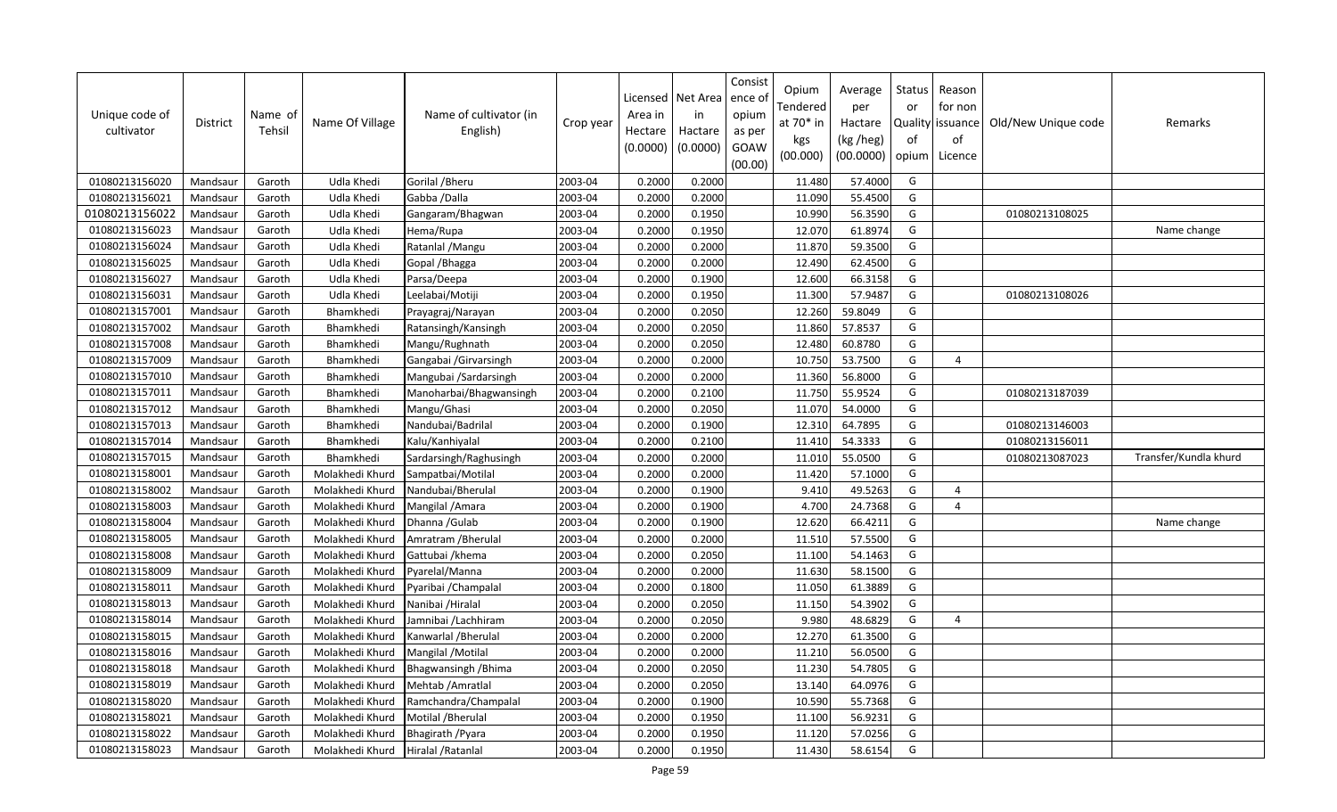| Unique code of cultivator | District | Name of Tehsil | Name Of Village | Name of cultivator (in English) | Crop year | Licensed Area in Hectare (0.0000) | Net Area in Hactare (0.0000) | Consistence of opium as per GOAW (00.00) | Opium Tendered at 70* in kgs (00.000) | Average per Hactare (kg /heg) (00.0000) | Status or Quality of opium | Reason for non issuance of Licence | Old/New Unique code | Remarks |
|---|---|---|---|---|---|---|---|---|---|---|---|---|---|---|
| 01080213156020 | Mandsaur | Garoth | Udla Khedi | Gorilal /Bheru | 2003-04 | 0.2000 | 0.2000 | | 11.480 | 57.4000 | G | | | |
| 01080213156021 | Mandsaur | Garoth | Udla Khedi | Gabba /Dalla | 2003-04 | 0.2000 | 0.2000 | | 11.090 | 55.4500 | G | | | |
| 01080213156022 | Mandsaur | Garoth | Udla Khedi | Gangaram/Bhagwan | 2003-04 | 0.2000 | 0.1950 | | 10.990 | 56.3590 | G | | 01080213108025 | |
| 01080213156023 | Mandsaur | Garoth | Udla Khedi | Hema/Rupa | 2003-04 | 0.2000 | 0.1950 | | 12.070 | 61.8974 | G | | | Name change |
| 01080213156024 | Mandsaur | Garoth | Udla Khedi | Ratanlal /Mangu | 2003-04 | 0.2000 | 0.2000 | | 11.870 | 59.3500 | G | | | |
| 01080213156025 | Mandsaur | Garoth | Udla Khedi | Gopal /Bhagga | 2003-04 | 0.2000 | 0.2000 | | 12.490 | 62.4500 | G | | | |
| 01080213156027 | Mandsaur | Garoth | Udla Khedi | Parsa/Deepa | 2003-04 | 0.2000 | 0.1900 | | 12.600 | 66.3158 | G | | | |
| 01080213156031 | Mandsaur | Garoth | Udla Khedi | Leelabai/Motiji | 2003-04 | 0.2000 | 0.1950 | | 11.300 | 57.9487 | G | | 01080213108026 | |
| 01080213157001 | Mandsaur | Garoth | Bhamkhedi | Prayagraj/Narayan | 2003-04 | 0.2000 | 0.2050 | | 12.260 | 59.8049 | G | | | |
| 01080213157002 | Mandsaur | Garoth | Bhamkhedi | Ratansingh/Kansingh | 2003-04 | 0.2000 | 0.2050 | | 11.860 | 57.8537 | G | | | |
| 01080213157008 | Mandsaur | Garoth | Bhamkhedi | Mangu/Rughnath | 2003-04 | 0.2000 | 0.2050 | | 12.480 | 60.8780 | G | | | |
| 01080213157009 | Mandsaur | Garoth | Bhamkhedi | Gangabai /Girvarsingh | 2003-04 | 0.2000 | 0.2000 | | 10.750 | 53.7500 | G | 4 | | |
| 01080213157010 | Mandsaur | Garoth | Bhamkhedi | Mangubai /Sardarsingh | 2003-04 | 0.2000 | 0.2000 | | 11.360 | 56.8000 | G | | | |
| 01080213157011 | Mandsaur | Garoth | Bhamkhedi | Manoharbai/Bhagwansingh | 2003-04 | 0.2000 | 0.2100 | | 11.750 | 55.9524 | G | | 01080213187039 | |
| 01080213157012 | Mandsaur | Garoth | Bhamkhedi | Mangu/Ghasi | 2003-04 | 0.2000 | 0.2050 | | 11.070 | 54.0000 | G | | | |
| 01080213157013 | Mandsaur | Garoth | Bhamkhedi | Nandubai/Badrilal | 2003-04 | 0.2000 | 0.1900 | | 12.310 | 64.7895 | G | | 01080213146003 | |
| 01080213157014 | Mandsaur | Garoth | Bhamkhedi | Kalu/Kanhiyalal | 2003-04 | 0.2000 | 0.2100 | | 11.410 | 54.3333 | G | | 01080213156011 | |
| 01080213157015 | Mandsaur | Garoth | Bhamkhedi | Sardarsingh/Raghusingh | 2003-04 | 0.2000 | 0.2000 | | 11.010 | 55.0500 | G | | 01080213087023 | Transfer/Kundla khurd |
| 01080213158001 | Mandsaur | Garoth | Molakhedi Khurd | Sampatbai/Motilal | 2003-04 | 0.2000 | 0.2000 | | 11.420 | 57.1000 | G | | | |
| 01080213158002 | Mandsaur | Garoth | Molakhedi Khurd | Nandubai/Bherulal | 2003-04 | 0.2000 | 0.1900 | | 9.410 | 49.5263 | G | 4 | | |
| 01080213158003 | Mandsaur | Garoth | Molakhedi Khurd | Mangilal /Amara | 2003-04 | 0.2000 | 0.1900 | | 4.700 | 24.7368 | G | 4 | | |
| 01080213158004 | Mandsaur | Garoth | Molakhedi Khurd | Dhanna /Gulab | 2003-04 | 0.2000 | 0.1900 | | 12.620 | 66.4211 | G | | | Name change |
| 01080213158005 | Mandsaur | Garoth | Molakhedi Khurd | Amratram /Bherulal | 2003-04 | 0.2000 | 0.2000 | | 11.510 | 57.5500 | G | | | |
| 01080213158008 | Mandsaur | Garoth | Molakhedi Khurd | Gattubai /khema | 2003-04 | 0.2000 | 0.2050 | | 11.100 | 54.1463 | G | | | |
| 01080213158009 | Mandsaur | Garoth | Molakhedi Khurd | Pyarelal/Manna | 2003-04 | 0.2000 | 0.2000 | | 11.630 | 58.1500 | G | | | |
| 01080213158011 | Mandsaur | Garoth | Molakhedi Khurd | Pyaribai /Champalal | 2003-04 | 0.2000 | 0.1800 | | 11.050 | 61.3889 | G | | | |
| 01080213158013 | Mandsaur | Garoth | Molakhedi Khurd | Nanibai /Hiralal | 2003-04 | 0.2000 | 0.2050 | | 11.150 | 54.3902 | G | | | |
| 01080213158014 | Mandsaur | Garoth | Molakhedi Khurd | Jamnibai /Lachhiram | 2003-04 | 0.2000 | 0.2050 | | 9.980 | 48.6829 | G | 4 | | |
| 01080213158015 | Mandsaur | Garoth | Molakhedi Khurd | Kanwarlal /Bherulal | 2003-04 | 0.2000 | 0.2000 | | 12.270 | 61.3500 | G | | | |
| 01080213158016 | Mandsaur | Garoth | Molakhedi Khurd | Mangilal /Motilal | 2003-04 | 0.2000 | 0.2000 | | 11.210 | 56.0500 | G | | | |
| 01080213158018 | Mandsaur | Garoth | Molakhedi Khurd | Bhagwansingh /Bhima | 2003-04 | 0.2000 | 0.2050 | | 11.230 | 54.7805 | G | | | |
| 01080213158019 | Mandsaur | Garoth | Molakhedi Khurd | Mehtab /Amratlal | 2003-04 | 0.2000 | 0.2050 | | 13.140 | 64.0976 | G | | | |
| 01080213158020 | Mandsaur | Garoth | Molakhedi Khurd | Ramchandra/Champalal | 2003-04 | 0.2000 | 0.1900 | | 10.590 | 55.7368 | G | | | |
| 01080213158021 | Mandsaur | Garoth | Molakhedi Khurd | Motilal /Bherulal | 2003-04 | 0.2000 | 0.1950 | | 11.100 | 56.9231 | G | | | |
| 01080213158022 | Mandsaur | Garoth | Molakhedi Khurd | Bhagirath /Pyara | 2003-04 | 0.2000 | 0.1950 | | 11.120 | 57.0256 | G | | | |
| 01080213158023 | Mandsaur | Garoth | Molakhedi Khurd | Hiralal /Ratanlal | 2003-04 | 0.2000 | 0.1950 | | 11.430 | 58.6154 | G | | | |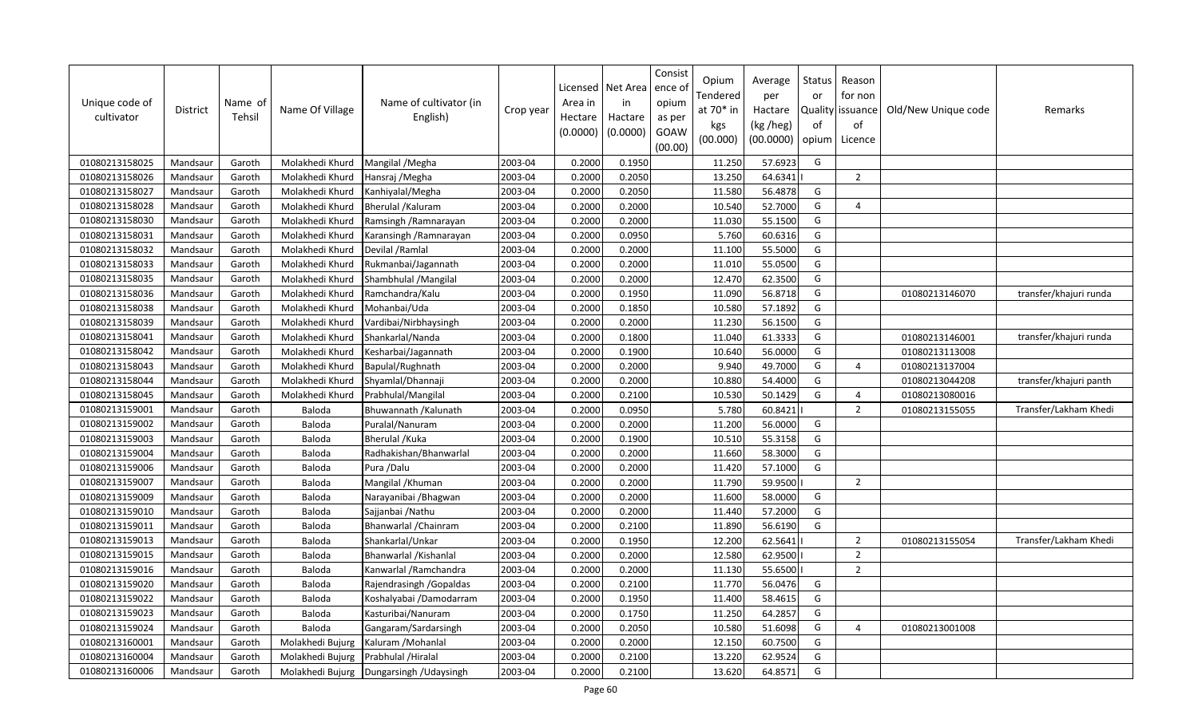| Unique code of cultivator | District | Name of Tehsil | Name Of Village | Name of cultivator (in English) | Crop year | Licensed Area in Hectare (0.0000) | Net Area in Hactare (0.0000) | Consistence of opium as per GOAW (00.00) | Opium Tendered at 70* in kgs (00.000) | Average per Hactare (kg /heg) (00.0000) | Status or Quality of opium | Reason for non issuance of Licence | Old/New Unique code | Remarks |
|---|---|---|---|---|---|---|---|---|---|---|---|---|---|---|
| 01080213158025 | Mandsaur | Garoth | Molakhedi Khurd | Mangilal /Megha | 2003-04 | 0.2000 | 0.1950 | | 11.250 | 57.6923 | G | | | |
| 01080213158026 | Mandsaur | Garoth | Molakhedi Khurd | Hansraj /Megha | 2003-04 | 0.2000 | 0.2050 | | 13.250 | 64.6341 | I | 2 | | |
| 01080213158027 | Mandsaur | Garoth | Molakhedi Khurd | Kanhiyalal/Megha | 2003-04 | 0.2000 | 0.2050 | | 11.580 | 56.4878 | G | | | |
| 01080213158028 | Mandsaur | Garoth | Molakhedi Khurd | Bherulal /Kaluram | 2003-04 | 0.2000 | 0.2000 | | 10.540 | 52.7000 | G | 4 | | |
| 01080213158030 | Mandsaur | Garoth | Molakhedi Khurd | Ramsingh /Ramnarayan | 2003-04 | 0.2000 | 0.2000 | | 11.030 | 55.1500 | G | | | |
| 01080213158031 | Mandsaur | Garoth | Molakhedi Khurd | Karansingh /Ramnarayan | 2003-04 | 0.2000 | 0.0950 | | 5.760 | 60.6316 | G | | | |
| 01080213158032 | Mandsaur | Garoth | Molakhedi Khurd | Devilal /Ramlal | 2003-04 | 0.2000 | 0.2000 | | 11.100 | 55.5000 | G | | | |
| 01080213158033 | Mandsaur | Garoth | Molakhedi Khurd | Rukmanbai/Jagannath | 2003-04 | 0.2000 | 0.2000 | | 11.010 | 55.0500 | G | | | |
| 01080213158035 | Mandsaur | Garoth | Molakhedi Khurd | Shambhulal /Mangilal | 2003-04 | 0.2000 | 0.2000 | | 12.470 | 62.3500 | G | | | |
| 01080213158036 | Mandsaur | Garoth | Molakhedi Khurd | Ramchandra/Kalu | 2003-04 | 0.2000 | 0.1950 | | 11.090 | 56.8718 | G | | 01080213146070 | transfer/khajuri runda |
| 01080213158038 | Mandsaur | Garoth | Molakhedi Khurd | Mohanbai/Uda | 2003-04 | 0.2000 | 0.1850 | | 10.580 | 57.1892 | G | | | |
| 01080213158039 | Mandsaur | Garoth | Molakhedi Khurd | Vardibai/Nirbhaysingh | 2003-04 | 0.2000 | 0.2000 | | 11.230 | 56.1500 | G | | | |
| 01080213158041 | Mandsaur | Garoth | Molakhedi Khurd | Shankarlal/Nanda | 2003-04 | 0.2000 | 0.1800 | | 11.040 | 61.3333 | G | | 01080213146001 | transfer/khajuri runda |
| 01080213158042 | Mandsaur | Garoth | Molakhedi Khurd | Kesharbai/Jagannath | 2003-04 | 0.2000 | 0.1900 | | 10.640 | 56.0000 | G | | 01080213113008 | |
| 01080213158043 | Mandsaur | Garoth | Molakhedi Khurd | Bapulal/Rughnath | 2003-04 | 0.2000 | 0.2000 | | 9.940 | 49.7000 | G | 4 | 01080213137004 | |
| 01080213158044 | Mandsaur | Garoth | Molakhedi Khurd | Shyamlal/Dhannaji | 2003-04 | 0.2000 | 0.2000 | | 10.880 | 54.4000 | G | | 01080213044208 | transfer/khajuri panth |
| 01080213158045 | Mandsaur | Garoth | Molakhedi Khurd | Prabhulal/Mangilal | 2003-04 | 0.2000 | 0.2100 | | 10.530 | 50.1429 | G | 4 | 01080213080016 | |
| 01080213159001 | Mandsaur | Garoth | Baloda | Bhuwannath /Kalunath | 2003-04 | 0.2000 | 0.0950 | | 5.780 | 60.8421 | I | 2 | 01080213155055 | Transfer/Lakham Khedi |
| 01080213159002 | Mandsaur | Garoth | Baloda | Puralal/Nanuram | 2003-04 | 0.2000 | 0.2000 | | 11.200 | 56.0000 | G | | | |
| 01080213159003 | Mandsaur | Garoth | Baloda | Bherulal /Kuka | 2003-04 | 0.2000 | 0.1900 | | 10.510 | 55.3158 | G | | | |
| 01080213159004 | Mandsaur | Garoth | Baloda | Radhakishan/Bhanwarlal | 2003-04 | 0.2000 | 0.2000 | | 11.660 | 58.3000 | G | | | |
| 01080213159006 | Mandsaur | Garoth | Baloda | Pura /Dalu | 2003-04 | 0.2000 | 0.2000 | | 11.420 | 57.1000 | G | | | |
| 01080213159007 | Mandsaur | Garoth | Baloda | Mangilal /Khuman | 2003-04 | 0.2000 | 0.2000 | | 11.790 | 59.9500 | I | 2 | | |
| 01080213159009 | Mandsaur | Garoth | Baloda | Narayanibai /Bhagwan | 2003-04 | 0.2000 | 0.2000 | | 11.600 | 58.0000 | G | | | |
| 01080213159010 | Mandsaur | Garoth | Baloda | Sajjanbai /Nathu | 2003-04 | 0.2000 | 0.2000 | | 11.440 | 57.2000 | G | | | |
| 01080213159011 | Mandsaur | Garoth | Baloda | Bhanwarlal /Chainram | 2003-04 | 0.2000 | 0.2100 | | 11.890 | 56.6190 | G | | | |
| 01080213159013 | Mandsaur | Garoth | Baloda | Shankarlal/Unkar | 2003-04 | 0.2000 | 0.1950 | | 12.200 | 62.5641 | I | 2 | 01080213155054 | Transfer/Lakham Khedi |
| 01080213159015 | Mandsaur | Garoth | Baloda | Bhanwarlal /Kishanlal | 2003-04 | 0.2000 | 0.2000 | | 12.580 | 62.9500 | I | 2 | | |
| 01080213159016 | Mandsaur | Garoth | Baloda | Kanwarlal /Ramchandra | 2003-04 | 0.2000 | 0.2000 | | 11.130 | 55.6500 | I | 2 | | |
| 01080213159020 | Mandsaur | Garoth | Baloda | Rajendrasingh /Gopaldas | 2003-04 | 0.2000 | 0.2100 | | 11.770 | 56.0476 | G | | | |
| 01080213159022 | Mandsaur | Garoth | Baloda | Koshalyabai /Damodarram | 2003-04 | 0.2000 | 0.1950 | | 11.400 | 58.4615 | G | | | |
| 01080213159023 | Mandsaur | Garoth | Baloda | Kasturibai/Nanuram | 2003-04 | 0.2000 | 0.1750 | | 11.250 | 64.2857 | G | | | |
| 01080213159024 | Mandsaur | Garoth | Baloda | Gangaram/Sardarsingh | 2003-04 | 0.2000 | 0.2050 | | 10.580 | 51.6098 | G | 4 | 01080213001008 | |
| 01080213160001 | Mandsaur | Garoth | Molakhedi Bujurg | Kaluram /Mohanlal | 2003-04 | 0.2000 | 0.2000 | | 12.150 | 60.7500 | G | | | |
| 01080213160004 | Mandsaur | Garoth | Molakhedi Bujurg | Prabhulal /Hiralal | 2003-04 | 0.2000 | 0.2100 | | 13.220 | 62.9524 | G | | | |
| 01080213160006 | Mandsaur | Garoth | Molakhedi Bujurg | Dungarsingh /Udaysingh | 2003-04 | 0.2000 | 0.2100 | | 13.620 | 64.8571 | G | | | |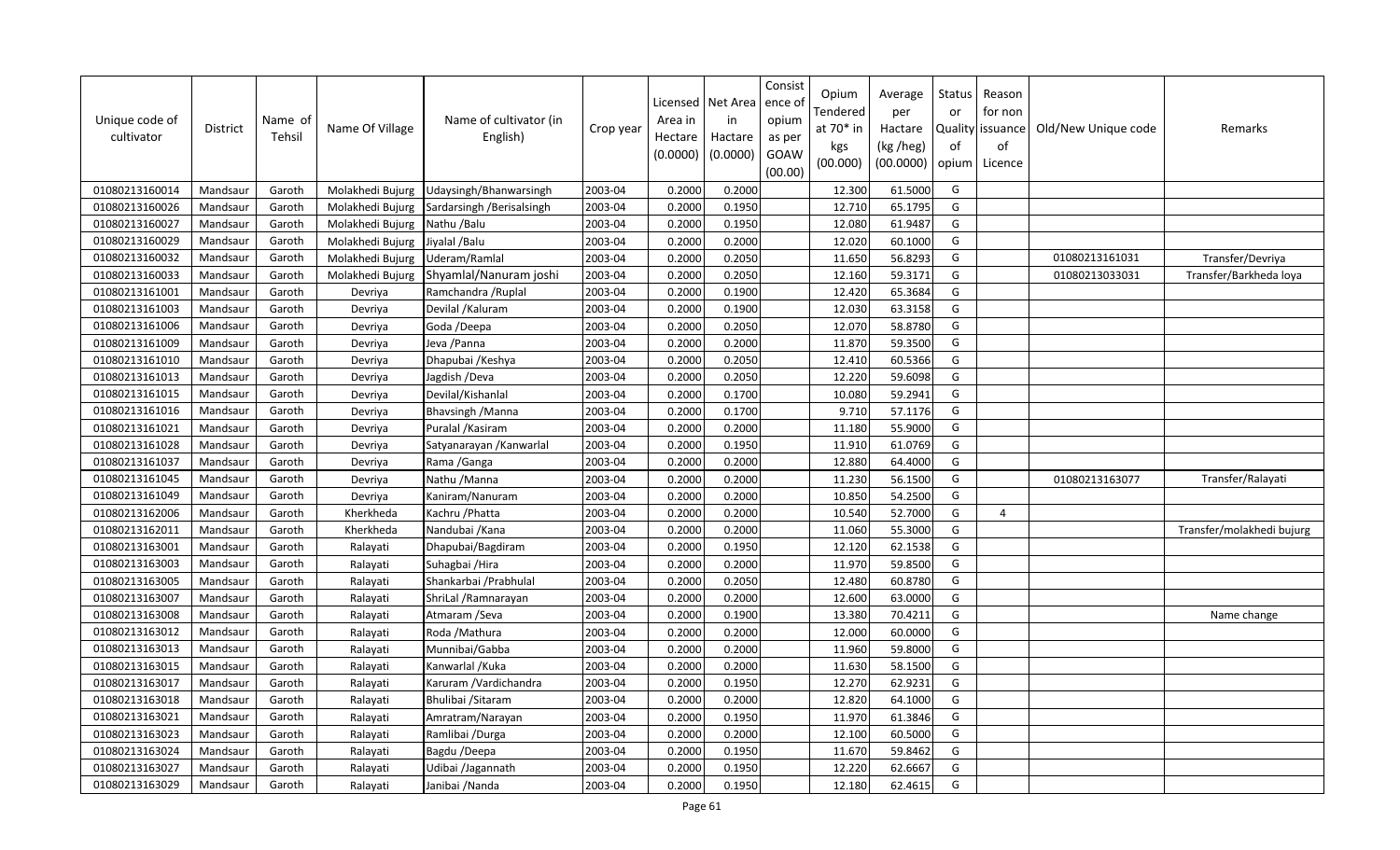| Unique code of cultivator | District | Name of Tehsil | Name Of Village | Name of cultivator (in English) | Crop year | Licensed Area in Hectare (0.0000) | Net Area in Hactare (0.0000) | Consistence of opium as per GOAW (00.00) | Opium Tendered at 70* in kgs (00.000) | Average per Hactare (kg /heg) (00.0000) | Status or Quality of opium | Reason for non issuance of Licence | Old/New Unique code | Remarks |
|---|---|---|---|---|---|---|---|---|---|---|---|---|---|---|
| 01080213160014 | Mandsaur | Garoth | Molakhedi Bujurg | Udaysingh/Bhanwarsingh | 2003-04 | 0.2000 | 0.2000 | | 12.300 | 61.5000 | G | | | |
| 01080213160026 | Mandsaur | Garoth | Molakhedi Bujurg | Sardarsingh /Berisalsingh | 2003-04 | 0.2000 | 0.1950 | | 12.710 | 65.1795 | G | | | |
| 01080213160027 | Mandsaur | Garoth | Molakhedi Bujurg | Nathu /Balu | 2003-04 | 0.2000 | 0.1950 | | 12.080 | 61.9487 | G | | | |
| 01080213160029 | Mandsaur | Garoth | Molakhedi Bujurg | Jiyalal /Balu | 2003-04 | 0.2000 | 0.2000 | | 12.020 | 60.1000 | G | | | |
| 01080213160032 | Mandsaur | Garoth | Molakhedi Bujurg | Uderam/Ramlal | 2003-04 | 0.2000 | 0.2050 | | 11.650 | 56.8293 | G | | 01080213161031 | Transfer/Devriya |
| 01080213160033 | Mandsaur | Garoth | Molakhedi Bujurg | Shyamlal/Nanuram joshi | 2003-04 | 0.2000 | 0.2050 | | 12.160 | 59.3171 | G | | 01080213033031 | Transfer/Barkheda loya |
| 01080213161001 | Mandsaur | Garoth | Devriya | Ramchandra /Ruplal | 2003-04 | 0.2000 | 0.1900 | | 12.420 | 65.3684 | G | | | |
| 01080213161003 | Mandsaur | Garoth | Devriya | Devilal /Kaluram | 2003-04 | 0.2000 | 0.1900 | | 12.030 | 63.3158 | G | | | |
| 01080213161006 | Mandsaur | Garoth | Devriya | Goda /Deepa | 2003-04 | 0.2000 | 0.2050 | | 12.070 | 58.8780 | G | | | |
| 01080213161009 | Mandsaur | Garoth | Devriya | Jeva /Panna | 2003-04 | 0.2000 | 0.2000 | | 11.870 | 59.3500 | G | | | |
| 01080213161010 | Mandsaur | Garoth | Devriya | Dhapubai /Keshya | 2003-04 | 0.2000 | 0.2050 | | 12.410 | 60.5366 | G | | | |
| 01080213161013 | Mandsaur | Garoth | Devriya | Jagdish /Deva | 2003-04 | 0.2000 | 0.2050 | | 12.220 | 59.6098 | G | | | |
| 01080213161015 | Mandsaur | Garoth | Devriya | Devilal/Kishanlal | 2003-04 | 0.2000 | 0.1700 | | 10.080 | 59.2941 | G | | | |
| 01080213161016 | Mandsaur | Garoth | Devriya | Bhavsingh /Manna | 2003-04 | 0.2000 | 0.1700 | | 9.710 | 57.1176 | G | | | |
| 01080213161021 | Mandsaur | Garoth | Devriya | Puralal /Kasiram | 2003-04 | 0.2000 | 0.2000 | | 11.180 | 55.9000 | G | | | |
| 01080213161028 | Mandsaur | Garoth | Devriya | Satyanarayan /Kanwarlal | 2003-04 | 0.2000 | 0.1950 | | 11.910 | 61.0769 | G | | | |
| 01080213161037 | Mandsaur | Garoth | Devriya | Rama /Ganga | 2003-04 | 0.2000 | 0.2000 | | 12.880 | 64.4000 | G | | | |
| 01080213161045 | Mandsaur | Garoth | Devriya | Nathu /Manna | 2003-04 | 0.2000 | 0.2000 | | 11.230 | 56.1500 | G | | 01080213163077 | Transfer/Ralayati |
| 01080213161049 | Mandsaur | Garoth | Devriya | Kaniram/Nanuram | 2003-04 | 0.2000 | 0.2000 | | 10.850 | 54.2500 | G | | | |
| 01080213162006 | Mandsaur | Garoth | Kherkheda | Kachru /Phatta | 2003-04 | 0.2000 | 0.2000 | | 10.540 | 52.7000 | G | 4 | | |
| 01080213162011 | Mandsaur | Garoth | Kherkheda | Nandubai /Kana | 2003-04 | 0.2000 | 0.2000 | | 11.060 | 55.3000 | G | | | Transfer/molakhedi bujurg |
| 01080213163001 | Mandsaur | Garoth | Ralayati | Dhapubai/Bagdiram | 2003-04 | 0.2000 | 0.1950 | | 12.120 | 62.1538 | G | | | |
| 01080213163003 | Mandsaur | Garoth | Ralayati | Suhagbai /Hira | 2003-04 | 0.2000 | 0.2000 | | 11.970 | 59.8500 | G | | | |
| 01080213163005 | Mandsaur | Garoth | Ralayati | Shankarbai /Prabhulal | 2003-04 | 0.2000 | 0.2050 | | 12.480 | 60.8780 | G | | | |
| 01080213163007 | Mandsaur | Garoth | Ralayati | ShriLal /Ramnarayan | 2003-04 | 0.2000 | 0.2000 | | 12.600 | 63.0000 | G | | | |
| 01080213163008 | Mandsaur | Garoth | Ralayati | Atmaram /Seva | 2003-04 | 0.2000 | 0.1900 | | 13.380 | 70.4211 | G | | | Name change |
| 01080213163012 | Mandsaur | Garoth | Ralayati | Roda /Mathura | 2003-04 | 0.2000 | 0.2000 | | 12.000 | 60.0000 | G | | | |
| 01080213163013 | Mandsaur | Garoth | Ralayati | Munnibai/Gabba | 2003-04 | 0.2000 | 0.2000 | | 11.960 | 59.8000 | G | | | |
| 01080213163015 | Mandsaur | Garoth | Ralayati | Kanwarlal /Kuka | 2003-04 | 0.2000 | 0.2000 | | 11.630 | 58.1500 | G | | | |
| 01080213163017 | Mandsaur | Garoth | Ralayati | Karuram /Vardichandra | 2003-04 | 0.2000 | 0.1950 | | 12.270 | 62.9231 | G | | | |
| 01080213163018 | Mandsaur | Garoth | Ralayati | Bhulibai /Sitaram | 2003-04 | 0.2000 | 0.2000 | | 12.820 | 64.1000 | G | | | |
| 01080213163021 | Mandsaur | Garoth | Ralayati | Amratram/Narayan | 2003-04 | 0.2000 | 0.1950 | | 11.970 | 61.3846 | G | | | |
| 01080213163023 | Mandsaur | Garoth | Ralayati | Ramlibai /Durga | 2003-04 | 0.2000 | 0.2000 | | 12.100 | 60.5000 | G | | | |
| 01080213163024 | Mandsaur | Garoth | Ralayati | Bagdu /Deepa | 2003-04 | 0.2000 | 0.1950 | | 11.670 | 59.8462 | G | | | |
| 01080213163027 | Mandsaur | Garoth | Ralayati | Udibai /Jagannath | 2003-04 | 0.2000 | 0.1950 | | 12.220 | 62.6667 | G | | | |
| 01080213163029 | Mandsaur | Garoth | Ralayati | Janibai /Nanda | 2003-04 | 0.2000 | 0.1950 | | 12.180 | 62.4615 | G | | | |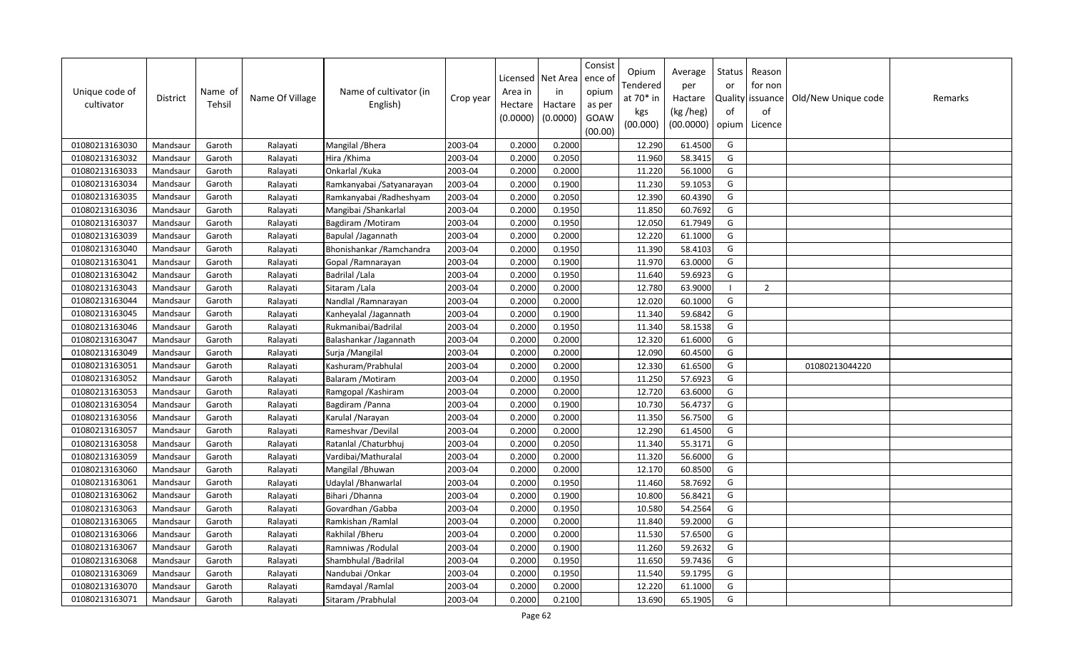| Unique code of cultivator | District | Name of Tehsil | Name Of Village | Name of cultivator (in English) | Crop year | Licensed Area in Hectare (0.0000) | Net Area in Hactare (0.0000) | Consistence of opium as per GOAW (00.00) | Opium Tendered at 70* in kgs (00.000) | Average per Hactare (kg /heg) (00.0000) | Status or Quality of opium | Reason for non issuance of Licence | Old/New Unique code | Remarks |
|---|---|---|---|---|---|---|---|---|---|---|---|---|---|---|
| 01080213163030 | Mandsaur | Garoth | Ralayati | Mangilal /Bhera | 2003-04 | 0.2000 | 0.2000 | | 12.290 | 61.4500 | G | | | |
| 01080213163032 | Mandsaur | Garoth | Ralayati | Hira /Khima | 2003-04 | 0.2000 | 0.2050 | | 11.960 | 58.3415 | G | | | |
| 01080213163033 | Mandsaur | Garoth | Ralayati | Onkarlal /Kuka | 2003-04 | 0.2000 | 0.2000 | | 11.220 | 56.1000 | G | | | |
| 01080213163034 | Mandsaur | Garoth | Ralayati | Ramkanyabai /Satyanarayan | 2003-04 | 0.2000 | 0.1900 | | 11.230 | 59.1053 | G | | | |
| 01080213163035 | Mandsaur | Garoth | Ralayati | Ramkanyabai /Radheshyam | 2003-04 | 0.2000 | 0.2050 | | 12.390 | 60.4390 | G | | | |
| 01080213163036 | Mandsaur | Garoth | Ralayati | Mangibai /Shankarlal | 2003-04 | 0.2000 | 0.1950 | | 11.850 | 60.7692 | G | | | |
| 01080213163037 | Mandsaur | Garoth | Ralayati | Bagdiram /Motiram | 2003-04 | 0.2000 | 0.1950 | | 12.050 | 61.7949 | G | | | |
| 01080213163039 | Mandsaur | Garoth | Ralayati | Bapulal /Jagannath | 2003-04 | 0.2000 | 0.2000 | | 12.220 | 61.1000 | G | | | |
| 01080213163040 | Mandsaur | Garoth | Ralayati | Bhonishankar /Ramchandra | 2003-04 | 0.2000 | 0.1950 | | 11.390 | 58.4103 | G | | | |
| 01080213163041 | Mandsaur | Garoth | Ralayati | Gopal /Ramnarayan | 2003-04 | 0.2000 | 0.1900 | | 11.970 | 63.0000 | G | | | |
| 01080213163042 | Mandsaur | Garoth | Ralayati | Badrilal /Lala | 2003-04 | 0.2000 | 0.1950 | | 11.640 | 59.6923 | G | | | |
| 01080213163043 | Mandsaur | Garoth | Ralayati | Sitaram /Lala | 2003-04 | 0.2000 | 0.2000 | | 12.780 | 63.9000 | I | 2 | | |
| 01080213163044 | Mandsaur | Garoth | Ralayati | Nandlal /Ramnarayan | 2003-04 | 0.2000 | 0.2000 | | 12.020 | 60.1000 | G | | | |
| 01080213163045 | Mandsaur | Garoth | Ralayati | Kanheyalal /Jagannath | 2003-04 | 0.2000 | 0.1900 | | 11.340 | 59.6842 | G | | | |
| 01080213163046 | Mandsaur | Garoth | Ralayati | Rukmanibai/Badrilal | 2003-04 | 0.2000 | 0.1950 | | 11.340 | 58.1538 | G | | | |
| 01080213163047 | Mandsaur | Garoth | Ralayati | Balashankar /Jagannath | 2003-04 | 0.2000 | 0.2000 | | 12.320 | 61.6000 | G | | | |
| 01080213163049 | Mandsaur | Garoth | Ralayati | Surja /Mangilal | 2003-04 | 0.2000 | 0.2000 | | 12.090 | 60.4500 | G | | | |
| 01080213163051 | Mandsaur | Garoth | Ralayati | Kashuram/Prabhulal | 2003-04 | 0.2000 | 0.2000 | | 12.330 | 61.6500 | G | | 01080213044220 | |
| 01080213163052 | Mandsaur | Garoth | Ralayati | Balaram /Motiram | 2003-04 | 0.2000 | 0.1950 | | 11.250 | 57.6923 | G | | | |
| 01080213163053 | Mandsaur | Garoth | Ralayati | Ramgopal /Kashiram | 2003-04 | 0.2000 | 0.2000 | | 12.720 | 63.6000 | G | | | |
| 01080213163054 | Mandsaur | Garoth | Ralayati | Bagdiram /Panna | 2003-04 | 0.2000 | 0.1900 | | 10.730 | 56.4737 | G | | | |
| 01080213163056 | Mandsaur | Garoth | Ralayati | Karulal /Narayan | 2003-04 | 0.2000 | 0.2000 | | 11.350 | 56.7500 | G | | | |
| 01080213163057 | Mandsaur | Garoth | Ralayati | Rameshvar /Devilal | 2003-04 | 0.2000 | 0.2000 | | 12.290 | 61.4500 | G | | | |
| 01080213163058 | Mandsaur | Garoth | Ralayati | Ratanlal /Chaturbhuj | 2003-04 | 0.2000 | 0.2050 | | 11.340 | 55.3171 | G | | | |
| 01080213163059 | Mandsaur | Garoth | Ralayati | Vardibai/Mathuralal | 2003-04 | 0.2000 | 0.2000 | | 11.320 | 56.6000 | G | | | |
| 01080213163060 | Mandsaur | Garoth | Ralayati | Mangilal /Bhuwan | 2003-04 | 0.2000 | 0.2000 | | 12.170 | 60.8500 | G | | | |
| 01080213163061 | Mandsaur | Garoth | Ralayati | Udaylal /Bhanwarlal | 2003-04 | 0.2000 | 0.1950 | | 11.460 | 58.7692 | G | | | |
| 01080213163062 | Mandsaur | Garoth | Ralayati | Bihari /Dhanna | 2003-04 | 0.2000 | 0.1900 | | 10.800 | 56.8421 | G | | | |
| 01080213163063 | Mandsaur | Garoth | Ralayati | Govardhan /Gabba | 2003-04 | 0.2000 | 0.1950 | | 10.580 | 54.2564 | G | | | |
| 01080213163065 | Mandsaur | Garoth | Ralayati | Ramkishan /Ramlal | 2003-04 | 0.2000 | 0.2000 | | 11.840 | 59.2000 | G | | | |
| 01080213163066 | Mandsaur | Garoth | Ralayati | Rakhilal /Bheru | 2003-04 | 0.2000 | 0.2000 | | 11.530 | 57.6500 | G | | | |
| 01080213163067 | Mandsaur | Garoth | Ralayati | Ramniwas /Rodulal | 2003-04 | 0.2000 | 0.1900 | | 11.260 | 59.2632 | G | | | |
| 01080213163068 | Mandsaur | Garoth | Ralayati | Shambhulal /Badrilal | 2003-04 | 0.2000 | 0.1950 | | 11.650 | 59.7436 | G | | | |
| 01080213163069 | Mandsaur | Garoth | Ralayati | Nandubai /Onkar | 2003-04 | 0.2000 | 0.1950 | | 11.540 | 59.1795 | G | | | |
| 01080213163070 | Mandsaur | Garoth | Ralayati | Ramdayal /Ramlal | 2003-04 | 0.2000 | 0.2000 | | 12.220 | 61.1000 | G | | | |
| 01080213163071 | Mandsaur | Garoth | Ralayati | Sitaram /Prabhulal | 2003-04 | 0.2000 | 0.2100 | | 13.690 | 65.1905 | G | | | |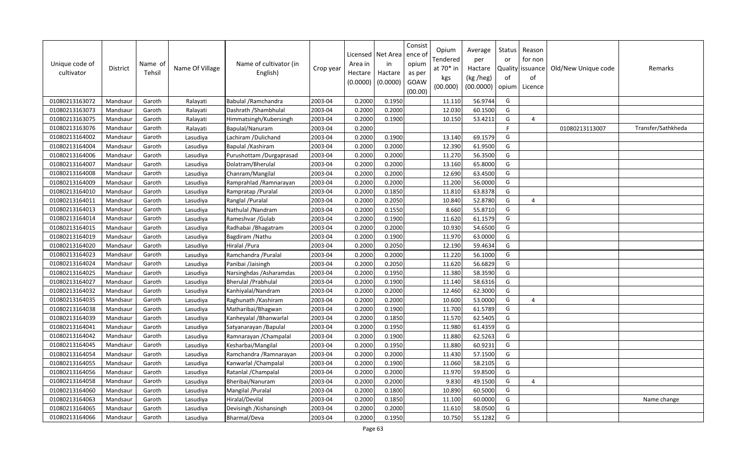| Unique code of cultivator | District | Name of Tehsil | Name Of Village | Name of cultivator (in English) | Crop year | Licensed Area in Hectare (0.0000) | Net Area in Hactare (0.0000) | Consistence of opium as per GOAW (00.00) | Opium Tendered at 70* in kgs (00.000) | Average per Hactare (kg /heg) (00.0000) | Status or Quality of opium | Reason for non issuance of Licence | Old/New Unique code | Remarks |
|---|---|---|---|---|---|---|---|---|---|---|---|---|---|---|
| 01080213163072 | Mandsaur | Garoth | Ralayati | Babulal /Ramchandra | 2003-04 | 0.2000 | 0.1950 | | 11.110 | 56.9744 | G | | | |
| 01080213163073 | Mandsaur | Garoth | Ralayati | Dashrath /Shambhulal | 2003-04 | 0.2000 | 0.2000 | | 12.030 | 60.1500 | G | | | |
| 01080213163075 | Mandsaur | Garoth | Ralayati | Himmatsingh/Kubersingh | 2003-04 | 0.2000 | 0.1900 | | 10.150 | 53.4211 | G | 4 | | |
| 01080213163076 | Mandsaur | Garoth | Ralayati | Bapulal/Nanuram | 2003-04 | 0.2000 | | | | | F | | 01080213113007 | Transfer/Sathkheda |
| 01080213164002 | Mandsaur | Garoth | Lasudiya | Lachiram /Dulichand | 2003-04 | 0.2000 | 0.1900 | | 13.140 | 69.1579 | G | | | |
| 01080213164004 | Mandsaur | Garoth | Lasudiya | Bapulal /Kashiram | 2003-04 | 0.2000 | 0.2000 | | 12.390 | 61.9500 | G | | | |
| 01080213164006 | Mandsaur | Garoth | Lasudiya | Purushottam /Durgaprasad | 2003-04 | 0.2000 | 0.2000 | | 11.270 | 56.3500 | G | | | |
| 01080213164007 | Mandsaur | Garoth | Lasudiya | Dolatram/Bherulal | 2003-04 | 0.2000 | 0.2000 | | 13.160 | 65.8000 | G | | | |
| 01080213164008 | Mandsaur | Garoth | Lasudiya | Chanram/Mangilal | 2003-04 | 0.2000 | 0.2000 | | 12.690 | 63.4500 | G | | | |
| 01080213164009 | Mandsaur | Garoth | Lasudiya | Ramprahlad /Ramnarayan | 2003-04 | 0.2000 | 0.2000 | | 11.200 | 56.0000 | G | | | |
| 01080213164010 | Mandsaur | Garoth | Lasudiya | Rampratap /Puralal | 2003-04 | 0.2000 | 0.1850 | | 11.810 | 63.8378 | G | | | |
| 01080213164011 | Mandsaur | Garoth | Lasudiya | Ranglal /Puralal | 2003-04 | 0.2000 | 0.2050 | | 10.840 | 52.8780 | G | 4 | | |
| 01080213164013 | Mandsaur | Garoth | Lasudiya | Nathulal /Nandram | 2003-04 | 0.2000 | 0.1550 | | 8.660 | 55.8710 | G | | | |
| 01080213164014 | Mandsaur | Garoth | Lasudiya | Rameshvar /Gulab | 2003-04 | 0.2000 | 0.1900 | | 11.620 | 61.1579 | G | | | |
| 01080213164015 | Mandsaur | Garoth | Lasudiya | Radhabai /Bhagatram | 2003-04 | 0.2000 | 0.2000 | | 10.930 | 54.6500 | G | | | |
| 01080213164019 | Mandsaur | Garoth | Lasudiya | Bagdiram /Nathu | 2003-04 | 0.2000 | 0.1900 | | 11.970 | 63.0000 | G | | | |
| 01080213164020 | Mandsaur | Garoth | Lasudiya | Hiralal /Pura | 2003-04 | 0.2000 | 0.2050 | | 12.190 | 59.4634 | G | | | |
| 01080213164023 | Mandsaur | Garoth | Lasudiya | Ramchandra /Puralal | 2003-04 | 0.2000 | 0.2000 | | 11.220 | 56.1000 | G | | | |
| 01080213164024 | Mandsaur | Garoth | Lasudiya | Panibai /Jaisingh | 2003-04 | 0.2000 | 0.2050 | | 11.620 | 56.6829 | G | | | |
| 01080213164025 | Mandsaur | Garoth | Lasudiya | Narsinghdas /Asharamdas | 2003-04 | 0.2000 | 0.1950 | | 11.380 | 58.3590 | G | | | |
| 01080213164027 | Mandsaur | Garoth | Lasudiya | Bherulal /Prabhulal | 2003-04 | 0.2000 | 0.1900 | | 11.140 | 58.6316 | G | | | |
| 01080213164032 | Mandsaur | Garoth | Lasudiya | Kanhiyalal/Nandram | 2003-04 | 0.2000 | 0.2000 | | 12.460 | 62.3000 | G | | | |
| 01080213164035 | Mandsaur | Garoth | Lasudiya | Raghunath /Kashiram | 2003-04 | 0.2000 | 0.2000 | | 10.600 | 53.0000 | G | 4 | | |
| 01080213164038 | Mandsaur | Garoth | Lasudiya | Matharibai/Bhagwan | 2003-04 | 0.2000 | 0.1900 | | 11.700 | 61.5789 | G | | | |
| 01080213164039 | Mandsaur | Garoth | Lasudiya | Kanheyalal /Bhanwarlal | 2003-04 | 0.2000 | 0.1850 | | 11.570 | 62.5405 | G | | | |
| 01080213164041 | Mandsaur | Garoth | Lasudiya | Satyanarayan /Bapulal | 2003-04 | 0.2000 | 0.1950 | | 11.980 | 61.4359 | G | | | |
| 01080213164042 | Mandsaur | Garoth | Lasudiya | Ramnarayan /Champalal | 2003-04 | 0.2000 | 0.1900 | | 11.880 | 62.5263 | G | | | |
| 01080213164045 | Mandsaur | Garoth | Lasudiya | Kesharbai/Mangilal | 2003-04 | 0.2000 | 0.1950 | | 11.880 | 60.9231 | G | | | |
| 01080213164054 | Mandsaur | Garoth | Lasudiya | Ramchandra /Ramnarayan | 2003-04 | 0.2000 | 0.2000 | | 11.430 | 57.1500 | G | | | |
| 01080213164055 | Mandsaur | Garoth | Lasudiya | Kanwarlal /Champalal | 2003-04 | 0.2000 | 0.1900 | | 11.060 | 58.2105 | G | | | |
| 01080213164056 | Mandsaur | Garoth | Lasudiya | Ratanlal /Champalal | 2003-04 | 0.2000 | 0.2000 | | 11.970 | 59.8500 | G | | | |
| 01080213164058 | Mandsaur | Garoth | Lasudiya | Bheribai/Nanuram | 2003-04 | 0.2000 | 0.2000 | | 9.830 | 49.1500 | G | 4 | | |
| 01080213164060 | Mandsaur | Garoth | Lasudiya | Mangilal /Puralal | 2003-04 | 0.2000 | 0.1800 | | 10.890 | 60.5000 | G | | | |
| 01080213164063 | Mandsaur | Garoth | Lasudiya | Hiralal/Devilal | 2003-04 | 0.2000 | 0.1850 | | 11.100 | 60.0000 | G | | | Name change |
| 01080213164065 | Mandsaur | Garoth | Lasudiya | Devisingh /Kishansingh | 2003-04 | 0.2000 | 0.2000 | | 11.610 | 58.0500 | G | | | |
| 01080213164066 | Mandsaur | Garoth | Lasudiya | Bharmal/Deva | 2003-04 | 0.2000 | 0.1950 | | 10.750 | 55.1282 | G | | | |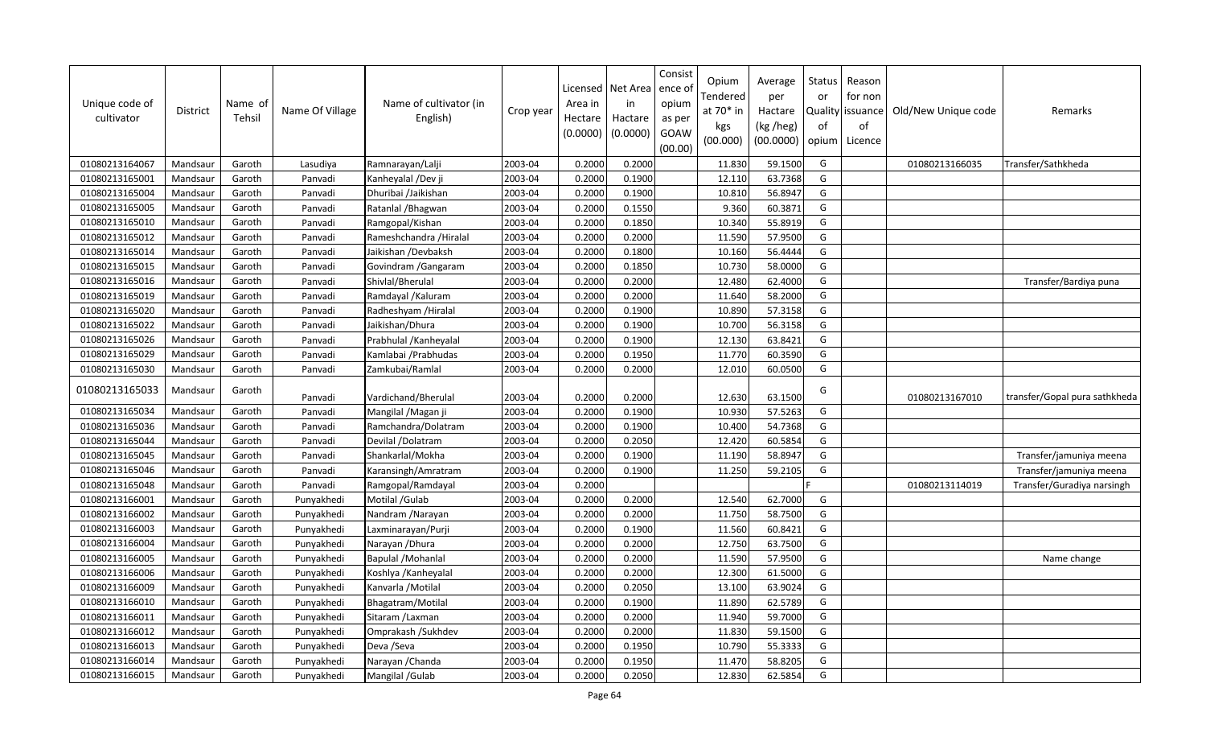| Unique code of cultivator | District | Name of Tehsil | Name Of Village | Name of cultivator (in English) | Crop year | Licensed Area in Hectare (0.0000) | Net Area in Hactare (0.0000) | Consistence of opium as per GOAW (00.00) | Opium Tendered at 70* in kgs (00.000) | Average per Hactare (kg /heg) (00.0000) | Status or Quality of opium | Reason for non issuance of Licence | Old/New Unique code | Remarks |
|---|---|---|---|---|---|---|---|---|---|---|---|---|---|---|
| 01080213164067 | Mandsaur | Garoth | Lasudiya | Ramnarayan/Lalji | 2003-04 | 0.2000 | 0.2000 | | 11.830 | 59.1500 | G | | 01080213166035 | Transfer/Sathkheda |
| 01080213165001 | Mandsaur | Garoth | Panvadi | Kanheyalal /Dev ji | 2003-04 | 0.2000 | 0.1900 | | 12.110 | 63.7368 | G | | | |
| 01080213165004 | Mandsaur | Garoth | Panvadi | Dhuribai /Jaikishan | 2003-04 | 0.2000 | 0.1900 | | 10.810 | 56.8947 | G | | | |
| 01080213165005 | Mandsaur | Garoth | Panvadi | Ratanlal /Bhagwan | 2003-04 | 0.2000 | 0.1550 | | 9.360 | 60.3871 | G | | | |
| 01080213165010 | Mandsaur | Garoth | Panvadi | Ramgopal/Kishan | 2003-04 | 0.2000 | 0.1850 | | 10.340 | 55.8919 | G | | | |
| 01080213165012 | Mandsaur | Garoth | Panvadi | Rameshchandra /Hiralal | 2003-04 | 0.2000 | 0.2000 | | 11.590 | 57.9500 | G | | | |
| 01080213165014 | Mandsaur | Garoth | Panvadi | Jaikishan /Devbaksh | 2003-04 | 0.2000 | 0.1800 | | 10.160 | 56.4444 | G | | | |
| 01080213165015 | Mandsaur | Garoth | Panvadi | Govindram /Gangaram | 2003-04 | 0.2000 | 0.1850 | | 10.730 | 58.0000 | G | | | |
| 01080213165016 | Mandsaur | Garoth | Panvadi | Shivlal/Bherulal | 2003-04 | 0.2000 | 0.2000 | | 12.480 | 62.4000 | G | | | Transfer/Bardiya puna |
| 01080213165019 | Mandsaur | Garoth | Panvadi | Ramdayal /Kaluram | 2003-04 | 0.2000 | 0.2000 | | 11.640 | 58.2000 | G | | | |
| 01080213165020 | Mandsaur | Garoth | Panvadi | Radheshyam /Hiralal | 2003-04 | 0.2000 | 0.1900 | | 10.890 | 57.3158 | G | | | |
| 01080213165022 | Mandsaur | Garoth | Panvadi | Jaikishan/Dhura | 2003-04 | 0.2000 | 0.1900 | | 10.700 | 56.3158 | G | | | |
| 01080213165026 | Mandsaur | Garoth | Panvadi | Prabhulal /Kanheyalal | 2003-04 | 0.2000 | 0.1900 | | 12.130 | 63.8421 | G | | | |
| 01080213165029 | Mandsaur | Garoth | Panvadi | Kamlabai /Prabhudas | 2003-04 | 0.2000 | 0.1950 | | 11.770 | 60.3590 | G | | | |
| 01080213165030 | Mandsaur | Garoth | Panvadi | Zamkubai/Ramlal | 2003-04 | 0.2000 | 0.2000 | | 12.010 | 60.0500 | G | | | |
| 01080213165033 | Mandsaur | Garoth | Panvadi | Vardichand/Bherulal | 2003-04 | 0.2000 | 0.2000 | | 12.630 | 63.1500 | G | | 01080213167010 | transfer/Gopal pura sathkheda |
| 01080213165034 | Mandsaur | Garoth | Panvadi | Mangilal /Magan ji | 2003-04 | 0.2000 | 0.1900 | | 10.930 | 57.5263 | G | | | |
| 01080213165036 | Mandsaur | Garoth | Panvadi | Ramchandra/Dolatram | 2003-04 | 0.2000 | 0.1900 | | 10.400 | 54.7368 | G | | | |
| 01080213165044 | Mandsaur | Garoth | Panvadi | Devilal /Dolatram | 2003-04 | 0.2000 | 0.2050 | | 12.420 | 60.5854 | G | | | |
| 01080213165045 | Mandsaur | Garoth | Panvadi | Shankarlal/Mokha | 2003-04 | 0.2000 | 0.1900 | | 11.190 | 58.8947 | G | | | Transfer/jamuniya meena |
| 01080213165046 | Mandsaur | Garoth | Panvadi | Karansingh/Amratram | 2003-04 | 0.2000 | 0.1900 | | 11.250 | 59.2105 | G | | | Transfer/jamuniya meena |
| 01080213165048 | Mandsaur | Garoth | Panvadi | Ramgopal/Ramdayal | 2003-04 | 0.2000 | | | | | F | | 01080213114019 | Transfer/Guradiya narsingh |
| 01080213166001 | Mandsaur | Garoth | Punyakhedi | Motilal /Gulab | 2003-04 | 0.2000 | 0.2000 | | 12.540 | 62.7000 | G | | | |
| 01080213166002 | Mandsaur | Garoth | Punyakhedi | Nandram /Narayan | 2003-04 | 0.2000 | 0.2000 | | 11.750 | 58.7500 | G | | | |
| 01080213166003 | Mandsaur | Garoth | Punyakhedi | Laxminarayan/Purji | 2003-04 | 0.2000 | 0.1900 | | 11.560 | 60.8421 | G | | | |
| 01080213166004 | Mandsaur | Garoth | Punyakhedi | Narayan /Dhura | 2003-04 | 0.2000 | 0.2000 | | 12.750 | 63.7500 | G | | | |
| 01080213166005 | Mandsaur | Garoth | Punyakhedi | Bapulal /Mohanlal | 2003-04 | 0.2000 | 0.2000 | | 11.590 | 57.9500 | G | | | Name change |
| 01080213166006 | Mandsaur | Garoth | Punyakhedi | Koshlya /Kanheyalal | 2003-04 | 0.2000 | 0.2000 | | 12.300 | 61.5000 | G | | | |
| 01080213166009 | Mandsaur | Garoth | Punyakhedi | Kanvarla /Motilal | 2003-04 | 0.2000 | 0.2050 | | 13.100 | 63.9024 | G | | | |
| 01080213166010 | Mandsaur | Garoth | Punyakhedi | Bhagatram/Motilal | 2003-04 | 0.2000 | 0.1900 | | 11.890 | 62.5789 | G | | | |
| 01080213166011 | Mandsaur | Garoth | Punyakhedi | Sitaram /Laxman | 2003-04 | 0.2000 | 0.2000 | | 11.940 | 59.7000 | G | | | |
| 01080213166012 | Mandsaur | Garoth | Punyakhedi | Omprakash /Sukhdev | 2003-04 | 0.2000 | 0.2000 | | 11.830 | 59.1500 | G | | | |
| 01080213166013 | Mandsaur | Garoth | Punyakhedi | Deva /Seva | 2003-04 | 0.2000 | 0.1950 | | 10.790 | 55.3333 | G | | | |
| 01080213166014 | Mandsaur | Garoth | Punyakhedi | Narayan /Chanda | 2003-04 | 0.2000 | 0.1950 | | 11.470 | 58.8205 | G | | | |
| 01080213166015 | Mandsaur | Garoth | Punyakhedi | Mangilal /Gulab | 2003-04 | 0.2000 | 0.2050 | | 12.830 | 62.5854 | G | | | |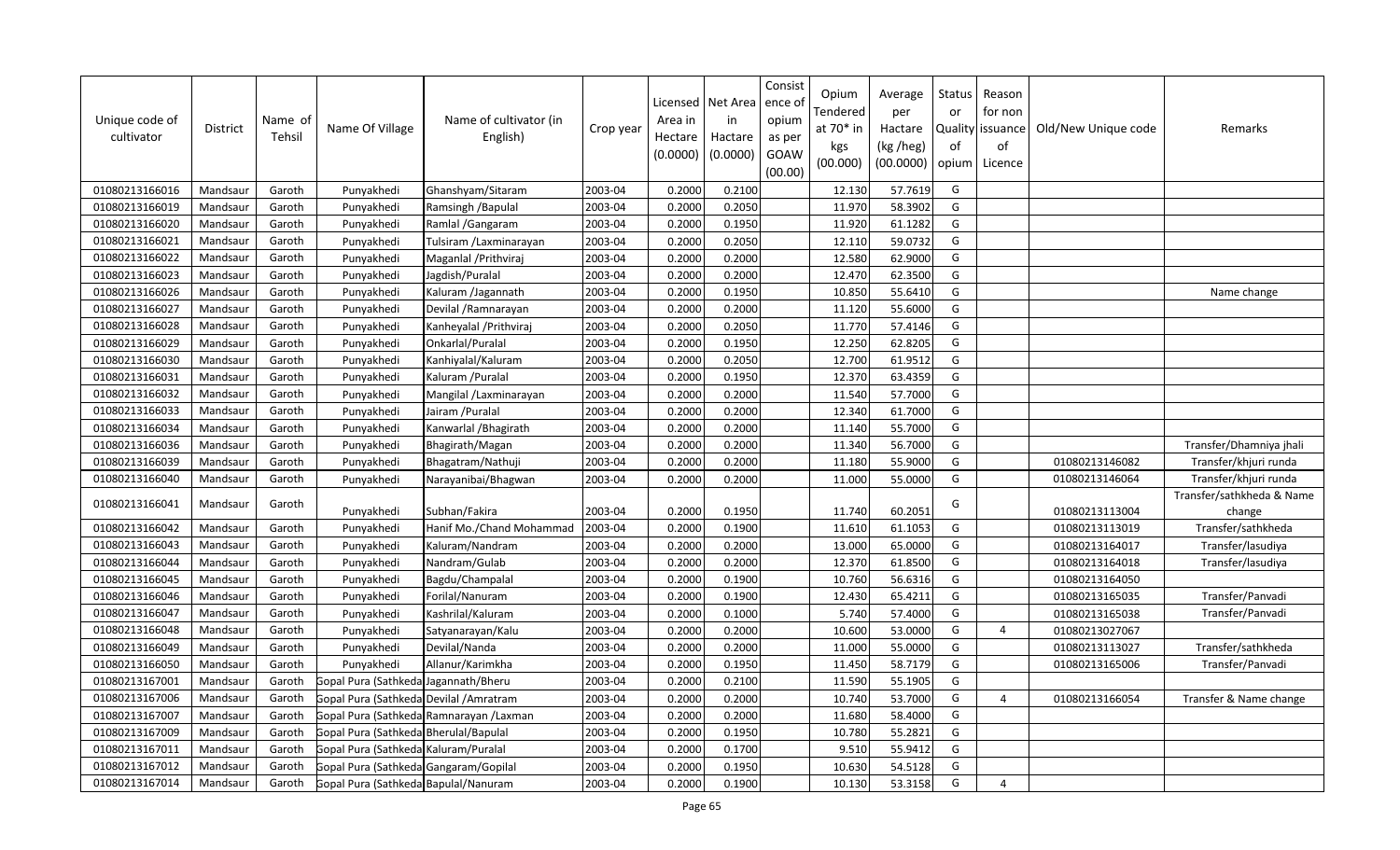| Unique code of cultivator | District | Name of Tehsil | Name Of Village | Name of cultivator (in English) | Crop year | Licensed Area in Hectare (0.0000) | Net Area in Hactare (0.0000) | Consist ence of opium as per GOAW (00.00) | Opium Tendered at 70* in kgs (00.000) | Average per Hactare (kg /heg) (00.0000) | Status or Quality of opium | Reason for non issuance of Licence | Old/New Unique code | Remarks |
|---|---|---|---|---|---|---|---|---|---|---|---|---|---|---|
| 01080213166016 | Mandsaur | Garoth | Punyakhedi | Ghanshyam/Sitaram | 2003-04 | 0.2000 | 0.2100 | | 12.130 | 57.7619 | G | | | |
| 01080213166019 | Mandsaur | Garoth | Punyakhedi | Ramsingh /Bapulal | 2003-04 | 0.2000 | 0.2050 | | 11.970 | 58.3902 | G | | | |
| 01080213166020 | Mandsaur | Garoth | Punyakhedi | Ramlal /Gangaram | 2003-04 | 0.2000 | 0.1950 | | 11.920 | 61.1282 | G | | | |
| 01080213166021 | Mandsaur | Garoth | Punyakhedi | Tulsiram /Laxminarayan | 2003-04 | 0.2000 | 0.2050 | | 12.110 | 59.0732 | G | | | |
| 01080213166022 | Mandsaur | Garoth | Punyakhedi | Maganlal /Prithviraj | 2003-04 | 0.2000 | 0.2000 | | 12.580 | 62.9000 | G | | | |
| 01080213166023 | Mandsaur | Garoth | Punyakhedi | Jagdish/Puralal | 2003-04 | 0.2000 | 0.2000 | | 12.470 | 62.3500 | G | | | |
| 01080213166026 | Mandsaur | Garoth | Punyakhedi | Kaluram /Jagannath | 2003-04 | 0.2000 | 0.1950 | | 10.850 | 55.6410 | G | | | Name change |
| 01080213166027 | Mandsaur | Garoth | Punyakhedi | Devilal /Ramnarayan | 2003-04 | 0.2000 | 0.2000 | | 11.120 | 55.6000 | G | | | |
| 01080213166028 | Mandsaur | Garoth | Punyakhedi | Kanheyalal /Prithviraj | 2003-04 | 0.2000 | 0.2050 | | 11.770 | 57.4146 | G | | | |
| 01080213166029 | Mandsaur | Garoth | Punyakhedi | Onkarlal/Puralal | 2003-04 | 0.2000 | 0.1950 | | 12.250 | 62.8205 | G | | | |
| 01080213166030 | Mandsaur | Garoth | Punyakhedi | Kanhiyalal/Kaluram | 2003-04 | 0.2000 | 0.2050 | | 12.700 | 61.9512 | G | | | |
| 01080213166031 | Mandsaur | Garoth | Punyakhedi | Kaluram /Puralal | 2003-04 | 0.2000 | 0.1950 | | 12.370 | 63.4359 | G | | | |
| 01080213166032 | Mandsaur | Garoth | Punyakhedi | Mangilal /Laxminarayan | 2003-04 | 0.2000 | 0.2000 | | 11.540 | 57.7000 | G | | | |
| 01080213166033 | Mandsaur | Garoth | Punyakhedi | Jairam /Puralal | 2003-04 | 0.2000 | 0.2000 | | 12.340 | 61.7000 | G | | | |
| 01080213166034 | Mandsaur | Garoth | Punyakhedi | Kanwarlal /Bhagirath | 2003-04 | 0.2000 | 0.2000 | | 11.140 | 55.7000 | G | | | |
| 01080213166036 | Mandsaur | Garoth | Punyakhedi | Bhagirath/Magan | 2003-04 | 0.2000 | 0.2000 | | 11.340 | 56.7000 | G | | | Transfer/Dhamniya jhali |
| 01080213166039 | Mandsaur | Garoth | Punyakhedi | Bhagatram/Nathuji | 2003-04 | 0.2000 | 0.2000 | | 11.180 | 55.9000 | G | | 01080213146082 | Transfer/khjuri runda |
| 01080213166040 | Mandsaur | Garoth | Punyakhedi | Narayanibai/Bhagwan | 2003-04 | 0.2000 | 0.2000 | | 11.000 | 55.0000 | G | | 01080213146064 | Transfer/khjuri runda |
| 01080213166041 | Mandsaur | Garoth | Punyakhedi | Subhan/Fakira | 2003-04 | 0.2000 | 0.1950 | | 11.740 | 60.2051 | G | | 01080213113004 | Transfer/sathkheda & Name change |
| 01080213166042 | Mandsaur | Garoth | Punyakhedi | Hanif Mo./Chand Mohammad | 2003-04 | 0.2000 | 0.1900 | | 11.610 | 61.1053 | G | | 01080213113019 | Transfer/sathkheda |
| 01080213166043 | Mandsaur | Garoth | Punyakhedi | Kaluram/Nandram | 2003-04 | 0.2000 | 0.2000 | | 13.000 | 65.0000 | G | | 01080213164017 | Transfer/lasudiya |
| 01080213166044 | Mandsaur | Garoth | Punyakhedi | Nandram/Gulab | 2003-04 | 0.2000 | 0.2000 | | 12.370 | 61.8500 | G | | 01080213164018 | Transfer/lasudiya |
| 01080213166045 | Mandsaur | Garoth | Punyakhedi | Bagdu/Champalal | 2003-04 | 0.2000 | 0.1900 | | 10.760 | 56.6316 | G | | 01080213164050 | |
| 01080213166046 | Mandsaur | Garoth | Punyakhedi | Forilal/Nanuram | 2003-04 | 0.2000 | 0.1900 | | 12.430 | 65.4211 | G | | 01080213165035 | Transfer/Panvadi |
| 01080213166047 | Mandsaur | Garoth | Punyakhedi | Kashrilal/Kaluram | 2003-04 | 0.2000 | 0.1000 | | 5.740 | 57.4000 | G | | 01080213165038 | Transfer/Panvadi |
| 01080213166048 | Mandsaur | Garoth | Punyakhedi | Satyanarayan/Kalu | 2003-04 | 0.2000 | 0.2000 | | 10.600 | 53.0000 | G | 4 | 01080213027067 | |
| 01080213166049 | Mandsaur | Garoth | Punyakhedi | Devilal/Nanda | 2003-04 | 0.2000 | 0.2000 | | 11.000 | 55.0000 | G | | 01080213113027 | Transfer/sathkheda |
| 01080213166050 | Mandsaur | Garoth | Punyakhedi | Allanur/Karimkha | 2003-04 | 0.2000 | 0.1950 | | 11.450 | 58.7179 | G | | 01080213165006 | Transfer/Panvadi |
| 01080213167001 | Mandsaur | Garoth | Gopal Pura (Sathkeda) | Jagannath/Bheru | 2003-04 | 0.2000 | 0.2100 | | 11.590 | 55.1905 | G | | | |
| 01080213167006 | Mandsaur | Garoth | Gopal Pura (Sathkeda) | Devilal /Amratram | 2003-04 | 0.2000 | 0.2000 | | 10.740 | 53.7000 | G | 4 | 01080213166054 | Transfer & Name change |
| 01080213167007 | Mandsaur | Garoth | Gopal Pura (Sathkeda) | Ramnarayan /Laxman | 2003-04 | 0.2000 | 0.2000 | | 11.680 | 58.4000 | G | | | |
| 01080213167009 | Mandsaur | Garoth | Gopal Pura (Sathkeda) | Bherulal/Bapulal | 2003-04 | 0.2000 | 0.1950 | | 10.780 | 55.2821 | G | | | |
| 01080213167011 | Mandsaur | Garoth | Gopal Pura (Sathkeda) | Kaluram/Puralal | 2003-04 | 0.2000 | 0.1700 | | 9.510 | 55.9412 | G | | | |
| 01080213167012 | Mandsaur | Garoth | Gopal Pura (Sathkeda) | Gangaram/Gopilal | 2003-04 | 0.2000 | 0.1950 | | 10.630 | 54.5128 | G | | | |
| 01080213167014 | Mandsaur | Garoth | Gopal Pura (Sathkeda) | Bapulal/Nanuram | 2003-04 | 0.2000 | 0.1900 | | 10.130 | 53.3158 | G | 4 | | |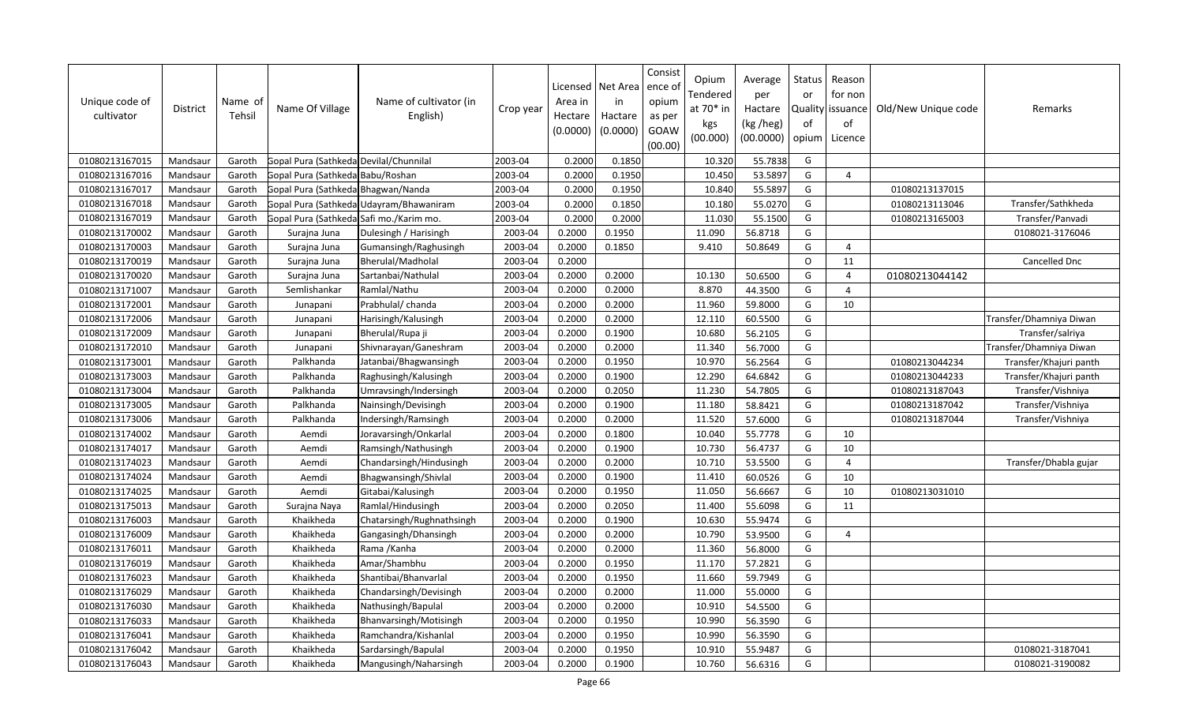| Unique code of cultivator | District | Name of Tehsil | Name Of Village | Name of cultivator (in English) | Crop year | Licensed Area in Hectare (0.0000) | Net Area in Hactare (0.0000) | Consist ence of opium as per GOAW (00.00) | Opium Tendered at 70* in kgs (00.000) | Average per Hactare (kg /heg) (00.0000) | Status or Quality of opium | Reason for non issuance of Licence | Old/New Unique code | Remarks |
|---|---|---|---|---|---|---|---|---|---|---|---|---|---|---|
| 01080213167015 | Mandsaur | Garoth | Gopal Pura (Sathkeda | Devilal/Chunnilal | 2003-04 | 0.2000 | 0.1850 | | 10.320 | 55.7838 | G | | | |
| 01080213167016 | Mandsaur | Garoth | Gopal Pura (Sathkeda | Babu/Roshan | 2003-04 | 0.2000 | 0.1950 | | 10.450 | 53.5897 | G | 4 | | |
| 01080213167017 | Mandsaur | Garoth | Gopal Pura (Sathkeda | Bhagwan/Nanda | 2003-04 | 0.2000 | 0.1950 | | 10.840 | 55.5897 | G | | 01080213137015 | |
| 01080213167018 | Mandsaur | Garoth | Gopal Pura (Sathkeda | Udayram/Bhawaniram | 2003-04 | 0.2000 | 0.1850 | | 10.180 | 55.0270 | G | | 01080213113046 | Transfer/Sathkheda |
| 01080213167019 | Mandsaur | Garoth | Gopal Pura (Sathkeda | Safi mo./Karim mo. | 2003-04 | 0.2000 | 0.2000 | | 11.030 | 55.1500 | G | | 01080213165003 | Transfer/Panvadi |
| 01080213170002 | Mandsaur | Garoth | Surajna Juna | Dulesingh / Harisingh | 2003-04 | 0.2000 | 0.1950 | | 11.090 | 56.8718 | G | | | 0108021-3176046 |
| 01080213170003 | Mandsaur | Garoth | Surajna Juna | Gumansingh/Raghusingh | 2003-04 | 0.2000 | 0.1850 | | 9.410 | 50.8649 | G | 4 | | |
| 01080213170019 | Mandsaur | Garoth | Surajna Juna | Bherulal/Madholal | 2003-04 | 0.2000 | | | | | O | 11 | | Cancelled Dnc |
| 01080213170020 | Mandsaur | Garoth | Surajna Juna | Sartanbai/Nathulal | 2003-04 | 0.2000 | 0.2000 | | 10.130 | 50.6500 | G | 4 | 01080213044142 | |
| 01080213171007 | Mandsaur | Garoth | Semlishankar | Ramlal/Nathu | 2003-04 | 0.2000 | 0.2000 | | 8.870 | 44.3500 | G | 4 | | |
| 01080213172001 | Mandsaur | Garoth | Junapani | Prabhulal/ chanda | 2003-04 | 0.2000 | 0.2000 | | 11.960 | 59.8000 | G | 10 | | |
| 01080213172006 | Mandsaur | Garoth | Junapani | Harisingh/Kalusingh | 2003-04 | 0.2000 | 0.2000 | | 12.110 | 60.5500 | G | | | Transfer/Dhamniya Diwan |
| 01080213172009 | Mandsaur | Garoth | Junapani | Bherulal/Rupa ji | 2003-04 | 0.2000 | 0.1900 | | 10.680 | 56.2105 | G | | | Transfer/salriya |
| 01080213172010 | Mandsaur | Garoth | Junapani | Shivnarayan/Ganeshram | 2003-04 | 0.2000 | 0.2000 | | 11.340 | 56.7000 | G | | | Transfer/Dhamniya Diwan |
| 01080213173001 | Mandsaur | Garoth | Palkhanda | Jatanbai/Bhagwansingh | 2003-04 | 0.2000 | 0.1950 | | 10.970 | 56.2564 | G | | 01080213044234 | Transfer/Khajuri panth |
| 01080213173003 | Mandsaur | Garoth | Palkhanda | Raghusingh/Kalusingh | 2003-04 | 0.2000 | 0.1900 | | 12.290 | 64.6842 | G | | 01080213044233 | Transfer/Khajuri panth |
| 01080213173004 | Mandsaur | Garoth | Palkhanda | Umravsingh/Indersingh | 2003-04 | 0.2000 | 0.2050 | | 11.230 | 54.7805 | G | | 01080213187043 | Transfer/Vishniya |
| 01080213173005 | Mandsaur | Garoth | Palkhanda | Nainsingh/Devisingh | 2003-04 | 0.2000 | 0.1900 | | 11.180 | 58.8421 | G | | 01080213187042 | Transfer/Vishniya |
| 01080213173006 | Mandsaur | Garoth | Palkhanda | Indersingh/Ramsingh | 2003-04 | 0.2000 | 0.2000 | | 11.520 | 57.6000 | G | | 01080213187044 | Transfer/Vishniya |
| 01080213174002 | Mandsaur | Garoth | Aemdi | Joravarsingh/Onkarlal | 2003-04 | 0.2000 | 0.1800 | | 10.040 | 55.7778 | G | 10 | | |
| 01080213174017 | Mandsaur | Garoth | Aemdi | Ramsingh/Nathusingh | 2003-04 | 0.2000 | 0.1900 | | 10.730 | 56.4737 | G | 10 | | |
| 01080213174023 | Mandsaur | Garoth | Aemdi | Chandarsingh/Hindusingh | 2003-04 | 0.2000 | 0.2000 | | 10.710 | 53.5500 | G | 4 | | Transfer/Dhabla gujar |
| 01080213174024 | Mandsaur | Garoth | Aemdi | Bhagwansingh/Shivlal | 2003-04 | 0.2000 | 0.1900 | | 11.410 | 60.0526 | G | 10 | | |
| 01080213174025 | Mandsaur | Garoth | Aemdi | Gitabai/Kalusingh | 2003-04 | 0.2000 | 0.1950 | | 11.050 | 56.6667 | G | 10 | 01080213031010 | |
| 01080213175013 | Mandsaur | Garoth | Surajna Naya | Ramlal/Hindusingh | 2003-04 | 0.2000 | 0.2050 | | 11.400 | 55.6098 | G | 11 | | |
| 01080213176003 | Mandsaur | Garoth | Khaikheda | Chatarsingh/Rughnathsingh | 2003-04 | 0.2000 | 0.1900 | | 10.630 | 55.9474 | G | | | |
| 01080213176009 | Mandsaur | Garoth | Khaikheda | Gangasingh/Dhansingh | 2003-04 | 0.2000 | 0.2000 | | 10.790 | 53.9500 | G | 4 | | |
| 01080213176011 | Mandsaur | Garoth | Khaikheda | Rama /Kanha | 2003-04 | 0.2000 | 0.2000 | | 11.360 | 56.8000 | G | | | |
| 01080213176019 | Mandsaur | Garoth | Khaikheda | Amar/Shambhu | 2003-04 | 0.2000 | 0.1950 | | 11.170 | 57.2821 | G | | | |
| 01080213176023 | Mandsaur | Garoth | Khaikheda | Shantibai/Bhanvarlal | 2003-04 | 0.2000 | 0.1950 | | 11.660 | 59.7949 | G | | | |
| 01080213176029 | Mandsaur | Garoth | Khaikheda | Chandarsingh/Devisingh | 2003-04 | 0.2000 | 0.2000 | | 11.000 | 55.0000 | G | | | |
| 01080213176030 | Mandsaur | Garoth | Khaikheda | Nathusingh/Bapulal | 2003-04 | 0.2000 | 0.2000 | | 10.910 | 54.5500 | G | | | |
| 01080213176033 | Mandsaur | Garoth | Khaikheda | Bhanvarsingh/Motisingh | 2003-04 | 0.2000 | 0.1950 | | 10.990 | 56.3590 | G | | | |
| 01080213176041 | Mandsaur | Garoth | Khaikheda | Ramchandra/Kishanlal | 2003-04 | 0.2000 | 0.1950 | | 10.990 | 56.3590 | G | | | |
| 01080213176042 | Mandsaur | Garoth | Khaikheda | Sardarsingh/Bapulal | 2003-04 | 0.2000 | 0.1950 | | 10.910 | 55.9487 | G | | | 0108021-3187041 |
| 01080213176043 | Mandsaur | Garoth | Khaikheda | Mangusingh/Naharsingh | 2003-04 | 0.2000 | 0.1900 | | 10.760 | 56.6316 | G | | | 0108021-3190082 |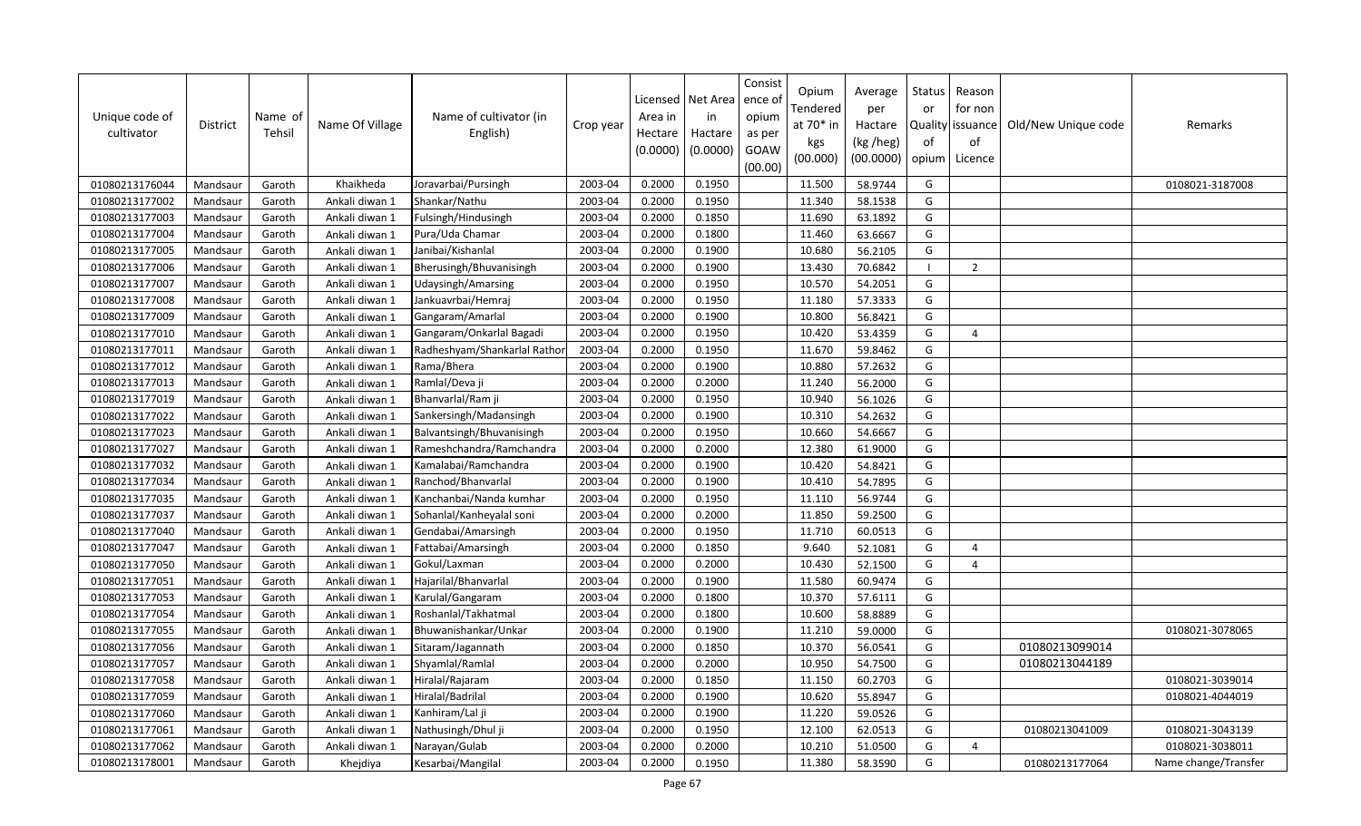| Unique code of cultivator | District | Name of Tehsil | Name Of Village | Name of cultivator (in English) | Crop year | Licensed Area in Hectare (0.0000) | Net Area in Hactare (0.0000) | Consist ence of opium as per GOAW (00.00) | Opium Tendered at 70* in kgs (00.000) | Average per Hactare (kg /heg) (00.0000) | Status or Quality of opium | Reason for non issuance of Licence | Old/New Unique code | Remarks |
|---|---|---|---|---|---|---|---|---|---|---|---|---|---|---|
| 01080213176044 | Mandsaur | Garoth | Khaikheda | Joravarbai/Pursingh | 2003-04 | 0.2000 | 0.1950 | | 11.500 | 58.9744 | G | | | 0108021-3187008 |
| 01080213177002 | Mandsaur | Garoth | Ankali diwan 1 | Shankar/Nathu | 2003-04 | 0.2000 | 0.1950 | | 11.340 | 58.1538 | G | | | |
| 01080213177003 | Mandsaur | Garoth | Ankali diwan 1 | Fulsingh/Hindusingh | 2003-04 | 0.2000 | 0.1850 | | 11.690 | 63.1892 | G | | | |
| 01080213177004 | Mandsaur | Garoth | Ankali diwan 1 | Pura/Uda Chamar | 2003-04 | 0.2000 | 0.1800 | | 11.460 | 63.6667 | G | | | |
| 01080213177005 | Mandsaur | Garoth | Ankali diwan 1 | Janibai/Kishanlal | 2003-04 | 0.2000 | 0.1900 | | 10.680 | 56.2105 | G | | | |
| 01080213177006 | Mandsaur | Garoth | Ankali diwan 1 | Bherusingh/Bhuvanisingh | 2003-04 | 0.2000 | 0.1900 | | 13.430 | 70.6842 | I | 2 | | |
| 01080213177007 | Mandsaur | Garoth | Ankali diwan 1 | Udaysingh/Amarsing | 2003-04 | 0.2000 | 0.1950 | | 10.570 | 54.2051 | G | | | |
| 01080213177008 | Mandsaur | Garoth | Ankali diwan 1 | Jankuavrbai/Hemraj | 2003-04 | 0.2000 | 0.1950 | | 11.180 | 57.3333 | G | | | |
| 01080213177009 | Mandsaur | Garoth | Ankali diwan 1 | Gangaram/Amarlal | 2003-04 | 0.2000 | 0.1900 | | 10.800 | 56.8421 | G | | | |
| 01080213177010 | Mandsaur | Garoth | Ankali diwan 1 | Gangaram/Onkarlal Bagadi | 2003-04 | 0.2000 | 0.1950 | | 10.420 | 53.4359 | G | 4 | | |
| 01080213177011 | Mandsaur | Garoth | Ankali diwan 1 | Radheshyam/Shankarlal Rathor | 2003-04 | 0.2000 | 0.1950 | | 11.670 | 59.8462 | G | | | |
| 01080213177012 | Mandsaur | Garoth | Ankali diwan 1 | Rama/Bhera | 2003-04 | 0.2000 | 0.1900 | | 10.880 | 57.2632 | G | | | |
| 01080213177013 | Mandsaur | Garoth | Ankali diwan 1 | Ramlal/Deva ji | 2003-04 | 0.2000 | 0.2000 | | 11.240 | 56.2000 | G | | | |
| 01080213177019 | Mandsaur | Garoth | Ankali diwan 1 | Bhanvarlal/Ram ji | 2003-04 | 0.2000 | 0.1950 | | 10.940 | 56.1026 | G | | | |
| 01080213177022 | Mandsaur | Garoth | Ankali diwan 1 | Sankersingh/Madansingh | 2003-04 | 0.2000 | 0.1900 | | 10.310 | 54.2632 | G | | | |
| 01080213177023 | Mandsaur | Garoth | Ankali diwan 1 | Balvantsingh/Bhuvanisingh | 2003-04 | 0.2000 | 0.1950 | | 10.660 | 54.6667 | G | | | |
| 01080213177027 | Mandsaur | Garoth | Ankali diwan 1 | Rameshchandra/Ramchandra | 2003-04 | 0.2000 | 0.2000 | | 12.380 | 61.9000 | G | | | |
| 01080213177032 | Mandsaur | Garoth | Ankali diwan 1 | Kamalabai/Ramchandra | 2003-04 | 0.2000 | 0.1900 | | 10.420 | 54.8421 | G | | | |
| 01080213177034 | Mandsaur | Garoth | Ankali diwan 1 | Ranchod/Bhanvarlal | 2003-04 | 0.2000 | 0.1900 | | 10.410 | 54.7895 | G | | | |
| 01080213177035 | Mandsaur | Garoth | Ankali diwan 1 | Kanchanbai/Nanda kumhar | 2003-04 | 0.2000 | 0.1950 | | 11.110 | 56.9744 | G | | | |
| 01080213177037 | Mandsaur | Garoth | Ankali diwan 1 | Sohanlal/Kanheyalal soni | 2003-04 | 0.2000 | 0.2000 | | 11.850 | 59.2500 | G | | | |
| 01080213177040 | Mandsaur | Garoth | Ankali diwan 1 | Gendabai/Amarsingh | 2003-04 | 0.2000 | 0.1950 | | 11.710 | 60.0513 | G | | | |
| 01080213177047 | Mandsaur | Garoth | Ankali diwan 1 | Fattabai/Amarsingh | 2003-04 | 0.2000 | 0.1850 | | 9.640 | 52.1081 | G | 4 | | |
| 01080213177050 | Mandsaur | Garoth | Ankali diwan 1 | Gokul/Laxman | 2003-04 | 0.2000 | 0.2000 | | 10.430 | 52.1500 | G | 4 | | |
| 01080213177051 | Mandsaur | Garoth | Ankali diwan 1 | Hajarilal/Bhanvarlal | 2003-04 | 0.2000 | 0.1900 | | 11.580 | 60.9474 | G | | | |
| 01080213177053 | Mandsaur | Garoth | Ankali diwan 1 | Karulal/Gangaram | 2003-04 | 0.2000 | 0.1800 | | 10.370 | 57.6111 | G | | | |
| 01080213177054 | Mandsaur | Garoth | Ankali diwan 1 | Roshanlal/Takhatmal | 2003-04 | 0.2000 | 0.1800 | | 10.600 | 58.8889 | G | | | |
| 01080213177055 | Mandsaur | Garoth | Ankali diwan 1 | Bhuwanishankar/Unkar | 2003-04 | 0.2000 | 0.1900 | | 11.210 | 59.0000 | G | | | 0108021-3078065 |
| 01080213177056 | Mandsaur | Garoth | Ankali diwan 1 | Sitaram/Jagannath | 2003-04 | 0.2000 | 0.1850 | | 10.370 | 56.0541 | G | | 01080213099014 | |
| 01080213177057 | Mandsaur | Garoth | Ankali diwan 1 | Shyamlal/Ramlal | 2003-04 | 0.2000 | 0.2000 | | 10.950 | 54.7500 | G | | 01080213044189 | |
| 01080213177058 | Mandsaur | Garoth | Ankali diwan 1 | Hiralal/Rajaram | 2003-04 | 0.2000 | 0.1850 | | 11.150 | 60.2703 | G | | | 0108021-3039014 |
| 01080213177059 | Mandsaur | Garoth | Ankali diwan 1 | Hiralal/Badrilal | 2003-04 | 0.2000 | 0.1900 | | 10.620 | 55.8947 | G | | | 0108021-4044019 |
| 01080213177060 | Mandsaur | Garoth | Ankali diwan 1 | Kanhiram/Lal ji | 2003-04 | 0.2000 | 0.1900 | | 11.220 | 59.0526 | G | | | |
| 01080213177061 | Mandsaur | Garoth | Ankali diwan 1 | Nathusingh/Dhul ji | 2003-04 | 0.2000 | 0.1950 | | 12.100 | 62.0513 | G | | 01080213041009 | 0108021-3043139 |
| 01080213177062 | Mandsaur | Garoth | Ankali diwan 1 | Narayan/Gulab | 2003-04 | 0.2000 | 0.2000 | | 10.210 | 51.0500 | G | 4 | | 0108021-3038011 |
| 01080213178001 | Mandsaur | Garoth | Khejdiya | Kesarbai/Mangilal | 2003-04 | 0.2000 | 0.1950 | | 11.380 | 58.3590 | G | | 01080213177064 | Name change/Transfer |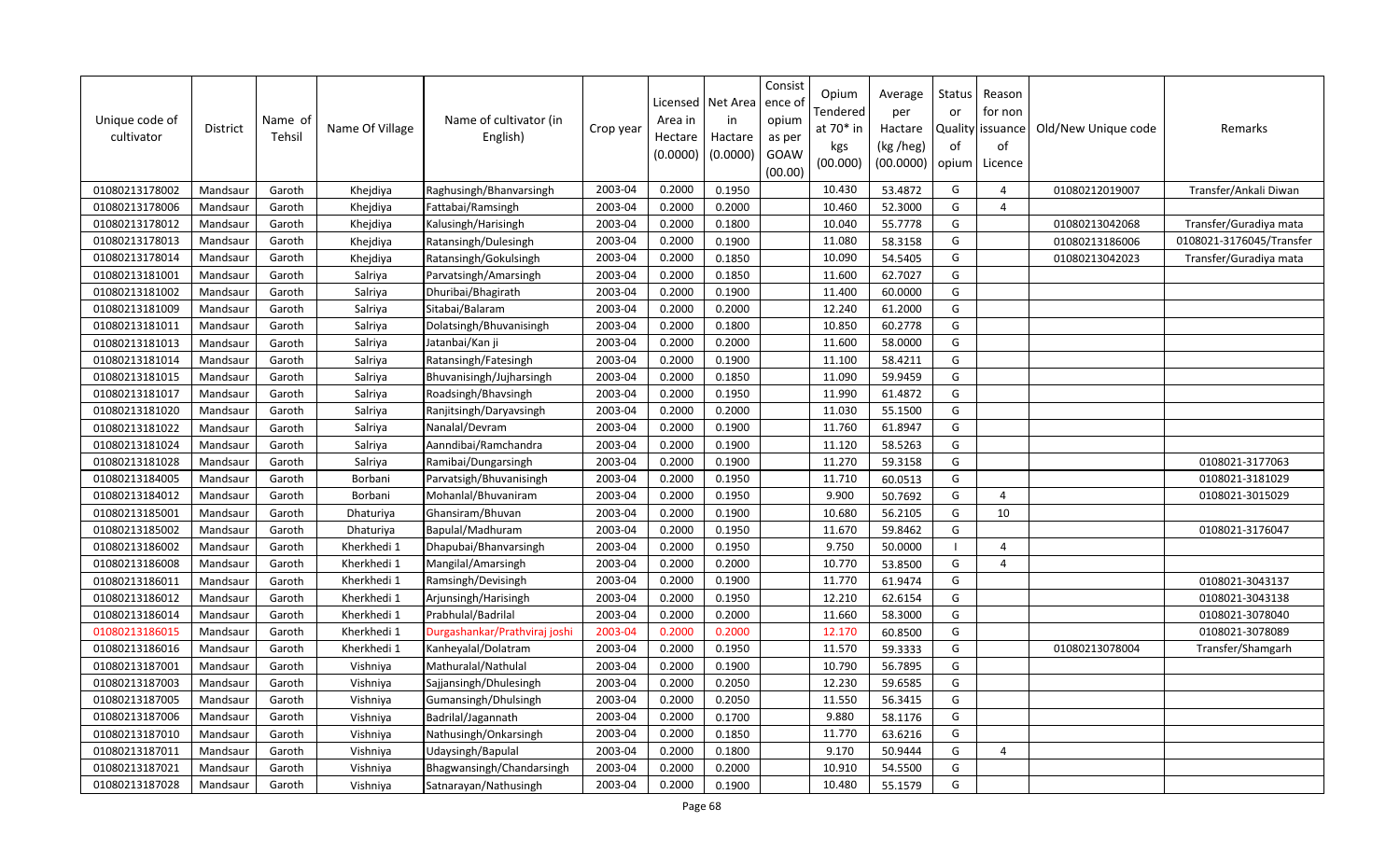| Unique code of cultivator | District | Name of Tehsil | Name Of Village | Name of cultivator (in English) | Crop year | Licensed Area in Hectare (0.0000) | Net Area in Hactare (0.0000) | Consistence of opium as per GOAW (00.00) | Opium Tendered at 70* in kgs (00.000) | Average per Hactare (kg /heg) (00.0000) | Status or Quality of opium | Reason for non issuance of Licence | Old/New Unique code | Remarks |
|---|---|---|---|---|---|---|---|---|---|---|---|---|---|---|
| 01080213178002 | Mandsaur | Garoth | Khejdiya | Raghusingh/Bhanvarsingh | 2003-04 | 0.2000 | 0.1950 | | 10.430 | 53.4872 | G | 4 | 01080212019007 | Transfer/Ankali Diwan |
| 01080213178006 | Mandsaur | Garoth | Khejdiya | Fattabai/Ramsingh | 2003-04 | 0.2000 | 0.2000 | | 10.460 | 52.3000 | G | 4 | | |
| 01080213178012 | Mandsaur | Garoth | Khejdiya | Kalusingh/Harisingh | 2003-04 | 0.2000 | 0.1800 | | 10.040 | 55.7778 | G | | 01080213042068 | Transfer/Guradiya mata |
| 01080213178013 | Mandsaur | Garoth | Khejdiya | Ratansingh/Dulesingh | 2003-04 | 0.2000 | 0.1900 | | 11.080 | 58.3158 | G | | 01080213186006 | 0108021-3176045/Transfer |
| 01080213178014 | Mandsaur | Garoth | Khejdiya | Ratansingh/Gokulsingh | 2003-04 | 0.2000 | 0.1850 | | 10.090 | 54.5405 | G | | 01080213042023 | Transfer/Guradiya mata |
| 01080213181001 | Mandsaur | Garoth | Salriya | Parvatsingh/Amarsingh | 2003-04 | 0.2000 | 0.1850 | | 11.600 | 62.7027 | G | | | |
| 01080213181002 | Mandsaur | Garoth | Salriya | Dhuribai/Bhagirath | 2003-04 | 0.2000 | 0.1900 | | 11.400 | 60.0000 | G | | | |
| 01080213181009 | Mandsaur | Garoth | Salriya | Sitabai/Balaram | 2003-04 | 0.2000 | 0.2000 | | 12.240 | 61.2000 | G | | | |
| 01080213181011 | Mandsaur | Garoth | Salriya | Dolatsingh/Bhuvanisingh | 2003-04 | 0.2000 | 0.1800 | | 10.850 | 60.2778 | G | | | |
| 01080213181013 | Mandsaur | Garoth | Salriya | Jatanbai/Kan ji | 2003-04 | 0.2000 | 0.2000 | | 11.600 | 58.0000 | G | | | |
| 01080213181014 | Mandsaur | Garoth | Salriya | Ratansingh/Fatesingh | 2003-04 | 0.2000 | 0.1900 | | 11.100 | 58.4211 | G | | | |
| 01080213181015 | Mandsaur | Garoth | Salriya | Bhuvanisingh/Jujharsingh | 2003-04 | 0.2000 | 0.1850 | | 11.090 | 59.9459 | G | | | |
| 01080213181017 | Mandsaur | Garoth | Salriya | Roadsingh/Bhavsingh | 2003-04 | 0.2000 | 0.1950 | | 11.990 | 61.4872 | G | | | |
| 01080213181020 | Mandsaur | Garoth | Salriya | Ranjitsingh/Daryavsingh | 2003-04 | 0.2000 | 0.2000 | | 11.030 | 55.1500 | G | | | |
| 01080213181022 | Mandsaur | Garoth | Salriya | Nanalal/Devram | 2003-04 | 0.2000 | 0.1900 | | 11.760 | 61.8947 | G | | | |
| 01080213181024 | Mandsaur | Garoth | Salriya | Aanndibai/Ramchandra | 2003-04 | 0.2000 | 0.1900 | | 11.120 | 58.5263 | G | | | |
| 01080213181028 | Mandsaur | Garoth | Salriya | Ramibai/Dungarsingh | 2003-04 | 0.2000 | 0.1900 | | 11.270 | 59.3158 | G | | | 0108021-3177063 |
| 01080213184005 | Mandsaur | Garoth | Borbani | Parvatsigh/Bhuvanisingh | 2003-04 | 0.2000 | 0.1950 | | 11.710 | 60.0513 | G | | | 0108021-3181029 |
| 01080213184012 | Mandsaur | Garoth | Borbani | Mohanlal/Bhuvaniram | 2003-04 | 0.2000 | 0.1950 | | 9.900 | 50.7692 | G | 4 | | 0108021-3015029 |
| 01080213185001 | Mandsaur | Garoth | Dhaturiya | Ghansiram/Bhuvan | 2003-04 | 0.2000 | 0.1900 | | 10.680 | 56.2105 | G | 10 | | |
| 01080213185002 | Mandsaur | Garoth | Dhaturiya | Bapulal/Madhuram | 2003-04 | 0.2000 | 0.1950 | | 11.670 | 59.8462 | G | | | 0108021-3176047 |
| 01080213186002 | Mandsaur | Garoth | Kherkhedi 1 | Dhapubai/Bhanvarsingh | 2003-04 | 0.2000 | 0.1950 | | 9.750 | 50.0000 | I | 4 | | |
| 01080213186008 | Mandsaur | Garoth | Kherkhedi 1 | Mangilal/Amarsingh | 2003-04 | 0.2000 | 0.2000 | | 10.770 | 53.8500 | G | 4 | | |
| 01080213186011 | Mandsaur | Garoth | Kherkhedi 1 | Ramsingh/Devisingh | 2003-04 | 0.2000 | 0.1900 | | 11.770 | 61.9474 | G | | | 0108021-3043137 |
| 01080213186012 | Mandsaur | Garoth | Kherkhedi 1 | Arjunsingh/Harisingh | 2003-04 | 0.2000 | 0.1950 | | 12.210 | 62.6154 | G | | | 0108021-3043138 |
| 01080213186014 | Mandsaur | Garoth | Kherkhedi 1 | Prabhulal/Badrilal | 2003-04 | 0.2000 | 0.2000 | | 11.660 | 58.3000 | G | | | 0108021-3078040 |
| 01080213186015 | Mandsaur | Garoth | Kherkhedi 1 | Durgashankar/Prathviraj joshi | 2003-04 | 0.2000 | 0.2000 | | 12.170 | 60.8500 | G | | | 0108021-3078089 |
| 01080213186016 | Mandsaur | Garoth | Kherkhedi 1 | Kanheyalal/Dolatram | 2003-04 | 0.2000 | 0.1950 | | 11.570 | 59.3333 | G | | 01080213078004 | Transfer/Shamgarh |
| 01080213187001 | Mandsaur | Garoth | Vishniya | Mathuralal/Nathulal | 2003-04 | 0.2000 | 0.1900 | | 10.790 | 56.7895 | G | | | |
| 01080213187003 | Mandsaur | Garoth | Vishniya | Sajjansingh/Dhulesingh | 2003-04 | 0.2000 | 0.2050 | | 12.230 | 59.6585 | G | | | |
| 01080213187005 | Mandsaur | Garoth | Vishniya | Gumansingh/Dhulsingh | 2003-04 | 0.2000 | 0.2050 | | 11.550 | 56.3415 | G | | | |
| 01080213187006 | Mandsaur | Garoth | Vishniya | Badrilal/Jagannath | 2003-04 | 0.2000 | 0.1700 | | 9.880 | 58.1176 | G | | | |
| 01080213187010 | Mandsaur | Garoth | Vishniya | Nathusingh/Onkarsingh | 2003-04 | 0.2000 | 0.1850 | | 11.770 | 63.6216 | G | | | |
| 01080213187011 | Mandsaur | Garoth | Vishniya | Udaysingh/Bapulal | 2003-04 | 0.2000 | 0.1800 | | 9.170 | 50.9444 | G | 4 | | |
| 01080213187021 | Mandsaur | Garoth | Vishniya | Bhagwansingh/Chandarsingh | 2003-04 | 0.2000 | 0.2000 | | 10.910 | 54.5500 | G | | | |
| 01080213187028 | Mandsaur | Garoth | Vishniya | Satnarayan/Nathusingh | 2003-04 | 0.2000 | 0.1900 | | 10.480 | 55.1579 | G | | | |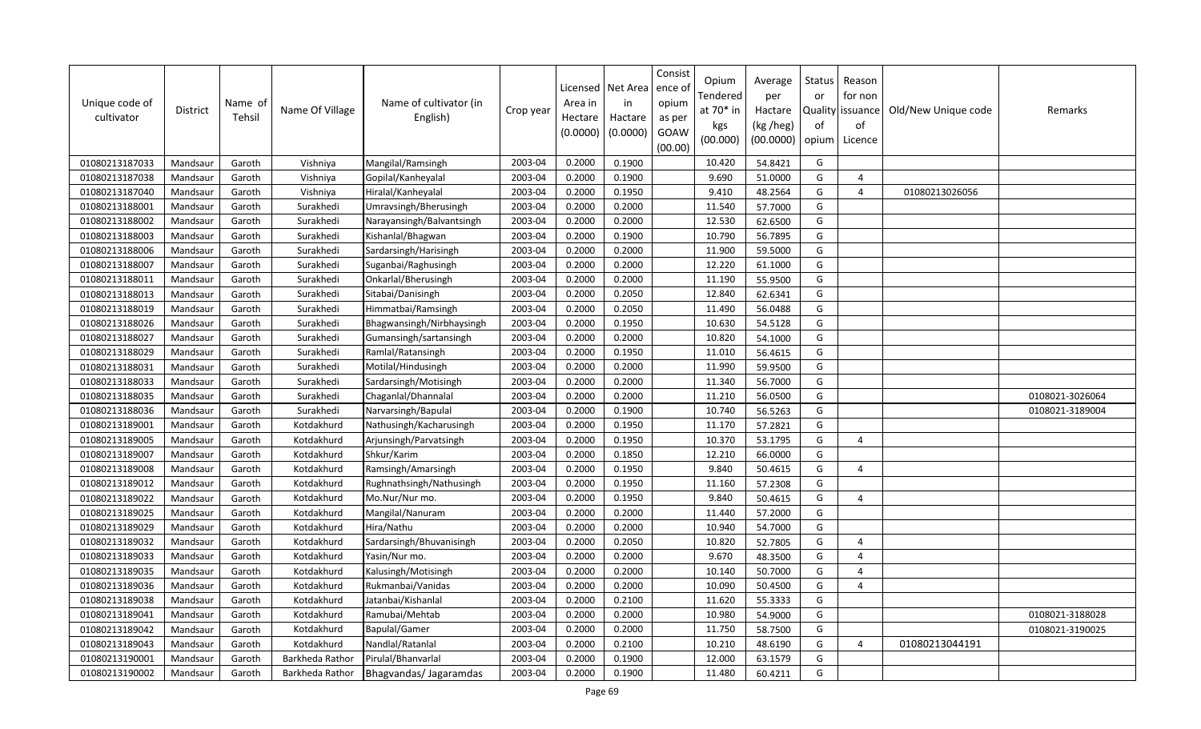| Unique code of cultivator | District | Name of Tehsil | Name Of Village | Name of cultivator (in English) | Crop year | Licensed Area in Hectare (0.0000) | Net Area in Hactare (0.0000) | Consistence of opium as per GOAW (00.00) | Opium Tendered at 70* in kgs (00.000) | Average per Hactare (kg /heg) (00.0000) | Status or Quality of opium | Reason for non issuance of Licence | Old/New Unique code | Remarks |
|---|---|---|---|---|---|---|---|---|---|---|---|---|---|---|
| 01080213187033 | Mandsaur | Garoth | Vishniya | Mangilal/Ramsingh | 2003-04 | 0.2000 | 0.1900 | | 10.420 | 54.8421 | G | | | |
| 01080213187038 | Mandsaur | Garoth | Vishniya | Gopilal/Kanheyalal | 2003-04 | 0.2000 | 0.1900 | | 9.690 | 51.0000 | G | 4 | | |
| 01080213187040 | Mandsaur | Garoth | Vishniya | Hiralal/Kanheyalal | 2003-04 | 0.2000 | 0.1950 | | 9.410 | 48.2564 | G | 4 | 01080213026056 | |
| 01080213188001 | Mandsaur | Garoth | Surakhedi | Umravsingh/Bherusingh | 2003-04 | 0.2000 | 0.2000 | | 11.540 | 57.7000 | G | | | |
| 01080213188002 | Mandsaur | Garoth | Surakhedi | Narayansingh/Balvantsingh | 2003-04 | 0.2000 | 0.2000 | | 12.530 | 62.6500 | G | | | |
| 01080213188003 | Mandsaur | Garoth | Surakhedi | Kishanlal/Bhagwan | 2003-04 | 0.2000 | 0.1900 | | 10.790 | 56.7895 | G | | | |
| 01080213188006 | Mandsaur | Garoth | Surakhedi | Sardarsingh/Harisingh | 2003-04 | 0.2000 | 0.2000 | | 11.900 | 59.5000 | G | | | |
| 01080213188007 | Mandsaur | Garoth | Surakhedi | Suganbai/Raghusingh | 2003-04 | 0.2000 | 0.2000 | | 12.220 | 61.1000 | G | | | |
| 01080213188011 | Mandsaur | Garoth | Surakhedi | Onkarlal/Bherusingh | 2003-04 | 0.2000 | 0.2000 | | 11.190 | 55.9500 | G | | | |
| 01080213188013 | Mandsaur | Garoth | Surakhedi | Sitabai/Danisingh | 2003-04 | 0.2000 | 0.2050 | | 12.840 | 62.6341 | G | | | |
| 01080213188019 | Mandsaur | Garoth | Surakhedi | Himmatbai/Ramsingh | 2003-04 | 0.2000 | 0.2050 | | 11.490 | 56.0488 | G | | | |
| 01080213188026 | Mandsaur | Garoth | Surakhedi | Bhagwansingh/Nirbhaysingh | 2003-04 | 0.2000 | 0.1950 | | 10.630 | 54.5128 | G | | | |
| 01080213188027 | Mandsaur | Garoth | Surakhedi | Gumansingh/sartansingh | 2003-04 | 0.2000 | 0.2000 | | 10.820 | 54.1000 | G | | | |
| 01080213188029 | Mandsaur | Garoth | Surakhedi | Ramlal/Ratansingh | 2003-04 | 0.2000 | 0.1950 | | 11.010 | 56.4615 | G | | | |
| 01080213188031 | Mandsaur | Garoth | Surakhedi | Motilal/Hindusingh | 2003-04 | 0.2000 | 0.2000 | | 11.990 | 59.9500 | G | | | |
| 01080213188033 | Mandsaur | Garoth | Surakhedi | Sardarsingh/Motisingh | 2003-04 | 0.2000 | 0.2000 | | 11.340 | 56.7000 | G | | | |
| 01080213188035 | Mandsaur | Garoth | Surakhedi | Chaganlal/Dhannalal | 2003-04 | 0.2000 | 0.2000 | | 11.210 | 56.0500 | G | | | 0108021-3026064 |
| 01080213188036 | Mandsaur | Garoth | Surakhedi | Narvarsingh/Bapulal | 2003-04 | 0.2000 | 0.1900 | | 10.740 | 56.5263 | G | | | 0108021-3189004 |
| 01080213189001 | Mandsaur | Garoth | Kotdakhurd | Nathusingh/Kacharusingh | 2003-04 | 0.2000 | 0.1950 | | 11.170 | 57.2821 | G | | | |
| 01080213189005 | Mandsaur | Garoth | Kotdakhurd | Arjunsingh/Parvatsingh | 2003-04 | 0.2000 | 0.1950 | | 10.370 | 53.1795 | G | 4 | | |
| 01080213189007 | Mandsaur | Garoth | Kotdakhurd | Shkur/Karim | 2003-04 | 0.2000 | 0.1850 | | 12.210 | 66.0000 | G | | | |
| 01080213189008 | Mandsaur | Garoth | Kotdakhurd | Ramsingh/Amarsingh | 2003-04 | 0.2000 | 0.1950 | | 9.840 | 50.4615 | G | 4 | | |
| 01080213189012 | Mandsaur | Garoth | Kotdakhurd | Rughnathsingh/Nathusingh | 2003-04 | 0.2000 | 0.1950 | | 11.160 | 57.2308 | G | | | |
| 01080213189022 | Mandsaur | Garoth | Kotdakhurd | Mo.Nur/Nur mo. | 2003-04 | 0.2000 | 0.1950 | | 9.840 | 50.4615 | G | 4 | | |
| 01080213189025 | Mandsaur | Garoth | Kotdakhurd | Mangilal/Nanuram | 2003-04 | 0.2000 | 0.2000 | | 11.440 | 57.2000 | G | | | |
| 01080213189029 | Mandsaur | Garoth | Kotdakhurd | Hira/Nathu | 2003-04 | 0.2000 | 0.2000 | | 10.940 | 54.7000 | G | | | |
| 01080213189032 | Mandsaur | Garoth | Kotdakhurd | Sardarsingh/Bhuvanisingh | 2003-04 | 0.2000 | 0.2050 | | 10.820 | 52.7805 | G | 4 | | |
| 01080213189033 | Mandsaur | Garoth | Kotdakhurd | Yasin/Nur mo. | 2003-04 | 0.2000 | 0.2000 | | 9.670 | 48.3500 | G | 4 | | |
| 01080213189035 | Mandsaur | Garoth | Kotdakhurd | Kalusingh/Motisingh | 2003-04 | 0.2000 | 0.2000 | | 10.140 | 50.7000 | G | 4 | | |
| 01080213189036 | Mandsaur | Garoth | Kotdakhurd | Rukmanbai/Vanidas | 2003-04 | 0.2000 | 0.2000 | | 10.090 | 50.4500 | G | 4 | | |
| 01080213189038 | Mandsaur | Garoth | Kotdakhurd | Jatanbai/Kishanlal | 2003-04 | 0.2000 | 0.2100 | | 11.620 | 55.3333 | G | | | |
| 01080213189041 | Mandsaur | Garoth | Kotdakhurd | Ramubai/Mehtab | 2003-04 | 0.2000 | 0.2000 | | 10.980 | 54.9000 | G | | | 0108021-3188028 |
| 01080213189042 | Mandsaur | Garoth | Kotdakhurd | Bapulal/Gamer | 2003-04 | 0.2000 | 0.2000 | | 11.750 | 58.7500 | G | | | 0108021-3190025 |
| 01080213189043 | Mandsaur | Garoth | Kotdakhurd | Nandlal/Ratanlal | 2003-04 | 0.2000 | 0.2100 | | 10.210 | 48.6190 | G | 4 | 01080213044191 | |
| 01080213190001 | Mandsaur | Garoth | Barkheda Rathor | Pirulal/Bhanvarlal | 2003-04 | 0.2000 | 0.1900 | | 12.000 | 63.1579 | G | | | |
| 01080213190002 | Mandsaur | Garoth | Barkheda Rathor | Bhagvandas/ Jagaramdas | 2003-04 | 0.2000 | 0.1900 | | 11.480 | 60.4211 | G | | | |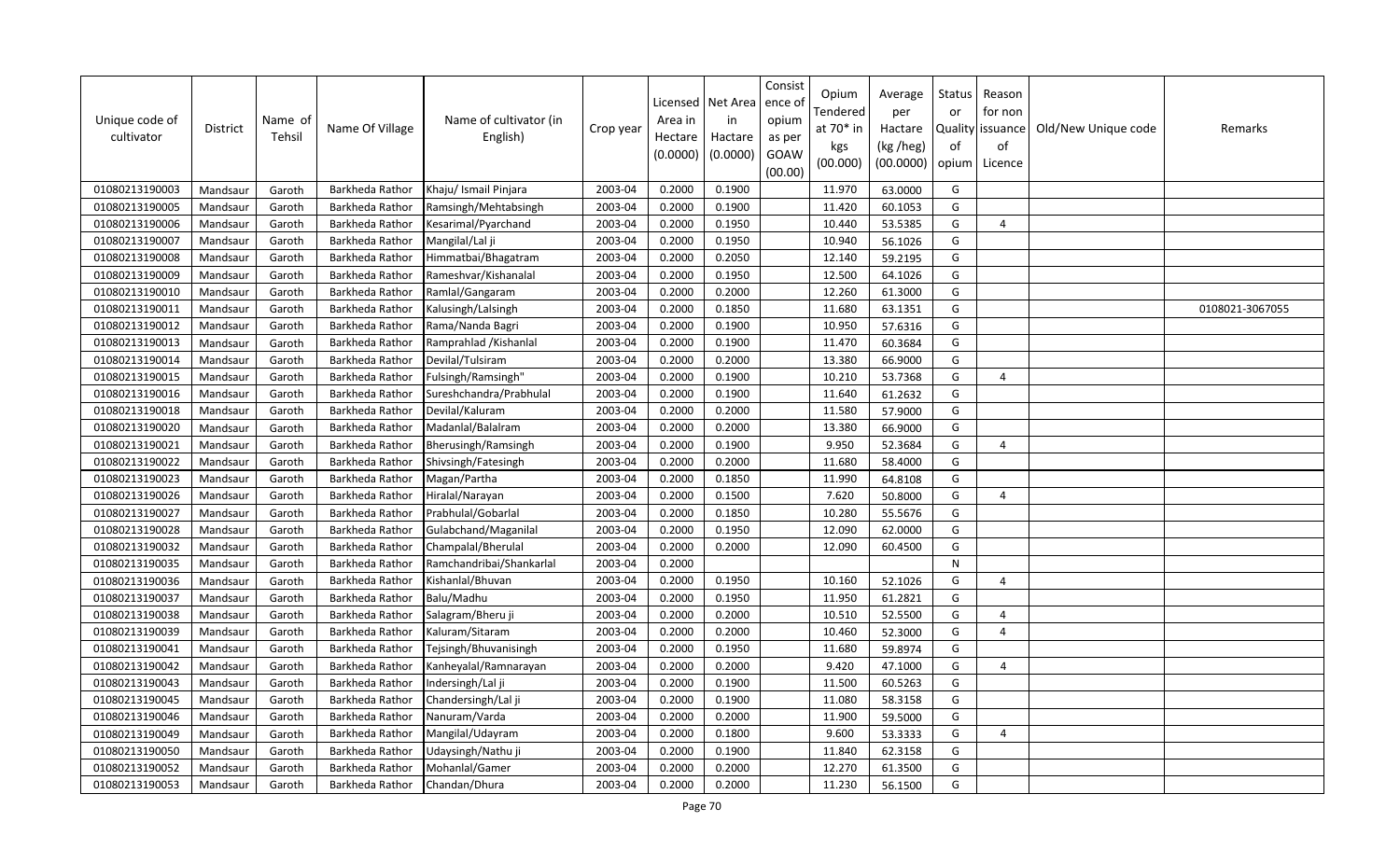| Unique code of cultivator | District | Name of Tehsil | Name Of Village | Name of cultivator (in English) | Crop year | Licensed Area in Hectare (0.0000) | Net Area in Hactare (0.0000) | Consist ence of opium as per GOAW (00.00) | Opium Tendered at 70* in kgs (00.000) | Average per Hactare (kg /heg) (00.0000) | Status or Quality of opium | Reason for non issuance of Licence | Old/New Unique code | Remarks |
|---|---|---|---|---|---|---|---|---|---|---|---|---|---|---|
| 01080213190003 | Mandsaur | Garoth | Barkheda Rathor | Khaju/ Ismail Pinjara | 2003-04 | 0.2000 | 0.1900 | | 11.970 | 63.0000 | G | | | |
| 01080213190005 | Mandsaur | Garoth | Barkheda Rathor | Ramsingh/Mehtabsingh | 2003-04 | 0.2000 | 0.1900 | | 11.420 | 60.1053 | G | | | |
| 01080213190006 | Mandsaur | Garoth | Barkheda Rathor | Kesarimal/Pyarchand | 2003-04 | 0.2000 | 0.1950 | | 10.440 | 53.5385 | G | 4 | | |
| 01080213190007 | Mandsaur | Garoth | Barkheda Rathor | Mangilal/Lal ji | 2003-04 | 0.2000 | 0.1950 | | 10.940 | 56.1026 | G | | | |
| 01080213190008 | Mandsaur | Garoth | Barkheda Rathor | Himmatbai/Bhagatram | 2003-04 | 0.2000 | 0.2050 | | 12.140 | 59.2195 | G | | | |
| 01080213190009 | Mandsaur | Garoth | Barkheda Rathor | Rameshvar/Kishanalal | 2003-04 | 0.2000 | 0.1950 | | 12.500 | 64.1026 | G | | | |
| 01080213190010 | Mandsaur | Garoth | Barkheda Rathor | Ramlal/Gangaram | 2003-04 | 0.2000 | 0.2000 | | 12.260 | 61.3000 | G | | | |
| 01080213190011 | Mandsaur | Garoth | Barkheda Rathor | Kalusingh/Lalsingh | 2003-04 | 0.2000 | 0.1850 | | 11.680 | 63.1351 | G | | | 0108021-3067055 |
| 01080213190012 | Mandsaur | Garoth | Barkheda Rathor | Rama/Nanda Bagri | 2003-04 | 0.2000 | 0.1900 | | 10.950 | 57.6316 | G | | | |
| 01080213190013 | Mandsaur | Garoth | Barkheda Rathor | Ramprahlad /Kishanlal | 2003-04 | 0.2000 | 0.1900 | | 11.470 | 60.3684 | G | | | |
| 01080213190014 | Mandsaur | Garoth | Barkheda Rathor | Devilal/Tulsiram | 2003-04 | 0.2000 | 0.2000 | | 13.380 | 66.9000 | G | | | |
| 01080213190015 | Mandsaur | Garoth | Barkheda Rathor | Fulsingh/Ramsingh" | 2003-04 | 0.2000 | 0.1900 | | 10.210 | 53.7368 | G | 4 | | |
| 01080213190016 | Mandsaur | Garoth | Barkheda Rathor | Sureshchandra/Prabhulal | 2003-04 | 0.2000 | 0.1900 | | 11.640 | 61.2632 | G | | | |
| 01080213190018 | Mandsaur | Garoth | Barkheda Rathor | Devilal/Kaluram | 2003-04 | 0.2000 | 0.2000 | | 11.580 | 57.9000 | G | | | |
| 01080213190020 | Mandsaur | Garoth | Barkheda Rathor | Madanlal/Balalram | 2003-04 | 0.2000 | 0.2000 | | 13.380 | 66.9000 | G | | | |
| 01080213190021 | Mandsaur | Garoth | Barkheda Rathor | Bherusingh/Ramsingh | 2003-04 | 0.2000 | 0.1900 | | 9.950 | 52.3684 | G | 4 | | |
| 01080213190022 | Mandsaur | Garoth | Barkheda Rathor | Shivsingh/Fatesingh | 2003-04 | 0.2000 | 0.2000 | | 11.680 | 58.4000 | G | | | |
| 01080213190023 | Mandsaur | Garoth | Barkheda Rathor | Magan/Partha | 2003-04 | 0.2000 | 0.1850 | | 11.990 | 64.8108 | G | | | |
| 01080213190026 | Mandsaur | Garoth | Barkheda Rathor | Hiralal/Narayan | 2003-04 | 0.2000 | 0.1500 | | 7.620 | 50.8000 | G | 4 | | |
| 01080213190027 | Mandsaur | Garoth | Barkheda Rathor | Prabhulal/Gobarlal | 2003-04 | 0.2000 | 0.1850 | | 10.280 | 55.5676 | G | | | |
| 01080213190028 | Mandsaur | Garoth | Barkheda Rathor | Gulabchand/Maganilal | 2003-04 | 0.2000 | 0.1950 | | 12.090 | 62.0000 | G | | | |
| 01080213190032 | Mandsaur | Garoth | Barkheda Rathor | Champalal/Bherulal | 2003-04 | 0.2000 | 0.2000 | | 12.090 | 60.4500 | G | | | |
| 01080213190035 | Mandsaur | Garoth | Barkheda Rathor | Ramchandribai/Shankarlal | 2003-04 | 0.2000 | | | | | N | | | |
| 01080213190036 | Mandsaur | Garoth | Barkheda Rathor | Kishanlal/Bhuvan | 2003-04 | 0.2000 | 0.1950 | | 10.160 | 52.1026 | G | 4 | | |
| 01080213190037 | Mandsaur | Garoth | Barkheda Rathor | Balu/Madhu | 2003-04 | 0.2000 | 0.1950 | | 11.950 | 61.2821 | G | | | |
| 01080213190038 | Mandsaur | Garoth | Barkheda Rathor | Salagram/Bheru ji | 2003-04 | 0.2000 | 0.2000 | | 10.510 | 52.5500 | G | 4 | | |
| 01080213190039 | Mandsaur | Garoth | Barkheda Rathor | Kaluram/Sitaram | 2003-04 | 0.2000 | 0.2000 | | 10.460 | 52.3000 | G | 4 | | |
| 01080213190041 | Mandsaur | Garoth | Barkheda Rathor | Tejsingh/Bhuvanisingh | 2003-04 | 0.2000 | 0.1950 | | 11.680 | 59.8974 | G | | | |
| 01080213190042 | Mandsaur | Garoth | Barkheda Rathor | Kanheyalal/Ramnarayan | 2003-04 | 0.2000 | 0.2000 | | 9.420 | 47.1000 | G | 4 | | |
| 01080213190043 | Mandsaur | Garoth | Barkheda Rathor | Indersingh/Lal ji | 2003-04 | 0.2000 | 0.1900 | | 11.500 | 60.5263 | G | | | |
| 01080213190045 | Mandsaur | Garoth | Barkheda Rathor | Chandersingh/Lal ji | 2003-04 | 0.2000 | 0.1900 | | 11.080 | 58.3158 | G | | | |
| 01080213190046 | Mandsaur | Garoth | Barkheda Rathor | Nanuram/Varda | 2003-04 | 0.2000 | 0.2000 | | 11.900 | 59.5000 | G | | | |
| 01080213190049 | Mandsaur | Garoth | Barkheda Rathor | Mangilal/Udayram | 2003-04 | 0.2000 | 0.1800 | | 9.600 | 53.3333 | G | 4 | | |
| 01080213190050 | Mandsaur | Garoth | Barkheda Rathor | Udaysingh/Nathu ji | 2003-04 | 0.2000 | 0.1900 | | 11.840 | 62.3158 | G | | | |
| 01080213190052 | Mandsaur | Garoth | Barkheda Rathor | Mohanlal/Gamer | 2003-04 | 0.2000 | 0.2000 | | 12.270 | 61.3500 | G | | | |
| 01080213190053 | Mandsaur | Garoth | Barkheda Rathor | Chandan/Dhura | 2003-04 | 0.2000 | 0.2000 | | 11.230 | 56.1500 | G | | | |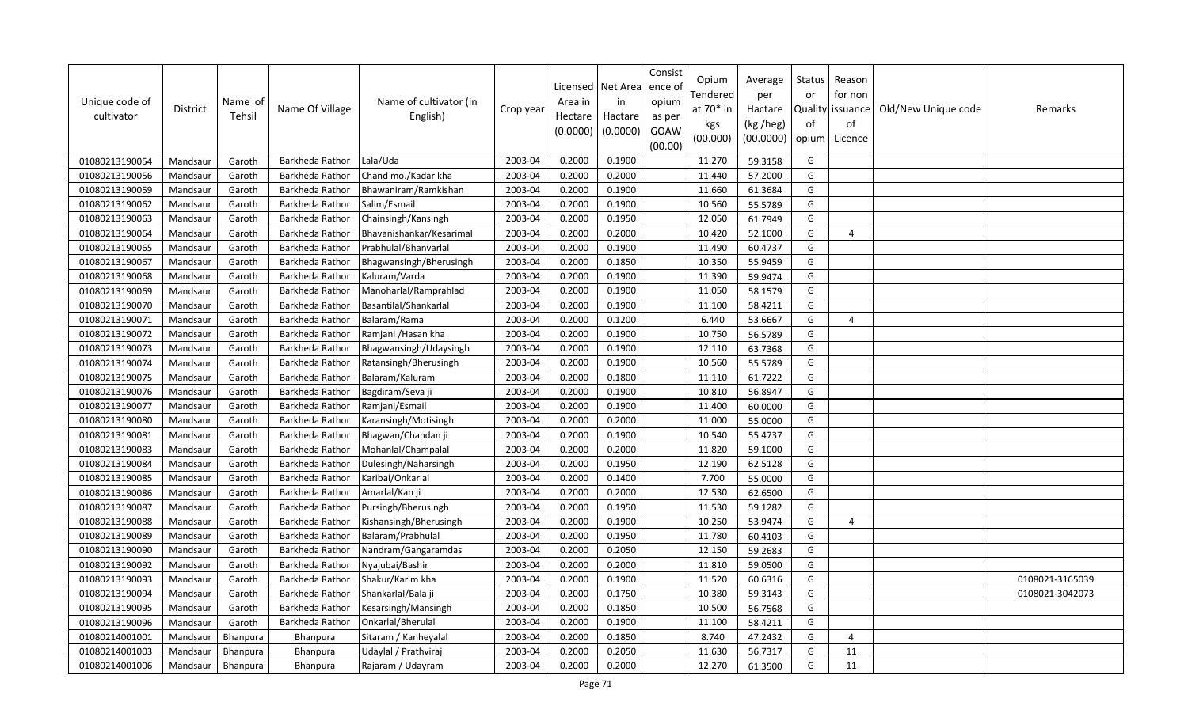| Unique code of cultivator | District | Name of Tehsil | Name Of Village | Name of cultivator (in English) | Crop year | Licensed Area in Hectare (0.0000) | Net Area in Hactare (0.0000) | Consist ence of opium as per GOAW (00.00) | Opium Tendered at 70* in kgs (00.000) | Average per Hactare (kg /heg) (00.0000) | Status or Quality of opium | Reason for non issuance of Licence | Old/New Unique code | Remarks |
|---|---|---|---|---|---|---|---|---|---|---|---|---|---|---|
| 01080213190054 | Mandsaur | Garoth | Barkheda Rathor | Lala/Uda | 2003-04 | 0.2000 | 0.1900 | | 11.270 | 59.3158 | G | | | |
| 01080213190056 | Mandsaur | Garoth | Barkheda Rathor | Chand mo./Kadar kha | 2003-04 | 0.2000 | 0.2000 | | 11.440 | 57.2000 | G | | | |
| 01080213190059 | Mandsaur | Garoth | Barkheda Rathor | Bhawaniram/Ramkishan | 2003-04 | 0.2000 | 0.1900 | | 11.660 | 61.3684 | G | | | |
| 01080213190062 | Mandsaur | Garoth | Barkheda Rathor | Salim/Esmail | 2003-04 | 0.2000 | 0.1900 | | 10.560 | 55.5789 | G | | | |
| 01080213190063 | Mandsaur | Garoth | Barkheda Rathor | Chainsingh/Kansingh | 2003-04 | 0.2000 | 0.1950 | | 12.050 | 61.7949 | G | | | |
| 01080213190064 | Mandsaur | Garoth | Barkheda Rathor | Bhavanishankar/Kesarimal | 2003-04 | 0.2000 | 0.2000 | | 10.420 | 52.1000 | G | 4 | | |
| 01080213190065 | Mandsaur | Garoth | Barkheda Rathor | Prabhulal/Bhanvarlal | 2003-04 | 0.2000 | 0.1900 | | 11.490 | 60.4737 | G | | | |
| 01080213190067 | Mandsaur | Garoth | Barkheda Rathor | Bhagwansingh/Bherusingh | 2003-04 | 0.2000 | 0.1850 | | 10.350 | 55.9459 | G | | | |
| 01080213190068 | Mandsaur | Garoth | Barkheda Rathor | Kaluram/Varda | 2003-04 | 0.2000 | 0.1900 | | 11.390 | 59.9474 | G | | | |
| 01080213190069 | Mandsaur | Garoth | Barkheda Rathor | Manoharlal/Ramprahlad | 2003-04 | 0.2000 | 0.1900 | | 11.050 | 58.1579 | G | | | |
| 01080213190070 | Mandsaur | Garoth | Barkheda Rathor | Basantilal/Shankarlal | 2003-04 | 0.2000 | 0.1900 | | 11.100 | 58.4211 | G | | | |
| 01080213190071 | Mandsaur | Garoth | Barkheda Rathor | Balaram/Rama | 2003-04 | 0.2000 | 0.1200 | | 6.440 | 53.6667 | G | 4 | | |
| 01080213190072 | Mandsaur | Garoth | Barkheda Rathor | Ramjani /Hasan kha | 2003-04 | 0.2000 | 0.1900 | | 10.750 | 56.5789 | G | | | |
| 01080213190073 | Mandsaur | Garoth | Barkheda Rathor | Bhagwansingh/Udaysingh | 2003-04 | 0.2000 | 0.1900 | | 12.110 | 63.7368 | G | | | |
| 01080213190074 | Mandsaur | Garoth | Barkheda Rathor | Ratansingh/Bherusingh | 2003-04 | 0.2000 | 0.1900 | | 10.560 | 55.5789 | G | | | |
| 01080213190075 | Mandsaur | Garoth | Barkheda Rathor | Balaram/Kaluram | 2003-04 | 0.2000 | 0.1800 | | 11.110 | 61.7222 | G | | | |
| 01080213190076 | Mandsaur | Garoth | Barkheda Rathor | Bagdiram/Seva ji | 2003-04 | 0.2000 | 0.1900 | | 10.810 | 56.8947 | G | | | |
| 01080213190077 | Mandsaur | Garoth | Barkheda Rathor | Ramjani/Esmail | 2003-04 | 0.2000 | 0.1900 | | 11.400 | 60.0000 | G | | | |
| 01080213190080 | Mandsaur | Garoth | Barkheda Rathor | Karansingh/Motisingh | 2003-04 | 0.2000 | 0.2000 | | 11.000 | 55.0000 | G | | | |
| 01080213190081 | Mandsaur | Garoth | Barkheda Rathor | Bhagwan/Chandan ji | 2003-04 | 0.2000 | 0.1900 | | 10.540 | 55.4737 | G | | | |
| 01080213190083 | Mandsaur | Garoth | Barkheda Rathor | Mohanlal/Champalal | 2003-04 | 0.2000 | 0.2000 | | 11.820 | 59.1000 | G | | | |
| 01080213190084 | Mandsaur | Garoth | Barkheda Rathor | Dulesingh/Naharsingh | 2003-04 | 0.2000 | 0.1950 | | 12.190 | 62.5128 | G | | | |
| 01080213190085 | Mandsaur | Garoth | Barkheda Rathor | Karibai/Onkarlal | 2003-04 | 0.2000 | 0.1400 | | 7.700 | 55.0000 | G | | | |
| 01080213190086 | Mandsaur | Garoth | Barkheda Rathor | Amarlal/Kan ji | 2003-04 | 0.2000 | 0.2000 | | 12.530 | 62.6500 | G | | | |
| 01080213190087 | Mandsaur | Garoth | Barkheda Rathor | Pursingh/Bherusingh | 2003-04 | 0.2000 | 0.1950 | | 11.530 | 59.1282 | G | | | |
| 01080213190088 | Mandsaur | Garoth | Barkheda Rathor | Kishansingh/Bherusingh | 2003-04 | 0.2000 | 0.1900 | | 10.250 | 53.9474 | G | 4 | | |
| 01080213190089 | Mandsaur | Garoth | Barkheda Rathor | Balaram/Prabhulal | 2003-04 | 0.2000 | 0.1950 | | 11.780 | 60.4103 | G | | | |
| 01080213190090 | Mandsaur | Garoth | Barkheda Rathor | Nandram/Gangaramdas | 2003-04 | 0.2000 | 0.2050 | | 12.150 | 59.2683 | G | | | |
| 01080213190092 | Mandsaur | Garoth | Barkheda Rathor | Nyajubai/Bashir | 2003-04 | 0.2000 | 0.2000 | | 11.810 | 59.0500 | G | | | |
| 01080213190093 | Mandsaur | Garoth | Barkheda Rathor | Shakur/Karim kha | 2003-04 | 0.2000 | 0.1900 | | 11.520 | 60.6316 | G | | | 0108021-3165039 |
| 01080213190094 | Mandsaur | Garoth | Barkheda Rathor | Shankarlal/Bala ji | 2003-04 | 0.2000 | 0.1750 | | 10.380 | 59.3143 | G | | | 0108021-3042073 |
| 01080213190095 | Mandsaur | Garoth | Barkheda Rathor | Kesarsingh/Mansingh | 2003-04 | 0.2000 | 0.1850 | | 10.500 | 56.7568 | G | | | |
| 01080213190096 | Mandsaur | Garoth | Barkheda Rathor | Onkarlal/Bherulal | 2003-04 | 0.2000 | 0.1900 | | 11.100 | 58.4211 | G | | | |
| 01080214001001 | Mandsaur | Bhanpura | Bhanpura | Sitaram / Kanheyalal | 2003-04 | 0.2000 | 0.1850 | | 8.740 | 47.2432 | G | 4 | | |
| 01080214001003 | Mandsaur | Bhanpura | Bhanpura | Udaylal / Prathviraj | 2003-04 | 0.2000 | 0.2050 | | 11.630 | 56.7317 | G | 11 | | |
| 01080214001006 | Mandsaur | Bhanpura | Bhanpura | Rajaram / Udayram | 2003-04 | 0.2000 | 0.2000 | | 12.270 | 61.3500 | G | 11 | | |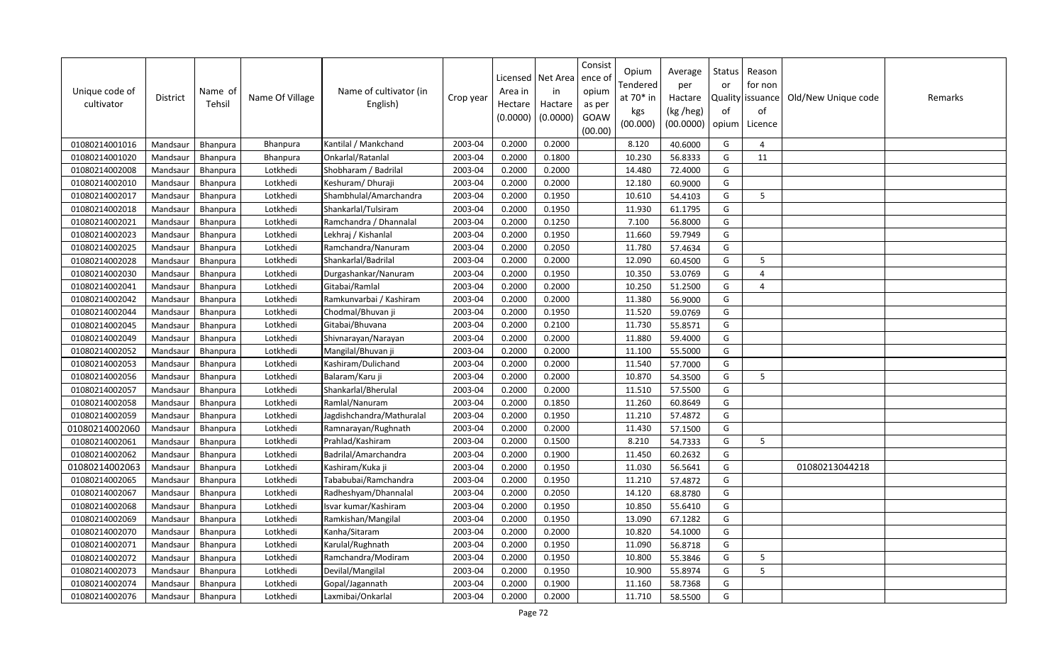| Unique code of cultivator | District | Name of Tehsil | Name Of Village | Name of cultivator (in English) | Crop year | Licensed Area in Hectare (0.0000) | Net Area in Hactare (0.0000) | Consistence of opium as per GOAW (00.00) | Opium Tendered at 70* in kgs (00.000) | Average per Hactare (kg /heg) (00.0000) | Status or Quality of opium | Reason for non issuance of Licence | Old/New Unique code | Remarks |
|---|---|---|---|---|---|---|---|---|---|---|---|---|---|---|
| 01080214001016 | Mandsaur | Bhanpura | Bhanpura | Kantilal / Mankchand | 2003-04 | 0.2000 | 0.2000 | | 8.120 | 40.6000 | G | 4 | | |
| 01080214001020 | Mandsaur | Bhanpura | Bhanpura | Onkarlal/Ratanlal | 2003-04 | 0.2000 | 0.1800 | | 10.230 | 56.8333 | G | 11 | | |
| 01080214002008 | Mandsaur | Bhanpura | Lotkhedi | Shobharam / Badrilal | 2003-04 | 0.2000 | 0.2000 | | 14.480 | 72.4000 | G | | | |
| 01080214002010 | Mandsaur | Bhanpura | Lotkhedi | Keshuram/ Dhuraji | 2003-04 | 0.2000 | 0.2000 | | 12.180 | 60.9000 | G | | | |
| 01080214002017 | Mandsaur | Bhanpura | Lotkhedi | Shambhulal/Amarchandra | 2003-04 | 0.2000 | 0.1950 | | 10.610 | 54.4103 | G | 5 | | |
| 01080214002018 | Mandsaur | Bhanpura | Lotkhedi | Shankarlal/Tulsiram | 2003-04 | 0.2000 | 0.1950 | | 11.930 | 61.1795 | G | | | |
| 01080214002021 | Mandsaur | Bhanpura | Lotkhedi | Ramchandra / Dhannalal | 2003-04 | 0.2000 | 0.1250 | | 7.100 | 56.8000 | G | | | |
| 01080214002023 | Mandsaur | Bhanpura | Lotkhedi | Lekhraj / Kishanlal | 2003-04 | 0.2000 | 0.1950 | | 11.660 | 59.7949 | G | | | |
| 01080214002025 | Mandsaur | Bhanpura | Lotkhedi | Ramchandra/Nanuram | 2003-04 | 0.2000 | 0.2050 | | 11.780 | 57.4634 | G | | | |
| 01080214002028 | Mandsaur | Bhanpura | Lotkhedi | Shankarlal/Badrilal | 2003-04 | 0.2000 | 0.2000 | | 12.090 | 60.4500 | G | 5 | | |
| 01080214002030 | Mandsaur | Bhanpura | Lotkhedi | Durgashankar/Nanuram | 2003-04 | 0.2000 | 0.1950 | | 10.350 | 53.0769 | G | 4 | | |
| 01080214002041 | Mandsaur | Bhanpura | Lotkhedi | Gitabai/Ramlal | 2003-04 | 0.2000 | 0.2000 | | 10.250 | 51.2500 | G | 4 | | |
| 01080214002042 | Mandsaur | Bhanpura | Lotkhedi | Ramkunvarbai / Kashiram | 2003-04 | 0.2000 | 0.2000 | | 11.380 | 56.9000 | G | | | |
| 01080214002044 | Mandsaur | Bhanpura | Lotkhedi | Chodmal/Bhuvan ji | 2003-04 | 0.2000 | 0.1950 | | 11.520 | 59.0769 | G | | | |
| 01080214002045 | Mandsaur | Bhanpura | Lotkhedi | Gitabai/Bhuvana | 2003-04 | 0.2000 | 0.2100 | | 11.730 | 55.8571 | G | | | |
| 01080214002049 | Mandsaur | Bhanpura | Lotkhedi | Shivnarayan/Narayan | 2003-04 | 0.2000 | 0.2000 | | 11.880 | 59.4000 | G | | | |
| 01080214002052 | Mandsaur | Bhanpura | Lotkhedi | Mangilal/Bhuvan ji | 2003-04 | 0.2000 | 0.2000 | | 11.100 | 55.5000 | G | | | |
| 01080214002053 | Mandsaur | Bhanpura | Lotkhedi | Kashiram/Dulichand | 2003-04 | 0.2000 | 0.2000 | | 11.540 | 57.7000 | G | | | |
| 01080214002056 | Mandsaur | Bhanpura | Lotkhedi | Balaram/Karu ji | 2003-04 | 0.2000 | 0.2000 | | 10.870 | 54.3500 | G | 5 | | |
| 01080214002057 | Mandsaur | Bhanpura | Lotkhedi | Shankarlal/Bherulal | 2003-04 | 0.2000 | 0.2000 | | 11.510 | 57.5500 | G | | | |
| 01080214002058 | Mandsaur | Bhanpura | Lotkhedi | Ramlal/Nanuram | 2003-04 | 0.2000 | 0.1850 | | 11.260 | 60.8649 | G | | | |
| 01080214002059 | Mandsaur | Bhanpura | Lotkhedi | Jagdishchandra/Mathuralal | 2003-04 | 0.2000 | 0.1950 | | 11.210 | 57.4872 | G | | | |
| 01080214002060 | Mandsaur | Bhanpura | Lotkhedi | Ramnarayan/Rughnath | 2003-04 | 0.2000 | 0.2000 | | 11.430 | 57.1500 | G | | | |
| 01080214002061 | Mandsaur | Bhanpura | Lotkhedi | Prahlad/Kashiram | 2003-04 | 0.2000 | 0.1500 | | 8.210 | 54.7333 | G | 5 | | |
| 01080214002062 | Mandsaur | Bhanpura | Lotkhedi | Badrilal/Amarchandra | 2003-04 | 0.2000 | 0.1900 | | 11.450 | 60.2632 | G | | | |
| 01080214002063 | Mandsaur | Bhanpura | Lotkhedi | Kashiram/Kuka ji | 2003-04 | 0.2000 | 0.1950 | | 11.030 | 56.5641 | G | | 01080213044218 | |
| 01080214002065 | Mandsaur | Bhanpura | Lotkhedi | Tababubai/Ramchandra | 2003-04 | 0.2000 | 0.1950 | | 11.210 | 57.4872 | G | | | |
| 01080214002067 | Mandsaur | Bhanpura | Lotkhedi | Radheshyam/Dhannalal | 2003-04 | 0.2000 | 0.2050 | | 14.120 | 68.8780 | G | | | |
| 01080214002068 | Mandsaur | Bhanpura | Lotkhedi | Isvar kumar/Kashiram | 2003-04 | 0.2000 | 0.1950 | | 10.850 | 55.6410 | G | | | |
| 01080214002069 | Mandsaur | Bhanpura | Lotkhedi | Ramkishan/Mangilal | 2003-04 | 0.2000 | 0.1950 | | 13.090 | 67.1282 | G | | | |
| 01080214002070 | Mandsaur | Bhanpura | Lotkhedi | Kanha/Sitaram | 2003-04 | 0.2000 | 0.2000 | | 10.820 | 54.1000 | G | | | |
| 01080214002071 | Mandsaur | Bhanpura | Lotkhedi | Karulal/Rughnath | 2003-04 | 0.2000 | 0.1950 | | 11.090 | 56.8718 | G | | | |
| 01080214002072 | Mandsaur | Bhanpura | Lotkhedi | Ramchandra/Modiram | 2003-04 | 0.2000 | 0.1950 | | 10.800 | 55.3846 | G | 5 | | |
| 01080214002073 | Mandsaur | Bhanpura | Lotkhedi | Devilal/Mangilal | 2003-04 | 0.2000 | 0.1950 | | 10.900 | 55.8974 | G | 5 | | |
| 01080214002074 | Mandsaur | Bhanpura | Lotkhedi | Gopal/Jagannath | 2003-04 | 0.2000 | 0.1900 | | 11.160 | 58.7368 | G | | | |
| 01080214002076 | Mandsaur | Bhanpura | Lotkhedi | Laxmibai/Onkarlal | 2003-04 | 0.2000 | 0.2000 | | 11.710 | 58.5500 | G | | | |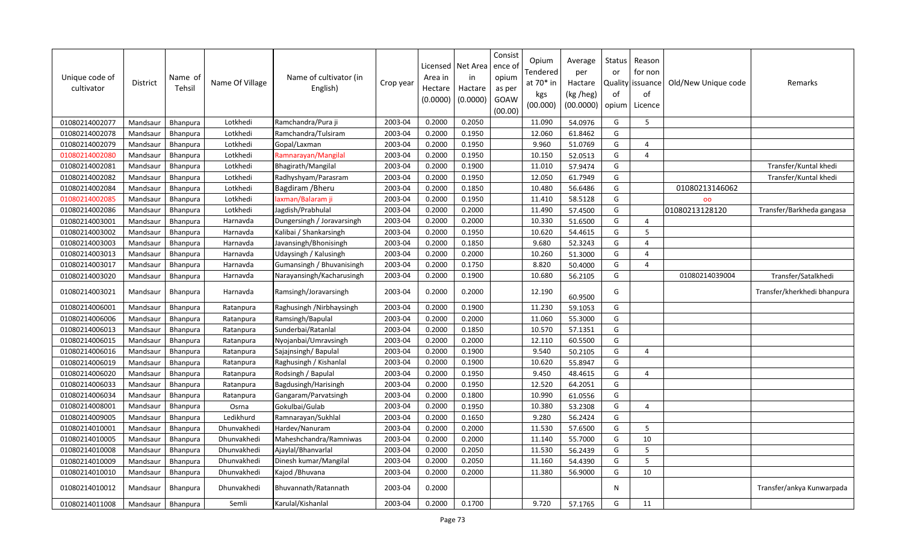| Unique code of cultivator | District | Name of Tehsil | Name Of Village | Name of cultivator (in English) | Crop year | Licensed Area in Hectare (0.0000) | Net Area in Hactare (0.0000) | Consistence of opium as per GOAW (00.00) | Opium Tendered at 70* in kgs (00.000) | Average per Hactare (kg /heg) (00.0000) | Status or Quality of opium | Reason for non issuance of Licence | Old/New Unique code | Remarks |
|---|---|---|---|---|---|---|---|---|---|---|---|---|---|---|
| 01080214002077 | Mandsaur | Bhanpura | Lotkhedi | Ramchandra/Pura ji | 2003-04 | 0.2000 | 0.2050 | | 11.090 | 54.0976 | G | 5 | | |
| 01080214002078 | Mandsaur | Bhanpura | Lotkhedi | Ramchandra/Tulsiram | 2003-04 | 0.2000 | 0.1950 | | 12.060 | 61.8462 | G | | | |
| 01080214002079 | Mandsaur | Bhanpura | Lotkhedi | Gopal/Laxman | 2003-04 | 0.2000 | 0.1950 | | 9.960 | 51.0769 | G | 4 | | |
| 01080214002080 | Mandsaur | Bhanpura | Lotkhedi | Ramnarayan/Mangilal | 2003-04 | 0.2000 | 0.1950 | | 10.150 | 52.0513 | G | 4 | | |
| 01080214002081 | Mandsaur | Bhanpura | Lotkhedi | Bhagirath/Mangilal | 2003-04 | 0.2000 | 0.1900 | | 11.010 | 57.9474 | G | | | Transfer/Kuntal khedi |
| 01080214002082 | Mandsaur | Bhanpura | Lotkhedi | Radhyshyam/Parasram | 2003-04 | 0.2000 | 0.1950 | | 12.050 | 61.7949 | G | | | Transfer/Kuntal khedi |
| 01080214002084 | Mandsaur | Bhanpura | Lotkhedi | Bagdiram /Bheru | 2003-04 | 0.2000 | 0.1850 | | 10.480 | 56.6486 | G | | 01080213146062 | |
| 01080214002085 | Mandsaur | Bhanpura | Lotkhedi | laxman/Balaram ji | 2003-04 | 0.2000 | 0.1950 | | 11.410 | 58.5128 | G | | oo | |
| 01080214002086 | Mandsaur | Bhanpura | Lotkhedi | Jagdish/Prabhulal | 2003-04 | 0.2000 | 0.2000 | | 11.490 | 57.4500 | G | | 01080213128120 | Transfer/Barkheda gangasa |
| 01080214003001 | Mandsaur | Bhanpura | Harnavda | Dungersingh / Joravarsingh | 2003-04 | 0.2000 | 0.2000 | | 10.330 | 51.6500 | G | 4 | | |
| 01080214003002 | Mandsaur | Bhanpura | Harnavda | Kalibai / Shankarsingh | 2003-04 | 0.2000 | 0.1950 | | 10.620 | 54.4615 | G | 5 | | |
| 01080214003003 | Mandsaur | Bhanpura | Harnavda | Javansingh/Bhonisingh | 2003-04 | 0.2000 | 0.1850 | | 9.680 | 52.3243 | G | 4 | | |
| 01080214003013 | Mandsaur | Bhanpura | Harnavda | Udaysingh / Kalusingh | 2003-04 | 0.2000 | 0.2000 | | 10.260 | 51.3000 | G | 4 | | |
| 01080214003017 | Mandsaur | Bhanpura | Harnavda | Gumansingh / Bhuvanisingh | 2003-04 | 0.2000 | 0.1750 | | 8.820 | 50.4000 | G | 4 | | |
| 01080214003020 | Mandsaur | Bhanpura | Harnavda | Narayansingh/Kacharusingh | 2003-04 | 0.2000 | 0.1900 | | 10.680 | 56.2105 | G | | 01080214039004 | Transfer/Satalkhedi |
| 01080214003021 | Mandsaur | Bhanpura | Harnavda | Ramsingh/Joravarsingh | 2003-04 | 0.2000 | 0.2000 | | 12.190 | 60.9500 | G | | | Transfer/kherkhedi bhanpura |
| 01080214006001 | Mandsaur | Bhanpura | Ratanpura | Raghusingh /Nirbhaysingh | 2003-04 | 0.2000 | 0.1900 | | 11.230 | 59.1053 | G | | | |
| 01080214006006 | Mandsaur | Bhanpura | Ratanpura | Ramsingh/Bapulal | 2003-04 | 0.2000 | 0.2000 | | 11.060 | 55.3000 | G | | | |
| 01080214006013 | Mandsaur | Bhanpura | Ratanpura | Sunderbai/Ratanlal | 2003-04 | 0.2000 | 0.1850 | | 10.570 | 57.1351 | G | | | |
| 01080214006015 | Mandsaur | Bhanpura | Ratanpura | Nyojanbai/Umravsingh | 2003-04 | 0.2000 | 0.2000 | | 12.110 | 60.5500 | G | | | |
| 01080214006016 | Mandsaur | Bhanpura | Ratanpura | Sajajnsingh/ Bapulal | 2003-04 | 0.2000 | 0.1900 | | 9.540 | 50.2105 | G | 4 | | |
| 01080214006019 | Mandsaur | Bhanpura | Ratanpura | Raghusingh / Kishanlal | 2003-04 | 0.2000 | 0.1900 | | 10.620 | 55.8947 | G | | | |
| 01080214006020 | Mandsaur | Bhanpura | Ratanpura | Rodsingh / Bapulal | 2003-04 | 0.2000 | 0.1950 | | 9.450 | 48.4615 | G | 4 | | |
| 01080214006033 | Mandsaur | Bhanpura | Ratanpura | Bagdusingh/Harisingh | 2003-04 | 0.2000 | 0.1950 | | 12.520 | 64.2051 | G | | | |
| 01080214006034 | Mandsaur | Bhanpura | Ratanpura | Gangaram/Parvatsingh | 2003-04 | 0.2000 | 0.1800 | | 10.990 | 61.0556 | G | | | |
| 01080214008001 | Mandsaur | Bhanpura | Osrna | Gokulbai/Gulab | 2003-04 | 0.2000 | 0.1950 | | 10.380 | 53.2308 | G | 4 | | |
| 01080214009005 | Mandsaur | Bhanpura | Ledikhurd | Ramnarayan/Sukhlal | 2003-04 | 0.2000 | 0.1650 | | 9.280 | 56.2424 | G | | | |
| 01080214010001 | Mandsaur | Bhanpura | Dhunvakhedi | Hardev/Nanuram | 2003-04 | 0.2000 | 0.2000 | | 11.530 | 57.6500 | G | 5 | | |
| 01080214010005 | Mandsaur | Bhanpura | Dhunvakhedi | Maheshchandra/Ramniwas | 2003-04 | 0.2000 | 0.2000 | | 11.140 | 55.7000 | G | 10 | | |
| 01080214010008 | Mandsaur | Bhanpura | Dhunvakhedi | Ajaylal/Bhanvarlal | 2003-04 | 0.2000 | 0.2050 | | 11.530 | 56.2439 | G | 5 | | |
| 01080214010009 | Mandsaur | Bhanpura | Dhunvakhedi | Dinesh kumar/Mangilal | 2003-04 | 0.2000 | 0.2050 | | 11.160 | 54.4390 | G | 5 | | |
| 01080214010010 | Mandsaur | Bhanpura | Dhunvakhedi | Kajod /Bhuvana | 2003-04 | 0.2000 | 0.2000 | | 11.380 | 56.9000 | G | 10 | | |
| 01080214010012 | Mandsaur | Bhanpura | Dhunvakhedi | Bhuvannath/Ratannath | 2003-04 | 0.2000 | | | | | N | | | Transfer/ankya Kunwarpada |
| 01080214011008 | Mandsaur | Bhanpura | Semli | Karulal/Kishanlal | 2003-04 | 0.2000 | 0.1700 | | 9.720 | 57.1765 | G | 11 | | |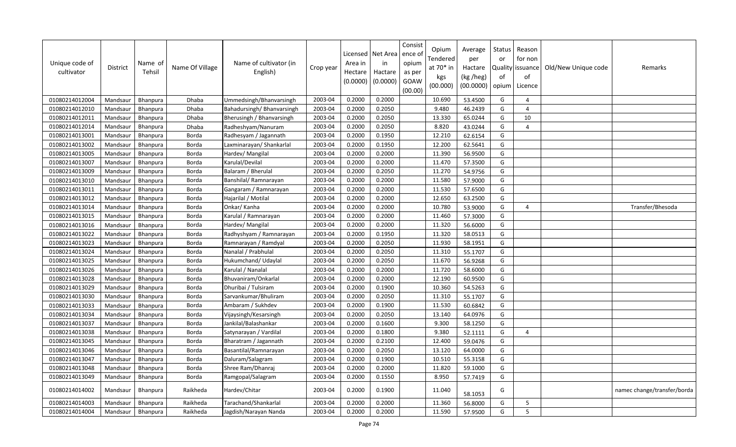| Unique code of cultivator | District | Name of Tehsil | Name Of Village | Name of cultivator (in English) | Crop year | Licensed Area in Hectare (0.0000) | Net Area in Hactare (0.0000) | Consistence of opium as per GOAW (00.00) | Opium Tendered at 70* in kgs (00.000) | Average per Hactare (kg /heg) (00.0000) | Status or Quality of opium | Reason for non issuance of Licence | Old/New Unique code | Remarks |
|---|---|---|---|---|---|---|---|---|---|---|---|---|---|---|
| 01080214012004 | Mandsaur | Bhanpura | Dhaba | Ummedsingh/Bhanvarsingh | 2003-04 | 0.2000 | 0.2000 | | 10.690 | 53.4500 | G | 4 | | |
| 01080214012010 | Mandsaur | Bhanpura | Dhaba | Bahadursingh/ Bhanvarsingh | 2003-04 | 0.2000 | 0.2050 | | 9.480 | 46.2439 | G | 4 | | |
| 01080214012011 | Mandsaur | Bhanpura | Dhaba | Bherusingh / Bhanvarsingh | 2003-04 | 0.2000 | 0.2050 | | 13.330 | 65.0244 | G | 10 | | |
| 01080214012014 | Mandsaur | Bhanpura | Dhaba | Radheshyam/Nanuram | 2003-04 | 0.2000 | 0.2050 | | 8.820 | 43.0244 | G | 4 | | |
| 01080214013001 | Mandsaur | Bhanpura | Borda | Radhesyam / Jagannath | 2003-04 | 0.2000 | 0.1950 | | 12.210 | 62.6154 | G | | | |
| 01080214013002 | Mandsaur | Bhanpura | Borda | Laxminarayan/ Shankarlal | 2003-04 | 0.2000 | 0.1950 | | 12.200 | 62.5641 | G | | | |
| 01080214013005 | Mandsaur | Bhanpura | Borda | Hardev/ Mangilal | 2003-04 | 0.2000 | 0.2000 | | 11.390 | 56.9500 | G | | | |
| 01080214013007 | Mandsaur | Bhanpura | Borda | Karulal/Devilal | 2003-04 | 0.2000 | 0.2000 | | 11.470 | 57.3500 | G | | | |
| 01080214013009 | Mandsaur | Bhanpura | Borda | Balaram / Bherulal | 2003-04 | 0.2000 | 0.2050 | | 11.270 | 54.9756 | G | | | |
| 01080214013010 | Mandsaur | Bhanpura | Borda | Banshilal/ Ramnarayan | 2003-04 | 0.2000 | 0.2000 | | 11.580 | 57.9000 | G | | | |
| 01080214013011 | Mandsaur | Bhanpura | Borda | Gangaram / Ramnarayan | 2003-04 | 0.2000 | 0.2000 | | 11.530 | 57.6500 | G | | | |
| 01080214013012 | Mandsaur | Bhanpura | Borda | Hajarilal / Motilal | 2003-04 | 0.2000 | 0.2000 | | 12.650 | 63.2500 | G | | | |
| 01080214013014 | Mandsaur | Bhanpura | Borda | Onkar/ Kanha | 2003-04 | 0.2000 | 0.2000 | | 10.780 | 53.9000 | G | 4 | | Transfer/Bhesoda |
| 01080214013015 | Mandsaur | Bhanpura | Borda | Karulal / Ramnarayan | 2003-04 | 0.2000 | 0.2000 | | 11.460 | 57.3000 | G | | | |
| 01080214013016 | Mandsaur | Bhanpura | Borda | Hardev/ Mangilal | 2003-04 | 0.2000 | 0.2000 | | 11.320 | 56.6000 | G | | | |
| 01080214013022 | Mandsaur | Bhanpura | Borda | Radhyshyam / Ramnarayan | 2003-04 | 0.2000 | 0.1950 | | 11.320 | 58.0513 | G | | | |
| 01080214013023 | Mandsaur | Bhanpura | Borda | Ramnarayan / Ramdyal | 2003-04 | 0.2000 | 0.2050 | | 11.930 | 58.1951 | G | | | |
| 01080214013024 | Mandsaur | Bhanpura | Borda | Nanalal / Prabhulal | 2003-04 | 0.2000 | 0.2050 | | 11.310 | 55.1707 | G | | | |
| 01080214013025 | Mandsaur | Bhanpura | Borda | Hukumchand/ Udaylal | 2003-04 | 0.2000 | 0.2050 | | 11.670 | 56.9268 | G | | | |
| 01080214013026 | Mandsaur | Bhanpura | Borda | Karulal / Nanalal | 2003-04 | 0.2000 | 0.2000 | | 11.720 | 58.6000 | G | | | |
| 01080214013028 | Mandsaur | Bhanpura | Borda | Bhuvaniram/Onkarlal | 2003-04 | 0.2000 | 0.2000 | | 12.190 | 60.9500 | G | | | |
| 01080214013029 | Mandsaur | Bhanpura | Borda | Dhuribai / Tulsiram | 2003-04 | 0.2000 | 0.1900 | | 10.360 | 54.5263 | G | | | |
| 01080214013030 | Mandsaur | Bhanpura | Borda | Sarvankumar/Bhuliram | 2003-04 | 0.2000 | 0.2050 | | 11.310 | 55.1707 | G | | | |
| 01080214013033 | Mandsaur | Bhanpura | Borda | Ambaram / Sukhdev | 2003-04 | 0.2000 | 0.1900 | | 11.530 | 60.6842 | G | | | |
| 01080214013034 | Mandsaur | Bhanpura | Borda | Vijaysingh/Kesarsingh | 2003-04 | 0.2000 | 0.2050 | | 13.140 | 64.0976 | G | | | |
| 01080214013037 | Mandsaur | Bhanpura | Borda | Jankilal/Balashankar | 2003-04 | 0.2000 | 0.1600 | | 9.300 | 58.1250 | G | | | |
| 01080214013038 | Mandsaur | Bhanpura | Borda | Satynarayan / Vardilal | 2003-04 | 0.2000 | 0.1800 | | 9.380 | 52.1111 | G | 4 | | |
| 01080214013045 | Mandsaur | Bhanpura | Borda | Bharatram / Jagannath | 2003-04 | 0.2000 | 0.2100 | | 12.400 | 59.0476 | G | | | |
| 01080214013046 | Mandsaur | Bhanpura | Borda | Basantilal/Ramnarayan | 2003-04 | 0.2000 | 0.2050 | | 13.120 | 64.0000 | G | | | |
| 01080214013047 | Mandsaur | Bhanpura | Borda | Daluram/Salagram | 2003-04 | 0.2000 | 0.1900 | | 10.510 | 55.3158 | G | | | |
| 01080214013048 | Mandsaur | Bhanpura | Borda | Shree Ram/Dhanraj | 2003-04 | 0.2000 | 0.2000 | | 11.820 | 59.1000 | G | | | |
| 01080214013049 | Mandsaur | Bhanpura | Borda | Ramgopal/Salagram | 2003-04 | 0.2000 | 0.1550 | | 8.950 | 57.7419 | G | | | |
| 01080214014002 | Mandsaur | Bhanpura | Raikheda | Hardev/Chitar | 2003-04 | 0.2000 | 0.1900 | | 11.040 | 58.1053 | G | | | namec change/transfer/borda |
| 01080214014003 | Mandsaur | Bhanpura | Raikheda | Tarachand/Shankarlal | 2003-04 | 0.2000 | 0.2000 | | 11.360 | 56.8000 | G | 5 | | |
| 01080214014004 | Mandsaur | Bhanpura | Raikheda | Jagdish/Narayan Nanda | 2003-04 | 0.2000 | 0.2000 | | 11.590 | 57.9500 | G | 5 | | |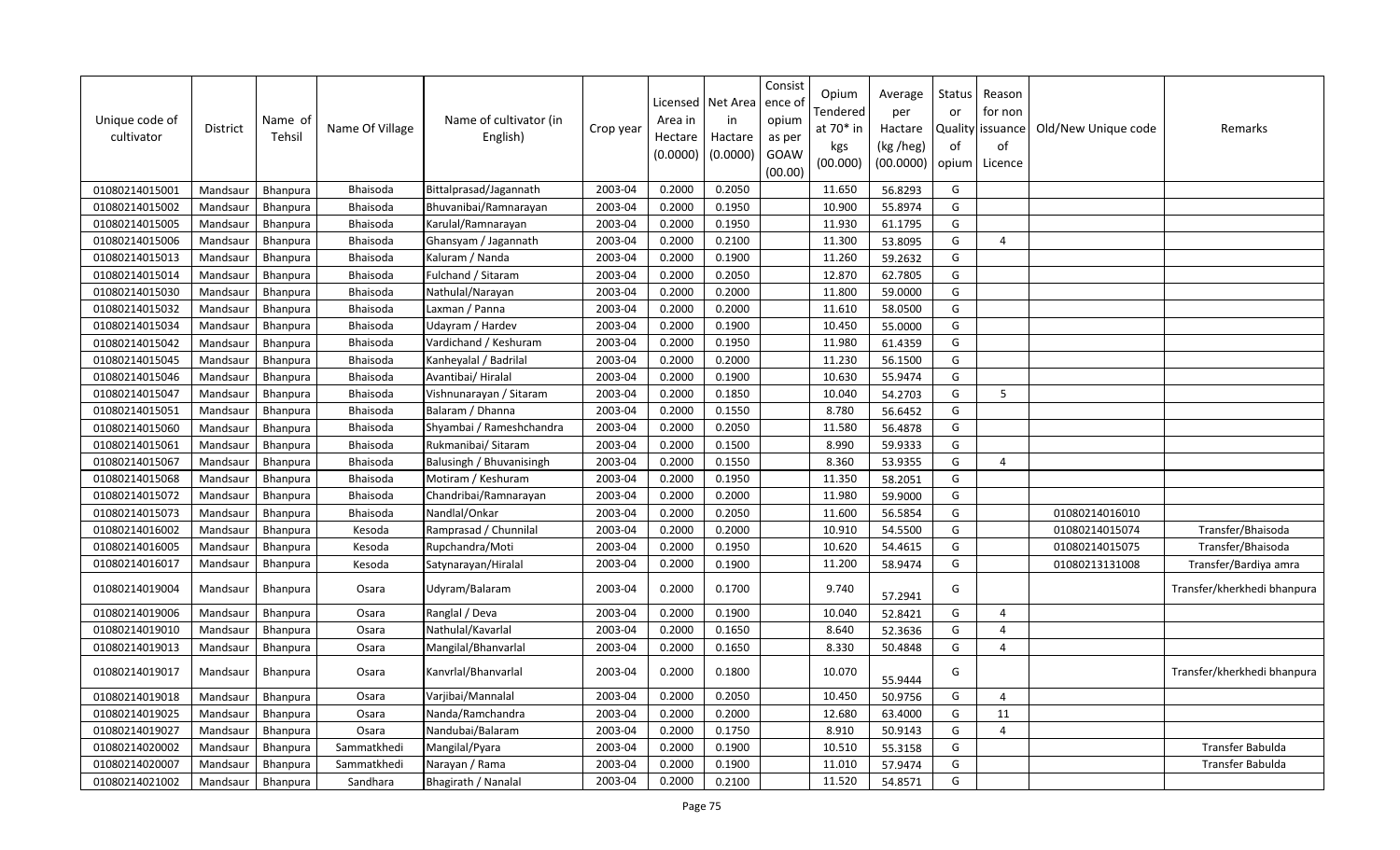| Unique code of cultivator | District | Name of Tehsil | Name Of Village | Name of cultivator (in English) | Crop year | Licensed Area in Hectare (0.0000) | Net Area in Hactare (0.0000) | Consistence of opium as per GOAW (00.00) | Opium Tendered at 70* in kgs (00.000) | Average per Hactare (kg /heg) (00.0000) | Status or Quality of opium | Reason for non issuance of Licence | Old/New Unique code | Remarks |
|---|---|---|---|---|---|---|---|---|---|---|---|---|---|---|
| 01080214015001 | Mandsaur | Bhanpura | Bhaisoda | Bittalprasad/Jagannath | 2003-04 | 0.2000 | 0.2050 | | 11.650 | 56.8293 | G | | | |
| 01080214015002 | Mandsaur | Bhanpura | Bhaisoda | Bhuvanibai/Ramnarayan | 2003-04 | 0.2000 | 0.1950 | | 10.900 | 55.8974 | G | | | |
| 01080214015005 | Mandsaur | Bhanpura | Bhaisoda | Karulal/Ramnarayan | 2003-04 | 0.2000 | 0.1950 | | 11.930 | 61.1795 | G | | | |
| 01080214015006 | Mandsaur | Bhanpura | Bhaisoda | Ghansyam / Jagannath | 2003-04 | 0.2000 | 0.2100 | | 11.300 | 53.8095 | G | 4 | | |
| 01080214015013 | Mandsaur | Bhanpura | Bhaisoda | Kaluram / Nanda | 2003-04 | 0.2000 | 0.1900 | | 11.260 | 59.2632 | G | | | |
| 01080214015014 | Mandsaur | Bhanpura | Bhaisoda | Fulchand / Sitaram | 2003-04 | 0.2000 | 0.2050 | | 12.870 | 62.7805 | G | | | |
| 01080214015030 | Mandsaur | Bhanpura | Bhaisoda | Nathulal/Narayan | 2003-04 | 0.2000 | 0.2000 | | 11.800 | 59.0000 | G | | | |
| 01080214015032 | Mandsaur | Bhanpura | Bhaisoda | Laxman / Panna | 2003-04 | 0.2000 | 0.2000 | | 11.610 | 58.0500 | G | | | |
| 01080214015034 | Mandsaur | Bhanpura | Bhaisoda | Udayram / Hardev | 2003-04 | 0.2000 | 0.1900 | | 10.450 | 55.0000 | G | | | |
| 01080214015042 | Mandsaur | Bhanpura | Bhaisoda | Vardichand / Keshuram | 2003-04 | 0.2000 | 0.1950 | | 11.980 | 61.4359 | G | | | |
| 01080214015045 | Mandsaur | Bhanpura | Bhaisoda | Kanheyalal / Badrilal | 2003-04 | 0.2000 | 0.2000 | | 11.230 | 56.1500 | G | | | |
| 01080214015046 | Mandsaur | Bhanpura | Bhaisoda | Avantibai/ Hiralal | 2003-04 | 0.2000 | 0.1900 | | 10.630 | 55.9474 | G | | | |
| 01080214015047 | Mandsaur | Bhanpura | Bhaisoda | Vishnunarayan / Sitaram | 2003-04 | 0.2000 | 0.1850 | | 10.040 | 54.2703 | G | 5 | | |
| 01080214015051 | Mandsaur | Bhanpura | Bhaisoda | Balaram / Dhanna | 2003-04 | 0.2000 | 0.1550 | | 8.780 | 56.6452 | G | | | |
| 01080214015060 | Mandsaur | Bhanpura | Bhaisoda | Shyambai / Rameshchandra | 2003-04 | 0.2000 | 0.2050 | | 11.580 | 56.4878 | G | | | |
| 01080214015061 | Mandsaur | Bhanpura | Bhaisoda | Rukmanibai/ Sitaram | 2003-04 | 0.2000 | 0.1500 | | 8.990 | 59.9333 | G | | | |
| 01080214015067 | Mandsaur | Bhanpura | Bhaisoda | Balusingh / Bhuvanisingh | 2003-04 | 0.2000 | 0.1550 | | 8.360 | 53.9355 | G | 4 | | |
| 01080214015068 | Mandsaur | Bhanpura | Bhaisoda | Motiram / Keshuram | 2003-04 | 0.2000 | 0.1950 | | 11.350 | 58.2051 | G | | | |
| 01080214015072 | Mandsaur | Bhanpura | Bhaisoda | Chandribai/Ramnarayan | 2003-04 | 0.2000 | 0.2000 | | 11.980 | 59.9000 | G | | | |
| 01080214015073 | Mandsaur | Bhanpura | Bhaisoda | Nandlal/Onkar | 2003-04 | 0.2000 | 0.2050 | | 11.600 | 56.5854 | G | | 01080214016010 | |
| 01080214016002 | Mandsaur | Bhanpura | Kesoda | Ramprasad / Chunnilal | 2003-04 | 0.2000 | 0.2000 | | 10.910 | 54.5500 | G | | 01080214015074 | Transfer/Bhaisoda |
| 01080214016005 | Mandsaur | Bhanpura | Kesoda | Rupchandra/Moti | 2003-04 | 0.2000 | 0.1950 | | 10.620 | 54.4615 | G | | 01080214015075 | Transfer/Bhaisoda |
| 01080214016017 | Mandsaur | Bhanpura | Kesoda | Satynarayan/Hiralal | 2003-04 | 0.2000 | 0.1900 | | 11.200 | 58.9474 | G | | 01080213131008 | Transfer/Bardiya amra |
| 01080214019004 | Mandsaur | Bhanpura | Osara | Udyram/Balaram | 2003-04 | 0.2000 | 0.1700 | | 9.740 | 57.2941 | G | | | Transfer/kherkhedi bhanpura |
| 01080214019006 | Mandsaur | Bhanpura | Osara | Ranglal / Deva | 2003-04 | 0.2000 | 0.1900 | | 10.040 | 52.8421 | G | 4 | | |
| 01080214019010 | Mandsaur | Bhanpura | Osara | Nathulal/Kavarlal | 2003-04 | 0.2000 | 0.1650 | | 8.640 | 52.3636 | G | 4 | | |
| 01080214019013 | Mandsaur | Bhanpura | Osara | Mangilal/Bhanvarlal | 2003-04 | 0.2000 | 0.1650 | | 8.330 | 50.4848 | G | 4 | | |
| 01080214019017 | Mandsaur | Bhanpura | Osara | Kanvrlal/Bhanvarlal | 2003-04 | 0.2000 | 0.1800 | | 10.070 | 55.9444 | G | | | Transfer/kherkhedi bhanpura |
| 01080214019018 | Mandsaur | Bhanpura | Osara | Varjibai/Mannalal | 2003-04 | 0.2000 | 0.2050 | | 10.450 | 50.9756 | G | 4 | | |
| 01080214019025 | Mandsaur | Bhanpura | Osara | Nanda/Ramchandra | 2003-04 | 0.2000 | 0.2000 | | 12.680 | 63.4000 | G | 11 | | |
| 01080214019027 | Mandsaur | Bhanpura | Osara | Nandubai/Balaram | 2003-04 | 0.2000 | 0.1750 | | 8.910 | 50.9143 | G | 4 | | |
| 01080214020002 | Mandsaur | Bhanpura | Sammatkhedi | Mangilal/Pyara | 2003-04 | 0.2000 | 0.1900 | | 10.510 | 55.3158 | G | | | Transfer Babulda |
| 01080214020007 | Mandsaur | Bhanpura | Sammatkhedi | Narayan / Rama | 2003-04 | 0.2000 | 0.1900 | | 11.010 | 57.9474 | G | | | Transfer Babulda |
| 01080214021002 | Mandsaur | Bhanpura | Sandhara | Bhagirath / Nanalal | 2003-04 | 0.2000 | 0.2100 | | 11.520 | 54.8571 | G | | | |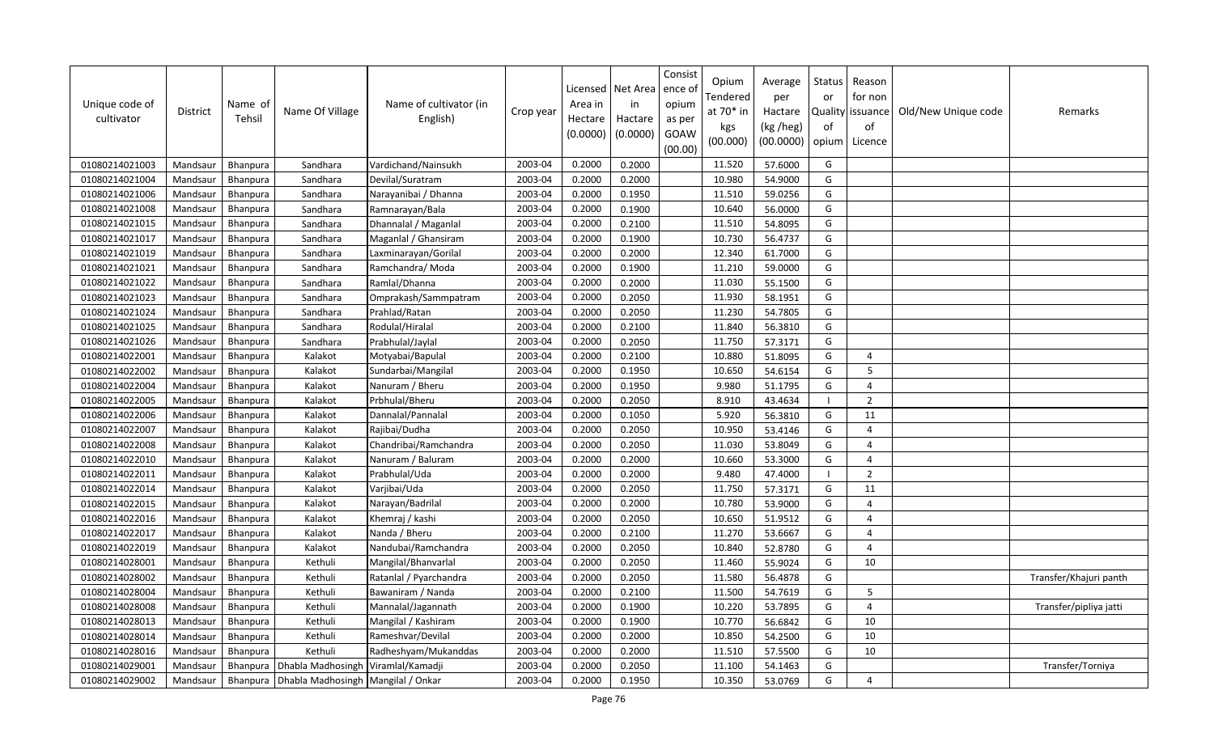| Unique code of cultivator | District | Name of Tehsil | Name Of Village | Name of cultivator (in English) | Crop year | Licensed Area in Hectare (0.0000) | Net Area in Hactare (0.0000) | Consist ence of opium as per GOAW (00.00) | Opium Tendered at 70* in kgs (00.000) | Average per Hactare (kg /heg) (00.0000) | Status or Quality of opium | Reason for non issuance of Licence | Old/New Unique code | Remarks |
|---|---|---|---|---|---|---|---|---|---|---|---|---|---|---|
| 01080214021003 | Mandsaur | Bhanpura | Sandhara | Vardichand/Nainsukh | 2003-04 | 0.2000 | 0.2000 | | 11.520 | 57.6000 | G | | | |
| 01080214021004 | Mandsaur | Bhanpura | Sandhara | Devilal/Suratram | 2003-04 | 0.2000 | 0.2000 | | 10.980 | 54.9000 | G | | | |
| 01080214021006 | Mandsaur | Bhanpura | Sandhara | Narayanibai / Dhanna | 2003-04 | 0.2000 | 0.1950 | | 11.510 | 59.0256 | G | | | |
| 01080214021008 | Mandsaur | Bhanpura | Sandhara | Ramnarayan/Bala | 2003-04 | 0.2000 | 0.1900 | | 10.640 | 56.0000 | G | | | |
| 01080214021015 | Mandsaur | Bhanpura | Sandhara | Dhannalal / Maganlal | 2003-04 | 0.2000 | 0.2100 | | 11.510 | 54.8095 | G | | | |
| 01080214021017 | Mandsaur | Bhanpura | Sandhara | Maganlal / Ghansiram | 2003-04 | 0.2000 | 0.1900 | | 10.730 | 56.4737 | G | | | |
| 01080214021019 | Mandsaur | Bhanpura | Sandhara | Laxminarayan/Gorilal | 2003-04 | 0.2000 | 0.2000 | | 12.340 | 61.7000 | G | | | |
| 01080214021021 | Mandsaur | Bhanpura | Sandhara | Ramchandra/ Moda | 2003-04 | 0.2000 | 0.1900 | | 11.210 | 59.0000 | G | | | |
| 01080214021022 | Mandsaur | Bhanpura | Sandhara | Ramlal/Dhanna | 2003-04 | 0.2000 | 0.2000 | | 11.030 | 55.1500 | G | | | |
| 01080214021023 | Mandsaur | Bhanpura | Sandhara | Omprakash/Sammpatram | 2003-04 | 0.2000 | 0.2050 | | 11.930 | 58.1951 | G | | | |
| 01080214021024 | Mandsaur | Bhanpura | Sandhara | Prahlad/Ratan | 2003-04 | 0.2000 | 0.2050 | | 11.230 | 54.7805 | G | | | |
| 01080214021025 | Mandsaur | Bhanpura | Sandhara | Rodulal/Hiralal | 2003-04 | 0.2000 | 0.2100 | | 11.840 | 56.3810 | G | | | |
| 01080214021026 | Mandsaur | Bhanpura | Sandhara | Prabhulal/Jaylal | 2003-04 | 0.2000 | 0.2050 | | 11.750 | 57.3171 | G | | | |
| 01080214022001 | Mandsaur | Bhanpura | Kalakot | Motyabai/Bapulal | 2003-04 | 0.2000 | 0.2100 | | 10.880 | 51.8095 | G | 4 | | |
| 01080214022002 | Mandsaur | Bhanpura | Kalakot | Sundarbai/Mangilal | 2003-04 | 0.2000 | 0.1950 | | 10.650 | 54.6154 | G | 5 | | |
| 01080214022004 | Mandsaur | Bhanpura | Kalakot | Nanuram / Bheru | 2003-04 | 0.2000 | 0.1950 | | 9.980 | 51.1795 | G | 4 | | |
| 01080214022005 | Mandsaur | Bhanpura | Kalakot | Prbhulal/Bheru | 2003-04 | 0.2000 | 0.2050 | | 8.910 | 43.4634 | I | 2 | | |
| 01080214022006 | Mandsaur | Bhanpura | Kalakot | Dannalal/Pannalal | 2003-04 | 0.2000 | 0.1050 | | 5.920 | 56.3810 | G | 11 | | |
| 01080214022007 | Mandsaur | Bhanpura | Kalakot | Rajibai/Dudha | 2003-04 | 0.2000 | 0.2050 | | 10.950 | 53.4146 | G | 4 | | |
| 01080214022008 | Mandsaur | Bhanpura | Kalakot | Chandribai/Ramchandra | 2003-04 | 0.2000 | 0.2050 | | 11.030 | 53.8049 | G | 4 | | |
| 01080214022010 | Mandsaur | Bhanpura | Kalakot | Nanuram / Baluram | 2003-04 | 0.2000 | 0.2000 | | 10.660 | 53.3000 | G | 4 | | |
| 01080214022011 | Mandsaur | Bhanpura | Kalakot | Prabhulal/Uda | 2003-04 | 0.2000 | 0.2000 | | 9.480 | 47.4000 | I | 2 | | |
| 01080214022014 | Mandsaur | Bhanpura | Kalakot | Varjibai/Uda | 2003-04 | 0.2000 | 0.2050 | | 11.750 | 57.3171 | G | 11 | | |
| 01080214022015 | Mandsaur | Bhanpura | Kalakot | Narayan/Badrilal | 2003-04 | 0.2000 | 0.2000 | | 10.780 | 53.9000 | G | 4 | | |
| 01080214022016 | Mandsaur | Bhanpura | Kalakot | Khemraj / kashi | 2003-04 | 0.2000 | 0.2050 | | 10.650 | 51.9512 | G | 4 | | |
| 01080214022017 | Mandsaur | Bhanpura | Kalakot | Nanda / Bheru | 2003-04 | 0.2000 | 0.2100 | | 11.270 | 53.6667 | G | 4 | | |
| 01080214022019 | Mandsaur | Bhanpura | Kalakot | Nandubai/Ramchandra | 2003-04 | 0.2000 | 0.2050 | | 10.840 | 52.8780 | G | 4 | | |
| 01080214028001 | Mandsaur | Bhanpura | Kethuli | Mangilal/Bhanvarlal | 2003-04 | 0.2000 | 0.2050 | | 11.460 | 55.9024 | G | 10 | | |
| 01080214028002 | Mandsaur | Bhanpura | Kethuli | Ratanlal / Pyarchandra | 2003-04 | 0.2000 | 0.2050 | | 11.580 | 56.4878 | G | | | Transfer/Khajuri panth |
| 01080214028004 | Mandsaur | Bhanpura | Kethuli | Bawaniram / Nanda | 2003-04 | 0.2000 | 0.2100 | | 11.500 | 54.7619 | G | 5 | | |
| 01080214028008 | Mandsaur | Bhanpura | Kethuli | Mannalal/Jagannath | 2003-04 | 0.2000 | 0.1900 | | 10.220 | 53.7895 | G | 4 | | Transfer/pipliya jatti |
| 01080214028013 | Mandsaur | Bhanpura | Kethuli | Mangilal / Kashiram | 2003-04 | 0.2000 | 0.1900 | | 10.770 | 56.6842 | G | 10 | | |
| 01080214028014 | Mandsaur | Bhanpura | Kethuli | Rameshvar/Devilal | 2003-04 | 0.2000 | 0.2000 | | 10.850 | 54.2500 | G | 10 | | |
| 01080214028016 | Mandsaur | Bhanpura | Kethuli | Radheshyam/Mukanddas | 2003-04 | 0.2000 | 0.2000 | | 11.510 | 57.5500 | G | 10 | | |
| 01080214029001 | Mandsaur | Bhanpura | Dhabla Madhosingh | Viramlal/Kamadji | 2003-04 | 0.2000 | 0.2050 | | 11.100 | 54.1463 | G | | | Transfer/Torniya |
| 01080214029002 | Mandsaur | Bhanpura | Dhabla Madhosingh | Mangilal / Onkar | 2003-04 | 0.2000 | 0.1950 | | 10.350 | 53.0769 | G | 4 | | |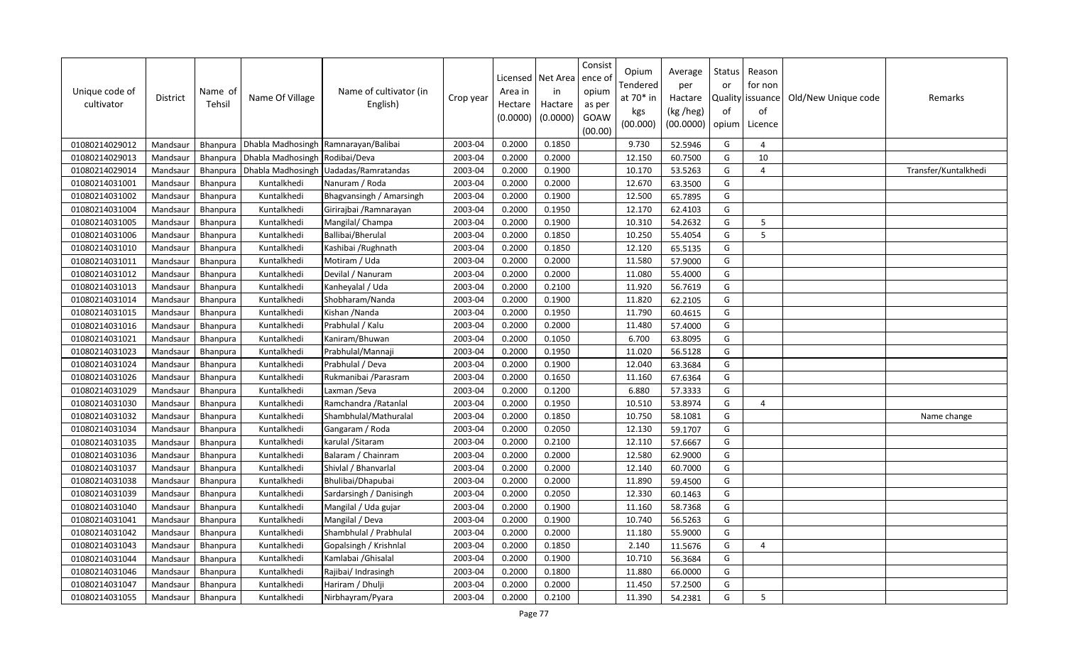| Unique code of cultivator | District | Name of Tehsil | Name Of Village | Name of cultivator (in English) | Crop year | Licensed Area in Hectare (0.0000) | Net Area in Hactare (0.0000) | Consist ence of opium as per GOAW (00.00) | Opium Tendered at 70* in kgs (00.000) | Average per Hactare (kg /heg) (00.0000) | Status or Quality of opium | Reason for non issuance of Licence | Old/New Unique code | Remarks |
|---|---|---|---|---|---|---|---|---|---|---|---|---|---|---|
| 01080214029012 | Mandsaur | Bhanpura | Dhabla Madhosingh | Ramnarayan/Balibai | 2003-04 | 0.2000 | 0.1850 | | 9.730 | 52.5946 | G | 4 | | |
| 01080214029013 | Mandsaur | Bhanpura | Dhabla Madhosingh | Rodibai/Deva | 2003-04 | 0.2000 | 0.2000 | | 12.150 | 60.7500 | G | 10 | | |
| 01080214029014 | Mandsaur | Bhanpura | Dhabla Madhosingh | Uadadas/Ramratandas | 2003-04 | 0.2000 | 0.1900 | | 10.170 | 53.5263 | G | 4 | | Transfer/Kuntalkhedi |
| 01080214031001 | Mandsaur | Bhanpura | Kuntalkhedi | Nanuram / Roda | 2003-04 | 0.2000 | 0.2000 | | 12.670 | 63.3500 | G | | | |
| 01080214031002 | Mandsaur | Bhanpura | Kuntalkhedi | Bhagvansingh / Amarsingh | 2003-04 | 0.2000 | 0.1900 | | 12.500 | 65.7895 | G | | | |
| 01080214031004 | Mandsaur | Bhanpura | Kuntalkhedi | Girirajbai /Ramnarayan | 2003-04 | 0.2000 | 0.1950 | | 12.170 | 62.4103 | G | | | |
| 01080214031005 | Mandsaur | Bhanpura | Kuntalkhedi | Mangilal/ Champa | 2003-04 | 0.2000 | 0.1900 | | 10.310 | 54.2632 | G | 5 | | |
| 01080214031006 | Mandsaur | Bhanpura | Kuntalkhedi | Ballibai/Bherulal | 2003-04 | 0.2000 | 0.1850 | | 10.250 | 55.4054 | G | 5 | | |
| 01080214031010 | Mandsaur | Bhanpura | Kuntalkhedi | Kashibai /Rughnath | 2003-04 | 0.2000 | 0.1850 | | 12.120 | 65.5135 | G | | | |
| 01080214031011 | Mandsaur | Bhanpura | Kuntalkhedi | Motiram / Uda | 2003-04 | 0.2000 | 0.2000 | | 11.580 | 57.9000 | G | | | |
| 01080214031012 | Mandsaur | Bhanpura | Kuntalkhedi | Devilal / Nanuram | 2003-04 | 0.2000 | 0.2000 | | 11.080 | 55.4000 | G | | | |
| 01080214031013 | Mandsaur | Bhanpura | Kuntalkhedi | Kanheyalal / Uda | 2003-04 | 0.2000 | 0.2100 | | 11.920 | 56.7619 | G | | | |
| 01080214031014 | Mandsaur | Bhanpura | Kuntalkhedi | Shobharam/Nanda | 2003-04 | 0.2000 | 0.1900 | | 11.820 | 62.2105 | G | | | |
| 01080214031015 | Mandsaur | Bhanpura | Kuntalkhedi | Kishan /Nanda | 2003-04 | 0.2000 | 0.1950 | | 11.790 | 60.4615 | G | | | |
| 01080214031016 | Mandsaur | Bhanpura | Kuntalkhedi | Prabhulal / Kalu | 2003-04 | 0.2000 | 0.2000 | | 11.480 | 57.4000 | G | | | |
| 01080214031021 | Mandsaur | Bhanpura | Kuntalkhedi | Kaniram/Bhuwan | 2003-04 | 0.2000 | 0.1050 | | 6.700 | 63.8095 | G | | | |
| 01080214031023 | Mandsaur | Bhanpura | Kuntalkhedi | Prabhulal/Mannaji | 2003-04 | 0.2000 | 0.1950 | | 11.020 | 56.5128 | G | | | |
| 01080214031024 | Mandsaur | Bhanpura | Kuntalkhedi | Prabhulal / Deva | 2003-04 | 0.2000 | 0.1900 | | 12.040 | 63.3684 | G | | | |
| 01080214031026 | Mandsaur | Bhanpura | Kuntalkhedi | Rukmanibai /Parasram | 2003-04 | 0.2000 | 0.1650 | | 11.160 | 67.6364 | G | | | |
| 01080214031029 | Mandsaur | Bhanpura | Kuntalkhedi | Laxman /Seva | 2003-04 | 0.2000 | 0.1200 | | 6.880 | 57.3333 | G | | | |
| 01080214031030 | Mandsaur | Bhanpura | Kuntalkhedi | Ramchandra /Ratanlal | 2003-04 | 0.2000 | 0.1950 | | 10.510 | 53.8974 | G | 4 | | |
| 01080214031032 | Mandsaur | Bhanpura | Kuntalkhedi | Shambhulal/Mathuralal | 2003-04 | 0.2000 | 0.1850 | | 10.750 | 58.1081 | G | | | Name change |
| 01080214031034 | Mandsaur | Bhanpura | Kuntalkhedi | Gangaram / Roda | 2003-04 | 0.2000 | 0.2050 | | 12.130 | 59.1707 | G | | | |
| 01080214031035 | Mandsaur | Bhanpura | Kuntalkhedi | karulal /Sitaram | 2003-04 | 0.2000 | 0.2100 | | 12.110 | 57.6667 | G | | | |
| 01080214031036 | Mandsaur | Bhanpura | Kuntalkhedi | Balaram / Chainram | 2003-04 | 0.2000 | 0.2000 | | 12.580 | 62.9000 | G | | | |
| 01080214031037 | Mandsaur | Bhanpura | Kuntalkhedi | Shivlal / Bhanvarlal | 2003-04 | 0.2000 | 0.2000 | | 12.140 | 60.7000 | G | | | |
| 01080214031038 | Mandsaur | Bhanpura | Kuntalkhedi | Bhulibai/Dhapubai | 2003-04 | 0.2000 | 0.2000 | | 11.890 | 59.4500 | G | | | |
| 01080214031039 | Mandsaur | Bhanpura | Kuntalkhedi | Sardarsingh / Danisingh | 2003-04 | 0.2000 | 0.2050 | | 12.330 | 60.1463 | G | | | |
| 01080214031040 | Mandsaur | Bhanpura | Kuntalkhedi | Mangilal / Uda gujar | 2003-04 | 0.2000 | 0.1900 | | 11.160 | 58.7368 | G | | | |
| 01080214031041 | Mandsaur | Bhanpura | Kuntalkhedi | Mangilal / Deva | 2003-04 | 0.2000 | 0.1900 | | 10.740 | 56.5263 | G | | | |
| 01080214031042 | Mandsaur | Bhanpura | Kuntalkhedi | Shambhulal / Prabhulal | 2003-04 | 0.2000 | 0.2000 | | 11.180 | 55.9000 | G | | | |
| 01080214031043 | Mandsaur | Bhanpura | Kuntalkhedi | Gopalsingh / Krishnlal | 2003-04 | 0.2000 | 0.1850 | | 2.140 | 11.5676 | G | 4 | | |
| 01080214031044 | Mandsaur | Bhanpura | Kuntalkhedi | Kamlabai /Ghisalal | 2003-04 | 0.2000 | 0.1900 | | 10.710 | 56.3684 | G | | | |
| 01080214031046 | Mandsaur | Bhanpura | Kuntalkhedi | Rajibai/ Indrasingh | 2003-04 | 0.2000 | 0.1800 | | 11.880 | 66.0000 | G | | | |
| 01080214031047 | Mandsaur | Bhanpura | Kuntalkhedi | Hariram / Dhulji | 2003-04 | 0.2000 | 0.2000 | | 11.450 | 57.2500 | G | | | |
| 01080214031055 | Mandsaur | Bhanpura | Kuntalkhedi | Nirbhayram/Pyara | 2003-04 | 0.2000 | 0.2100 | | 11.390 | 54.2381 | G | 5 | | |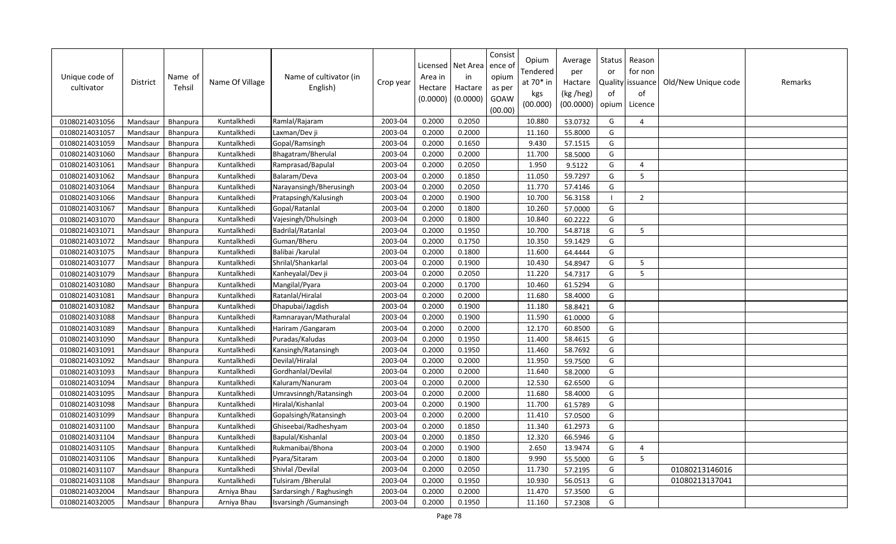| Unique code of cultivator | District | Name of Tehsil | Name Of Village | Name of cultivator (in English) | Crop year | Licensed Area in Hectare (0.0000) | Net Area in Hactare (0.0000) | Consistence of opium as per GOAW (00.00) | Opium Tendered at 70* in kgs (00.000) | Average per Hactare (kg /heg) (00.0000) | Status or Quality of opium | Reason for non issuance of Licence | Old/New Unique code | Remarks |
|---|---|---|---|---|---|---|---|---|---|---|---|---|---|---|
| 01080214031056 | Mandsaur | Bhanpura | Kuntalkhedi | Ramlal/Rajaram | 2003-04 | 0.2000 | 0.2050 | | 10.880 | 53.0732 | G | 4 | | |
| 01080214031057 | Mandsaur | Bhanpura | Kuntalkhedi | Laxman/Dev ji | 2003-04 | 0.2000 | 0.2000 | | 11.160 | 55.8000 | G | | | |
| 01080214031059 | Mandsaur | Bhanpura | Kuntalkhedi | Gopal/Ramsingh | 2003-04 | 0.2000 | 0.1650 | | 9.430 | 57.1515 | G | | | |
| 01080214031060 | Mandsaur | Bhanpura | Kuntalkhedi | Bhagatram/Bherulal | 2003-04 | 0.2000 | 0.2000 | | 11.700 | 58.5000 | G | | | |
| 01080214031061 | Mandsaur | Bhanpura | Kuntalkhedi | Ramprasad/Bapulal | 2003-04 | 0.2000 | 0.2050 | | 1.950 | 9.5122 | G | 4 | | |
| 01080214031062 | Mandsaur | Bhanpura | Kuntalkhedi | Balaram/Deva | 2003-04 | 0.2000 | 0.1850 | | 11.050 | 59.7297 | G | 5 | | |
| 01080214031064 | Mandsaur | Bhanpura | Kuntalkhedi | Narayansingh/Bherusingh | 2003-04 | 0.2000 | 0.2050 | | 11.770 | 57.4146 | G | | | |
| 01080214031066 | Mandsaur | Bhanpura | Kuntalkhedi | Pratapsingh/Kalusingh | 2003-04 | 0.2000 | 0.1900 | | 10.700 | 56.3158 | I | 2 | | |
| 01080214031067 | Mandsaur | Bhanpura | Kuntalkhedi | Gopal/Ratanlal | 2003-04 | 0.2000 | 0.1800 | | 10.260 | 57.0000 | G | | | |
| 01080214031070 | Mandsaur | Bhanpura | Kuntalkhedi | Vajesingh/Dhulsingh | 2003-04 | 0.2000 | 0.1800 | | 10.840 | 60.2222 | G | | | |
| 01080214031071 | Mandsaur | Bhanpura | Kuntalkhedi | Badrilal/Ratanlal | 2003-04 | 0.2000 | 0.1950 | | 10.700 | 54.8718 | G | 5 | | |
| 01080214031072 | Mandsaur | Bhanpura | Kuntalkhedi | Guman/Bheru | 2003-04 | 0.2000 | 0.1750 | | 10.350 | 59.1429 | G | | | |
| 01080214031075 | Mandsaur | Bhanpura | Kuntalkhedi | Balibai /karulal | 2003-04 | 0.2000 | 0.1800 | | 11.600 | 64.4444 | G | | | |
| 01080214031077 | Mandsaur | Bhanpura | Kuntalkhedi | Shrilal/Shankarlal | 2003-04 | 0.2000 | 0.1900 | | 10.430 | 54.8947 | G | 5 | | |
| 01080214031079 | Mandsaur | Bhanpura | Kuntalkhedi | Kanheyalal/Dev ji | 2003-04 | 0.2000 | 0.2050 | | 11.220 | 54.7317 | G | 5 | | |
| 01080214031080 | Mandsaur | Bhanpura | Kuntalkhedi | Mangilal/Pyara | 2003-04 | 0.2000 | 0.1700 | | 10.460 | 61.5294 | G | | | |
| 01080214031081 | Mandsaur | Bhanpura | Kuntalkhedi | Ratanlal/Hiralal | 2003-04 | 0.2000 | 0.2000 | | 11.680 | 58.4000 | G | | | |
| 01080214031082 | Mandsaur | Bhanpura | Kuntalkhedi | Dhapubai/Jagdish | 2003-04 | 0.2000 | 0.1900 | | 11.180 | 58.8421 | G | | | |
| 01080214031088 | Mandsaur | Bhanpura | Kuntalkhedi | Ramnarayan/Mathuralal | 2003-04 | 0.2000 | 0.1900 | | 11.590 | 61.0000 | G | | | |
| 01080214031089 | Mandsaur | Bhanpura | Kuntalkhedi | Hariram /Gangaram | 2003-04 | 0.2000 | 0.2000 | | 12.170 | 60.8500 | G | | | |
| 01080214031090 | Mandsaur | Bhanpura | Kuntalkhedi | Puradas/Kaludas | 2003-04 | 0.2000 | 0.1950 | | 11.400 | 58.4615 | G | | | |
| 01080214031091 | Mandsaur | Bhanpura | Kuntalkhedi | Kansingh/Ratansingh | 2003-04 | 0.2000 | 0.1950 | | 11.460 | 58.7692 | G | | | |
| 01080214031092 | Mandsaur | Bhanpura | Kuntalkhedi | Devilal/Hiralal | 2003-04 | 0.2000 | 0.2000 | | 11.950 | 59.7500 | G | | | |
| 01080214031093 | Mandsaur | Bhanpura | Kuntalkhedi | Gordhanlal/Devilal | 2003-04 | 0.2000 | 0.2000 | | 11.640 | 58.2000 | G | | | |
| 01080214031094 | Mandsaur | Bhanpura | Kuntalkhedi | Kaluram/Nanuram | 2003-04 | 0.2000 | 0.2000 | | 12.530 | 62.6500 | G | | | |
| 01080214031095 | Mandsaur | Bhanpura | Kuntalkhedi | Umravsinngh/Ratansingh | 2003-04 | 0.2000 | 0.2000 | | 11.680 | 58.4000 | G | | | |
| 01080214031098 | Mandsaur | Bhanpura | Kuntalkhedi | Hiralal/Kishanlal | 2003-04 | 0.2000 | 0.1900 | | 11.700 | 61.5789 | G | | | |
| 01080214031099 | Mandsaur | Bhanpura | Kuntalkhedi | Gopalsingh/Ratansingh | 2003-04 | 0.2000 | 0.2000 | | 11.410 | 57.0500 | G | | | |
| 01080214031100 | Mandsaur | Bhanpura | Kuntalkhedi | Ghiseebai/Radheshyam | 2003-04 | 0.2000 | 0.1850 | | 11.340 | 61.2973 | G | | | |
| 01080214031104 | Mandsaur | Bhanpura | Kuntalkhedi | Bapulal/Kishanlal | 2003-04 | 0.2000 | 0.1850 | | 12.320 | 66.5946 | G | | | |
| 01080214031105 | Mandsaur | Bhanpura | Kuntalkhedi | Rukmanibai/Bhona | 2003-04 | 0.2000 | 0.1900 | | 2.650 | 13.9474 | G | 4 | | |
| 01080214031106 | Mandsaur | Bhanpura | Kuntalkhedi | Pyara/Sitaram | 2003-04 | 0.2000 | 0.1800 | | 9.990 | 55.5000 | G | 5 | | |
| 01080214031107 | Mandsaur | Bhanpura | Kuntalkhedi | Shivlal /Devilal | 2003-04 | 0.2000 | 0.2050 | | 11.730 | 57.2195 | G | | 01080213146016 | |
| 01080214031108 | Mandsaur | Bhanpura | Kuntalkhedi | Tulsiram /Bherulal | 2003-04 | 0.2000 | 0.1950 | | 10.930 | 56.0513 | G | | 01080213137041 | |
| 01080214032004 | Mandsaur | Bhanpura | Arniya Bhau | Sardarsingh / Raghusingh | 2003-04 | 0.2000 | 0.2000 | | 11.470 | 57.3500 | G | | | |
| 01080214032005 | Mandsaur | Bhanpura | Arniya Bhau | Isvarsingh /Gumansingh | 2003-04 | 0.2000 | 0.1950 | | 11.160 | 57.2308 | G | | | |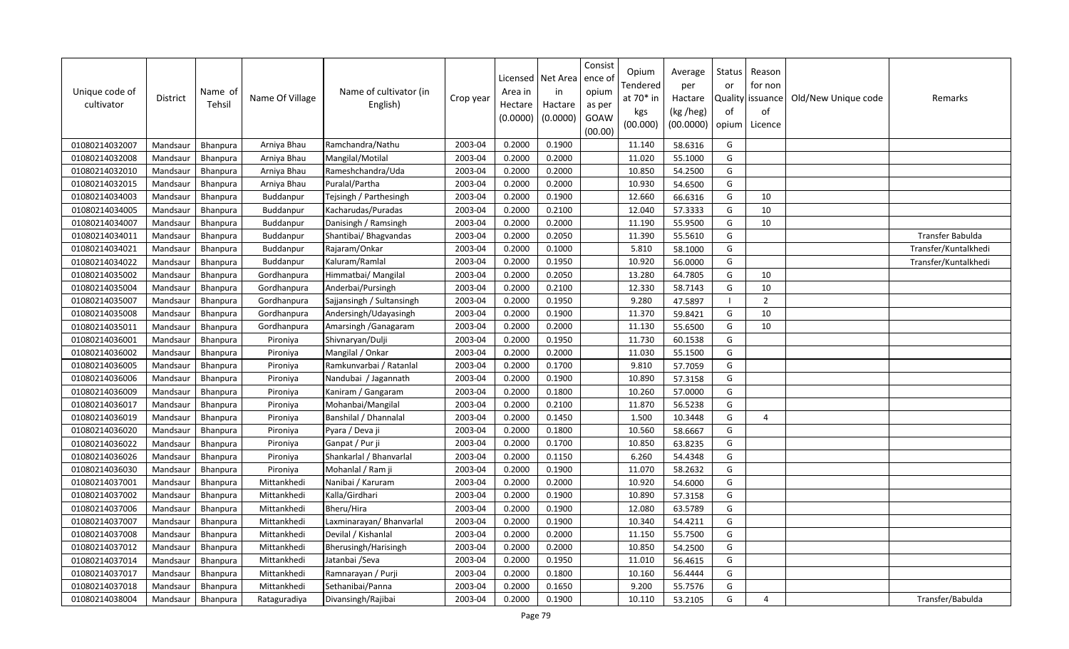| Unique code of cultivator | District | Name of Tehsil | Name Of Village | Name of cultivator (in English) | Crop year | Licensed Area in Hectare (0.0000) | Net Area in Hactare (0.0000) | Consist ence of opium as per GOAW (00.00) | Opium Tendered at 70* in kgs (00.000) | Average per Hactare (kg /heg) (00.0000) | Status or Quality of opium | Reason for non issuance of Licence | Old/New Unique code | Remarks |
|---|---|---|---|---|---|---|---|---|---|---|---|---|---|---|
| 01080214032007 | Mandsaur | Bhanpura | Arniya Bhau | Ramchandra/Nathu | 2003-04 | 0.2000 | 0.1900 | | 11.140 | 58.6316 | G | | | |
| 01080214032008 | Mandsaur | Bhanpura | Arniya Bhau | Mangilal/Motilal | 2003-04 | 0.2000 | 0.2000 | | 11.020 | 55.1000 | G | | | |
| 01080214032010 | Mandsaur | Bhanpura | Arniya Bhau | Rameshchandra/Uda | 2003-04 | 0.2000 | 0.2000 | | 10.850 | 54.2500 | G | | | |
| 01080214032015 | Mandsaur | Bhanpura | Arniya Bhau | Puralal/Partha | 2003-04 | 0.2000 | 0.2000 | | 10.930 | 54.6500 | G | | | |
| 01080214034003 | Mandsaur | Bhanpura | Buddanpur | Tejsingh / Parthesingh | 2003-04 | 0.2000 | 0.1900 | | 12.660 | 66.6316 | G | 10 | | |
| 01080214034005 | Mandsaur | Bhanpura | Buddanpur | Kacharudas/Puradas | 2003-04 | 0.2000 | 0.2100 | | 12.040 | 57.3333 | G | 10 | | |
| 01080214034007 | Mandsaur | Bhanpura | Buddanpur | Danisingh / Ramsingh | 2003-04 | 0.2000 | 0.2000 | | 11.190 | 55.9500 | G | 10 | | |
| 01080214034011 | Mandsaur | Bhanpura | Buddanpur | Shantibai/ Bhagvandas | 2003-04 | 0.2000 | 0.2050 | | 11.390 | 55.5610 | G | | | Transfer Babulda |
| 01080214034021 | Mandsaur | Bhanpura | Buddanpur | Rajaram/Onkar | 2003-04 | 0.2000 | 0.1000 | | 5.810 | 58.1000 | G | | | Transfer/Kuntalkhedi |
| 01080214034022 | Mandsaur | Bhanpura | Buddanpur | Kaluram/Ramlal | 2003-04 | 0.2000 | 0.1950 | | 10.920 | 56.0000 | G | | | Transfer/Kuntalkhedi |
| 01080214035002 | Mandsaur | Bhanpura | Gordhanpura | Himmatbai/ Mangilal | 2003-04 | 0.2000 | 0.2050 | | 13.280 | 64.7805 | G | 10 | | |
| 01080214035004 | Mandsaur | Bhanpura | Gordhanpura | Anderbai/Pursingh | 2003-04 | 0.2000 | 0.2100 | | 12.330 | 58.7143 | G | 10 | | |
| 01080214035007 | Mandsaur | Bhanpura | Gordhanpura | Sajjansingh / Sultansingh | 2003-04 | 0.2000 | 0.1950 | | 9.280 | 47.5897 | I | 2 | | |
| 01080214035008 | Mandsaur | Bhanpura | Gordhanpura | Andersingh/Udayasingh | 2003-04 | 0.2000 | 0.1900 | | 11.370 | 59.8421 | G | 10 | | |
| 01080214035011 | Mandsaur | Bhanpura | Gordhanpura | Amarsingh /Ganagaram | 2003-04 | 0.2000 | 0.2000 | | 11.130 | 55.6500 | G | 10 | | |
| 01080214036001 | Mandsaur | Bhanpura | Pironiya | Shivnaryan/Dulji | 2003-04 | 0.2000 | 0.1950 | | 11.730 | 60.1538 | G | | | |
| 01080214036002 | Mandsaur | Bhanpura | Pironiya | Mangilal / Onkar | 2003-04 | 0.2000 | 0.2000 | | 11.030 | 55.1500 | G | | | |
| 01080214036005 | Mandsaur | Bhanpura | Pironiya | Ramkunvarbai / Ratanlal | 2003-04 | 0.2000 | 0.1700 | | 9.810 | 57.7059 | G | | | |
| 01080214036006 | Mandsaur | Bhanpura | Pironiya | Nandubai / Jagannath | 2003-04 | 0.2000 | 0.1900 | | 10.890 | 57.3158 | G | | | |
| 01080214036009 | Mandsaur | Bhanpura | Pironiya | Kaniram / Gangaram | 2003-04 | 0.2000 | 0.1800 | | 10.260 | 57.0000 | G | | | |
| 01080214036017 | Mandsaur | Bhanpura | Pironiya | Mohanbai/Mangilal | 2003-04 | 0.2000 | 0.2100 | | 11.870 | 56.5238 | G | | | |
| 01080214036019 | Mandsaur | Bhanpura | Pironiya | Banshilal / Dhannalal | 2003-04 | 0.2000 | 0.1450 | | 1.500 | 10.3448 | G | 4 | | |
| 01080214036020 | Mandsaur | Bhanpura | Pironiya | Pyara / Deva ji | 2003-04 | 0.2000 | 0.1800 | | 10.560 | 58.6667 | G | | | |
| 01080214036022 | Mandsaur | Bhanpura | Pironiya | Ganpat / Pur ji | 2003-04 | 0.2000 | 0.1700 | | 10.850 | 63.8235 | G | | | |
| 01080214036026 | Mandsaur | Bhanpura | Pironiya | Shankarlal / Bhanvarlal | 2003-04 | 0.2000 | 0.1150 | | 6.260 | 54.4348 | G | | | |
| 01080214036030 | Mandsaur | Bhanpura | Pironiya | Mohanlal / Ram ji | 2003-04 | 0.2000 | 0.1900 | | 11.070 | 58.2632 | G | | | |
| 01080214037001 | Mandsaur | Bhanpura | Mittankhedi | Nanibai / Karuram | 2003-04 | 0.2000 | 0.2000 | | 10.920 | 54.6000 | G | | | |
| 01080214037002 | Mandsaur | Bhanpura | Mittankhedi | Kalla/Girdhari | 2003-04 | 0.2000 | 0.1900 | | 10.890 | 57.3158 | G | | | |
| 01080214037006 | Mandsaur | Bhanpura | Mittankhedi | Bheru/Hira | 2003-04 | 0.2000 | 0.1900 | | 12.080 | 63.5789 | G | | | |
| 01080214037007 | Mandsaur | Bhanpura | Mittankhedi | Laxminarayan/ Bhanvarlal | 2003-04 | 0.2000 | 0.1900 | | 10.340 | 54.4211 | G | | | |
| 01080214037008 | Mandsaur | Bhanpura | Mittankhedi | Devilal / Kishanlal | 2003-04 | 0.2000 | 0.2000 | | 11.150 | 55.7500 | G | | | |
| 01080214037012 | Mandsaur | Bhanpura | Mittankhedi | Bherusingh/Harisingh | 2003-04 | 0.2000 | 0.2000 | | 10.850 | 54.2500 | G | | | |
| 01080214037014 | Mandsaur | Bhanpura | Mittankhedi | Jatanbai /Seva | 2003-04 | 0.2000 | 0.1950 | | 11.010 | 56.4615 | G | | | |
| 01080214037017 | Mandsaur | Bhanpura | Mittankhedi | Ramnarayan / Purji | 2003-04 | 0.2000 | 0.1800 | | 10.160 | 56.4444 | G | | | |
| 01080214037018 | Mandsaur | Bhanpura | Mittankhedi | Sethanibai/Panna | 2003-04 | 0.2000 | 0.1650 | | 9.200 | 55.7576 | G | | | |
| 01080214038004 | Mandsaur | Bhanpura | Rataguradiya | Divansingh/Rajibai | 2003-04 | 0.2000 | 0.1900 | | 10.110 | 53.2105 | G | 4 | | Transfer/Babulda |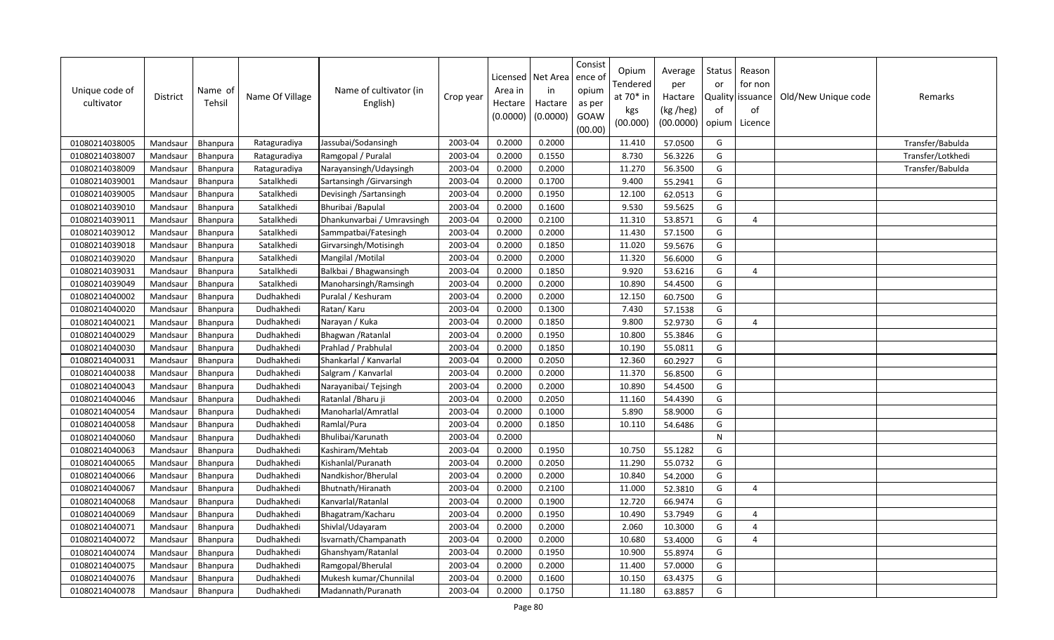| Unique code of cultivator | District | Name of Tehsil | Name Of Village | Name of cultivator (in English) | Crop year | Licensed Area in Hectare (0.0000) | Net Area in Hactare (0.0000) | Consist ence of opium as per GOAW (00.00) | Opium Tendered at 70* in kgs (00.000) | Average per Hactare (kg /heg) (00.0000) | Status or Quality of opium | Reason for non issuance of Licence | Old/New Unique code | Remarks |
|---|---|---|---|---|---|---|---|---|---|---|---|---|---|---|
| 01080214038005 | Mandsaur | Bhanpura | Rataguradiya | Jassubai/Sodansingh | 2003-04 | 0.2000 | 0.2000 | | 11.410 | 57.0500 | G | | | Transfer/Babulda |
| 01080214038007 | Mandsaur | Bhanpura | Rataguradiya | Ramgopal / Puralal | 2003-04 | 0.2000 | 0.1550 | | 8.730 | 56.3226 | G | | | Transfer/Lotkhedi |
| 01080214038009 | Mandsaur | Bhanpura | Rataguradiya | Narayansingh/Udaysingh | 2003-04 | 0.2000 | 0.2000 | | 11.270 | 56.3500 | G | | | Transfer/Babulda |
| 01080214039001 | Mandsaur | Bhanpura | Satalkhedi | Sartansingh /Girvarsingh | 2003-04 | 0.2000 | 0.1700 | | 9.400 | 55.2941 | G | | | |
| 01080214039005 | Mandsaur | Bhanpura | Satalkhedi | Devisingh /Sartansingh | 2003-04 | 0.2000 | 0.1950 | | 12.100 | 62.0513 | G | | | |
| 01080214039010 | Mandsaur | Bhanpura | Satalkhedi | Bhuribai /Bapulal | 2003-04 | 0.2000 | 0.1600 | | 9.530 | 59.5625 | G | | | |
| 01080214039011 | Mandsaur | Bhanpura | Satalkhedi | Dhankunvarbai / Umravsingh | 2003-04 | 0.2000 | 0.2100 | | 11.310 | 53.8571 | G | 4 | | |
| 01080214039012 | Mandsaur | Bhanpura | Satalkhedi | Sammpatbai/Fatesingh | 2003-04 | 0.2000 | 0.2000 | | 11.430 | 57.1500 | G | | | |
| 01080214039018 | Mandsaur | Bhanpura | Satalkhedi | Girvarsingh/Motisingh | 2003-04 | 0.2000 | 0.1850 | | 11.020 | 59.5676 | G | | | |
| 01080214039020 | Mandsaur | Bhanpura | Satalkhedi | Mangilal /Motilal | 2003-04 | 0.2000 | 0.2000 | | 11.320 | 56.6000 | G | | | |
| 01080214039031 | Mandsaur | Bhanpura | Satalkhedi | Balkbai / Bhagwansingh | 2003-04 | 0.2000 | 0.1850 | | 9.920 | 53.6216 | G | 4 | | |
| 01080214039049 | Mandsaur | Bhanpura | Satalkhedi | Manoharsingh/Ramsingh | 2003-04 | 0.2000 | 0.2000 | | 10.890 | 54.4500 | G | | | |
| 01080214040002 | Mandsaur | Bhanpura | Dudhakhedi | Puralal / Keshuram | 2003-04 | 0.2000 | 0.2000 | | 12.150 | 60.7500 | G | | | |
| 01080214040020 | Mandsaur | Bhanpura | Dudhakhedi | Ratan/ Karu | 2003-04 | 0.2000 | 0.1300 | | 7.430 | 57.1538 | G | | | |
| 01080214040021 | Mandsaur | Bhanpura | Dudhakhedi | Narayan / Kuka | 2003-04 | 0.2000 | 0.1850 | | 9.800 | 52.9730 | G | 4 | | |
| 01080214040029 | Mandsaur | Bhanpura | Dudhakhedi | Bhagwan /Ratanlal | 2003-04 | 0.2000 | 0.1950 | | 10.800 | 55.3846 | G | | | |
| 01080214040030 | Mandsaur | Bhanpura | Dudhakhedi | Prahlad / Prabhulal | 2003-04 | 0.2000 | 0.1850 | | 10.190 | 55.0811 | G | | | |
| 01080214040031 | Mandsaur | Bhanpura | Dudhakhedi | Shankarlal / Kanvarlal | 2003-04 | 0.2000 | 0.2050 | | 12.360 | 60.2927 | G | | | |
| 01080214040038 | Mandsaur | Bhanpura | Dudhakhedi | Salgram / Kanvarlal | 2003-04 | 0.2000 | 0.2000 | | 11.370 | 56.8500 | G | | | |
| 01080214040043 | Mandsaur | Bhanpura | Dudhakhedi | Narayanibai/ Tejsingh | 2003-04 | 0.2000 | 0.2000 | | 10.890 | 54.4500 | G | | | |
| 01080214040046 | Mandsaur | Bhanpura | Dudhakhedi | Ratanlal /Bharu ji | 2003-04 | 0.2000 | 0.2050 | | 11.160 | 54.4390 | G | | | |
| 01080214040054 | Mandsaur | Bhanpura | Dudhakhedi | Manoharlal/Amratlal | 2003-04 | 0.2000 | 0.1000 | | 5.890 | 58.9000 | G | | | |
| 01080214040058 | Mandsaur | Bhanpura | Dudhakhedi | Ramlal/Pura | 2003-04 | 0.2000 | 0.1850 | | 10.110 | 54.6486 | G | | | |
| 01080214040060 | Mandsaur | Bhanpura | Dudhakhedi | Bhulibai/Karunath | 2003-04 | 0.2000 | | | | | N | | | |
| 01080214040063 | Mandsaur | Bhanpura | Dudhakhedi | Kashiram/Mehtab | 2003-04 | 0.2000 | 0.1950 | | 10.750 | 55.1282 | G | | | |
| 01080214040065 | Mandsaur | Bhanpura | Dudhakhedi | Kishanlal/Puranath | 2003-04 | 0.2000 | 0.2050 | | 11.290 | 55.0732 | G | | | |
| 01080214040066 | Mandsaur | Bhanpura | Dudhakhedi | Nandkishor/Bherulal | 2003-04 | 0.2000 | 0.2000 | | 10.840 | 54.2000 | G | | | |
| 01080214040067 | Mandsaur | Bhanpura | Dudhakhedi | Bhutnath/Hiranath | 2003-04 | 0.2000 | 0.2100 | | 11.000 | 52.3810 | G | 4 | | |
| 01080214040068 | Mandsaur | Bhanpura | Dudhakhedi | Kanvarlal/Ratanlal | 2003-04 | 0.2000 | 0.1900 | | 12.720 | 66.9474 | G | | | |
| 01080214040069 | Mandsaur | Bhanpura | Dudhakhedi | Bhagatram/Kacharu | 2003-04 | 0.2000 | 0.1950 | | 10.490 | 53.7949 | G | 4 | | |
| 01080214040071 | Mandsaur | Bhanpura | Dudhakhedi | Shivlal/Udayaram | 2003-04 | 0.2000 | 0.2000 | | 2.060 | 10.3000 | G | 4 | | |
| 01080214040072 | Mandsaur | Bhanpura | Dudhakhedi | Isvarnath/Champanath | 2003-04 | 0.2000 | 0.2000 | | 10.680 | 53.4000 | G | 4 | | |
| 01080214040074 | Mandsaur | Bhanpura | Dudhakhedi | Ghanshyam/Ratanlal | 2003-04 | 0.2000 | 0.1950 | | 10.900 | 55.8974 | G | | | |
| 01080214040075 | Mandsaur | Bhanpura | Dudhakhedi | Ramgopal/Bherulal | 2003-04 | 0.2000 | 0.2000 | | 11.400 | 57.0000 | G | | | |
| 01080214040076 | Mandsaur | Bhanpura | Dudhakhedi | Mukesh kumar/Chunnilal | 2003-04 | 0.2000 | 0.1600 | | 10.150 | 63.4375 | G | | | |
| 01080214040078 | Mandsaur | Bhanpura | Dudhakhedi | Madannath/Puranath | 2003-04 | 0.2000 | 0.1750 | | 11.180 | 63.8857 | G | | | |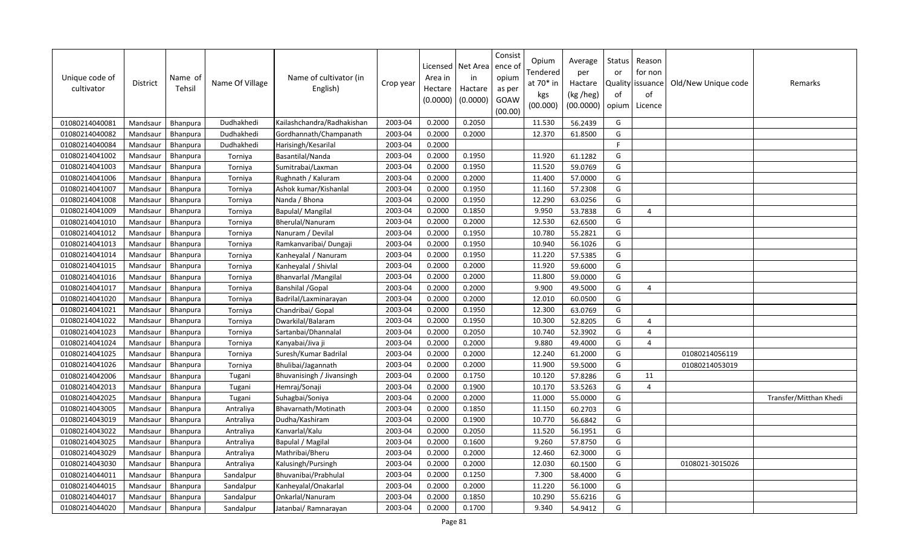| Unique code of cultivator | District | Name of Tehsil | Name Of Village | Name of cultivator (in English) | Crop year | Licensed Area in Hectare (0.0000) | Net Area in Hactare (0.0000) | Consistence of opium as per GOAW (00.00) | Opium Tendered at 70* in kgs (00.000) | Average per Hactare (kg /heg) (00.0000) | Status or Quality of opium | Reason for non issuance of Licence | Old/New Unique code | Remarks |
|---|---|---|---|---|---|---|---|---|---|---|---|---|---|---|
| 01080214040081 | Mandsaur | Bhanpura | Dudhakhedi | Kailashchandra/Radhakishan | 2003-04 | 0.2000 | 0.2050 | | 11.530 | 56.2439 | G | | | |
| 01080214040082 | Mandsaur | Bhanpura | Dudhakhedi | Gordhannath/Champanath | 2003-04 | 0.2000 | 0.2000 | | 12.370 | 61.8500 | G | | | |
| 01080214040084 | Mandsaur | Bhanpura | Dudhakhedi | Harisingh/Kesarilal | 2003-04 | 0.2000 | | | | | F | | | |
| 01080214041002 | Mandsaur | Bhanpura | Torniya | Basantilal/Nanda | 2003-04 | 0.2000 | 0.1950 | | 11.920 | 61.1282 | G | | | |
| 01080214041003 | Mandsaur | Bhanpura | Torniya | Sumitrabai/Laxman | 2003-04 | 0.2000 | 0.1950 | | 11.520 | 59.0769 | G | | | |
| 01080214041006 | Mandsaur | Bhanpura | Torniya | Rughnath / Kaluram | 2003-04 | 0.2000 | 0.2000 | | 11.400 | 57.0000 | G | | | |
| 01080214041007 | Mandsaur | Bhanpura | Torniya | Ashok kumar/Kishanlal | 2003-04 | 0.2000 | 0.1950 | | 11.160 | 57.2308 | G | | | |
| 01080214041008 | Mandsaur | Bhanpura | Torniya | Nanda / Bhona | 2003-04 | 0.2000 | 0.1950 | | 12.290 | 63.0256 | G | | | |
| 01080214041009 | Mandsaur | Bhanpura | Torniya | Bapulal/ Mangilal | 2003-04 | 0.2000 | 0.1850 | | 9.950 | 53.7838 | G | 4 | | |
| 01080214041010 | Mandsaur | Bhanpura | Torniya | Bherulal/Nanuram | 2003-04 | 0.2000 | 0.2000 | | 12.530 | 62.6500 | G | | | |
| 01080214041012 | Mandsaur | Bhanpura | Torniya | Nanuram / Devilal | 2003-04 | 0.2000 | 0.1950 | | 10.780 | 55.2821 | G | | | |
| 01080214041013 | Mandsaur | Bhanpura | Torniya | Ramkanvaribai/ Dungaji | 2003-04 | 0.2000 | 0.1950 | | 10.940 | 56.1026 | G | | | |
| 01080214041014 | Mandsaur | Bhanpura | Torniya | Kanheyalal / Nanuram | 2003-04 | 0.2000 | 0.1950 | | 11.220 | 57.5385 | G | | | |
| 01080214041015 | Mandsaur | Bhanpura | Torniya | Kanheyalal / Shivlal | 2003-04 | 0.2000 | 0.2000 | | 11.920 | 59.6000 | G | | | |
| 01080214041016 | Mandsaur | Bhanpura | Torniya | Bhanvarlal /Mangilal | 2003-04 | 0.2000 | 0.2000 | | 11.800 | 59.0000 | G | | | |
| 01080214041017 | Mandsaur | Bhanpura | Torniya | Banshilal /Gopal | 2003-04 | 0.2000 | 0.2000 | | 9.900 | 49.5000 | G | 4 | | |
| 01080214041020 | Mandsaur | Bhanpura | Torniya | Badrilal/Laxminarayan | 2003-04 | 0.2000 | 0.2000 | | 12.010 | 60.0500 | G | | | |
| 01080214041021 | Mandsaur | Bhanpura | Torniya | Chandribai/ Gopal | 2003-04 | 0.2000 | 0.1950 | | 12.300 | 63.0769 | G | | | |
| 01080214041022 | Mandsaur | Bhanpura | Torniya | Dwarkilal/Balaram | 2003-04 | 0.2000 | 0.1950 | | 10.300 | 52.8205 | G | 4 | | |
| 01080214041023 | Mandsaur | Bhanpura | Torniya | Sartanbai/Dhannalal | 2003-04 | 0.2000 | 0.2050 | | 10.740 | 52.3902 | G | 4 | | |
| 01080214041024 | Mandsaur | Bhanpura | Torniya | Kanyabai/Jiva ji | 2003-04 | 0.2000 | 0.2000 | | 9.880 | 49.4000 | G | 4 | | |
| 01080214041025 | Mandsaur | Bhanpura | Torniya | Suresh/Kumar Badrilal | 2003-04 | 0.2000 | 0.2000 | | 12.240 | 61.2000 | G | | 01080214056119 | |
| 01080214041026 | Mandsaur | Bhanpura | Torniya | Bhulibai/Jagannath | 2003-04 | 0.2000 | 0.2000 | | 11.900 | 59.5000 | G | | 01080214053019 | |
| 01080214042006 | Mandsaur | Bhanpura | Tugani | Bhuvanisingh / Jivansingh | 2003-04 | 0.2000 | 0.1750 | | 10.120 | 57.8286 | G | 11 | | |
| 01080214042013 | Mandsaur | Bhanpura | Tugani | Hemraj/Sonaji | 2003-04 | 0.2000 | 0.1900 | | 10.170 | 53.5263 | G | 4 | | |
| 01080214042025 | Mandsaur | Bhanpura | Tugani | Suhagbai/Soniya | 2003-04 | 0.2000 | 0.2000 | | 11.000 | 55.0000 | G | | | Transfer/Mitthan Khedi |
| 01080214043005 | Mandsaur | Bhanpura | Antraliya | Bhavarnath/Motinath | 2003-04 | 0.2000 | 0.1850 | | 11.150 | 60.2703 | G | | | |
| 01080214043019 | Mandsaur | Bhanpura | Antraliya | Dudha/Kashiram | 2003-04 | 0.2000 | 0.1900 | | 10.770 | 56.6842 | G | | | |
| 01080214043022 | Mandsaur | Bhanpura | Antraliya | Kanvarlal/Kalu | 2003-04 | 0.2000 | 0.2050 | | 11.520 | 56.1951 | G | | | |
| 01080214043025 | Mandsaur | Bhanpura | Antraliya | Bapulal / Magilal | 2003-04 | 0.2000 | 0.1600 | | 9.260 | 57.8750 | G | | | |
| 01080214043029 | Mandsaur | Bhanpura | Antraliya | Mathribai/Bheru | 2003-04 | 0.2000 | 0.2000 | | 12.460 | 62.3000 | G | | | |
| 01080214043030 | Mandsaur | Bhanpura | Antraliya | Kalusingh/Pursingh | 2003-04 | 0.2000 | 0.2000 | | 12.030 | 60.1500 | G | | 0108021-3015026 | |
| 01080214044011 | Mandsaur | Bhanpura | Sandalpur | Bhuvanibai/Prabhulal | 2003-04 | 0.2000 | 0.1250 | | 7.300 | 58.4000 | G | | | |
| 01080214044015 | Mandsaur | Bhanpura | Sandalpur | Kanheyalal/Onakarlal | 2003-04 | 0.2000 | 0.2000 | | 11.220 | 56.1000 | G | | | |
| 01080214044017 | Mandsaur | Bhanpura | Sandalpur | Onkarlal/Nanuram | 2003-04 | 0.2000 | 0.1850 | | 10.290 | 55.6216 | G | | | |
| 01080214044020 | Mandsaur | Bhanpura | Sandalpur | Jatanbai/ Ramnarayan | 2003-04 | 0.2000 | 0.1700 | | 9.340 | 54.9412 | G | | | |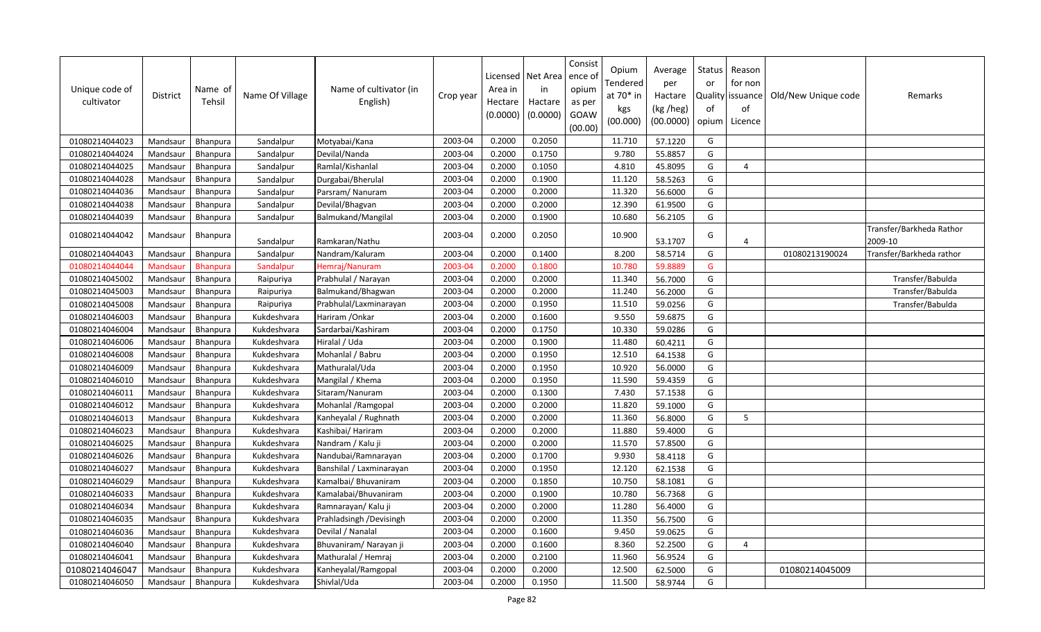| Unique code of cultivator | District | Name of Tehsil | Name Of Village | Name of cultivator (in English) | Crop year | Licensed Area in Hectare (0.0000) | Net Area in Hactare (0.0000) | Consistence of opium as per GOAW (00.00) | Opium Tendered at 70* in kgs (00.000) | Average per Hactare (kg /heg) (00.0000) | Status or Quality of opium | Reason for non issuance of Licence | Old/New Unique code | Remarks |
|---|---|---|---|---|---|---|---|---|---|---|---|---|---|---|
| 01080214044023 | Mandsaur | Bhanpura | Sandalpur | Motyabai/Kana | 2003-04 | 0.2000 | 0.2050 | | 11.710 | 57.1220 | G | | | |
| 01080214044024 | Mandsaur | Bhanpura | Sandalpur | Devilal/Nanda | 2003-04 | 0.2000 | 0.1750 | | 9.780 | 55.8857 | G | | | |
| 01080214044025 | Mandsaur | Bhanpura | Sandalpur | Ramlal/Kishanlal | 2003-04 | 0.2000 | 0.1050 | | 4.810 | 45.8095 | G | 4 | | |
| 01080214044028 | Mandsaur | Bhanpura | Sandalpur | Durgabai/Bherulal | 2003-04 | 0.2000 | 0.1900 | | 11.120 | 58.5263 | G | | | |
| 01080214044036 | Mandsaur | Bhanpura | Sandalpur | Parsram/ Nanuram | 2003-04 | 0.2000 | 0.2000 | | 11.320 | 56.6000 | G | | | |
| 01080214044038 | Mandsaur | Bhanpura | Sandalpur | Devilal/Bhagvan | 2003-04 | 0.2000 | 0.2000 | | 12.390 | 61.9500 | G | | | |
| 01080214044039 | Mandsaur | Bhanpura | Sandalpur | Balmukand/Mangilal | 2003-04 | 0.2000 | 0.1900 | | 10.680 | 56.2105 | G | | | |
| 01080214044042 | Mandsaur | Bhanpura | Sandalpur | Ramkaran/Nathu | 2003-04 | 0.2000 | 0.2050 | | 10.900 | 53.1707 | G | 4 | | Transfer/Barkheda Rathor 2009-10 |
| 01080214044043 | Mandsaur | Bhanpura | Sandalpur | Nandram/Kaluram | 2003-04 | 0.2000 | 0.1400 | | 8.200 | 58.5714 | G | | 01080213190024 | Transfer/Barkheda rathor |
| 01080214044044 | Mandsaur | Bhanpura | Sandalpur | Hemraj/Nanuram | 2003-04 | 0.2000 | 0.1800 | | 10.780 | 59.8889 | G | | | |
| 01080214045002 | Mandsaur | Bhanpura | Raipuriya | Prabhulal / Narayan | 2003-04 | 0.2000 | 0.2000 | | 11.340 | 56.7000 | G | | | Transfer/Babulda |
| 01080214045003 | Mandsaur | Bhanpura | Raipuriya | Balmukand/Bhagwan | 2003-04 | 0.2000 | 0.2000 | | 11.240 | 56.2000 | G | | | Transfer/Babulda |
| 01080214045008 | Mandsaur | Bhanpura | Raipuriya | Prabhulal/Laxminarayan | 2003-04 | 0.2000 | 0.1950 | | 11.510 | 59.0256 | G | | | Transfer/Babulda |
| 01080214046003 | Mandsaur | Bhanpura | Kukdeshvara | Hariram /Onkar | 2003-04 | 0.2000 | 0.1600 | | 9.550 | 59.6875 | G | | | |
| 01080214046004 | Mandsaur | Bhanpura | Kukdeshvara | Sardarbai/Kashiram | 2003-04 | 0.2000 | 0.1750 | | 10.330 | 59.0286 | G | | | |
| 01080214046006 | Mandsaur | Bhanpura | Kukdeshvara | Hiralal / Uda | 2003-04 | 0.2000 | 0.1900 | | 11.480 | 60.4211 | G | | | |
| 01080214046008 | Mandsaur | Bhanpura | Kukdeshvara | Mohanlal / Babru | 2003-04 | 0.2000 | 0.1950 | | 12.510 | 64.1538 | G | | | |
| 01080214046009 | Mandsaur | Bhanpura | Kukdeshvara | Mathuralal/Uda | 2003-04 | 0.2000 | 0.1950 | | 10.920 | 56.0000 | G | | | |
| 01080214046010 | Mandsaur | Bhanpura | Kukdeshvara | Mangilal / Khema | 2003-04 | 0.2000 | 0.1950 | | 11.590 | 59.4359 | G | | | |
| 01080214046011 | Mandsaur | Bhanpura | Kukdeshvara | Sitaram/Nanuram | 2003-04 | 0.2000 | 0.1300 | | 7.430 | 57.1538 | G | | | |
| 01080214046012 | Mandsaur | Bhanpura | Kukdeshvara | Mohanlal /Ramgopal | 2003-04 | 0.2000 | 0.2000 | | 11.820 | 59.1000 | G | | | |
| 01080214046013 | Mandsaur | Bhanpura | Kukdeshvara | Kanheyalal / Rughnath | 2003-04 | 0.2000 | 0.2000 | | 11.360 | 56.8000 | G | 5 | | |
| 01080214046023 | Mandsaur | Bhanpura | Kukdeshvara | Kashibai/ Hariram | 2003-04 | 0.2000 | 0.2000 | | 11.880 | 59.4000 | G | | | |
| 01080214046025 | Mandsaur | Bhanpura | Kukdeshvara | Nandram / Kalu ji | 2003-04 | 0.2000 | 0.2000 | | 11.570 | 57.8500 | G | | | |
| 01080214046026 | Mandsaur | Bhanpura | Kukdeshvara | Nandubai/Ramnarayan | 2003-04 | 0.2000 | 0.1700 | | 9.930 | 58.4118 | G | | | |
| 01080214046027 | Mandsaur | Bhanpura | Kukdeshvara | Banshilal / Laxminarayan | 2003-04 | 0.2000 | 0.1950 | | 12.120 | 62.1538 | G | | | |
| 01080214046029 | Mandsaur | Bhanpura | Kukdeshvara | Kamalbai/ Bhuvaniram | 2003-04 | 0.2000 | 0.1850 | | 10.750 | 58.1081 | G | | | |
| 01080214046033 | Mandsaur | Bhanpura | Kukdeshvara | Kamalabai/Bhuvaniram | 2003-04 | 0.2000 | 0.1900 | | 10.780 | 56.7368 | G | | | |
| 01080214046034 | Mandsaur | Bhanpura | Kukdeshvara | Ramnarayan/ Kalu ji | 2003-04 | 0.2000 | 0.2000 | | 11.280 | 56.4000 | G | | | |
| 01080214046035 | Mandsaur | Bhanpura | Kukdeshvara | Prahladsingh /Devisingh | 2003-04 | 0.2000 | 0.2000 | | 11.350 | 56.7500 | G | | | |
| 01080214046036 | Mandsaur | Bhanpura | Kukdeshvara | Devilal / Nanalal | 2003-04 | 0.2000 | 0.1600 | | 9.450 | 59.0625 | G | | | |
| 01080214046040 | Mandsaur | Bhanpura | Kukdeshvara | Bhuvaniram/ Narayan ji | 2003-04 | 0.2000 | 0.1600 | | 8.360 | 52.2500 | G | 4 | | |
| 01080214046041 | Mandsaur | Bhanpura | Kukdeshvara | Mathuralal / Hemraj | 2003-04 | 0.2000 | 0.2100 | | 11.960 | 56.9524 | G | | | |
| 01080214046047 | Mandsaur | Bhanpura | Kukdeshvara | Kanheyalal/Ramgopal | 2003-04 | 0.2000 | 0.2000 | | 12.500 | 62.5000 | G | | 01080214045009 | |
| 01080214046050 | Mandsaur | Bhanpura | Kukdeshvara | Shivlal/Uda | 2003-04 | 0.2000 | 0.1950 | | 11.500 | 58.9744 | G | | | |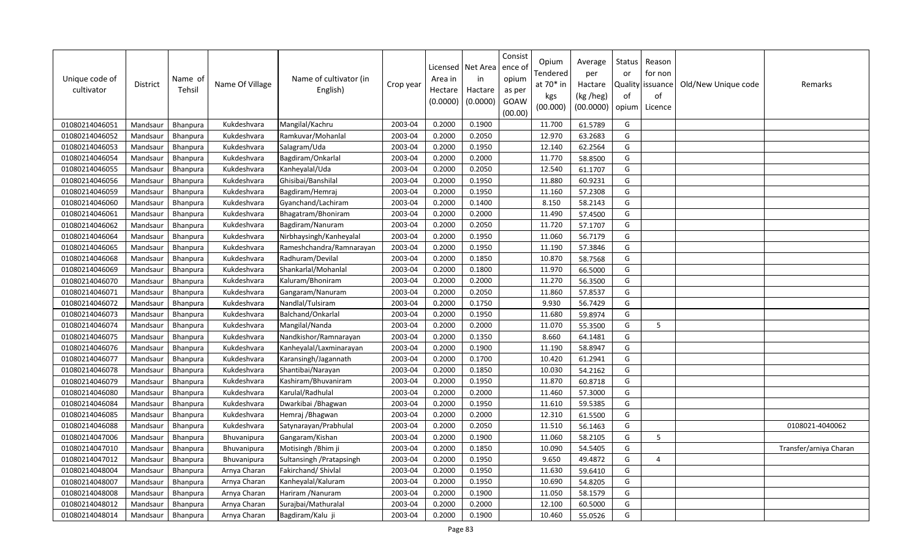| Unique code of cultivator | District | Name of Tehsil | Name Of Village | Name of cultivator (in English) | Crop year | Licensed Area in Hectare (0.0000) | Net Area in Hactare (0.0000) | Consist ence of opium as per GOAW (00.00) | Opium Tendered at 70* in kgs (00.000) | Average per Hactare (kg /heg) (00.0000) | Status or Quality of opium | Reason for non issuance of Licence | Old/New Unique code | Remarks |
|---|---|---|---|---|---|---|---|---|---|---|---|---|---|---|
| 01080214046051 | Mandsaur | Bhanpura | Kukdeshvara | Mangilal/Kachru | 2003-04 | 0.2000 | 0.1900 | | 11.700 | 61.5789 | G | | | |
| 01080214046052 | Mandsaur | Bhanpura | Kukdeshvara | Ramkuvar/Mohanlal | 2003-04 | 0.2000 | 0.2050 | | 12.970 | 63.2683 | G | | | |
| 01080214046053 | Mandsaur | Bhanpura | Kukdeshvara | Salagram/Uda | 2003-04 | 0.2000 | 0.1950 | | 12.140 | 62.2564 | G | | | |
| 01080214046054 | Mandsaur | Bhanpura | Kukdeshvara | Bagdiram/Onkarlal | 2003-04 | 0.2000 | 0.2000 | | 11.770 | 58.8500 | G | | | |
| 01080214046055 | Mandsaur | Bhanpura | Kukdeshvara | Kanheyalal/Uda | 2003-04 | 0.2000 | 0.2050 | | 12.540 | 61.1707 | G | | | |
| 01080214046056 | Mandsaur | Bhanpura | Kukdeshvara | Ghisibai/Banshilal | 2003-04 | 0.2000 | 0.1950 | | 11.880 | 60.9231 | G | | | |
| 01080214046059 | Mandsaur | Bhanpura | Kukdeshvara | Bagdiram/Hemraj | 2003-04 | 0.2000 | 0.1950 | | 11.160 | 57.2308 | G | | | |
| 01080214046060 | Mandsaur | Bhanpura | Kukdeshvara | Gyanchand/Lachiram | 2003-04 | 0.2000 | 0.1400 | | 8.150 | 58.2143 | G | | | |
| 01080214046061 | Mandsaur | Bhanpura | Kukdeshvara | Bhagatram/Bhoniram | 2003-04 | 0.2000 | 0.2000 | | 11.490 | 57.4500 | G | | | |
| 01080214046062 | Mandsaur | Bhanpura | Kukdeshvara | Bagdiram/Nanuram | 2003-04 | 0.2000 | 0.2050 | | 11.720 | 57.1707 | G | | | |
| 01080214046064 | Mandsaur | Bhanpura | Kukdeshvara | Nirbhaysingh/Kanheyalal | 2003-04 | 0.2000 | 0.1950 | | 11.060 | 56.7179 | G | | | |
| 01080214046065 | Mandsaur | Bhanpura | Kukdeshvara | Rameshchandra/Ramnarayan | 2003-04 | 0.2000 | 0.1950 | | 11.190 | 57.3846 | G | | | |
| 01080214046068 | Mandsaur | Bhanpura | Kukdeshvara | Radhuram/Devilal | 2003-04 | 0.2000 | 0.1850 | | 10.870 | 58.7568 | G | | | |
| 01080214046069 | Mandsaur | Bhanpura | Kukdeshvara | Shankarlal/Mohanlal | 2003-04 | 0.2000 | 0.1800 | | 11.970 | 66.5000 | G | | | |
| 01080214046070 | Mandsaur | Bhanpura | Kukdeshvara | Kaluram/Bhoniram | 2003-04 | 0.2000 | 0.2000 | | 11.270 | 56.3500 | G | | | |
| 01080214046071 | Mandsaur | Bhanpura | Kukdeshvara | Gangaram/Nanuram | 2003-04 | 0.2000 | 0.2050 | | 11.860 | 57.8537 | G | | | |
| 01080214046072 | Mandsaur | Bhanpura | Kukdeshvara | Nandlal/Tulsiram | 2003-04 | 0.2000 | 0.1750 | | 9.930 | 56.7429 | G | | | |
| 01080214046073 | Mandsaur | Bhanpura | Kukdeshvara | Balchand/Onkarlal | 2003-04 | 0.2000 | 0.1950 | | 11.680 | 59.8974 | G | | | |
| 01080214046074 | Mandsaur | Bhanpura | Kukdeshvara | Mangilal/Nanda | 2003-04 | 0.2000 | 0.2000 | | 11.070 | 55.3500 | G | 5 | | |
| 01080214046075 | Mandsaur | Bhanpura | Kukdeshvara | Nandkishor/Ramnarayan | 2003-04 | 0.2000 | 0.1350 | | 8.660 | 64.1481 | G | | | |
| 01080214046076 | Mandsaur | Bhanpura | Kukdeshvara | Kanheyalal/Laxminarayan | 2003-04 | 0.2000 | 0.1900 | | 11.190 | 58.8947 | G | | | |
| 01080214046077 | Mandsaur | Bhanpura | Kukdeshvara | Karansingh/Jagannath | 2003-04 | 0.2000 | 0.1700 | | 10.420 | 61.2941 | G | | | |
| 01080214046078 | Mandsaur | Bhanpura | Kukdeshvara | Shantibai/Narayan | 2003-04 | 0.2000 | 0.1850 | | 10.030 | 54.2162 | G | | | |
| 01080214046079 | Mandsaur | Bhanpura | Kukdeshvara | Kashiram/Bhuvaniram | 2003-04 | 0.2000 | 0.1950 | | 11.870 | 60.8718 | G | | | |
| 01080214046080 | Mandsaur | Bhanpura | Kukdeshvara | Karulal/Radhulal | 2003-04 | 0.2000 | 0.2000 | | 11.460 | 57.3000 | G | | | |
| 01080214046084 | Mandsaur | Bhanpura | Kukdeshvara | Dwarkibai /Bhagwan | 2003-04 | 0.2000 | 0.1950 | | 11.610 | 59.5385 | G | | | |
| 01080214046085 | Mandsaur | Bhanpura | Kukdeshvara | Hemraj /Bhagwan | 2003-04 | 0.2000 | 0.2000 | | 12.310 | 61.5500 | G | | | |
| 01080214046088 | Mandsaur | Bhanpura | Kukdeshvara | Satynarayan/Prabhulal | 2003-04 | 0.2000 | 0.2050 | | 11.510 | 56.1463 | G | | | 0108021-4040062 |
| 01080214047006 | Mandsaur | Bhanpura | Bhuvanipura | Gangaram/Kishan | 2003-04 | 0.2000 | 0.1900 | | 11.060 | 58.2105 | G | 5 | | |
| 01080214047010 | Mandsaur | Bhanpura | Bhuvanipura | Motisingh /Bhim ji | 2003-04 | 0.2000 | 0.1850 | | 10.090 | 54.5405 | G | | | Transfer/arniya Charan |
| 01080214047012 | Mandsaur | Bhanpura | Bhuvanipura | Sultansingh /Pratapsingh | 2003-04 | 0.2000 | 0.1950 | | 9.650 | 49.4872 | G | 4 | | |
| 01080214048004 | Mandsaur | Bhanpura | Arnya Charan | Fakirchand/ Shivlal | 2003-04 | 0.2000 | 0.1950 | | 11.630 | 59.6410 | G | | | |
| 01080214048007 | Mandsaur | Bhanpura | Arnya Charan | Kanheyalal/Kaluram | 2003-04 | 0.2000 | 0.1950 | | 10.690 | 54.8205 | G | | | |
| 01080214048008 | Mandsaur | Bhanpura | Arnya Charan | Hariram /Nanuram | 2003-04 | 0.2000 | 0.1900 | | 11.050 | 58.1579 | G | | | |
| 01080214048012 | Mandsaur | Bhanpura | Arnya Charan | Surajbai/Mathuralal | 2003-04 | 0.2000 | 0.2000 | | 12.100 | 60.5000 | G | | | |
| 01080214048014 | Mandsaur | Bhanpura | Arnya Charan | Bagdiram/Kalu ji | 2003-04 | 0.2000 | 0.1900 | | 10.460 | 55.0526 | G | | | |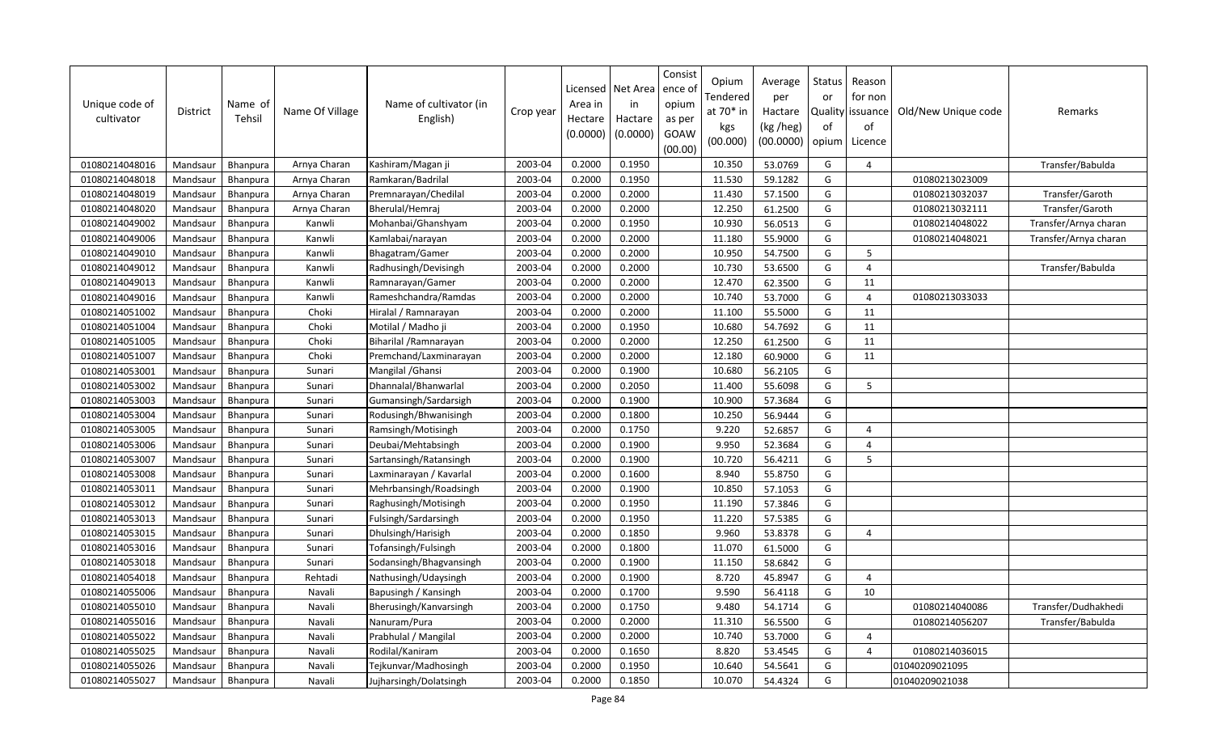| Unique code of cultivator | District | Name of Tehsil | Name Of Village | Name of cultivator (in English) | Crop year | Licensed Area in Hectare (0.0000) | Net Area in Hactare (0.0000) | Consist ence of opium as per GOAW (00.00) | Opium Tendered at 70* in kgs (00.000) | Average per Hactare (kg /heg) (00.0000) | Status or Quality of opium | Reason for non issuance of Licence | Old/New Unique code | Remarks |
|---|---|---|---|---|---|---|---|---|---|---|---|---|---|---|
| 01080214048016 | Mandsaur | Bhanpura | Arnya Charan | Kashiram/Magan ji | 2003-04 | 0.2000 | 0.1950 | | 10.350 | 53.0769 | G | 4 | | Transfer/Babulda |
| 01080214048018 | Mandsaur | Bhanpura | Arnya Charan | Ramkaran/Badrilal | 2003-04 | 0.2000 | 0.1950 | | 11.530 | 59.1282 | G | | 01080213023009 | |
| 01080214048019 | Mandsaur | Bhanpura | Arnya Charan | Premnarayan/Chedilal | 2003-04 | 0.2000 | 0.2000 | | 11.430 | 57.1500 | G | | 01080213032037 | Transfer/Garoth |
| 01080214048020 | Mandsaur | Bhanpura | Arnya Charan | Bherulal/Hemraj | 2003-04 | 0.2000 | 0.2000 | | 12.250 | 61.2500 | G | | 01080213032111 | Transfer/Garoth |
| 01080214049002 | Mandsaur | Bhanpura | Kanwli | Mohanbai/Ghanshyam | 2003-04 | 0.2000 | 0.1950 | | 10.930 | 56.0513 | G | | 01080214048022 | Transfer/Arnya charan |
| 01080214049006 | Mandsaur | Bhanpura | Kanwli | Kamlabai/narayan | 2003-04 | 0.2000 | 0.2000 | | 11.180 | 55.9000 | G | | 01080214048021 | Transfer/Arnya charan |
| 01080214049010 | Mandsaur | Bhanpura | Kanwli | Bhagatram/Gamer | 2003-04 | 0.2000 | 0.2000 | | 10.950 | 54.7500 | G | 5 | | |
| 01080214049012 | Mandsaur | Bhanpura | Kanwli | Radhusingh/Devisingh | 2003-04 | 0.2000 | 0.2000 | | 10.730 | 53.6500 | G | 4 | | Transfer/Babulda |
| 01080214049013 | Mandsaur | Bhanpura | Kanwli | Ramnarayan/Gamer | 2003-04 | 0.2000 | 0.2000 | | 12.470 | 62.3500 | G | 11 | | |
| 01080214049016 | Mandsaur | Bhanpura | Kanwli | Rameshchandra/Ramdas | 2003-04 | 0.2000 | 0.2000 | | 10.740 | 53.7000 | G | 4 | 01080213033033 | |
| 01080214051002 | Mandsaur | Bhanpura | Choki | Hiralal / Ramnarayan | 2003-04 | 0.2000 | 0.2000 | | 11.100 | 55.5000 | G | 11 | | |
| 01080214051004 | Mandsaur | Bhanpura | Choki | Motilal / Madho ji | 2003-04 | 0.2000 | 0.1950 | | 10.680 | 54.7692 | G | 11 | | |
| 01080214051005 | Mandsaur | Bhanpura | Choki | Biharilal /Ramnarayan | 2003-04 | 0.2000 | 0.2000 | | 12.250 | 61.2500 | G | 11 | | |
| 01080214051007 | Mandsaur | Bhanpura | Choki | Premchand/Laxminarayan | 2003-04 | 0.2000 | 0.2000 | | 12.180 | 60.9000 | G | 11 | | |
| 01080214053001 | Mandsaur | Bhanpura | Sunari | Mangilal /Ghansi | 2003-04 | 0.2000 | 0.1900 | | 10.680 | 56.2105 | G | | | |
| 01080214053002 | Mandsaur | Bhanpura | Sunari | Dhannalal/Bhanwarlal | 2003-04 | 0.2000 | 0.2050 | | 11.400 | 55.6098 | G | 5 | | |
| 01080214053003 | Mandsaur | Bhanpura | Sunari | Gumansingh/Sardarsigh | 2003-04 | 0.2000 | 0.1900 | | 10.900 | 57.3684 | G | | | |
| 01080214053004 | Mandsaur | Bhanpura | Sunari | Rodusingh/Bhwanisingh | 2003-04 | 0.2000 | 0.1800 | | 10.250 | 56.9444 | G | | | |
| 01080214053005 | Mandsaur | Bhanpura | Sunari | Ramsingh/Motisingh | 2003-04 | 0.2000 | 0.1750 | | 9.220 | 52.6857 | G | 4 | | |
| 01080214053006 | Mandsaur | Bhanpura | Sunari | Deubai/Mehtabsingh | 2003-04 | 0.2000 | 0.1900 | | 9.950 | 52.3684 | G | 4 | | |
| 01080214053007 | Mandsaur | Bhanpura | Sunari | Sartansingh/Ratansingh | 2003-04 | 0.2000 | 0.1900 | | 10.720 | 56.4211 | G | 5 | | |
| 01080214053008 | Mandsaur | Bhanpura | Sunari | Laxminarayan / Kavarlal | 2003-04 | 0.2000 | 0.1600 | | 8.940 | 55.8750 | G | | | |
| 01080214053011 | Mandsaur | Bhanpura | Sunari | Mehrbansingh/Roadsingh | 2003-04 | 0.2000 | 0.1900 | | 10.850 | 57.1053 | G | | | |
| 01080214053012 | Mandsaur | Bhanpura | Sunari | Raghusingh/Motisingh | 2003-04 | 0.2000 | 0.1950 | | 11.190 | 57.3846 | G | | | |
| 01080214053013 | Mandsaur | Bhanpura | Sunari | Fulsingh/Sardarsingh | 2003-04 | 0.2000 | 0.1950 | | 11.220 | 57.5385 | G | | | |
| 01080214053015 | Mandsaur | Bhanpura | Sunari | Dhulsingh/Harisigh | 2003-04 | 0.2000 | 0.1850 | | 9.960 | 53.8378 | G | 4 | | |
| 01080214053016 | Mandsaur | Bhanpura | Sunari | Tofansingh/Fulsingh | 2003-04 | 0.2000 | 0.1800 | | 11.070 | 61.5000 | G | | | |
| 01080214053018 | Mandsaur | Bhanpura | Sunari | Sodansingh/Bhagvansingh | 2003-04 | 0.2000 | 0.1900 | | 11.150 | 58.6842 | G | | | |
| 01080214054018 | Mandsaur | Bhanpura | Rehtadi | Nathusingh/Udaysingh | 2003-04 | 0.2000 | 0.1900 | | 8.720 | 45.8947 | G | 4 | | |
| 01080214055006 | Mandsaur | Bhanpura | Navali | Bapusingh / Kansingh | 2003-04 | 0.2000 | 0.1700 | | 9.590 | 56.4118 | G | 10 | | |
| 01080214055010 | Mandsaur | Bhanpura | Navali | Bherusingh/Kanvarsingh | 2003-04 | 0.2000 | 0.1750 | | 9.480 | 54.1714 | G | | 01080214040086 | Transfer/Dudhakhedi |
| 01080214055016 | Mandsaur | Bhanpura | Navali | Nanuram/Pura | 2003-04 | 0.2000 | 0.2000 | | 11.310 | 56.5500 | G | | 01080214056207 | Transfer/Babulda |
| 01080214055022 | Mandsaur | Bhanpura | Navali | Prabhulal / Mangilal | 2003-04 | 0.2000 | 0.2000 | | 10.740 | 53.7000 | G | 4 | | |
| 01080214055025 | Mandsaur | Bhanpura | Navali | Rodilal/Kaniram | 2003-04 | 0.2000 | 0.1650 | | 8.820 | 53.4545 | G | 4 | 01080214036015 | |
| 01080214055026 | Mandsaur | Bhanpura | Navali | Tejkunvar/Madhosingh | 2003-04 | 0.2000 | 0.1950 | | 10.640 | 54.5641 | G | | 01040209021095 | |
| 01080214055027 | Mandsaur | Bhanpura | Navali | Jujharsingh/Dolatsingh | 2003-04 | 0.2000 | 0.1850 | | 10.070 | 54.4324 | G | | 01040209021038 | |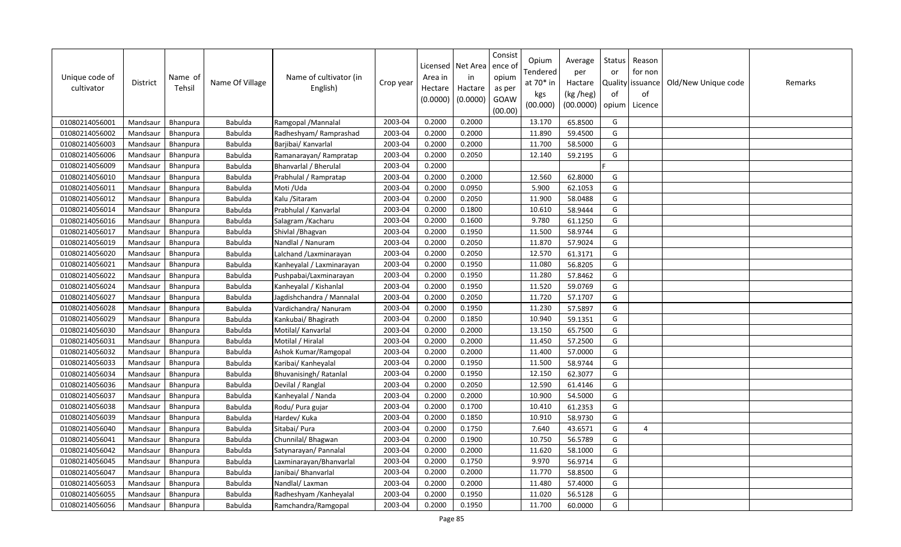| Unique code of cultivator | District | Name of Tehsil | Name Of Village | Name of cultivator (in English) | Crop year | Licensed Area in Hectare (0.0000) | Net Area in Hactare (0.0000) | Consist ence of opium as per GOAW (00.00) | Opium Tendered at 70* in kgs (00.000) | Average per Hactare (kg /heg) (00.0000) | Status or Quality of opium | Reason for non issuance of Licence | Old/New Unique code | Remarks |
|---|---|---|---|---|---|---|---|---|---|---|---|---|---|---|
| 01080214056001 | Mandsaur | Bhanpura | Babulda | Ramgopal /Mannalal | 2003-04 | 0.2000 | 0.2000 | | 13.170 | 65.8500 | G | | | |
| 01080214056002 | Mandsaur | Bhanpura | Babulda | Radheshyam/ Ramprashad | 2003-04 | 0.2000 | 0.2000 | | 11.890 | 59.4500 | G | | | |
| 01080214056003 | Mandsaur | Bhanpura | Babulda | Barjibai/ Kanvarlal | 2003-04 | 0.2000 | 0.2000 | | 11.700 | 58.5000 | G | | | |
| 01080214056006 | Mandsaur | Bhanpura | Babulda | Ramanarayan/ Rampratap | 2003-04 | 0.2000 | 0.2050 | | 12.140 | 59.2195 | G | | | |
| 01080214056009 | Mandsaur | Bhanpura | Babulda | Bhanvarlal / Bherulal | 2003-04 | 0.2000 | | | | | F | | | |
| 01080214056010 | Mandsaur | Bhanpura | Babulda | Prabhulal / Rampratap | 2003-04 | 0.2000 | 0.2000 | | 12.560 | 62.8000 | G | | | |
| 01080214056011 | Mandsaur | Bhanpura | Babulda | Moti /Uda | 2003-04 | 0.2000 | 0.0950 | | 5.900 | 62.1053 | G | | | |
| 01080214056012 | Mandsaur | Bhanpura | Babulda | Kalu /Sitaram | 2003-04 | 0.2000 | 0.2050 | | 11.900 | 58.0488 | G | | | |
| 01080214056014 | Mandsaur | Bhanpura | Babulda | Prabhulal / Kanvarlal | 2003-04 | 0.2000 | 0.1800 | | 10.610 | 58.9444 | G | | | |
| 01080214056016 | Mandsaur | Bhanpura | Babulda | Salagram /Kacharu | 2003-04 | 0.2000 | 0.1600 | | 9.780 | 61.1250 | G | | | |
| 01080214056017 | Mandsaur | Bhanpura | Babulda | Shivlal /Bhagvan | 2003-04 | 0.2000 | 0.1950 | | 11.500 | 58.9744 | G | | | |
| 01080214056019 | Mandsaur | Bhanpura | Babulda | Nandlal / Nanuram | 2003-04 | 0.2000 | 0.2050 | | 11.870 | 57.9024 | G | | | |
| 01080214056020 | Mandsaur | Bhanpura | Babulda | Lalchand /Laxminarayan | 2003-04 | 0.2000 | 0.2050 | | 12.570 | 61.3171 | G | | | |
| 01080214056021 | Mandsaur | Bhanpura | Babulda | Kanheyalal / Laxminarayan | 2003-04 | 0.2000 | 0.1950 | | 11.080 | 56.8205 | G | | | |
| 01080214056022 | Mandsaur | Bhanpura | Babulda | Pushpabai/Laxminarayan | 2003-04 | 0.2000 | 0.1950 | | 11.280 | 57.8462 | G | | | |
| 01080214056024 | Mandsaur | Bhanpura | Babulda | Kanheyalal / Kishanlal | 2003-04 | 0.2000 | 0.1950 | | 11.520 | 59.0769 | G | | | |
| 01080214056027 | Mandsaur | Bhanpura | Babulda | Jagdishchandra / Mannalal | 2003-04 | 0.2000 | 0.2050 | | 11.720 | 57.1707 | G | | | |
| 01080214056028 | Mandsaur | Bhanpura | Babulda | Vardichandra/ Nanuram | 2003-04 | 0.2000 | 0.1950 | | 11.230 | 57.5897 | G | | | |
| 01080214056029 | Mandsaur | Bhanpura | Babulda | Kankubai/ Bhagirath | 2003-04 | 0.2000 | 0.1850 | | 10.940 | 59.1351 | G | | | |
| 01080214056030 | Mandsaur | Bhanpura | Babulda | Motilal/ Kanvarlal | 2003-04 | 0.2000 | 0.2000 | | 13.150 | 65.7500 | G | | | |
| 01080214056031 | Mandsaur | Bhanpura | Babulda | Motilal / Hiralal | 2003-04 | 0.2000 | 0.2000 | | 11.450 | 57.2500 | G | | | |
| 01080214056032 | Mandsaur | Bhanpura | Babulda | Ashok Kumar/Ramgopal | 2003-04 | 0.2000 | 0.2000 | | 11.400 | 57.0000 | G | | | |
| 01080214056033 | Mandsaur | Bhanpura | Babulda | Karibai/ Kanheyalal | 2003-04 | 0.2000 | 0.1950 | | 11.500 | 58.9744 | G | | | |
| 01080214056034 | Mandsaur | Bhanpura | Babulda | Bhuvanisingh/ Ratanlal | 2003-04 | 0.2000 | 0.1950 | | 12.150 | 62.3077 | G | | | |
| 01080214056036 | Mandsaur | Bhanpura | Babulda | Devilal / Ranglal | 2003-04 | 0.2000 | 0.2050 | | 12.590 | 61.4146 | G | | | |
| 01080214056037 | Mandsaur | Bhanpura | Babulda | Kanheyalal / Nanda | 2003-04 | 0.2000 | 0.2000 | | 10.900 | 54.5000 | G | | | |
| 01080214056038 | Mandsaur | Bhanpura | Babulda | Rodu/ Pura gujar | 2003-04 | 0.2000 | 0.1700 | | 10.410 | 61.2353 | G | | | |
| 01080214056039 | Mandsaur | Bhanpura | Babulda | Hardev/ Kuka | 2003-04 | 0.2000 | 0.1850 | | 10.910 | 58.9730 | G | | | |
| 01080214056040 | Mandsaur | Bhanpura | Babulda | Sitabai/ Pura | 2003-04 | 0.2000 | 0.1750 | | 7.640 | 43.6571 | G | 4 | | |
| 01080214056041 | Mandsaur | Bhanpura | Babulda | Chunnilal/ Bhagwan | 2003-04 | 0.2000 | 0.1900 | | 10.750 | 56.5789 | G | | | |
| 01080214056042 | Mandsaur | Bhanpura | Babulda | Satynarayan/ Pannalal | 2003-04 | 0.2000 | 0.2000 | | 11.620 | 58.1000 | G | | | |
| 01080214056045 | Mandsaur | Bhanpura | Babulda | Laxminarayan/Bhanvarlal | 2003-04 | 0.2000 | 0.1750 | | 9.970 | 56.9714 | G | | | |
| 01080214056047 | Mandsaur | Bhanpura | Babulda | Janibai/ Bhanvarlal | 2003-04 | 0.2000 | 0.2000 | | 11.770 | 58.8500 | G | | | |
| 01080214056053 | Mandsaur | Bhanpura | Babulda | Nandlal/ Laxman | 2003-04 | 0.2000 | 0.2000 | | 11.480 | 57.4000 | G | | | |
| 01080214056055 | Mandsaur | Bhanpura | Babulda | Radheshyam /Kanheyalal | 2003-04 | 0.2000 | 0.1950 | | 11.020 | 56.5128 | G | | | |
| 01080214056056 | Mandsaur | Bhanpura | Babulda | Ramchandra/Ramgopal | 2003-04 | 0.2000 | 0.1950 | | 11.700 | 60.0000 | G | | | |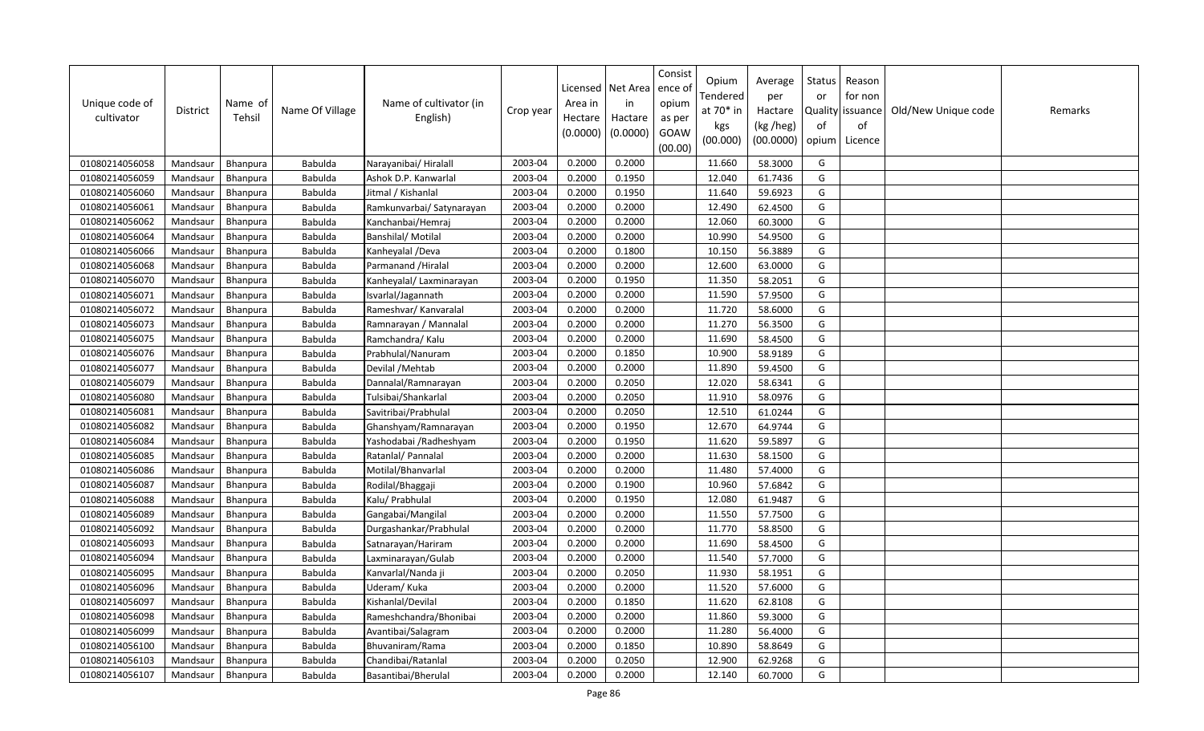| Unique code of cultivator | District | Name of Tehsil | Name Of Village | Name of cultivator (in English) | Crop year | Licensed Area in Hectare (0.0000) | Net Area in Hactare (0.0000) | Consistence of opium as per GOAW (00.00) | Opium Tendered at 70* in kgs (00.000) | Average per Hactare (kg /heg) (00.0000) | Status or Quality of opium | Reason for non issuance of Licence | Old/New Unique code | Remarks |
|---|---|---|---|---|---|---|---|---|---|---|---|---|---|---|
| 01080214056058 | Mandsaur | Bhanpura | Babulda | Narayanibai/ Hiralall | 2003-04 | 0.2000 | 0.2000 | | 11.660 | 58.3000 | G | | | |
| 01080214056059 | Mandsaur | Bhanpura | Babulda | Ashok D.P. Kanwarlal | 2003-04 | 0.2000 | 0.1950 | | 12.040 | 61.7436 | G | | | |
| 01080214056060 | Mandsaur | Bhanpura | Babulda | Jitmal / Kishanlal | 2003-04 | 0.2000 | 0.1950 | | 11.640 | 59.6923 | G | | | |
| 01080214056061 | Mandsaur | Bhanpura | Babulda | Ramkunvarbai/ Satynarayan | 2003-04 | 0.2000 | 0.2000 | | 12.490 | 62.4500 | G | | | |
| 01080214056062 | Mandsaur | Bhanpura | Babulda | Kanchanbai/Hemraj | 2003-04 | 0.2000 | 0.2000 | | 12.060 | 60.3000 | G | | | |
| 01080214056064 | Mandsaur | Bhanpura | Babulda | Banshilal/ Motilal | 2003-04 | 0.2000 | 0.2000 | | 10.990 | 54.9500 | G | | | |
| 01080214056066 | Mandsaur | Bhanpura | Babulda | Kanheyalal /Deva | 2003-04 | 0.2000 | 0.1800 | | 10.150 | 56.3889 | G | | | |
| 01080214056068 | Mandsaur | Bhanpura | Babulda | Parmanand /Hiralal | 2003-04 | 0.2000 | 0.2000 | | 12.600 | 63.0000 | G | | | |
| 01080214056070 | Mandsaur | Bhanpura | Babulda | Kanheyalal/ Laxminarayan | 2003-04 | 0.2000 | 0.1950 | | 11.350 | 58.2051 | G | | | |
| 01080214056071 | Mandsaur | Bhanpura | Babulda | Isvarlal/Jagannath | 2003-04 | 0.2000 | 0.2000 | | 11.590 | 57.9500 | G | | | |
| 01080214056072 | Mandsaur | Bhanpura | Babulda | Rameshvar/ Kanvaralal | 2003-04 | 0.2000 | 0.2000 | | 11.720 | 58.6000 | G | | | |
| 01080214056073 | Mandsaur | Bhanpura | Babulda | Ramnarayan / Mannalal | 2003-04 | 0.2000 | 0.2000 | | 11.270 | 56.3500 | G | | | |
| 01080214056075 | Mandsaur | Bhanpura | Babulda | Ramchandra/ Kalu | 2003-04 | 0.2000 | 0.2000 | | 11.690 | 58.4500 | G | | | |
| 01080214056076 | Mandsaur | Bhanpura | Babulda | Prabhulal/Nanuram | 2003-04 | 0.2000 | 0.1850 | | 10.900 | 58.9189 | G | | | |
| 01080214056077 | Mandsaur | Bhanpura | Babulda | Devilal /Mehtab | 2003-04 | 0.2000 | 0.2000 | | 11.890 | 59.4500 | G | | | |
| 01080214056079 | Mandsaur | Bhanpura | Babulda | Dannalal/Ramnarayan | 2003-04 | 0.2000 | 0.2050 | | 12.020 | 58.6341 | G | | | |
| 01080214056080 | Mandsaur | Bhanpura | Babulda | Tulsibai/Shankarlal | 2003-04 | 0.2000 | 0.2050 | | 11.910 | 58.0976 | G | | | |
| 01080214056081 | Mandsaur | Bhanpura | Babulda | Savitribai/Prabhulal | 2003-04 | 0.2000 | 0.2050 | | 12.510 | 61.0244 | G | | | |
| 01080214056082 | Mandsaur | Bhanpura | Babulda | Ghanshyam/Ramnarayan | 2003-04 | 0.2000 | 0.1950 | | 12.670 | 64.9744 | G | | | |
| 01080214056084 | Mandsaur | Bhanpura | Babulda | Yashodabai /Radheshyam | 2003-04 | 0.2000 | 0.1950 | | 11.620 | 59.5897 | G | | | |
| 01080214056085 | Mandsaur | Bhanpura | Babulda | Ratanlal/ Pannalal | 2003-04 | 0.2000 | 0.2000 | | 11.630 | 58.1500 | G | | | |
| 01080214056086 | Mandsaur | Bhanpura | Babulda | Motilal/Bhanvarlal | 2003-04 | 0.2000 | 0.2000 | | 11.480 | 57.4000 | G | | | |
| 01080214056087 | Mandsaur | Bhanpura | Babulda | Rodilal/Bhaggaji | 2003-04 | 0.2000 | 0.1900 | | 10.960 | 57.6842 | G | | | |
| 01080214056088 | Mandsaur | Bhanpura | Babulda | Kalu/ Prabhulal | 2003-04 | 0.2000 | 0.1950 | | 12.080 | 61.9487 | G | | | |
| 01080214056089 | Mandsaur | Bhanpura | Babulda | Gangabai/Mangilal | 2003-04 | 0.2000 | 0.2000 | | 11.550 | 57.7500 | G | | | |
| 01080214056092 | Mandsaur | Bhanpura | Babulda | Durgashankar/Prabhulal | 2003-04 | 0.2000 | 0.2000 | | 11.770 | 58.8500 | G | | | |
| 01080214056093 | Mandsaur | Bhanpura | Babulda | Satnarayan/Hariram | 2003-04 | 0.2000 | 0.2000 | | 11.690 | 58.4500 | G | | | |
| 01080214056094 | Mandsaur | Bhanpura | Babulda | Laxminarayan/Gulab | 2003-04 | 0.2000 | 0.2000 | | 11.540 | 57.7000 | G | | | |
| 01080214056095 | Mandsaur | Bhanpura | Babulda | Kanvarlal/Nanda ji | 2003-04 | 0.2000 | 0.2050 | | 11.930 | 58.1951 | G | | | |
| 01080214056096 | Mandsaur | Bhanpura | Babulda | Uderam/ Kuka | 2003-04 | 0.2000 | 0.2000 | | 11.520 | 57.6000 | G | | | |
| 01080214056097 | Mandsaur | Bhanpura | Babulda | Kishanlal/Devilal | 2003-04 | 0.2000 | 0.1850 | | 11.620 | 62.8108 | G | | | |
| 01080214056098 | Mandsaur | Bhanpura | Babulda | Rameshchandra/Bhonibai | 2003-04 | 0.2000 | 0.2000 | | 11.860 | 59.3000 | G | | | |
| 01080214056099 | Mandsaur | Bhanpura | Babulda | Avantibai/Salagram | 2003-04 | 0.2000 | 0.2000 | | 11.280 | 56.4000 | G | | | |
| 01080214056100 | Mandsaur | Bhanpura | Babulda | Bhuvaniram/Rama | 2003-04 | 0.2000 | 0.1850 | | 10.890 | 58.8649 | G | | | |
| 01080214056103 | Mandsaur | Bhanpura | Babulda | Chandibai/Ratanlal | 2003-04 | 0.2000 | 0.2050 | | 12.900 | 62.9268 | G | | | |
| 01080214056107 | Mandsaur | Bhanpura | Babulda | Basantibai/Bherulal | 2003-04 | 0.2000 | 0.2000 | | 12.140 | 60.7000 | G | | | |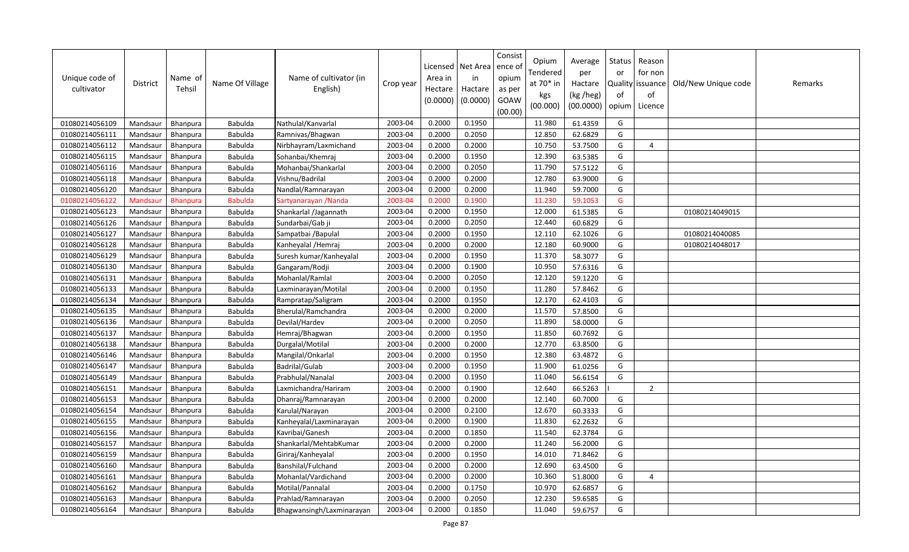| Unique code of cultivator | District | Name of Tehsil | Name Of Village | Name of cultivator (in English) | Crop year | Licensed Area in Hectare (0.0000) | Net Area in Hactare (0.0000) | Consistence of opium as per GOAW (00.00) | Opium Tendered at 70* in kgs (00.000) | Average per Hactare (kg /heg) (00.0000) | Status or Quality of opium | Reason for non issuance of Licence | Old/New Unique code | Remarks |
|---|---|---|---|---|---|---|---|---|---|---|---|---|---|---|
| 01080214056109 | Mandsaur | Bhanpura | Babulda | Nathulal/Kanvarlal | 2003-04 | 0.2000 | 0.1950 | | 11.980 | 61.4359 | G | | | |
| 01080214056111 | Mandsaur | Bhanpura | Babulda | Ramnivas/Bhagwan | 2003-04 | 0.2000 | 0.2050 | | 12.850 | 62.6829 | G | | | |
| 01080214056112 | Mandsaur | Bhanpura | Babulda | Nirbhayram/Laxmichand | 2003-04 | 0.2000 | 0.2000 | | 10.750 | 53.7500 | G | 4 | | |
| 01080214056115 | Mandsaur | Bhanpura | Babulda | Sohanbai/Khemraj | 2003-04 | 0.2000 | 0.1950 | | 12.390 | 63.5385 | G | | | |
| 01080214056116 | Mandsaur | Bhanpura | Babulda | Mohanbai/Shankarlal | 2003-04 | 0.2000 | 0.2050 | | 11.790 | 57.5122 | G | | | |
| 01080214056118 | Mandsaur | Bhanpura | Babulda | Vishnu/Badrilal | 2003-04 | 0.2000 | 0.2000 | | 12.780 | 63.9000 | G | | | |
| 01080214056120 | Mandsaur | Bhanpura | Babulda | Nandlal/Ramnarayan | 2003-04 | 0.2000 | 0.2000 | | 11.940 | 59.7000 | G | | | |
| 01080214056122 | Mandsaur | Bhanpura | Babulda | Sartyanarayan /Nanda | 2003-04 | 0.2000 | 0.1900 | | 11.230 | 59.1053 | G | | | |
| 01080214056123 | Mandsaur | Bhanpura | Babulda | Shankarlal /Jagannath | 2003-04 | 0.2000 | 0.1950 | | 12.000 | 61.5385 | G | | 01080214049015 | |
| 01080214056126 | Mandsaur | Bhanpura | Babulda | Sundarbai/Gab ji | 2003-04 | 0.2000 | 0.2050 | | 12.440 | 60.6829 | G | | | |
| 01080214056127 | Mandsaur | Bhanpura | Babulda | Sampatbai /Bapulal | 2003-04 | 0.2000 | 0.1950 | | 12.110 | 62.1026 | G | | 01080214040085 | |
| 01080214056128 | Mandsaur | Bhanpura | Babulda | Kanheyalal /Hemraj | 2003-04 | 0.2000 | 0.2000 | | 12.180 | 60.9000 | G | | 01080214048017 | |
| 01080214056129 | Mandsaur | Bhanpura | Babulda | Suresh kumar/Kanheyalal | 2003-04 | 0.2000 | 0.1950 | | 11.370 | 58.3077 | G | | | |
| 01080214056130 | Mandsaur | Bhanpura | Babulda | Gangaram/Rodji | 2003-04 | 0.2000 | 0.1900 | | 10.950 | 57.6316 | G | | | |
| 01080214056131 | Mandsaur | Bhanpura | Babulda | Mohanlal/Ramlal | 2003-04 | 0.2000 | 0.2050 | | 12.120 | 59.1220 | G | | | |
| 01080214056133 | Mandsaur | Bhanpura | Babulda | Laxminarayan/Motilal | 2003-04 | 0.2000 | 0.1950 | | 11.280 | 57.8462 | G | | | |
| 01080214056134 | Mandsaur | Bhanpura | Babulda | Rampratap/Saligram | 2003-04 | 0.2000 | 0.1950 | | 12.170 | 62.4103 | G | | | |
| 01080214056135 | Mandsaur | Bhanpura | Babulda | Bherulal/Ramchandra | 2003-04 | 0.2000 | 0.2000 | | 11.570 | 57.8500 | G | | | |
| 01080214056136 | Mandsaur | Bhanpura | Babulda | Devilal/Hardev | 2003-04 | 0.2000 | 0.2050 | | 11.890 | 58.0000 | G | | | |
| 01080214056137 | Mandsaur | Bhanpura | Babulda | Hemraj/Bhagwan | 2003-04 | 0.2000 | 0.1950 | | 11.850 | 60.7692 | G | | | |
| 01080214056138 | Mandsaur | Bhanpura | Babulda | Durgalal/Motilal | 2003-04 | 0.2000 | 0.2000 | | 12.770 | 63.8500 | G | | | |
| 01080214056146 | Mandsaur | Bhanpura | Babulda | Mangilal/Onkarlal | 2003-04 | 0.2000 | 0.1950 | | 12.380 | 63.4872 | G | | | |
| 01080214056147 | Mandsaur | Bhanpura | Babulda | Badrilal/Gulab | 2003-04 | 0.2000 | 0.1950 | | 11.900 | 61.0256 | G | | | |
| 01080214056149 | Mandsaur | Bhanpura | Babulda | Prabhulal/Nanalal | 2003-04 | 0.2000 | 0.1950 | | 11.040 | 56.6154 | G | | | |
| 01080214056151 | Mandsaur | Bhanpura | Babulda | Laxmichandra/Hariram | 2003-04 | 0.2000 | 0.1900 | | 12.640 | 66.5263 | I | 2 | | |
| 01080214056153 | Mandsaur | Bhanpura | Babulda | Dhanraj/Ramnarayan | 2003-04 | 0.2000 | 0.2000 | | 12.140 | 60.7000 | G | | | |
| 01080214056154 | Mandsaur | Bhanpura | Babulda | Karulal/Narayan | 2003-04 | 0.2000 | 0.2100 | | 12.670 | 60.3333 | G | | | |
| 01080214056155 | Mandsaur | Bhanpura | Babulda | Kanheyalal/Laxminarayan | 2003-04 | 0.2000 | 0.1900 | | 11.830 | 62.2632 | G | | | |
| 01080214056156 | Mandsaur | Bhanpura | Babulda | Kavribai/Ganesh | 2003-04 | 0.2000 | 0.1850 | | 11.540 | 62.3784 | G | | | |
| 01080214056157 | Mandsaur | Bhanpura | Babulda | Shankarlal/MehtabKumar | 2003-04 | 0.2000 | 0.2000 | | 11.240 | 56.2000 | G | | | |
| 01080214056159 | Mandsaur | Bhanpura | Babulda | Giriraj/Kanheyalal | 2003-04 | 0.2000 | 0.1950 | | 14.010 | 71.8462 | G | | | |
| 01080214056160 | Mandsaur | Bhanpura | Babulda | Banshilal/Fulchand | 2003-04 | 0.2000 | 0.2000 | | 12.690 | 63.4500 | G | | | |
| 01080214056161 | Mandsaur | Bhanpura | Babulda | Mohanlal/Vardichand | 2003-04 | 0.2000 | 0.2000 | | 10.360 | 51.8000 | G | 4 | | |
| 01080214056162 | Mandsaur | Bhanpura | Babulda | Motilal/Pannalal | 2003-04 | 0.2000 | 0.1750 | | 10.970 | 62.6857 | G | | | |
| 01080214056163 | Mandsaur | Bhanpura | Babulda | Prahlad/Ramnarayan | 2003-04 | 0.2000 | 0.2050 | | 12.230 | 59.6585 | G | | | |
| 01080214056164 | Mandsaur | Bhanpura | Babulda | Bhagwansingh/Laxminarayan | 2003-04 | 0.2000 | 0.1850 | | 11.040 | 59.6757 | G | | | |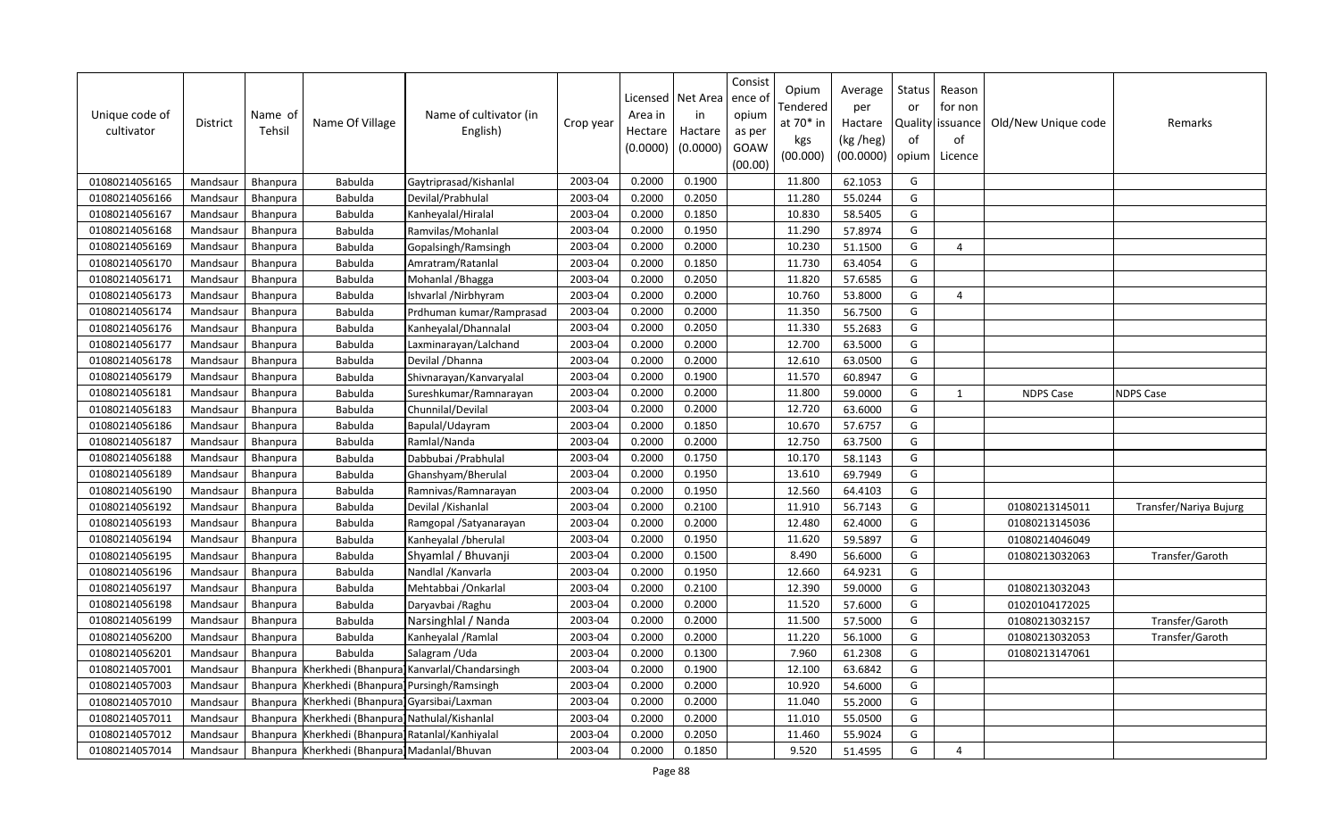| Unique code of cultivator | District | Name of Tehsil | Name Of Village | Name of cultivator (in English) | Crop year | Licensed Area in Hectare (0.0000) | Net Area in Hactare (0.0000) | Consistence of opium as per GOAW (00.00) | Opium Tendered at 70* in kgs (00.000) | Average per Hactare (kg /heg) (00.0000) | Status or Quality of opium | Reason for non issuance of Licence | Old/New Unique code | Remarks |
|---|---|---|---|---|---|---|---|---|---|---|---|---|---|---|
| 01080214056165 | Mandsaur | Bhanpura | Babulda | Gaytriprasad/Kishanlal | 2003-04 | 0.2000 | 0.1900 | | 11.800 | 62.1053 | G | | | |
| 01080214056166 | Mandsaur | Bhanpura | Babulda | Devilal/Prabhulal | 2003-04 | 0.2000 | 0.2050 | | 11.280 | 55.0244 | G | | | |
| 01080214056167 | Mandsaur | Bhanpura | Babulda | Kanheyalal/Hiralal | 2003-04 | 0.2000 | 0.1850 | | 10.830 | 58.5405 | G | | | |
| 01080214056168 | Mandsaur | Bhanpura | Babulda | Ramvilas/Mohanlal | 2003-04 | 0.2000 | 0.1950 | | 11.290 | 57.8974 | G | | | |
| 01080214056169 | Mandsaur | Bhanpura | Babulda | Gopalsingh/Ramsingh | 2003-04 | 0.2000 | 0.2000 | | 10.230 | 51.1500 | G | 4 | | |
| 01080214056170 | Mandsaur | Bhanpura | Babulda | Amratram/Ratanlal | 2003-04 | 0.2000 | 0.1850 | | 11.730 | 63.4054 | G | | | |
| 01080214056171 | Mandsaur | Bhanpura | Babulda | Mohanlal /Bhagga | 2003-04 | 0.2000 | 0.2050 | | 11.820 | 57.6585 | G | | | |
| 01080214056173 | Mandsaur | Bhanpura | Babulda | Ishvarlal /Nirbhyram | 2003-04 | 0.2000 | 0.2000 | | 10.760 | 53.8000 | G | 4 | | |
| 01080214056174 | Mandsaur | Bhanpura | Babulda | Prdhuman kumar/Ramprasad | 2003-04 | 0.2000 | 0.2000 | | 11.350 | 56.7500 | G | | | |
| 01080214056176 | Mandsaur | Bhanpura | Babulda | Kanheyalal/Dhannalal | 2003-04 | 0.2000 | 0.2050 | | 11.330 | 55.2683 | G | | | |
| 01080214056177 | Mandsaur | Bhanpura | Babulda | Laxminarayan/Lalchand | 2003-04 | 0.2000 | 0.2000 | | 12.700 | 63.5000 | G | | | |
| 01080214056178 | Mandsaur | Bhanpura | Babulda | Devilal /Dhanna | 2003-04 | 0.2000 | 0.2000 | | 12.610 | 63.0500 | G | | | |
| 01080214056179 | Mandsaur | Bhanpura | Babulda | Shivnarayan/Kanvaryalal | 2003-04 | 0.2000 | 0.1900 | | 11.570 | 60.8947 | G | | | |
| 01080214056181 | Mandsaur | Bhanpura | Babulda | Sureshkumar/Ramnarayan | 2003-04 | 0.2000 | 0.2000 | | 11.800 | 59.0000 | G | 1 | NDPS Case | NDPS Case |
| 01080214056183 | Mandsaur | Bhanpura | Babulda | Chunnilal/Devilal | 2003-04 | 0.2000 | 0.2000 | | 12.720 | 63.6000 | G | | | |
| 01080214056186 | Mandsaur | Bhanpura | Babulda | Bapulal/Udayram | 2003-04 | 0.2000 | 0.1850 | | 10.670 | 57.6757 | G | | | |
| 01080214056187 | Mandsaur | Bhanpura | Babulda | Ramlal/Nanda | 2003-04 | 0.2000 | 0.2000 | | 12.750 | 63.7500 | G | | | |
| 01080214056188 | Mandsaur | Bhanpura | Babulda | Dabbubai /Prabhulal | 2003-04 | 0.2000 | 0.1750 | | 10.170 | 58.1143 | G | | | |
| 01080214056189 | Mandsaur | Bhanpura | Babulda | Ghanshyam/Bherulal | 2003-04 | 0.2000 | 0.1950 | | 13.610 | 69.7949 | G | | | |
| 01080214056190 | Mandsaur | Bhanpura | Babulda | Ramnivas/Ramnarayan | 2003-04 | 0.2000 | 0.1950 | | 12.560 | 64.4103 | G | | | |
| 01080214056192 | Mandsaur | Bhanpura | Babulda | Devilal /Kishanlal | 2003-04 | 0.2000 | 0.2100 | | 11.910 | 56.7143 | G | | 01080213145011 | Transfer/Nariya Bujurg |
| 01080214056193 | Mandsaur | Bhanpura | Babulda | Ramgopal /Satyanarayan | 2003-04 | 0.2000 | 0.2000 | | 12.480 | 62.4000 | G | | 01080213145036 | |
| 01080214056194 | Mandsaur | Bhanpura | Babulda | Kanheyalal /bherulal | 2003-04 | 0.2000 | 0.1950 | | 11.620 | 59.5897 | G | | 01080214046049 | |
| 01080214056195 | Mandsaur | Bhanpura | Babulda | Shyamlal / Bhuvanji | 2003-04 | 0.2000 | 0.1500 | | 8.490 | 56.6000 | G | | 01080213032063 | Transfer/Garoth |
| 01080214056196 | Mandsaur | Bhanpura | Babulda | Nandlal /Kanvarla | 2003-04 | 0.2000 | 0.1950 | | 12.660 | 64.9231 | G | | | |
| 01080214056197 | Mandsaur | Bhanpura | Babulda | Mehtabbai /Onkarlal | 2003-04 | 0.2000 | 0.2100 | | 12.390 | 59.0000 | G | | 01080213032043 | |
| 01080214056198 | Mandsaur | Bhanpura | Babulda | Daryavbai /Raghu | 2003-04 | 0.2000 | 0.2000 | | 11.520 | 57.6000 | G | | 01020104172025 | |
| 01080214056199 | Mandsaur | Bhanpura | Babulda | Narsinghlal / Nanda | 2003-04 | 0.2000 | 0.2000 | | 11.500 | 57.5000 | G | | 01080213032157 | Transfer/Garoth |
| 01080214056200 | Mandsaur | Bhanpura | Babulda | Kanheyalal /Ramlal | 2003-04 | 0.2000 | 0.2000 | | 11.220 | 56.1000 | G | | 01080213032053 | Transfer/Garoth |
| 01080214056201 | Mandsaur | Bhanpura | Babulda | Salagram /Uda | 2003-04 | 0.2000 | 0.1300 | | 7.960 | 61.2308 | G | | 01080213147061 | |
| 01080214057001 | Mandsaur | Bhanpura | Kherkhedi (Bhanpura) | Kanvarlal/Chandarsingh | 2003-04 | 0.2000 | 0.1900 | | 12.100 | 63.6842 | G | | | |
| 01080214057003 | Mandsaur | Bhanpura | Kherkhedi (Bhanpura) | Pursingh/Ramsingh | 2003-04 | 0.2000 | 0.2000 | | 10.920 | 54.6000 | G | | | |
| 01080214057010 | Mandsaur | Bhanpura | Kherkhedi (Bhanpura) | Gyarsibai/Laxman | 2003-04 | 0.2000 | 0.2000 | | 11.040 | 55.2000 | G | | | |
| 01080214057011 | Mandsaur | Bhanpura | Kherkhedi (Bhanpura) | Nathulal/Kishanlal | 2003-04 | 0.2000 | 0.2000 | | 11.010 | 55.0500 | G | | | |
| 01080214057012 | Mandsaur | Bhanpura | Kherkhedi (Bhanpura) | Ratanlal/Kanhiyalal | 2003-04 | 0.2000 | 0.2050 | | 11.460 | 55.9024 | G | | | |
| 01080214057014 | Mandsaur | Bhanpura | Kherkhedi (Bhanpura) | Madanlal/Bhuvan | 2003-04 | 0.2000 | 0.1850 | | 9.520 | 51.4595 | G | 4 | | |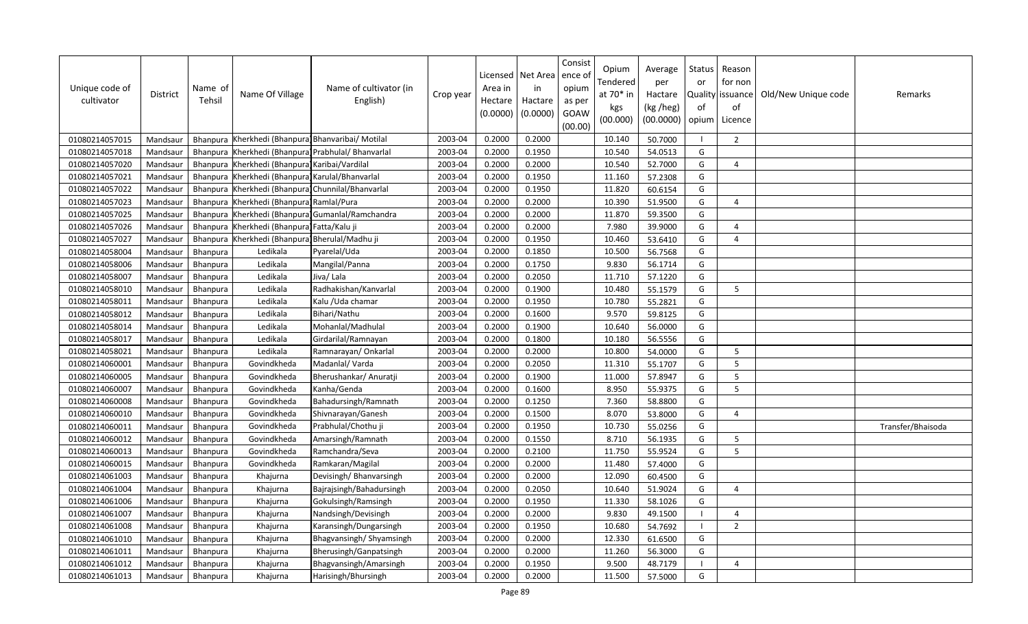| Unique code of cultivator | District | Name of Tehsil | Name Of Village | Name of cultivator (in English) | Crop year | Licensed Area in Hectare (0.0000) | Net Area in Hactare (0.0000) | Consist ence of opium as per GOAW (00.00) | Opium Tendered at 70* in kgs (00.000) | Average per Hactare (kg /heg) (00.0000) | Status or Quality of opium | Reason for non issuance of Licence | Old/New Unique code | Remarks |
|---|---|---|---|---|---|---|---|---|---|---|---|---|---|---|
| 01080214057015 | Mandsaur | Bhanpura | Kherkhedi (Bhanpura) | Bhanvaribai/ Motilal | 2003-04 | 0.2000 | 0.2000 | | 10.140 | 50.7000 | I | 2 | | |
| 01080214057018 | Mandsaur | Bhanpura | Kherkhedi (Bhanpura) | Prabhulal/ Bhanvarlal | 2003-04 | 0.2000 | 0.1950 | | 10.540 | 54.0513 | G | | | |
| 01080214057020 | Mandsaur | Bhanpura | Kherkhedi (Bhanpura) | Karibai/Vardilal | 2003-04 | 0.2000 | 0.2000 | | 10.540 | 52.7000 | G | 4 | | |
| 01080214057021 | Mandsaur | Bhanpura | Kherkhedi (Bhanpura) | Karulal/Bhanvarlal | 2003-04 | 0.2000 | 0.1950 | | 11.160 | 57.2308 | G | | | |
| 01080214057022 | Mandsaur | Bhanpura | Kherkhedi (Bhanpura) | Chunnilal/Bhanvarlal | 2003-04 | 0.2000 | 0.1950 | | 11.820 | 60.6154 | G | | | |
| 01080214057023 | Mandsaur | Bhanpura | Kherkhedi (Bhanpura) | Ramlal/Pura | 2003-04 | 0.2000 | 0.2000 | | 10.390 | 51.9500 | G | 4 | | |
| 01080214057025 | Mandsaur | Bhanpura | Kherkhedi (Bhanpura) | Gumanlal/Ramchandra | 2003-04 | 0.2000 | 0.2000 | | 11.870 | 59.3500 | G | | | |
| 01080214057026 | Mandsaur | Bhanpura | Kherkhedi (Bhanpura) | Fatta/Kalu ji | 2003-04 | 0.2000 | 0.2000 | | 7.980 | 39.9000 | G | 4 | | |
| 01080214057027 | Mandsaur | Bhanpura | Kherkhedi (Bhanpura) | Bherulal/Madhu ji | 2003-04 | 0.2000 | 0.1950 | | 10.460 | 53.6410 | G | 4 | | |
| 01080214058004 | Mandsaur | Bhanpura | Ledikala | Pyarelal/Uda | 2003-04 | 0.2000 | 0.1850 | | 10.500 | 56.7568 | G | | | |
| 01080214058006 | Mandsaur | Bhanpura | Ledikala | Mangilal/Panna | 2003-04 | 0.2000 | 0.1750 | | 9.830 | 56.1714 | G | | | |
| 01080214058007 | Mandsaur | Bhanpura | Ledikala | Jiva/ Lala | 2003-04 | 0.2000 | 0.2050 | | 11.710 | 57.1220 | G | | | |
| 01080214058010 | Mandsaur | Bhanpura | Ledikala | Radhakishan/Kanvarlal | 2003-04 | 0.2000 | 0.1900 | | 10.480 | 55.1579 | G | 5 | | |
| 01080214058011 | Mandsaur | Bhanpura | Ledikala | Kalu /Uda chamar | 2003-04 | 0.2000 | 0.1950 | | 10.780 | 55.2821 | G | | | |
| 01080214058012 | Mandsaur | Bhanpura | Ledikala | Bihari/Nathu | 2003-04 | 0.2000 | 0.1600 | | 9.570 | 59.8125 | G | | | |
| 01080214058014 | Mandsaur | Bhanpura | Ledikala | Mohanlal/Madhulal | 2003-04 | 0.2000 | 0.1900 | | 10.640 | 56.0000 | G | | | |
| 01080214058017 | Mandsaur | Bhanpura | Ledikala | Girdarilal/Ramnayan | 2003-04 | 0.2000 | 0.1800 | | 10.180 | 56.5556 | G | | | |
| 01080214058021 | Mandsaur | Bhanpura | Ledikala | Ramnarayan/ Onkarlal | 2003-04 | 0.2000 | 0.2000 | | 10.800 | 54.0000 | G | 5 | | |
| 01080214060001 | Mandsaur | Bhanpura | Govindkheda | Madanlal/ Varda | 2003-04 | 0.2000 | 0.2050 | | 11.310 | 55.1707 | G | 5 | | |
| 01080214060005 | Mandsaur | Bhanpura | Govindkheda | Bherushankar/ Anuratji | 2003-04 | 0.2000 | 0.1900 | | 11.000 | 57.8947 | G | 5 | | |
| 01080214060007 | Mandsaur | Bhanpura | Govindkheda | Kanha/Genda | 2003-04 | 0.2000 | 0.1600 | | 8.950 | 55.9375 | G | 5 | | |
| 01080214060008 | Mandsaur | Bhanpura | Govindkheda | Bahadursingh/Ramnath | 2003-04 | 0.2000 | 0.1250 | | 7.360 | 58.8800 | G | | | |
| 01080214060010 | Mandsaur | Bhanpura | Govindkheda | Shivnarayan/Ganesh | 2003-04 | 0.2000 | 0.1500 | | 8.070 | 53.8000 | G | 4 | | |
| 01080214060011 | Mandsaur | Bhanpura | Govindkheda | Prabhulal/Chothu ji | 2003-04 | 0.2000 | 0.1950 | | 10.730 | 55.0256 | G | | | Transfer/Bhaisoda |
| 01080214060012 | Mandsaur | Bhanpura | Govindkheda | Amarsingh/Ramnath | 2003-04 | 0.2000 | 0.1550 | | 8.710 | 56.1935 | G | 5 | | |
| 01080214060013 | Mandsaur | Bhanpura | Govindkheda | Ramchandra/Seva | 2003-04 | 0.2000 | 0.2100 | | 11.750 | 55.9524 | G | 5 | | |
| 01080214060015 | Mandsaur | Bhanpura | Govindkheda | Ramkaran/Magilal | 2003-04 | 0.2000 | 0.2000 | | 11.480 | 57.4000 | G | | | |
| 01080214061003 | Mandsaur | Bhanpura | Khajurna | Devisingh/ Bhanvarsingh | 2003-04 | 0.2000 | 0.2000 | | 12.090 | 60.4500 | G | | | |
| 01080214061004 | Mandsaur | Bhanpura | Khajurna | Bajrajsingh/Bahadursingh | 2003-04 | 0.2000 | 0.2050 | | 10.640 | 51.9024 | G | 4 | | |
| 01080214061006 | Mandsaur | Bhanpura | Khajurna | Gokulsingh/Ramsingh | 2003-04 | 0.2000 | 0.1950 | | 11.330 | 58.1026 | G | | | |
| 01080214061007 | Mandsaur | Bhanpura | Khajurna | Nandsingh/Devisingh | 2003-04 | 0.2000 | 0.2000 | | 9.830 | 49.1500 | I | 4 | | |
| 01080214061008 | Mandsaur | Bhanpura | Khajurna | Karansingh/Dungarsingh | 2003-04 | 0.2000 | 0.1950 | | 10.680 | 54.7692 | I | 2 | | |
| 01080214061010 | Mandsaur | Bhanpura | Khajurna | Bhagvansingh/ Shyamsingh | 2003-04 | 0.2000 | 0.2000 | | 12.330 | 61.6500 | G | | | |
| 01080214061011 | Mandsaur | Bhanpura | Khajurna | Bherusingh/Ganpatsingh | 2003-04 | 0.2000 | 0.2000 | | 11.260 | 56.3000 | G | | | |
| 01080214061012 | Mandsaur | Bhanpura | Khajurna | Bhagvansingh/Amarsingh | 2003-04 | 0.2000 | 0.1950 | | 9.500 | 48.7179 | I | 4 | | |
| 01080214061013 | Mandsaur | Bhanpura | Khajurna | Harisingh/Bhursingh | 2003-04 | 0.2000 | 0.2000 | | 11.500 | 57.5000 | G | | | |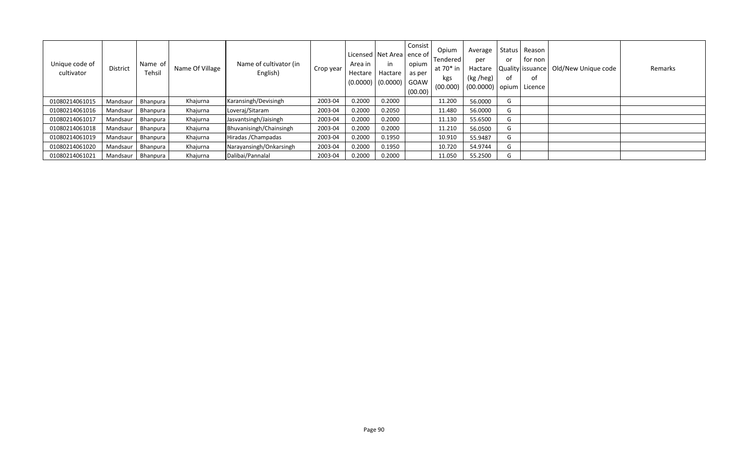| Unique code of cultivator | District | Name of Tehsil | Name Of Village | Name of cultivator (in English) | Crop year | Licensed Area in Hectare (0.0000) | Net Area in Hactare (0.0000) | Consistence of opium as per GOAW (00.00) | Opium Tendered at 70* in kgs (00.000) | Average per Hactare (kg /heg) (00.0000) | Status or Quality of opium | Reason for non issuance of Licence | Old/New Unique code | Remarks |
|---|---|---|---|---|---|---|---|---|---|---|---|---|---|---|
| 01080214061015 | Mandsaur | Bhanpura | Khajurna | Karansingh/Devisingh | 2003-04 | 0.2000 | 0.2000 | | 11.200 | 56.0000 | G | | | |
| 01080214061016 | Mandsaur | Bhanpura | Khajurna | Loveraj/Sitaram | 2003-04 | 0.2000 | 0.2050 | | 11.480 | 56.0000 | G | | | |
| 01080214061017 | Mandsaur | Bhanpura | Khajurna | Jasvantsingh/Jaisingh | 2003-04 | 0.2000 | 0.2000 | | 11.130 | 55.6500 | G | | | |
| 01080214061018 | Mandsaur | Bhanpura | Khajurna | Bhuvanisingh/Chainsingh | 2003-04 | 0.2000 | 0.2000 | | 11.210 | 56.0500 | G | | | |
| 01080214061019 | Mandsaur | Bhanpura | Khajurna | Hiradas /Champadas | 2003-04 | 0.2000 | 0.1950 | | 10.910 | 55.9487 | G | | | |
| 01080214061020 | Mandsaur | Bhanpura | Khajurna | Narayansingh/Onkarsingh | 2003-04 | 0.2000 | 0.1950 | | 10.720 | 54.9744 | G | | | |
| 01080214061021 | Mandsaur | Bhanpura | Khajurna | Dalibai/Pannalal | 2003-04 | 0.2000 | 0.2000 | | 11.050 | 55.2500 | G | | | |